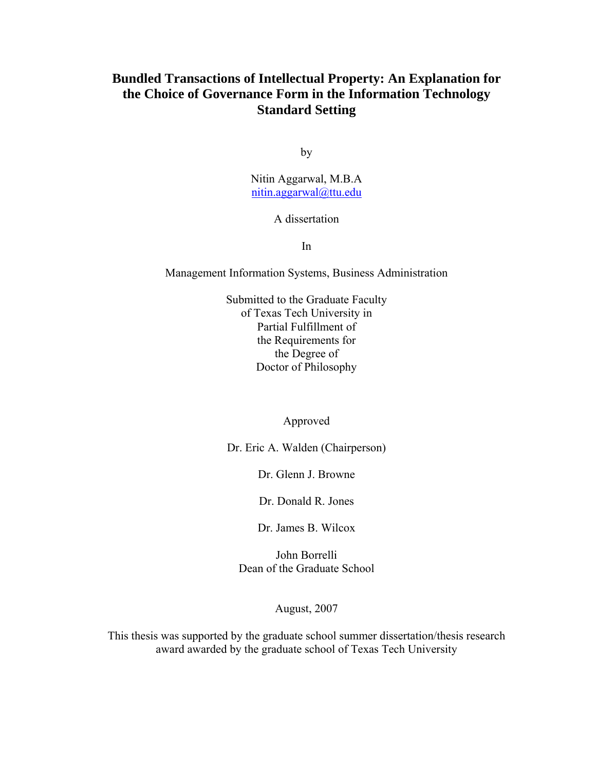# Bundled Transactions of Intellectual Property: An Explanation for the Choice of Governance Form in the Information Technology Standard Setting

by

Nitin Aggarwal, M.B.A
nitin.aggarwal@ttu.edu

A dissertation

In

Management Information Systems, Business Administration

Submitted to the Graduate Faculty
of Texas Tech University in
Partial Fulfillment of
the Requirements for
the Degree of
Doctor of Philosophy

Approved

Dr. Eric A. Walden (Chairperson)

Dr. Glenn J. Browne

Dr. Donald R. Jones

Dr. James B. Wilcox

John Borrelli
Dean of the Graduate School

August, 2007

This thesis was supported by the graduate school summer dissertation/thesis research award awarded by the graduate school of Texas Tech University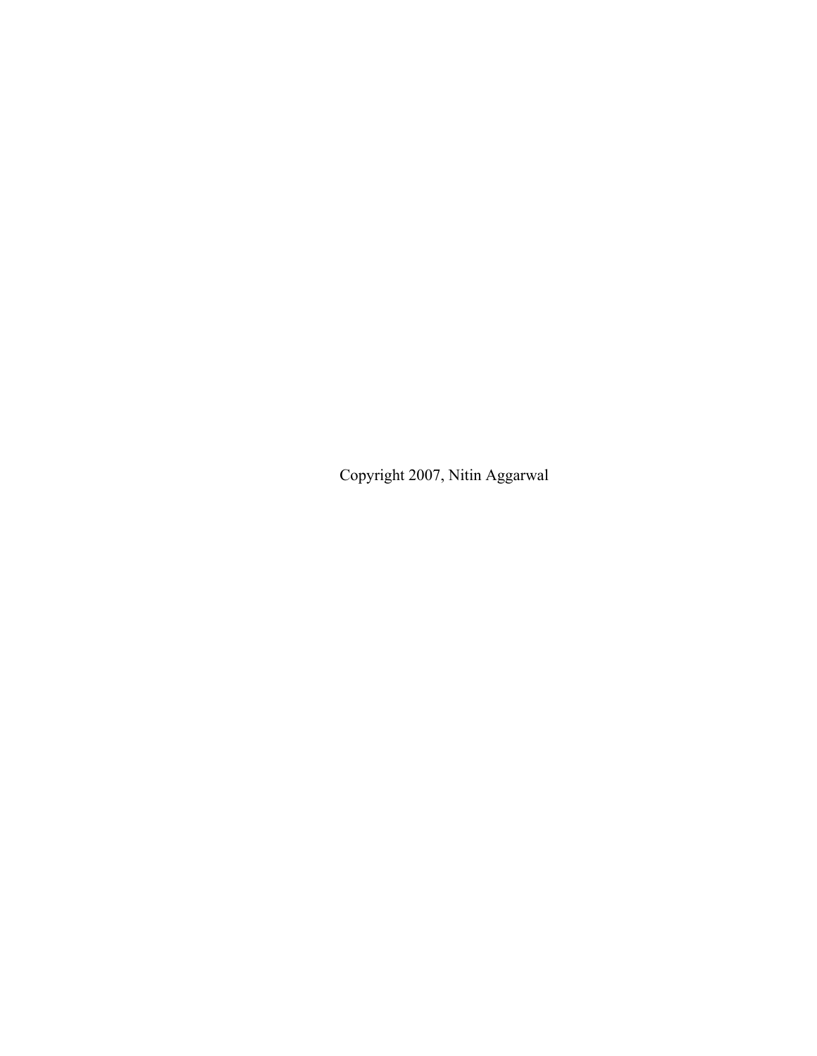Copyright 2007, Nitin Aggarwal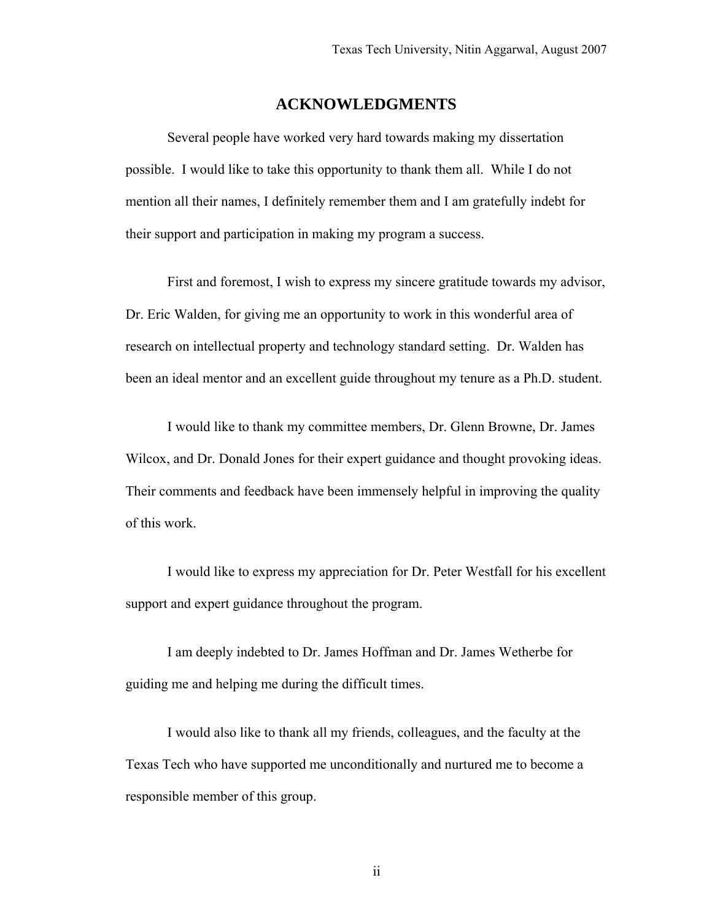# ACKNOWLEDGMENTS

Several people have worked very hard towards making my dissertation possible. I would like to take this opportunity to thank them all. While I do not mention all their names, I definitely remember them and I am gratefully indebt for their support and participation in making my program a success.

First and foremost, I wish to express my sincere gratitude towards my advisor, Dr. Eric Walden, for giving me an opportunity to work in this wonderful area of research on intellectual property and technology standard setting. Dr. Walden has been an ideal mentor and an excellent guide throughout my tenure as a Ph.D. student.

I would like to thank my committee members, Dr. Glenn Browne, Dr. James Wilcox, and Dr. Donald Jones for their expert guidance and thought provoking ideas. Their comments and feedback have been immensely helpful in improving the quality of this work.

I would like to express my appreciation for Dr. Peter Westfall for his excellent support and expert guidance throughout the program.

I am deeply indebted to Dr. James Hoffman and Dr. James Wetherbe for guiding me and helping me during the difficult times.

I would also like to thank all my friends, colleagues, and the faculty at the Texas Tech who have supported me unconditionally and nurtured me to become a responsible member of this group.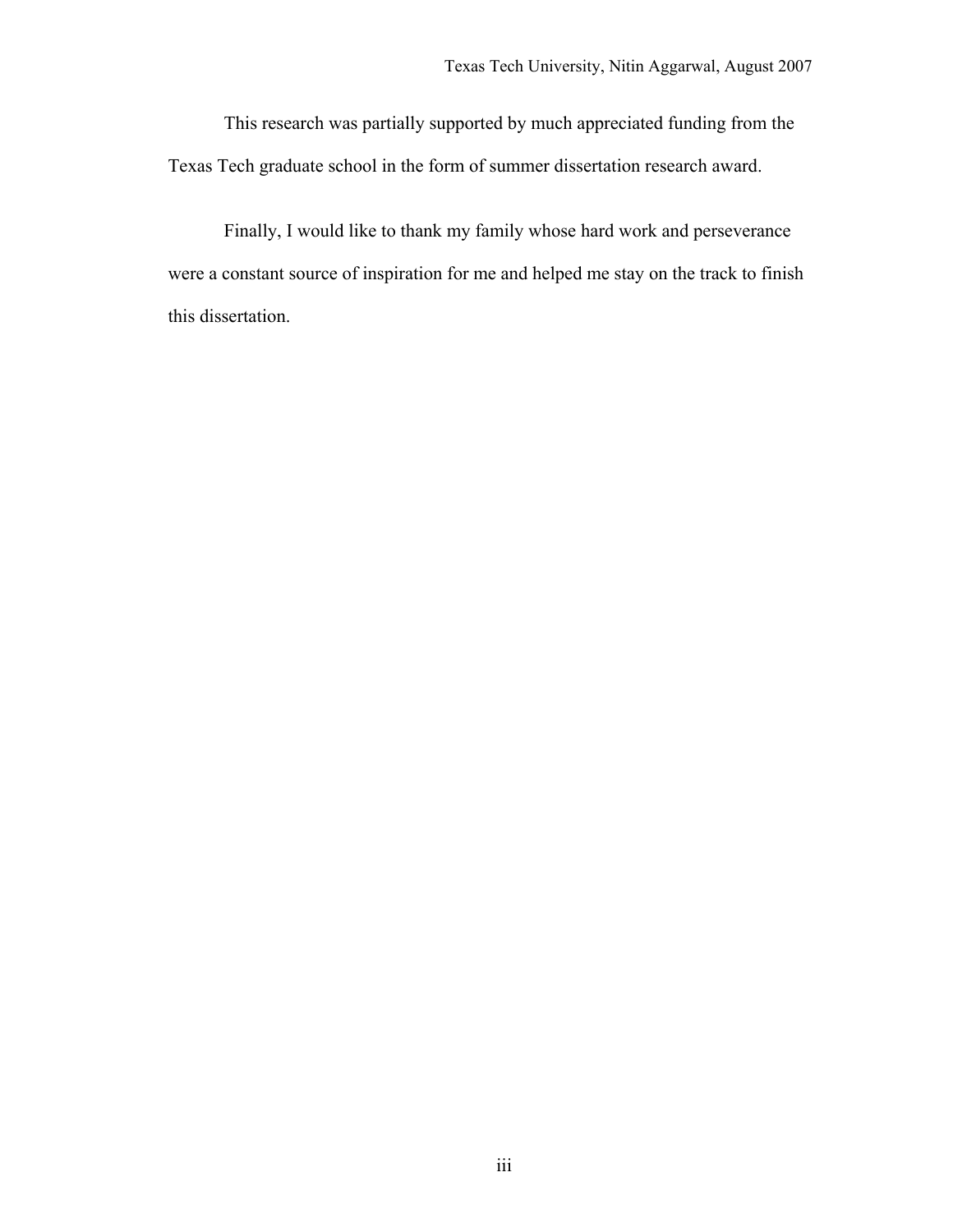This research was partially supported by much appreciated funding from the Texas Tech graduate school in the form of summer dissertation research award.

Finally, I would like to thank my family whose hard work and perseverance were a constant source of inspiration for me and helped me stay on the track to finish this dissertation.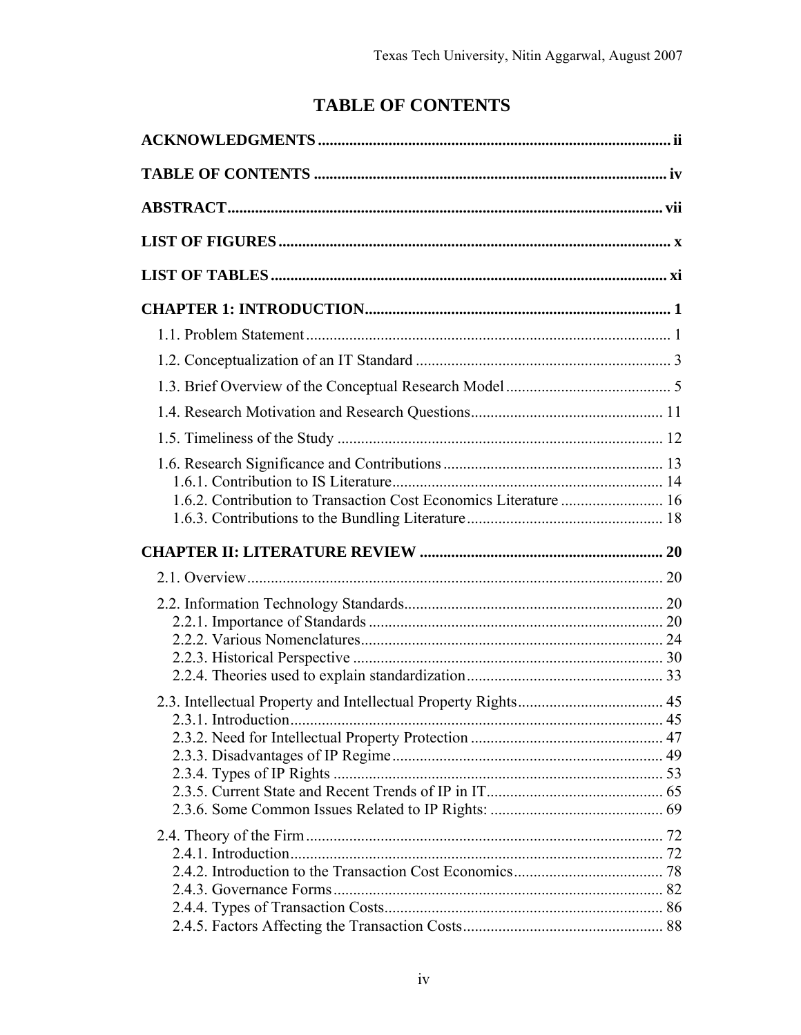# TABLE OF CONTENTS

**ACKNOWLEDGMENTS** ........ ii

**TABLE OF CONTENTS** ........ iv

**ABSTRACT** ........ vii

**LIST OF FIGURES** ........ x

**LIST OF TABLES** ........ xi

**CHAPTER 1: INTRODUCTION** ........ 1

- 1.1. Problem Statement ........ 1
- 1.2. Conceptualization of an IT Standard ........ 3
- 1.3. Brief Overview of the Conceptual Research Model ........ 5
- 1.4. Research Motivation and Research Questions ........ 11
- 1.5. Timeliness of the Study ........ 12
- 1.6. Research Significance and Contributions ........ 13
  - 1.6.1. Contribution to IS Literature ........ 14
  - 1.6.2. Contribution to Transaction Cost Economics Literature ........ 16
  - 1.6.3. Contributions to the Bundling Literature ........ 18

**CHAPTER II: LITERATURE REVIEW** ........ 20

- 2.1. Overview ........ 20
- 2.2. Information Technology Standards ........ 20
  - 2.2.1. Importance of Standards ........ 20
  - 2.2.2. Various Nomenclatures ........ 24
  - 2.2.3. Historical Perspective ........ 30
  - 2.2.4. Theories used to explain standardization ........ 33
- 2.3. Intellectual Property and Intellectual Property Rights ........ 45
  - 2.3.1. Introduction ........ 45
  - 2.3.2. Need for Intellectual Property Protection ........ 47
  - 2.3.3. Disadvantages of IP Regime ........ 49
  - 2.3.4. Types of IP Rights ........ 53
  - 2.3.5. Current State and Recent Trends of IP in IT ........ 65
  - 2.3.6. Some Common Issues Related to IP Rights: ........ 69
- 2.4. Theory of the Firm ........ 72
  - 2.4.1. Introduction ........ 72
  - 2.4.2. Introduction to the Transaction Cost Economics ........ 78
  - 2.4.3. Governance Forms ........ 82
  - 2.4.4. Types of Transaction Costs ........ 86
  - 2.4.5. Factors Affecting the Transaction Costs ........ 88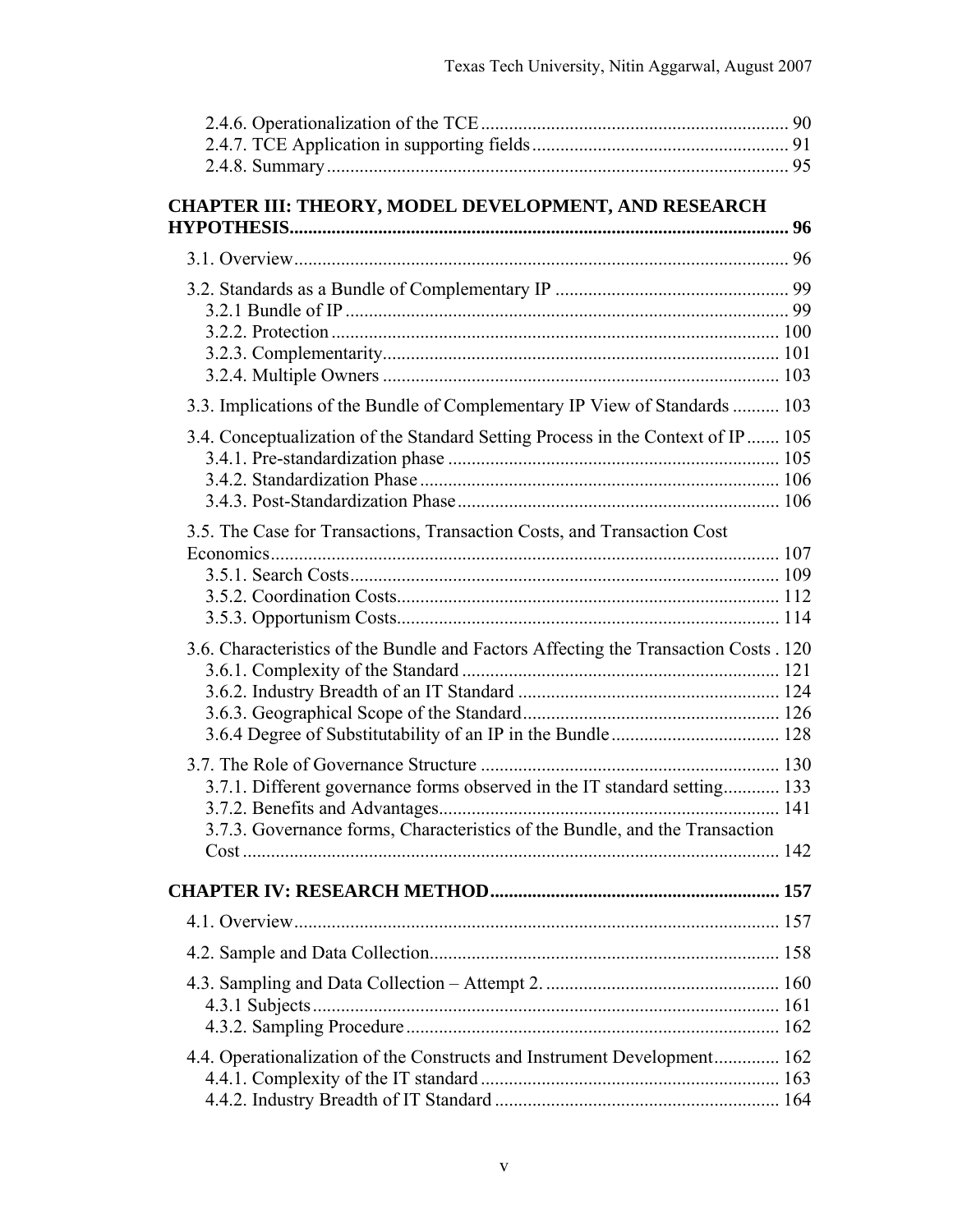2.4.6. Operationalization of the TCE ........................................................ 90
2.4.7. TCE Application in supporting fields ................................................ 91
2.4.8. Summary ............................................................................................ 95

**CHAPTER III: THEORY, MODEL DEVELOPMENT, AND RESEARCH HYPOTHESIS.......................................................................................................... 96**

3.1. Overview ........................................................................................... 96

3.2. Standards as a Bundle of Complementary IP ..................................... 99
3.2.1 Bundle of IP ........................................................................................ 99
3.2.2. Protection ........................................................................................ 100
3.2.3. Complementarity .............................................................................. 101
3.2.4. Multiple Owners .............................................................................. 103

3.3. Implications of the Bundle of Complementary IP View of Standards .......... 103

3.4. Conceptualization of the Standard Setting Process in the Context of IP ....... 105
3.4.1. Pre-standardization phase ............................................................... 105
3.4.2. Standardization Phase ..................................................................... 106
3.4.3. Post-Standardization Phase ............................................................. 106

3.5. The Case for Transactions, Transaction Costs, and Transaction Cost Economics .......................................................................................................... 107
3.5.1. Search Costs ..................................................................................... 109
3.5.2. Coordination Costs ........................................................................... 112
3.5.3. Opportunism Costs ........................................................................... 114

3.6. Characteristics of the Bundle and Factors Affecting the Transaction Costs . 120
3.6.1. Complexity of the Standard ............................................................. 121
3.6.2. Industry Breadth of an IT Standard ................................................. 124
3.6.3. Geographical Scope of the Standard ............................................... 126
3.6.4 Degree of Substitutability of an IP in the Bundle .............................. 128

3.7. The Role of Governance Structure ..................................................... 130
3.7.1. Different governance forms observed in the IT standard setting ............ 133
3.7.2. Benefits and Advantages ................................................................. 141
3.7.3. Governance forms, Characteristics of the Bundle, and the Transaction Cost ................................................................................................................ 142

**CHAPTER IV: RESEARCH METHOD.............................................................. 157**

4.1. Overview ........................................................................................... 157

4.2. Sample and Data Collection ............................................................... 158

4.3. Sampling and Data Collection – Attempt 2. ....................................... 160
4.3.1 Subjects ............................................................................................. 161
4.3.2. Sampling Procedure ......................................................................... 162

4.4. Operationalization of the Constructs and Instrument Development .............. 162
4.4.1. Complexity of the IT standard ......................................................... 163
4.4.2. Industry Breadth of IT Standard ...................................................... 164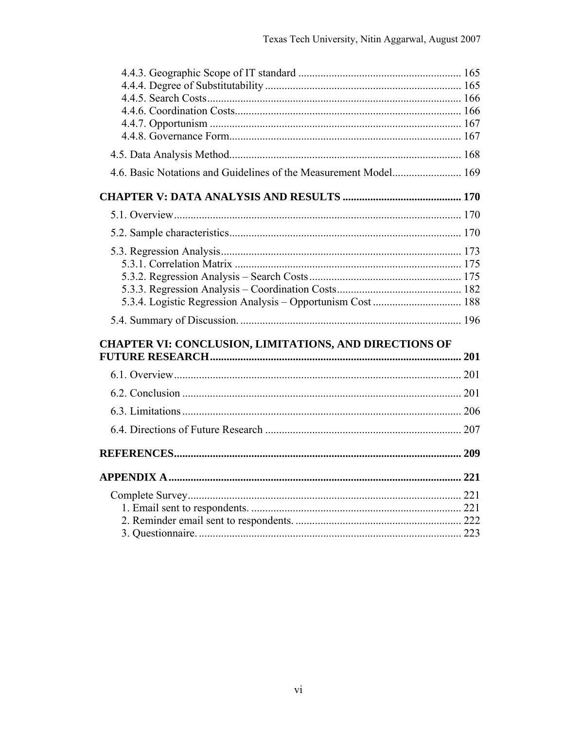4.4.3. Geographic Scope of IT standard .......................................................... 165
4.4.4. Degree of Substitutability ...................................................................... 165
4.4.5. Search Costs........................................................................................... 166
4.4.6. Coordination Costs................................................................................. 166
4.4.7. Opportunism .......................................................................................... 167
4.4.8. Governance Form.................................................................................... 167

4.5. Data Analysis Method.................................................................................... 168

4.6. Basic Notations and Guidelines of the Measurement Model......................... 169

**CHAPTER V: DATA ANALYSIS AND RESULTS ........................................... 170**

5.1. Overview........................................................................................................ 170

5.2. Sample characteristics.................................................................................... 170

5.3. Regression Analysis....................................................................................... 173
5.3.1. Correlation Matrix ................................................................................. 175
5.3.2. Regression Analysis – Search Costs....................................................... 175
5.3.3. Regression Analysis – Coordination Costs............................................. 182
5.3.4. Logistic Regression Analysis – Opportunism Cost ................................ 188

5.4. Summary of Discussion. ................................................................................ 196

**CHAPTER VI: CONCLUSION, LIMITATIONS, AND DIRECTIONS OF FUTURE RESEARCH.......................................................................................... 201**

6.1. Overview........................................................................................................ 201

6.2. Conclusion ..................................................................................................... 201

6.3. Limitations ..................................................................................................... 206

6.4. Directions of Future Research ....................................................................... 207

**REFERENCES........................................................................................................ 209**

**APPENDIX A.......................................................................................................... 221**

Complete Survey.................................................................................................. 221
1. Email sent to respondents. ............................................................................ 221
2. Reminder email sent to respondents. ............................................................ 222
3. Questionnaire. ............................................................................................... 223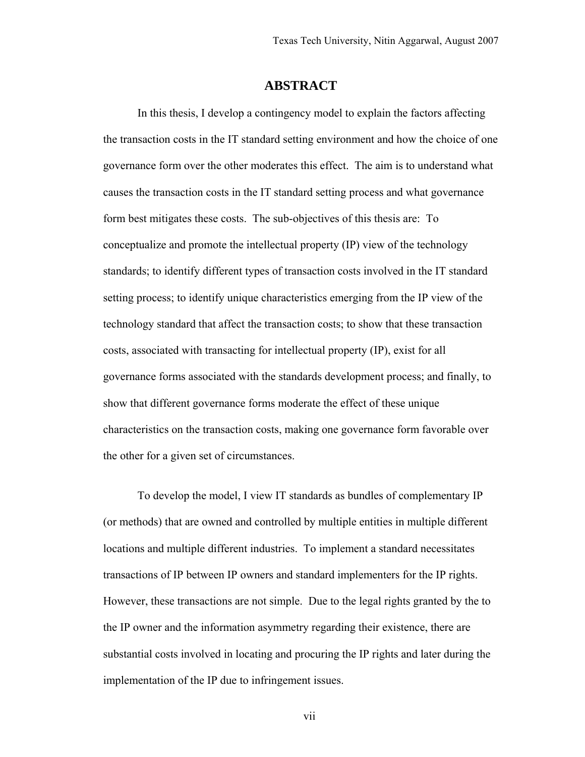# ABSTRACT

In this thesis, I develop a contingency model to explain the factors affecting the transaction costs in the IT standard setting environment and how the choice of one governance form over the other moderates this effect. The aim is to understand what causes the transaction costs in the IT standard setting process and what governance form best mitigates these costs. The sub-objectives of this thesis are: To conceptualize and promote the intellectual property (IP) view of the technology standards; to identify different types of transaction costs involved in the IT standard setting process; to identify unique characteristics emerging from the IP view of the technology standard that affect the transaction costs; to show that these transaction costs, associated with transacting for intellectual property (IP), exist for all governance forms associated with the standards development process; and finally, to show that different governance forms moderate the effect of these unique characteristics on the transaction costs, making one governance form favorable over the other for a given set of circumstances.

To develop the model, I view IT standards as bundles of complementary IP (or methods) that are owned and controlled by multiple entities in multiple different locations and multiple different industries. To implement a standard necessitates transactions of IP between IP owners and standard implementers for the IP rights. However, these transactions are not simple. Due to the legal rights granted by the to the IP owner and the information asymmetry regarding their existence, there are substantial costs involved in locating and procuring the IP rights and later during the implementation of the IP due to infringement issues.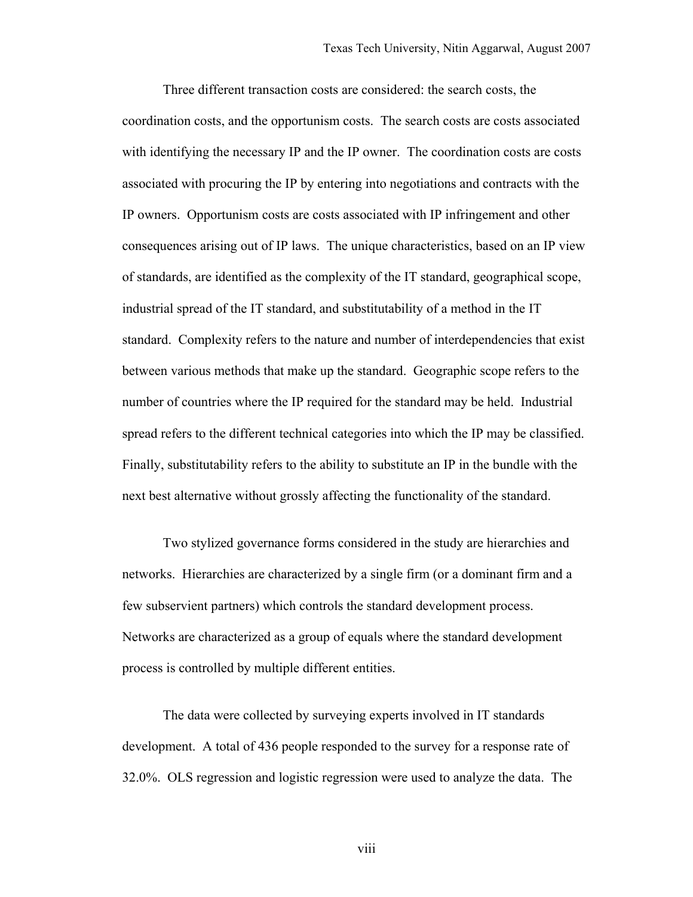Three different transaction costs are considered: the search costs, the coordination costs, and the opportunism costs. The search costs are costs associated with identifying the necessary IP and the IP owner. The coordination costs are costs associated with procuring the IP by entering into negotiations and contracts with the IP owners. Opportunism costs are costs associated with IP infringement and other consequences arising out of IP laws. The unique characteristics, based on an IP view of standards, are identified as the complexity of the IT standard, geographical scope, industrial spread of the IT standard, and substitutability of a method in the IT standard. Complexity refers to the nature and number of interdependencies that exist between various methods that make up the standard. Geographic scope refers to the number of countries where the IP required for the standard may be held. Industrial spread refers to the different technical categories into which the IP may be classified. Finally, substitutability refers to the ability to substitute an IP in the bundle with the next best alternative without grossly affecting the functionality of the standard.

Two stylized governance forms considered in the study are hierarchies and networks. Hierarchies are characterized by a single firm (or a dominant firm and a few subservient partners) which controls the standard development process. Networks are characterized as a group of equals where the standard development process is controlled by multiple different entities.

The data were collected by surveying experts involved in IT standards development. A total of 436 people responded to the survey for a response rate of 32.0%. OLS regression and logistic regression were used to analyze the data. The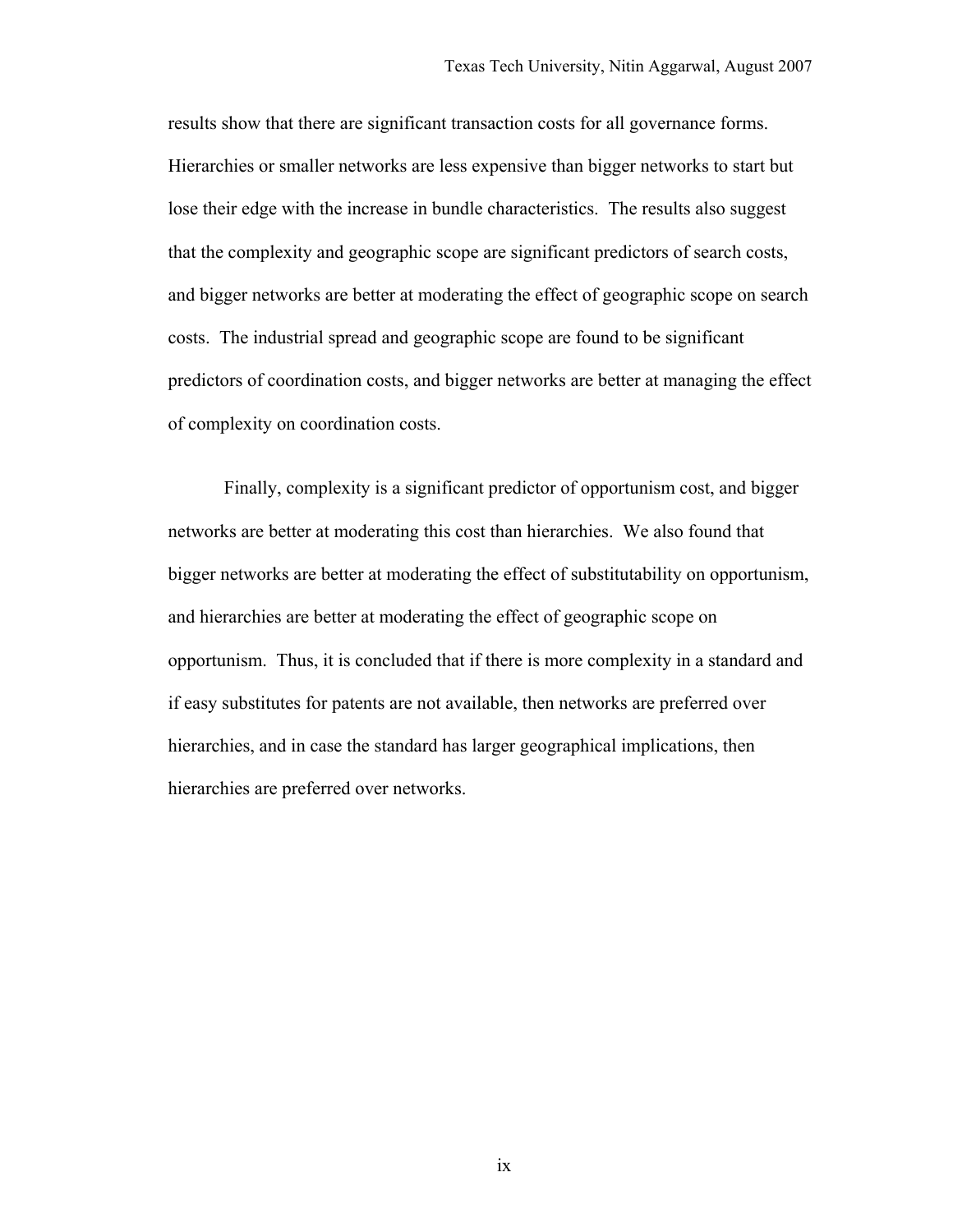results show that there are significant transaction costs for all governance forms. Hierarchies or smaller networks are less expensive than bigger networks to start but lose their edge with the increase in bundle characteristics. The results also suggest that the complexity and geographic scope are significant predictors of search costs, and bigger networks are better at moderating the effect of geographic scope on search costs. The industrial spread and geographic scope are found to be significant predictors of coordination costs, and bigger networks are better at managing the effect of complexity on coordination costs.

Finally, complexity is a significant predictor of opportunism cost, and bigger networks are better at moderating this cost than hierarchies. We also found that bigger networks are better at moderating the effect of substitutability on opportunism, and hierarchies are better at moderating the effect of geographic scope on opportunism. Thus, it is concluded that if there is more complexity in a standard and if easy substitutes for patents are not available, then networks are preferred over hierarchies, and in case the standard has larger geographical implications, then hierarchies are preferred over networks.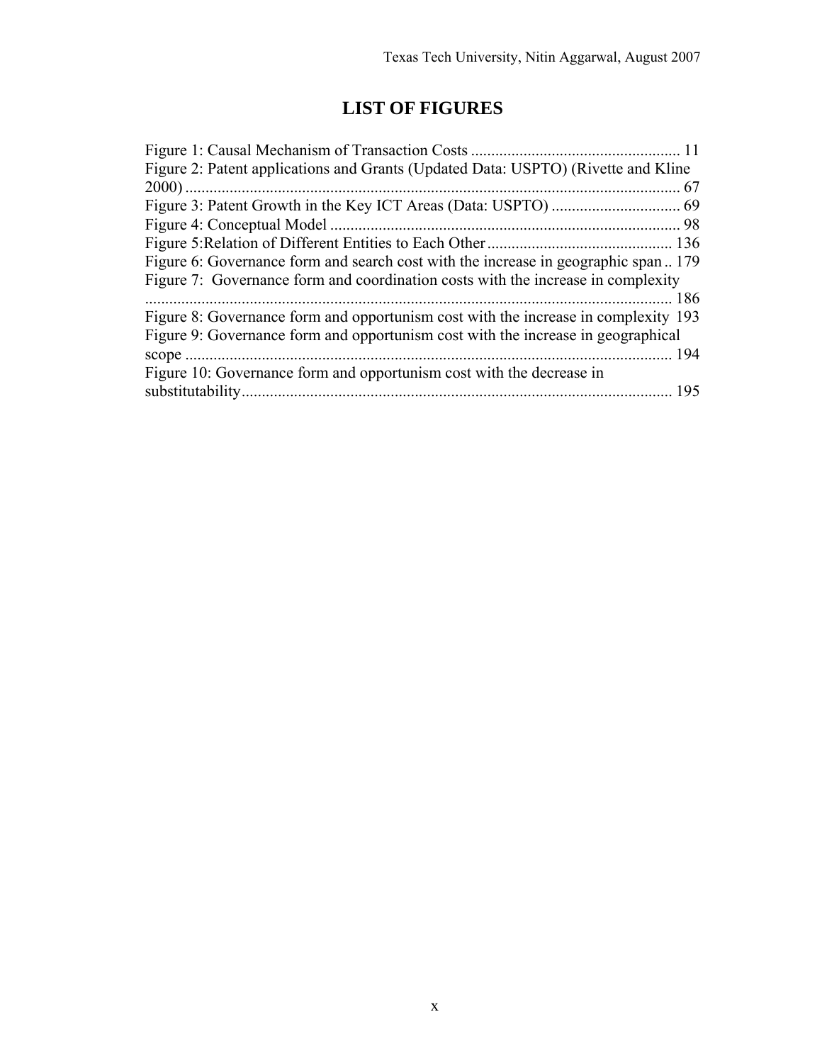# LIST OF FIGURES

Figure 1: Causal Mechanism of Transaction Costs .................................................... 11
Figure 2: Patent applications and Grants (Updated Data: USPTO) (Rivette and Kline 2000) ........................................................................................................................... 67
Figure 3: Patent Growth in the Key ICT Areas (Data: USPTO) ................................ 69
Figure 4: Conceptual Model ....................................................................................... 98
Figure 5:Relation of Different Entities to Each Other .............................................. 136
Figure 6: Governance form and search cost with the increase in geographic span .. 179
Figure 7: Governance form and coordination costs with the increase in complexity .................................................................................................................................. 186
Figure 8: Governance form and opportunism cost with the increase in complexity 193
Figure 9: Governance form and opportunism cost with the increase in geographical scope ......................................................................................................................... 194
Figure 10: Governance form and opportunism cost with the decrease in substitutability........................................................................................................... 195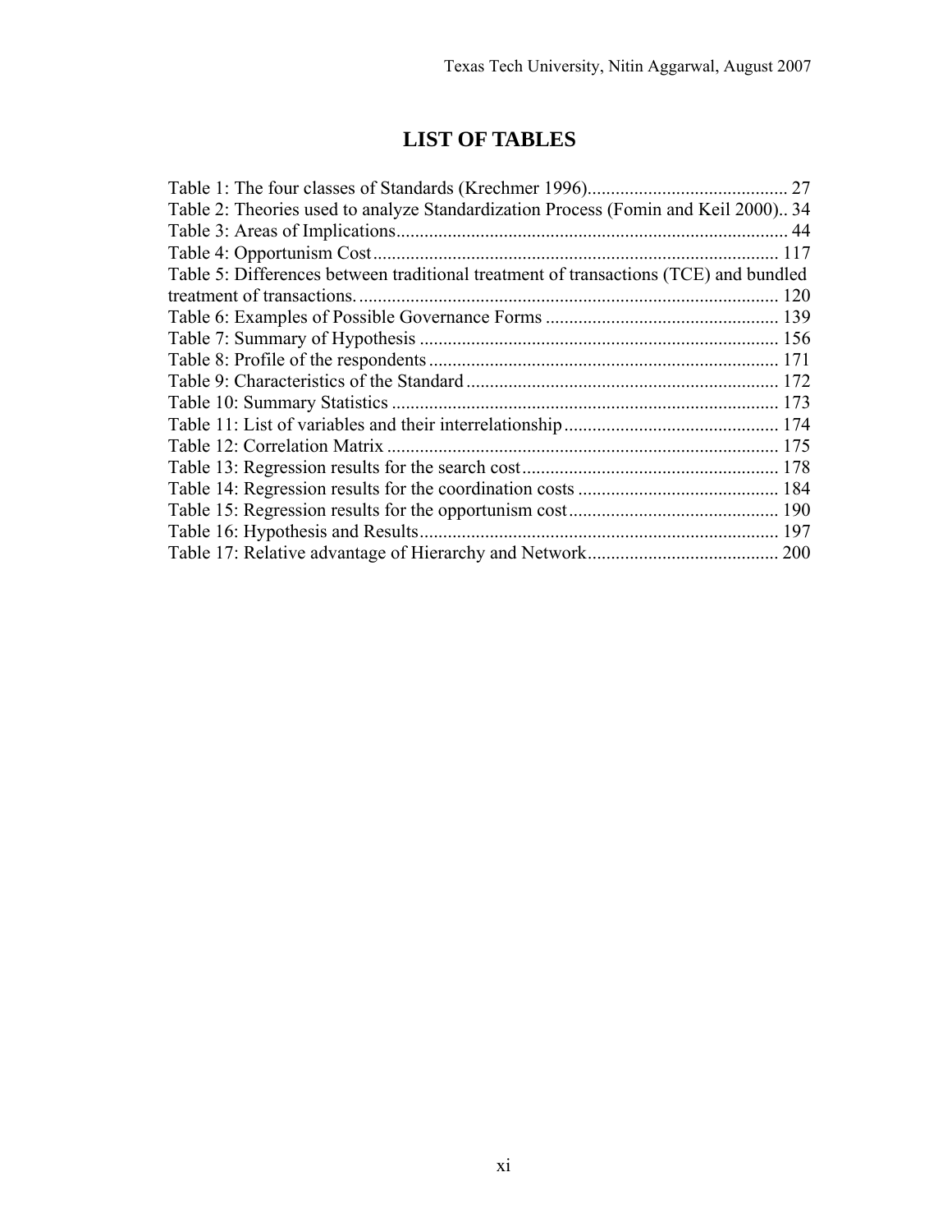# LIST OF TABLES

Table 1: The four classes of Standards (Krechmer 1996)........................................... 27
Table 2: Theories used to analyze Standardization Process (Fomin and Keil 2000).. 34
Table 3: Areas of Implications.................................................................................... 44
Table 4: Opportunism Cost....................................................................................... 117
Table 5: Differences between traditional treatment of transactions (TCE) and bundled treatment of transactions.......................................................................................... 120
Table 6: Examples of Possible Governance Forms .................................................. 139
Table 7: Summary of Hypothesis ............................................................................. 156
Table 8: Profile of the respondents........................................................................... 171
Table 9: Characteristics of the Standard................................................................... 172
Table 10: Summary Statistics ................................................................................... 173
Table 11: List of variables and their interrelationship.............................................. 174
Table 12: Correlation Matrix .................................................................................... 175
Table 13: Regression results for the search cost....................................................... 178
Table 14: Regression results for the coordination costs ........................................... 184
Table 15: Regression results for the opportunism cost............................................. 190
Table 16: Hypothesis and Results............................................................................. 197
Table 17: Relative advantage of Hierarchy and Network......................................... 200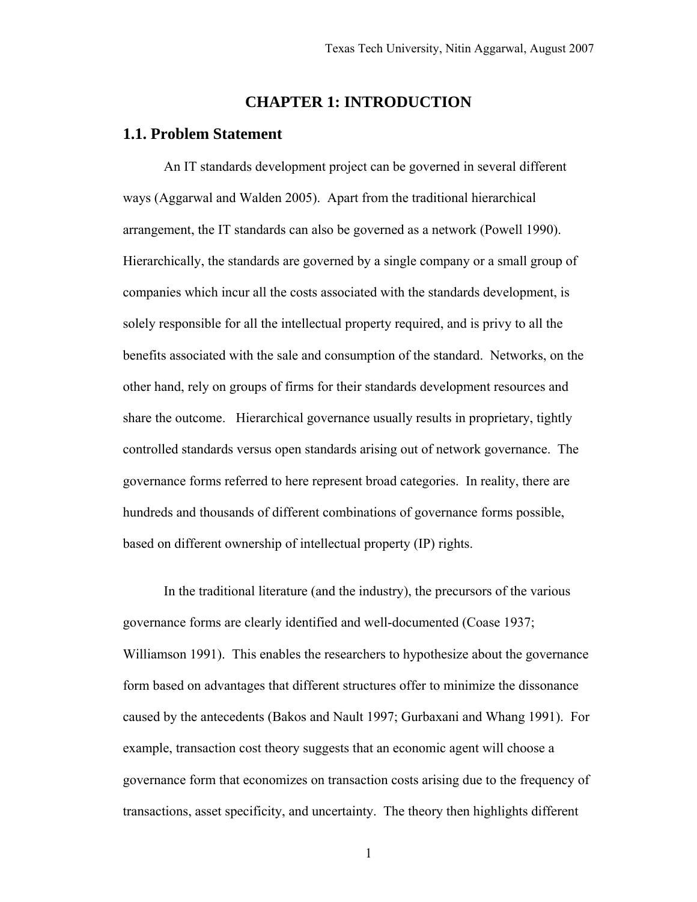# CHAPTER 1: INTRODUCTION

## 1.1. Problem Statement

An IT standards development project can be governed in several different ways (Aggarwal and Walden 2005). Apart from the traditional hierarchical arrangement, the IT standards can also be governed as a network (Powell 1990). Hierarchically, the standards are governed by a single company or a small group of companies which incur all the costs associated with the standards development, is solely responsible for all the intellectual property required, and is privy to all the benefits associated with the sale and consumption of the standard. Networks, on the other hand, rely on groups of firms for their standards development resources and share the outcome. Hierarchical governance usually results in proprietary, tightly controlled standards versus open standards arising out of network governance. The governance forms referred to here represent broad categories. In reality, there are hundreds and thousands of different combinations of governance forms possible, based on different ownership of intellectual property (IP) rights.

In the traditional literature (and the industry), the precursors of the various governance forms are clearly identified and well-documented (Coase 1937; Williamson 1991). This enables the researchers to hypothesize about the governance form based on advantages that different structures offer to minimize the dissonance caused by the antecedents (Bakos and Nault 1997; Gurbaxani and Whang 1991). For example, transaction cost theory suggests that an economic agent will choose a governance form that economizes on transaction costs arising due to the frequency of transactions, asset specificity, and uncertainty. The theory then highlights different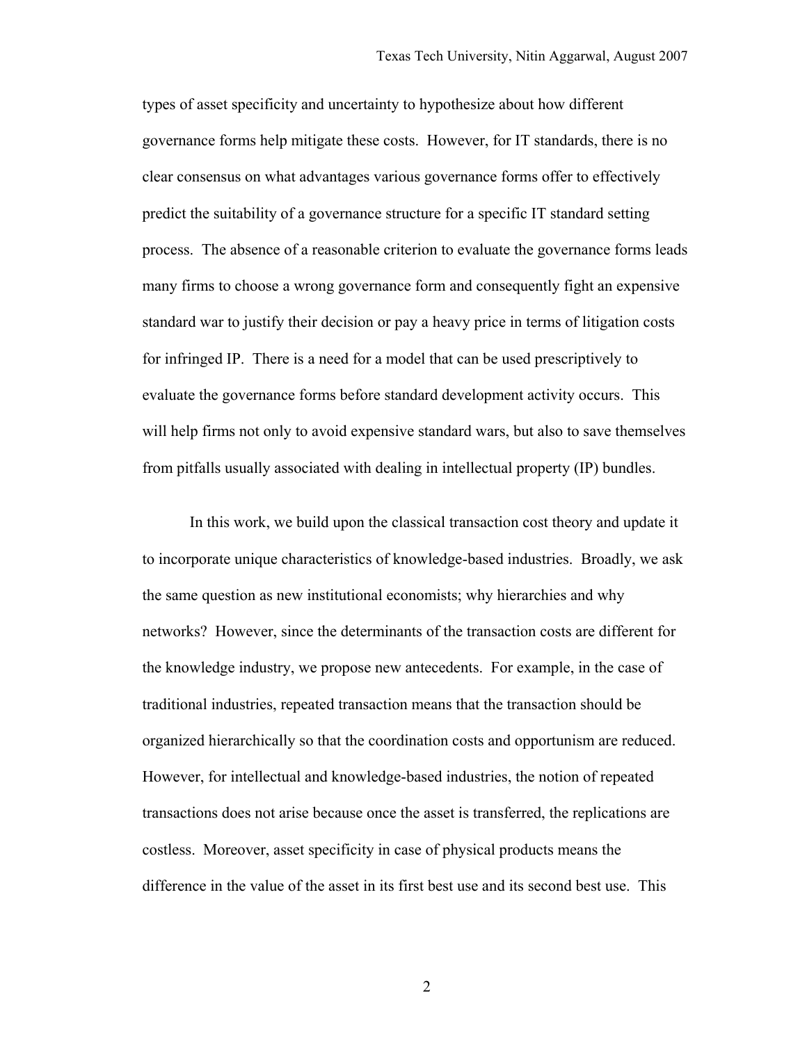types of asset specificity and uncertainty to hypothesize about how different governance forms help mitigate these costs. However, for IT standards, there is no clear consensus on what advantages various governance forms offer to effectively predict the suitability of a governance structure for a specific IT standard setting process. The absence of a reasonable criterion to evaluate the governance forms leads many firms to choose a wrong governance form and consequently fight an expensive standard war to justify their decision or pay a heavy price in terms of litigation costs for infringed IP. There is a need for a model that can be used prescriptively to evaluate the governance forms before standard development activity occurs. This will help firms not only to avoid expensive standard wars, but also to save themselves from pitfalls usually associated with dealing in intellectual property (IP) bundles.

In this work, we build upon the classical transaction cost theory and update it to incorporate unique characteristics of knowledge-based industries. Broadly, we ask the same question as new institutional economists; why hierarchies and why networks? However, since the determinants of the transaction costs are different for the knowledge industry, we propose new antecedents. For example, in the case of traditional industries, repeated transaction means that the transaction should be organized hierarchically so that the coordination costs and opportunism are reduced. However, for intellectual and knowledge-based industries, the notion of repeated transactions does not arise because once the asset is transferred, the replications are costless. Moreover, asset specificity in case of physical products means the difference in the value of the asset in its first best use and its second best use. This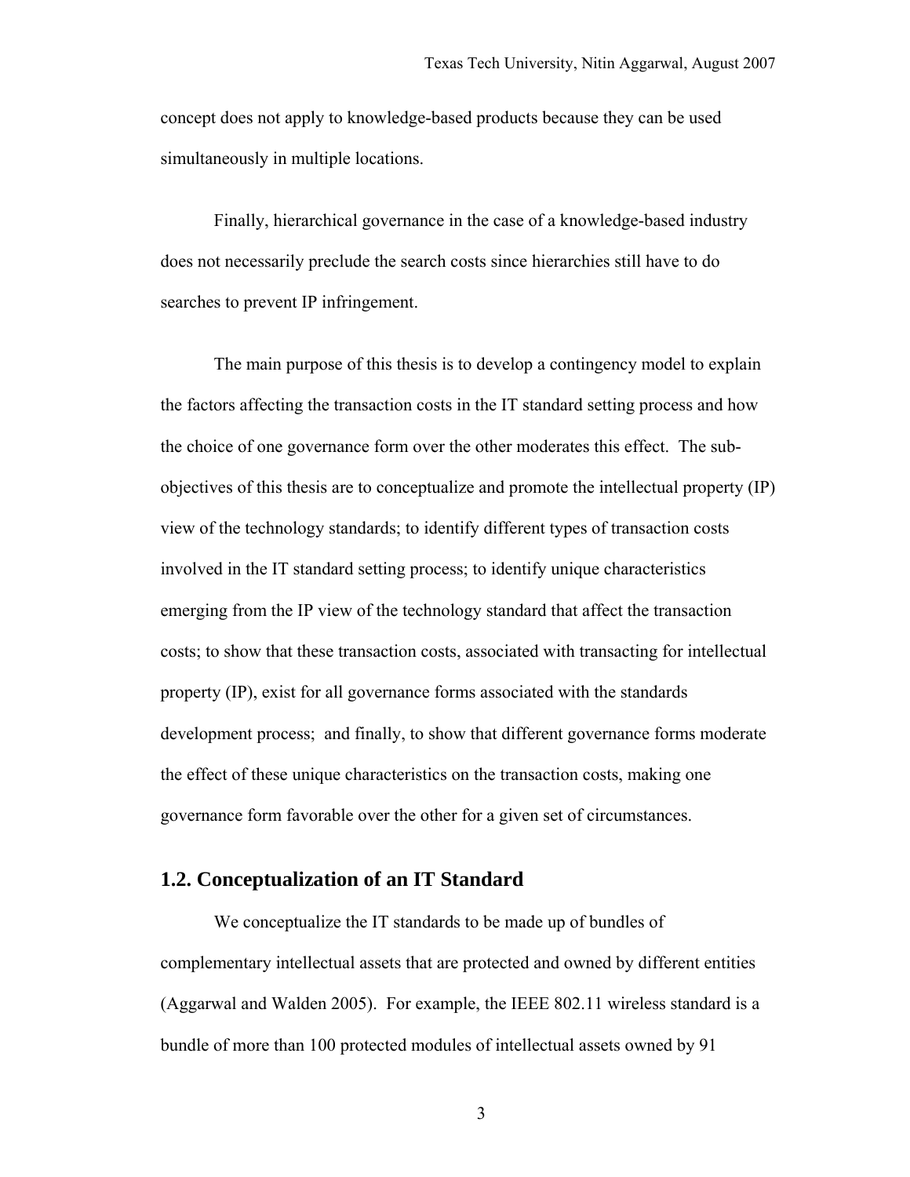concept does not apply to knowledge-based products because they can be used simultaneously in multiple locations.

Finally, hierarchical governance in the case of a knowledge-based industry does not necessarily preclude the search costs since hierarchies still have to do searches to prevent IP infringement.

The main purpose of this thesis is to develop a contingency model to explain the factors affecting the transaction costs in the IT standard setting process and how the choice of one governance form over the other moderates this effect. The sub-objectives of this thesis are to conceptualize and promote the intellectual property (IP) view of the technology standards; to identify different types of transaction costs involved in the IT standard setting process; to identify unique characteristics emerging from the IP view of the technology standard that affect the transaction costs; to show that these transaction costs, associated with transacting for intellectual property (IP), exist for all governance forms associated with the standards development process; and finally, to show that different governance forms moderate the effect of these unique characteristics on the transaction costs, making one governance form favorable over the other for a given set of circumstances.

## 1.2. Conceptualization of an IT Standard

We conceptualize the IT standards to be made up of bundles of complementary intellectual assets that are protected and owned by different entities (Aggarwal and Walden 2005). For example, the IEEE 802.11 wireless standard is a bundle of more than 100 protected modules of intellectual assets owned by 91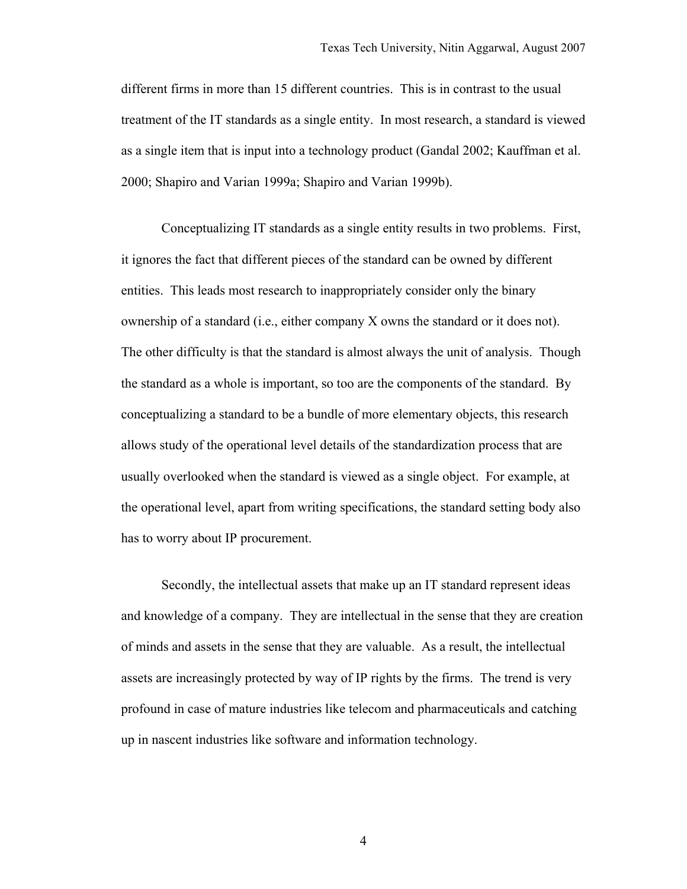different firms in more than 15 different countries. This is in contrast to the usual treatment of the IT standards as a single entity. In most research, a standard is viewed as a single item that is input into a technology product (Gandal 2002; Kauffman et al. 2000; Shapiro and Varian 1999a; Shapiro and Varian 1999b).

Conceptualizing IT standards as a single entity results in two problems. First, it ignores the fact that different pieces of the standard can be owned by different entities. This leads most research to inappropriately consider only the binary ownership of a standard (i.e., either company X owns the standard or it does not). The other difficulty is that the standard is almost always the unit of analysis. Though the standard as a whole is important, so too are the components of the standard. By conceptualizing a standard to be a bundle of more elementary objects, this research allows study of the operational level details of the standardization process that are usually overlooked when the standard is viewed as a single object. For example, at the operational level, apart from writing specifications, the standard setting body also has to worry about IP procurement.

Secondly, the intellectual assets that make up an IT standard represent ideas and knowledge of a company. They are intellectual in the sense that they are creation of minds and assets in the sense that they are valuable. As a result, the intellectual assets are increasingly protected by way of IP rights by the firms. The trend is very profound in case of mature industries like telecom and pharmaceuticals and catching up in nascent industries like software and information technology.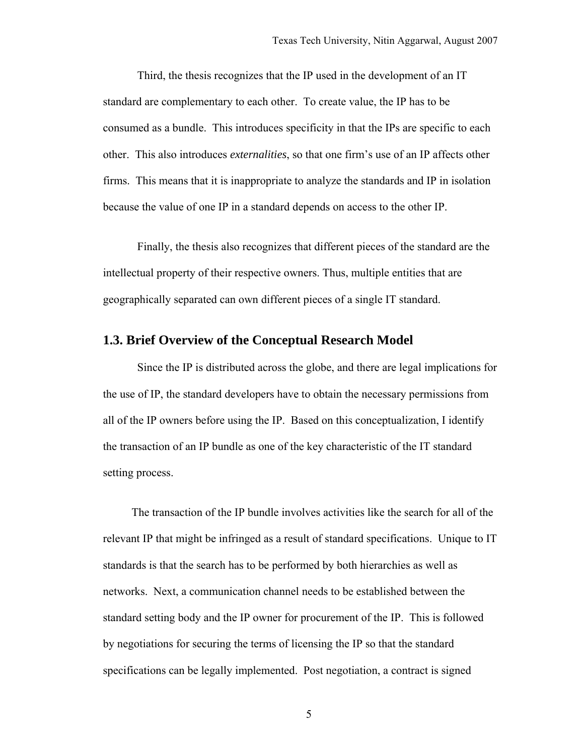Third, the thesis recognizes that the IP used in the development of an IT standard are complementary to each other. To create value, the IP has to be consumed as a bundle. This introduces specificity in that the IPs are specific to each other. This also introduces *externalities*, so that one firm's use of an IP affects other firms. This means that it is inappropriate to analyze the standards and IP in isolation because the value of one IP in a standard depends on access to the other IP.

Finally, the thesis also recognizes that different pieces of the standard are the intellectual property of their respective owners. Thus, multiple entities that are geographically separated can own different pieces of a single IT standard.

## 1.3. Brief Overview of the Conceptual Research Model

Since the IP is distributed across the globe, and there are legal implications for the use of IP, the standard developers have to obtain the necessary permissions from all of the IP owners before using the IP. Based on this conceptualization, I identify the transaction of an IP bundle as one of the key characteristic of the IT standard setting process.

The transaction of the IP bundle involves activities like the search for all of the relevant IP that might be infringed as a result of standard specifications. Unique to IT standards is that the search has to be performed by both hierarchies as well as networks. Next, a communication channel needs to be established between the standard setting body and the IP owner for procurement of the IP. This is followed by negotiations for securing the terms of licensing the IP so that the standard specifications can be legally implemented. Post negotiation, a contract is signed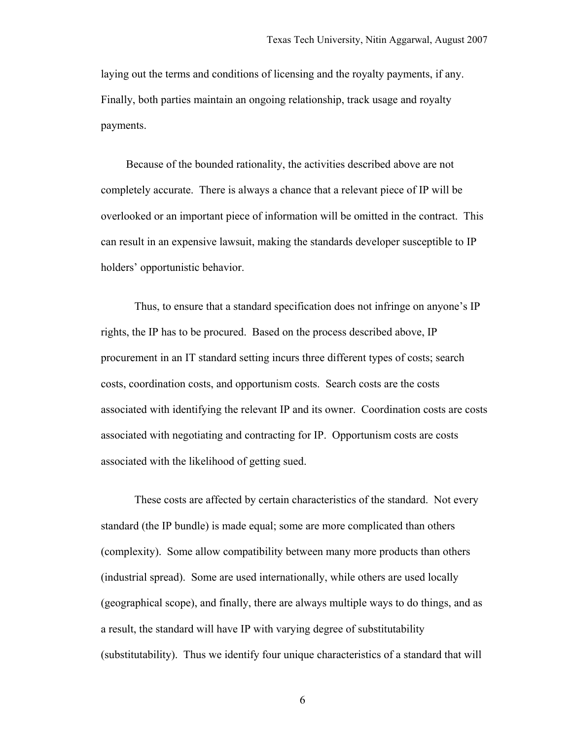laying out the terms and conditions of licensing and the royalty payments, if any. Finally, both parties maintain an ongoing relationship, track usage and royalty payments.

Because of the bounded rationality, the activities described above are not completely accurate. There is always a chance that a relevant piece of IP will be overlooked or an important piece of information will be omitted in the contract. This can result in an expensive lawsuit, making the standards developer susceptible to IP holders' opportunistic behavior.

Thus, to ensure that a standard specification does not infringe on anyone's IP rights, the IP has to be procured. Based on the process described above, IP procurement in an IT standard setting incurs three different types of costs; search costs, coordination costs, and opportunism costs. Search costs are the costs associated with identifying the relevant IP and its owner. Coordination costs are costs associated with negotiating and contracting for IP. Opportunism costs are costs associated with the likelihood of getting sued.

These costs are affected by certain characteristics of the standard. Not every standard (the IP bundle) is made equal; some are more complicated than others (complexity). Some allow compatibility between many more products than others (industrial spread). Some are used internationally, while others are used locally (geographical scope), and finally, there are always multiple ways to do things, and as a result, the standard will have IP with varying degree of substitutability (substitutability). Thus we identify four unique characteristics of a standard that will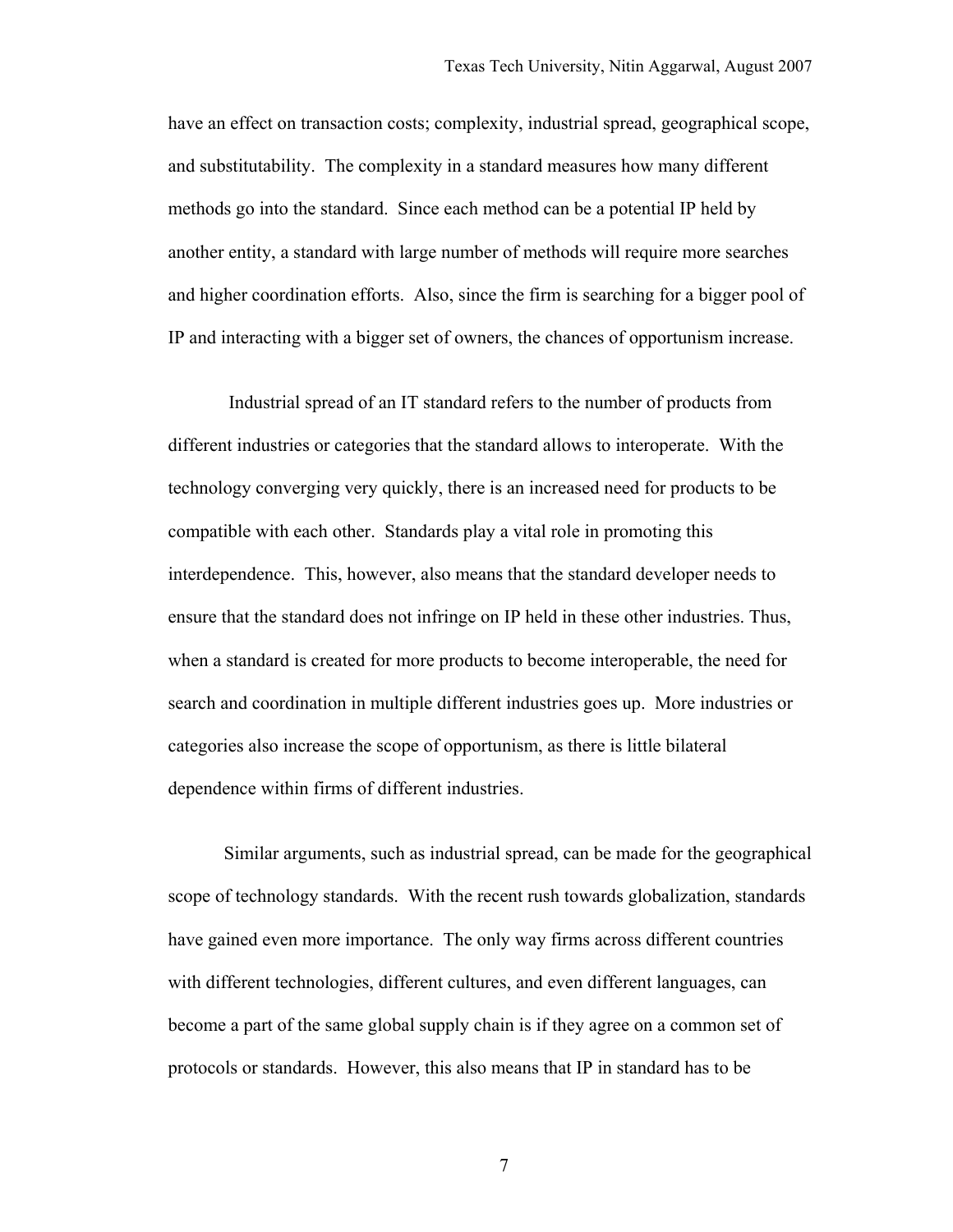have an effect on transaction costs; complexity, industrial spread, geographical scope, and substitutability. The complexity in a standard measures how many different methods go into the standard. Since each method can be a potential IP held by another entity, a standard with large number of methods will require more searches and higher coordination efforts. Also, since the firm is searching for a bigger pool of IP and interacting with a bigger set of owners, the chances of opportunism increase.

Industrial spread of an IT standard refers to the number of products from different industries or categories that the standard allows to interoperate. With the technology converging very quickly, there is an increased need for products to be compatible with each other. Standards play a vital role in promoting this interdependence. This, however, also means that the standard developer needs to ensure that the standard does not infringe on IP held in these other industries. Thus, when a standard is created for more products to become interoperable, the need for search and coordination in multiple different industries goes up. More industries or categories also increase the scope of opportunism, as there is little bilateral dependence within firms of different industries.

Similar arguments, such as industrial spread, can be made for the geographical scope of technology standards. With the recent rush towards globalization, standards have gained even more importance. The only way firms across different countries with different technologies, different cultures, and even different languages, can become a part of the same global supply chain is if they agree on a common set of protocols or standards. However, this also means that IP in standard has to be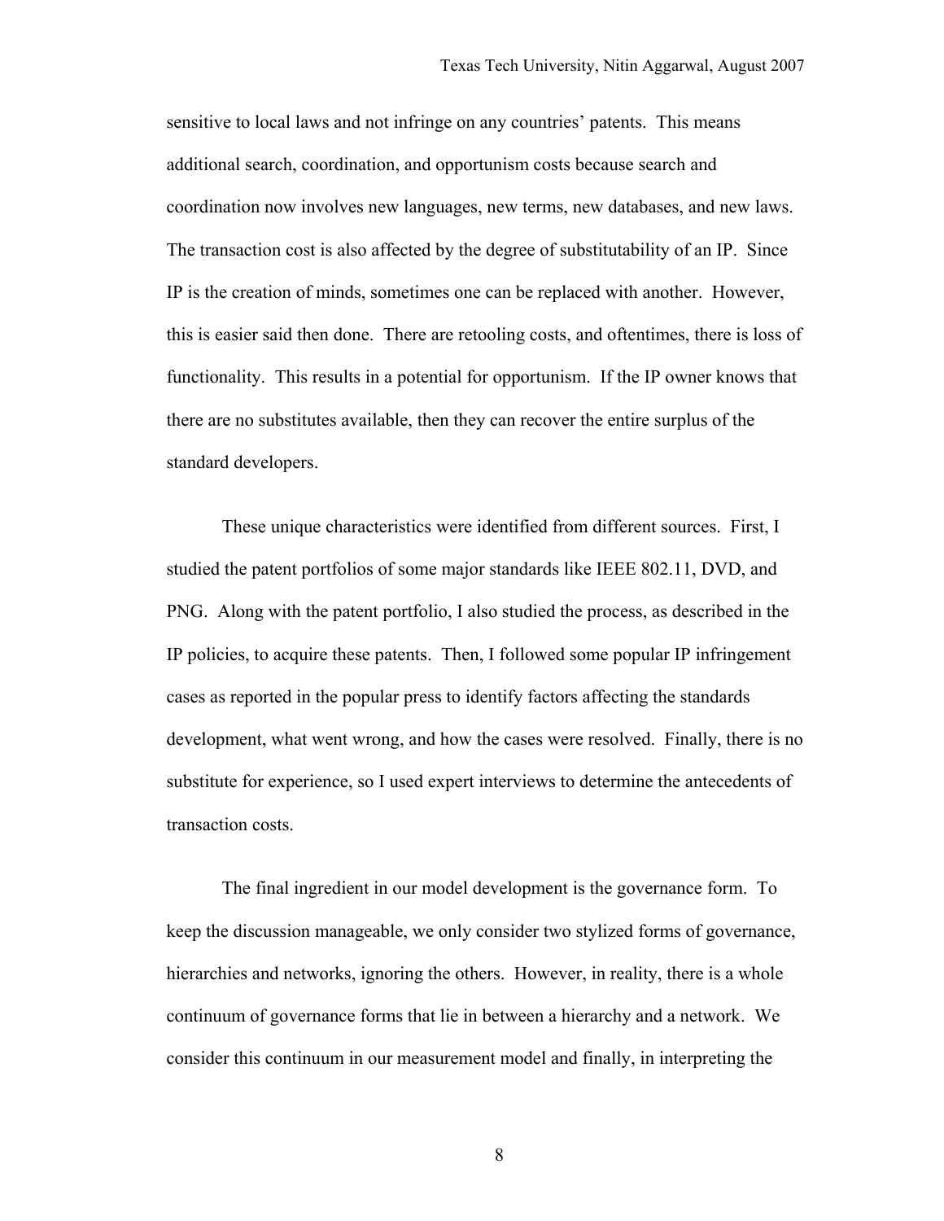sensitive to local laws and not infringe on any countries' patents. This means additional search, coordination, and opportunism costs because search and coordination now involves new languages, new terms, new databases, and new laws. The transaction cost is also affected by the degree of substitutability of an IP. Since IP is the creation of minds, sometimes one can be replaced with another. However, this is easier said then done. There are retooling costs, and oftentimes, there is loss of functionality. This results in a potential for opportunism. If the IP owner knows that there are no substitutes available, then they can recover the entire surplus of the standard developers.

These unique characteristics were identified from different sources. First, I studied the patent portfolios of some major standards like IEEE 802.11, DVD, and PNG. Along with the patent portfolio, I also studied the process, as described in the IP policies, to acquire these patents. Then, I followed some popular IP infringement cases as reported in the popular press to identify factors affecting the standards development, what went wrong, and how the cases were resolved. Finally, there is no substitute for experience, so I used expert interviews to determine the antecedents of transaction costs.

The final ingredient in our model development is the governance form. To keep the discussion manageable, we only consider two stylized forms of governance, hierarchies and networks, ignoring the others. However, in reality, there is a whole continuum of governance forms that lie in between a hierarchy and a network. We consider this continuum in our measurement model and finally, in interpreting the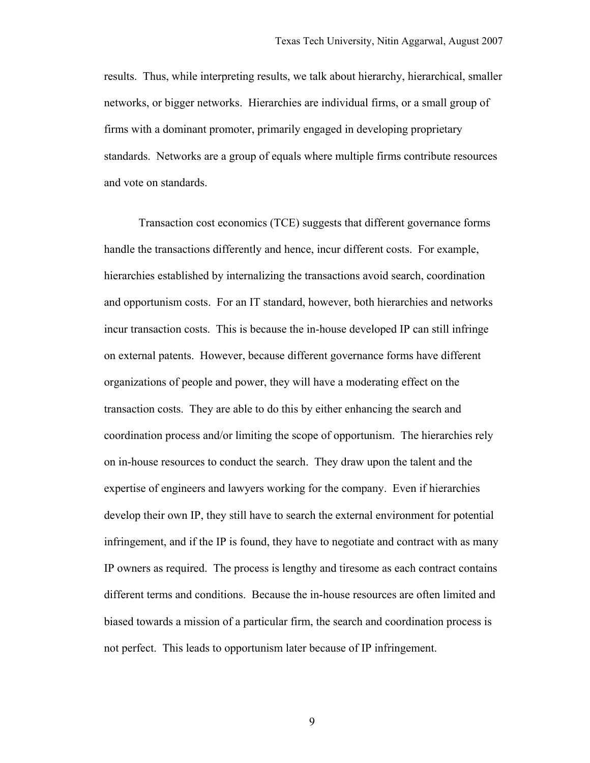results. Thus, while interpreting results, we talk about hierarchy, hierarchical, smaller networks, or bigger networks. Hierarchies are individual firms, or a small group of firms with a dominant promoter, primarily engaged in developing proprietary standards. Networks are a group of equals where multiple firms contribute resources and vote on standards.

Transaction cost economics (TCE) suggests that different governance forms handle the transactions differently and hence, incur different costs. For example, hierarchies established by internalizing the transactions avoid search, coordination and opportunism costs. For an IT standard, however, both hierarchies and networks incur transaction costs. This is because the in-house developed IP can still infringe on external patents. However, because different governance forms have different organizations of people and power, they will have a moderating effect on the transaction costs. They are able to do this by either enhancing the search and coordination process and/or limiting the scope of opportunism. The hierarchies rely on in-house resources to conduct the search. They draw upon the talent and the expertise of engineers and lawyers working for the company. Even if hierarchies develop their own IP, they still have to search the external environment for potential infringement, and if the IP is found, they have to negotiate and contract with as many IP owners as required. The process is lengthy and tiresome as each contract contains different terms and conditions. Because the in-house resources are often limited and biased towards a mission of a particular firm, the search and coordination process is not perfect. This leads to opportunism later because of IP infringement.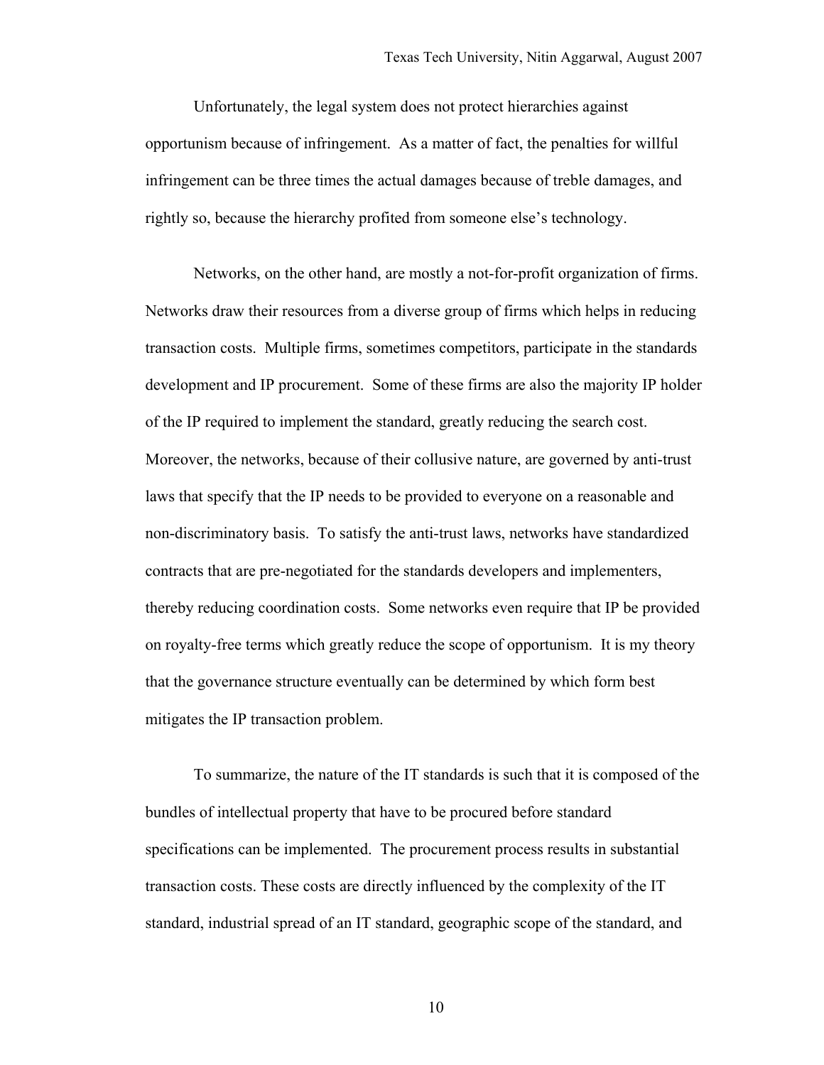Unfortunately, the legal system does not protect hierarchies against opportunism because of infringement. As a matter of fact, the penalties for willful infringement can be three times the actual damages because of treble damages, and rightly so, because the hierarchy profited from someone else's technology.

Networks, on the other hand, are mostly a not-for-profit organization of firms. Networks draw their resources from a diverse group of firms which helps in reducing transaction costs. Multiple firms, sometimes competitors, participate in the standards development and IP procurement. Some of these firms are also the majority IP holder of the IP required to implement the standard, greatly reducing the search cost. Moreover, the networks, because of their collusive nature, are governed by anti-trust laws that specify that the IP needs to be provided to everyone on a reasonable and non-discriminatory basis. To satisfy the anti-trust laws, networks have standardized contracts that are pre-negotiated for the standards developers and implementers, thereby reducing coordination costs. Some networks even require that IP be provided on royalty-free terms which greatly reduce the scope of opportunism. It is my theory that the governance structure eventually can be determined by which form best mitigates the IP transaction problem.

To summarize, the nature of the IT standards is such that it is composed of the bundles of intellectual property that have to be procured before standard specifications can be implemented. The procurement process results in substantial transaction costs. These costs are directly influenced by the complexity of the IT standard, industrial spread of an IT standard, geographic scope of the standard, and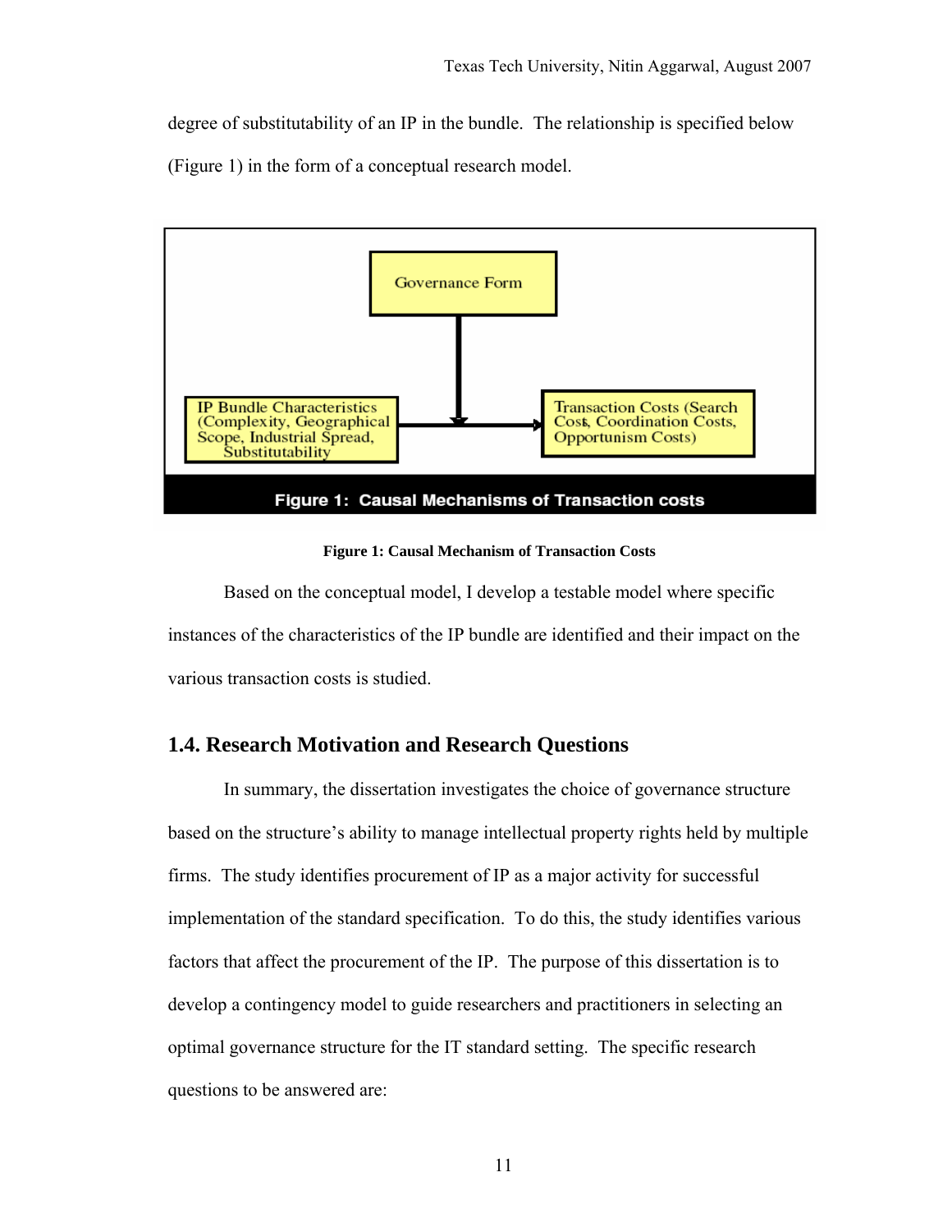degree of substitutability of an IP in the bundle. The relationship is specified below (Figure 1) in the form of a conceptual research model.

Governance Form

IP Bundle Characteristics (Complexity, Geographical Scope, Industrial Spread, Substitutability

Transaction Costs (Search Costs, Coordination Costs, Opportunism Costs)

**Figure 1: Causal Mechanisms of Transaction costs**

**Figure 1: Causal Mechanism of Transaction Costs**

Based on the conceptual model, I develop a testable model where specific instances of the characteristics of the IP bundle are identified and their impact on the various transaction costs is studied.

## 1.4. Research Motivation and Research Questions

In summary, the dissertation investigates the choice of governance structure based on the structure's ability to manage intellectual property rights held by multiple firms. The study identifies procurement of IP as a major activity for successful implementation of the standard specification. To do this, the study identifies various factors that affect the procurement of the IP. The purpose of this dissertation is to develop a contingency model to guide researchers and practitioners in selecting an optimal governance structure for the IT standard setting. The specific research questions to be answered are: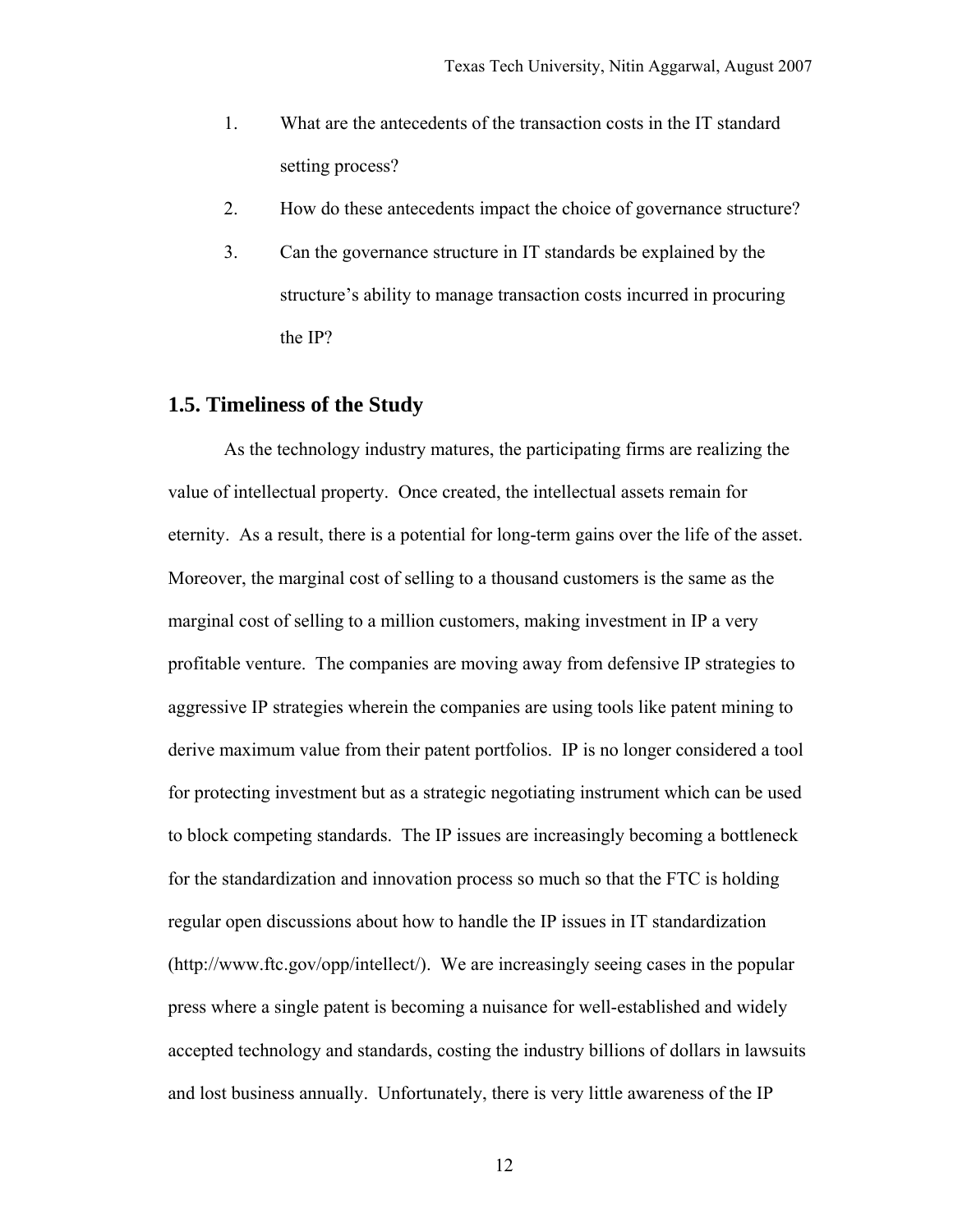1. What are the antecedents of the transaction costs in the IT standard setting process?
2. How do these antecedents impact the choice of governance structure?
3. Can the governance structure in IT standards be explained by the structure's ability to manage transaction costs incurred in procuring the IP?

## 1.5. Timeliness of the Study

As the technology industry matures, the participating firms are realizing the value of intellectual property. Once created, the intellectual assets remain for eternity. As a result, there is a potential for long-term gains over the life of the asset. Moreover, the marginal cost of selling to a thousand customers is the same as the marginal cost of selling to a million customers, making investment in IP a very profitable venture. The companies are moving away from defensive IP strategies to aggressive IP strategies wherein the companies are using tools like patent mining to derive maximum value from their patent portfolios. IP is no longer considered a tool for protecting investment but as a strategic negotiating instrument which can be used to block competing standards. The IP issues are increasingly becoming a bottleneck for the standardization and innovation process so much so that the FTC is holding regular open discussions about how to handle the IP issues in IT standardization (http://www.ftc.gov/opp/intellect/). We are increasingly seeing cases in the popular press where a single patent is becoming a nuisance for well-established and widely accepted technology and standards, costing the industry billions of dollars in lawsuits and lost business annually. Unfortunately, there is very little awareness of the IP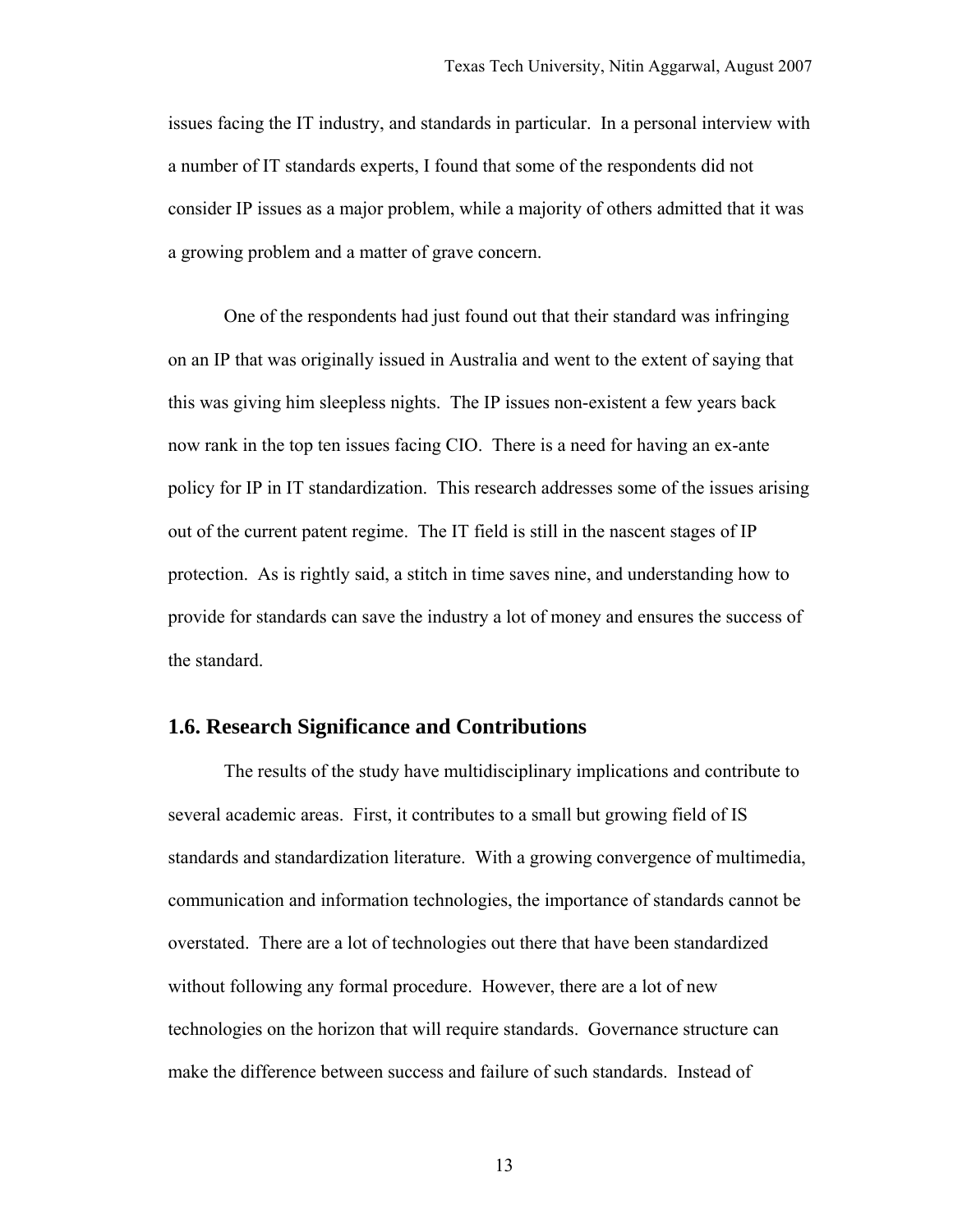issues facing the IT industry, and standards in particular. In a personal interview with a number of IT standards experts, I found that some of the respondents did not consider IP issues as a major problem, while a majority of others admitted that it was a growing problem and a matter of grave concern.

One of the respondents had just found out that their standard was infringing on an IP that was originally issued in Australia and went to the extent of saying that this was giving him sleepless nights. The IP issues non-existent a few years back now rank in the top ten issues facing CIO. There is a need for having an ex-ante policy for IP in IT standardization. This research addresses some of the issues arising out of the current patent regime. The IT field is still in the nascent stages of IP protection. As is rightly said, a stitch in time saves nine, and understanding how to provide for standards can save the industry a lot of money and ensures the success of the standard.

## 1.6. Research Significance and Contributions

The results of the study have multidisciplinary implications and contribute to several academic areas. First, it contributes to a small but growing field of IS standards and standardization literature. With a growing convergence of multimedia, communication and information technologies, the importance of standards cannot be overstated. There are a lot of technologies out there that have been standardized without following any formal procedure. However, there are a lot of new technologies on the horizon that will require standards. Governance structure can make the difference between success and failure of such standards. Instead of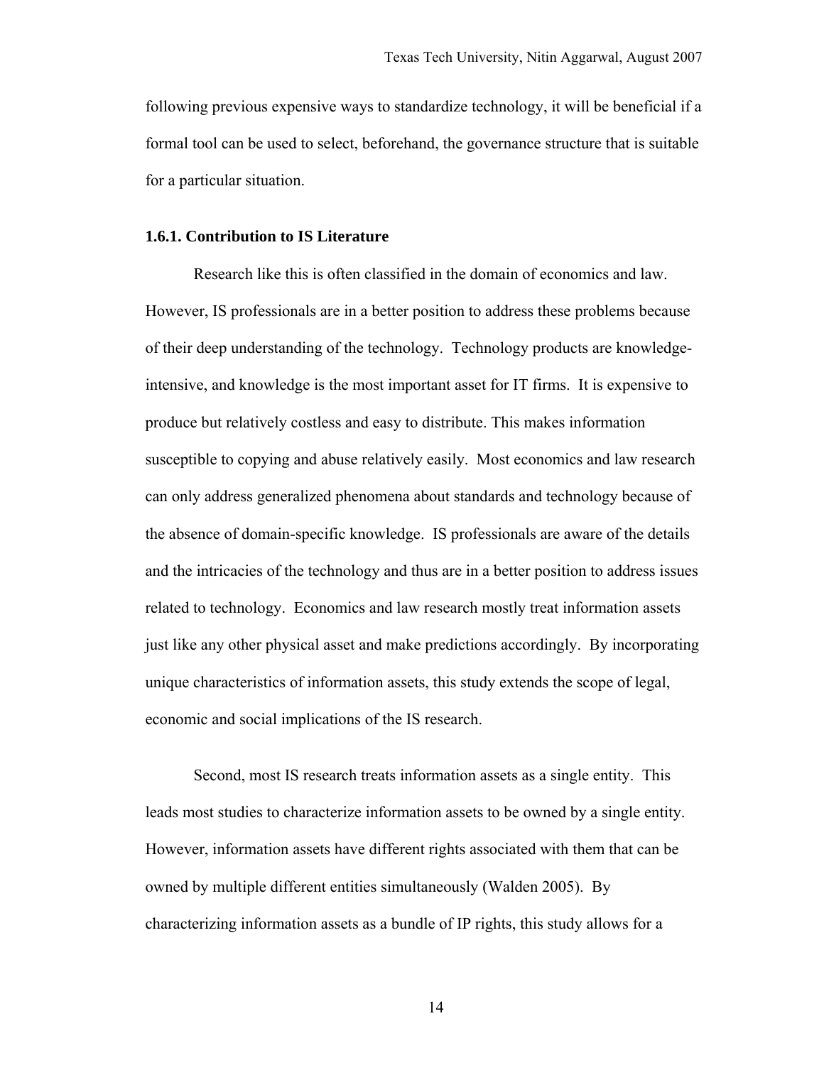following previous expensive ways to standardize technology, it will be beneficial if a formal tool can be used to select, beforehand, the governance structure that is suitable for a particular situation.

### 1.6.1. Contribution to IS Literature

Research like this is often classified in the domain of economics and law. However, IS professionals are in a better position to address these problems because of their deep understanding of the technology. Technology products are knowledge-intensive, and knowledge is the most important asset for IT firms. It is expensive to produce but relatively costless and easy to distribute. This makes information susceptible to copying and abuse relatively easily. Most economics and law research can only address generalized phenomena about standards and technology because of the absence of domain-specific knowledge. IS professionals are aware of the details and the intricacies of the technology and thus are in a better position to address issues related to technology. Economics and law research mostly treat information assets just like any other physical asset and make predictions accordingly. By incorporating unique characteristics of information assets, this study extends the scope of legal, economic and social implications of the IS research.

Second, most IS research treats information assets as a single entity. This leads most studies to characterize information assets to be owned by a single entity. However, information assets have different rights associated with them that can be owned by multiple different entities simultaneously (Walden 2005). By characterizing information assets as a bundle of IP rights, this study allows for a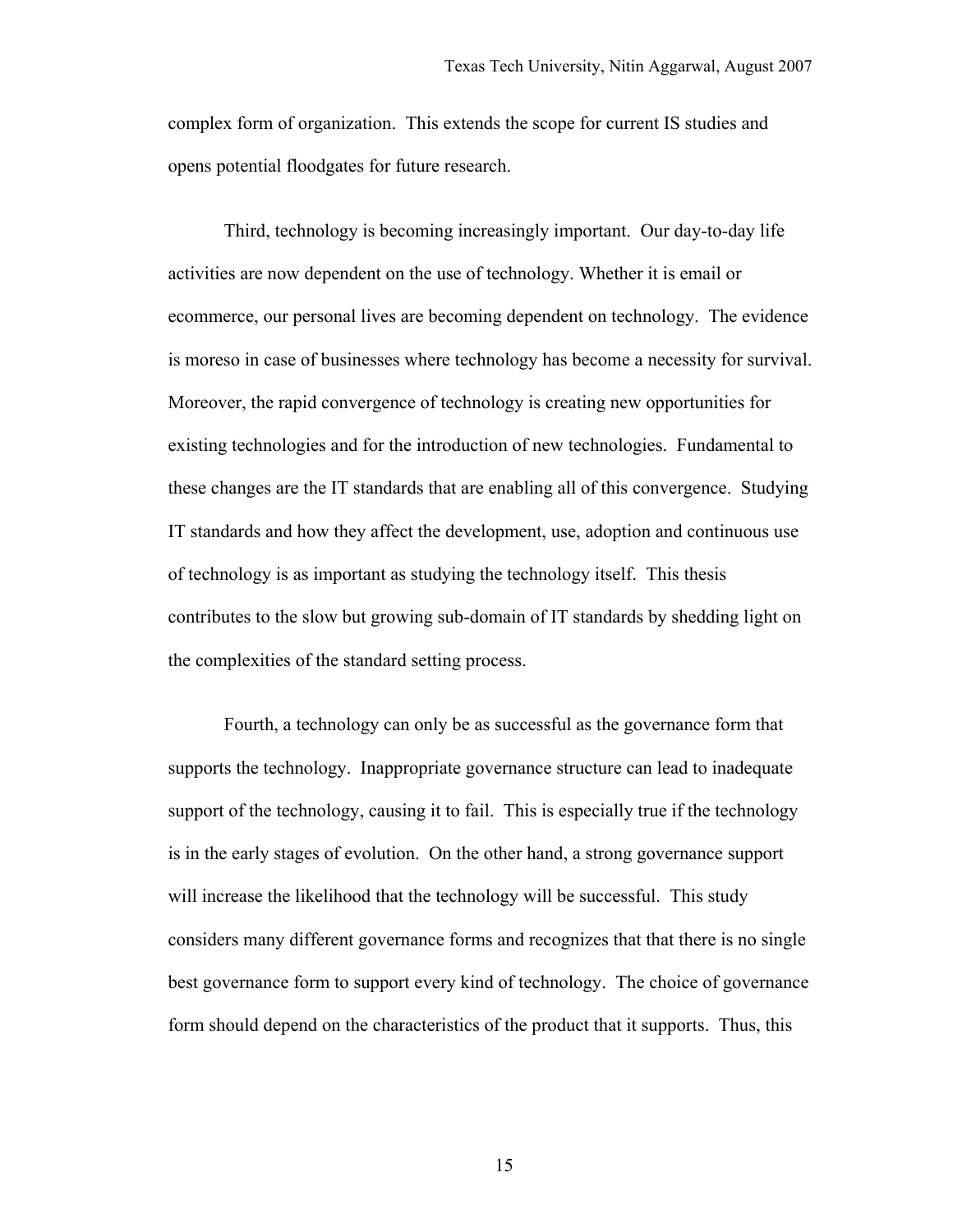complex form of organization. This extends the scope for current IS studies and opens potential floodgates for future research.

Third, technology is becoming increasingly important. Our day-to-day life activities are now dependent on the use of technology. Whether it is email or ecommerce, our personal lives are becoming dependent on technology. The evidence is moreso in case of businesses where technology has become a necessity for survival. Moreover, the rapid convergence of technology is creating new opportunities for existing technologies and for the introduction of new technologies. Fundamental to these changes are the IT standards that are enabling all of this convergence. Studying IT standards and how they affect the development, use, adoption and continuous use of technology is as important as studying the technology itself. This thesis contributes to the slow but growing sub-domain of IT standards by shedding light on the complexities of the standard setting process.

Fourth, a technology can only be as successful as the governance form that supports the technology. Inappropriate governance structure can lead to inadequate support of the technology, causing it to fail. This is especially true if the technology is in the early stages of evolution. On the other hand, a strong governance support will increase the likelihood that the technology will be successful. This study considers many different governance forms and recognizes that that there is no single best governance form to support every kind of technology. The choice of governance form should depend on the characteristics of the product that it supports. Thus, this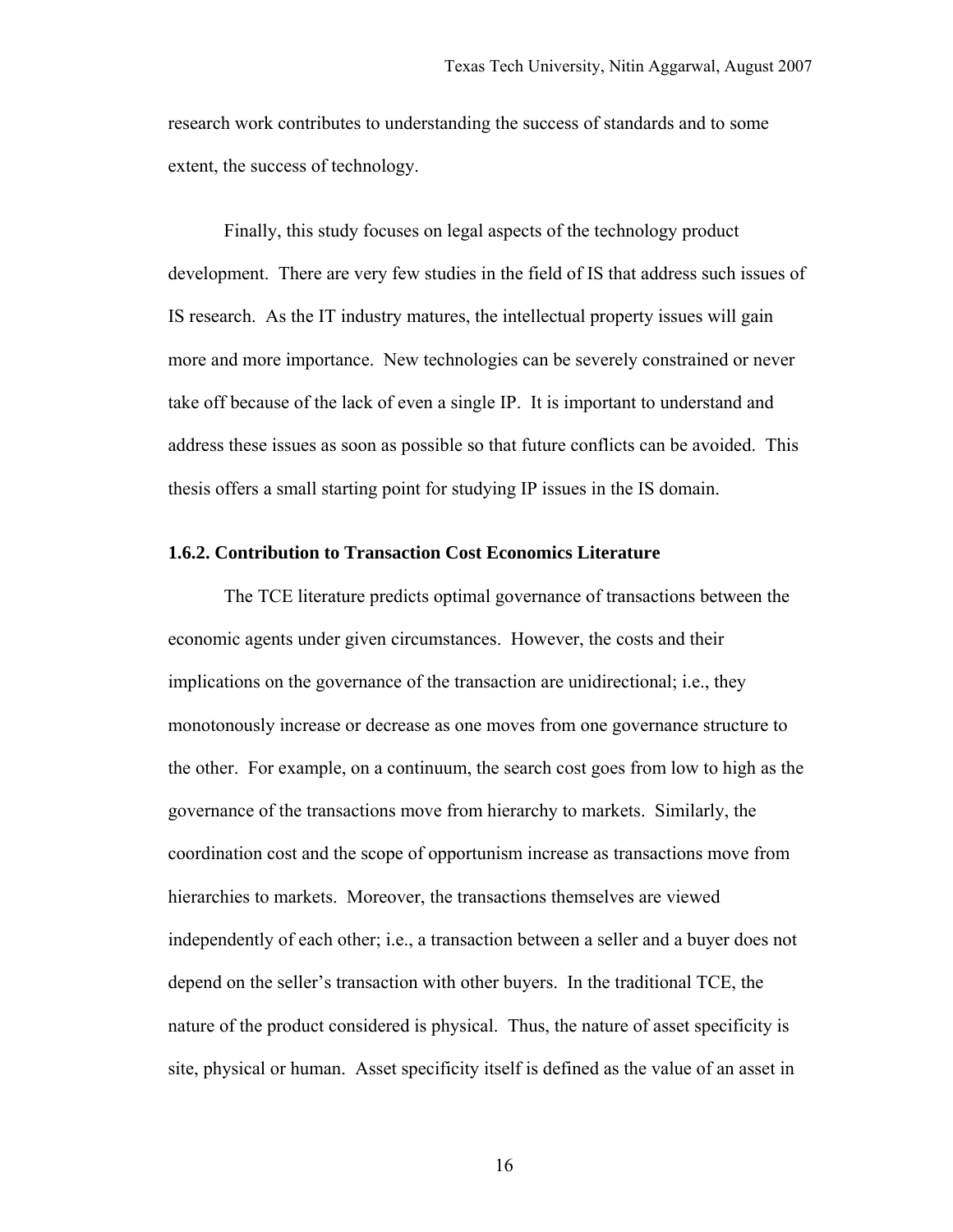research work contributes to understanding the success of standards and to some extent, the success of technology.

Finally, this study focuses on legal aspects of the technology product development. There are very few studies in the field of IS that address such issues of IS research. As the IT industry matures, the intellectual property issues will gain more and more importance. New technologies can be severely constrained or never take off because of the lack of even a single IP. It is important to understand and address these issues as soon as possible so that future conflicts can be avoided. This thesis offers a small starting point for studying IP issues in the IS domain.

### 1.6.2. Contribution to Transaction Cost Economics Literature

The TCE literature predicts optimal governance of transactions between the economic agents under given circumstances. However, the costs and their implications on the governance of the transaction are unidirectional; i.e., they monotonously increase or decrease as one moves from one governance structure to the other. For example, on a continuum, the search cost goes from low to high as the governance of the transactions move from hierarchy to markets. Similarly, the coordination cost and the scope of opportunism increase as transactions move from hierarchies to markets. Moreover, the transactions themselves are viewed independently of each other; i.e., a transaction between a seller and a buyer does not depend on the seller's transaction with other buyers. In the traditional TCE, the nature of the product considered is physical. Thus, the nature of asset specificity is site, physical or human. Asset specificity itself is defined as the value of an asset in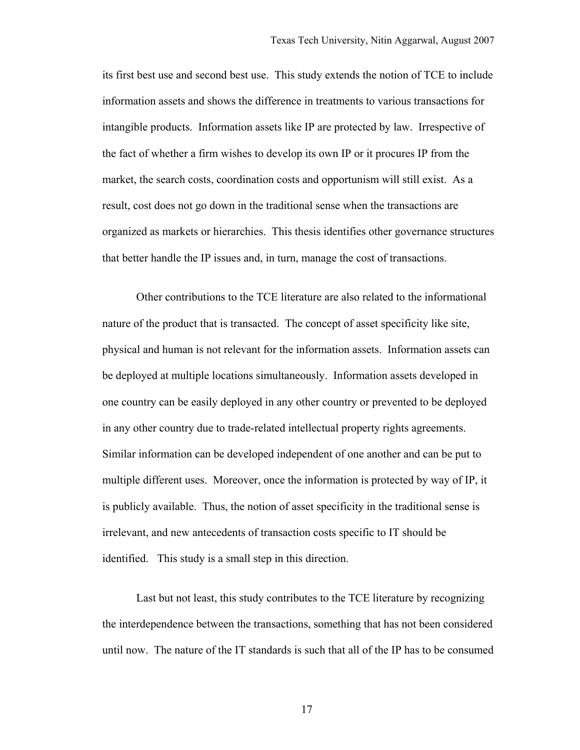its first best use and second best use. This study extends the notion of TCE to include information assets and shows the difference in treatments to various transactions for intangible products. Information assets like IP are protected by law. Irrespective of the fact of whether a firm wishes to develop its own IP or it procures IP from the market, the search costs, coordination costs and opportunism will still exist. As a result, cost does not go down in the traditional sense when the transactions are organized as markets or hierarchies. This thesis identifies other governance structures that better handle the IP issues and, in turn, manage the cost of transactions.

Other contributions to the TCE literature are also related to the informational nature of the product that is transacted. The concept of asset specificity like site, physical and human is not relevant for the information assets. Information assets can be deployed at multiple locations simultaneously. Information assets developed in one country can be easily deployed in any other country or prevented to be deployed in any other country due to trade-related intellectual property rights agreements. Similar information can be developed independent of one another and can be put to multiple different uses. Moreover, once the information is protected by way of IP, it is publicly available. Thus, the notion of asset specificity in the traditional sense is irrelevant, and new antecedents of transaction costs specific to IT should be identified. This study is a small step in this direction.

Last but not least, this study contributes to the TCE literature by recognizing the interdependence between the transactions, something that has not been considered until now. The nature of the IT standards is such that all of the IP has to be consumed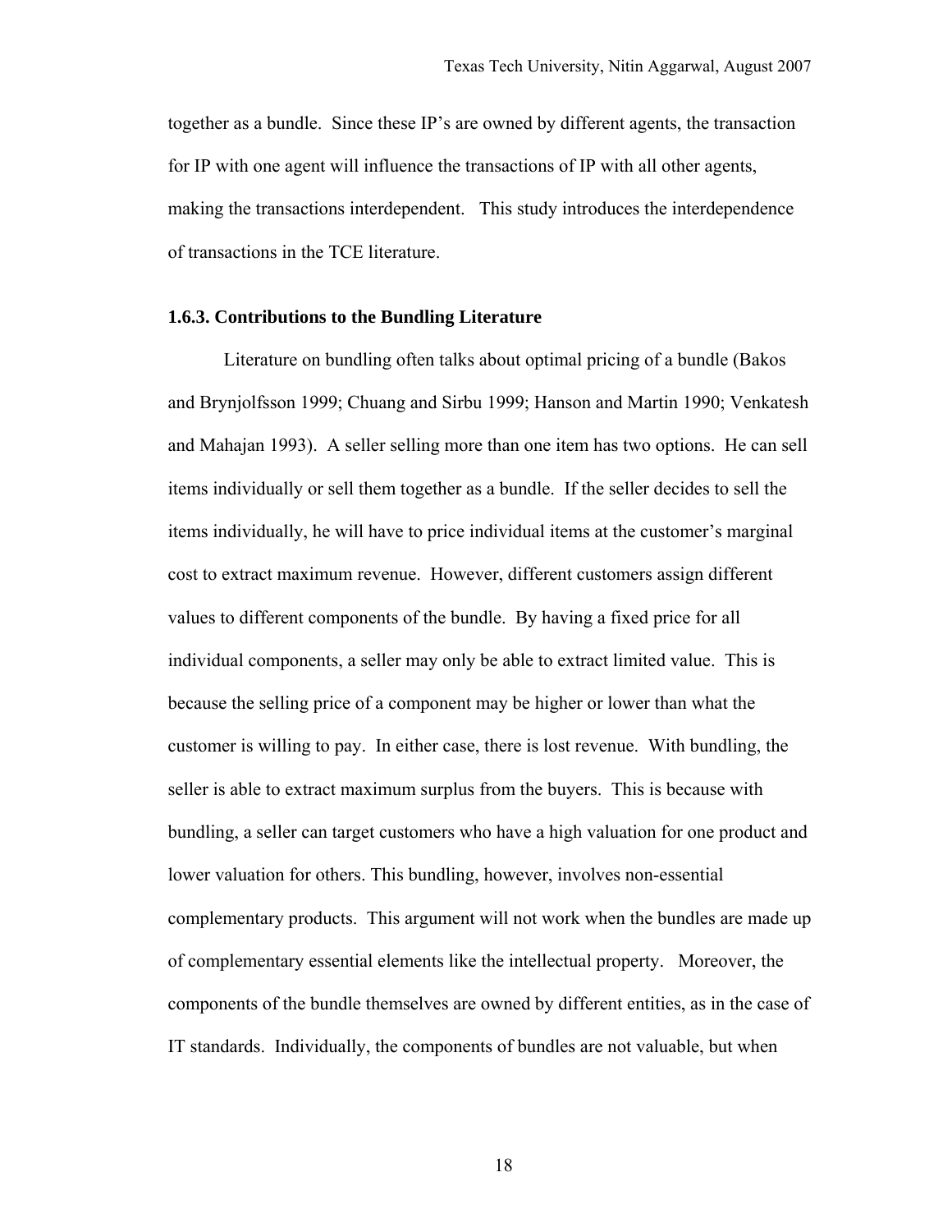together as a bundle. Since these IP's are owned by different agents, the transaction for IP with one agent will influence the transactions of IP with all other agents, making the transactions interdependent. This study introduces the interdependence of transactions in the TCE literature.

### 1.6.3. Contributions to the Bundling Literature

Literature on bundling often talks about optimal pricing of a bundle (Bakos and Brynjolfsson 1999; Chuang and Sirbu 1999; Hanson and Martin 1990; Venkatesh and Mahajan 1993). A seller selling more than one item has two options. He can sell items individually or sell them together as a bundle. If the seller decides to sell the items individually, he will have to price individual items at the customer's marginal cost to extract maximum revenue. However, different customers assign different values to different components of the bundle. By having a fixed price for all individual components, a seller may only be able to extract limited value. This is because the selling price of a component may be higher or lower than what the customer is willing to pay. In either case, there is lost revenue. With bundling, the seller is able to extract maximum surplus from the buyers. This is because with bundling, a seller can target customers who have a high valuation for one product and lower valuation for others. This bundling, however, involves non-essential complementary products. This argument will not work when the bundles are made up of complementary essential elements like the intellectual property. Moreover, the components of the bundle themselves are owned by different entities, as in the case of IT standards. Individually, the components of bundles are not valuable, but when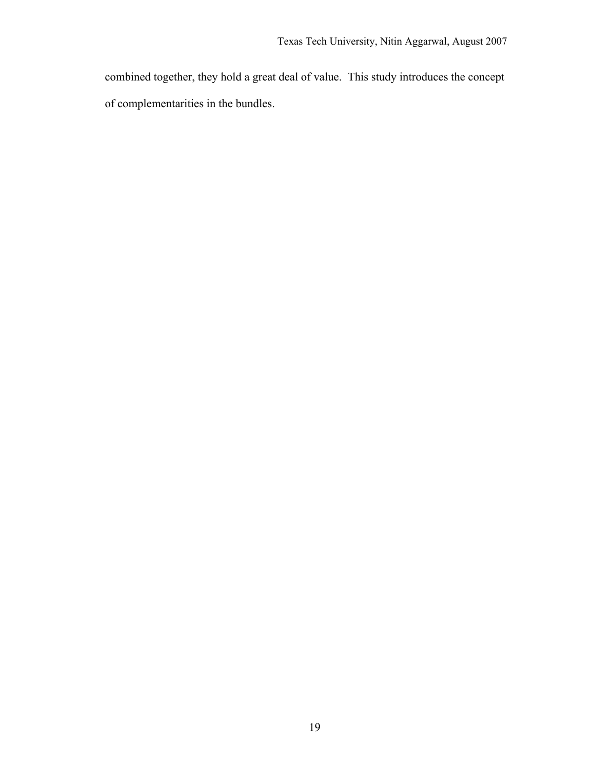combined together, they hold a great deal of value. This study introduces the concept of complementarities in the bundles.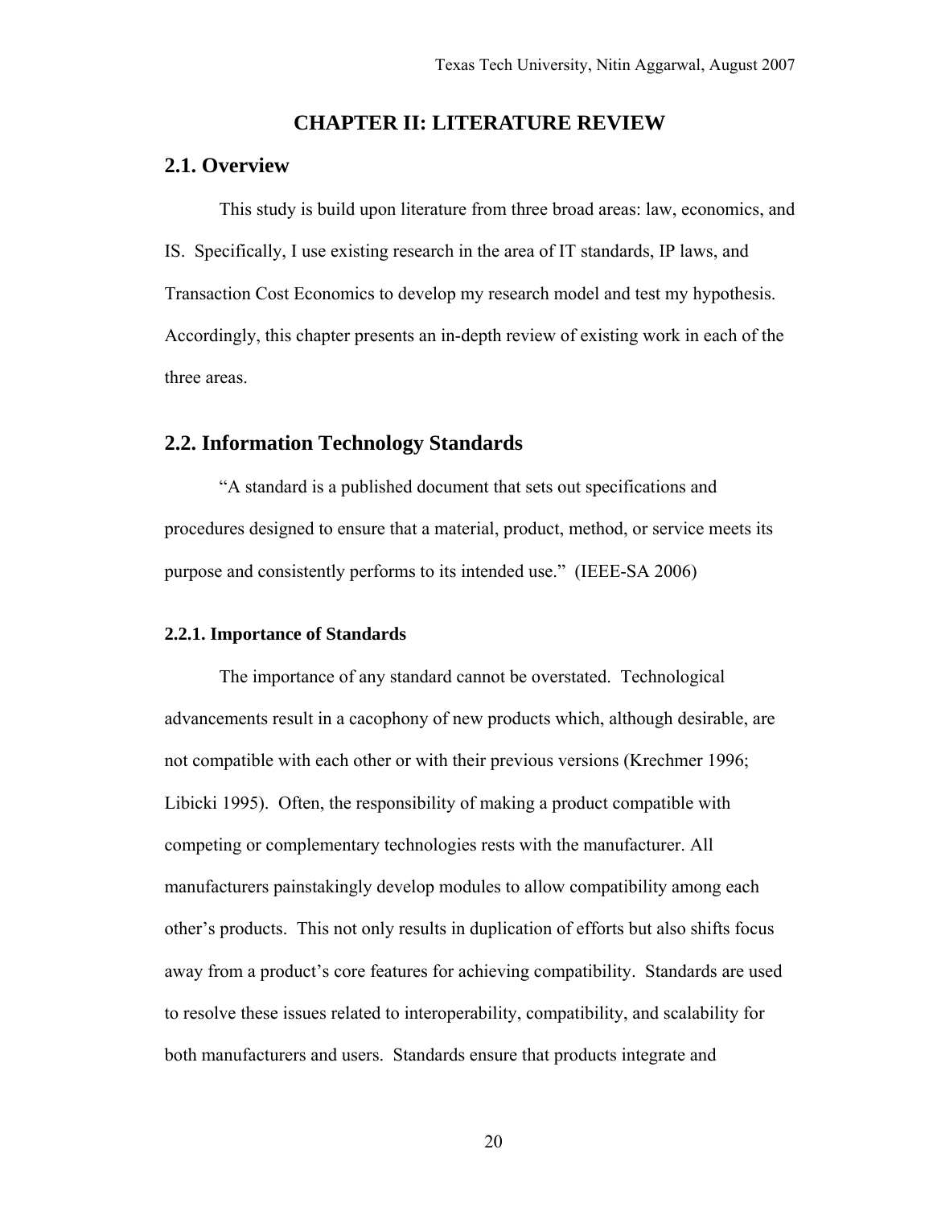# CHAPTER II: LITERATURE REVIEW

## 2.1. Overview

This study is build upon literature from three broad areas: law, economics, and IS. Specifically, I use existing research in the area of IT standards, IP laws, and Transaction Cost Economics to develop my research model and test my hypothesis. Accordingly, this chapter presents an in-depth review of existing work in each of the three areas.

## 2.2. Information Technology Standards

"A standard is a published document that sets out specifications and procedures designed to ensure that a material, product, method, or service meets its purpose and consistently performs to its intended use." (IEEE-SA 2006)

### 2.2.1. Importance of Standards

The importance of any standard cannot be overstated. Technological advancements result in a cacophony of new products which, although desirable, are not compatible with each other or with their previous versions (Krechmer 1996; Libicki 1995). Often, the responsibility of making a product compatible with competing or complementary technologies rests with the manufacturer. All manufacturers painstakingly develop modules to allow compatibility among each other's products. This not only results in duplication of efforts but also shifts focus away from a product's core features for achieving compatibility. Standards are used to resolve these issues related to interoperability, compatibility, and scalability for both manufacturers and users. Standards ensure that products integrate and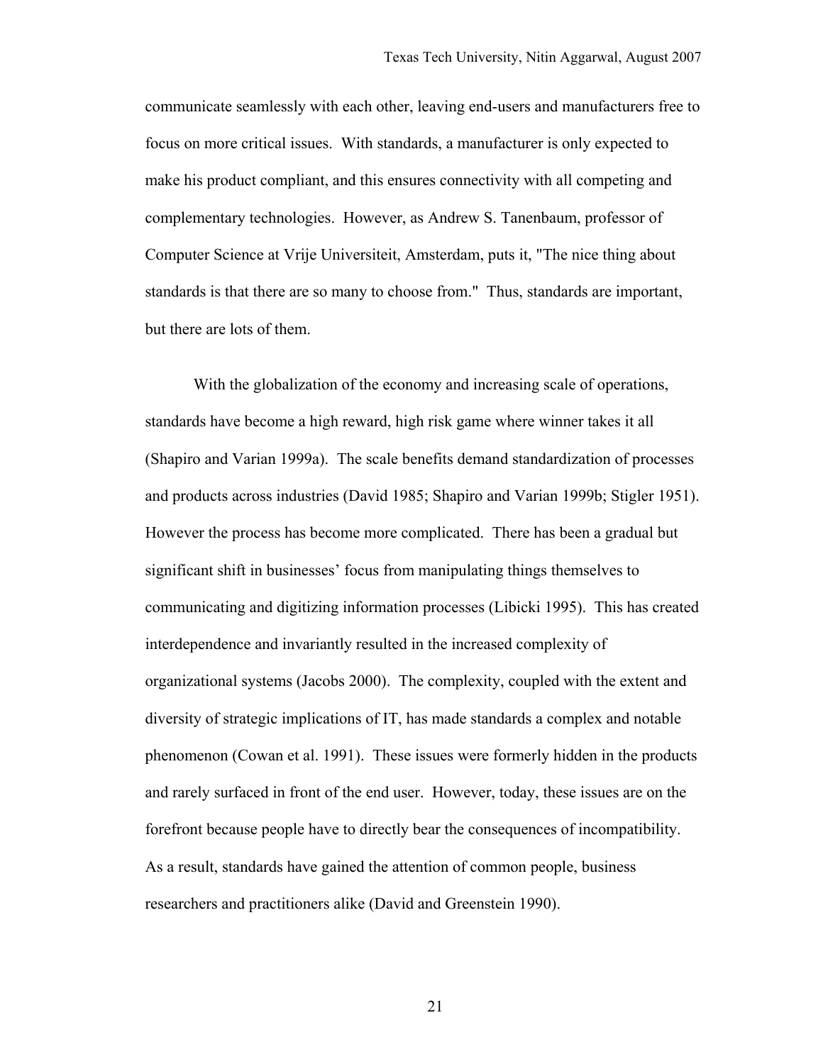communicate seamlessly with each other, leaving end-users and manufacturers free to focus on more critical issues. With standards, a manufacturer is only expected to make his product compliant, and this ensures connectivity with all competing and complementary technologies. However, as Andrew S. Tanenbaum, professor of Computer Science at Vrije Universiteit, Amsterdam, puts it, "The nice thing about standards is that there are so many to choose from." Thus, standards are important, but there are lots of them.

With the globalization of the economy and increasing scale of operations, standards have become a high reward, high risk game where winner takes it all (Shapiro and Varian 1999a). The scale benefits demand standardization of processes and products across industries (David 1985; Shapiro and Varian 1999b; Stigler 1951). However the process has become more complicated. There has been a gradual but significant shift in businesses' focus from manipulating things themselves to communicating and digitizing information processes (Libicki 1995). This has created interdependence and invariantly resulted in the increased complexity of organizational systems (Jacobs 2000). The complexity, coupled with the extent and diversity of strategic implications of IT, has made standards a complex and notable phenomenon (Cowan et al. 1991). These issues were formerly hidden in the products and rarely surfaced in front of the end user. However, today, these issues are on the forefront because people have to directly bear the consequences of incompatibility. As a result, standards have gained the attention of common people, business researchers and practitioners alike (David and Greenstein 1990).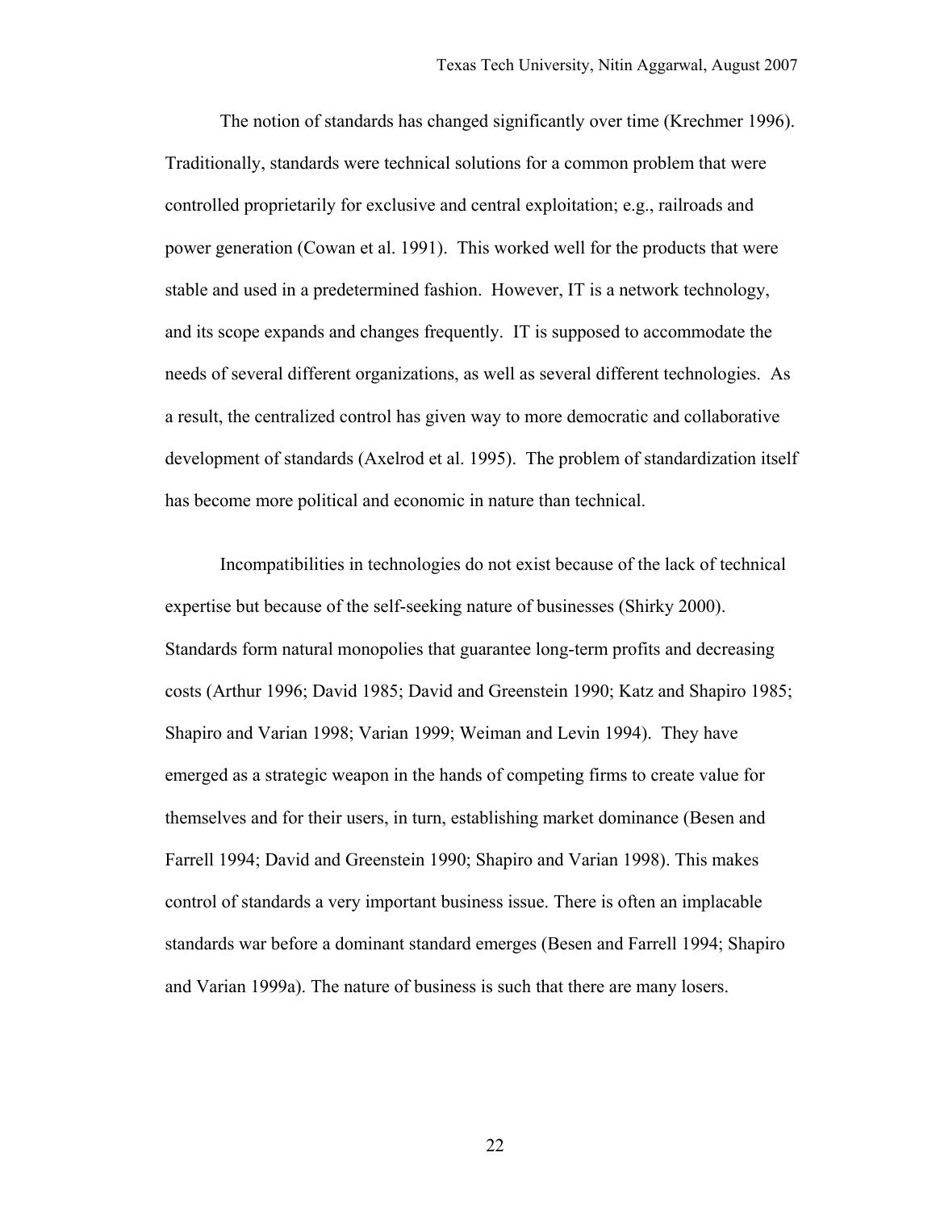The notion of standards has changed significantly over time (Krechmer 1996). Traditionally, standards were technical solutions for a common problem that were controlled proprietarily for exclusive and central exploitation; e.g., railroads and power generation (Cowan et al. 1991). This worked well for the products that were stable and used in a predetermined fashion. However, IT is a network technology, and its scope expands and changes frequently. IT is supposed to accommodate the needs of several different organizations, as well as several different technologies. As a result, the centralized control has given way to more democratic and collaborative development of standards (Axelrod et al. 1995). The problem of standardization itself has become more political and economic in nature than technical.

Incompatibilities in technologies do not exist because of the lack of technical expertise but because of the self-seeking nature of businesses (Shirky 2000). Standards form natural monopolies that guarantee long-term profits and decreasing costs (Arthur 1996; David 1985; David and Greenstein 1990; Katz and Shapiro 1985; Shapiro and Varian 1998; Varian 1999; Weiman and Levin 1994). They have emerged as a strategic weapon in the hands of competing firms to create value for themselves and for their users, in turn, establishing market dominance (Besen and Farrell 1994; David and Greenstein 1990; Shapiro and Varian 1998). This makes control of standards a very important business issue. There is often an implacable standards war before a dominant standard emerges (Besen and Farrell 1994; Shapiro and Varian 1999a). The nature of business is such that there are many losers.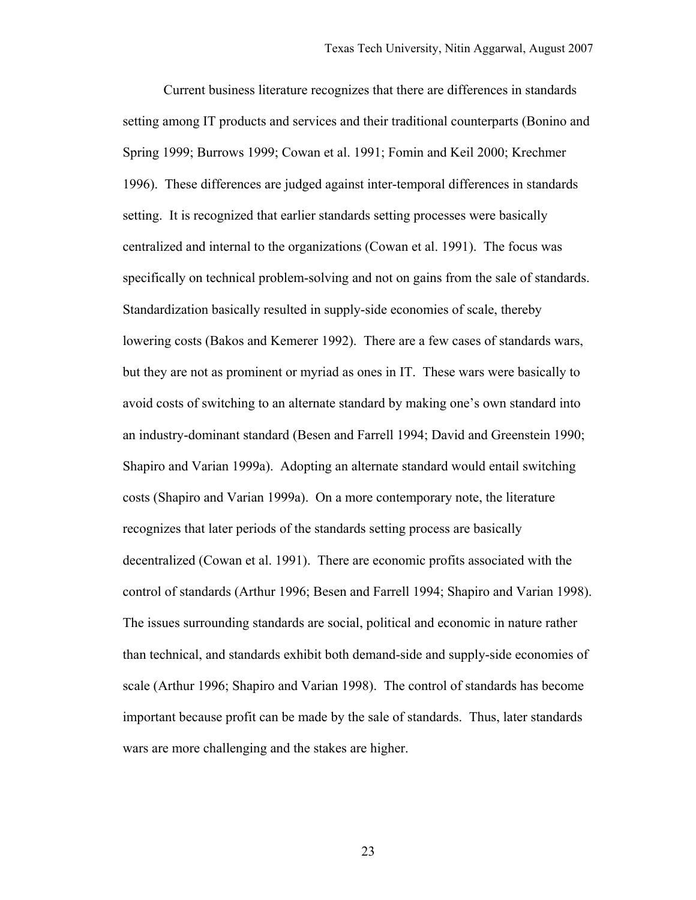Current business literature recognizes that there are differences in standards setting among IT products and services and their traditional counterparts (Bonino and Spring 1999; Burrows 1999; Cowan et al. 1991; Fomin and Keil 2000; Krechmer 1996). These differences are judged against inter-temporal differences in standards setting. It is recognized that earlier standards setting processes were basically centralized and internal to the organizations (Cowan et al. 1991). The focus was specifically on technical problem-solving and not on gains from the sale of standards. Standardization basically resulted in supply-side economies of scale, thereby lowering costs (Bakos and Kemerer 1992). There are a few cases of standards wars, but they are not as prominent or myriad as ones in IT. These wars were basically to avoid costs of switching to an alternate standard by making one's own standard into an industry-dominant standard (Besen and Farrell 1994; David and Greenstein 1990; Shapiro and Varian 1999a). Adopting an alternate standard would entail switching costs (Shapiro and Varian 1999a). On a more contemporary note, the literature recognizes that later periods of the standards setting process are basically decentralized (Cowan et al. 1991). There are economic profits associated with the control of standards (Arthur 1996; Besen and Farrell 1994; Shapiro and Varian 1998). The issues surrounding standards are social, political and economic in nature rather than technical, and standards exhibit both demand-side and supply-side economies of scale (Arthur 1996; Shapiro and Varian 1998). The control of standards has become important because profit can be made by the sale of standards. Thus, later standards wars are more challenging and the stakes are higher.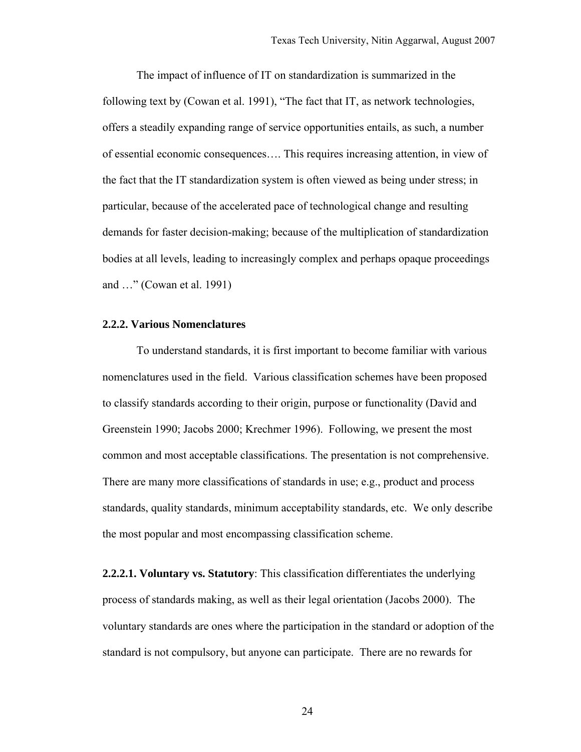The impact of influence of IT on standardization is summarized in the following text by (Cowan et al. 1991), "The fact that IT, as network technologies, offers a steadily expanding range of service opportunities entails, as such, a number of essential economic consequences…. This requires increasing attention, in view of the fact that the IT standardization system is often viewed as being under stress; in particular, because of the accelerated pace of technological change and resulting demands for faster decision-making; because of the multiplication of standardization bodies at all levels, leading to increasingly complex and perhaps opaque proceedings and …" (Cowan et al. 1991)

### 2.2.2. Various Nomenclatures

To understand standards, it is first important to become familiar with various nomenclatures used in the field. Various classification schemes have been proposed to classify standards according to their origin, purpose or functionality (David and Greenstein 1990; Jacobs 2000; Krechmer 1996). Following, we present the most common and most acceptable classifications. The presentation is not comprehensive. There are many more classifications of standards in use; e.g., product and process standards, quality standards, minimum acceptability standards, etc. We only describe the most popular and most encompassing classification scheme.

**2.2.2.1. Voluntary vs. Statutory**: This classification differentiates the underlying process of standards making, as well as their legal orientation (Jacobs 2000). The voluntary standards are ones where the participation in the standard or adoption of the standard is not compulsory, but anyone can participate. There are no rewards for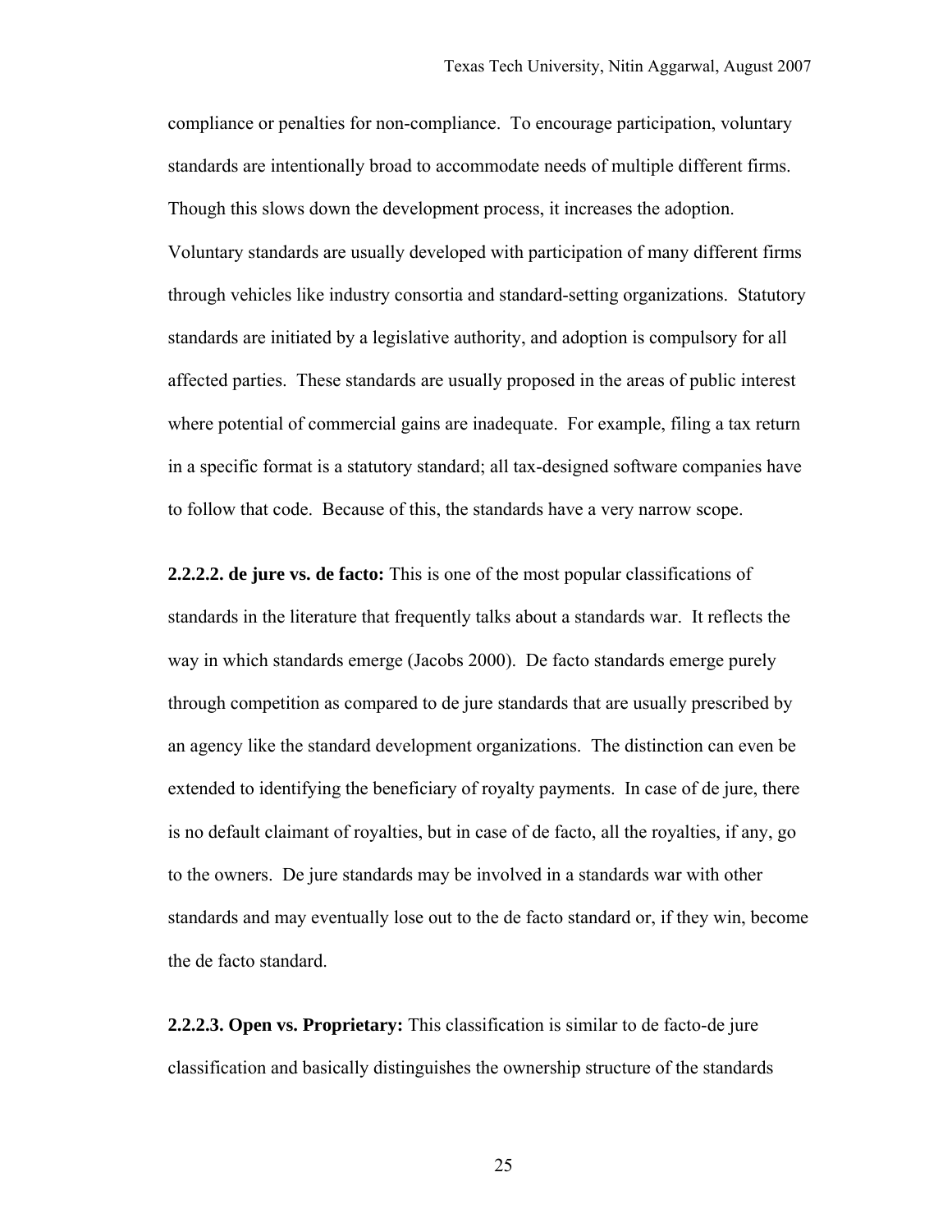compliance or penalties for non-compliance. To encourage participation, voluntary standards are intentionally broad to accommodate needs of multiple different firms. Though this slows down the development process, it increases the adoption. Voluntary standards are usually developed with participation of many different firms through vehicles like industry consortia and standard-setting organizations. Statutory standards are initiated by a legislative authority, and adoption is compulsory for all affected parties. These standards are usually proposed in the areas of public interest where potential of commercial gains are inadequate. For example, filing a tax return in a specific format is a statutory standard; all tax-designed software companies have to follow that code. Because of this, the standards have a very narrow scope.

**2.2.2.2. de jure vs. de facto:** This is one of the most popular classifications of standards in the literature that frequently talks about a standards war. It reflects the way in which standards emerge (Jacobs 2000). De facto standards emerge purely through competition as compared to de jure standards that are usually prescribed by an agency like the standard development organizations. The distinction can even be extended to identifying the beneficiary of royalty payments. In case of de jure, there is no default claimant of royalties, but in case of de facto, all the royalties, if any, go to the owners. De jure standards may be involved in a standards war with other standards and may eventually lose out to the de facto standard or, if they win, become the de facto standard.

**2.2.2.3. Open vs. Proprietary:** This classification is similar to de facto-de jure classification and basically distinguishes the ownership structure of the standards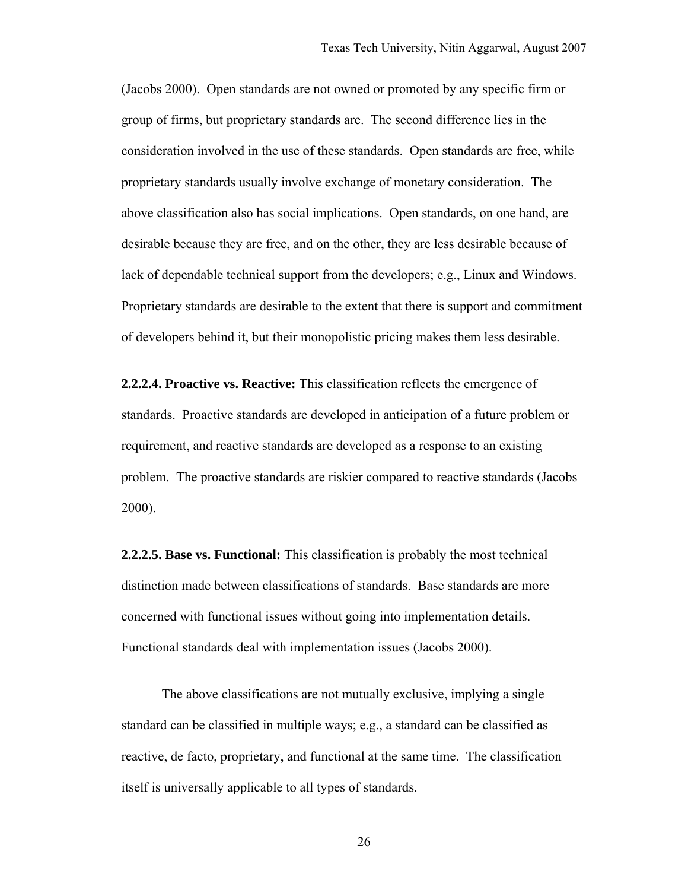(Jacobs 2000). Open standards are not owned or promoted by any specific firm or group of firms, but proprietary standards are. The second difference lies in the consideration involved in the use of these standards. Open standards are free, while proprietary standards usually involve exchange of monetary consideration. The above classification also has social implications. Open standards, on one hand, are desirable because they are free, and on the other, they are less desirable because of lack of dependable technical support from the developers; e.g., Linux and Windows. Proprietary standards are desirable to the extent that there is support and commitment of developers behind it, but their monopolistic pricing makes them less desirable.

**2.2.2.4. Proactive vs. Reactive:** This classification reflects the emergence of standards. Proactive standards are developed in anticipation of a future problem or requirement, and reactive standards are developed as a response to an existing problem. The proactive standards are riskier compared to reactive standards (Jacobs 2000).

**2.2.2.5. Base vs. Functional:** This classification is probably the most technical distinction made between classifications of standards. Base standards are more concerned with functional issues without going into implementation details. Functional standards deal with implementation issues (Jacobs 2000).

The above classifications are not mutually exclusive, implying a single standard can be classified in multiple ways; e.g., a standard can be classified as reactive, de facto, proprietary, and functional at the same time. The classification itself is universally applicable to all types of standards.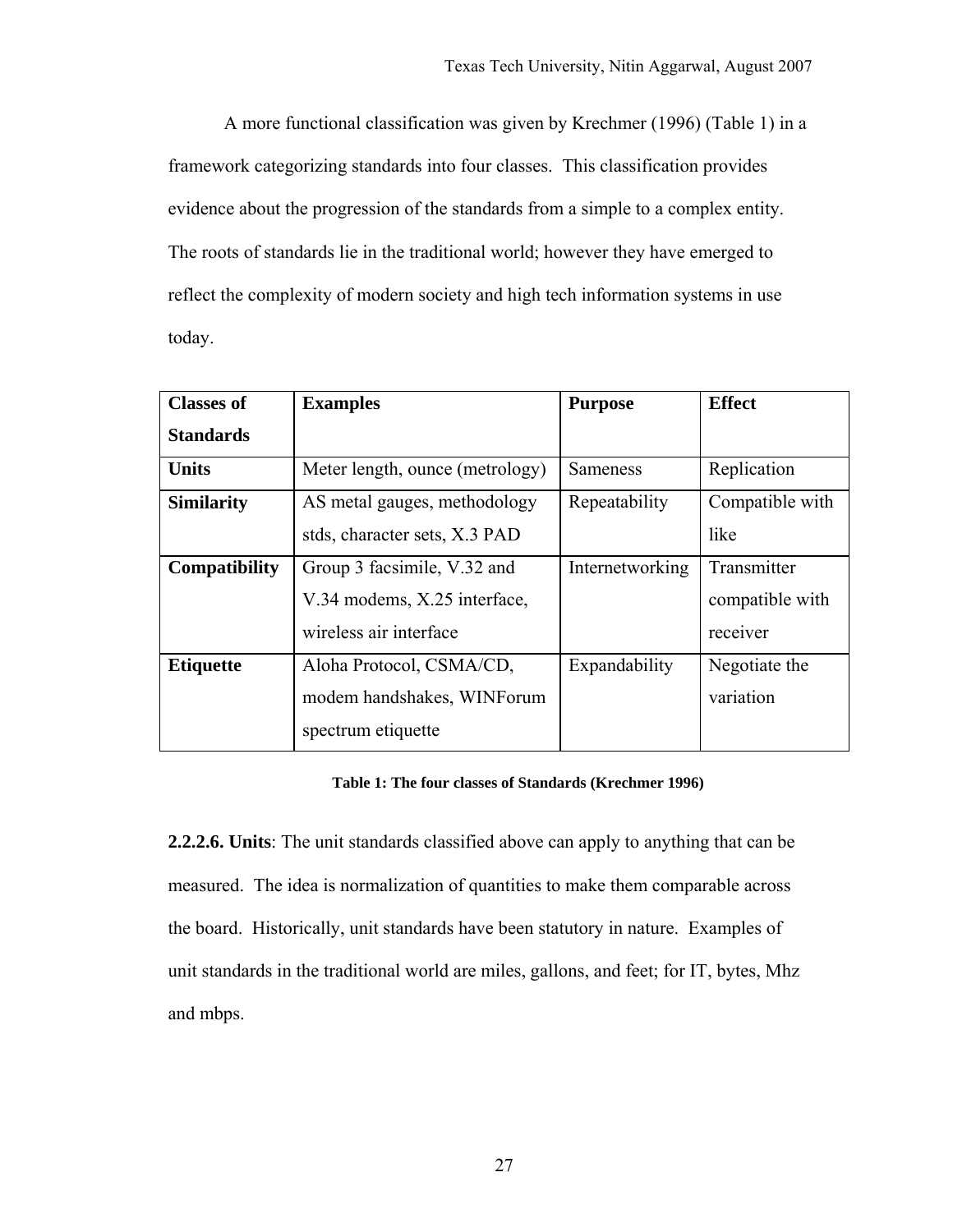A more functional classification was given by Krechmer (1996) (Table 1) in a framework categorizing standards into four classes. This classification provides evidence about the progression of the standards from a simple to a complex entity. The roots of standards lie in the traditional world; however they have emerged to reflect the complexity of modern society and high tech information systems in use today.

| **Classes of Standards** | **Examples** | **Purpose** | **Effect** |
|---|---|---|---|
| **Units** | Meter length, ounce (metrology) | Sameness | Replication |
| **Similarity** | AS metal gauges, methodology stds, character sets, X.3 PAD | Repeatability | Compatible with like |
| **Compatibility** | Group 3 facsimile, V.32 and V.34 modems, X.25 interface, wireless air interface | Internetworking | Transmitter compatible with receiver |
| **Etiquette** | Aloha Protocol, CSMA/CD, modem handshakes, WINForum spectrum etiquette | Expandability | Negotiate the variation |

**Table 1: The four classes of Standards (Krechmer 1996)**

**2.2.2.6. Units**: The unit standards classified above can apply to anything that can be measured. The idea is normalization of quantities to make them comparable across the board. Historically, unit standards have been statutory in nature. Examples of unit standards in the traditional world are miles, gallons, and feet; for IT, bytes, Mhz and mbps.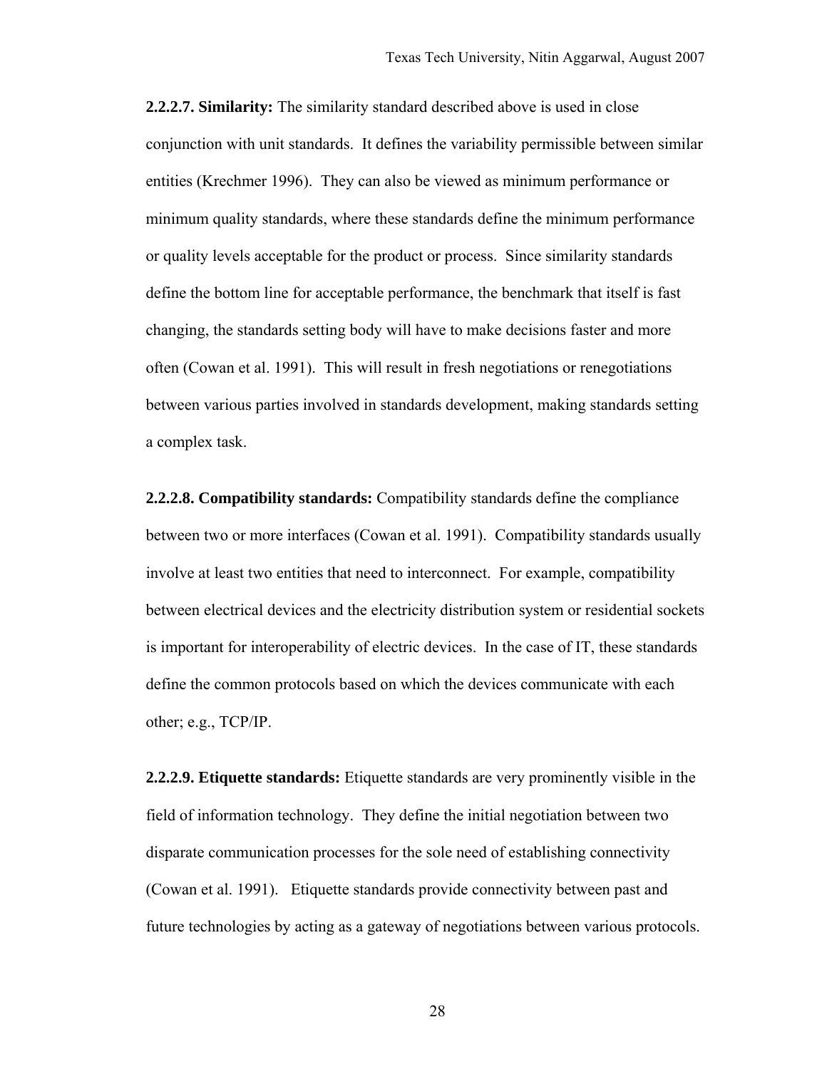**2.2.2.7. Similarity:** The similarity standard described above is used in close conjunction with unit standards. It defines the variability permissible between similar entities (Krechmer 1996). They can also be viewed as minimum performance or minimum quality standards, where these standards define the minimum performance or quality levels acceptable for the product or process. Since similarity standards define the bottom line for acceptable performance, the benchmark that itself is fast changing, the standards setting body will have to make decisions faster and more often (Cowan et al. 1991). This will result in fresh negotiations or renegotiations between various parties involved in standards development, making standards setting a complex task.

**2.2.2.8. Compatibility standards:** Compatibility standards define the compliance between two or more interfaces (Cowan et al. 1991). Compatibility standards usually involve at least two entities that need to interconnect. For example, compatibility between electrical devices and the electricity distribution system or residential sockets is important for interoperability of electric devices. In the case of IT, these standards define the common protocols based on which the devices communicate with each other; e.g., TCP/IP.

**2.2.2.9. Etiquette standards:** Etiquette standards are very prominently visible in the field of information technology. They define the initial negotiation between two disparate communication processes for the sole need of establishing connectivity (Cowan et al. 1991). Etiquette standards provide connectivity between past and future technologies by acting as a gateway of negotiations between various protocols.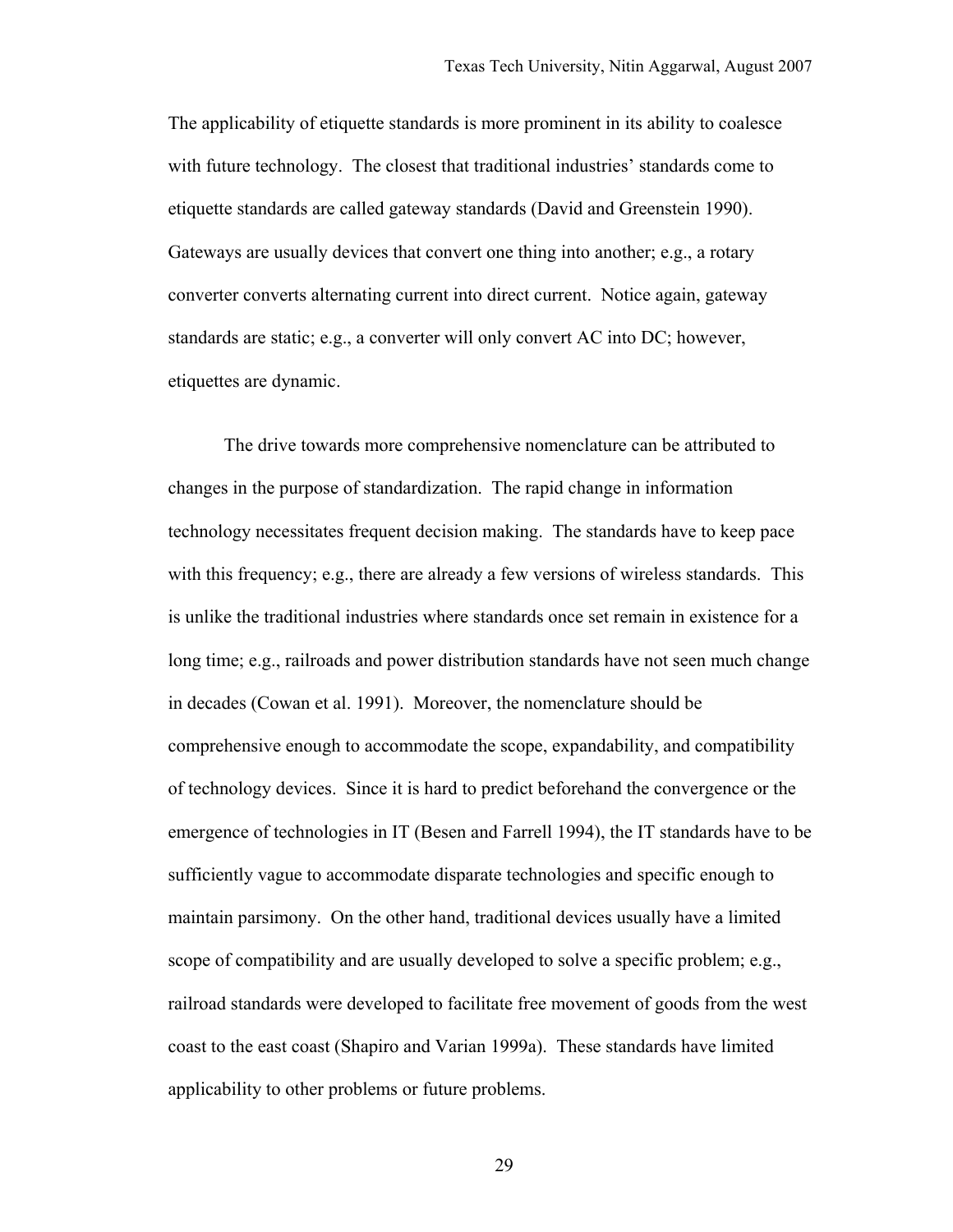The applicability of etiquette standards is more prominent in its ability to coalesce with future technology. The closest that traditional industries' standards come to etiquette standards are called gateway standards (David and Greenstein 1990). Gateways are usually devices that convert one thing into another; e.g., a rotary converter converts alternating current into direct current. Notice again, gateway standards are static; e.g., a converter will only convert AC into DC; however, etiquettes are dynamic.

The drive towards more comprehensive nomenclature can be attributed to changes in the purpose of standardization. The rapid change in information technology necessitates frequent decision making. The standards have to keep pace with this frequency; e.g., there are already a few versions of wireless standards. This is unlike the traditional industries where standards once set remain in existence for a long time; e.g., railroads and power distribution standards have not seen much change in decades (Cowan et al. 1991). Moreover, the nomenclature should be comprehensive enough to accommodate the scope, expandability, and compatibility of technology devices. Since it is hard to predict beforehand the convergence or the emergence of technologies in IT (Besen and Farrell 1994), the IT standards have to be sufficiently vague to accommodate disparate technologies and specific enough to maintain parsimony. On the other hand, traditional devices usually have a limited scope of compatibility and are usually developed to solve a specific problem; e.g., railroad standards were developed to facilitate free movement of goods from the west coast to the east coast (Shapiro and Varian 1999a). These standards have limited applicability to other problems or future problems.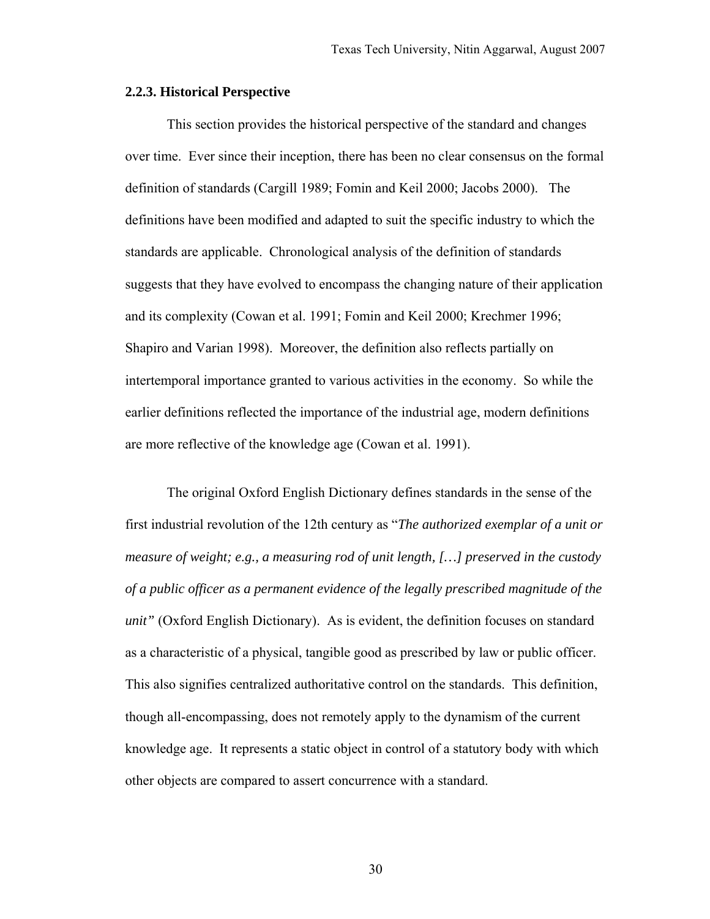### 2.2.3. Historical Perspective

This section provides the historical perspective of the standard and changes over time. Ever since their inception, there has been no clear consensus on the formal definition of standards (Cargill 1989; Fomin and Keil 2000; Jacobs 2000). The definitions have been modified and adapted to suit the specific industry to which the standards are applicable. Chronological analysis of the definition of standards suggests that they have evolved to encompass the changing nature of their application and its complexity (Cowan et al. 1991; Fomin and Keil 2000; Krechmer 1996; Shapiro and Varian 1998). Moreover, the definition also reflects partially on intertemporal importance granted to various activities in the economy. So while the earlier definitions reflected the importance of the industrial age, modern definitions are more reflective of the knowledge age (Cowan et al. 1991).

The original Oxford English Dictionary defines standards in the sense of the first industrial revolution of the 12th century as "*The authorized exemplar of a unit or measure of weight; e.g., a measuring rod of unit length, […] preserved in the custody of a public officer as a permanent evidence of the legally prescribed magnitude of the unit"* (Oxford English Dictionary). As is evident, the definition focuses on standard as a characteristic of a physical, tangible good as prescribed by law or public officer. This also signifies centralized authoritative control on the standards. This definition, though all-encompassing, does not remotely apply to the dynamism of the current knowledge age. It represents a static object in control of a statutory body with which other objects are compared to assert concurrence with a standard.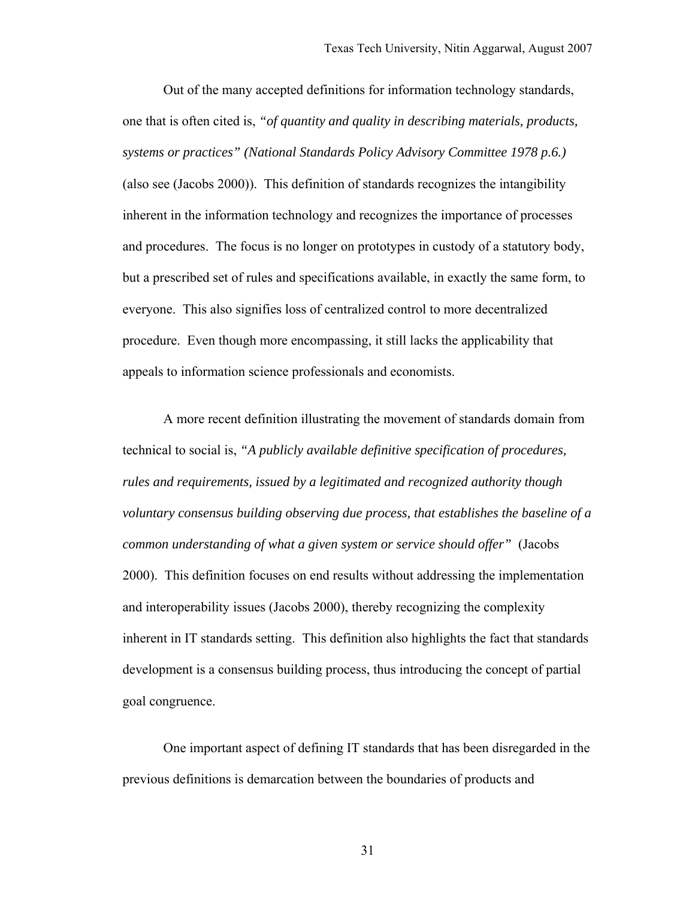Out of the many accepted definitions for information technology standards, one that is often cited is, *"of quantity and quality in describing materials, products, systems or practices" (National Standards Policy Advisory Committee 1978 p.6.)* (also see (Jacobs 2000)). This definition of standards recognizes the intangibility inherent in the information technology and recognizes the importance of processes and procedures. The focus is no longer on prototypes in custody of a statutory body, but a prescribed set of rules and specifications available, in exactly the same form, to everyone. This also signifies loss of centralized control to more decentralized procedure. Even though more encompassing, it still lacks the applicability that appeals to information science professionals and economists.

A more recent definition illustrating the movement of standards domain from technical to social is, *"A publicly available definitive specification of procedures, rules and requirements, issued by a legitimated and recognized authority though voluntary consensus building observing due process, that establishes the baseline of a common understanding of what a given system or service should offer"* (Jacobs 2000). This definition focuses on end results without addressing the implementation and interoperability issues (Jacobs 2000), thereby recognizing the complexity inherent in IT standards setting. This definition also highlights the fact that standards development is a consensus building process, thus introducing the concept of partial goal congruence.

One important aspect of defining IT standards that has been disregarded in the previous definitions is demarcation between the boundaries of products and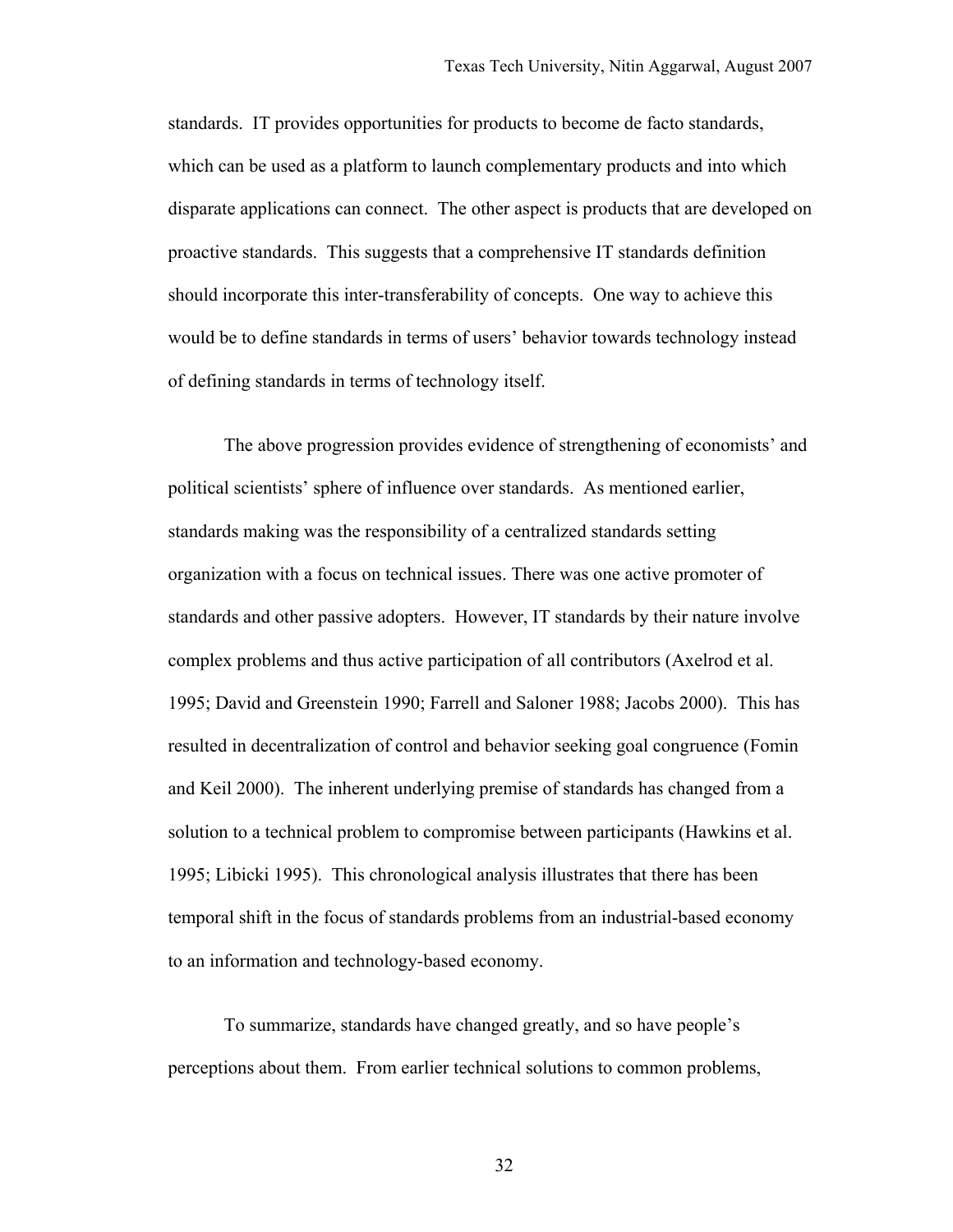standards. IT provides opportunities for products to become de facto standards, which can be used as a platform to launch complementary products and into which disparate applications can connect. The other aspect is products that are developed on proactive standards. This suggests that a comprehensive IT standards definition should incorporate this inter-transferability of concepts. One way to achieve this would be to define standards in terms of users' behavior towards technology instead of defining standards in terms of technology itself.

The above progression provides evidence of strengthening of economists' and political scientists' sphere of influence over standards. As mentioned earlier, standards making was the responsibility of a centralized standards setting organization with a focus on technical issues. There was one active promoter of standards and other passive adopters. However, IT standards by their nature involve complex problems and thus active participation of all contributors (Axelrod et al. 1995; David and Greenstein 1990; Farrell and Saloner 1988; Jacobs 2000). This has resulted in decentralization of control and behavior seeking goal congruence (Fomin and Keil 2000). The inherent underlying premise of standards has changed from a solution to a technical problem to compromise between participants (Hawkins et al. 1995; Libicki 1995). This chronological analysis illustrates that there has been temporal shift in the focus of standards problems from an industrial-based economy to an information and technology-based economy.

To summarize, standards have changed greatly, and so have people's perceptions about them. From earlier technical solutions to common problems,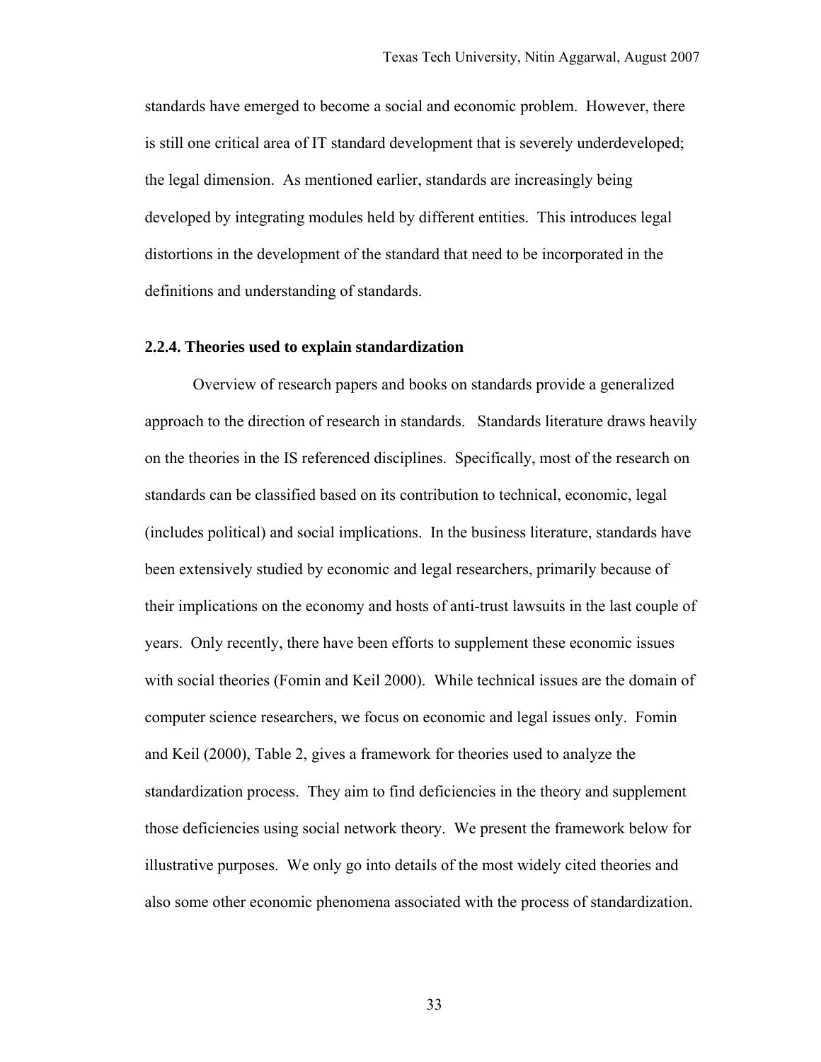standards have emerged to become a social and economic problem. However, there is still one critical area of IT standard development that is severely underdeveloped; the legal dimension. As mentioned earlier, standards are increasingly being developed by integrating modules held by different entities. This introduces legal distortions in the development of the standard that need to be incorporated in the definitions and understanding of standards.

### 2.2.4. Theories used to explain standardization

Overview of research papers and books on standards provide a generalized approach to the direction of research in standards. Standards literature draws heavily on the theories in the IS referenced disciplines. Specifically, most of the research on standards can be classified based on its contribution to technical, economic, legal (includes political) and social implications. In the business literature, standards have been extensively studied by economic and legal researchers, primarily because of their implications on the economy and hosts of anti-trust lawsuits in the last couple of years. Only recently, there have been efforts to supplement these economic issues with social theories (Fomin and Keil 2000). While technical issues are the domain of computer science researchers, we focus on economic and legal issues only. Fomin and Keil (2000), Table 2, gives a framework for theories used to analyze the standardization process. They aim to find deficiencies in the theory and supplement those deficiencies using social network theory. We present the framework below for illustrative purposes. We only go into details of the most widely cited theories and also some other economic phenomena associated with the process of standardization.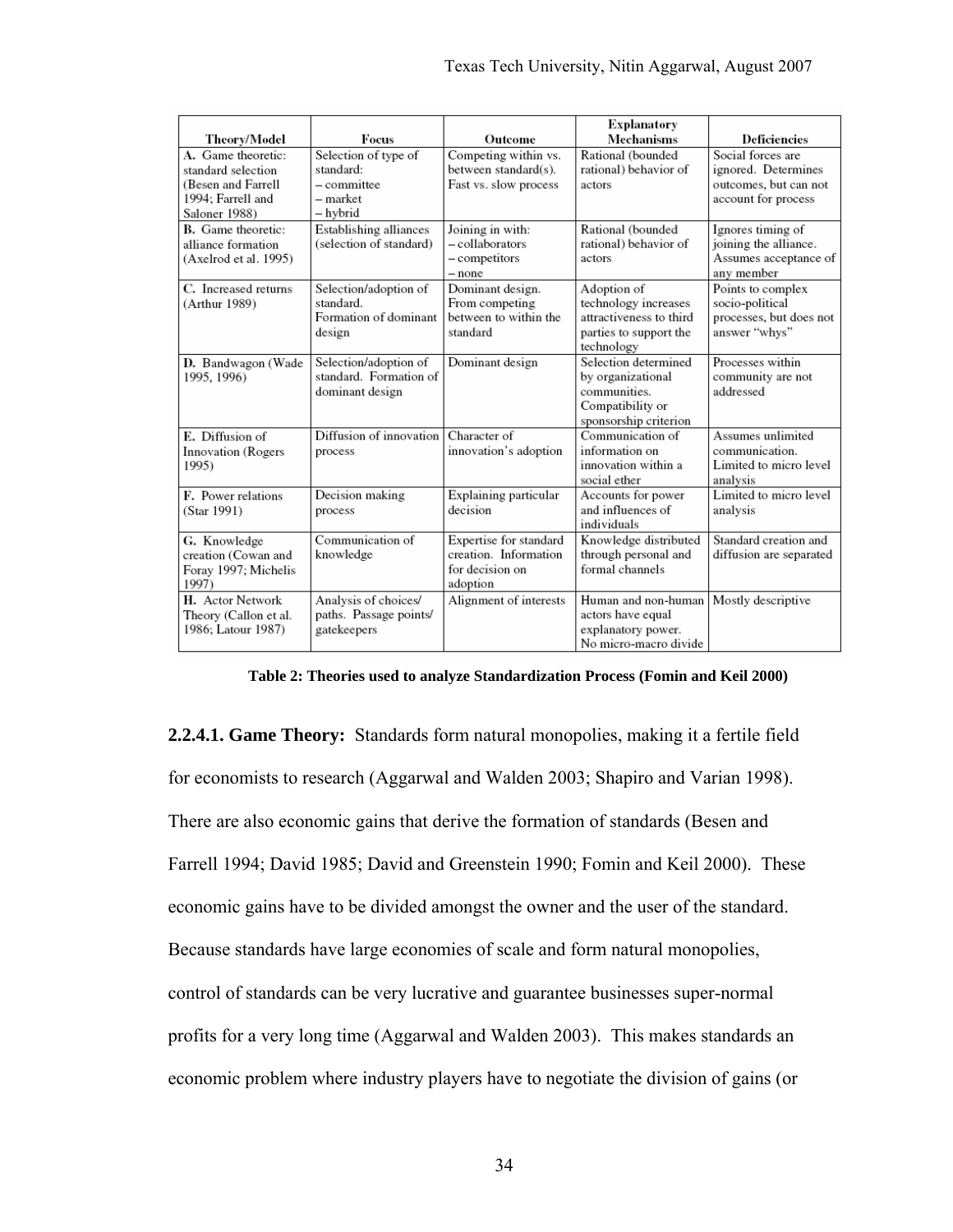| Theory/Model | Focus | Outcome | Explanatory Mechanisms | Deficiencies |
|---|---|---|---|---|
| **A.** Game theoretic: standard selection (Besen and Farrell 1994; Farrell and Saloner 1988) | Selection of type of standard: – committee – market – hybrid | Competing within vs. between standard(s). Fast vs. slow process | Rational (bounded rational) behavior of actors | Social forces are ignored. Determines outcomes, but can not account for process |
| **B.** Game theoretic: alliance formation (Axelrod et al. 1995) | Establishing alliances (selection of standard) | Joining in with: – collaborators – competitors – none | Rational (bounded rational) behavior of actors | Ignores timing of joining the alliance. Assumes acceptance of any member |
| **C.** Increased returns (Arthur 1989) | Selection/adoption of standard. Formation of dominant design | Dominant design. From competing between to within the standard | Adoption of technology increases attractiveness to third parties to support the technology | Points to complex socio-political processes, but does not answer "whys" |
| **D.** Bandwagon (Wade 1995, 1996) | Selection/adoption of standard. Formation of dominant design | Dominant design | Selection determined by organizational communities. Compatibility or sponsorship criterion | Processes within community are not addressed |
| **E.** Diffusion of Innovation (Rogers 1995) | Diffusion of innovation process | Character of innovation's adoption | Communication of information on innovation within a social ether | Assumes unlimited communication. Limited to micro level analysis |
| **F.** Power relations (Star 1991) | Decision making process | Explaining particular decision | Accounts for power and influences of individuals | Limited to micro level analysis |
| **G.** Knowledge creation (Cowan and Foray 1997; Michelis 1997) | Communication of knowledge | Expertise for standard creation. Information for decision on adoption | Knowledge distributed through personal and formal channels | Standard creation and diffusion are separated |
| **H.** Actor Network Theory (Callon et al. 1986; Latour 1987) | Analysis of choices/ paths. Passage points/ gatekeepers | Alignment of interests | Human and non-human actors have equal explanatory power. No micro-macro divide | Mostly descriptive |

**Table 2: Theories used to analyze Standardization Process (Fomin and Keil 2000)**

**2.2.4.1. Game Theory:** Standards form natural monopolies, making it a fertile field for economists to research (Aggarwal and Walden 2003; Shapiro and Varian 1998). There are also economic gains that derive the formation of standards (Besen and Farrell 1994; David 1985; David and Greenstein 1990; Fomin and Keil 2000). These economic gains have to be divided amongst the owner and the user of the standard. Because standards have large economies of scale and form natural monopolies, control of standards can be very lucrative and guarantee businesses super-normal profits for a very long time (Aggarwal and Walden 2003). This makes standards an economic problem where industry players have to negotiate the division of gains (or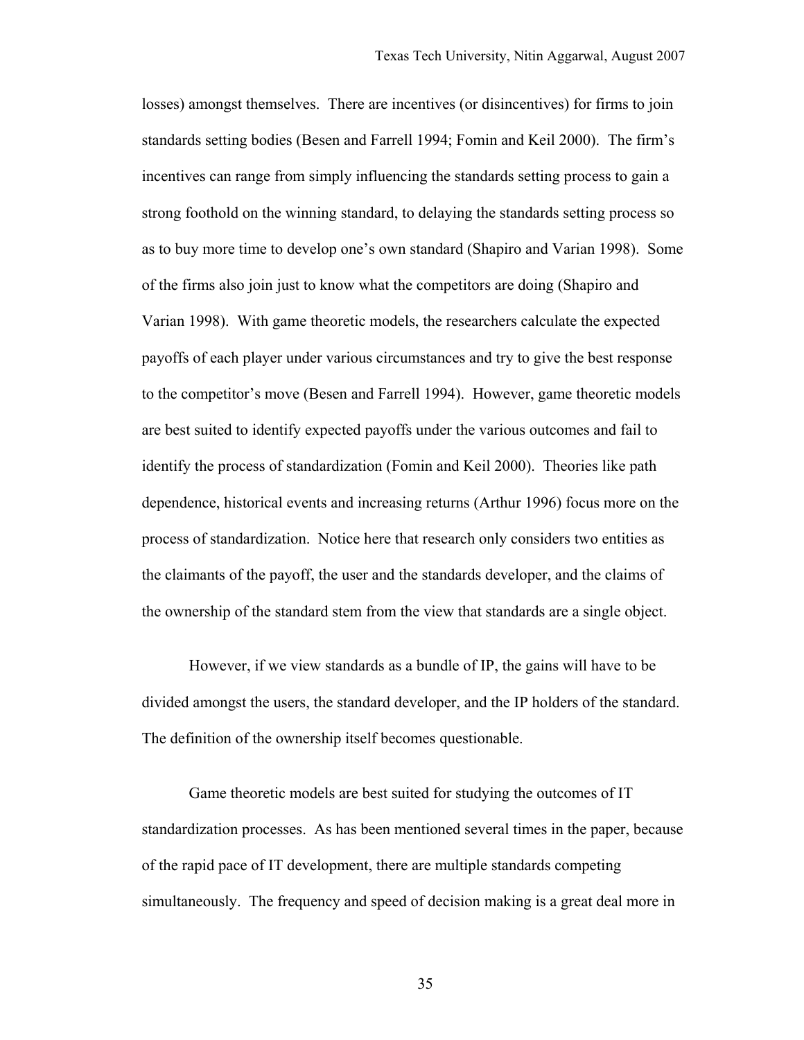losses) amongst themselves. There are incentives (or disincentives) for firms to join standards setting bodies (Besen and Farrell 1994; Fomin and Keil 2000). The firm's incentives can range from simply influencing the standards setting process to gain a strong foothold on the winning standard, to delaying the standards setting process so as to buy more time to develop one's own standard (Shapiro and Varian 1998). Some of the firms also join just to know what the competitors are doing (Shapiro and Varian 1998). With game theoretic models, the researchers calculate the expected payoffs of each player under various circumstances and try to give the best response to the competitor's move (Besen and Farrell 1994). However, game theoretic models are best suited to identify expected payoffs under the various outcomes and fail to identify the process of standardization (Fomin and Keil 2000). Theories like path dependence, historical events and increasing returns (Arthur 1996) focus more on the process of standardization. Notice here that research only considers two entities as the claimants of the payoff, the user and the standards developer, and the claims of the ownership of the standard stem from the view that standards are a single object.

However, if we view standards as a bundle of IP, the gains will have to be divided amongst the users, the standard developer, and the IP holders of the standard. The definition of the ownership itself becomes questionable.

Game theoretic models are best suited for studying the outcomes of IT standardization processes. As has been mentioned several times in the paper, because of the rapid pace of IT development, there are multiple standards competing simultaneously. The frequency and speed of decision making is a great deal more in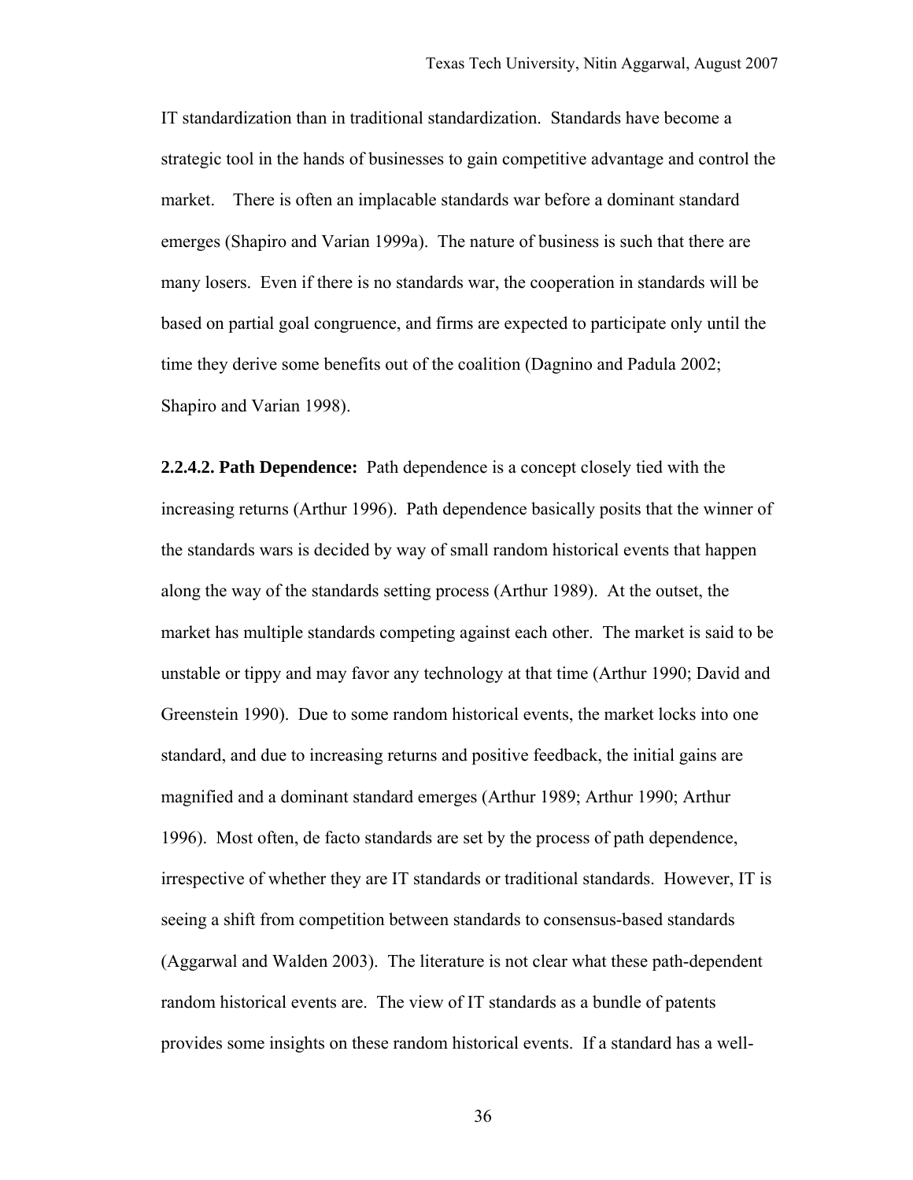IT standardization than in traditional standardization. Standards have become a strategic tool in the hands of businesses to gain competitive advantage and control the market. There is often an implacable standards war before a dominant standard emerges (Shapiro and Varian 1999a). The nature of business is such that there are many losers. Even if there is no standards war, the cooperation in standards will be based on partial goal congruence, and firms are expected to participate only until the time they derive some benefits out of the coalition (Dagnino and Padula 2002; Shapiro and Varian 1998).

**2.2.4.2. Path Dependence:** Path dependence is a concept closely tied with the increasing returns (Arthur 1996). Path dependence basically posits that the winner of the standards wars is decided by way of small random historical events that happen along the way of the standards setting process (Arthur 1989). At the outset, the market has multiple standards competing against each other. The market is said to be unstable or tippy and may favor any technology at that time (Arthur 1990; David and Greenstein 1990). Due to some random historical events, the market locks into one standard, and due to increasing returns and positive feedback, the initial gains are magnified and a dominant standard emerges (Arthur 1989; Arthur 1990; Arthur 1996). Most often, de facto standards are set by the process of path dependence, irrespective of whether they are IT standards or traditional standards. However, IT is seeing a shift from competition between standards to consensus-based standards (Aggarwal and Walden 2003). The literature is not clear what these path-dependent random historical events are. The view of IT standards as a bundle of patents provides some insights on these random historical events. If a standard has a well-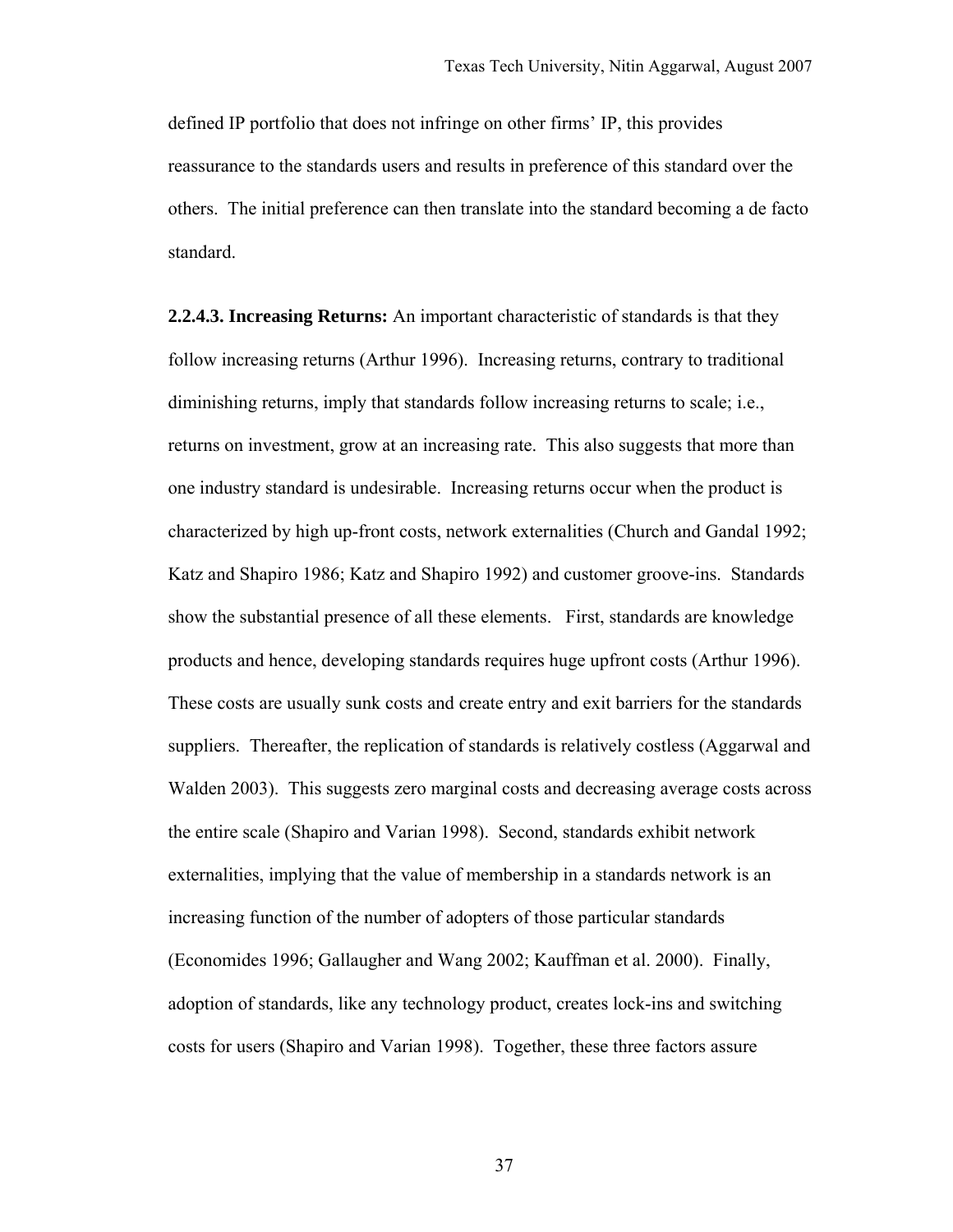defined IP portfolio that does not infringe on other firms' IP, this provides reassurance to the standards users and results in preference of this standard over the others. The initial preference can then translate into the standard becoming a de facto standard.

**2.2.4.3. Increasing Returns:** An important characteristic of standards is that they follow increasing returns (Arthur 1996). Increasing returns, contrary to traditional diminishing returns, imply that standards follow increasing returns to scale; i.e., returns on investment, grow at an increasing rate. This also suggests that more than one industry standard is undesirable. Increasing returns occur when the product is characterized by high up-front costs, network externalities (Church and Gandal 1992; Katz and Shapiro 1986; Katz and Shapiro 1992) and customer groove-ins. Standards show the substantial presence of all these elements. First, standards are knowledge products and hence, developing standards requires huge upfront costs (Arthur 1996). These costs are usually sunk costs and create entry and exit barriers for the standards suppliers. Thereafter, the replication of standards is relatively costless (Aggarwal and Walden 2003). This suggests zero marginal costs and decreasing average costs across the entire scale (Shapiro and Varian 1998). Second, standards exhibit network externalities, implying that the value of membership in a standards network is an increasing function of the number of adopters of those particular standards (Economides 1996; Gallaugher and Wang 2002; Kauffman et al. 2000). Finally, adoption of standards, like any technology product, creates lock-ins and switching costs for users (Shapiro and Varian 1998). Together, these three factors assure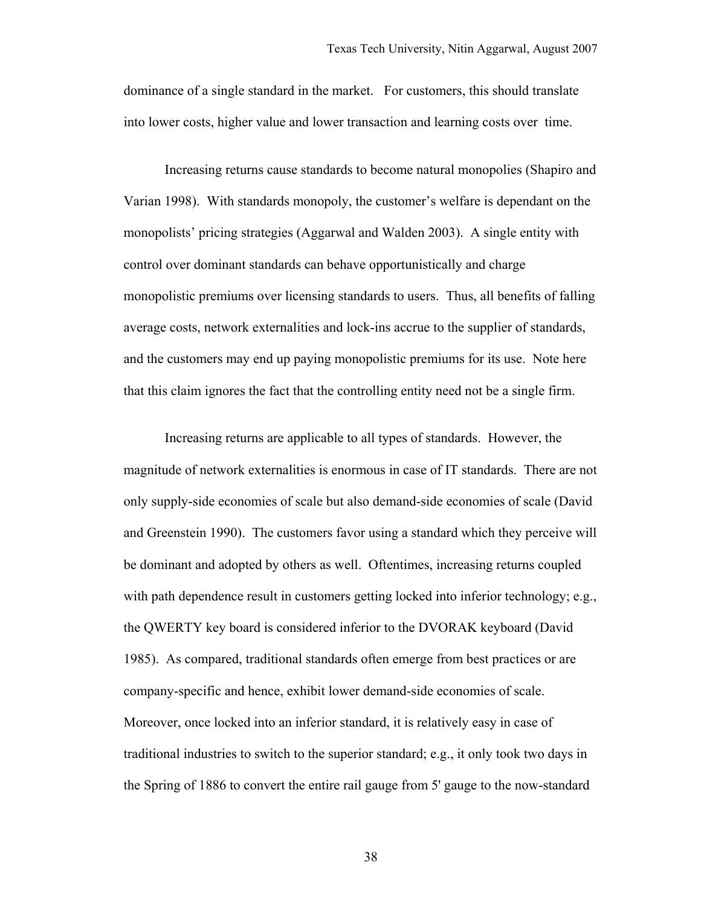dominance of a single standard in the market. For customers, this should translate into lower costs, higher value and lower transaction and learning costs over time.

Increasing returns cause standards to become natural monopolies (Shapiro and Varian 1998). With standards monopoly, the customer's welfare is dependant on the monopolists' pricing strategies (Aggarwal and Walden 2003). A single entity with control over dominant standards can behave opportunistically and charge monopolistic premiums over licensing standards to users. Thus, all benefits of falling average costs, network externalities and lock-ins accrue to the supplier of standards, and the customers may end up paying monopolistic premiums for its use. Note here that this claim ignores the fact that the controlling entity need not be a single firm.

Increasing returns are applicable to all types of standards. However, the magnitude of network externalities is enormous in case of IT standards. There are not only supply-side economies of scale but also demand-side economies of scale (David and Greenstein 1990). The customers favor using a standard which they perceive will be dominant and adopted by others as well. Oftentimes, increasing returns coupled with path dependence result in customers getting locked into inferior technology; e.g., the QWERTY key board is considered inferior to the DVORAK keyboard (David 1985). As compared, traditional standards often emerge from best practices or are company-specific and hence, exhibit lower demand-side economies of scale. Moreover, once locked into an inferior standard, it is relatively easy in case of traditional industries to switch to the superior standard; e.g., it only took two days in the Spring of 1886 to convert the entire rail gauge from 5' gauge to the now-standard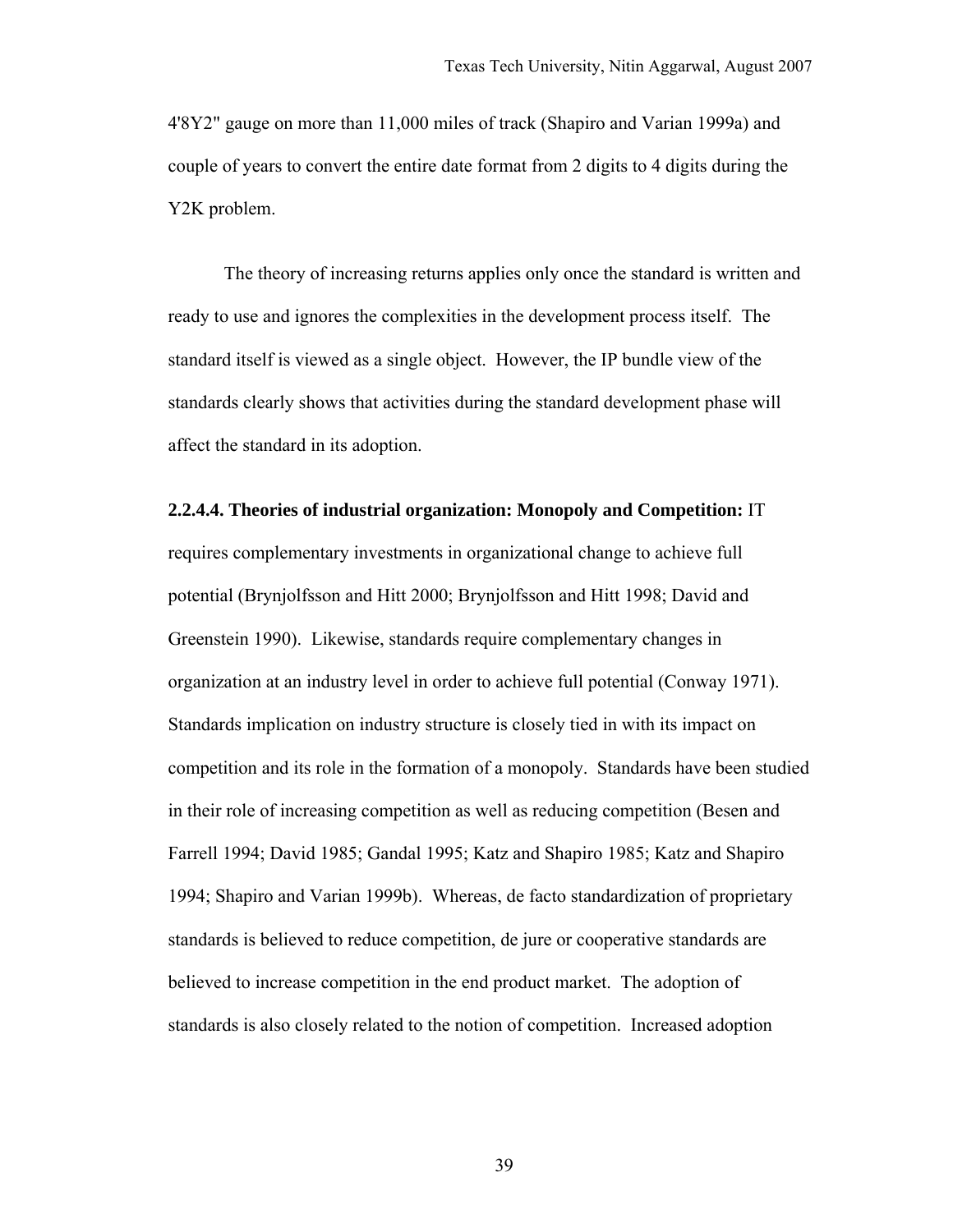4'8Y2" gauge on more than 11,000 miles of track (Shapiro and Varian 1999a) and couple of years to convert the entire date format from 2 digits to 4 digits during the Y2K problem.

The theory of increasing returns applies only once the standard is written and ready to use and ignores the complexities in the development process itself. The standard itself is viewed as a single object. However, the IP bundle view of the standards clearly shows that activities during the standard development phase will affect the standard in its adoption.

**2.2.4.4. Theories of industrial organization: Monopoly and Competition:** IT requires complementary investments in organizational change to achieve full potential (Brynjolfsson and Hitt 2000; Brynjolfsson and Hitt 1998; David and Greenstein 1990). Likewise, standards require complementary changes in organization at an industry level in order to achieve full potential (Conway 1971). Standards implication on industry structure is closely tied in with its impact on competition and its role in the formation of a monopoly. Standards have been studied in their role of increasing competition as well as reducing competition (Besen and Farrell 1994; David 1985; Gandal 1995; Katz and Shapiro 1985; Katz and Shapiro 1994; Shapiro and Varian 1999b). Whereas, de facto standardization of proprietary standards is believed to reduce competition, de jure or cooperative standards are believed to increase competition in the end product market. The adoption of standards is also closely related to the notion of competition. Increased adoption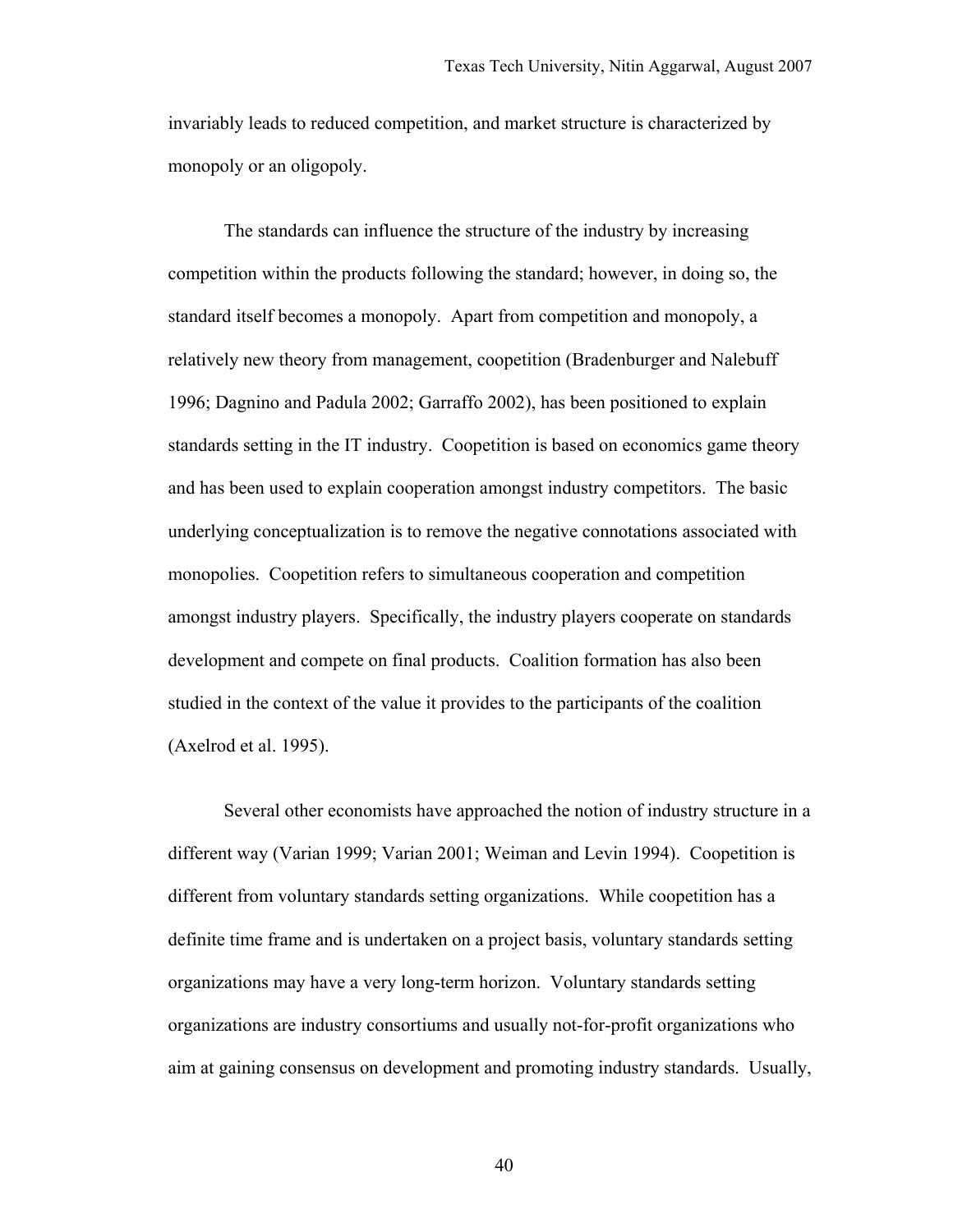invariably leads to reduced competition, and market structure is characterized by monopoly or an oligopoly.

The standards can influence the structure of the industry by increasing competition within the products following the standard; however, in doing so, the standard itself becomes a monopoly. Apart from competition and monopoly, a relatively new theory from management, coopetition (Bradenburger and Nalebuff 1996; Dagnino and Padula 2002; Garraffo 2002), has been positioned to explain standards setting in the IT industry. Coopetition is based on economics game theory and has been used to explain cooperation amongst industry competitors. The basic underlying conceptualization is to remove the negative connotations associated with monopolies. Coopetition refers to simultaneous cooperation and competition amongst industry players. Specifically, the industry players cooperate on standards development and compete on final products. Coalition formation has also been studied in the context of the value it provides to the participants of the coalition (Axelrod et al. 1995).

Several other economists have approached the notion of industry structure in a different way (Varian 1999; Varian 2001; Weiman and Levin 1994). Coopetition is different from voluntary standards setting organizations. While coopetition has a definite time frame and is undertaken on a project basis, voluntary standards setting organizations may have a very long-term horizon. Voluntary standards setting organizations are industry consortiums and usually not-for-profit organizations who aim at gaining consensus on development and promoting industry standards. Usually,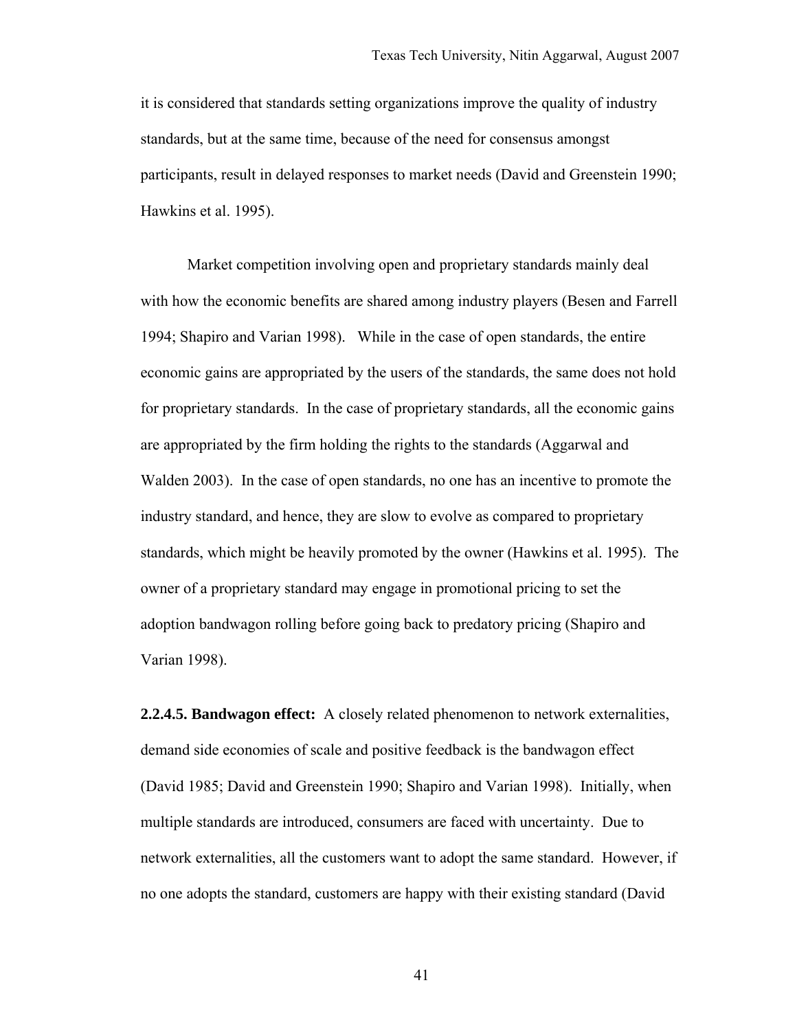it is considered that standards setting organizations improve the quality of industry standards, but at the same time, because of the need for consensus amongst participants, result in delayed responses to market needs (David and Greenstein 1990; Hawkins et al. 1995).

Market competition involving open and proprietary standards mainly deal with how the economic benefits are shared among industry players (Besen and Farrell 1994; Shapiro and Varian 1998). While in the case of open standards, the entire economic gains are appropriated by the users of the standards, the same does not hold for proprietary standards. In the case of proprietary standards, all the economic gains are appropriated by the firm holding the rights to the standards (Aggarwal and Walden 2003). In the case of open standards, no one has an incentive to promote the industry standard, and hence, they are slow to evolve as compared to proprietary standards, which might be heavily promoted by the owner (Hawkins et al. 1995). The owner of a proprietary standard may engage in promotional pricing to set the adoption bandwagon rolling before going back to predatory pricing (Shapiro and Varian 1998).

**2.2.4.5. Bandwagon effect:** A closely related phenomenon to network externalities, demand side economies of scale and positive feedback is the bandwagon effect (David 1985; David and Greenstein 1990; Shapiro and Varian 1998). Initially, when multiple standards are introduced, consumers are faced with uncertainty. Due to network externalities, all the customers want to adopt the same standard. However, if no one adopts the standard, customers are happy with their existing standard (David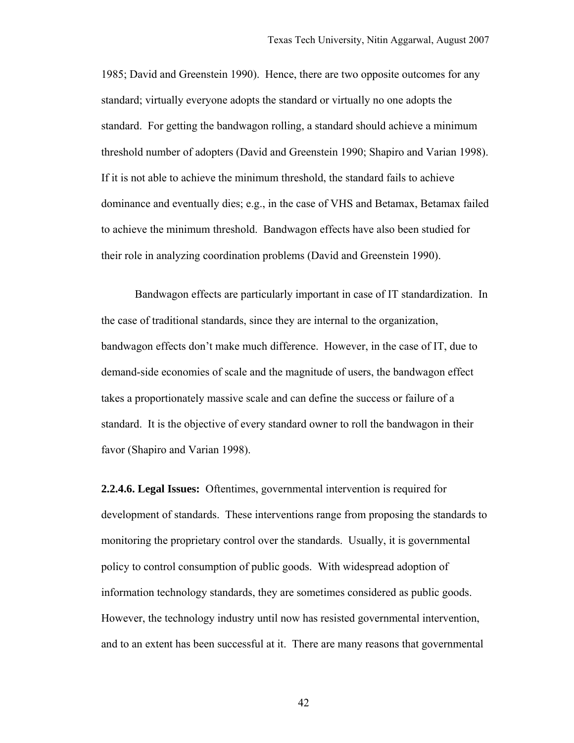1985; David and Greenstein 1990). Hence, there are two opposite outcomes for any standard; virtually everyone adopts the standard or virtually no one adopts the standard. For getting the bandwagon rolling, a standard should achieve a minimum threshold number of adopters (David and Greenstein 1990; Shapiro and Varian 1998). If it is not able to achieve the minimum threshold, the standard fails to achieve dominance and eventually dies; e.g., in the case of VHS and Betamax, Betamax failed to achieve the minimum threshold. Bandwagon effects have also been studied for their role in analyzing coordination problems (David and Greenstein 1990).

Bandwagon effects are particularly important in case of IT standardization. In the case of traditional standards, since they are internal to the organization, bandwagon effects don't make much difference. However, in the case of IT, due to demand-side economies of scale and the magnitude of users, the bandwagon effect takes a proportionately massive scale and can define the success or failure of a standard. It is the objective of every standard owner to roll the bandwagon in their favor (Shapiro and Varian 1998).

**2.2.4.6. Legal Issues:** Oftentimes, governmental intervention is required for development of standards. These interventions range from proposing the standards to monitoring the proprietary control over the standards. Usually, it is governmental policy to control consumption of public goods. With widespread adoption of information technology standards, they are sometimes considered as public goods. However, the technology industry until now has resisted governmental intervention, and to an extent has been successful at it. There are many reasons that governmental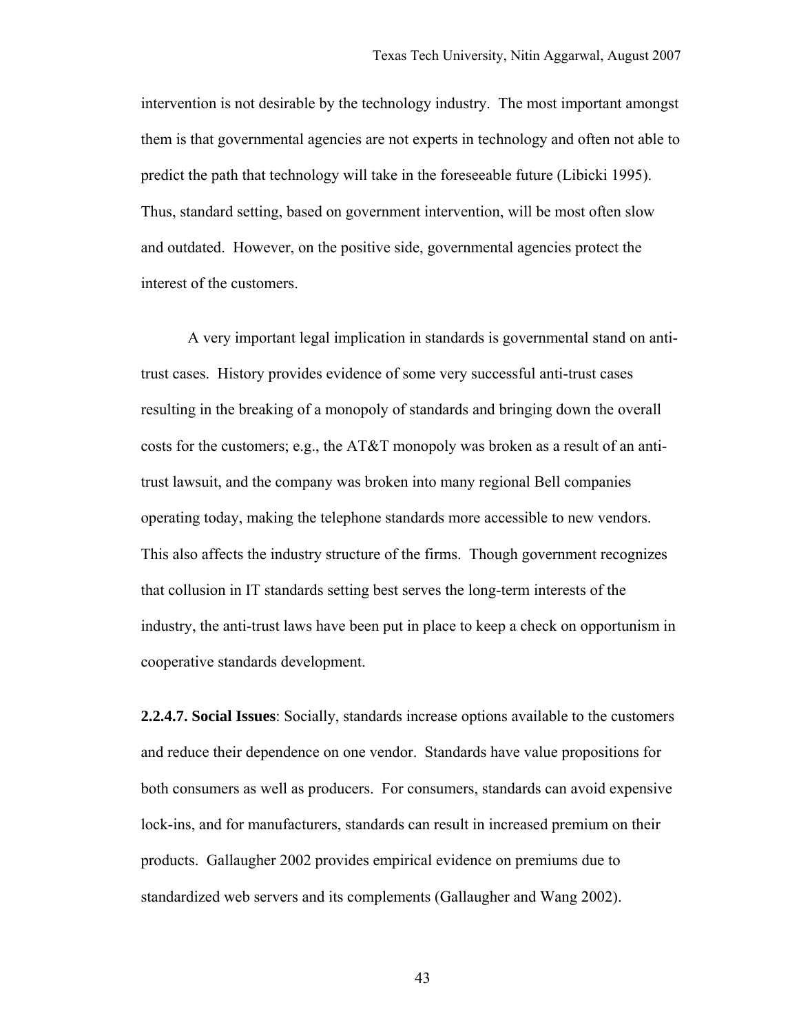intervention is not desirable by the technology industry. The most important amongst them is that governmental agencies are not experts in technology and often not able to predict the path that technology will take in the foreseeable future (Libicki 1995). Thus, standard setting, based on government intervention, will be most often slow and outdated. However, on the positive side, governmental agencies protect the interest of the customers.

A very important legal implication in standards is governmental stand on anti-trust cases. History provides evidence of some very successful anti-trust cases resulting in the breaking of a monopoly of standards and bringing down the overall costs for the customers; e.g., the AT&T monopoly was broken as a result of an anti-trust lawsuit, and the company was broken into many regional Bell companies operating today, making the telephone standards more accessible to new vendors. This also affects the industry structure of the firms. Though government recognizes that collusion in IT standards setting best serves the long-term interests of the industry, the anti-trust laws have been put in place to keep a check on opportunism in cooperative standards development.

**2.2.4.7. Social Issues**: Socially, standards increase options available to the customers and reduce their dependence on one vendor. Standards have value propositions for both consumers as well as producers. For consumers, standards can avoid expensive lock-ins, and for manufacturers, standards can result in increased premium on their products. Gallaugher 2002 provides empirical evidence on premiums due to standardized web servers and its complements (Gallaugher and Wang 2002).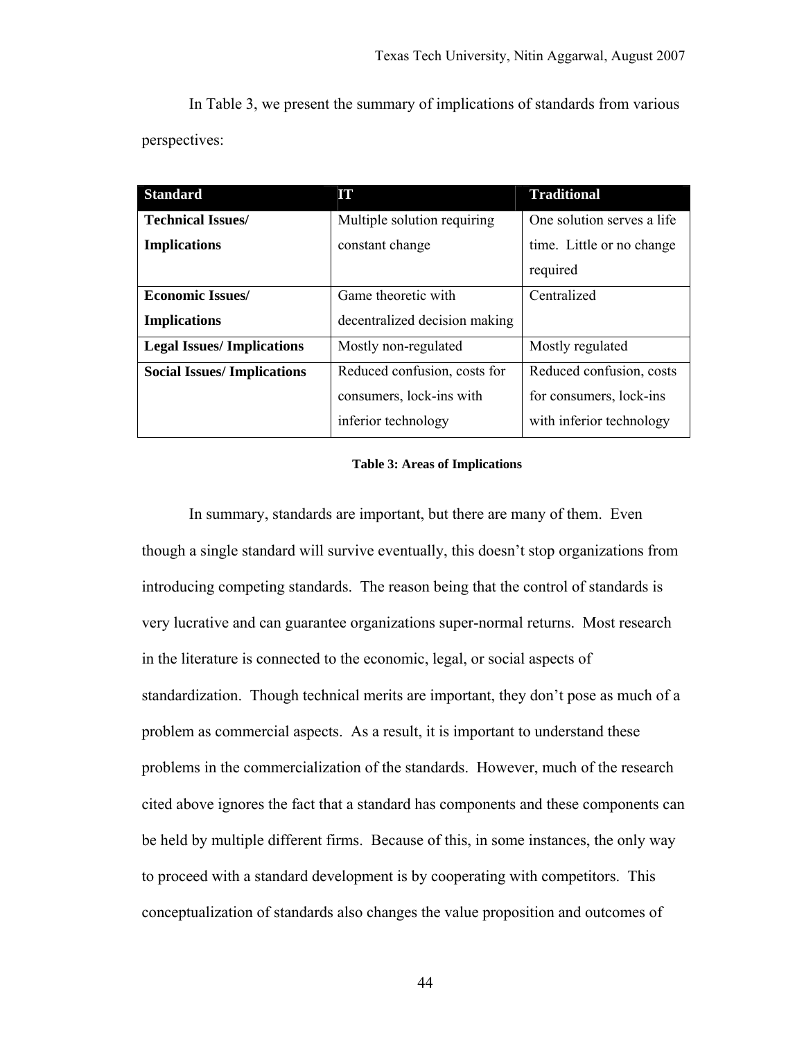In Table 3, we present the summary of implications of standards from various perspectives:

| Standard | IT | Traditional |
|---|---|---|
| **Technical Issues/ Implications** | Multiple solution requiring constant change | One solution serves a life time. Little or no change required |
| **Economic Issues/ Implications** | Game theoretic with decentralized decision making | Centralized |
| **Legal Issues/ Implications** | Mostly non-regulated | Mostly regulated |
| **Social Issues/ Implications** | Reduced confusion, costs for consumers, lock-ins with inferior technology | Reduced confusion, costs for consumers, lock-ins with inferior technology |

**Table 3: Areas of Implications**

In summary, standards are important, but there are many of them. Even though a single standard will survive eventually, this doesn't stop organizations from introducing competing standards. The reason being that the control of standards is very lucrative and can guarantee organizations super-normal returns. Most research in the literature is connected to the economic, legal, or social aspects of standardization. Though technical merits are important, they don't pose as much of a problem as commercial aspects. As a result, it is important to understand these problems in the commercialization of the standards. However, much of the research cited above ignores the fact that a standard has components and these components can be held by multiple different firms. Because of this, in some instances, the only way to proceed with a standard development is by cooperating with competitors. This conceptualization of standards also changes the value proposition and outcomes of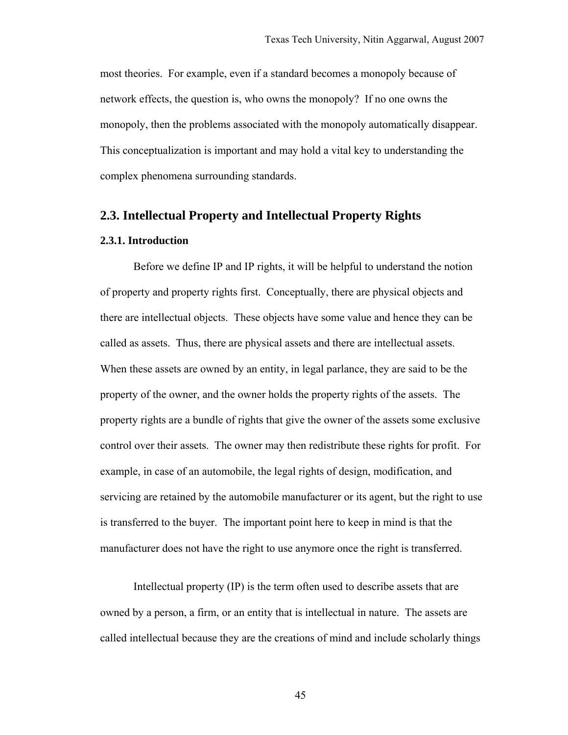most theories. For example, even if a standard becomes a monopoly because of network effects, the question is, who owns the monopoly? If no one owns the monopoly, then the problems associated with the monopoly automatically disappear. This conceptualization is important and may hold a vital key to understanding the complex phenomena surrounding standards.

## 2.3. Intellectual Property and Intellectual Property Rights

### 2.3.1. Introduction

Before we define IP and IP rights, it will be helpful to understand the notion of property and property rights first. Conceptually, there are physical objects and there are intellectual objects. These objects have some value and hence they can be called as assets. Thus, there are physical assets and there are intellectual assets. When these assets are owned by an entity, in legal parlance, they are said to be the property of the owner, and the owner holds the property rights of the assets. The property rights are a bundle of rights that give the owner of the assets some exclusive control over their assets. The owner may then redistribute these rights for profit. For example, in case of an automobile, the legal rights of design, modification, and servicing are retained by the automobile manufacturer or its agent, but the right to use is transferred to the buyer. The important point here to keep in mind is that the manufacturer does not have the right to use anymore once the right is transferred.

Intellectual property (IP) is the term often used to describe assets that are owned by a person, a firm, or an entity that is intellectual in nature. The assets are called intellectual because they are the creations of mind and include scholarly things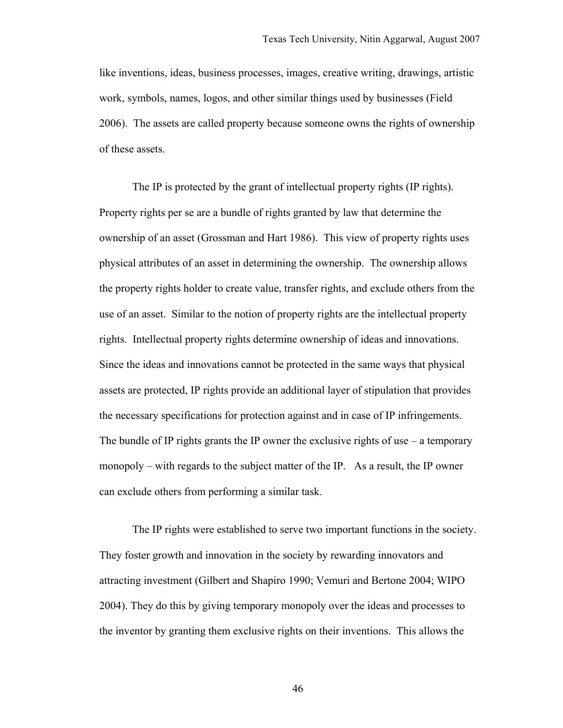like inventions, ideas, business processes, images, creative writing, drawings, artistic work, symbols, names, logos, and other similar things used by businesses (Field 2006). The assets are called property because someone owns the rights of ownership of these assets.

The IP is protected by the grant of intellectual property rights (IP rights). Property rights per se are a bundle of rights granted by law that determine the ownership of an asset (Grossman and Hart 1986). This view of property rights uses physical attributes of an asset in determining the ownership. The ownership allows the property rights holder to create value, transfer rights, and exclude others from the use of an asset. Similar to the notion of property rights are the intellectual property rights. Intellectual property rights determine ownership of ideas and innovations. Since the ideas and innovations cannot be protected in the same ways that physical assets are protected, IP rights provide an additional layer of stipulation that provides the necessary specifications for protection against and in case of IP infringements. The bundle of IP rights grants the IP owner the exclusive rights of use – a temporary monopoly – with regards to the subject matter of the IP. As a result, the IP owner can exclude others from performing a similar task.

The IP rights were established to serve two important functions in the society. They foster growth and innovation in the society by rewarding innovators and attracting investment (Gilbert and Shapiro 1990; Vemuri and Bertone 2004; WIPO 2004). They do this by giving temporary monopoly over the ideas and processes to the inventor by granting them exclusive rights on their inventions. This allows the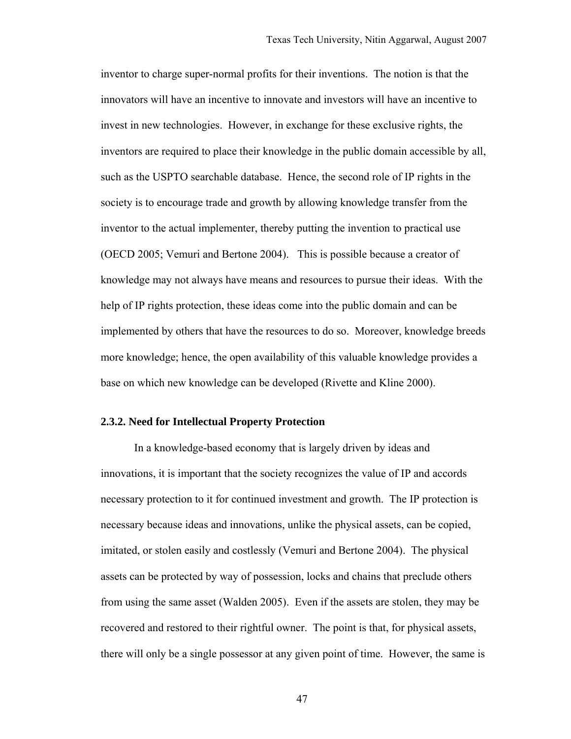inventor to charge super-normal profits for their inventions. The notion is that the innovators will have an incentive to innovate and investors will have an incentive to invest in new technologies. However, in exchange for these exclusive rights, the inventors are required to place their knowledge in the public domain accessible by all, such as the USPTO searchable database. Hence, the second role of IP rights in the society is to encourage trade and growth by allowing knowledge transfer from the inventor to the actual implementer, thereby putting the invention to practical use (OECD 2005; Vemuri and Bertone 2004). This is possible because a creator of knowledge may not always have means and resources to pursue their ideas. With the help of IP rights protection, these ideas come into the public domain and can be implemented by others that have the resources to do so. Moreover, knowledge breeds more knowledge; hence, the open availability of this valuable knowledge provides a base on which new knowledge can be developed (Rivette and Kline 2000).

### 2.3.2. Need for Intellectual Property Protection

In a knowledge-based economy that is largely driven by ideas and innovations, it is important that the society recognizes the value of IP and accords necessary protection to it for continued investment and growth. The IP protection is necessary because ideas and innovations, unlike the physical assets, can be copied, imitated, or stolen easily and costlessly (Vemuri and Bertone 2004). The physical assets can be protected by way of possession, locks and chains that preclude others from using the same asset (Walden 2005). Even if the assets are stolen, they may be recovered and restored to their rightful owner. The point is that, for physical assets, there will only be a single possessor at any given point of time. However, the same is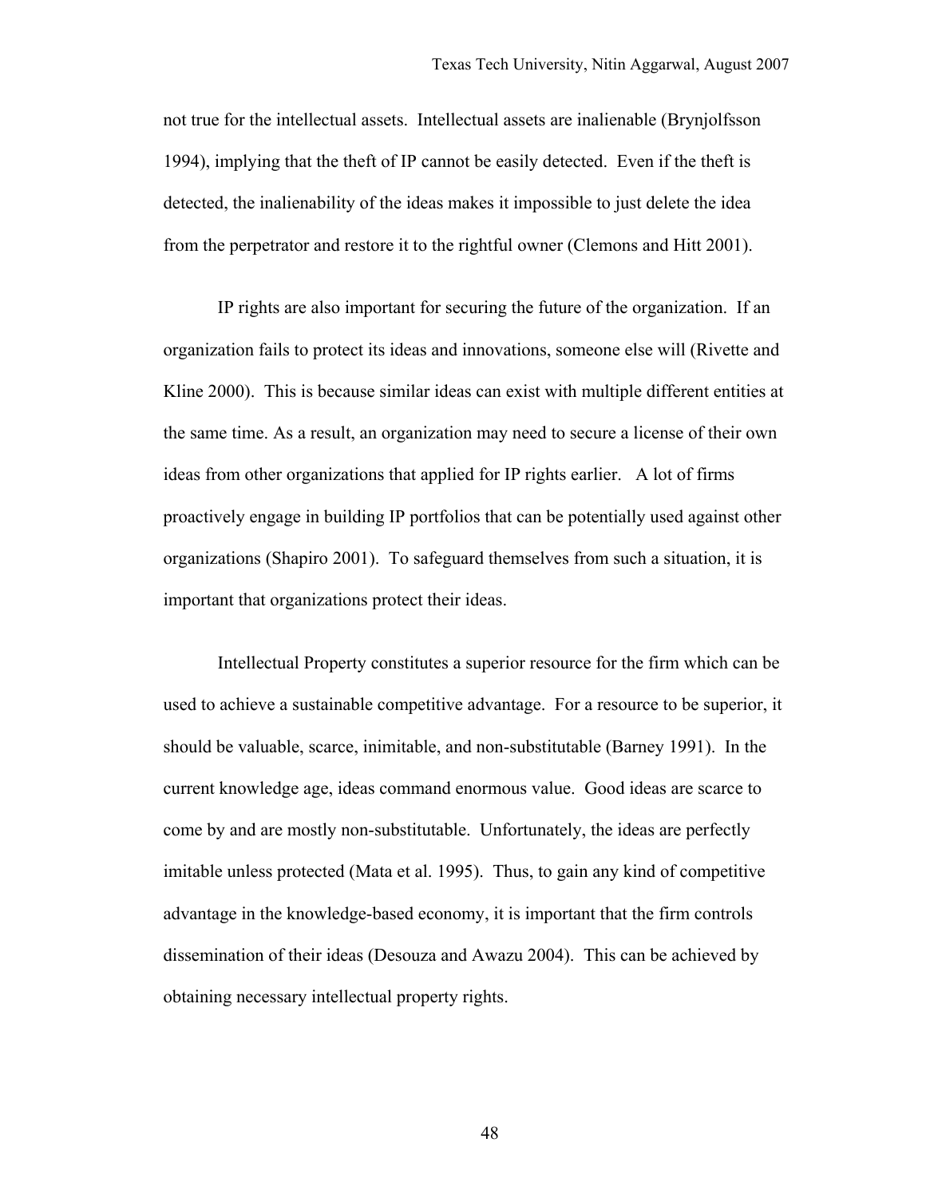not true for the intellectual assets. Intellectual assets are inalienable (Brynjolfsson 1994), implying that the theft of IP cannot be easily detected. Even if the theft is detected, the inalienability of the ideas makes it impossible to just delete the idea from the perpetrator and restore it to the rightful owner (Clemons and Hitt 2001).

IP rights are also important for securing the future of the organization. If an organization fails to protect its ideas and innovations, someone else will (Rivette and Kline 2000). This is because similar ideas can exist with multiple different entities at the same time. As a result, an organization may need to secure a license of their own ideas from other organizations that applied for IP rights earlier. A lot of firms proactively engage in building IP portfolios that can be potentially used against other organizations (Shapiro 2001). To safeguard themselves from such a situation, it is important that organizations protect their ideas.

Intellectual Property constitutes a superior resource for the firm which can be used to achieve a sustainable competitive advantage. For a resource to be superior, it should be valuable, scarce, inimitable, and non-substitutable (Barney 1991). In the current knowledge age, ideas command enormous value. Good ideas are scarce to come by and are mostly non-substitutable. Unfortunately, the ideas are perfectly imitable unless protected (Mata et al. 1995). Thus, to gain any kind of competitive advantage in the knowledge-based economy, it is important that the firm controls dissemination of their ideas (Desouza and Awazu 2004). This can be achieved by obtaining necessary intellectual property rights.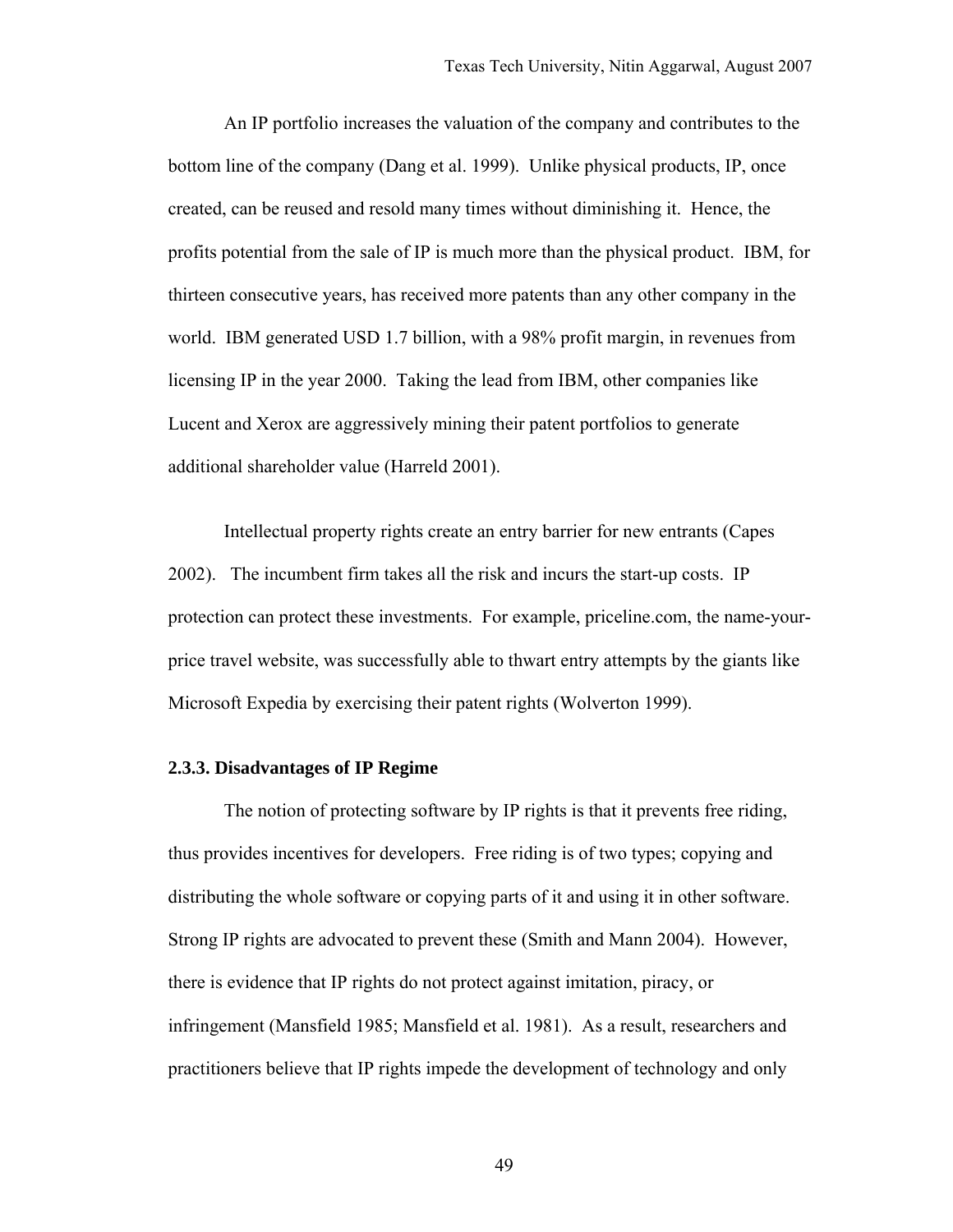An IP portfolio increases the valuation of the company and contributes to the bottom line of the company (Dang et al. 1999). Unlike physical products, IP, once created, can be reused and resold many times without diminishing it. Hence, the profits potential from the sale of IP is much more than the physical product. IBM, for thirteen consecutive years, has received more patents than any other company in the world. IBM generated USD 1.7 billion, with a 98% profit margin, in revenues from licensing IP in the year 2000. Taking the lead from IBM, other companies like Lucent and Xerox are aggressively mining their patent portfolios to generate additional shareholder value (Harreld 2001).

Intellectual property rights create an entry barrier for new entrants (Capes 2002). The incumbent firm takes all the risk and incurs the start-up costs. IP protection can protect these investments. For example, priceline.com, the name-your-price travel website, was successfully able to thwart entry attempts by the giants like Microsoft Expedia by exercising their patent rights (Wolverton 1999).

### 2.3.3. Disadvantages of IP Regime

The notion of protecting software by IP rights is that it prevents free riding, thus provides incentives for developers. Free riding is of two types; copying and distributing the whole software or copying parts of it and using it in other software. Strong IP rights are advocated to prevent these (Smith and Mann 2004). However, there is evidence that IP rights do not protect against imitation, piracy, or infringement (Mansfield 1985; Mansfield et al. 1981). As a result, researchers and practitioners believe that IP rights impede the development of technology and only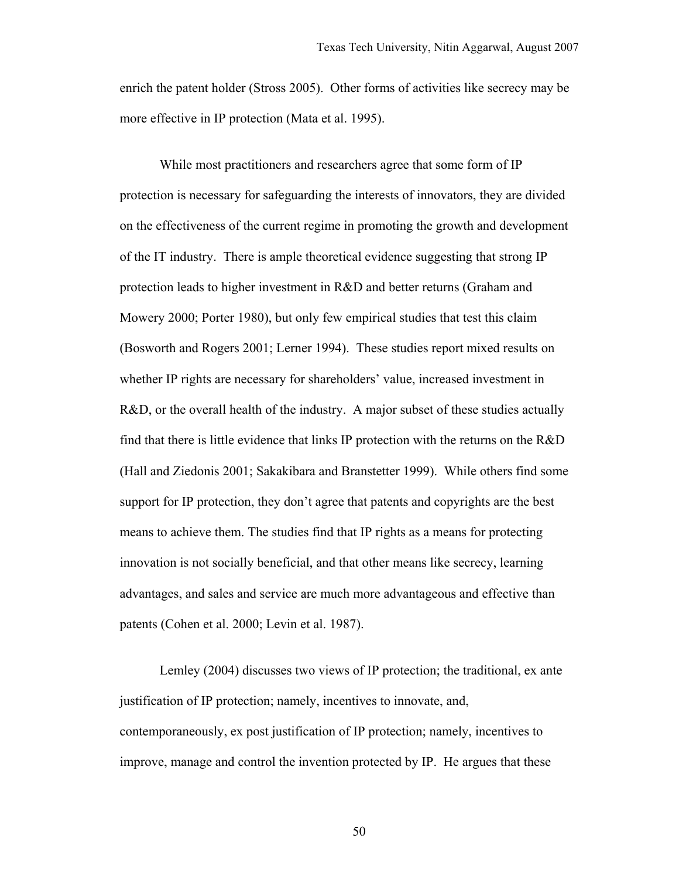enrich the patent holder (Stross 2005). Other forms of activities like secrecy may be more effective in IP protection (Mata et al. 1995).

While most practitioners and researchers agree that some form of IP protection is necessary for safeguarding the interests of innovators, they are divided on the effectiveness of the current regime in promoting the growth and development of the IT industry. There is ample theoretical evidence suggesting that strong IP protection leads to higher investment in R&D and better returns (Graham and Mowery 2000; Porter 1980), but only few empirical studies that test this claim (Bosworth and Rogers 2001; Lerner 1994). These studies report mixed results on whether IP rights are necessary for shareholders' value, increased investment in R&D, or the overall health of the industry. A major subset of these studies actually find that there is little evidence that links IP protection with the returns on the R&D (Hall and Ziedonis 2001; Sakakibara and Branstetter 1999). While others find some support for IP protection, they don't agree that patents and copyrights are the best means to achieve them. The studies find that IP rights as a means for protecting innovation is not socially beneficial, and that other means like secrecy, learning advantages, and sales and service are much more advantageous and effective than patents (Cohen et al. 2000; Levin et al. 1987).

Lemley (2004) discusses two views of IP protection; the traditional, ex ante justification of IP protection; namely, incentives to innovate, and, contemporaneously, ex post justification of IP protection; namely, incentives to improve, manage and control the invention protected by IP. He argues that these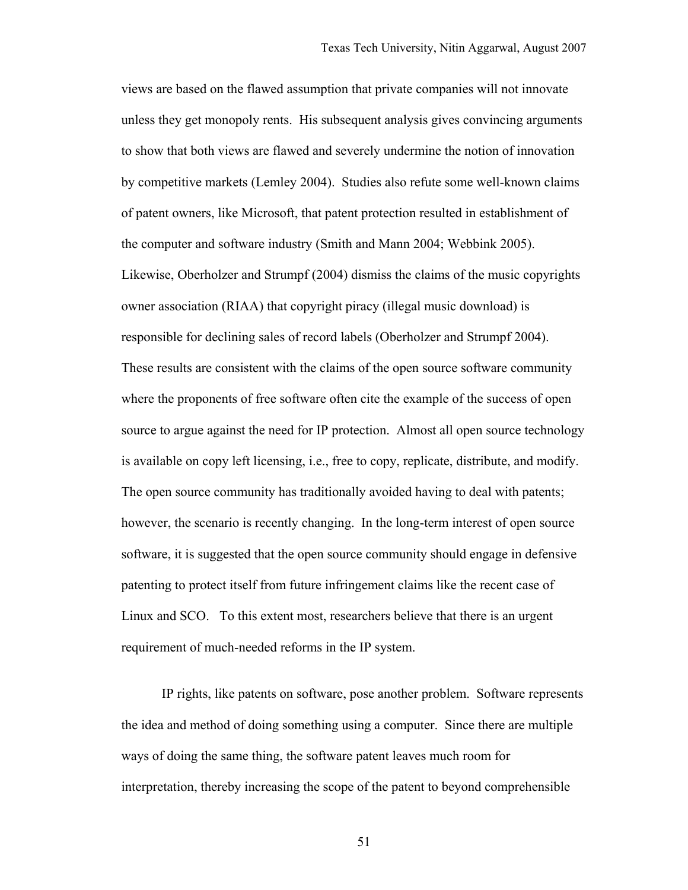views are based on the flawed assumption that private companies will not innovate unless they get monopoly rents. His subsequent analysis gives convincing arguments to show that both views are flawed and severely undermine the notion of innovation by competitive markets (Lemley 2004). Studies also refute some well-known claims of patent owners, like Microsoft, that patent protection resulted in establishment of the computer and software industry (Smith and Mann 2004; Webbink 2005). Likewise, Oberholzer and Strumpf (2004) dismiss the claims of the music copyrights owner association (RIAA) that copyright piracy (illegal music download) is responsible for declining sales of record labels (Oberholzer and Strumpf 2004). These results are consistent with the claims of the open source software community where the proponents of free software often cite the example of the success of open source to argue against the need for IP protection. Almost all open source technology is available on copy left licensing, i.e., free to copy, replicate, distribute, and modify. The open source community has traditionally avoided having to deal with patents; however, the scenario is recently changing. In the long-term interest of open source software, it is suggested that the open source community should engage in defensive patenting to protect itself from future infringement claims like the recent case of Linux and SCO. To this extent most, researchers believe that there is an urgent requirement of much-needed reforms in the IP system.

IP rights, like patents on software, pose another problem. Software represents the idea and method of doing something using a computer. Since there are multiple ways of doing the same thing, the software patent leaves much room for interpretation, thereby increasing the scope of the patent to beyond comprehensible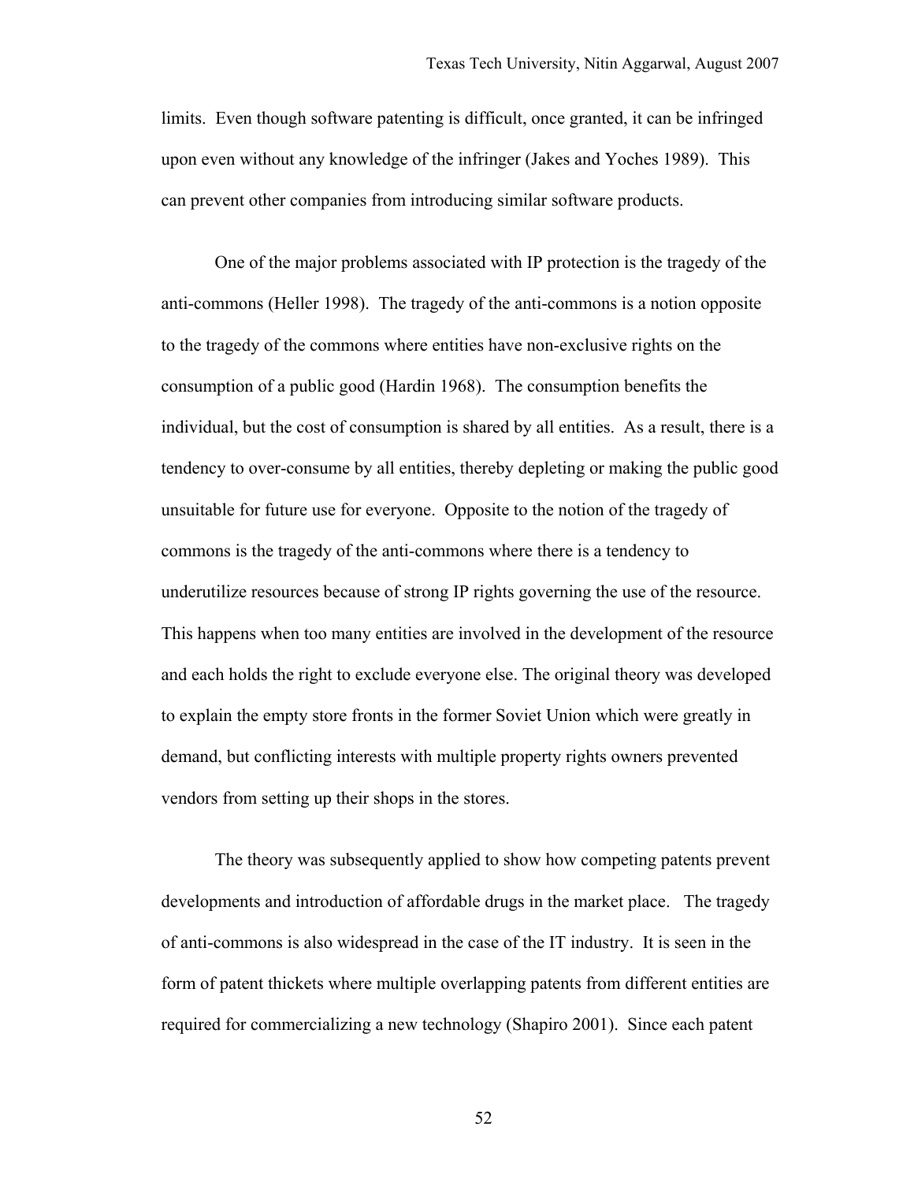limits. Even though software patenting is difficult, once granted, it can be infringed upon even without any knowledge of the infringer (Jakes and Yoches 1989). This can prevent other companies from introducing similar software products.

One of the major problems associated with IP protection is the tragedy of the anti-commons (Heller 1998). The tragedy of the anti-commons is a notion opposite to the tragedy of the commons where entities have non-exclusive rights on the consumption of a public good (Hardin 1968). The consumption benefits the individual, but the cost of consumption is shared by all entities. As a result, there is a tendency to over-consume by all entities, thereby depleting or making the public good unsuitable for future use for everyone. Opposite to the notion of the tragedy of commons is the tragedy of the anti-commons where there is a tendency to underutilize resources because of strong IP rights governing the use of the resource. This happens when too many entities are involved in the development of the resource and each holds the right to exclude everyone else. The original theory was developed to explain the empty store fronts in the former Soviet Union which were greatly in demand, but conflicting interests with multiple property rights owners prevented vendors from setting up their shops in the stores.

The theory was subsequently applied to show how competing patents prevent developments and introduction of affordable drugs in the market place. The tragedy of anti-commons is also widespread in the case of the IT industry. It is seen in the form of patent thickets where multiple overlapping patents from different entities are required for commercializing a new technology (Shapiro 2001). Since each patent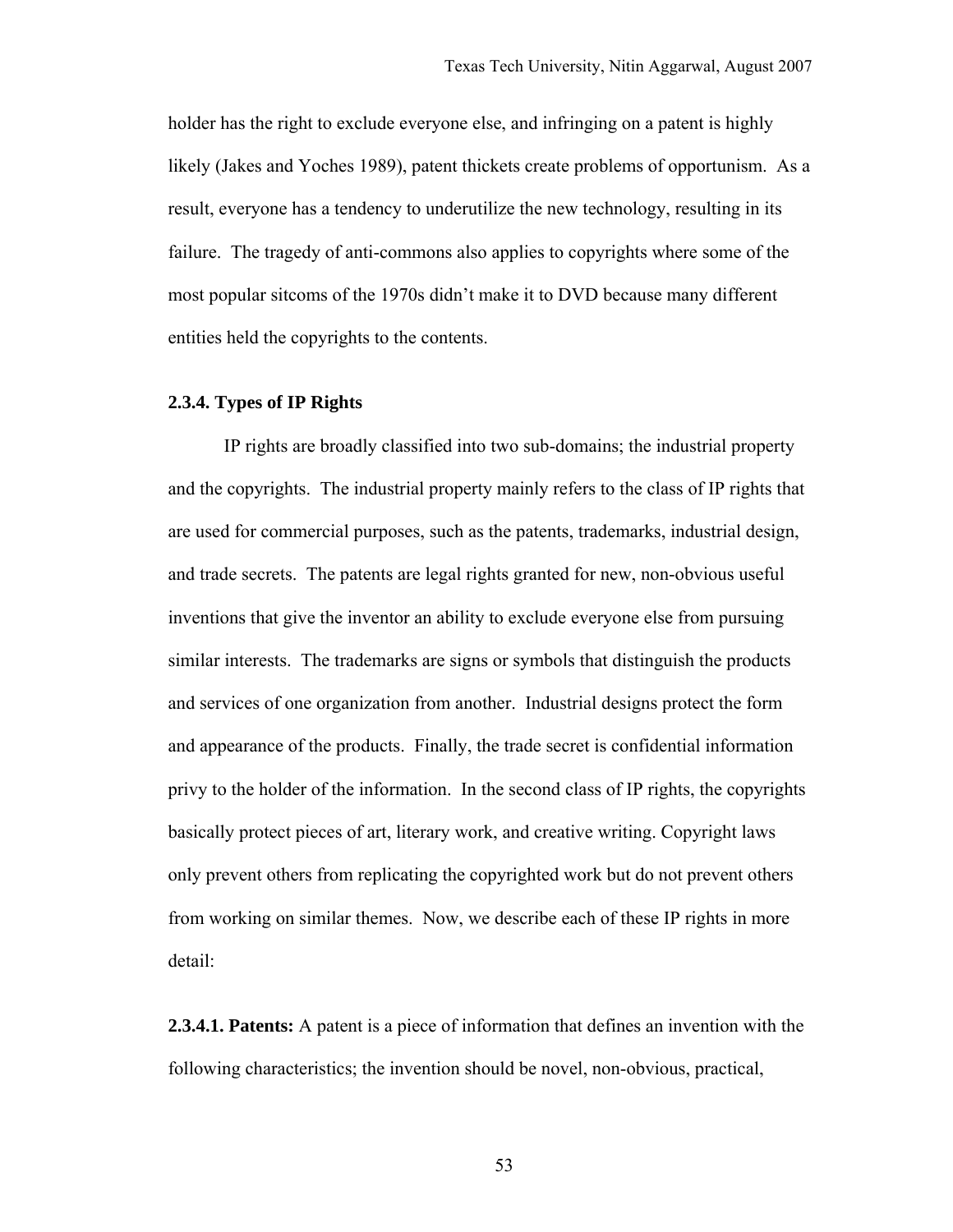holder has the right to exclude everyone else, and infringing on a patent is highly likely (Jakes and Yoches 1989), patent thickets create problems of opportunism. As a result, everyone has a tendency to underutilize the new technology, resulting in its failure. The tragedy of anti-commons also applies to copyrights where some of the most popular sitcoms of the 1970s didn't make it to DVD because many different entities held the copyrights to the contents.

### 2.3.4. Types of IP Rights

IP rights are broadly classified into two sub-domains; the industrial property and the copyrights. The industrial property mainly refers to the class of IP rights that are used for commercial purposes, such as the patents, trademarks, industrial design, and trade secrets. The patents are legal rights granted for new, non-obvious useful inventions that give the inventor an ability to exclude everyone else from pursuing similar interests. The trademarks are signs or symbols that distinguish the products and services of one organization from another. Industrial designs protect the form and appearance of the products. Finally, the trade secret is confidential information privy to the holder of the information. In the second class of IP rights, the copyrights basically protect pieces of art, literary work, and creative writing. Copyright laws only prevent others from replicating the copyrighted work but do not prevent others from working on similar themes. Now, we describe each of these IP rights in more detail:

**2.3.4.1. Patents:** A patent is a piece of information that defines an invention with the following characteristics; the invention should be novel, non-obvious, practical,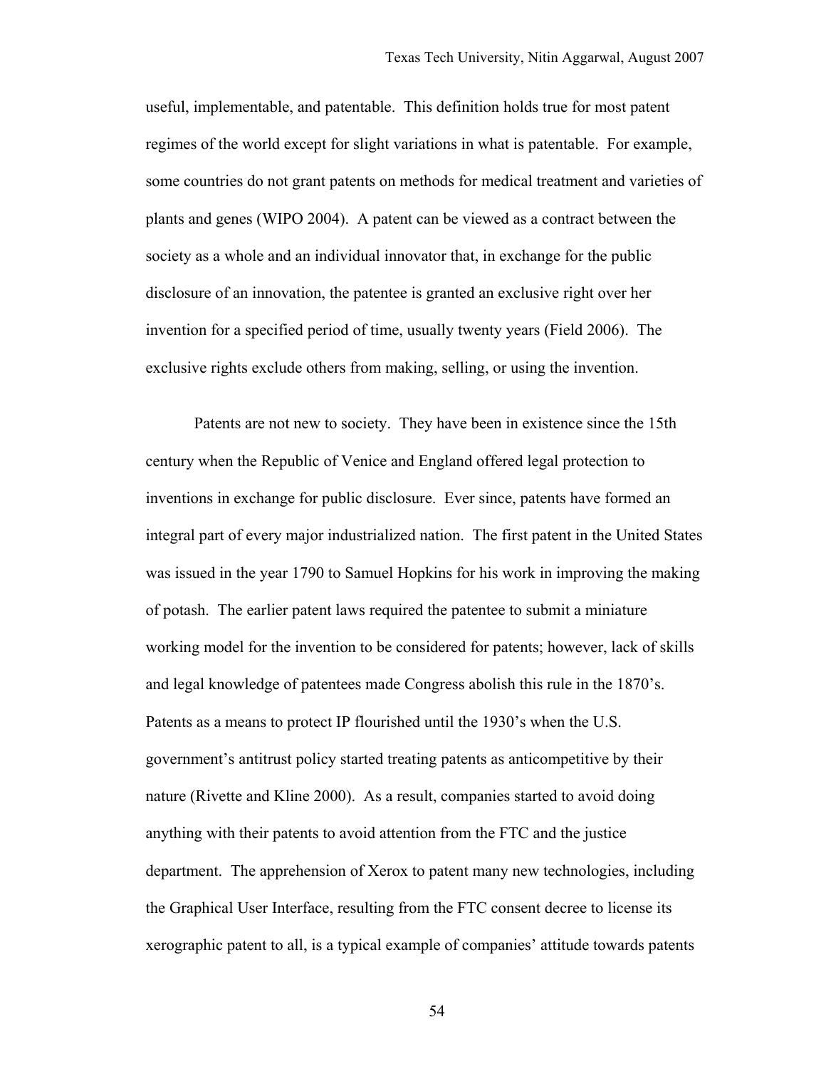useful, implementable, and patentable. This definition holds true for most patent regimes of the world except for slight variations in what is patentable. For example, some countries do not grant patents on methods for medical treatment and varieties of plants and genes (WIPO 2004). A patent can be viewed as a contract between the society as a whole and an individual innovator that, in exchange for the public disclosure of an innovation, the patentee is granted an exclusive right over her invention for a specified period of time, usually twenty years (Field 2006). The exclusive rights exclude others from making, selling, or using the invention.

Patents are not new to society. They have been in existence since the 15th century when the Republic of Venice and England offered legal protection to inventions in exchange for public disclosure. Ever since, patents have formed an integral part of every major industrialized nation. The first patent in the United States was issued in the year 1790 to Samuel Hopkins for his work in improving the making of potash. The earlier patent laws required the patentee to submit a miniature working model for the invention to be considered for patents; however, lack of skills and legal knowledge of patentees made Congress abolish this rule in the 1870's. Patents as a means to protect IP flourished until the 1930's when the U.S. government's antitrust policy started treating patents as anticompetitive by their nature (Rivette and Kline 2000). As a result, companies started to avoid doing anything with their patents to avoid attention from the FTC and the justice department. The apprehension of Xerox to patent many new technologies, including the Graphical User Interface, resulting from the FTC consent decree to license its xerographic patent to all, is a typical example of companies' attitude towards patents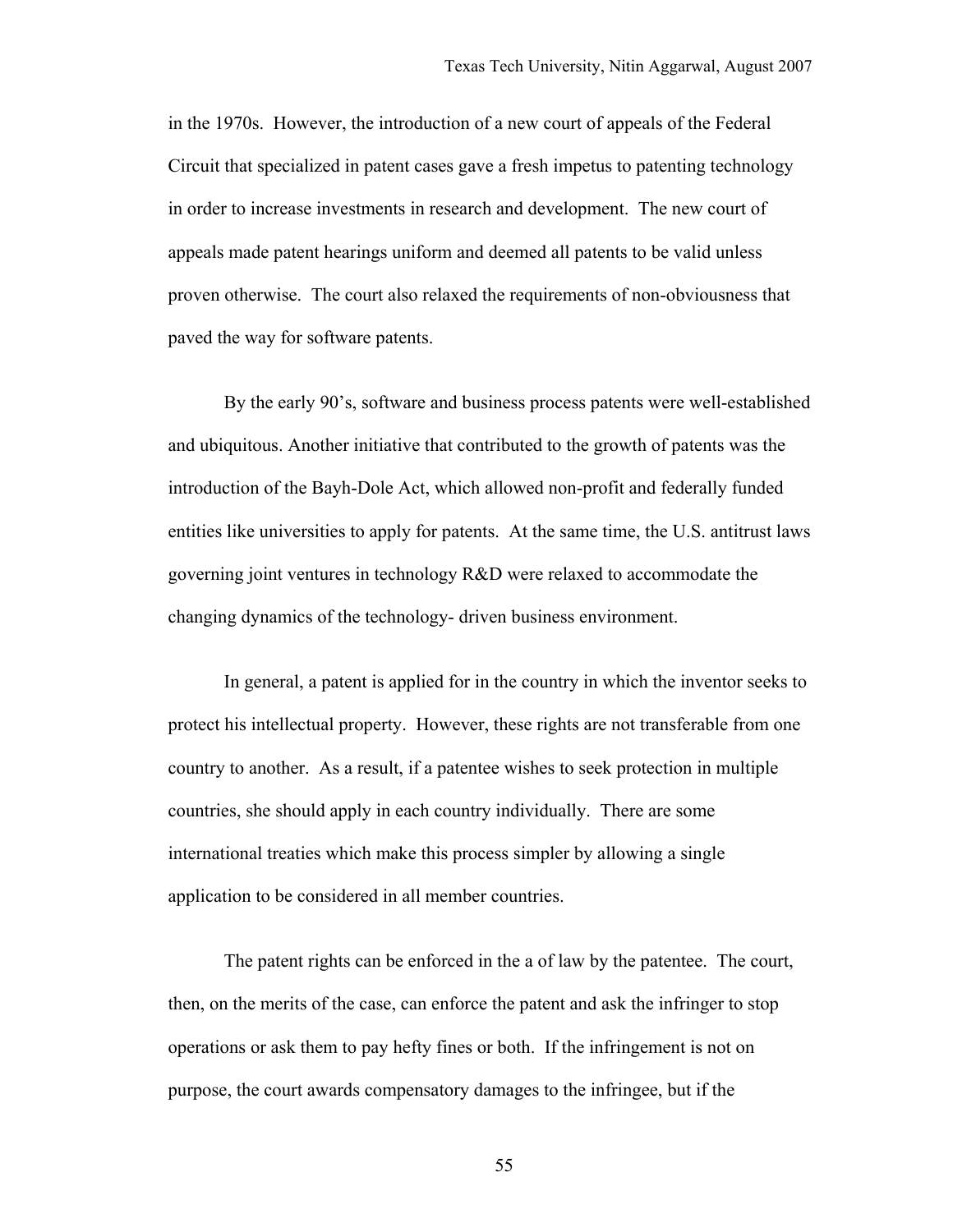in the 1970s. However, the introduction of a new court of appeals of the Federal Circuit that specialized in patent cases gave a fresh impetus to patenting technology in order to increase investments in research and development. The new court of appeals made patent hearings uniform and deemed all patents to be valid unless proven otherwise. The court also relaxed the requirements of non-obviousness that paved the way for software patents.

By the early 90's, software and business process patents were well-established and ubiquitous. Another initiative that contributed to the growth of patents was the introduction of the Bayh-Dole Act, which allowed non-profit and federally funded entities like universities to apply for patents. At the same time, the U.S. antitrust laws governing joint ventures in technology R&D were relaxed to accommodate the changing dynamics of the technology- driven business environment.

In general, a patent is applied for in the country in which the inventor seeks to protect his intellectual property. However, these rights are not transferable from one country to another. As a result, if a patentee wishes to seek protection in multiple countries, she should apply in each country individually. There are some international treaties which make this process simpler by allowing a single application to be considered in all member countries.

The patent rights can be enforced in the a of law by the patentee. The court, then, on the merits of the case, can enforce the patent and ask the infringer to stop operations or ask them to pay hefty fines or both. If the infringement is not on purpose, the court awards compensatory damages to the infringee, but if the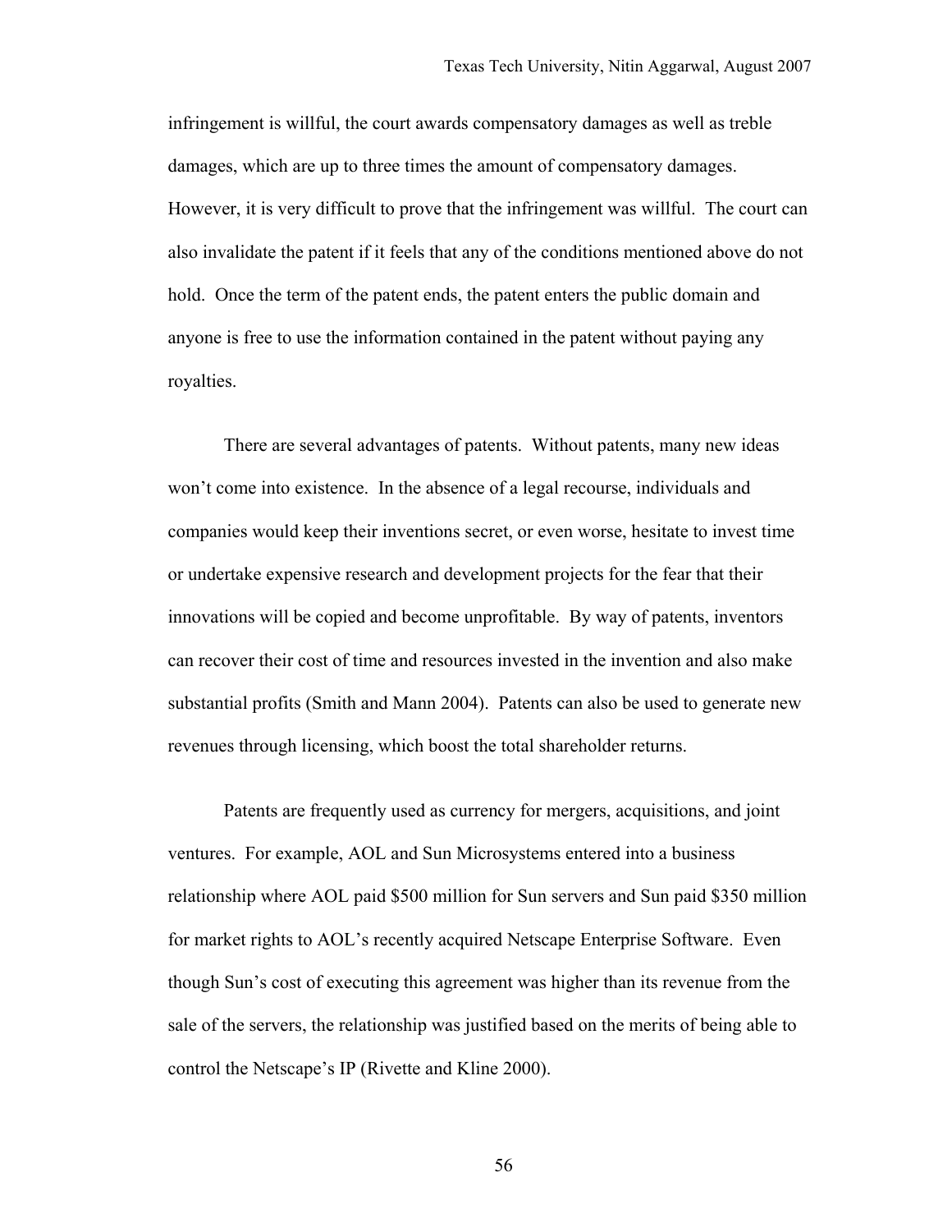infringement is willful, the court awards compensatory damages as well as treble damages, which are up to three times the amount of compensatory damages. However, it is very difficult to prove that the infringement was willful. The court can also invalidate the patent if it feels that any of the conditions mentioned above do not hold. Once the term of the patent ends, the patent enters the public domain and anyone is free to use the information contained in the patent without paying any royalties.

There are several advantages of patents. Without patents, many new ideas won't come into existence. In the absence of a legal recourse, individuals and companies would keep their inventions secret, or even worse, hesitate to invest time or undertake expensive research and development projects for the fear that their innovations will be copied and become unprofitable. By way of patents, inventors can recover their cost of time and resources invested in the invention and also make substantial profits (Smith and Mann 2004). Patents can also be used to generate new revenues through licensing, which boost the total shareholder returns.

Patents are frequently used as currency for mergers, acquisitions, and joint ventures. For example, AOL and Sun Microsystems entered into a business relationship where AOL paid $500 million for Sun servers and Sun paid $350 million for market rights to AOL's recently acquired Netscape Enterprise Software. Even though Sun's cost of executing this agreement was higher than its revenue from the sale of the servers, the relationship was justified based on the merits of being able to control the Netscape's IP (Rivette and Kline 2000).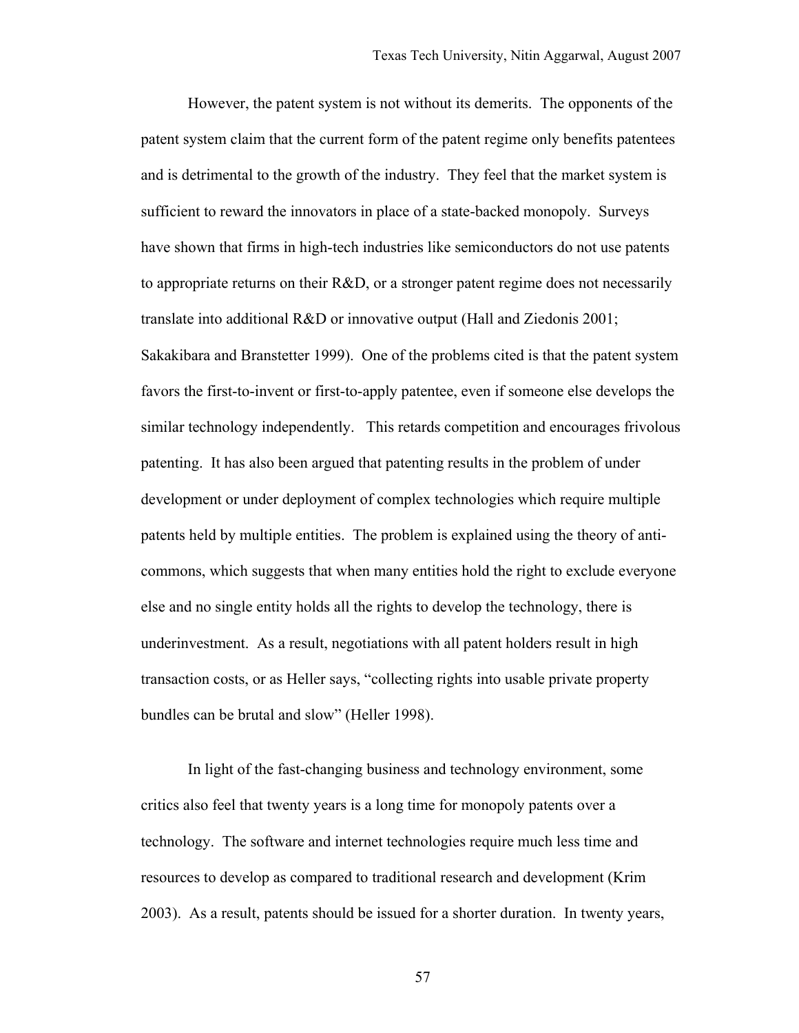However, the patent system is not without its demerits. The opponents of the patent system claim that the current form of the patent regime only benefits patentees and is detrimental to the growth of the industry. They feel that the market system is sufficient to reward the innovators in place of a state-backed monopoly. Surveys have shown that firms in high-tech industries like semiconductors do not use patents to appropriate returns on their R&D, or a stronger patent regime does not necessarily translate into additional R&D or innovative output (Hall and Ziedonis 2001; Sakakibara and Branstetter 1999). One of the problems cited is that the patent system favors the first-to-invent or first-to-apply patentee, even if someone else develops the similar technology independently. This retards competition and encourages frivolous patenting. It has also been argued that patenting results in the problem of under development or under deployment of complex technologies which require multiple patents held by multiple entities. The problem is explained using the theory of anti-commons, which suggests that when many entities hold the right to exclude everyone else and no single entity holds all the rights to develop the technology, there is underinvestment. As a result, negotiations with all patent holders result in high transaction costs, or as Heller says, "collecting rights into usable private property bundles can be brutal and slow" (Heller 1998).

In light of the fast-changing business and technology environment, some critics also feel that twenty years is a long time for monopoly patents over a technology. The software and internet technologies require much less time and resources to develop as compared to traditional research and development (Krim 2003). As a result, patents should be issued for a shorter duration. In twenty years,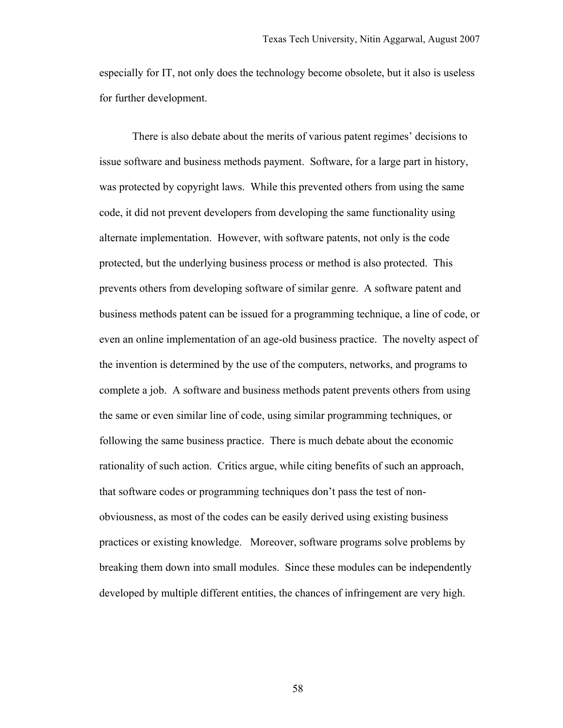especially for IT, not only does the technology become obsolete, but it also is useless for further development.

There is also debate about the merits of various patent regimes' decisions to issue software and business methods payment. Software, for a large part in history, was protected by copyright laws. While this prevented others from using the same code, it did not prevent developers from developing the same functionality using alternate implementation. However, with software patents, not only is the code protected, but the underlying business process or method is also protected. This prevents others from developing software of similar genre. A software patent and business methods patent can be issued for a programming technique, a line of code, or even an online implementation of an age-old business practice. The novelty aspect of the invention is determined by the use of the computers, networks, and programs to complete a job. A software and business methods patent prevents others from using the same or even similar line of code, using similar programming techniques, or following the same business practice. There is much debate about the economic rationality of such action. Critics argue, while citing benefits of such an approach, that software codes or programming techniques don't pass the test of non-obviousness, as most of the codes can be easily derived using existing business practices or existing knowledge. Moreover, software programs solve problems by breaking them down into small modules. Since these modules can be independently developed by multiple different entities, the chances of infringement are very high.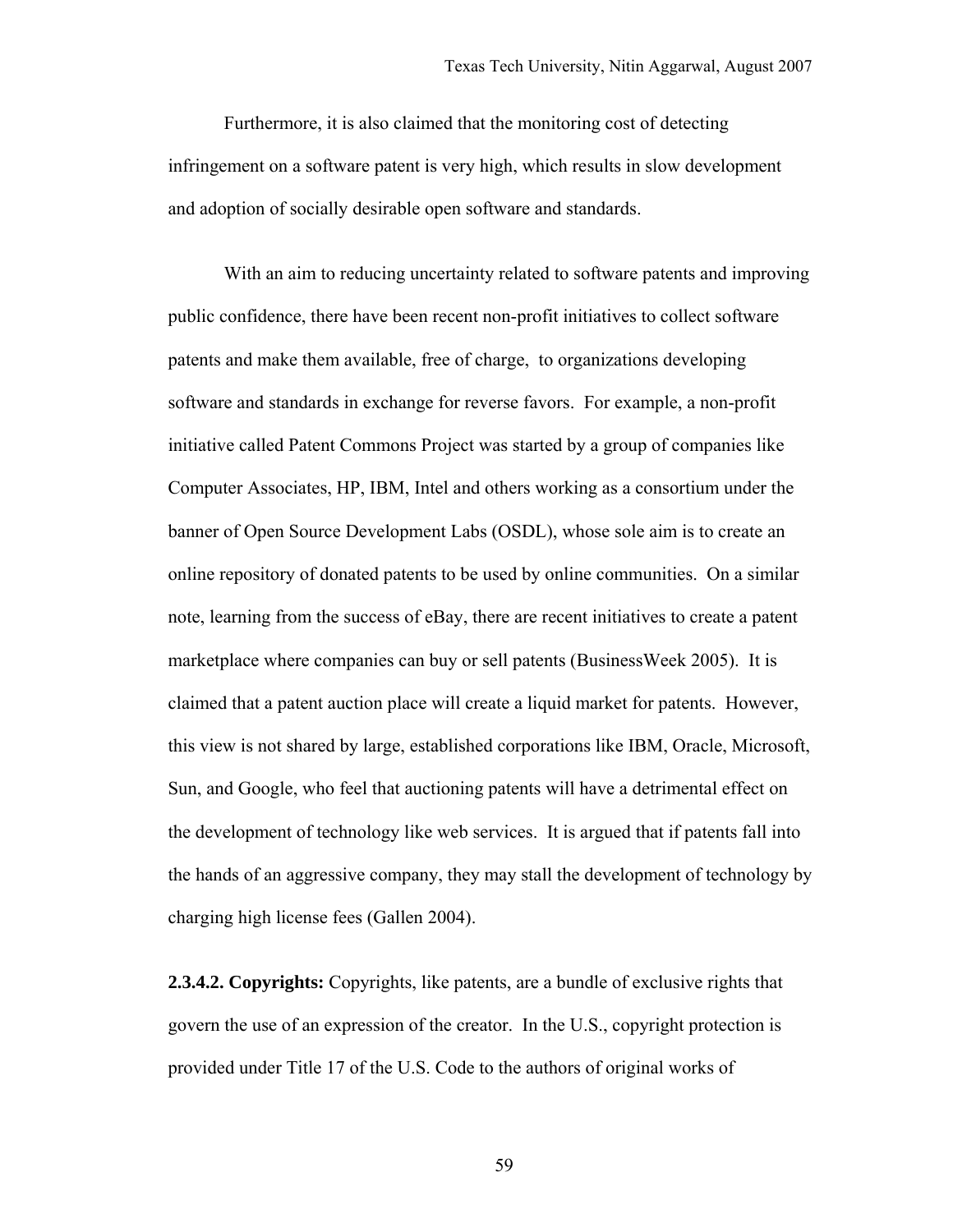Furthermore, it is also claimed that the monitoring cost of detecting infringement on a software patent is very high, which results in slow development and adoption of socially desirable open software and standards.

With an aim to reducing uncertainty related to software patents and improving public confidence, there have been recent non-profit initiatives to collect software patents and make them available, free of charge, to organizations developing software and standards in exchange for reverse favors. For example, a non-profit initiative called Patent Commons Project was started by a group of companies like Computer Associates, HP, IBM, Intel and others working as a consortium under the banner of Open Source Development Labs (OSDL), whose sole aim is to create an online repository of donated patents to be used by online communities. On a similar note, learning from the success of eBay, there are recent initiatives to create a patent marketplace where companies can buy or sell patents (BusinessWeek 2005). It is claimed that a patent auction place will create a liquid market for patents. However, this view is not shared by large, established corporations like IBM, Oracle, Microsoft, Sun, and Google, who feel that auctioning patents will have a detrimental effect on the development of technology like web services. It is argued that if patents fall into the hands of an aggressive company, they may stall the development of technology by charging high license fees (Gallen 2004).

**2.3.4.2. Copyrights:** Copyrights, like patents, are a bundle of exclusive rights that govern the use of an expression of the creator. In the U.S., copyright protection is provided under Title 17 of the U.S. Code to the authors of original works of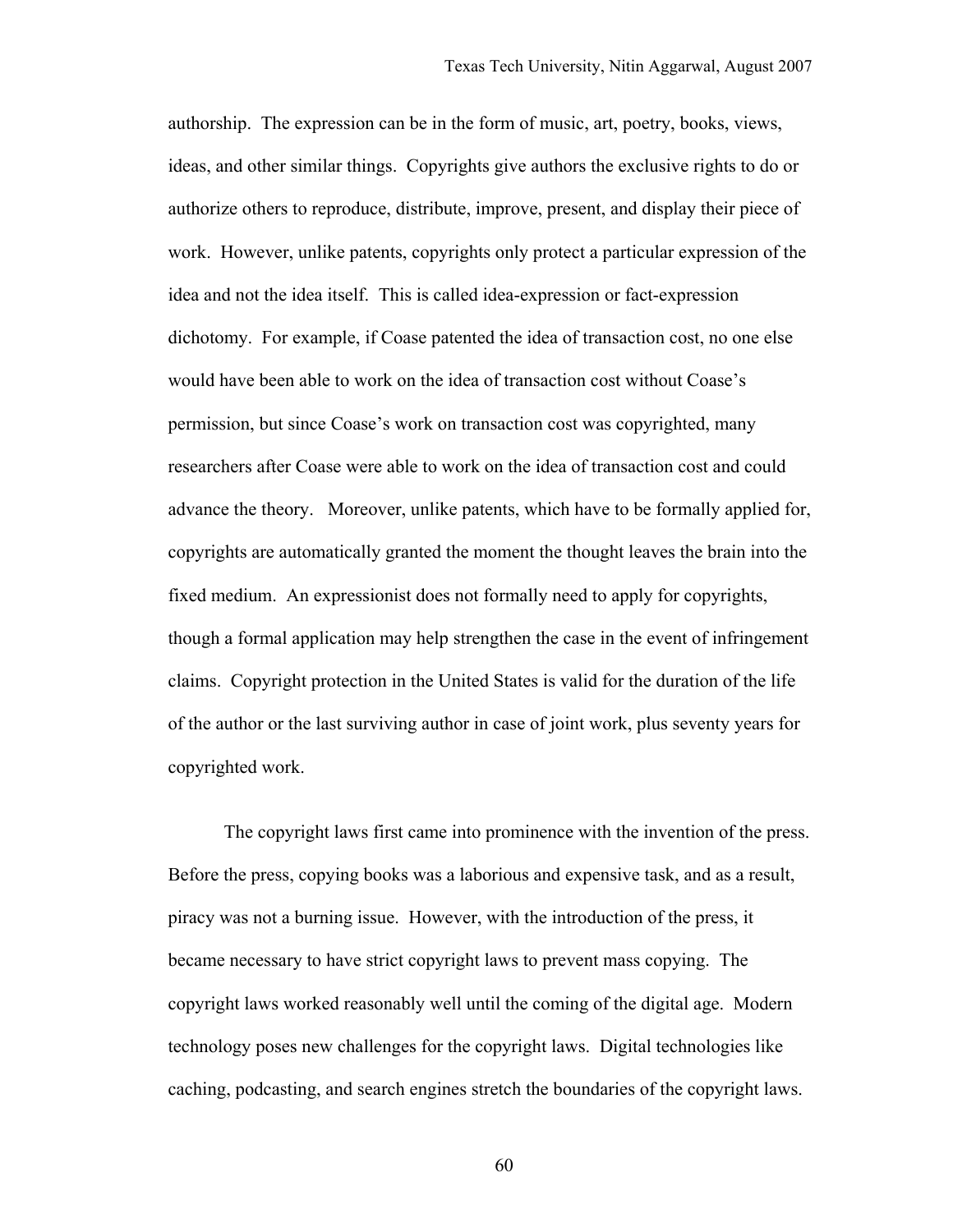authorship. The expression can be in the form of music, art, poetry, books, views, ideas, and other similar things. Copyrights give authors the exclusive rights to do or authorize others to reproduce, distribute, improve, present, and display their piece of work. However, unlike patents, copyrights only protect a particular expression of the idea and not the idea itself. This is called idea-expression or fact-expression dichotomy. For example, if Coase patented the idea of transaction cost, no one else would have been able to work on the idea of transaction cost without Coase's permission, but since Coase's work on transaction cost was copyrighted, many researchers after Coase were able to work on the idea of transaction cost and could advance the theory. Moreover, unlike patents, which have to be formally applied for, copyrights are automatically granted the moment the thought leaves the brain into the fixed medium. An expressionist does not formally need to apply for copyrights, though a formal application may help strengthen the case in the event of infringement claims. Copyright protection in the United States is valid for the duration of the life of the author or the last surviving author in case of joint work, plus seventy years for copyrighted work.

The copyright laws first came into prominence with the invention of the press. Before the press, copying books was a laborious and expensive task, and as a result, piracy was not a burning issue. However, with the introduction of the press, it became necessary to have strict copyright laws to prevent mass copying. The copyright laws worked reasonably well until the coming of the digital age. Modern technology poses new challenges for the copyright laws. Digital technologies like caching, podcasting, and search engines stretch the boundaries of the copyright laws.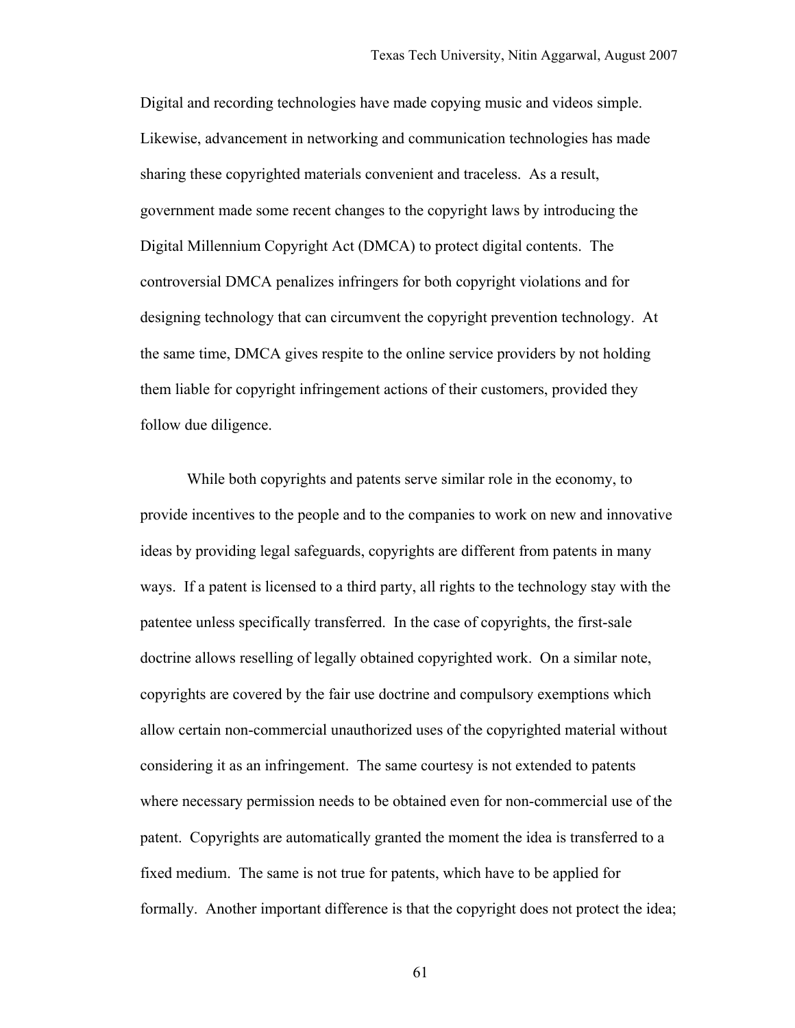Digital and recording technologies have made copying music and videos simple. Likewise, advancement in networking and communication technologies has made sharing these copyrighted materials convenient and traceless. As a result, government made some recent changes to the copyright laws by introducing the Digital Millennium Copyright Act (DMCA) to protect digital contents. The controversial DMCA penalizes infringers for both copyright violations and for designing technology that can circumvent the copyright prevention technology. At the same time, DMCA gives respite to the online service providers by not holding them liable for copyright infringement actions of their customers, provided they follow due diligence.

While both copyrights and patents serve similar role in the economy, to provide incentives to the people and to the companies to work on new and innovative ideas by providing legal safeguards, copyrights are different from patents in many ways. If a patent is licensed to a third party, all rights to the technology stay with the patentee unless specifically transferred. In the case of copyrights, the first-sale doctrine allows reselling of legally obtained copyrighted work. On a similar note, copyrights are covered by the fair use doctrine and compulsory exemptions which allow certain non-commercial unauthorized uses of the copyrighted material without considering it as an infringement. The same courtesy is not extended to patents where necessary permission needs to be obtained even for non-commercial use of the patent. Copyrights are automatically granted the moment the idea is transferred to a fixed medium. The same is not true for patents, which have to be applied for formally. Another important difference is that the copyright does not protect the idea;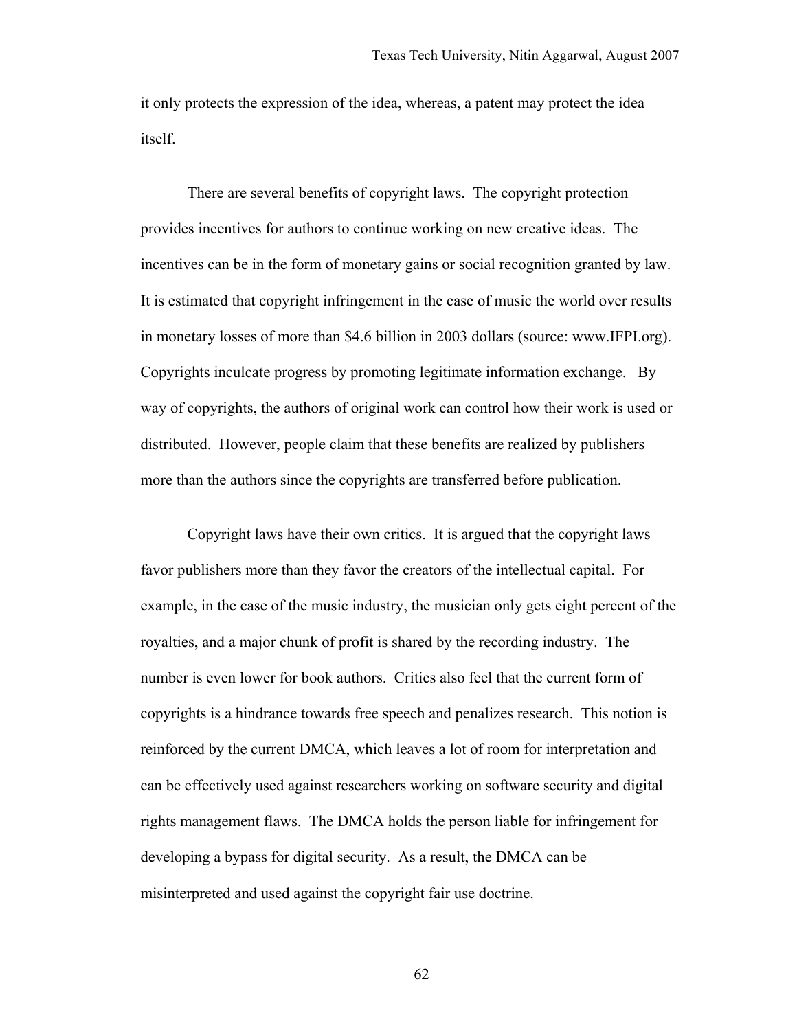it only protects the expression of the idea, whereas, a patent may protect the idea itself.

There are several benefits of copyright laws. The copyright protection provides incentives for authors to continue working on new creative ideas. The incentives can be in the form of monetary gains or social recognition granted by law. It is estimated that copyright infringement in the case of music the world over results in monetary losses of more than $4.6 billion in 2003 dollars (source: www.IFPI.org). Copyrights inculcate progress by promoting legitimate information exchange. By way of copyrights, the authors of original work can control how their work is used or distributed. However, people claim that these benefits are realized by publishers more than the authors since the copyrights are transferred before publication.

Copyright laws have their own critics. It is argued that the copyright laws favor publishers more than they favor the creators of the intellectual capital. For example, in the case of the music industry, the musician only gets eight percent of the royalties, and a major chunk of profit is shared by the recording industry. The number is even lower for book authors. Critics also feel that the current form of copyrights is a hindrance towards free speech and penalizes research. This notion is reinforced by the current DMCA, which leaves a lot of room for interpretation and can be effectively used against researchers working on software security and digital rights management flaws. The DMCA holds the person liable for infringement for developing a bypass for digital security. As a result, the DMCA can be misinterpreted and used against the copyright fair use doctrine.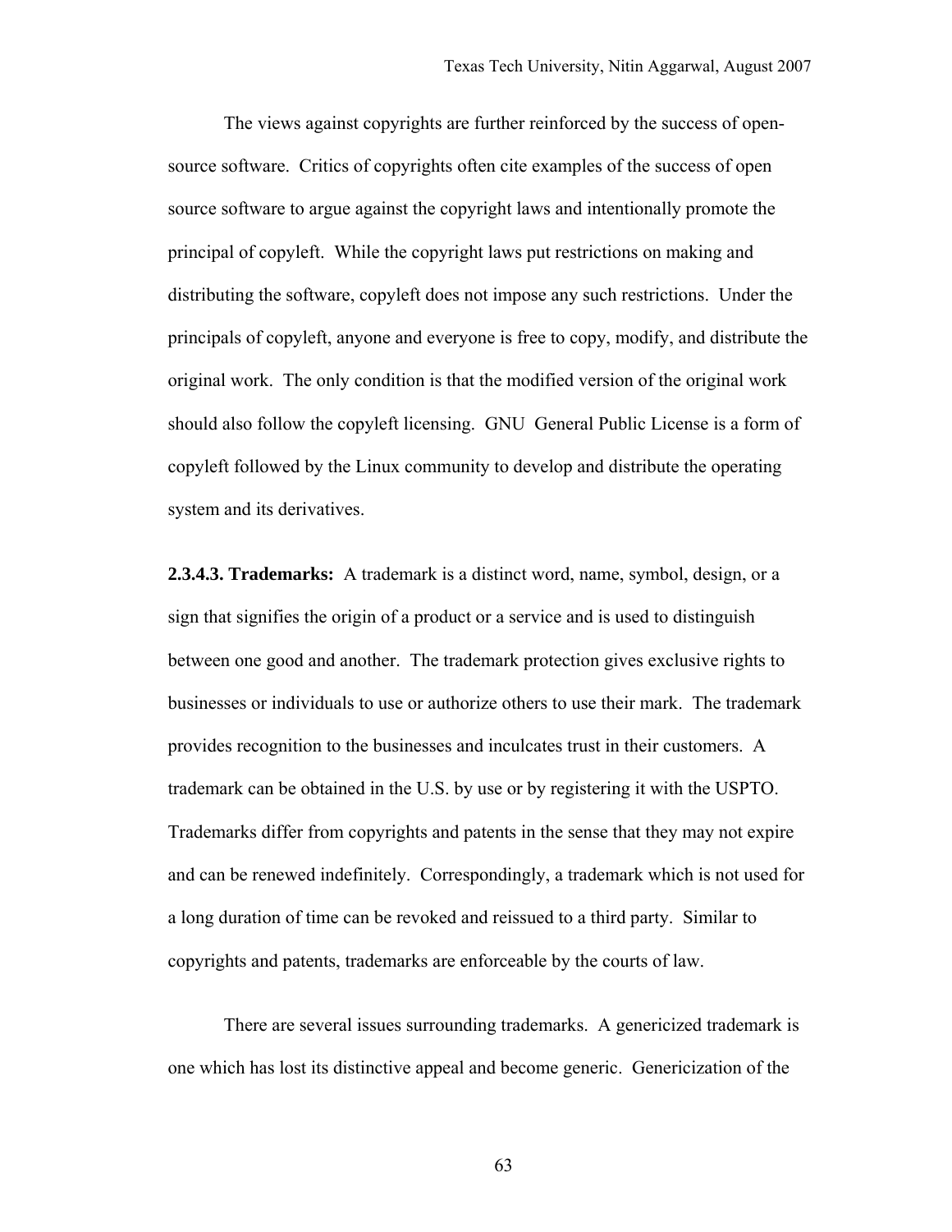The views against copyrights are further reinforced by the success of open-source software. Critics of copyrights often cite examples of the success of open source software to argue against the copyright laws and intentionally promote the principal of copyleft. While the copyright laws put restrictions on making and distributing the software, copyleft does not impose any such restrictions. Under the principals of copyleft, anyone and everyone is free to copy, modify, and distribute the original work. The only condition is that the modified version of the original work should also follow the copyleft licensing. GNU General Public License is a form of copyleft followed by the Linux community to develop and distribute the operating system and its derivatives.

**2.3.4.3. Trademarks:** A trademark is a distinct word, name, symbol, design, or a sign that signifies the origin of a product or a service and is used to distinguish between one good and another. The trademark protection gives exclusive rights to businesses or individuals to use or authorize others to use their mark. The trademark provides recognition to the businesses and inculcates trust in their customers. A trademark can be obtained in the U.S. by use or by registering it with the USPTO. Trademarks differ from copyrights and patents in the sense that they may not expire and can be renewed indefinitely. Correspondingly, a trademark which is not used for a long duration of time can be revoked and reissued to a third party. Similar to copyrights and patents, trademarks are enforceable by the courts of law.

There are several issues surrounding trademarks. A genericized trademark is one which has lost its distinctive appeal and become generic. Genericization of the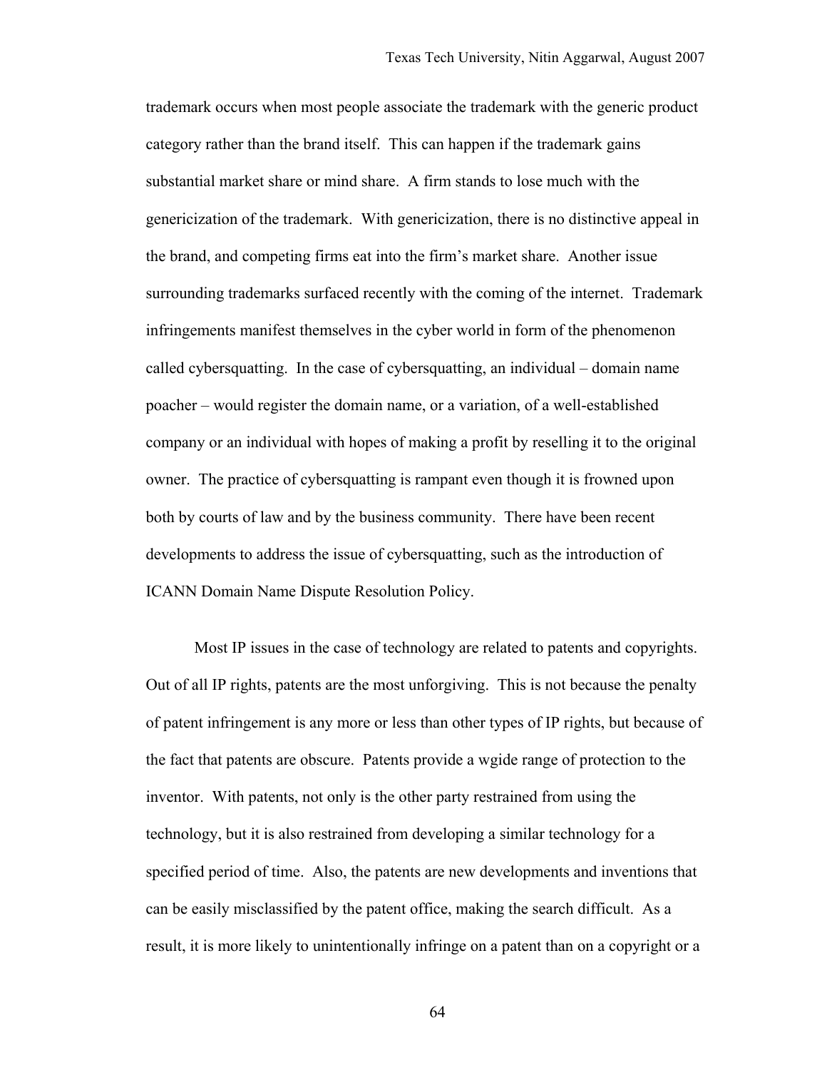trademark occurs when most people associate the trademark with the generic product category rather than the brand itself. This can happen if the trademark gains substantial market share or mind share. A firm stands to lose much with the genericization of the trademark. With genericization, there is no distinctive appeal in the brand, and competing firms eat into the firm's market share. Another issue surrounding trademarks surfaced recently with the coming of the internet. Trademark infringements manifest themselves in the cyber world in form of the phenomenon called cybersquatting. In the case of cybersquatting, an individual – domain name poacher – would register the domain name, or a variation, of a well-established company or an individual with hopes of making a profit by reselling it to the original owner. The practice of cybersquatting is rampant even though it is frowned upon both by courts of law and by the business community. There have been recent developments to address the issue of cybersquatting, such as the introduction of ICANN Domain Name Dispute Resolution Policy.

Most IP issues in the case of technology are related to patents and copyrights. Out of all IP rights, patents are the most unforgiving. This is not because the penalty of patent infringement is any more or less than other types of IP rights, but because of the fact that patents are obscure. Patents provide a wgide range of protection to the inventor. With patents, not only is the other party restrained from using the technology, but it is also restrained from developing a similar technology for a specified period of time. Also, the patents are new developments and inventions that can be easily misclassified by the patent office, making the search difficult. As a result, it is more likely to unintentionally infringe on a patent than on a copyright or a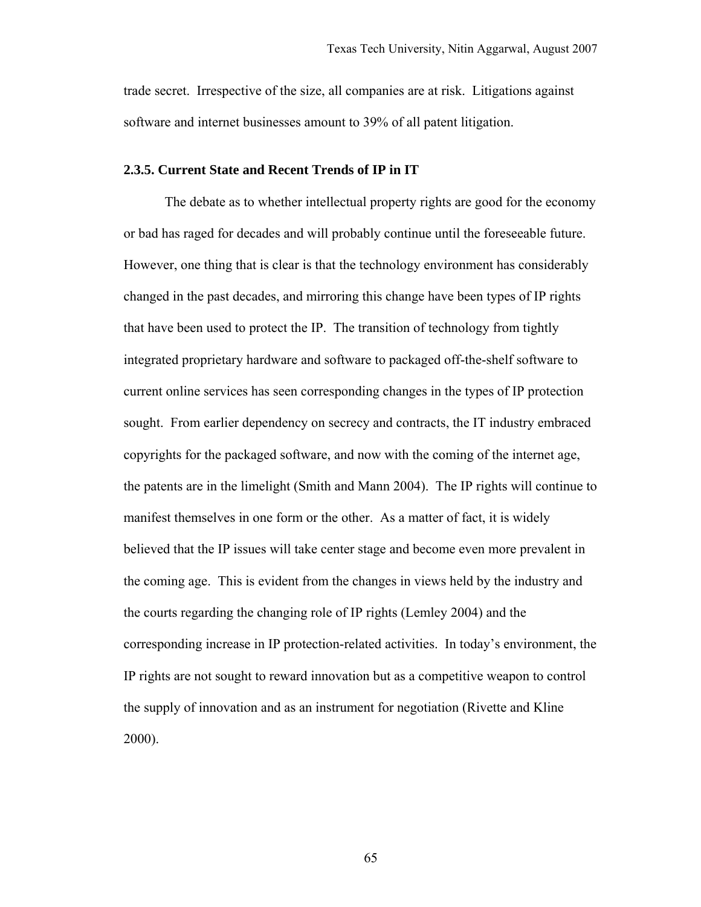trade secret. Irrespective of the size, all companies are at risk. Litigations against software and internet businesses amount to 39% of all patent litigation.

### 2.3.5. Current State and Recent Trends of IP in IT

The debate as to whether intellectual property rights are good for the economy or bad has raged for decades and will probably continue until the foreseeable future. However, one thing that is clear is that the technology environment has considerably changed in the past decades, and mirroring this change have been types of IP rights that have been used to protect the IP. The transition of technology from tightly integrated proprietary hardware and software to packaged off-the-shelf software to current online services has seen corresponding changes in the types of IP protection sought. From earlier dependency on secrecy and contracts, the IT industry embraced copyrights for the packaged software, and now with the coming of the internet age, the patents are in the limelight (Smith and Mann 2004). The IP rights will continue to manifest themselves in one form or the other. As a matter of fact, it is widely believed that the IP issues will take center stage and become even more prevalent in the coming age. This is evident from the changes in views held by the industry and the courts regarding the changing role of IP rights (Lemley 2004) and the corresponding increase in IP protection-related activities. In today's environment, the IP rights are not sought to reward innovation but as a competitive weapon to control the supply of innovation and as an instrument for negotiation (Rivette and Kline 2000).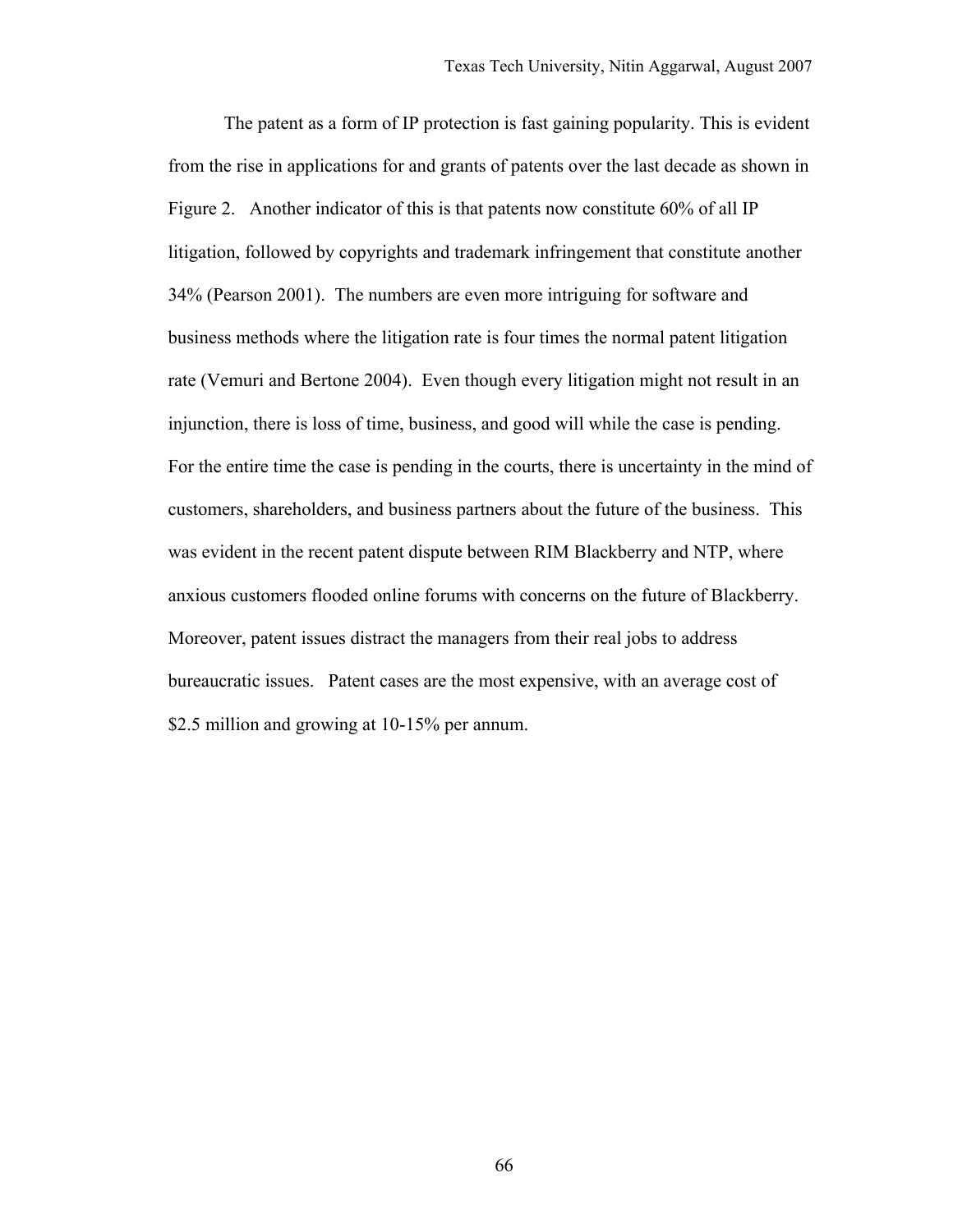The patent as a form of IP protection is fast gaining popularity. This is evident from the rise in applications for and grants of patents over the last decade as shown in Figure 2. Another indicator of this is that patents now constitute 60% of all IP litigation, followed by copyrights and trademark infringement that constitute another 34% (Pearson 2001). The numbers are even more intriguing for software and business methods where the litigation rate is four times the normal patent litigation rate (Vemuri and Bertone 2004). Even though every litigation might not result in an injunction, there is loss of time, business, and good will while the case is pending. For the entire time the case is pending in the courts, there is uncertainty in the mind of customers, shareholders, and business partners about the future of the business. This was evident in the recent patent dispute between RIM Blackberry and NTP, where anxious customers flooded online forums with concerns on the future of Blackberry. Moreover, patent issues distract the managers from their real jobs to address bureaucratic issues. Patent cases are the most expensive, with an average cost of $2.5 million and growing at 10-15% per annum.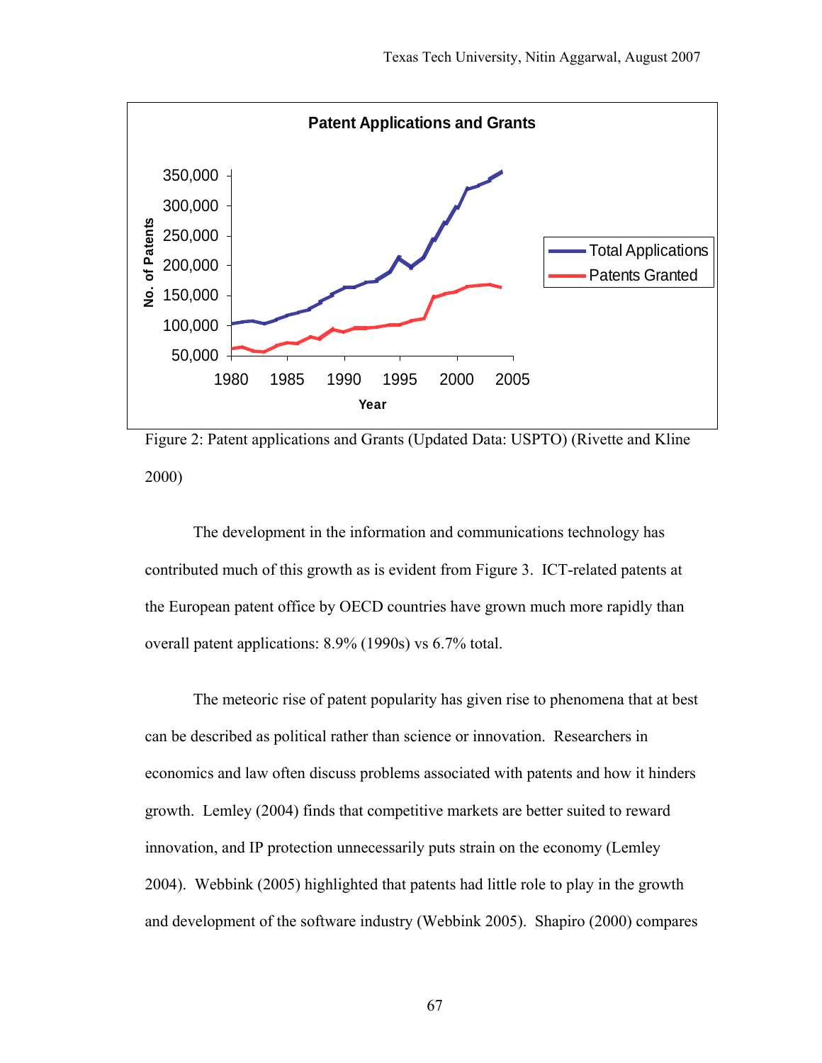Figure 2: Patent applications and Grants (Updated Data: USPTO) (Rivette and Kline 2000)

The development in the information and communications technology has contributed much of this growth as is evident from Figure 3. ICT-related patents at the European patent office by OECD countries have grown much more rapidly than overall patent applications: 8.9% (1990s) vs 6.7% total.

The meteoric rise of patent popularity has given rise to phenomena that at best can be described as political rather than science or innovation. Researchers in economics and law often discuss problems associated with patents and how it hinders growth. Lemley (2004) finds that competitive markets are better suited to reward innovation, and IP protection unnecessarily puts strain on the economy (Lemley 2004). Webbink (2005) highlighted that patents had little role to play in the growth and development of the software industry (Webbink 2005). Shapiro (2000) compares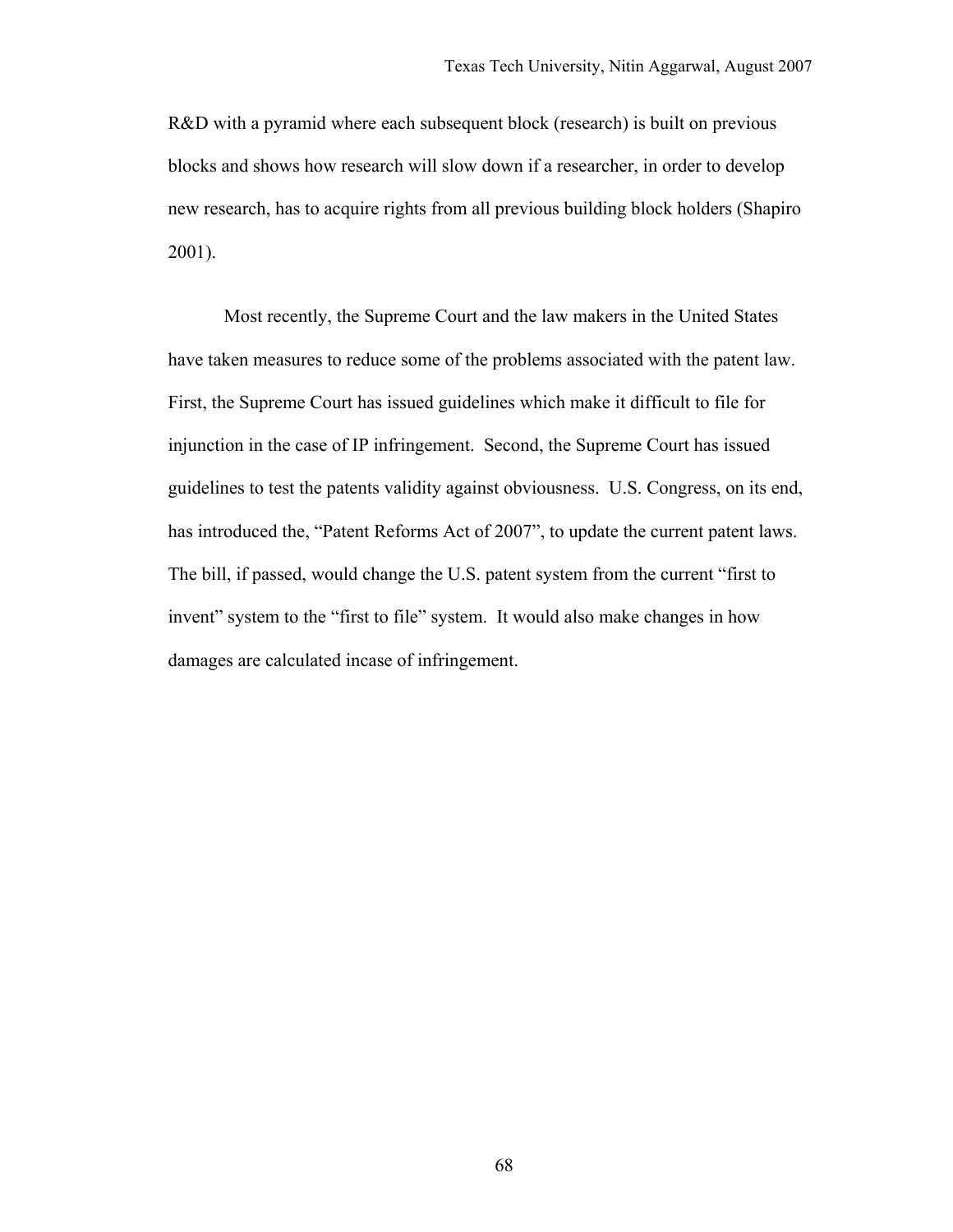R&D with a pyramid where each subsequent block (research) is built on previous blocks and shows how research will slow down if a researcher, in order to develop new research, has to acquire rights from all previous building block holders (Shapiro 2001).

Most recently, the Supreme Court and the law makers in the United States have taken measures to reduce some of the problems associated with the patent law. First, the Supreme Court has issued guidelines which make it difficult to file for injunction in the case of IP infringement. Second, the Supreme Court has issued guidelines to test the patents validity against obviousness. U.S. Congress, on its end, has introduced the, "Patent Reforms Act of 2007", to update the current patent laws. The bill, if passed, would change the U.S. patent system from the current "first to invent" system to the "first to file" system. It would also make changes in how damages are calculated incase of infringement.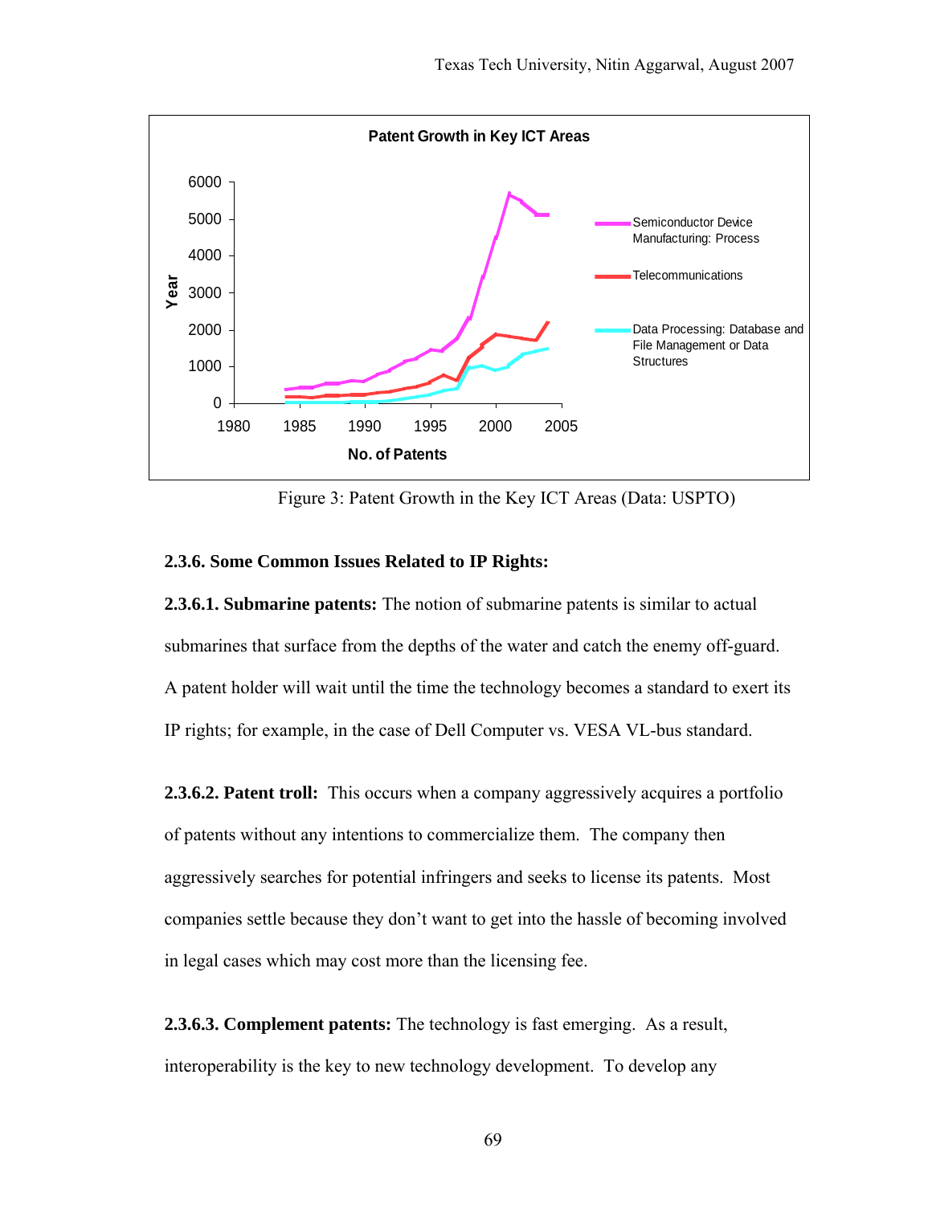Figure 3: Patent Growth in the Key ICT Areas (Data: USPTO)

### 2.3.6. Some Common Issues Related to IP Rights:

**2.3.6.1. Submarine patents:** The notion of submarine patents is similar to actual submarines that surface from the depths of the water and catch the enemy off-guard. A patent holder will wait until the time the technology becomes a standard to exert its IP rights; for example, in the case of Dell Computer vs. VESA VL-bus standard.

**2.3.6.2. Patent troll:** This occurs when a company aggressively acquires a portfolio of patents without any intentions to commercialize them. The company then aggressively searches for potential infringers and seeks to license its patents. Most companies settle because they don't want to get into the hassle of becoming involved in legal cases which may cost more than the licensing fee.

**2.3.6.3. Complement patents:** The technology is fast emerging. As a result, interoperability is the key to new technology development. To develop any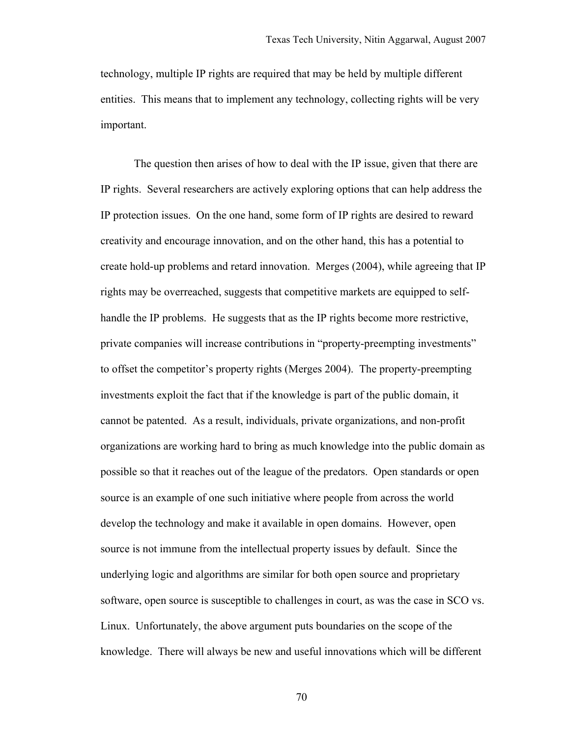technology, multiple IP rights are required that may be held by multiple different entities. This means that to implement any technology, collecting rights will be very important.

The question then arises of how to deal with the IP issue, given that there are IP rights. Several researchers are actively exploring options that can help address the IP protection issues. On the one hand, some form of IP rights are desired to reward creativity and encourage innovation, and on the other hand, this has a potential to create hold-up problems and retard innovation. Merges (2004), while agreeing that IP rights may be overreached, suggests that competitive markets are equipped to self-handle the IP problems. He suggests that as the IP rights become more restrictive, private companies will increase contributions in "property-preempting investments" to offset the competitor's property rights (Merges 2004). The property-preempting investments exploit the fact that if the knowledge is part of the public domain, it cannot be patented. As a result, individuals, private organizations, and non-profit organizations are working hard to bring as much knowledge into the public domain as possible so that it reaches out of the league of the predators. Open standards or open source is an example of one such initiative where people from across the world develop the technology and make it available in open domains. However, open source is not immune from the intellectual property issues by default. Since the underlying logic and algorithms are similar for both open source and proprietary software, open source is susceptible to challenges in court, as was the case in SCO vs. Linux. Unfortunately, the above argument puts boundaries on the scope of the knowledge. There will always be new and useful innovations which will be different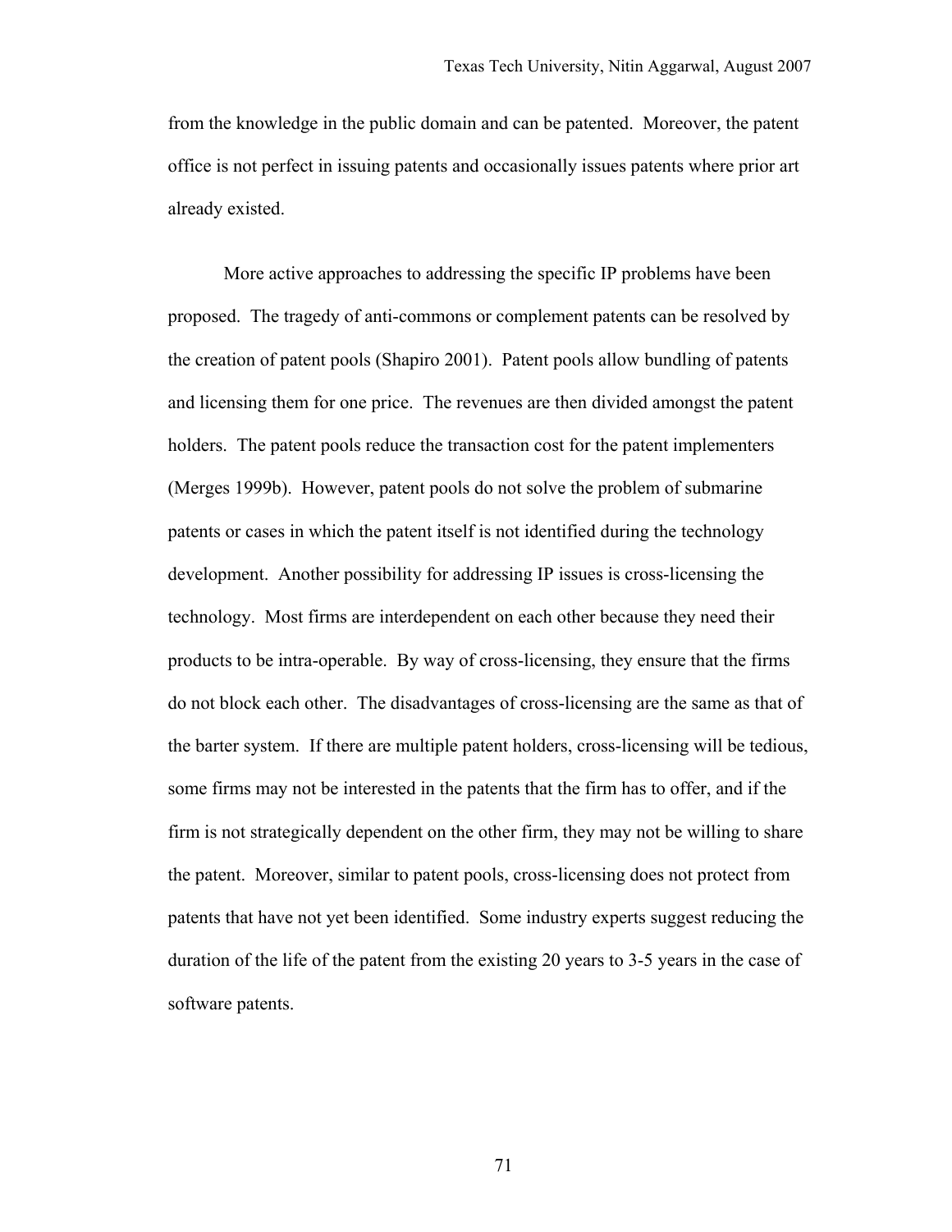from the knowledge in the public domain and can be patented. Moreover, the patent office is not perfect in issuing patents and occasionally issues patents where prior art already existed.

More active approaches to addressing the specific IP problems have been proposed. The tragedy of anti-commons or complement patents can be resolved by the creation of patent pools (Shapiro 2001). Patent pools allow bundling of patents and licensing them for one price. The revenues are then divided amongst the patent holders. The patent pools reduce the transaction cost for the patent implementers (Merges 1999b). However, patent pools do not solve the problem of submarine patents or cases in which the patent itself is not identified during the technology development. Another possibility for addressing IP issues is cross-licensing the technology. Most firms are interdependent on each other because they need their products to be intra-operable. By way of cross-licensing, they ensure that the firms do not block each other. The disadvantages of cross-licensing are the same as that of the barter system. If there are multiple patent holders, cross-licensing will be tedious, some firms may not be interested in the patents that the firm has to offer, and if the firm is not strategically dependent on the other firm, they may not be willing to share the patent. Moreover, similar to patent pools, cross-licensing does not protect from patents that have not yet been identified. Some industry experts suggest reducing the duration of the life of the patent from the existing 20 years to 3-5 years in the case of software patents.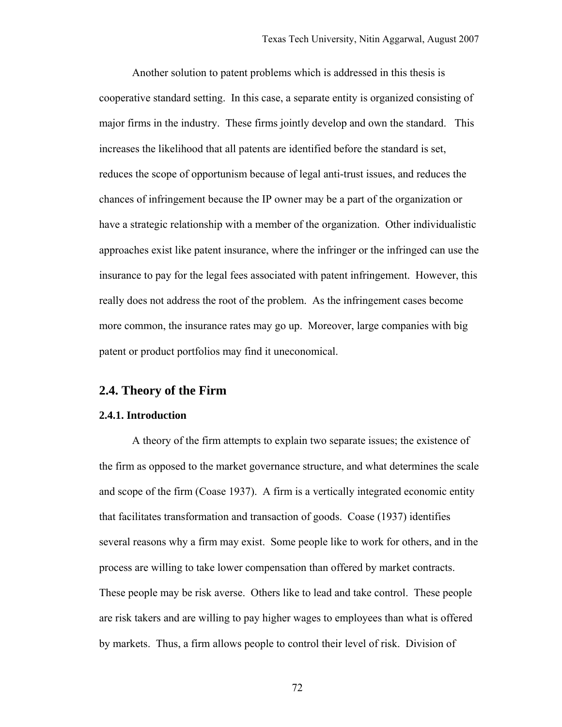Another solution to patent problems which is addressed in this thesis is cooperative standard setting. In this case, a separate entity is organized consisting of major firms in the industry. These firms jointly develop and own the standard. This increases the likelihood that all patents are identified before the standard is set, reduces the scope of opportunism because of legal anti-trust issues, and reduces the chances of infringement because the IP owner may be a part of the organization or have a strategic relationship with a member of the organization. Other individualistic approaches exist like patent insurance, where the infringer or the infringed can use the insurance to pay for the legal fees associated with patent infringement. However, this really does not address the root of the problem. As the infringement cases become more common, the insurance rates may go up. Moreover, large companies with big patent or product portfolios may find it uneconomical.

## 2.4. Theory of the Firm

### 2.4.1. Introduction

A theory of the firm attempts to explain two separate issues; the existence of the firm as opposed to the market governance structure, and what determines the scale and scope of the firm (Coase 1937). A firm is a vertically integrated economic entity that facilitates transformation and transaction of goods. Coase (1937) identifies several reasons why a firm may exist. Some people like to work for others, and in the process are willing to take lower compensation than offered by market contracts. These people may be risk averse. Others like to lead and take control. These people are risk takers and are willing to pay higher wages to employees than what is offered by markets. Thus, a firm allows people to control their level of risk. Division of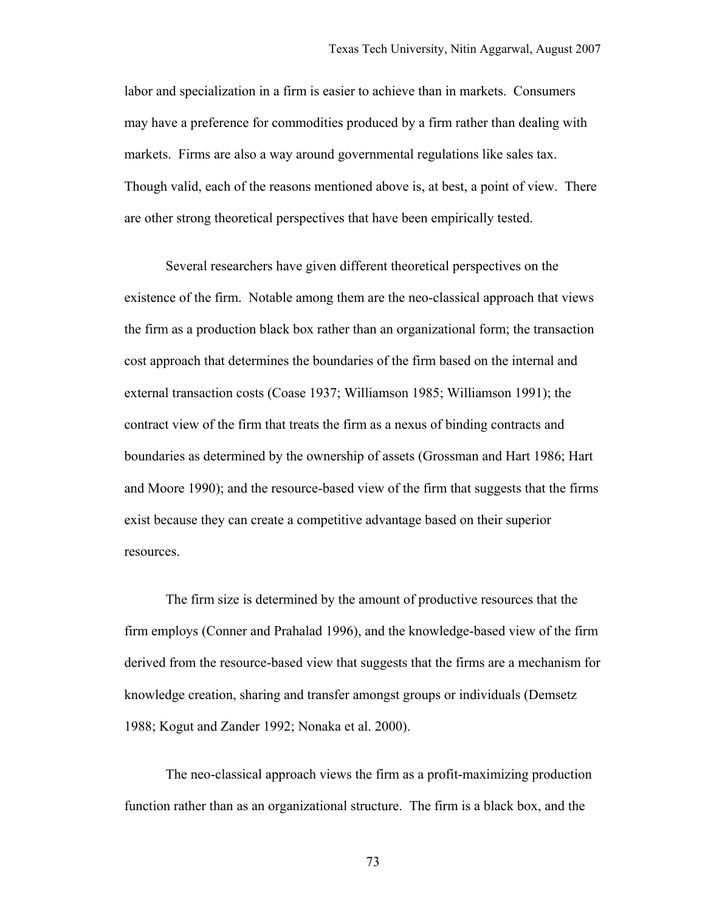labor and specialization in a firm is easier to achieve than in markets. Consumers may have a preference for commodities produced by a firm rather than dealing with markets. Firms are also a way around governmental regulations like sales tax. Though valid, each of the reasons mentioned above is, at best, a point of view. There are other strong theoretical perspectives that have been empirically tested.

Several researchers have given different theoretical perspectives on the existence of the firm. Notable among them are the neo-classical approach that views the firm as a production black box rather than an organizational form; the transaction cost approach that determines the boundaries of the firm based on the internal and external transaction costs (Coase 1937; Williamson 1985; Williamson 1991); the contract view of the firm that treats the firm as a nexus of binding contracts and boundaries as determined by the ownership of assets (Grossman and Hart 1986; Hart and Moore 1990); and the resource-based view of the firm that suggests that the firms exist because they can create a competitive advantage based on their superior resources.

The firm size is determined by the amount of productive resources that the firm employs (Conner and Prahalad 1996), and the knowledge-based view of the firm derived from the resource-based view that suggests that the firms are a mechanism for knowledge creation, sharing and transfer amongst groups or individuals (Demsetz 1988; Kogut and Zander 1992; Nonaka et al. 2000).

The neo-classical approach views the firm as a profit-maximizing production function rather than as an organizational structure. The firm is a black box, and the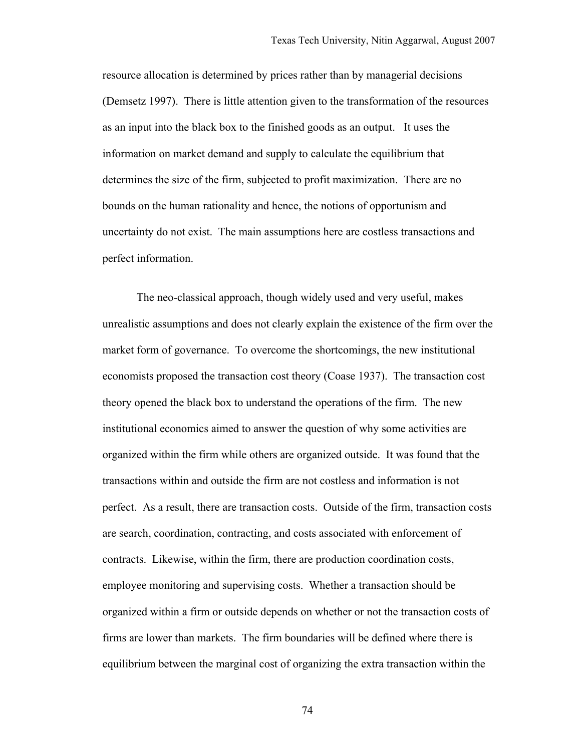resource allocation is determined by prices rather than by managerial decisions (Demsetz 1997). There is little attention given to the transformation of the resources as an input into the black box to the finished goods as an output. It uses the information on market demand and supply to calculate the equilibrium that determines the size of the firm, subjected to profit maximization. There are no bounds on the human rationality and hence, the notions of opportunism and uncertainty do not exist. The main assumptions here are costless transactions and perfect information.

The neo-classical approach, though widely used and very useful, makes unrealistic assumptions and does not clearly explain the existence of the firm over the market form of governance. To overcome the shortcomings, the new institutional economists proposed the transaction cost theory (Coase 1937). The transaction cost theory opened the black box to understand the operations of the firm. The new institutional economics aimed to answer the question of why some activities are organized within the firm while others are organized outside. It was found that the transactions within and outside the firm are not costless and information is not perfect. As a result, there are transaction costs. Outside of the firm, transaction costs are search, coordination, contracting, and costs associated with enforcement of contracts. Likewise, within the firm, there are production coordination costs, employee monitoring and supervising costs. Whether a transaction should be organized within a firm or outside depends on whether or not the transaction costs of firms are lower than markets. The firm boundaries will be defined where there is equilibrium between the marginal cost of organizing the extra transaction within the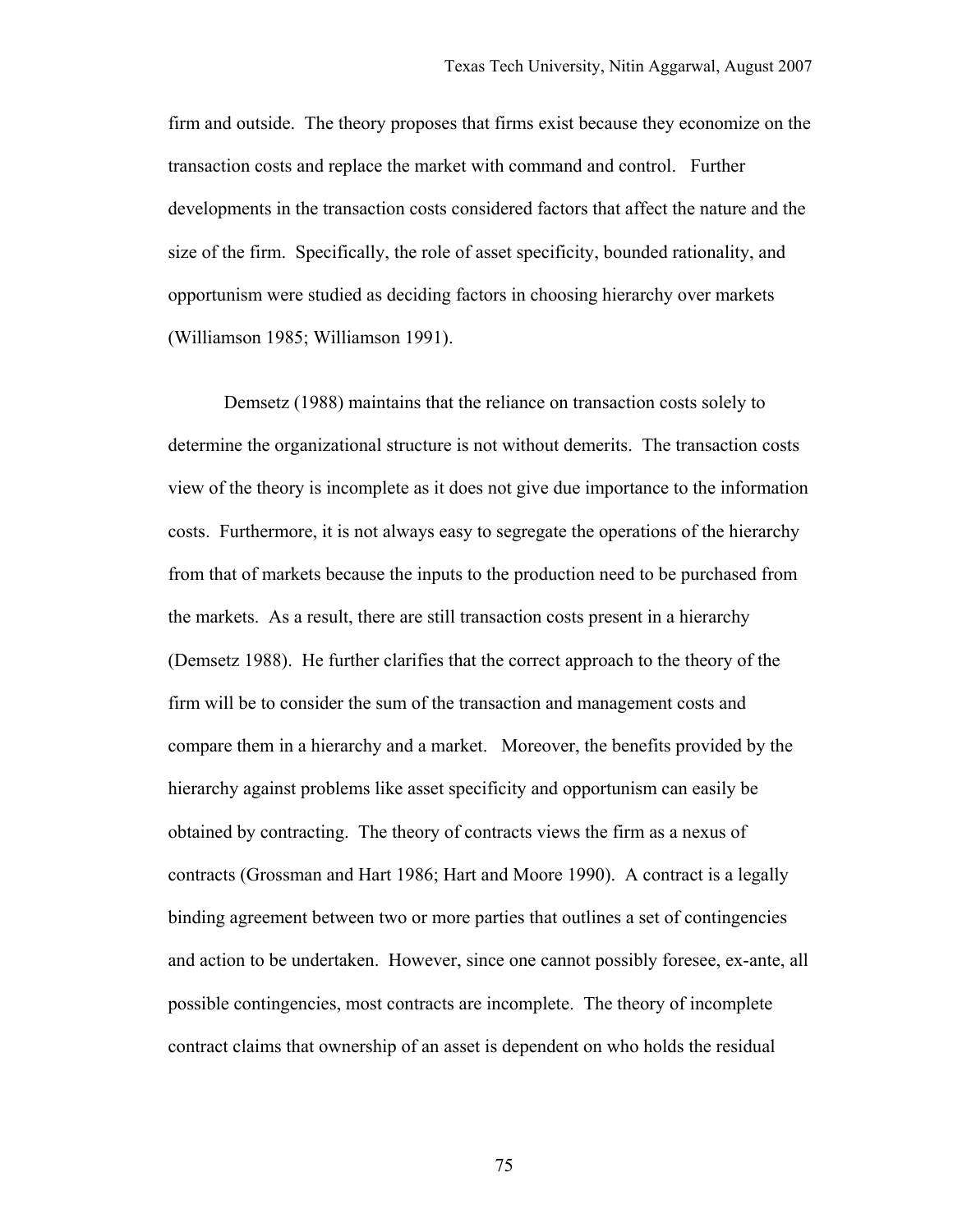firm and outside. The theory proposes that firms exist because they economize on the transaction costs and replace the market with command and control. Further developments in the transaction costs considered factors that affect the nature and the size of the firm. Specifically, the role of asset specificity, bounded rationality, and opportunism were studied as deciding factors in choosing hierarchy over markets (Williamson 1985; Williamson 1991).

Demsetz (1988) maintains that the reliance on transaction costs solely to determine the organizational structure is not without demerits. The transaction costs view of the theory is incomplete as it does not give due importance to the information costs. Furthermore, it is not always easy to segregate the operations of the hierarchy from that of markets because the inputs to the production need to be purchased from the markets. As a result, there are still transaction costs present in a hierarchy (Demsetz 1988). He further clarifies that the correct approach to the theory of the firm will be to consider the sum of the transaction and management costs and compare them in a hierarchy and a market. Moreover, the benefits provided by the hierarchy against problems like asset specificity and opportunism can easily be obtained by contracting. The theory of contracts views the firm as a nexus of contracts (Grossman and Hart 1986; Hart and Moore 1990). A contract is a legally binding agreement between two or more parties that outlines a set of contingencies and action to be undertaken. However, since one cannot possibly foresee, ex-ante, all possible contingencies, most contracts are incomplete. The theory of incomplete contract claims that ownership of an asset is dependent on who holds the residual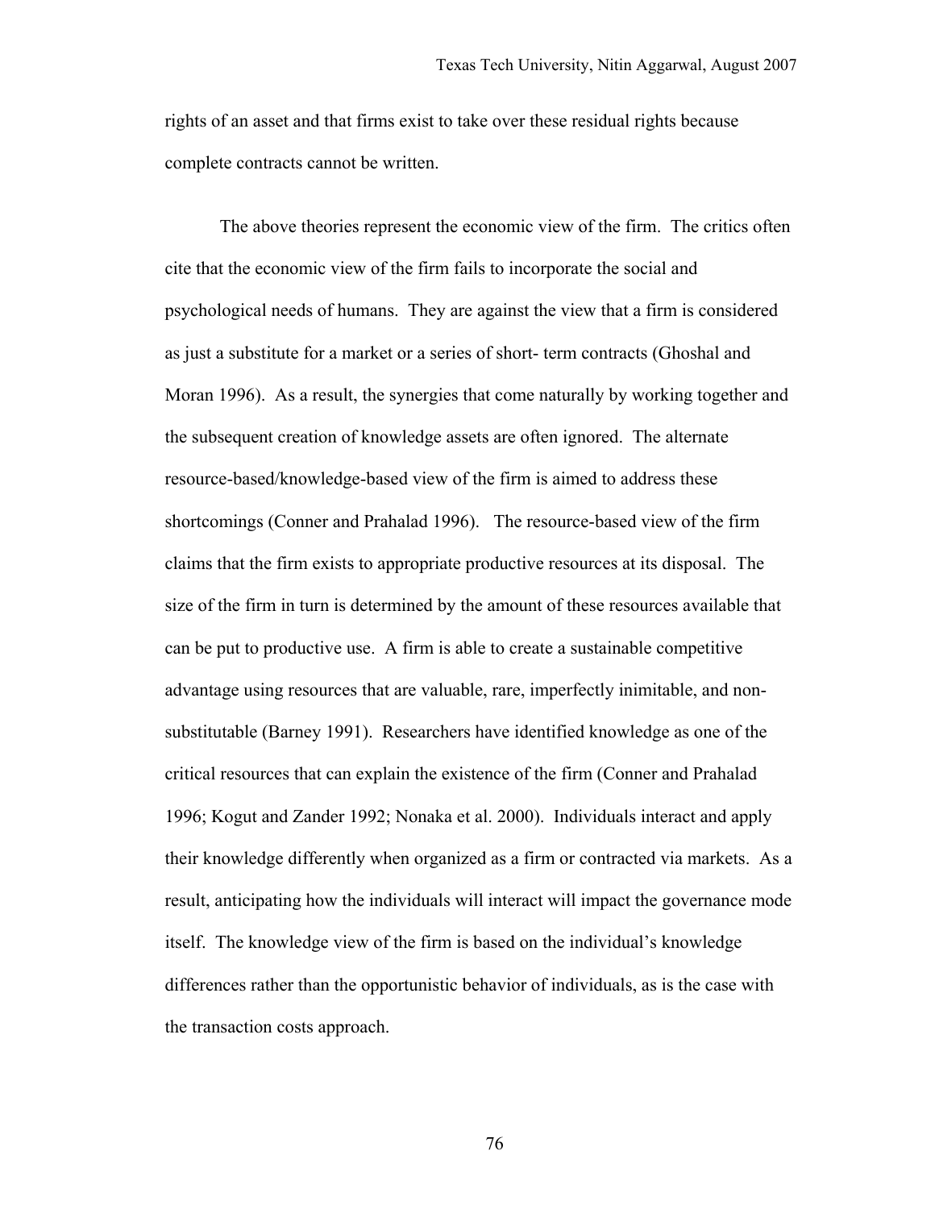rights of an asset and that firms exist to take over these residual rights because complete contracts cannot be written.

The above theories represent the economic view of the firm. The critics often cite that the economic view of the firm fails to incorporate the social and psychological needs of humans. They are against the view that a firm is considered as just a substitute for a market or a series of short- term contracts (Ghoshal and Moran 1996). As a result, the synergies that come naturally by working together and the subsequent creation of knowledge assets are often ignored. The alternate resource-based/knowledge-based view of the firm is aimed to address these shortcomings (Conner and Prahalad 1996). The resource-based view of the firm claims that the firm exists to appropriate productive resources at its disposal. The size of the firm in turn is determined by the amount of these resources available that can be put to productive use. A firm is able to create a sustainable competitive advantage using resources that are valuable, rare, imperfectly inimitable, and non-substitutable (Barney 1991). Researchers have identified knowledge as one of the critical resources that can explain the existence of the firm (Conner and Prahalad 1996; Kogut and Zander 1992; Nonaka et al. 2000). Individuals interact and apply their knowledge differently when organized as a firm or contracted via markets. As a result, anticipating how the individuals will interact will impact the governance mode itself. The knowledge view of the firm is based on the individual's knowledge differences rather than the opportunistic behavior of individuals, as is the case with the transaction costs approach.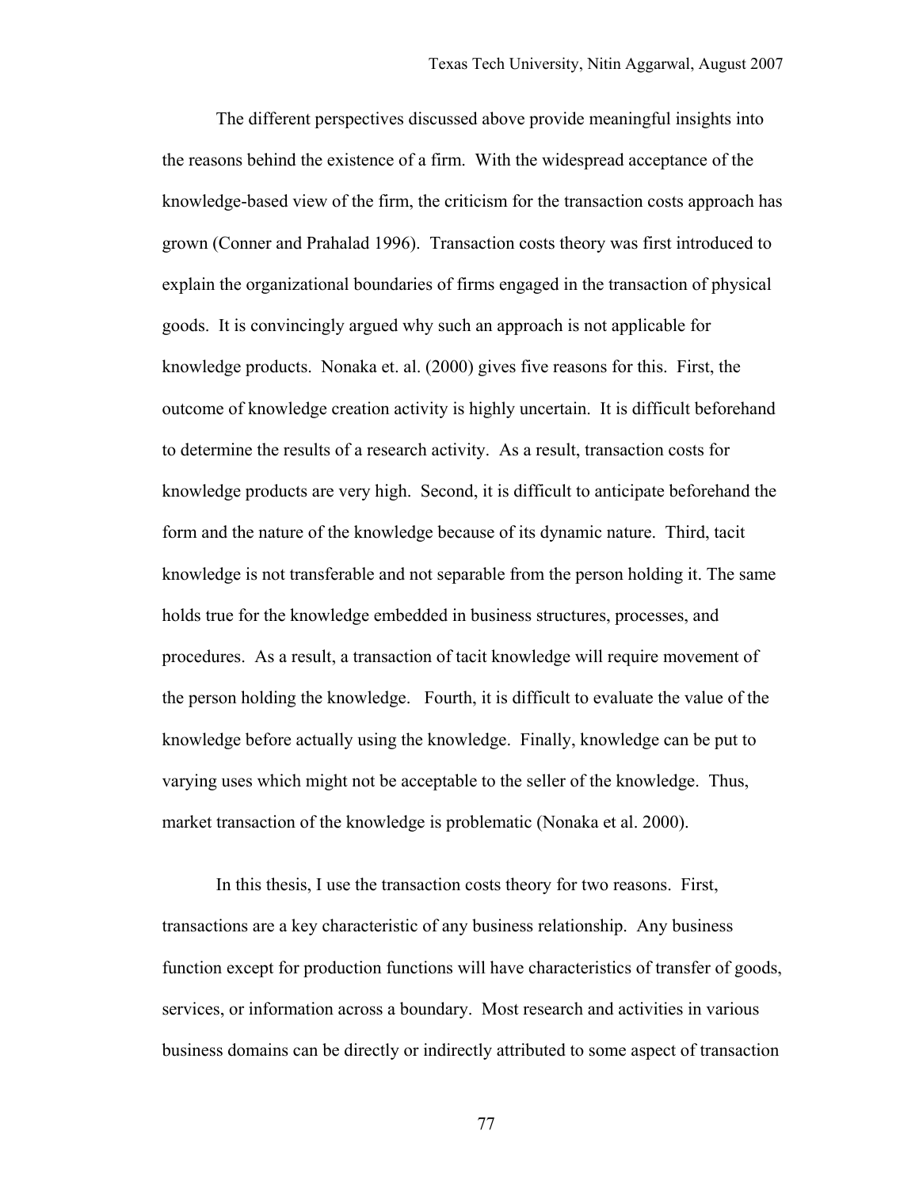The different perspectives discussed above provide meaningful insights into the reasons behind the existence of a firm. With the widespread acceptance of the knowledge-based view of the firm, the criticism for the transaction costs approach has grown (Conner and Prahalad 1996). Transaction costs theory was first introduced to explain the organizational boundaries of firms engaged in the transaction of physical goods. It is convincingly argued why such an approach is not applicable for knowledge products. Nonaka et. al. (2000) gives five reasons for this. First, the outcome of knowledge creation activity is highly uncertain. It is difficult beforehand to determine the results of a research activity. As a result, transaction costs for knowledge products are very high. Second, it is difficult to anticipate beforehand the form and the nature of the knowledge because of its dynamic nature. Third, tacit knowledge is not transferable and not separable from the person holding it. The same holds true for the knowledge embedded in business structures, processes, and procedures. As a result, a transaction of tacit knowledge will require movement of the person holding the knowledge. Fourth, it is difficult to evaluate the value of the knowledge before actually using the knowledge. Finally, knowledge can be put to varying uses which might not be acceptable to the seller of the knowledge. Thus, market transaction of the knowledge is problematic (Nonaka et al. 2000).

In this thesis, I use the transaction costs theory for two reasons. First, transactions are a key characteristic of any business relationship. Any business function except for production functions will have characteristics of transfer of goods, services, or information across a boundary. Most research and activities in various business domains can be directly or indirectly attributed to some aspect of transaction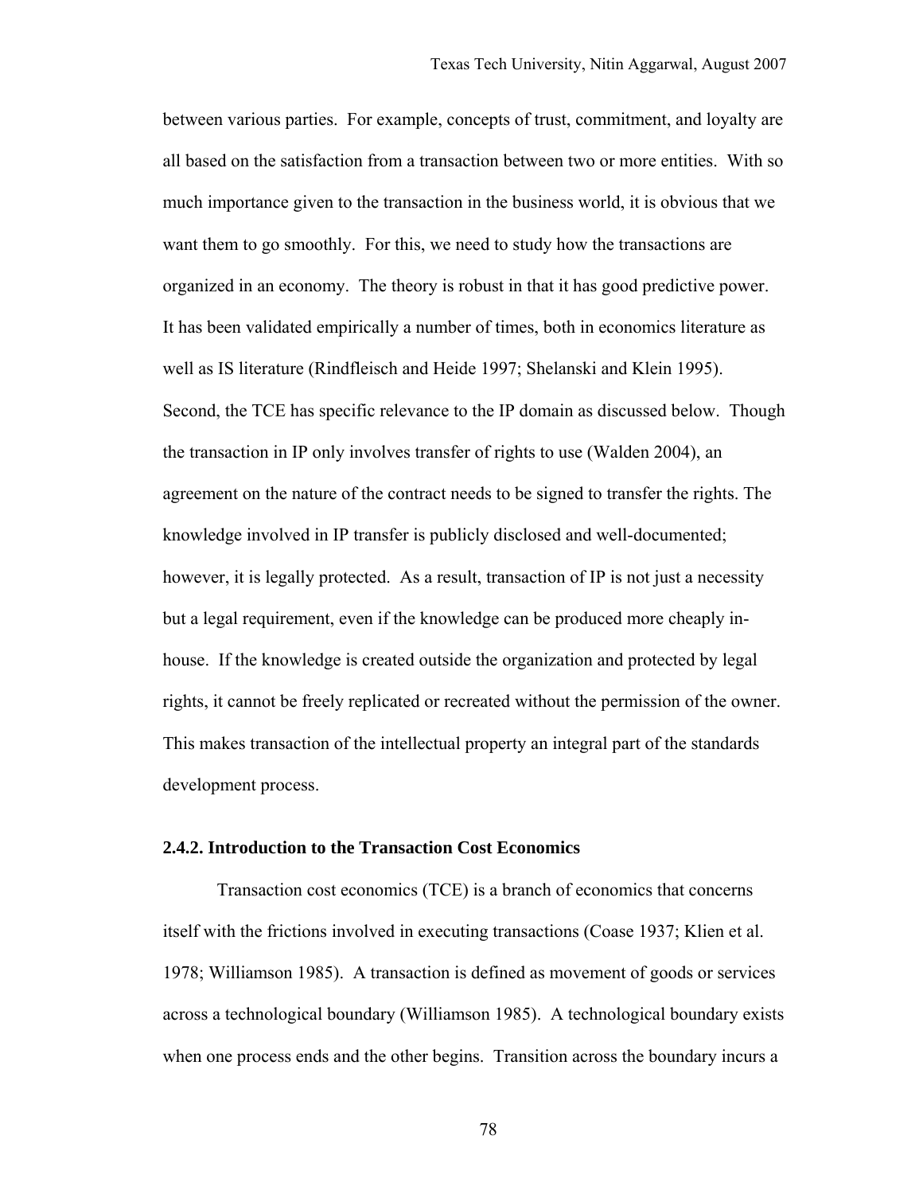between various parties. For example, concepts of trust, commitment, and loyalty are all based on the satisfaction from a transaction between two or more entities. With so much importance given to the transaction in the business world, it is obvious that we want them to go smoothly. For this, we need to study how the transactions are organized in an economy. The theory is robust in that it has good predictive power. It has been validated empirically a number of times, both in economics literature as well as IS literature (Rindfleisch and Heide 1997; Shelanski and Klein 1995). Second, the TCE has specific relevance to the IP domain as discussed below. Though the transaction in IP only involves transfer of rights to use (Walden 2004), an agreement on the nature of the contract needs to be signed to transfer the rights. The knowledge involved in IP transfer is publicly disclosed and well-documented; however, it is legally protected. As a result, transaction of IP is not just a necessity but a legal requirement, even if the knowledge can be produced more cheaply in-house. If the knowledge is created outside the organization and protected by legal rights, it cannot be freely replicated or recreated without the permission of the owner. This makes transaction of the intellectual property an integral part of the standards development process.

### 2.4.2. Introduction to the Transaction Cost Economics

Transaction cost economics (TCE) is a branch of economics that concerns itself with the frictions involved in executing transactions (Coase 1937; Klien et al. 1978; Williamson 1985). A transaction is defined as movement of goods or services across a technological boundary (Williamson 1985). A technological boundary exists when one process ends and the other begins. Transition across the boundary incurs a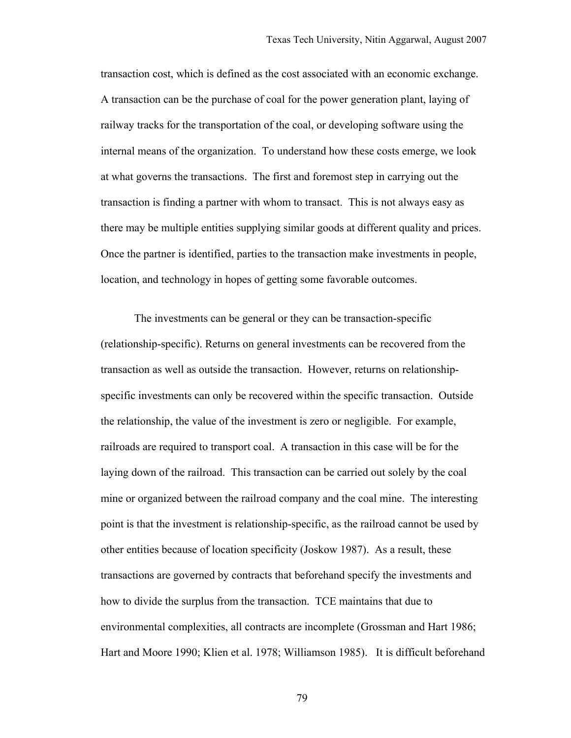transaction cost, which is defined as the cost associated with an economic exchange. A transaction can be the purchase of coal for the power generation plant, laying of railway tracks for the transportation of the coal, or developing software using the internal means of the organization. To understand how these costs emerge, we look at what governs the transactions. The first and foremost step in carrying out the transaction is finding a partner with whom to transact. This is not always easy as there may be multiple entities supplying similar goods at different quality and prices. Once the partner is identified, parties to the transaction make investments in people, location, and technology in hopes of getting some favorable outcomes.

The investments can be general or they can be transaction-specific (relationship-specific). Returns on general investments can be recovered from the transaction as well as outside the transaction. However, returns on relationship-specific investments can only be recovered within the specific transaction. Outside the relationship, the value of the investment is zero or negligible. For example, railroads are required to transport coal. A transaction in this case will be for the laying down of the railroad. This transaction can be carried out solely by the coal mine or organized between the railroad company and the coal mine. The interesting point is that the investment is relationship-specific, as the railroad cannot be used by other entities because of location specificity (Joskow 1987). As a result, these transactions are governed by contracts that beforehand specify the investments and how to divide the surplus from the transaction. TCE maintains that due to environmental complexities, all contracts are incomplete (Grossman and Hart 1986; Hart and Moore 1990; Klien et al. 1978; Williamson 1985). It is difficult beforehand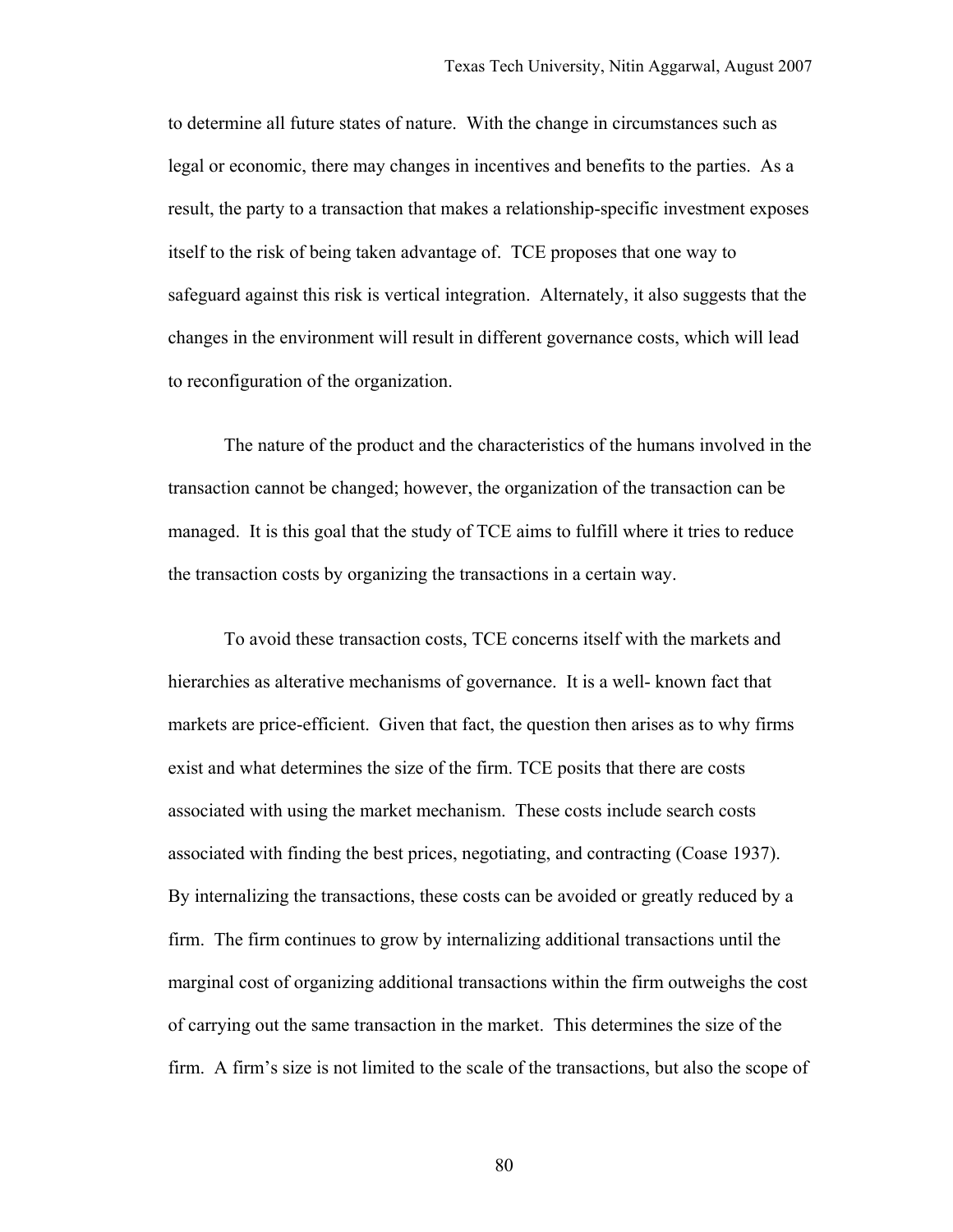to determine all future states of nature. With the change in circumstances such as legal or economic, there may changes in incentives and benefits to the parties. As a result, the party to a transaction that makes a relationship-specific investment exposes itself to the risk of being taken advantage of. TCE proposes that one way to safeguard against this risk is vertical integration. Alternately, it also suggests that the changes in the environment will result in different governance costs, which will lead to reconfiguration of the organization.

The nature of the product and the characteristics of the humans involved in the transaction cannot be changed; however, the organization of the transaction can be managed. It is this goal that the study of TCE aims to fulfill where it tries to reduce the transaction costs by organizing the transactions in a certain way.

To avoid these transaction costs, TCE concerns itself with the markets and hierarchies as alterative mechanisms of governance. It is a well- known fact that markets are price-efficient. Given that fact, the question then arises as to why firms exist and what determines the size of the firm. TCE posits that there are costs associated with using the market mechanism. These costs include search costs associated with finding the best prices, negotiating, and contracting (Coase 1937). By internalizing the transactions, these costs can be avoided or greatly reduced by a firm. The firm continues to grow by internalizing additional transactions until the marginal cost of organizing additional transactions within the firm outweighs the cost of carrying out the same transaction in the market. This determines the size of the firm. A firm's size is not limited to the scale of the transactions, but also the scope of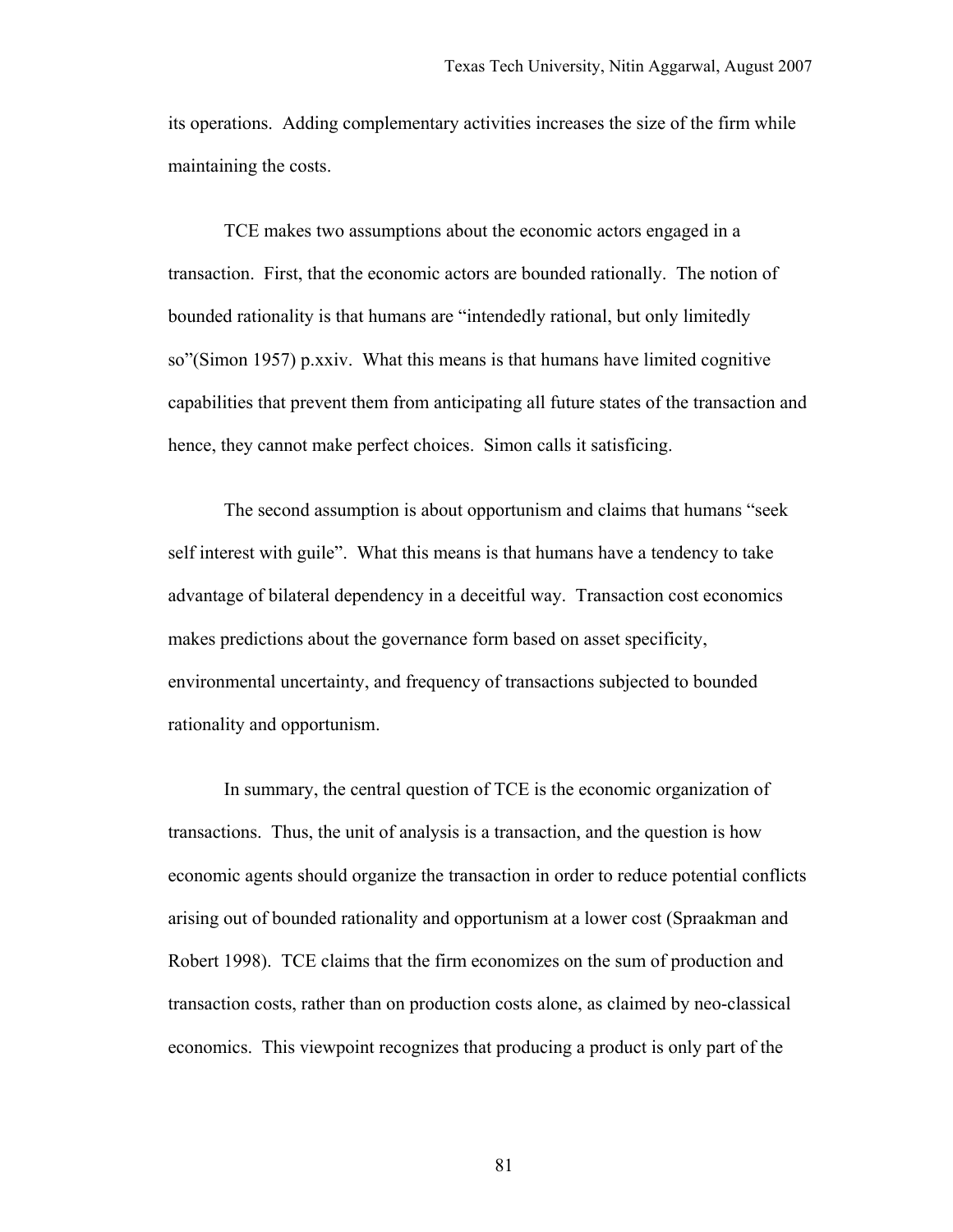its operations. Adding complementary activities increases the size of the firm while maintaining the costs.

TCE makes two assumptions about the economic actors engaged in a transaction. First, that the economic actors are bounded rationally. The notion of bounded rationality is that humans are "intendedly rational, but only limitedly so"(Simon 1957) p.xxiv. What this means is that humans have limited cognitive capabilities that prevent them from anticipating all future states of the transaction and hence, they cannot make perfect choices. Simon calls it satisficing.

The second assumption is about opportunism and claims that humans "seek self interest with guile". What this means is that humans have a tendency to take advantage of bilateral dependency in a deceitful way. Transaction cost economics makes predictions about the governance form based on asset specificity, environmental uncertainty, and frequency of transactions subjected to bounded rationality and opportunism.

In summary, the central question of TCE is the economic organization of transactions. Thus, the unit of analysis is a transaction, and the question is how economic agents should organize the transaction in order to reduce potential conflicts arising out of bounded rationality and opportunism at a lower cost (Spraakman and Robert 1998). TCE claims that the firm economizes on the sum of production and transaction costs, rather than on production costs alone, as claimed by neo-classical economics. This viewpoint recognizes that producing a product is only part of the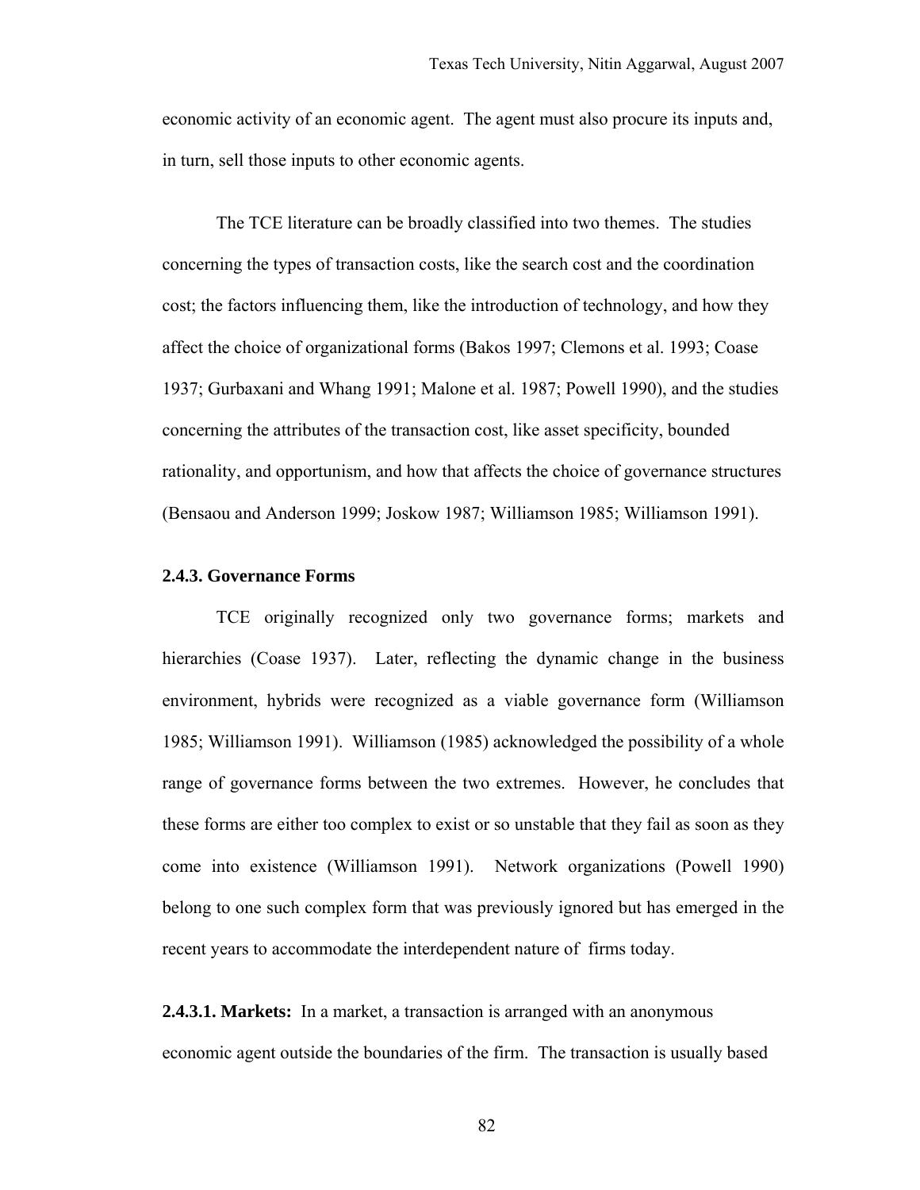economic activity of an economic agent. The agent must also procure its inputs and, in turn, sell those inputs to other economic agents.

The TCE literature can be broadly classified into two themes. The studies concerning the types of transaction costs, like the search cost and the coordination cost; the factors influencing them, like the introduction of technology, and how they affect the choice of organizational forms (Bakos 1997; Clemons et al. 1993; Coase 1937; Gurbaxani and Whang 1991; Malone et al. 1987; Powell 1990), and the studies concerning the attributes of the transaction cost, like asset specificity, bounded rationality, and opportunism, and how that affects the choice of governance structures (Bensaou and Anderson 1999; Joskow 1987; Williamson 1985; Williamson 1991).

### 2.4.3. Governance Forms

TCE originally recognized only two governance forms; markets and hierarchies (Coase 1937). Later, reflecting the dynamic change in the business environment, hybrids were recognized as a viable governance form (Williamson 1985; Williamson 1991). Williamson (1985) acknowledged the possibility of a whole range of governance forms between the two extremes. However, he concludes that these forms are either too complex to exist or so unstable that they fail as soon as they come into existence (Williamson 1991). Network organizations (Powell 1990) belong to one such complex form that was previously ignored but has emerged in the recent years to accommodate the interdependent nature of firms today.

**2.4.3.1. Markets:** In a market, a transaction is arranged with an anonymous economic agent outside the boundaries of the firm. The transaction is usually based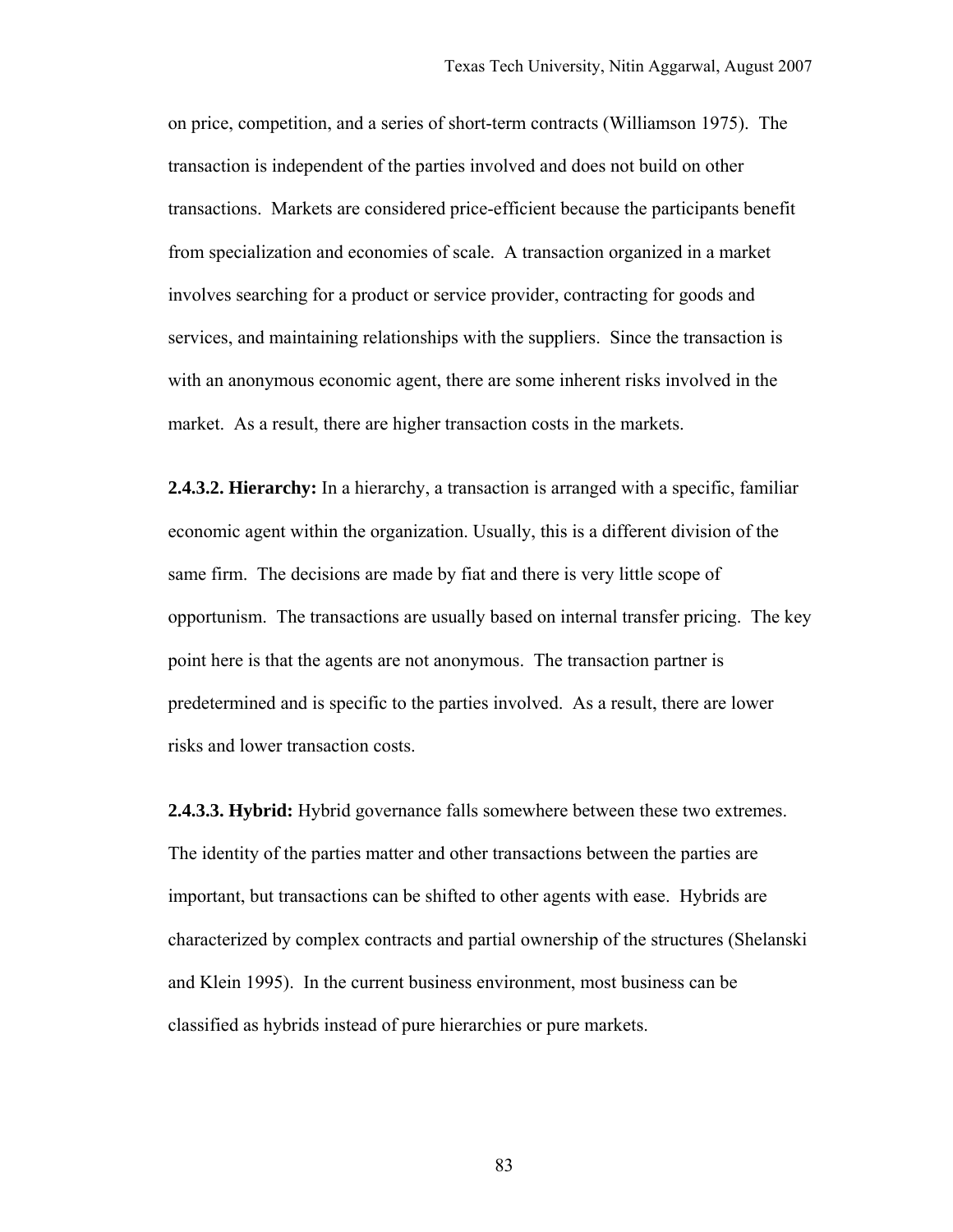on price, competition, and a series of short-term contracts (Williamson 1975). The transaction is independent of the parties involved and does not build on other transactions. Markets are considered price-efficient because the participants benefit from specialization and economies of scale. A transaction organized in a market involves searching for a product or service provider, contracting for goods and services, and maintaining relationships with the suppliers. Since the transaction is with an anonymous economic agent, there are some inherent risks involved in the market. As a result, there are higher transaction costs in the markets.

**2.4.3.2. Hierarchy:** In a hierarchy, a transaction is arranged with a specific, familiar economic agent within the organization. Usually, this is a different division of the same firm. The decisions are made by fiat and there is very little scope of opportunism. The transactions are usually based on internal transfer pricing. The key point here is that the agents are not anonymous. The transaction partner is predetermined and is specific to the parties involved. As a result, there are lower risks and lower transaction costs.

**2.4.3.3. Hybrid:** Hybrid governance falls somewhere between these two extremes. The identity of the parties matter and other transactions between the parties are important, but transactions can be shifted to other agents with ease. Hybrids are characterized by complex contracts and partial ownership of the structures (Shelanski and Klein 1995). In the current business environment, most business can be classified as hybrids instead of pure hierarchies or pure markets.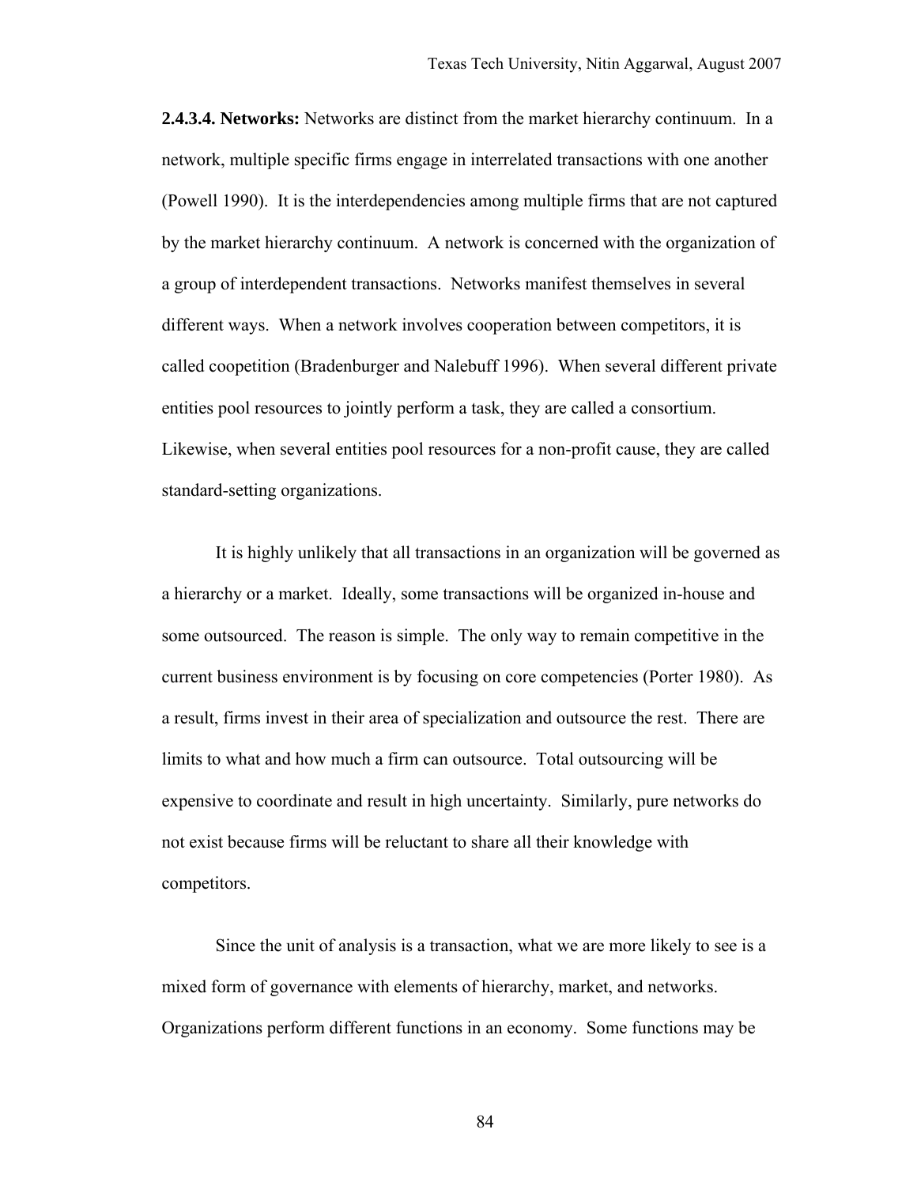**2.4.3.4. Networks:** Networks are distinct from the market hierarchy continuum. In a network, multiple specific firms engage in interrelated transactions with one another (Powell 1990). It is the interdependencies among multiple firms that are not captured by the market hierarchy continuum. A network is concerned with the organization of a group of interdependent transactions. Networks manifest themselves in several different ways. When a network involves cooperation between competitors, it is called coopetition (Bradenburger and Nalebuff 1996). When several different private entities pool resources to jointly perform a task, they are called a consortium. Likewise, when several entities pool resources for a non-profit cause, they are called standard-setting organizations.

It is highly unlikely that all transactions in an organization will be governed as a hierarchy or a market. Ideally, some transactions will be organized in-house and some outsourced. The reason is simple. The only way to remain competitive in the current business environment is by focusing on core competencies (Porter 1980). As a result, firms invest in their area of specialization and outsource the rest. There are limits to what and how much a firm can outsource. Total outsourcing will be expensive to coordinate and result in high uncertainty. Similarly, pure networks do not exist because firms will be reluctant to share all their knowledge with competitors.

Since the unit of analysis is a transaction, what we are more likely to see is a mixed form of governance with elements of hierarchy, market, and networks. Organizations perform different functions in an economy. Some functions may be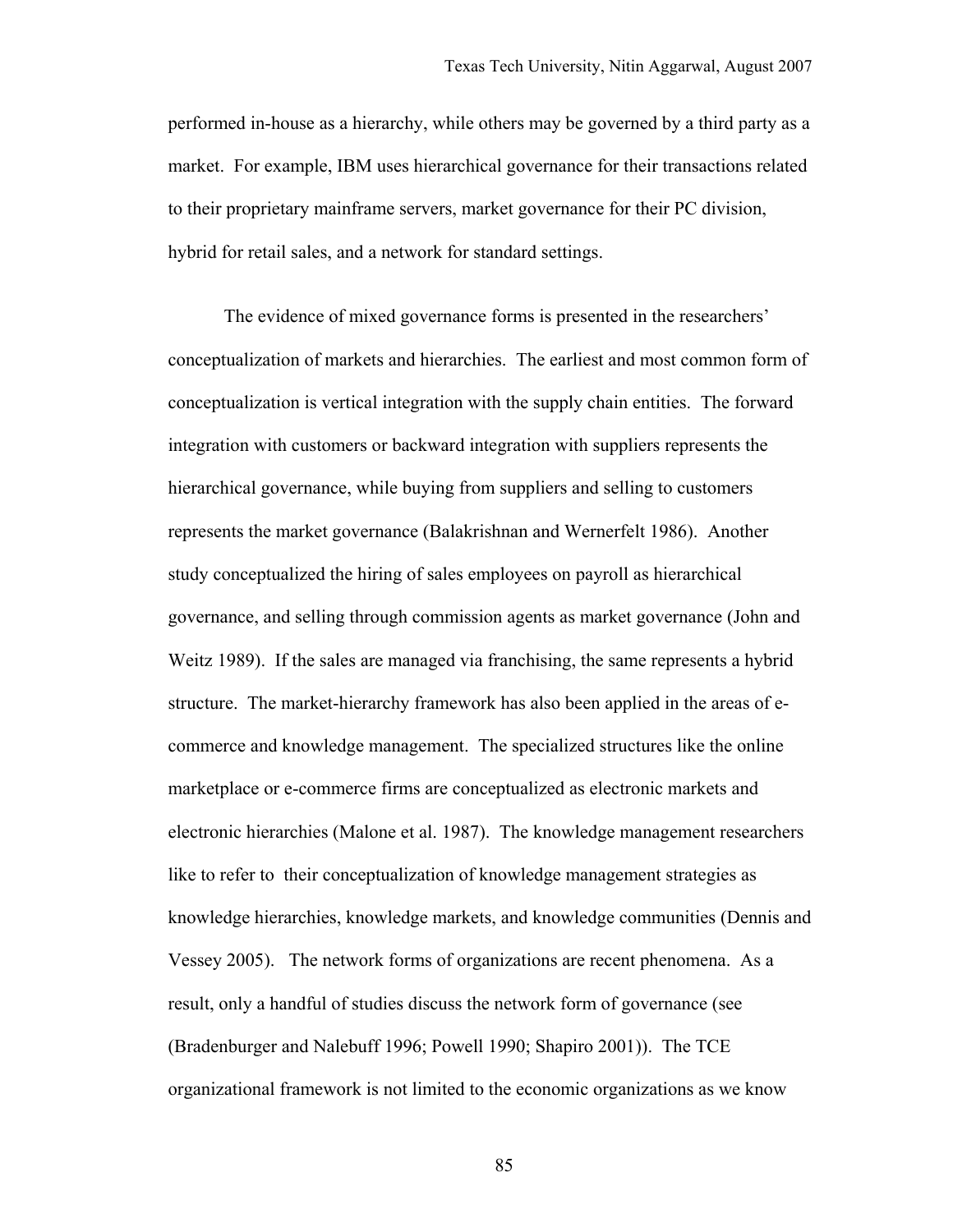performed in-house as a hierarchy, while others may be governed by a third party as a market. For example, IBM uses hierarchical governance for their transactions related to their proprietary mainframe servers, market governance for their PC division, hybrid for retail sales, and a network for standard settings.

The evidence of mixed governance forms is presented in the researchers' conceptualization of markets and hierarchies. The earliest and most common form of conceptualization is vertical integration with the supply chain entities. The forward integration with customers or backward integration with suppliers represents the hierarchical governance, while buying from suppliers and selling to customers represents the market governance (Balakrishnan and Wernerfelt 1986). Another study conceptualized the hiring of sales employees on payroll as hierarchical governance, and selling through commission agents as market governance (John and Weitz 1989). If the sales are managed via franchising, the same represents a hybrid structure. The market-hierarchy framework has also been applied in the areas of e-commerce and knowledge management. The specialized structures like the online marketplace or e-commerce firms are conceptualized as electronic markets and electronic hierarchies (Malone et al. 1987). The knowledge management researchers like to refer to their conceptualization of knowledge management strategies as knowledge hierarchies, knowledge markets, and knowledge communities (Dennis and Vessey 2005). The network forms of organizations are recent phenomena. As a result, only a handful of studies discuss the network form of governance (see (Bradenburger and Nalebuff 1996; Powell 1990; Shapiro 2001)). The TCE organizational framework is not limited to the economic organizations as we know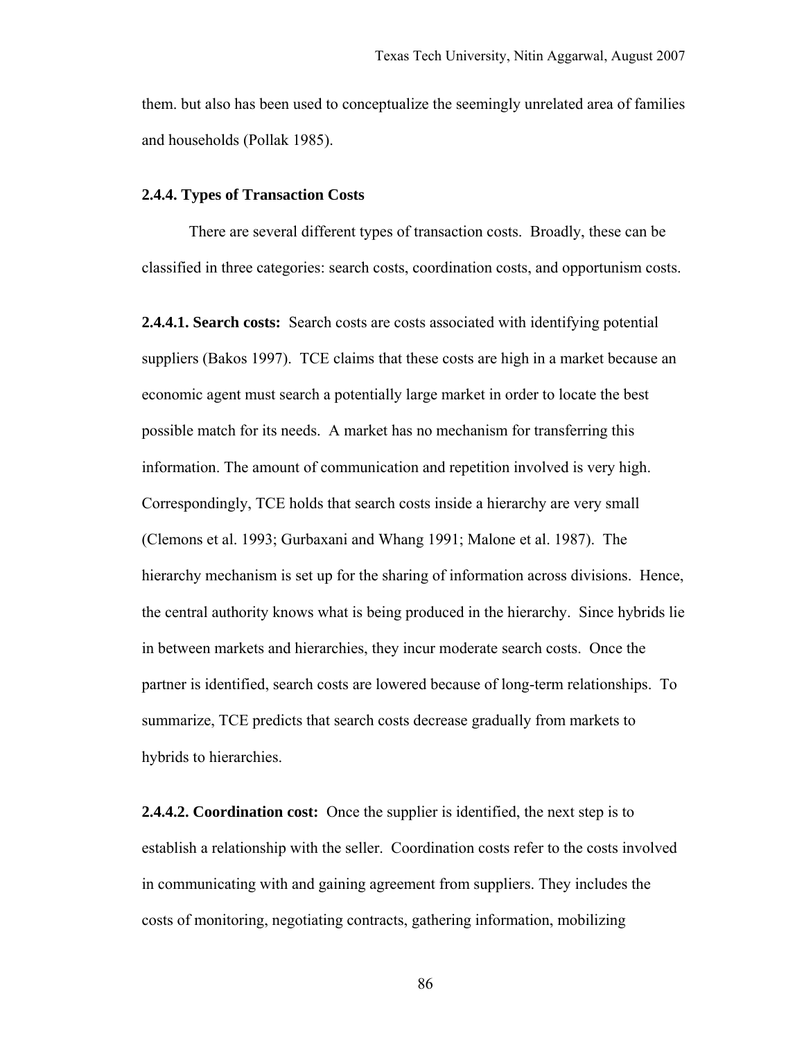them. but also has been used to conceptualize the seemingly unrelated area of families and households (Pollak 1985).

### 2.4.4. Types of Transaction Costs

There are several different types of transaction costs. Broadly, these can be classified in three categories: search costs, coordination costs, and opportunism costs.

**2.4.4.1. Search costs:** Search costs are costs associated with identifying potential suppliers (Bakos 1997). TCE claims that these costs are high in a market because an economic agent must search a potentially large market in order to locate the best possible match for its needs. A market has no mechanism for transferring this information. The amount of communication and repetition involved is very high. Correspondingly, TCE holds that search costs inside a hierarchy are very small (Clemons et al. 1993; Gurbaxani and Whang 1991; Malone et al. 1987). The hierarchy mechanism is set up for the sharing of information across divisions. Hence, the central authority knows what is being produced in the hierarchy. Since hybrids lie in between markets and hierarchies, they incur moderate search costs. Once the partner is identified, search costs are lowered because of long-term relationships. To summarize, TCE predicts that search costs decrease gradually from markets to hybrids to hierarchies.

**2.4.4.2. Coordination cost:** Once the supplier is identified, the next step is to establish a relationship with the seller. Coordination costs refer to the costs involved in communicating with and gaining agreement from suppliers. They includes the costs of monitoring, negotiating contracts, gathering information, mobilizing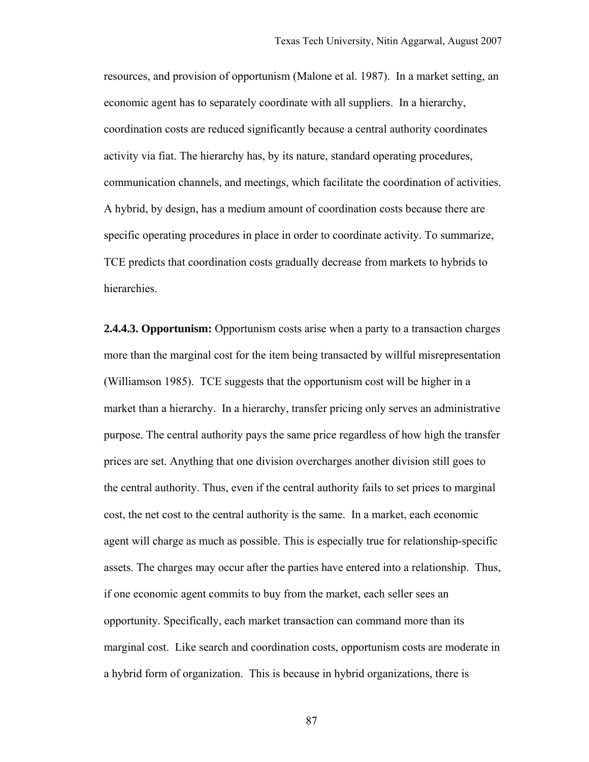resources, and provision of opportunism (Malone et al. 1987). In a market setting, an economic agent has to separately coordinate with all suppliers. In a hierarchy, coordination costs are reduced significantly because a central authority coordinates activity via fiat. The hierarchy has, by its nature, standard operating procedures, communication channels, and meetings, which facilitate the coordination of activities. A hybrid, by design, has a medium amount of coordination costs because there are specific operating procedures in place in order to coordinate activity. To summarize, TCE predicts that coordination costs gradually decrease from markets to hybrids to hierarchies.

**2.4.4.3. Opportunism:** Opportunism costs arise when a party to a transaction charges more than the marginal cost for the item being transacted by willful misrepresentation (Williamson 1985). TCE suggests that the opportunism cost will be higher in a market than a hierarchy. In a hierarchy, transfer pricing only serves an administrative purpose. The central authority pays the same price regardless of how high the transfer prices are set. Anything that one division overcharges another division still goes to the central authority. Thus, even if the central authority fails to set prices to marginal cost, the net cost to the central authority is the same. In a market, each economic agent will charge as much as possible. This is especially true for relationship-specific assets. The charges may occur after the parties have entered into a relationship. Thus, if one economic agent commits to buy from the market, each seller sees an opportunity. Specifically, each market transaction can command more than its marginal cost. Like search and coordination costs, opportunism costs are moderate in a hybrid form of organization. This is because in hybrid organizations, there is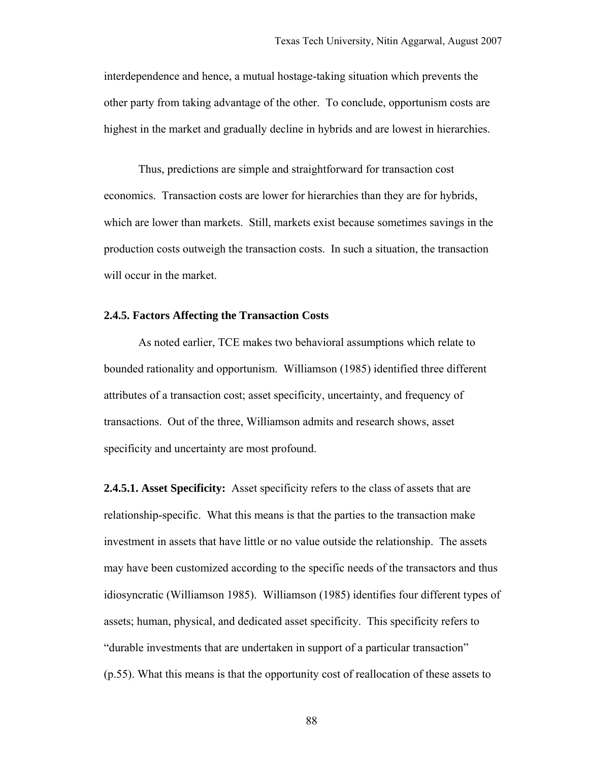interdependence and hence, a mutual hostage-taking situation which prevents the other party from taking advantage of the other. To conclude, opportunism costs are highest in the market and gradually decline in hybrids and are lowest in hierarchies.

Thus, predictions are simple and straightforward for transaction cost economics. Transaction costs are lower for hierarchies than they are for hybrids, which are lower than markets. Still, markets exist because sometimes savings in the production costs outweigh the transaction costs. In such a situation, the transaction will occur in the market.

### 2.4.5. Factors Affecting the Transaction Costs

As noted earlier, TCE makes two behavioral assumptions which relate to bounded rationality and opportunism. Williamson (1985) identified three different attributes of a transaction cost; asset specificity, uncertainty, and frequency of transactions. Out of the three, Williamson admits and research shows, asset specificity and uncertainty are most profound.

**2.4.5.1. Asset Specificity:** Asset specificity refers to the class of assets that are relationship-specific. What this means is that the parties to the transaction make investment in assets that have little or no value outside the relationship. The assets may have been customized according to the specific needs of the transactors and thus idiosyncratic (Williamson 1985). Williamson (1985) identifies four different types of assets; human, physical, and dedicated asset specificity. This specificity refers to "durable investments that are undertaken in support of a particular transaction" (p.55). What this means is that the opportunity cost of reallocation of these assets to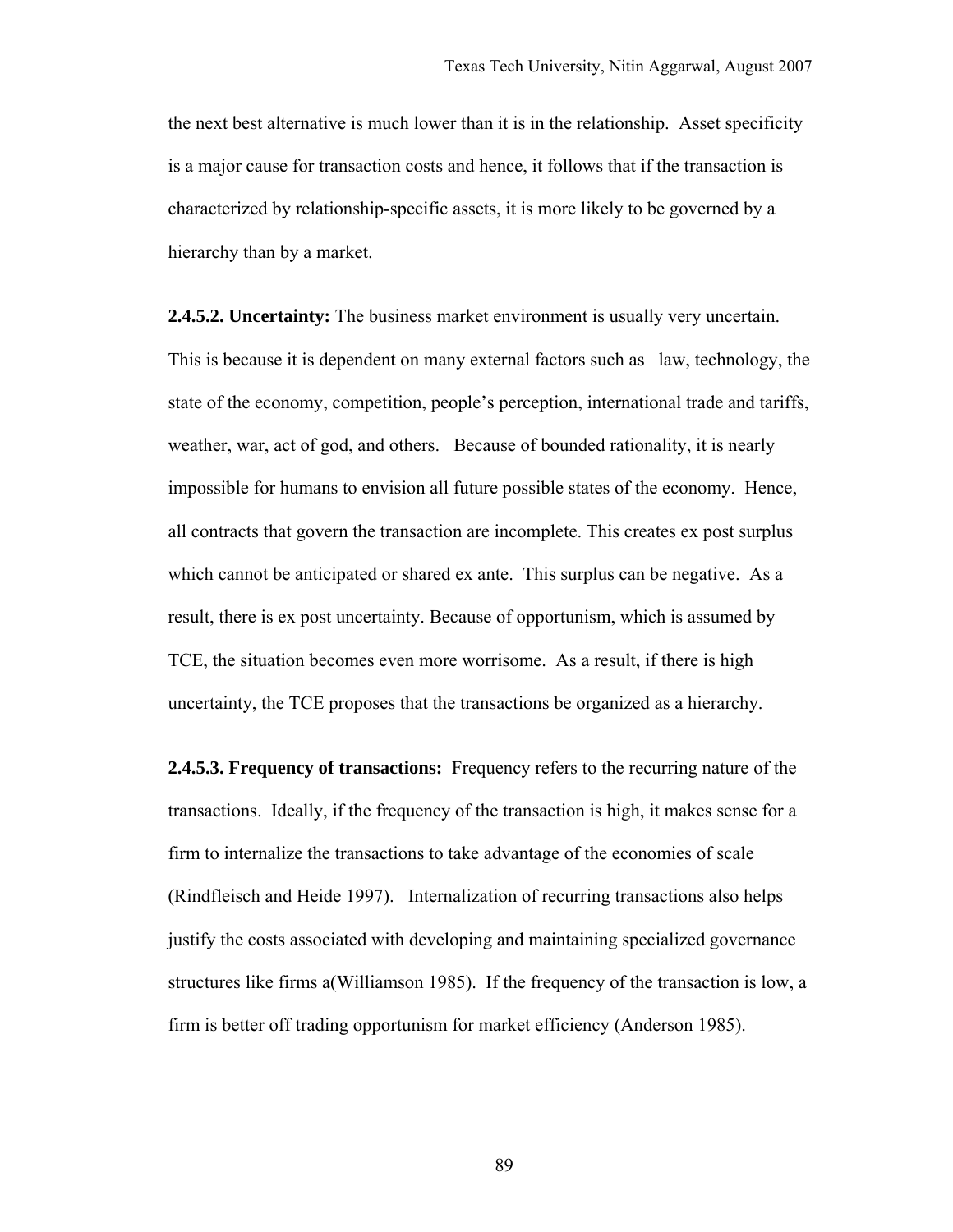the next best alternative is much lower than it is in the relationship. Asset specificity is a major cause for transaction costs and hence, it follows that if the transaction is characterized by relationship-specific assets, it is more likely to be governed by a hierarchy than by a market.

**2.4.5.2. Uncertainty:** The business market environment is usually very uncertain. This is because it is dependent on many external factors such as law, technology, the state of the economy, competition, people's perception, international trade and tariffs, weather, war, act of god, and others. Because of bounded rationality, it is nearly impossible for humans to envision all future possible states of the economy. Hence, all contracts that govern the transaction are incomplete. This creates ex post surplus which cannot be anticipated or shared ex ante. This surplus can be negative. As a result, there is ex post uncertainty. Because of opportunism, which is assumed by TCE, the situation becomes even more worrisome. As a result, if there is high uncertainty, the TCE proposes that the transactions be organized as a hierarchy.

**2.4.5.3. Frequency of transactions:** Frequency refers to the recurring nature of the transactions. Ideally, if the frequency of the transaction is high, it makes sense for a firm to internalize the transactions to take advantage of the economies of scale (Rindfleisch and Heide 1997). Internalization of recurring transactions also helps justify the costs associated with developing and maintaining specialized governance structures like firms a(Williamson 1985). If the frequency of the transaction is low, a firm is better off trading opportunism for market efficiency (Anderson 1985).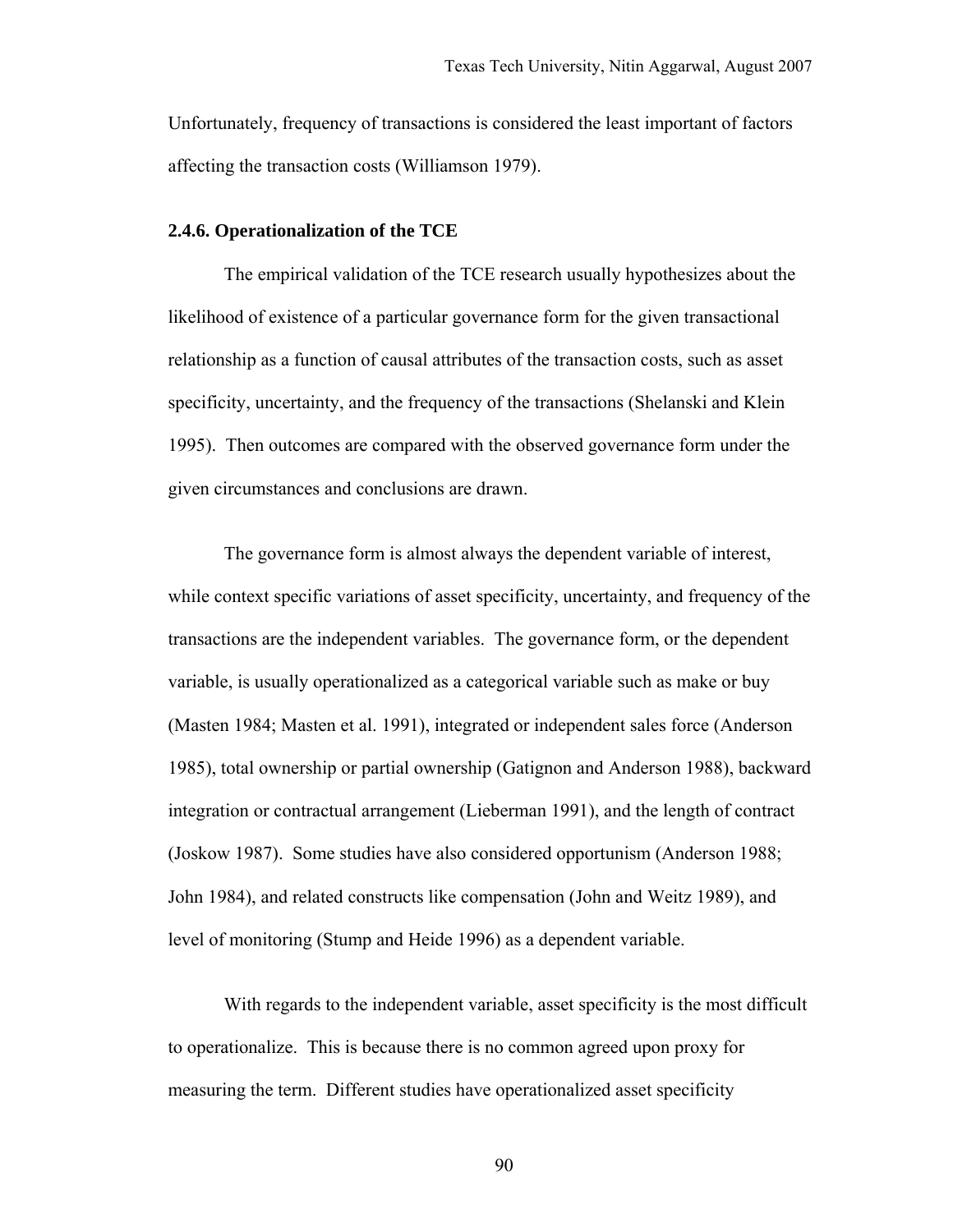Unfortunately, frequency of transactions is considered the least important of factors affecting the transaction costs (Williamson 1979).

### 2.4.6. Operationalization of the TCE

The empirical validation of the TCE research usually hypothesizes about the likelihood of existence of a particular governance form for the given transactional relationship as a function of causal attributes of the transaction costs, such as asset specificity, uncertainty, and the frequency of the transactions (Shelanski and Klein 1995). Then outcomes are compared with the observed governance form under the given circumstances and conclusions are drawn.

The governance form is almost always the dependent variable of interest, while context specific variations of asset specificity, uncertainty, and frequency of the transactions are the independent variables. The governance form, or the dependent variable, is usually operationalized as a categorical variable such as make or buy (Masten 1984; Masten et al. 1991), integrated or independent sales force (Anderson 1985), total ownership or partial ownership (Gatignon and Anderson 1988), backward integration or contractual arrangement (Lieberman 1991), and the length of contract (Joskow 1987). Some studies have also considered opportunism (Anderson 1988; John 1984), and related constructs like compensation (John and Weitz 1989), and level of monitoring (Stump and Heide 1996) as a dependent variable.

With regards to the independent variable, asset specificity is the most difficult to operationalize. This is because there is no common agreed upon proxy for measuring the term. Different studies have operationalized asset specificity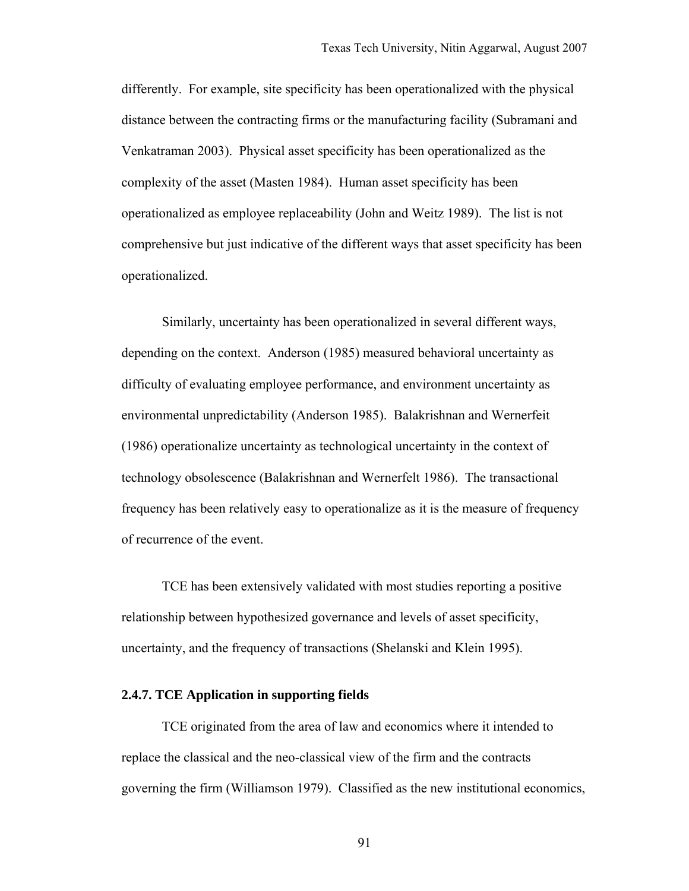differently. For example, site specificity has been operationalized with the physical distance between the contracting firms or the manufacturing facility (Subramani and Venkatraman 2003). Physical asset specificity has been operationalized as the complexity of the asset (Masten 1984). Human asset specificity has been operationalized as employee replaceability (John and Weitz 1989). The list is not comprehensive but just indicative of the different ways that asset specificity has been operationalized.

Similarly, uncertainty has been operationalized in several different ways, depending on the context. Anderson (1985) measured behavioral uncertainty as difficulty of evaluating employee performance, and environment uncertainty as environmental unpredictability (Anderson 1985). Balakrishnan and Wernerfeit (1986) operationalize uncertainty as technological uncertainty in the context of technology obsolescence (Balakrishnan and Wernerfelt 1986). The transactional frequency has been relatively easy to operationalize as it is the measure of frequency of recurrence of the event.

TCE has been extensively validated with most studies reporting a positive relationship between hypothesized governance and levels of asset specificity, uncertainty, and the frequency of transactions (Shelanski and Klein 1995).

### 2.4.7. TCE Application in supporting fields

TCE originated from the area of law and economics where it intended to replace the classical and the neo-classical view of the firm and the contracts governing the firm (Williamson 1979). Classified as the new institutional economics,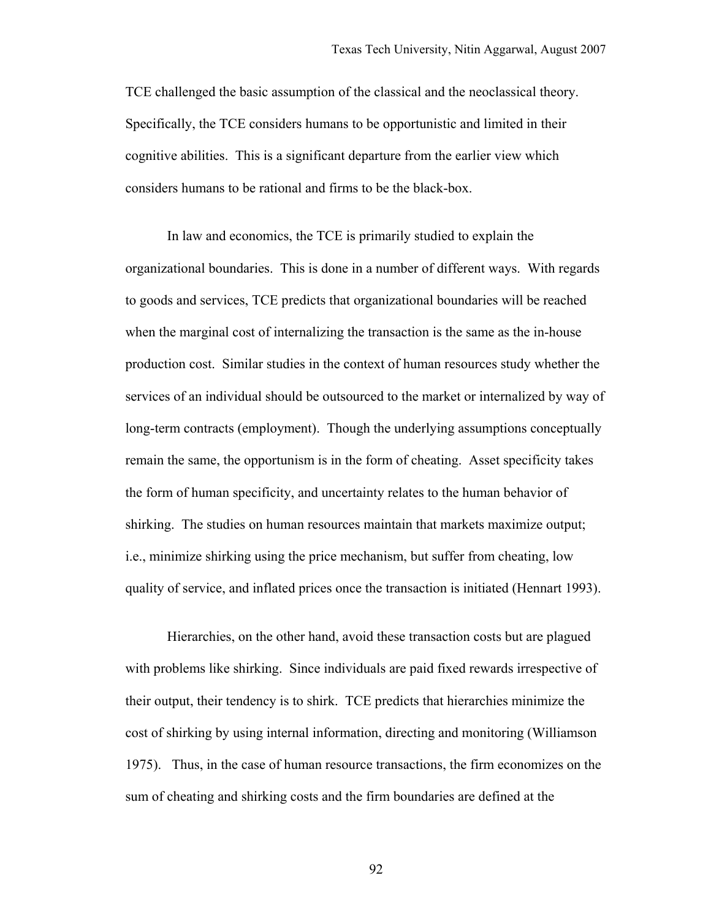TCE challenged the basic assumption of the classical and the neoclassical theory. Specifically, the TCE considers humans to be opportunistic and limited in their cognitive abilities. This is a significant departure from the earlier view which considers humans to be rational and firms to be the black-box.

In law and economics, the TCE is primarily studied to explain the organizational boundaries. This is done in a number of different ways. With regards to goods and services, TCE predicts that organizational boundaries will be reached when the marginal cost of internalizing the transaction is the same as the in-house production cost. Similar studies in the context of human resources study whether the services of an individual should be outsourced to the market or internalized by way of long-term contracts (employment). Though the underlying assumptions conceptually remain the same, the opportunism is in the form of cheating. Asset specificity takes the form of human specificity, and uncertainty relates to the human behavior of shirking. The studies on human resources maintain that markets maximize output; i.e., minimize shirking using the price mechanism, but suffer from cheating, low quality of service, and inflated prices once the transaction is initiated (Hennart 1993).

Hierarchies, on the other hand, avoid these transaction costs but are plagued with problems like shirking. Since individuals are paid fixed rewards irrespective of their output, their tendency is to shirk. TCE predicts that hierarchies minimize the cost of shirking by using internal information, directing and monitoring (Williamson 1975). Thus, in the case of human resource transactions, the firm economizes on the sum of cheating and shirking costs and the firm boundaries are defined at the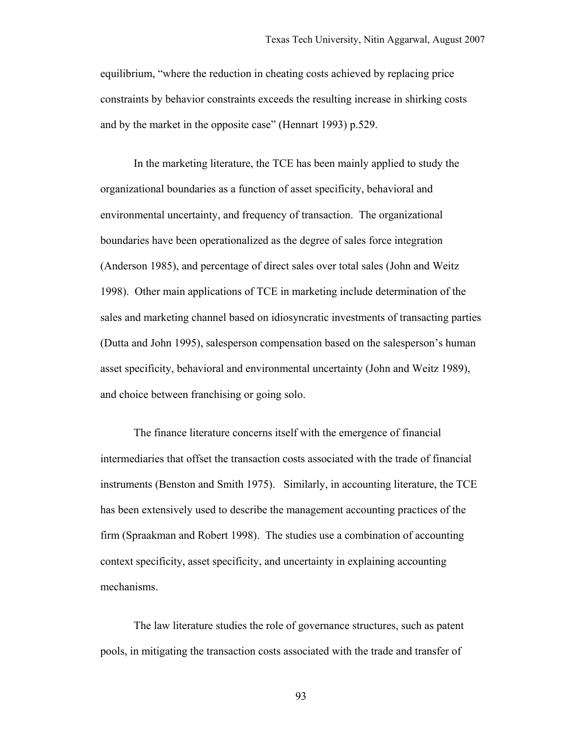equilibrium, "where the reduction in cheating costs achieved by replacing price constraints by behavior constraints exceeds the resulting increase in shirking costs and by the market in the opposite case" (Hennart 1993) p.529.

In the marketing literature, the TCE has been mainly applied to study the organizational boundaries as a function of asset specificity, behavioral and environmental uncertainty, and frequency of transaction. The organizational boundaries have been operationalized as the degree of sales force integration (Anderson 1985), and percentage of direct sales over total sales (John and Weitz 1998). Other main applications of TCE in marketing include determination of the sales and marketing channel based on idiosyncratic investments of transacting parties (Dutta and John 1995), salesperson compensation based on the salesperson's human asset specificity, behavioral and environmental uncertainty (John and Weitz 1989), and choice between franchising or going solo.

The finance literature concerns itself with the emergence of financial intermediaries that offset the transaction costs associated with the trade of financial instruments (Benston and Smith 1975). Similarly, in accounting literature, the TCE has been extensively used to describe the management accounting practices of the firm (Spraakman and Robert 1998). The studies use a combination of accounting context specificity, asset specificity, and uncertainty in explaining accounting mechanisms.

The law literature studies the role of governance structures, such as patent pools, in mitigating the transaction costs associated with the trade and transfer of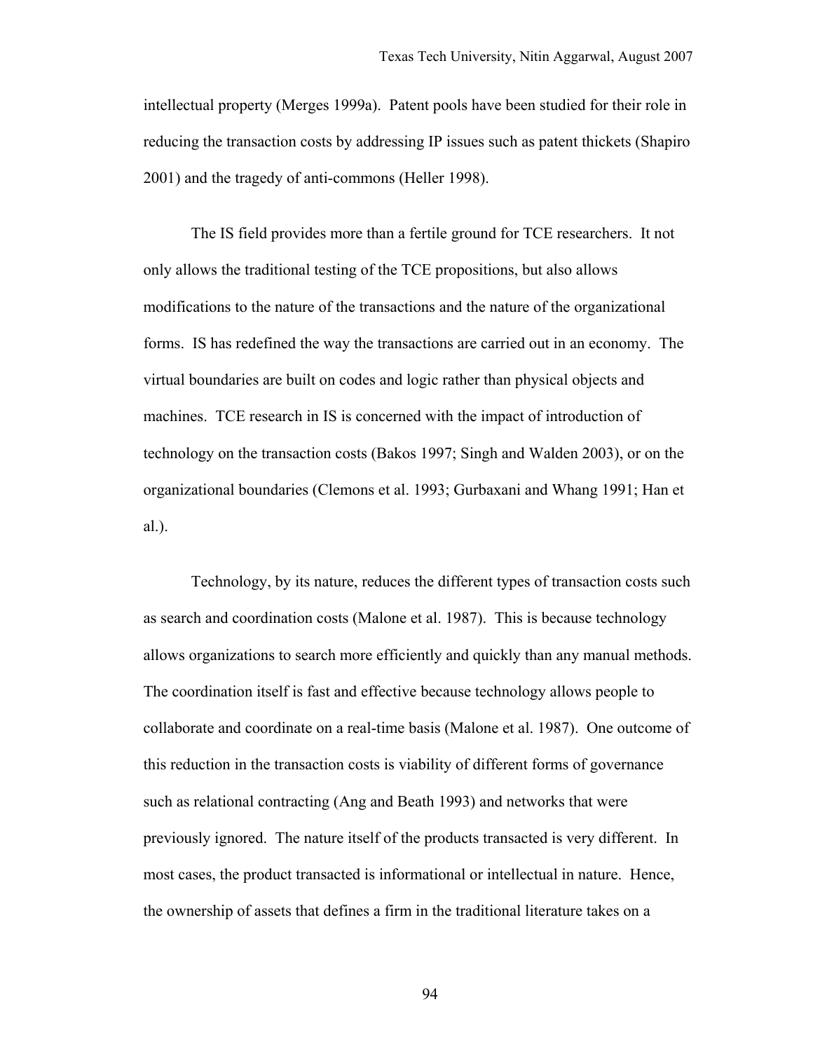intellectual property (Merges 1999a). Patent pools have been studied for their role in reducing the transaction costs by addressing IP issues such as patent thickets (Shapiro 2001) and the tragedy of anti-commons (Heller 1998).

The IS field provides more than a fertile ground for TCE researchers. It not only allows the traditional testing of the TCE propositions, but also allows modifications to the nature of the transactions and the nature of the organizational forms. IS has redefined the way the transactions are carried out in an economy. The virtual boundaries are built on codes and logic rather than physical objects and machines. TCE research in IS is concerned with the impact of introduction of technology on the transaction costs (Bakos 1997; Singh and Walden 2003), or on the organizational boundaries (Clemons et al. 1993; Gurbaxani and Whang 1991; Han et al.).

Technology, by its nature, reduces the different types of transaction costs such as search and coordination costs (Malone et al. 1987). This is because technology allows organizations to search more efficiently and quickly than any manual methods. The coordination itself is fast and effective because technology allows people to collaborate and coordinate on a real-time basis (Malone et al. 1987). One outcome of this reduction in the transaction costs is viability of different forms of governance such as relational contracting (Ang and Beath 1993) and networks that were previously ignored. The nature itself of the products transacted is very different. In most cases, the product transacted is informational or intellectual in nature. Hence, the ownership of assets that defines a firm in the traditional literature takes on a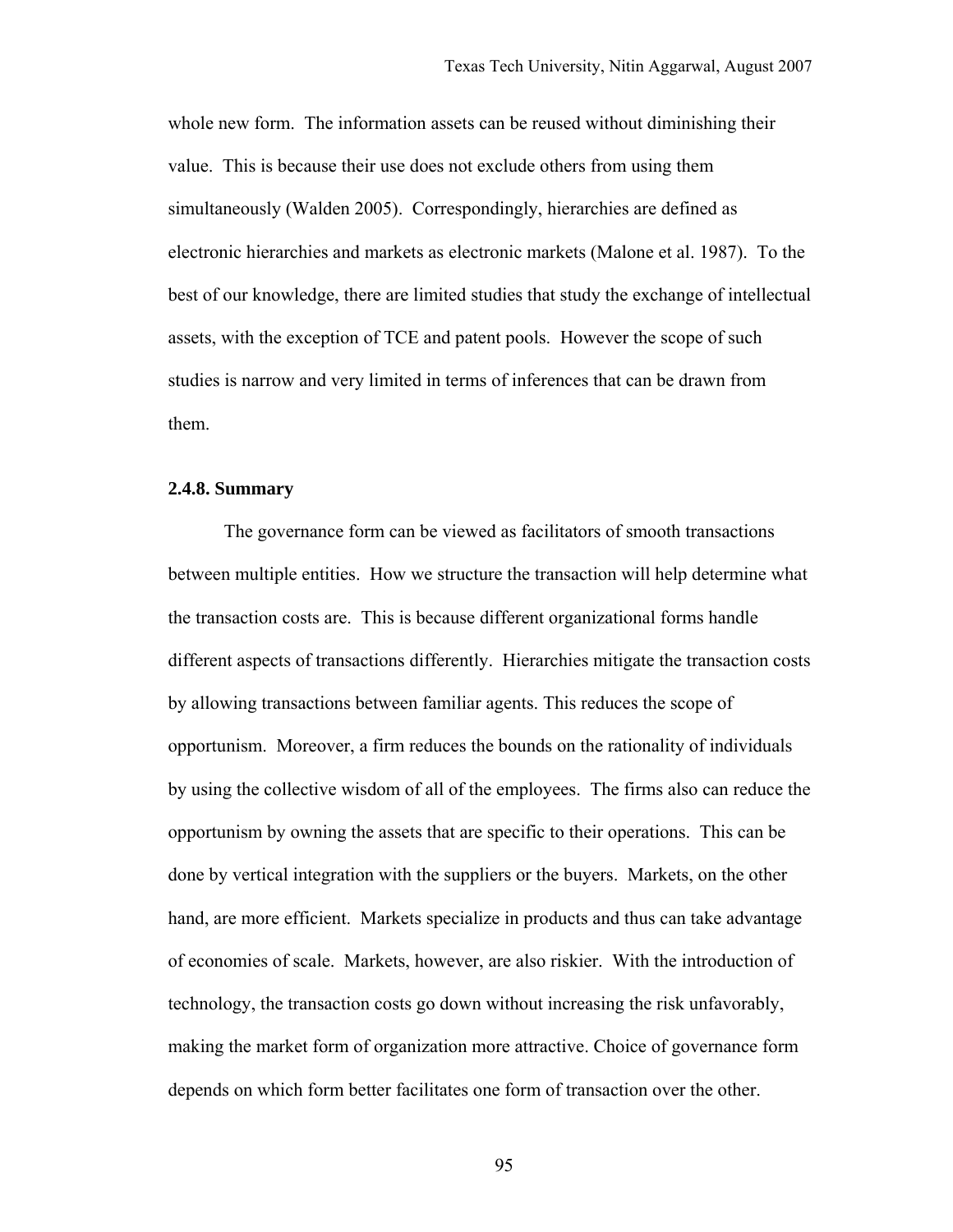whole new form. The information assets can be reused without diminishing their value. This is because their use does not exclude others from using them simultaneously (Walden 2005). Correspondingly, hierarchies are defined as electronic hierarchies and markets as electronic markets (Malone et al. 1987). To the best of our knowledge, there are limited studies that study the exchange of intellectual assets, with the exception of TCE and patent pools. However the scope of such studies is narrow and very limited in terms of inferences that can be drawn from them.

### 2.4.8. Summary

The governance form can be viewed as facilitators of smooth transactions between multiple entities. How we structure the transaction will help determine what the transaction costs are. This is because different organizational forms handle different aspects of transactions differently. Hierarchies mitigate the transaction costs by allowing transactions between familiar agents. This reduces the scope of opportunism. Moreover, a firm reduces the bounds on the rationality of individuals by using the collective wisdom of all of the employees. The firms also can reduce the opportunism by owning the assets that are specific to their operations. This can be done by vertical integration with the suppliers or the buyers. Markets, on the other hand, are more efficient. Markets specialize in products and thus can take advantage of economies of scale. Markets, however, are also riskier. With the introduction of technology, the transaction costs go down without increasing the risk unfavorably, making the market form of organization more attractive. Choice of governance form depends on which form better facilitates one form of transaction over the other.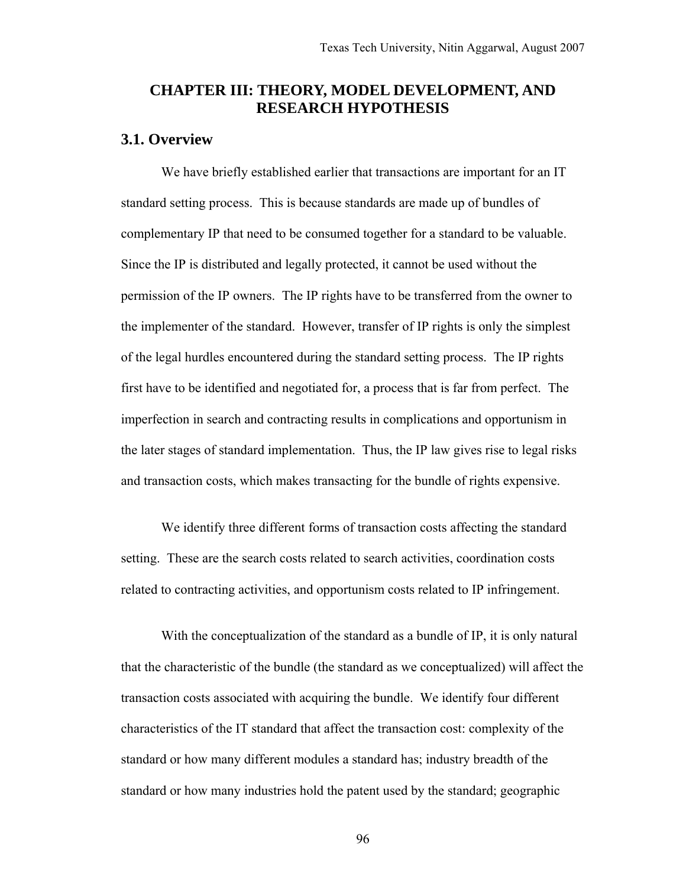# CHAPTER III: THEORY, MODEL DEVELOPMENT, AND RESEARCH HYPOTHESIS

## 3.1. Overview

We have briefly established earlier that transactions are important for an IT standard setting process. This is because standards are made up of bundles of complementary IP that need to be consumed together for a standard to be valuable. Since the IP is distributed and legally protected, it cannot be used without the permission of the IP owners. The IP rights have to be transferred from the owner to the implementer of the standard. However, transfer of IP rights is only the simplest of the legal hurdles encountered during the standard setting process. The IP rights first have to be identified and negotiated for, a process that is far from perfect. The imperfection in search and contracting results in complications and opportunism in the later stages of standard implementation. Thus, the IP law gives rise to legal risks and transaction costs, which makes transacting for the bundle of rights expensive.

We identify three different forms of transaction costs affecting the standard setting. These are the search costs related to search activities, coordination costs related to contracting activities, and opportunism costs related to IP infringement.

With the conceptualization of the standard as a bundle of IP, it is only natural that the characteristic of the bundle (the standard as we conceptualized) will affect the transaction costs associated with acquiring the bundle. We identify four different characteristics of the IT standard that affect the transaction cost: complexity of the standard or how many different modules a standard has; industry breadth of the standard or how many industries hold the patent used by the standard; geographic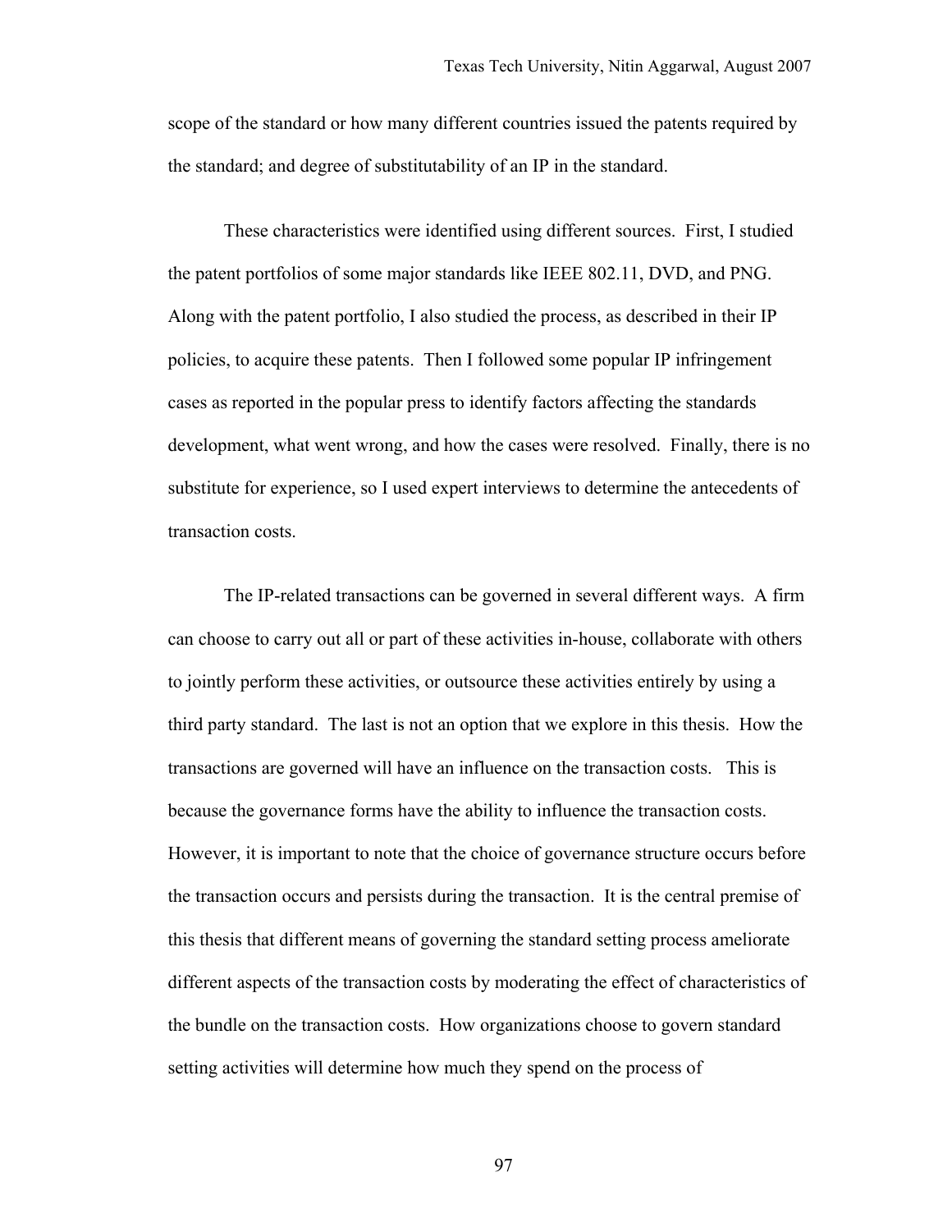scope of the standard or how many different countries issued the patents required by the standard; and degree of substitutability of an IP in the standard.

These characteristics were identified using different sources. First, I studied the patent portfolios of some major standards like IEEE 802.11, DVD, and PNG. Along with the patent portfolio, I also studied the process, as described in their IP policies, to acquire these patents. Then I followed some popular IP infringement cases as reported in the popular press to identify factors affecting the standards development, what went wrong, and how the cases were resolved. Finally, there is no substitute for experience, so I used expert interviews to determine the antecedents of transaction costs.

The IP-related transactions can be governed in several different ways. A firm can choose to carry out all or part of these activities in-house, collaborate with others to jointly perform these activities, or outsource these activities entirely by using a third party standard. The last is not an option that we explore in this thesis. How the transactions are governed will have an influence on the transaction costs. This is because the governance forms have the ability to influence the transaction costs. However, it is important to note that the choice of governance structure occurs before the transaction occurs and persists during the transaction. It is the central premise of this thesis that different means of governing the standard setting process ameliorate different aspects of the transaction costs by moderating the effect of characteristics of the bundle on the transaction costs. How organizations choose to govern standard setting activities will determine how much they spend on the process of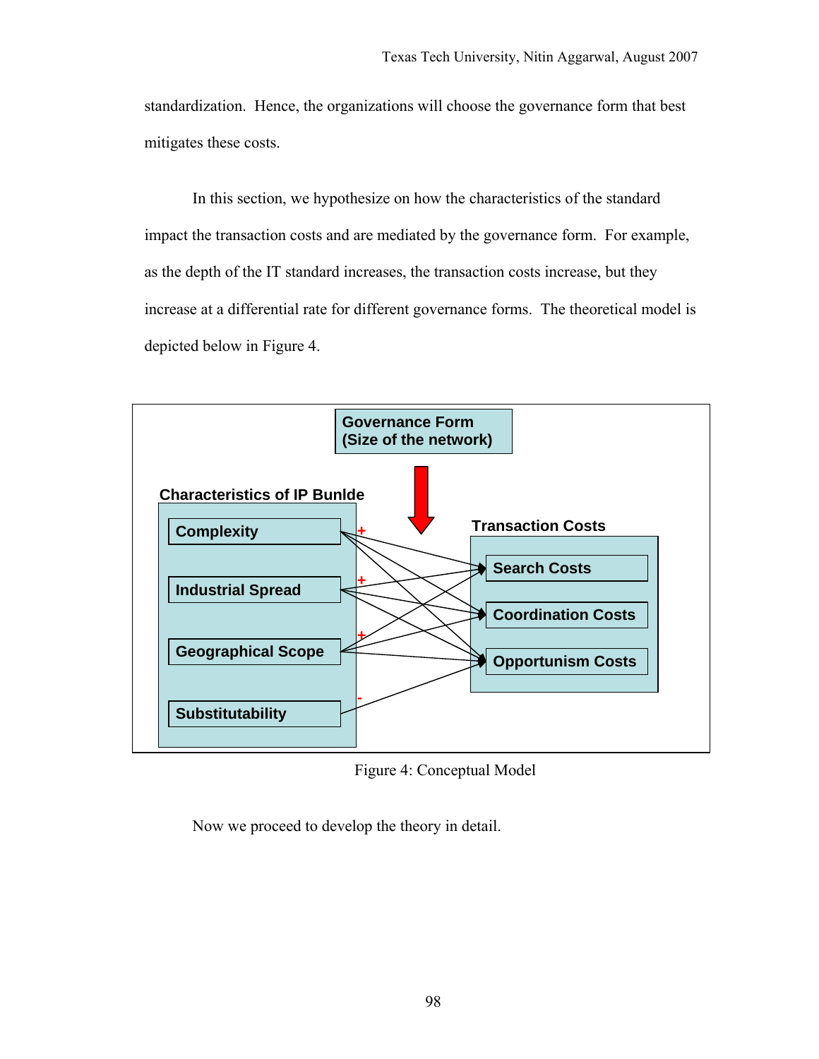standardization. Hence, the organizations will choose the governance form that best mitigates these costs.

In this section, we hypothesize on how the characteristics of the standard impact the transaction costs and are mediated by the governance form. For example, as the depth of the IT standard increases, the transaction costs increase, but they increase at a differential rate for different governance forms. The theoretical model is depicted below in Figure 4.

Figure 4: Conceptual Model

Now we proceed to develop the theory in detail.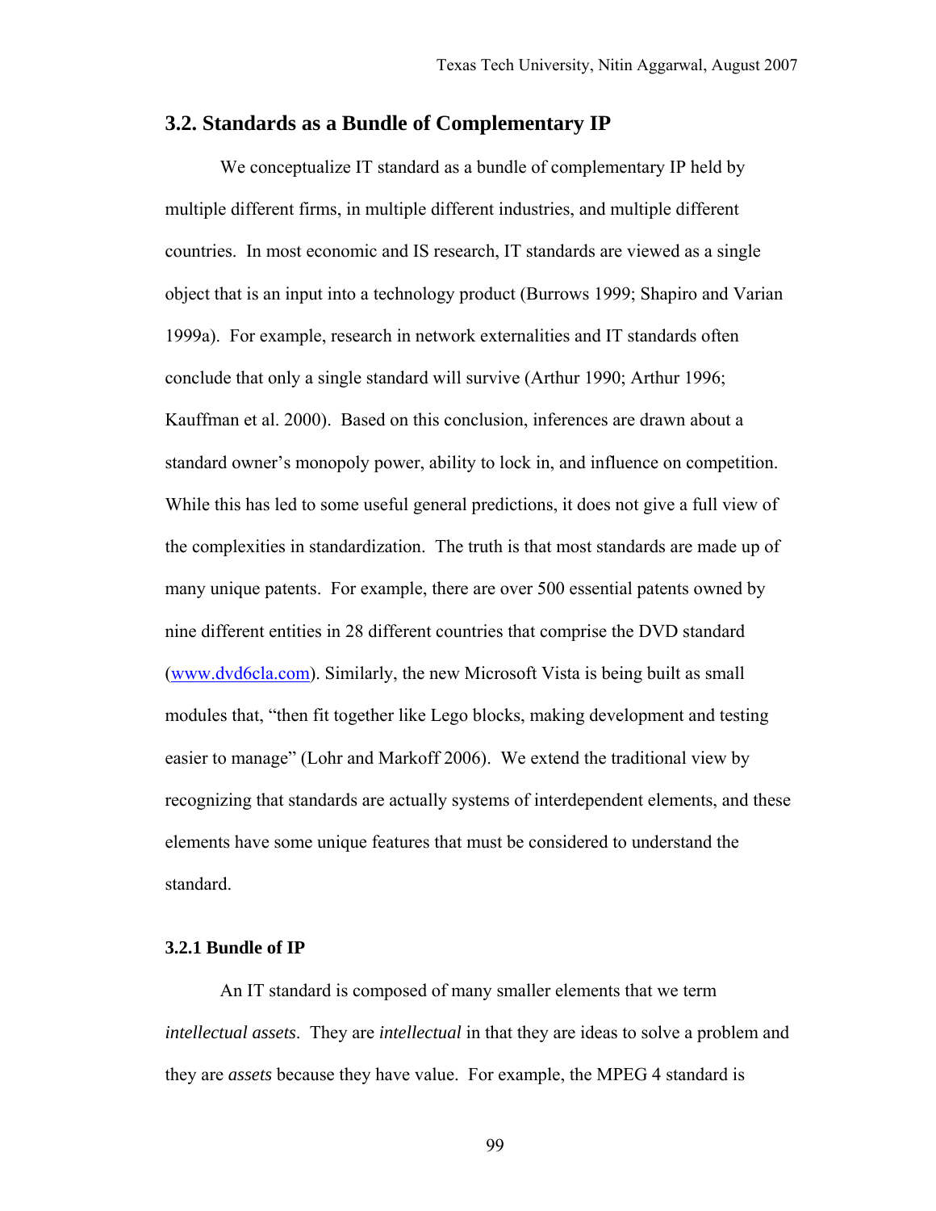## 3.2. Standards as a Bundle of Complementary IP

We conceptualize IT standard as a bundle of complementary IP held by multiple different firms, in multiple different industries, and multiple different countries. In most economic and IS research, IT standards are viewed as a single object that is an input into a technology product (Burrows 1999; Shapiro and Varian 1999a). For example, research in network externalities and IT standards often conclude that only a single standard will survive (Arthur 1990; Arthur 1996; Kauffman et al. 2000). Based on this conclusion, inferences are drawn about a standard owner's monopoly power, ability to lock in, and influence on competition. While this has led to some useful general predictions, it does not give a full view of the complexities in standardization. The truth is that most standards are made up of many unique patents. For example, there are over 500 essential patents owned by nine different entities in 28 different countries that comprise the DVD standard (www.dvd6cla.com). Similarly, the new Microsoft Vista is being built as small modules that, "then fit together like Lego blocks, making development and testing easier to manage" (Lohr and Markoff 2006). We extend the traditional view by recognizing that standards are actually systems of interdependent elements, and these elements have some unique features that must be considered to understand the standard.

### 3.2.1 Bundle of IP

An IT standard is composed of many smaller elements that we term *intellectual assets*. They are *intellectual* in that they are ideas to solve a problem and they are *assets* because they have value. For example, the MPEG 4 standard is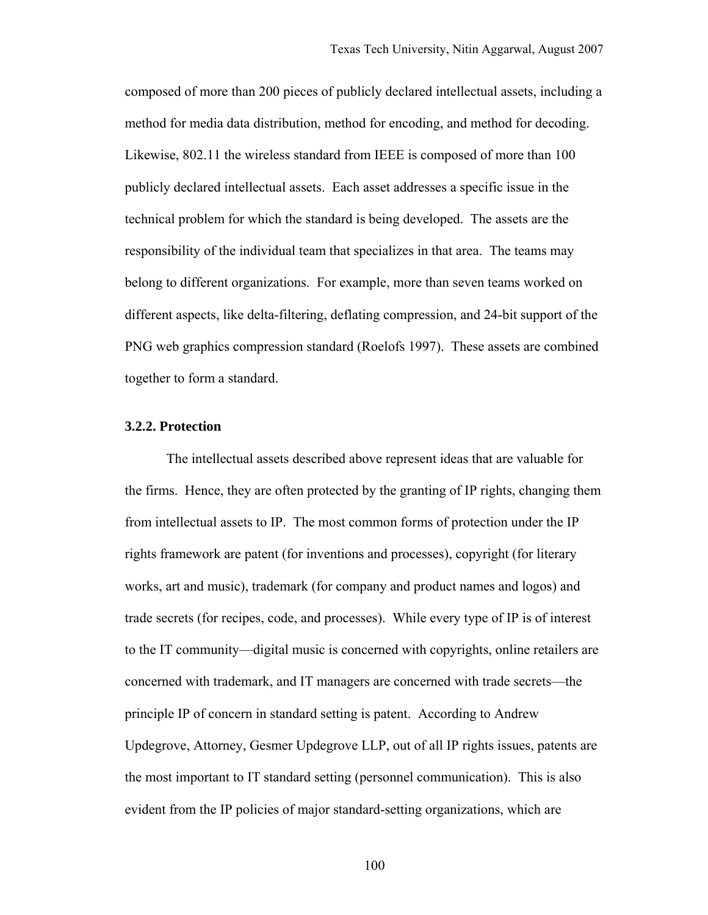composed of more than 200 pieces of publicly declared intellectual assets, including a method for media data distribution, method for encoding, and method for decoding. Likewise, 802.11 the wireless standard from IEEE is composed of more than 100 publicly declared intellectual assets. Each asset addresses a specific issue in the technical problem for which the standard is being developed. The assets are the responsibility of the individual team that specializes in that area. The teams may belong to different organizations. For example, more than seven teams worked on different aspects, like delta-filtering, deflating compression, and 24-bit support of the PNG web graphics compression standard (Roelofs 1997). These assets are combined together to form a standard.

### 3.2.2. Protection

The intellectual assets described above represent ideas that are valuable for the firms. Hence, they are often protected by the granting of IP rights, changing them from intellectual assets to IP. The most common forms of protection under the IP rights framework are patent (for inventions and processes), copyright (for literary works, art and music), trademark (for company and product names and logos) and trade secrets (for recipes, code, and processes). While every type of IP is of interest to the IT community—digital music is concerned with copyrights, online retailers are concerned with trademark, and IT managers are concerned with trade secrets—the principle IP of concern in standard setting is patent. According to Andrew Updegrove, Attorney, Gesmer Updegrove LLP, out of all IP rights issues, patents are the most important to IT standard setting (personnel communication). This is also evident from the IP policies of major standard-setting organizations, which are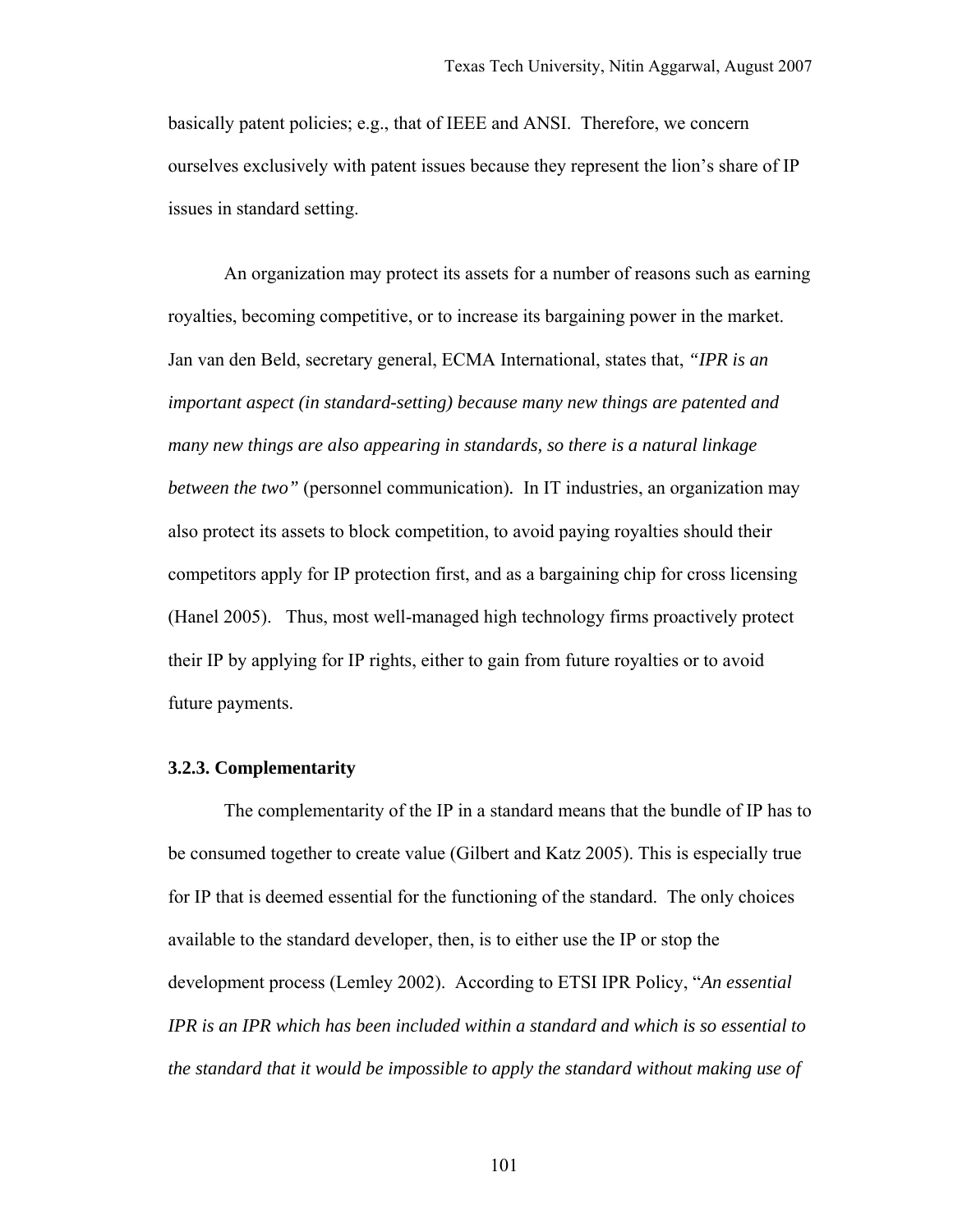basically patent policies; e.g., that of IEEE and ANSI. Therefore, we concern ourselves exclusively with patent issues because they represent the lion's share of IP issues in standard setting.

An organization may protect its assets for a number of reasons such as earning royalties, becoming competitive, or to increase its bargaining power in the market. Jan van den Beld, secretary general, ECMA International, states that, *"IPR is an important aspect (in standard-setting) because many new things are patented and many new things are also appearing in standards, so there is a natural linkage between the two"* (personnel communication). In IT industries, an organization may also protect its assets to block competition, to avoid paying royalties should their competitors apply for IP protection first, and as a bargaining chip for cross licensing (Hanel 2005). Thus, most well-managed high technology firms proactively protect their IP by applying for IP rights, either to gain from future royalties or to avoid future payments.

### 3.2.3. Complementarity

The complementarity of the IP in a standard means that the bundle of IP has to be consumed together to create value (Gilbert and Katz 2005). This is especially true for IP that is deemed essential for the functioning of the standard. The only choices available to the standard developer, then, is to either use the IP or stop the development process (Lemley 2002). According to ETSI IPR Policy, "*An essential IPR is an IPR which has been included within a standard and which is so essential to the standard that it would be impossible to apply the standard without making use of*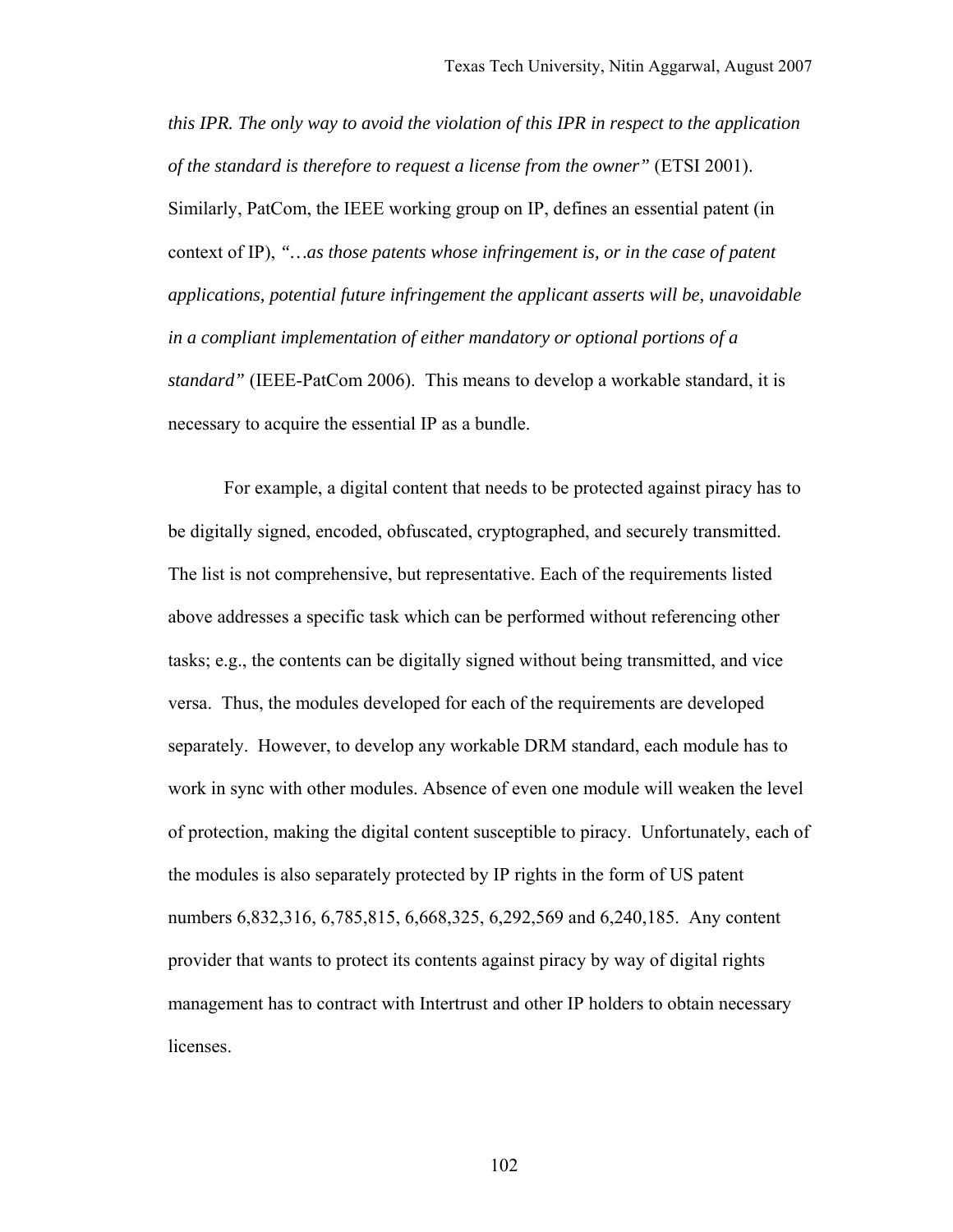*this IPR. The only way to avoid the violation of this IPR in respect to the application of the standard is therefore to request a license from the owner"* (ETSI 2001). Similarly, PatCom, the IEEE working group on IP, defines an essential patent (in context of IP), *"…as those patents whose infringement is, or in the case of patent applications, potential future infringement the applicant asserts will be, unavoidable in a compliant implementation of either mandatory or optional portions of a standard"* (IEEE-PatCom 2006). This means to develop a workable standard, it is necessary to acquire the essential IP as a bundle.

For example, a digital content that needs to be protected against piracy has to be digitally signed, encoded, obfuscated, cryptographed, and securely transmitted. The list is not comprehensive, but representative. Each of the requirements listed above addresses a specific task which can be performed without referencing other tasks; e.g., the contents can be digitally signed without being transmitted, and vice versa. Thus, the modules developed for each of the requirements are developed separately. However, to develop any workable DRM standard, each module has to work in sync with other modules. Absence of even one module will weaken the level of protection, making the digital content susceptible to piracy. Unfortunately, each of the modules is also separately protected by IP rights in the form of US patent numbers 6,832,316, 6,785,815, 6,668,325, 6,292,569 and 6,240,185. Any content provider that wants to protect its contents against piracy by way of digital rights management has to contract with Intertrust and other IP holders to obtain necessary licenses.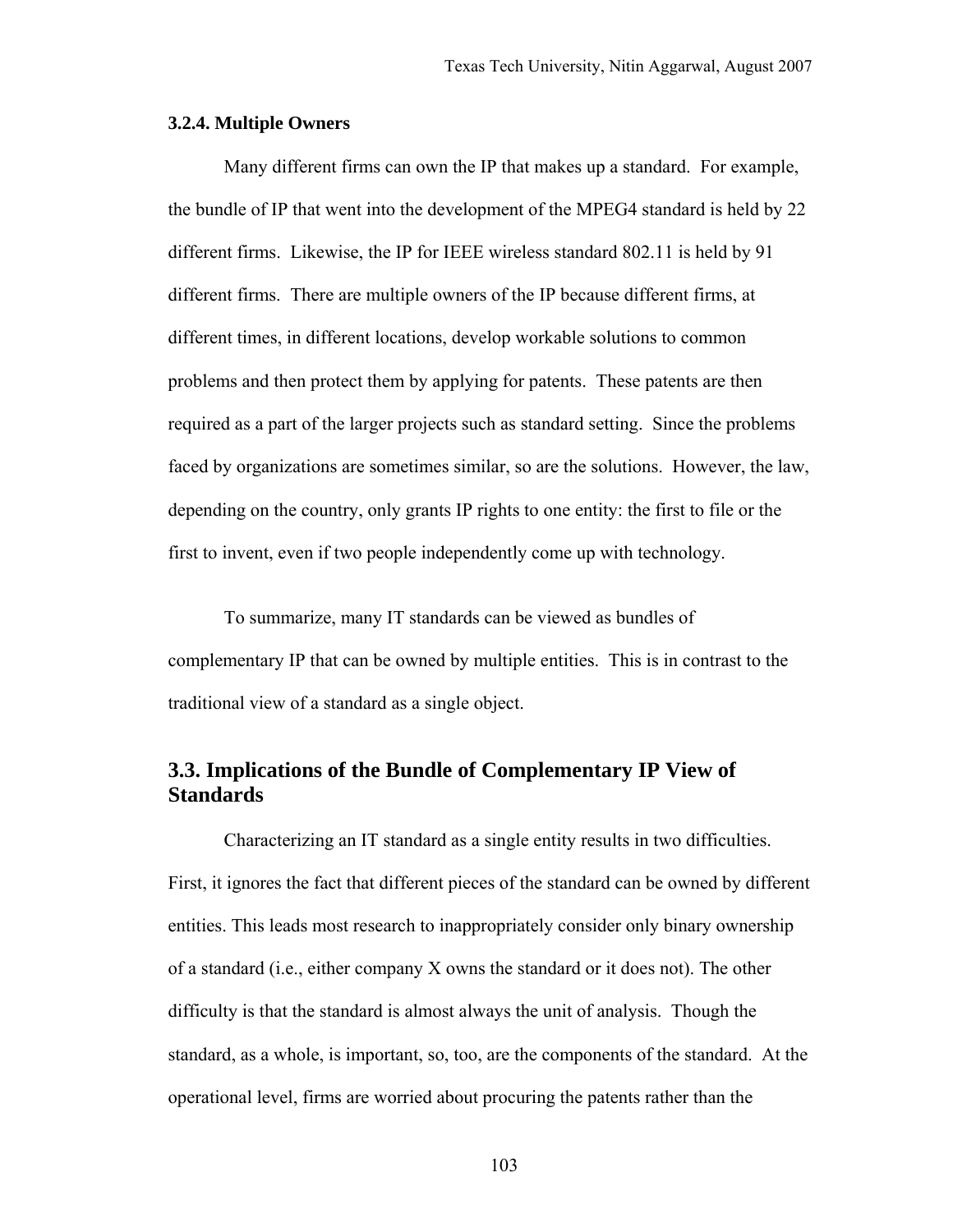#### 3.2.4. Multiple Owners

Many different firms can own the IP that makes up a standard. For example, the bundle of IP that went into the development of the MPEG4 standard is held by 22 different firms. Likewise, the IP for IEEE wireless standard 802.11 is held by 91 different firms. There are multiple owners of the IP because different firms, at different times, in different locations, develop workable solutions to common problems and then protect them by applying for patents. These patents are then required as a part of the larger projects such as standard setting. Since the problems faced by organizations are sometimes similar, so are the solutions. However, the law, depending on the country, only grants IP rights to one entity: the first to file or the first to invent, even if two people independently come up with technology.

To summarize, many IT standards can be viewed as bundles of complementary IP that can be owned by multiple entities. This is in contrast to the traditional view of a standard as a single object.

## 3.3. Implications of the Bundle of Complementary IP View of Standards

Characterizing an IT standard as a single entity results in two difficulties. First, it ignores the fact that different pieces of the standard can be owned by different entities. This leads most research to inappropriately consider only binary ownership of a standard (i.e., either company X owns the standard or it does not). The other difficulty is that the standard is almost always the unit of analysis. Though the standard, as a whole, is important, so, too, are the components of the standard. At the operational level, firms are worried about procuring the patents rather than the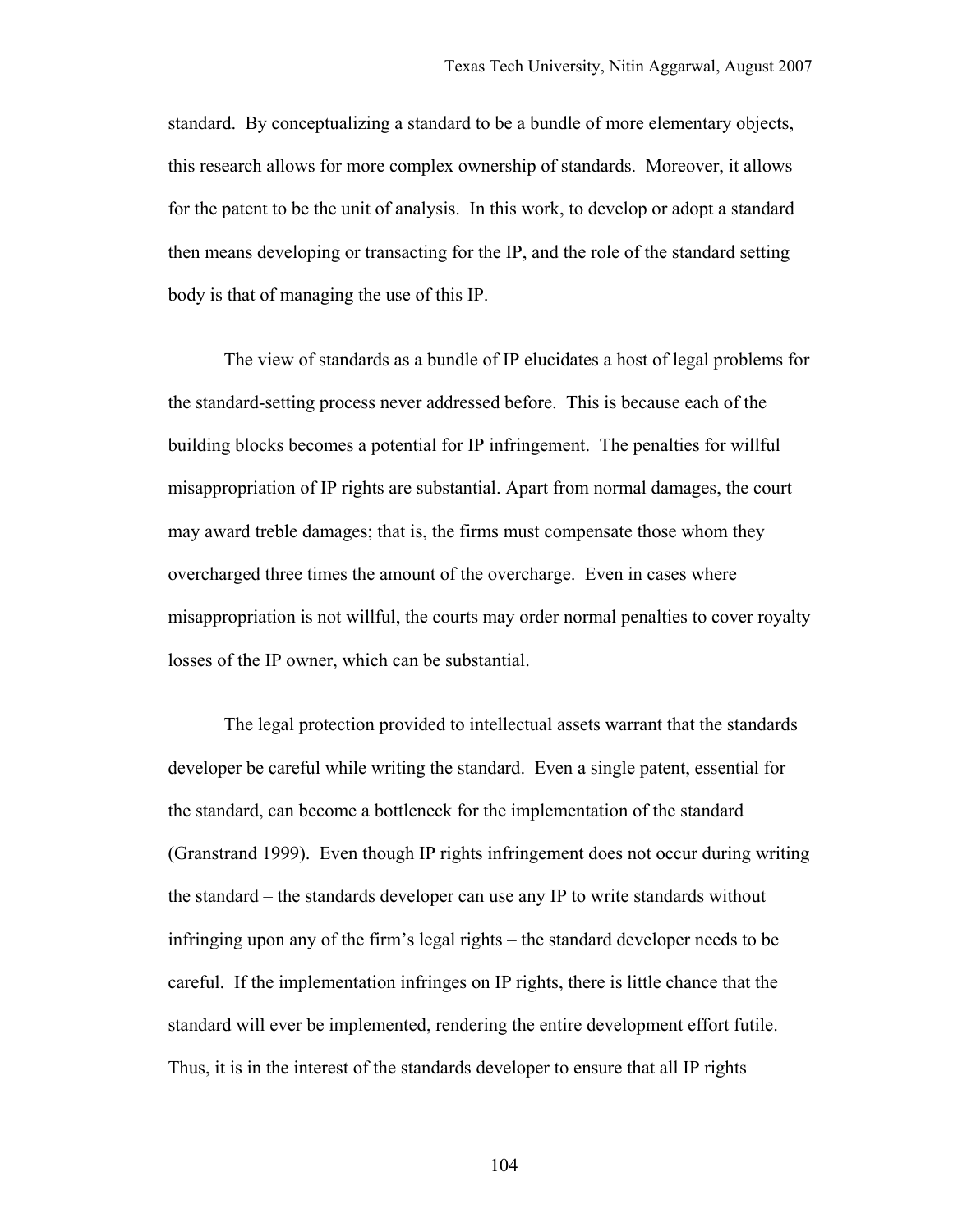standard. By conceptualizing a standard to be a bundle of more elementary objects, this research allows for more complex ownership of standards. Moreover, it allows for the patent to be the unit of analysis. In this work, to develop or adopt a standard then means developing or transacting for the IP, and the role of the standard setting body is that of managing the use of this IP.

The view of standards as a bundle of IP elucidates a host of legal problems for the standard-setting process never addressed before. This is because each of the building blocks becomes a potential for IP infringement. The penalties for willful misappropriation of IP rights are substantial. Apart from normal damages, the court may award treble damages; that is, the firms must compensate those whom they overcharged three times the amount of the overcharge. Even in cases where misappropriation is not willful, the courts may order normal penalties to cover royalty losses of the IP owner, which can be substantial.

The legal protection provided to intellectual assets warrant that the standards developer be careful while writing the standard. Even a single patent, essential for the standard, can become a bottleneck for the implementation of the standard (Granstrand 1999). Even though IP rights infringement does not occur during writing the standard – the standards developer can use any IP to write standards without infringing upon any of the firm's legal rights – the standard developer needs to be careful. If the implementation infringes on IP rights, there is little chance that the standard will ever be implemented, rendering the entire development effort futile. Thus, it is in the interest of the standards developer to ensure that all IP rights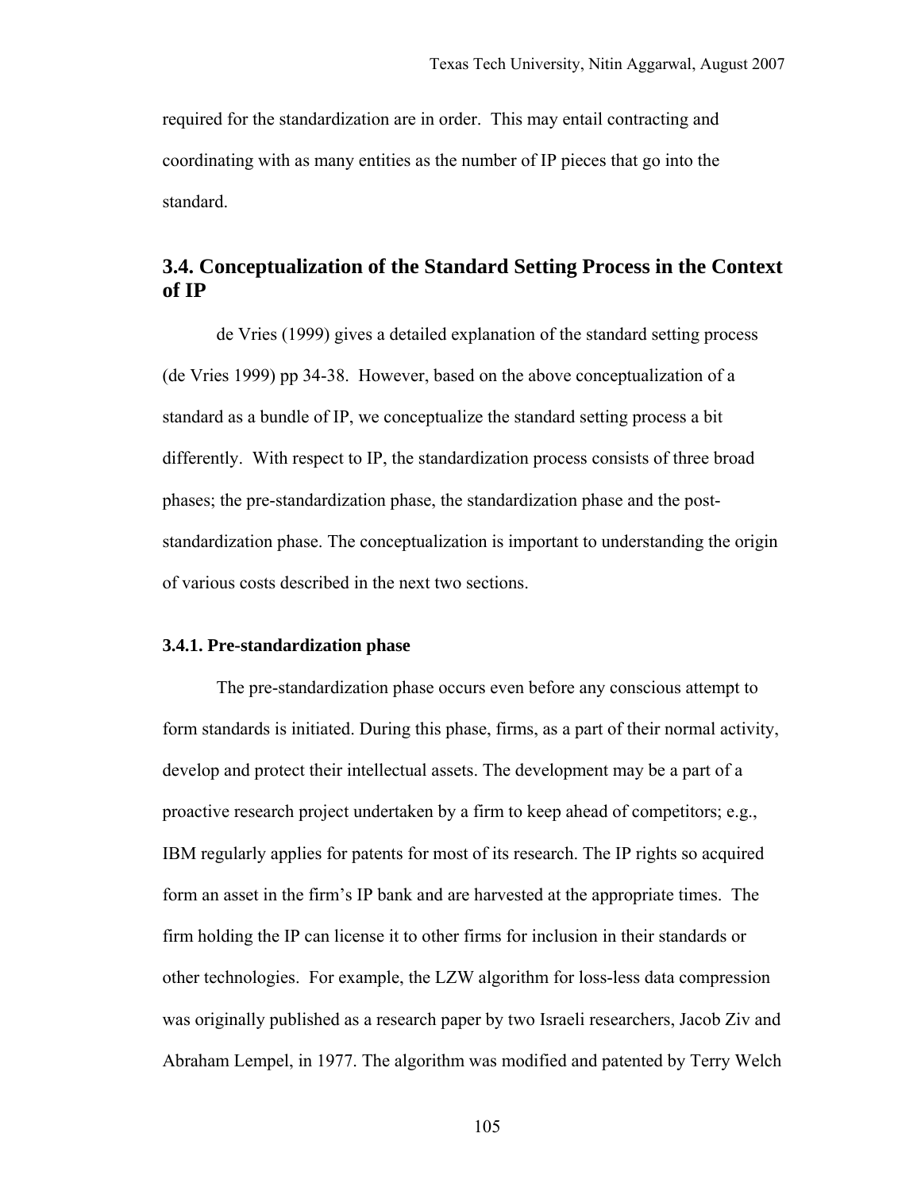required for the standardization are in order. This may entail contracting and coordinating with as many entities as the number of IP pieces that go into the standard.

## 3.4. Conceptualization of the Standard Setting Process in the Context of IP

de Vries (1999) gives a detailed explanation of the standard setting process (de Vries 1999) pp 34-38. However, based on the above conceptualization of a standard as a bundle of IP, we conceptualize the standard setting process a bit differently. With respect to IP, the standardization process consists of three broad phases; the pre-standardization phase, the standardization phase and the post-standardization phase. The conceptualization is important to understanding the origin of various costs described in the next two sections.

### 3.4.1. Pre-standardization phase

The pre-standardization phase occurs even before any conscious attempt to form standards is initiated. During this phase, firms, as a part of their normal activity, develop and protect their intellectual assets. The development may be a part of a proactive research project undertaken by a firm to keep ahead of competitors; e.g., IBM regularly applies for patents for most of its research. The IP rights so acquired form an asset in the firm's IP bank and are harvested at the appropriate times. The firm holding the IP can license it to other firms for inclusion in their standards or other technologies. For example, the LZW algorithm for loss-less data compression was originally published as a research paper by two Israeli researchers, Jacob Ziv and Abraham Lempel, in 1977. The algorithm was modified and patented by Terry Welch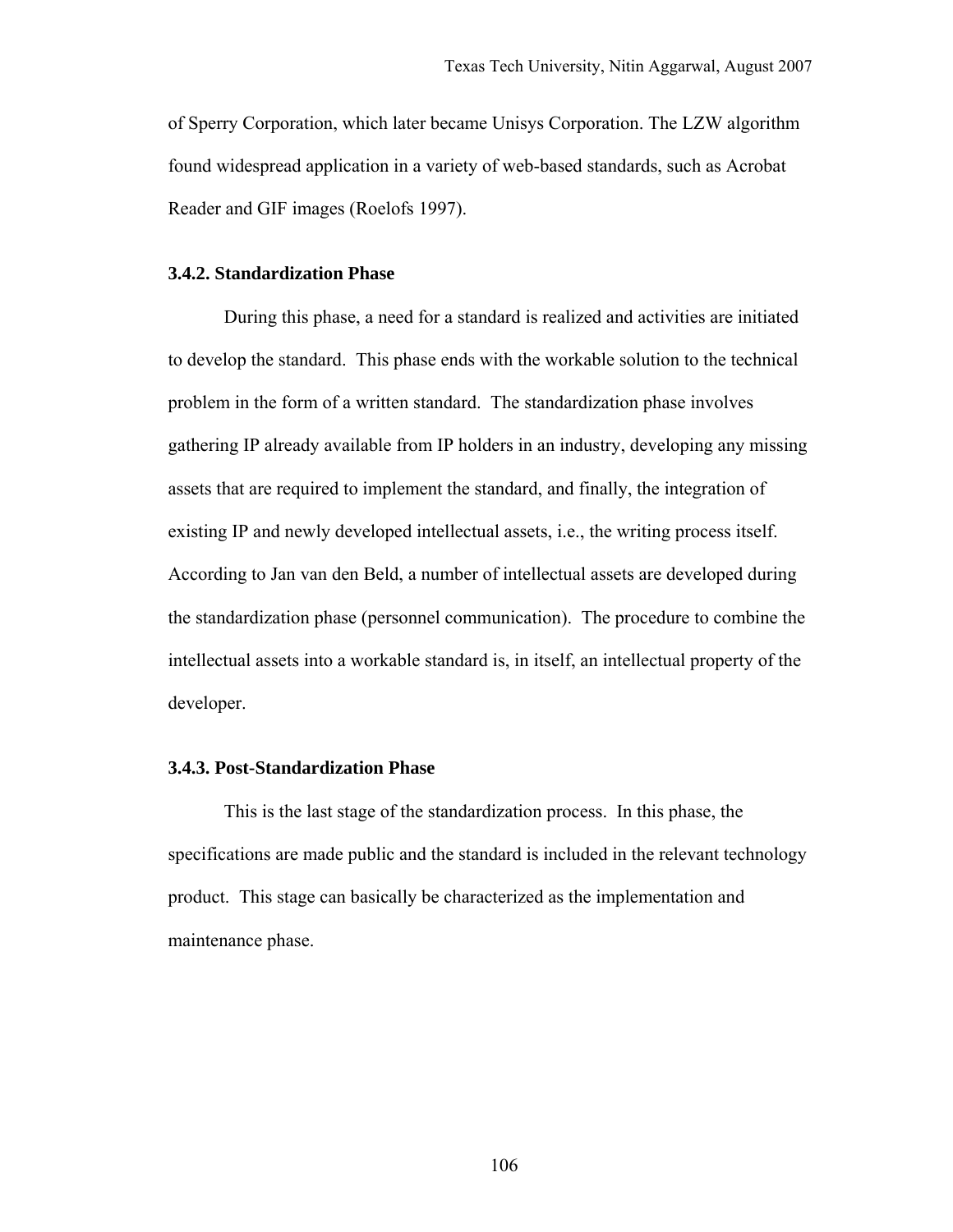of Sperry Corporation, which later became Unisys Corporation. The LZW algorithm found widespread application in a variety of web-based standards, such as Acrobat Reader and GIF images (Roelofs 1997).

### 3.4.2. Standardization Phase

During this phase, a need for a standard is realized and activities are initiated to develop the standard. This phase ends with the workable solution to the technical problem in the form of a written standard. The standardization phase involves gathering IP already available from IP holders in an industry, developing any missing assets that are required to implement the standard, and finally, the integration of existing IP and newly developed intellectual assets, i.e., the writing process itself. According to Jan van den Beld, a number of intellectual assets are developed during the standardization phase (personnel communication). The procedure to combine the intellectual assets into a workable standard is, in itself, an intellectual property of the developer.

### 3.4.3. Post-Standardization Phase

This is the last stage of the standardization process. In this phase, the specifications are made public and the standard is included in the relevant technology product. This stage can basically be characterized as the implementation and maintenance phase.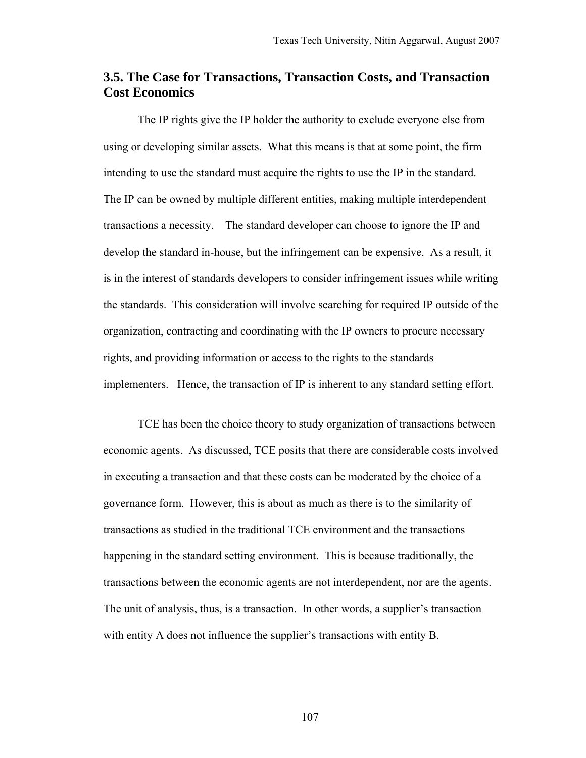## 3.5. The Case for Transactions, Transaction Costs, and Transaction Cost Economics

The IP rights give the IP holder the authority to exclude everyone else from using or developing similar assets. What this means is that at some point, the firm intending to use the standard must acquire the rights to use the IP in the standard. The IP can be owned by multiple different entities, making multiple interdependent transactions a necessity. The standard developer can choose to ignore the IP and develop the standard in-house, but the infringement can be expensive. As a result, it is in the interest of standards developers to consider infringement issues while writing the standards. This consideration will involve searching for required IP outside of the organization, contracting and coordinating with the IP owners to procure necessary rights, and providing information or access to the rights to the standards implementers. Hence, the transaction of IP is inherent to any standard setting effort.

TCE has been the choice theory to study organization of transactions between economic agents. As discussed, TCE posits that there are considerable costs involved in executing a transaction and that these costs can be moderated by the choice of a governance form. However, this is about as much as there is to the similarity of transactions as studied in the traditional TCE environment and the transactions happening in the standard setting environment. This is because traditionally, the transactions between the economic agents are not interdependent, nor are the agents. The unit of analysis, thus, is a transaction. In other words, a supplier's transaction with entity A does not influence the supplier's transactions with entity B.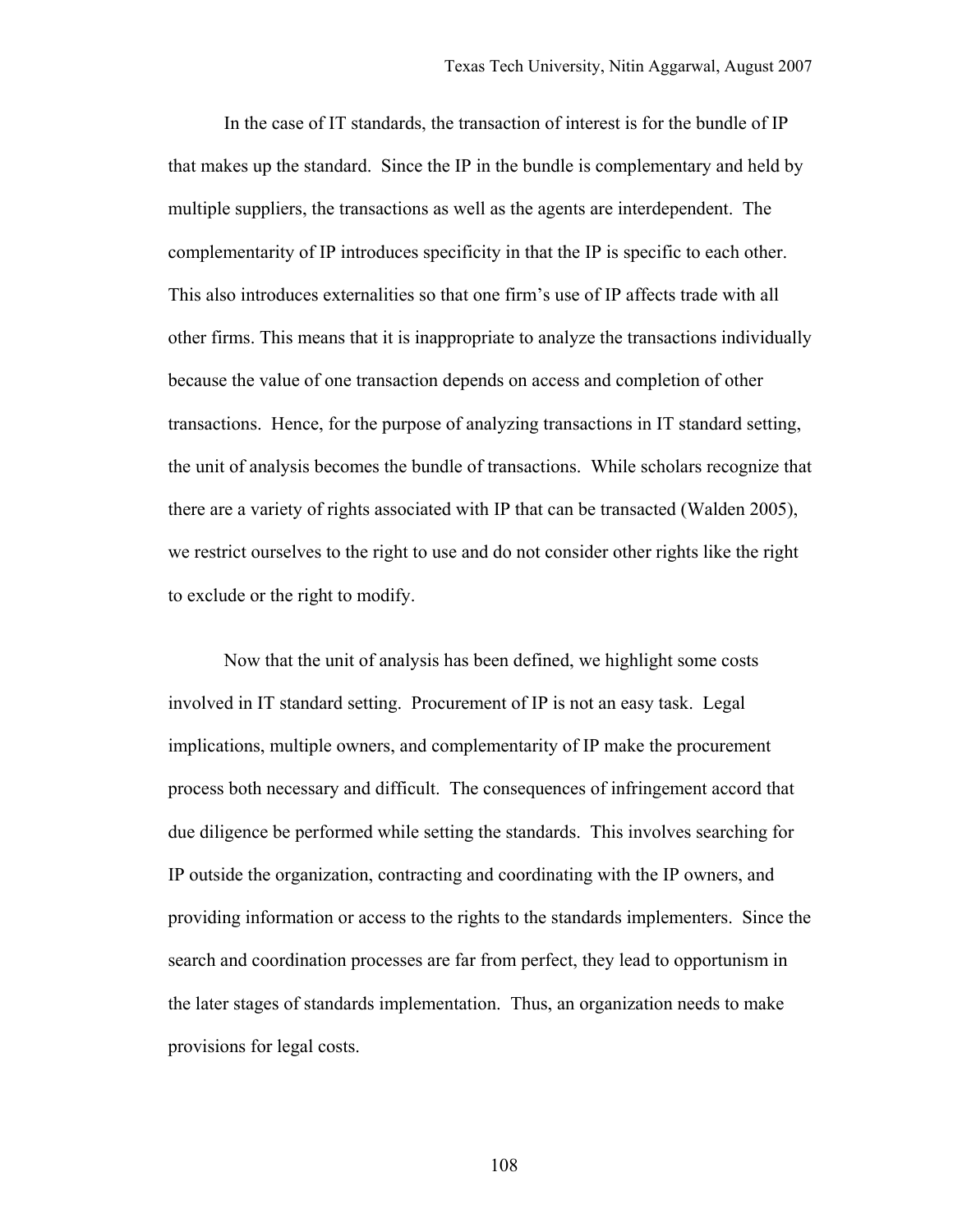In the case of IT standards, the transaction of interest is for the bundle of IP that makes up the standard. Since the IP in the bundle is complementary and held by multiple suppliers, the transactions as well as the agents are interdependent. The complementarity of IP introduces specificity in that the IP is specific to each other. This also introduces externalities so that one firm's use of IP affects trade with all other firms. This means that it is inappropriate to analyze the transactions individually because the value of one transaction depends on access and completion of other transactions. Hence, for the purpose of analyzing transactions in IT standard setting, the unit of analysis becomes the bundle of transactions. While scholars recognize that there are a variety of rights associated with IP that can be transacted (Walden 2005), we restrict ourselves to the right to use and do not consider other rights like the right to exclude or the right to modify.

Now that the unit of analysis has been defined, we highlight some costs involved in IT standard setting. Procurement of IP is not an easy task. Legal implications, multiple owners, and complementarity of IP make the procurement process both necessary and difficult. The consequences of infringement accord that due diligence be performed while setting the standards. This involves searching for IP outside the organization, contracting and coordinating with the IP owners, and providing information or access to the rights to the standards implementers. Since the search and coordination processes are far from perfect, they lead to opportunism in the later stages of standards implementation. Thus, an organization needs to make provisions for legal costs.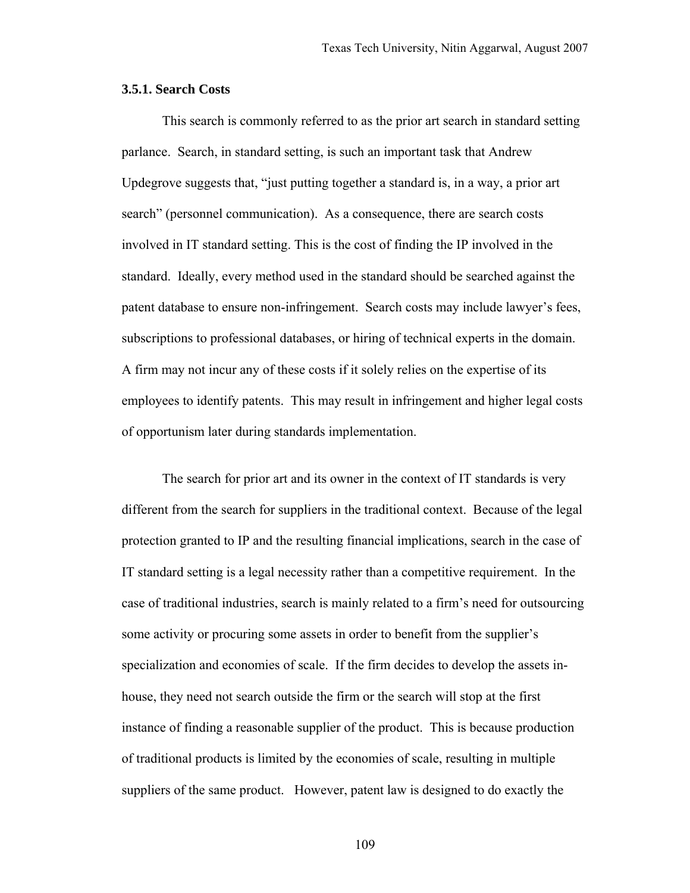### 3.5.1. Search Costs

This search is commonly referred to as the prior art search in standard setting parlance. Search, in standard setting, is such an important task that Andrew Updegrove suggests that, "just putting together a standard is, in a way, a prior art search" (personnel communication). As a consequence, there are search costs involved in IT standard setting. This is the cost of finding the IP involved in the standard. Ideally, every method used in the standard should be searched against the patent database to ensure non-infringement. Search costs may include lawyer's fees, subscriptions to professional databases, or hiring of technical experts in the domain. A firm may not incur any of these costs if it solely relies on the expertise of its employees to identify patents. This may result in infringement and higher legal costs of opportunism later during standards implementation.

The search for prior art and its owner in the context of IT standards is very different from the search for suppliers in the traditional context. Because of the legal protection granted to IP and the resulting financial implications, search in the case of IT standard setting is a legal necessity rather than a competitive requirement. In the case of traditional industries, search is mainly related to a firm's need for outsourcing some activity or procuring some assets in order to benefit from the supplier's specialization and economies of scale. If the firm decides to develop the assets in-house, they need not search outside the firm or the search will stop at the first instance of finding a reasonable supplier of the product. This is because production of traditional products is limited by the economies of scale, resulting in multiple suppliers of the same product. However, patent law is designed to do exactly the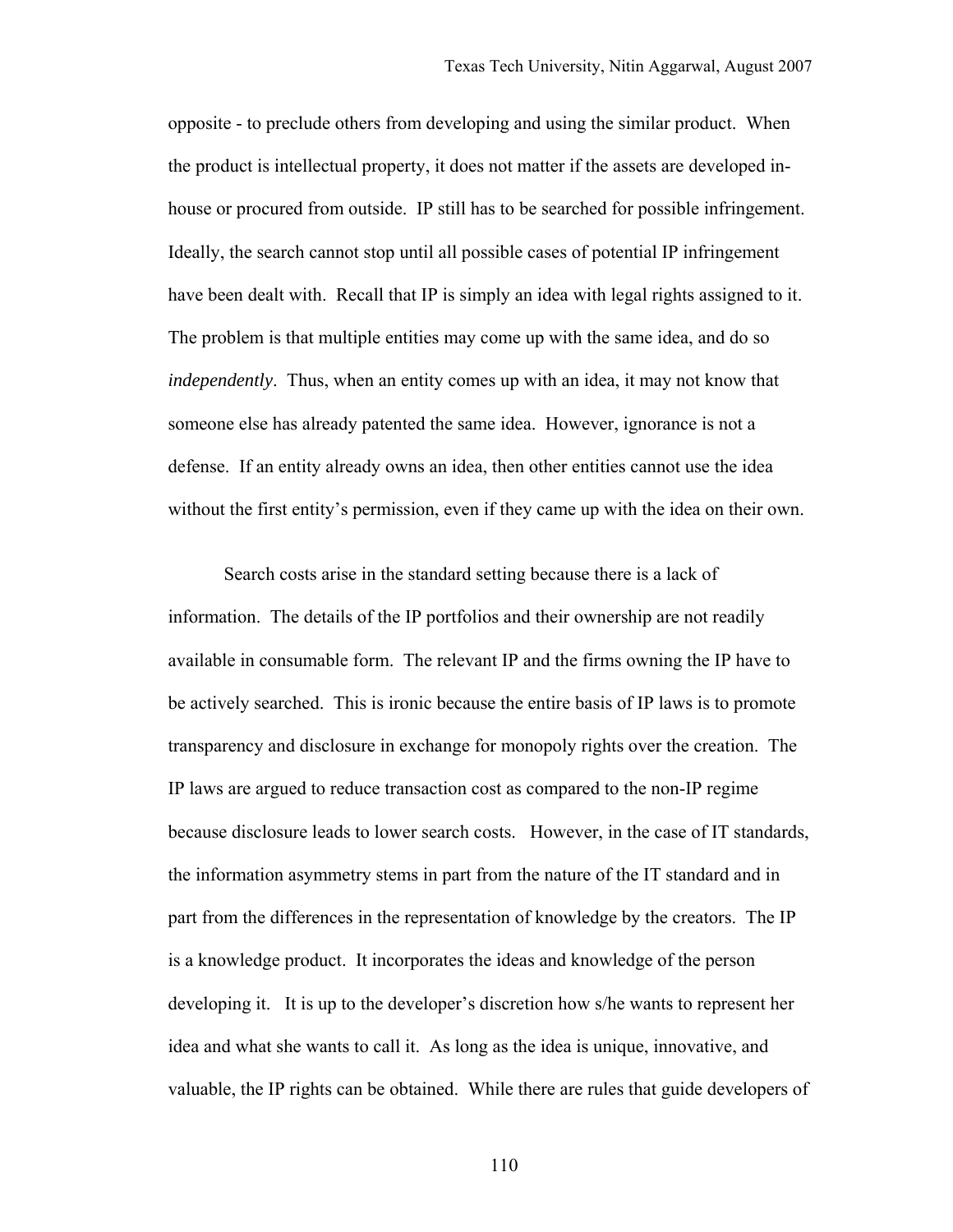opposite - to preclude others from developing and using the similar product. When the product is intellectual property, it does not matter if the assets are developed in-house or procured from outside. IP still has to be searched for possible infringement. Ideally, the search cannot stop until all possible cases of potential IP infringement have been dealt with. Recall that IP is simply an idea with legal rights assigned to it. The problem is that multiple entities may come up with the same idea, and do so *independently*. Thus, when an entity comes up with an idea, it may not know that someone else has already patented the same idea. However, ignorance is not a defense. If an entity already owns an idea, then other entities cannot use the idea without the first entity's permission, even if they came up with the idea on their own.

Search costs arise in the standard setting because there is a lack of information. The details of the IP portfolios and their ownership are not readily available in consumable form. The relevant IP and the firms owning the IP have to be actively searched. This is ironic because the entire basis of IP laws is to promote transparency and disclosure in exchange for monopoly rights over the creation. The IP laws are argued to reduce transaction cost as compared to the non-IP regime because disclosure leads to lower search costs. However, in the case of IT standards, the information asymmetry stems in part from the nature of the IT standard and in part from the differences in the representation of knowledge by the creators. The IP is a knowledge product. It incorporates the ideas and knowledge of the person developing it. It is up to the developer's discretion how s/he wants to represent her idea and what she wants to call it. As long as the idea is unique, innovative, and valuable, the IP rights can be obtained. While there are rules that guide developers of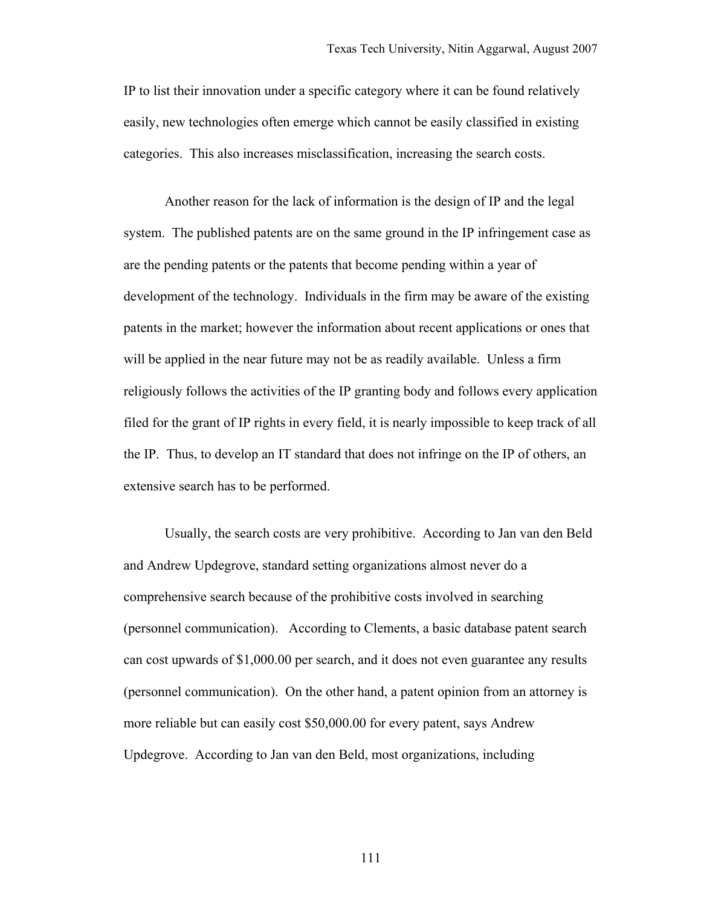IP to list their innovation under a specific category where it can be found relatively easily, new technologies often emerge which cannot be easily classified in existing categories. This also increases misclassification, increasing the search costs.

Another reason for the lack of information is the design of IP and the legal system. The published patents are on the same ground in the IP infringement case as are the pending patents or the patents that become pending within a year of development of the technology. Individuals in the firm may be aware of the existing patents in the market; however the information about recent applications or ones that will be applied in the near future may not be as readily available. Unless a firm religiously follows the activities of the IP granting body and follows every application filed for the grant of IP rights in every field, it is nearly impossible to keep track of all the IP. Thus, to develop an IT standard that does not infringe on the IP of others, an extensive search has to be performed.

Usually, the search costs are very prohibitive. According to Jan van den Beld and Andrew Updegrove, standard setting organizations almost never do a comprehensive search because of the prohibitive costs involved in searching (personnel communication). According to Clements, a basic database patent search can cost upwards of $1,000.00 per search, and it does not even guarantee any results (personnel communication). On the other hand, a patent opinion from an attorney is more reliable but can easily cost $50,000.00 for every patent, says Andrew Updegrove. According to Jan van den Beld, most organizations, including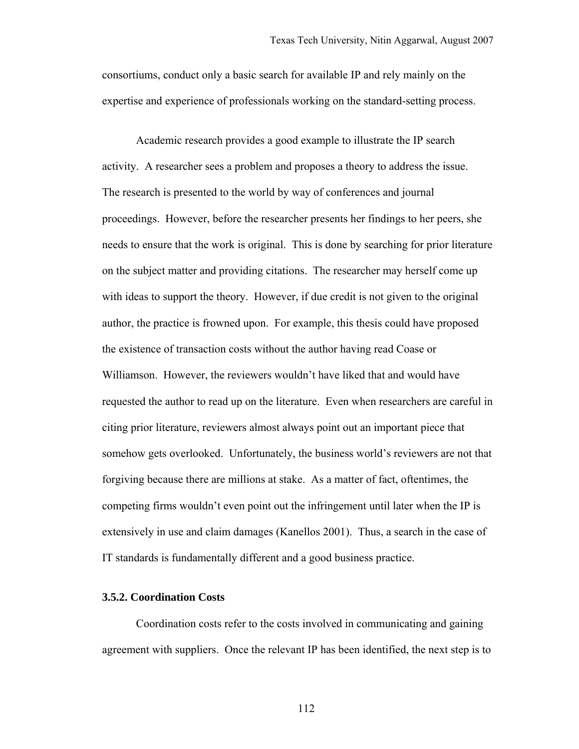consortiums, conduct only a basic search for available IP and rely mainly on the expertise and experience of professionals working on the standard-setting process.

Academic research provides a good example to illustrate the IP search activity. A researcher sees a problem and proposes a theory to address the issue. The research is presented to the world by way of conferences and journal proceedings. However, before the researcher presents her findings to her peers, she needs to ensure that the work is original. This is done by searching for prior literature on the subject matter and providing citations. The researcher may herself come up with ideas to support the theory. However, if due credit is not given to the original author, the practice is frowned upon. For example, this thesis could have proposed the existence of transaction costs without the author having read Coase or Williamson. However, the reviewers wouldn't have liked that and would have requested the author to read up on the literature. Even when researchers are careful in citing prior literature, reviewers almost always point out an important piece that somehow gets overlooked. Unfortunately, the business world's reviewers are not that forgiving because there are millions at stake. As a matter of fact, oftentimes, the competing firms wouldn't even point out the infringement until later when the IP is extensively in use and claim damages (Kanellos 2001). Thus, a search in the case of IT standards is fundamentally different and a good business practice.

### 3.5.2. Coordination Costs

Coordination costs refer to the costs involved in communicating and gaining agreement with suppliers. Once the relevant IP has been identified, the next step is to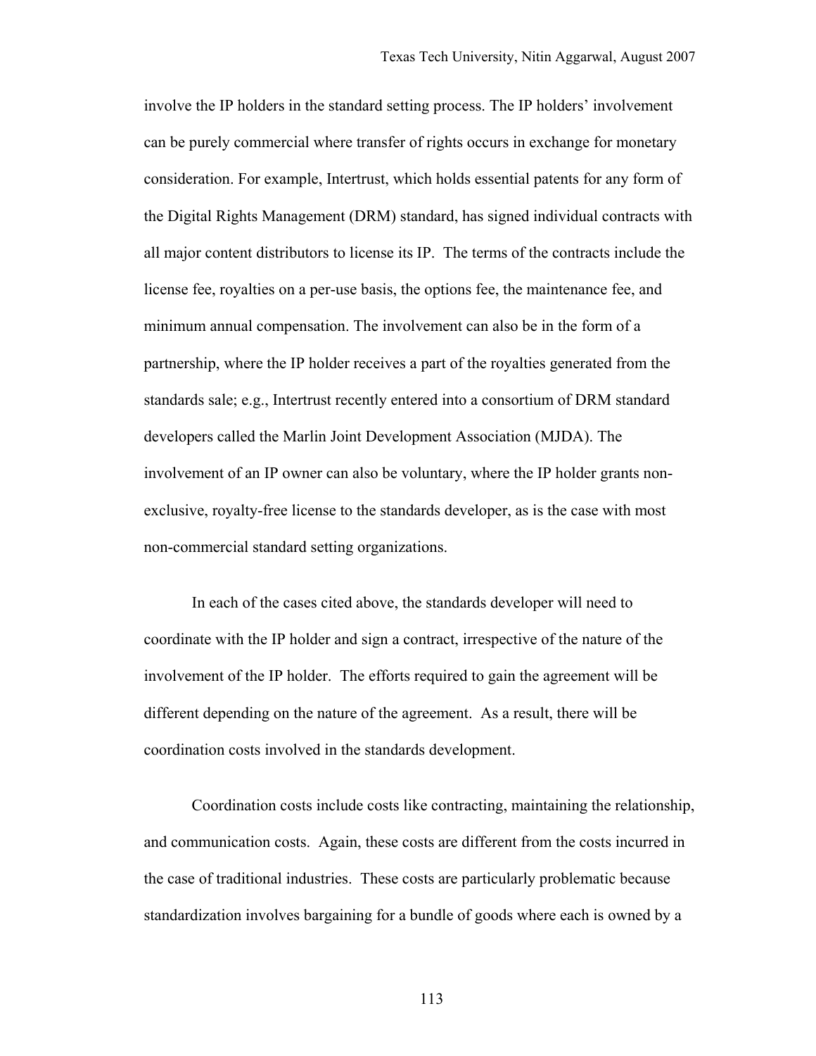involve the IP holders in the standard setting process. The IP holders' involvement can be purely commercial where transfer of rights occurs in exchange for monetary consideration. For example, Intertrust, which holds essential patents for any form of the Digital Rights Management (DRM) standard, has signed individual contracts with all major content distributors to license its IP. The terms of the contracts include the license fee, royalties on a per-use basis, the options fee, the maintenance fee, and minimum annual compensation. The involvement can also be in the form of a partnership, where the IP holder receives a part of the royalties generated from the standards sale; e.g., Intertrust recently entered into a consortium of DRM standard developers called the Marlin Joint Development Association (MJDA). The involvement of an IP owner can also be voluntary, where the IP holder grants non-exclusive, royalty-free license to the standards developer, as is the case with most non-commercial standard setting organizations.

In each of the cases cited above, the standards developer will need to coordinate with the IP holder and sign a contract, irrespective of the nature of the involvement of the IP holder. The efforts required to gain the agreement will be different depending on the nature of the agreement. As a result, there will be coordination costs involved in the standards development.

Coordination costs include costs like contracting, maintaining the relationship, and communication costs. Again, these costs are different from the costs incurred in the case of traditional industries. These costs are particularly problematic because standardization involves bargaining for a bundle of goods where each is owned by a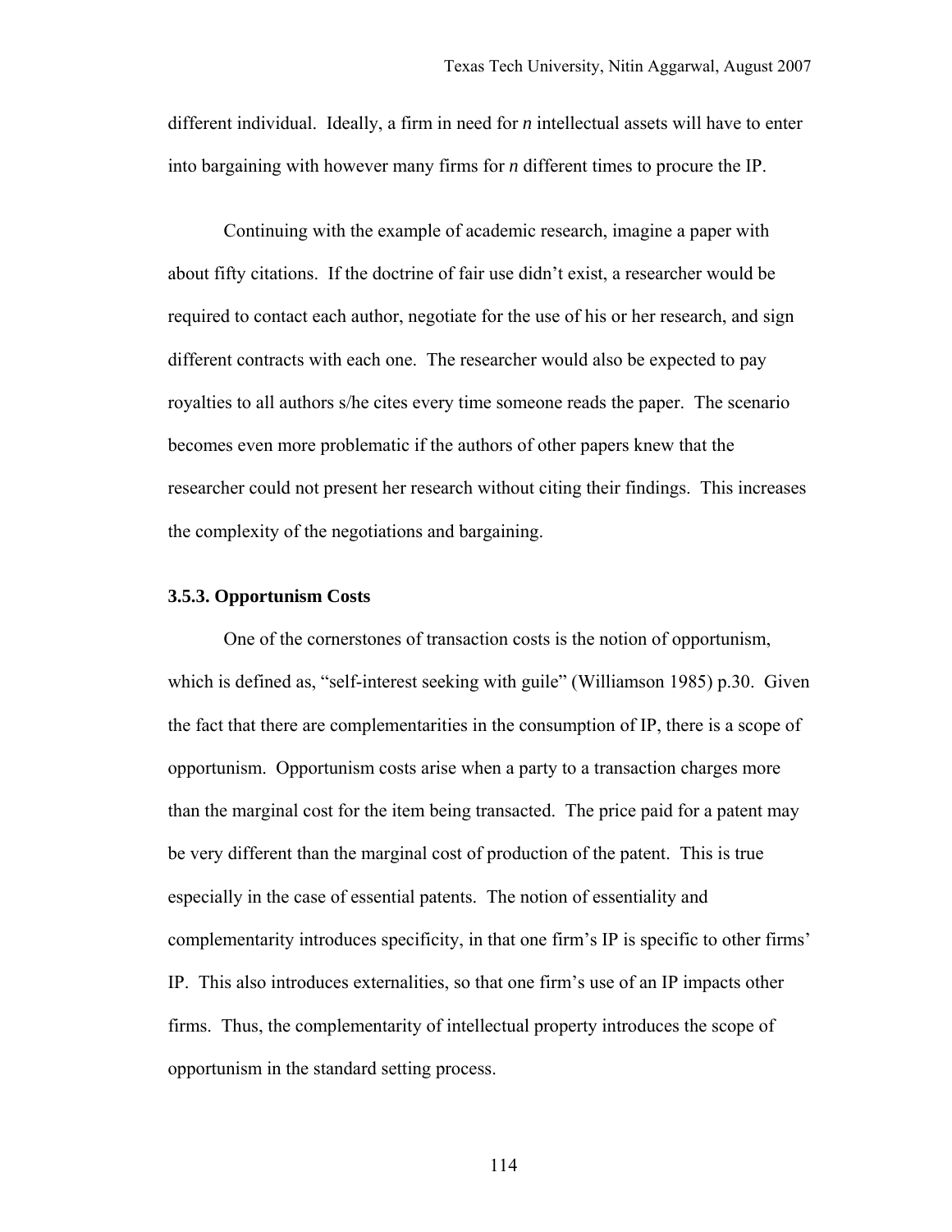different individual. Ideally, a firm in need for *n* intellectual assets will have to enter into bargaining with however many firms for *n* different times to procure the IP.

Continuing with the example of academic research, imagine a paper with about fifty citations. If the doctrine of fair use didn't exist, a researcher would be required to contact each author, negotiate for the use of his or her research, and sign different contracts with each one. The researcher would also be expected to pay royalties to all authors s/he cites every time someone reads the paper. The scenario becomes even more problematic if the authors of other papers knew that the researcher could not present her research without citing their findings. This increases the complexity of the negotiations and bargaining.

### 3.5.3. Opportunism Costs

One of the cornerstones of transaction costs is the notion of opportunism, which is defined as, "self-interest seeking with guile" (Williamson 1985) p.30. Given the fact that there are complementarities in the consumption of IP, there is a scope of opportunism. Opportunism costs arise when a party to a transaction charges more than the marginal cost for the item being transacted. The price paid for a patent may be very different than the marginal cost of production of the patent. This is true especially in the case of essential patents. The notion of essentiality and complementarity introduces specificity, in that one firm's IP is specific to other firms' IP. This also introduces externalities, so that one firm's use of an IP impacts other firms. Thus, the complementarity of intellectual property introduces the scope of opportunism in the standard setting process.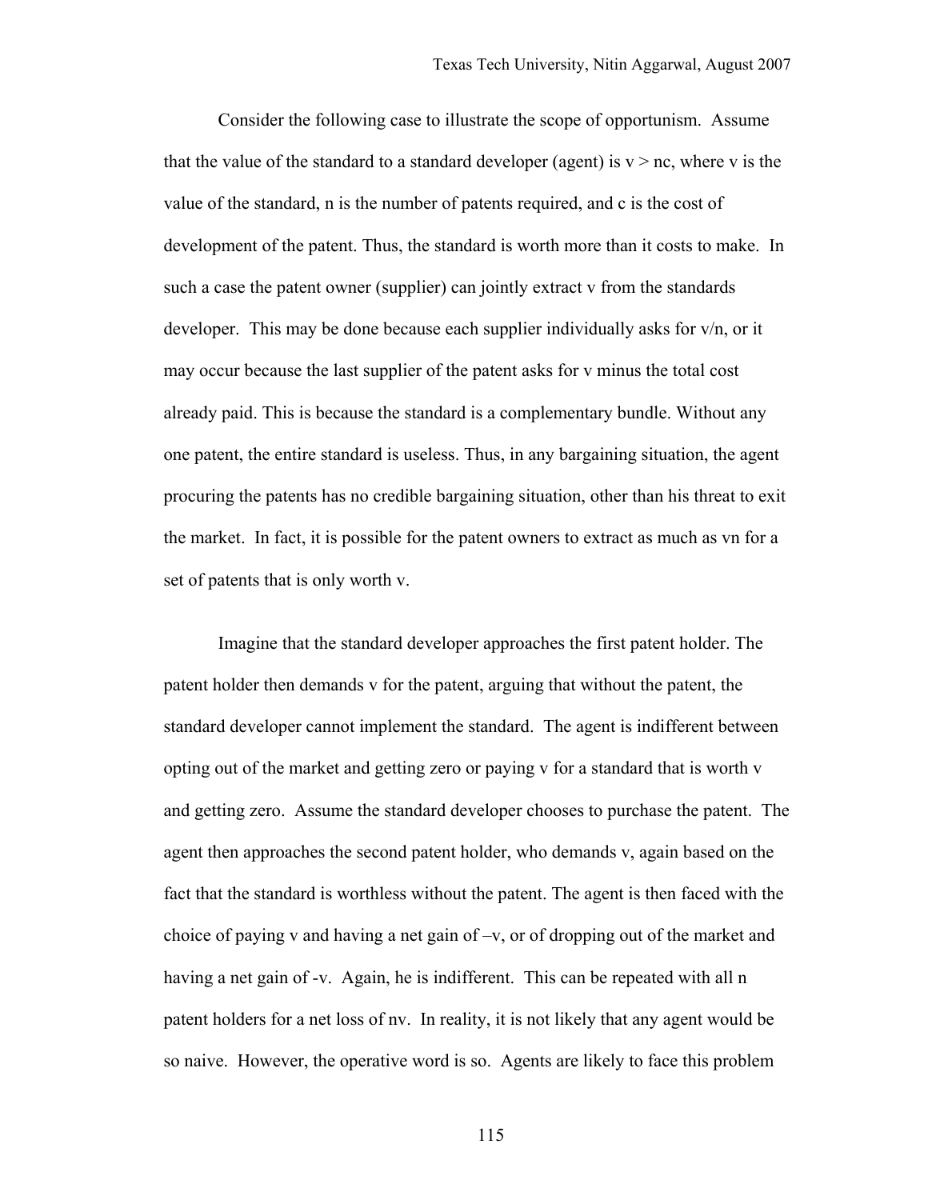Consider the following case to illustrate the scope of opportunism. Assume that the value of the standard to a standard developer (agent) is $v > nc$, where $v$ is the value of the standard, $n$ is the number of patents required, and $c$ is the cost of development of the patent. Thus, the standard is worth more than it costs to make. In such a case the patent owner (supplier) can jointly extract $v$ from the standards developer. This may be done because each supplier individually asks for $v/n$, or it may occur because the last supplier of the patent asks for $v$ minus the total cost already paid. This is because the standard is a complementary bundle. Without any one patent, the entire standard is useless. Thus, in any bargaining situation, the agent procuring the patents has no credible bargaining situation, other than his threat to exit the market. In fact, it is possible for the patent owners to extract as much as $vn$ for a set of patents that is only worth $v$.

Imagine that the standard developer approaches the first patent holder. The patent holder then demands $v$ for the patent, arguing that without the patent, the standard developer cannot implement the standard. The agent is indifferent between opting out of the market and getting zero or paying $v$ for a standard that is worth $v$ and getting zero. Assume the standard developer chooses to purchase the patent. The agent then approaches the second patent holder, who demands $v$, again based on the fact that the standard is worthless without the patent. The agent is then faced with the choice of paying $v$ and having a net gain of $-v$, or of dropping out of the market and having a net gain of $-v$. Again, he is indifferent. This can be repeated with all $n$ patent holders for a net loss of $nv$. In reality, it is not likely that any agent would be so naive. However, the operative word is so. Agents are likely to face this problem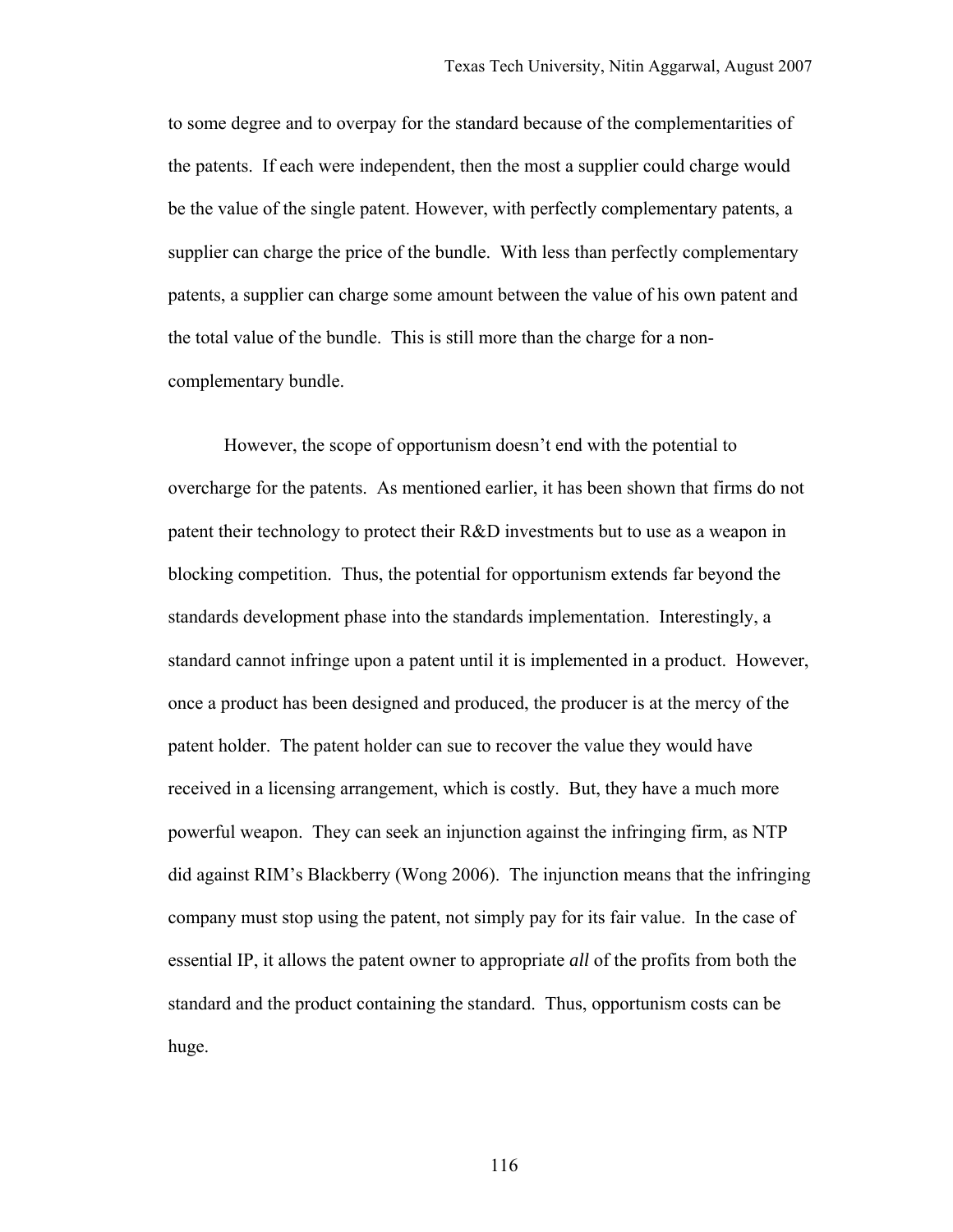to some degree and to overpay for the standard because of the complementarities of the patents. If each were independent, then the most a supplier could charge would be the value of the single patent. However, with perfectly complementary patents, a supplier can charge the price of the bundle. With less than perfectly complementary patents, a supplier can charge some amount between the value of his own patent and the total value of the bundle. This is still more than the charge for a non-complementary bundle.

However, the scope of opportunism doesn't end with the potential to overcharge for the patents. As mentioned earlier, it has been shown that firms do not patent their technology to protect their R&D investments but to use as a weapon in blocking competition. Thus, the potential for opportunism extends far beyond the standards development phase into the standards implementation. Interestingly, a standard cannot infringe upon a patent until it is implemented in a product. However, once a product has been designed and produced, the producer is at the mercy of the patent holder. The patent holder can sue to recover the value they would have received in a licensing arrangement, which is costly. But, they have a much more powerful weapon. They can seek an injunction against the infringing firm, as NTP did against RIM's Blackberry (Wong 2006). The injunction means that the infringing company must stop using the patent, not simply pay for its fair value. In the case of essential IP, it allows the patent owner to appropriate *all* of the profits from both the standard and the product containing the standard. Thus, opportunism costs can be huge.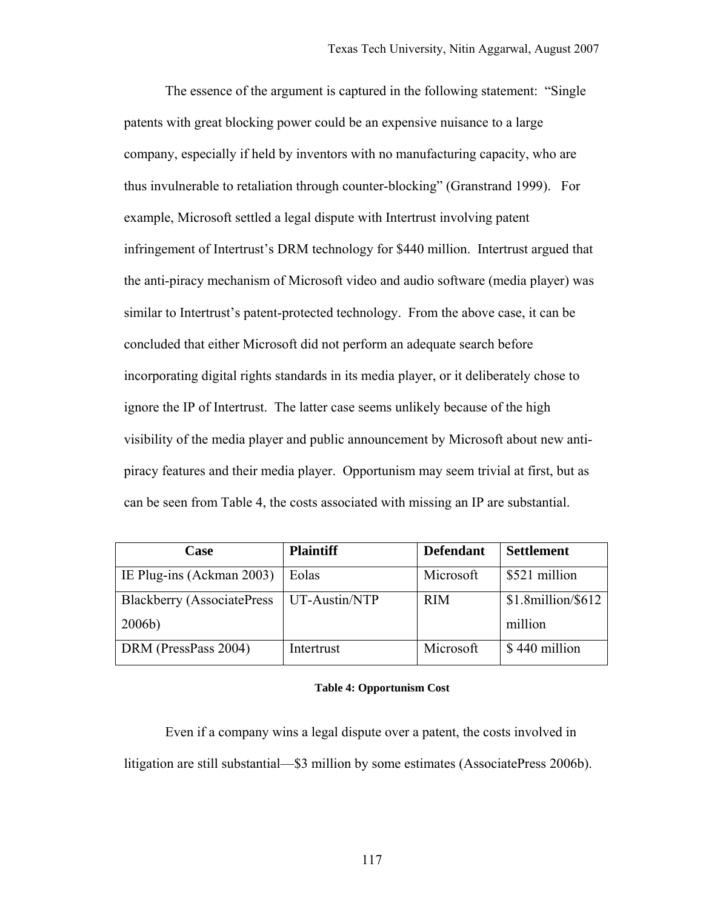The essence of the argument is captured in the following statement: “Single patents with great blocking power could be an expensive nuisance to a large company, especially if held by inventors with no manufacturing capacity, who are thus invulnerable to retaliation through counter-blocking” (Granstrand 1999). For example, Microsoft settled a legal dispute with Intertrust involving patent infringement of Intertrust’s DRM technology for $440 million. Intertrust argued that the anti-piracy mechanism of Microsoft video and audio software (media player) was similar to Intertrust’s patent-protected technology. From the above case, it can be concluded that either Microsoft did not perform an adequate search before incorporating digital rights standards in its media player, or it deliberately chose to ignore the IP of Intertrust. The latter case seems unlikely because of the high visibility of the media player and public announcement by Microsoft about new anti-piracy features and their media player. Opportunism may seem trivial at first, but as can be seen from Table 4, the costs associated with missing an IP are substantial.

| Case | Plaintiff | Defendant | Settlement |
|---|---|---|---|
| IE Plug-ins (Ackman 2003) | Eolas | Microsoft | $521 million |
| Blackberry (AssociatePress 2006b) | UT-Austin/NTP | RIM | $1.8million/$612 million |
| DRM (PressPass 2004) | Intertrust | Microsoft | $ 440 million |

**Table 4: Opportunism Cost**

Even if a company wins a legal dispute over a patent, the costs involved in litigation are still substantial—$3 million by some estimates (AssociatePress 2006b).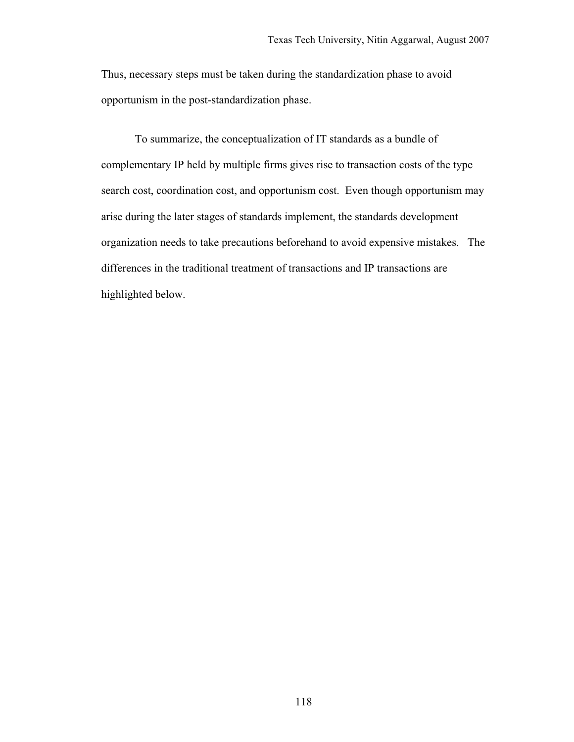Thus, necessary steps must be taken during the standardization phase to avoid opportunism in the post-standardization phase.

To summarize, the conceptualization of IT standards as a bundle of complementary IP held by multiple firms gives rise to transaction costs of the type search cost, coordination cost, and opportunism cost. Even though opportunism may arise during the later stages of standards implement, the standards development organization needs to take precautions beforehand to avoid expensive mistakes. The differences in the traditional treatment of transactions and IP transactions are highlighted below.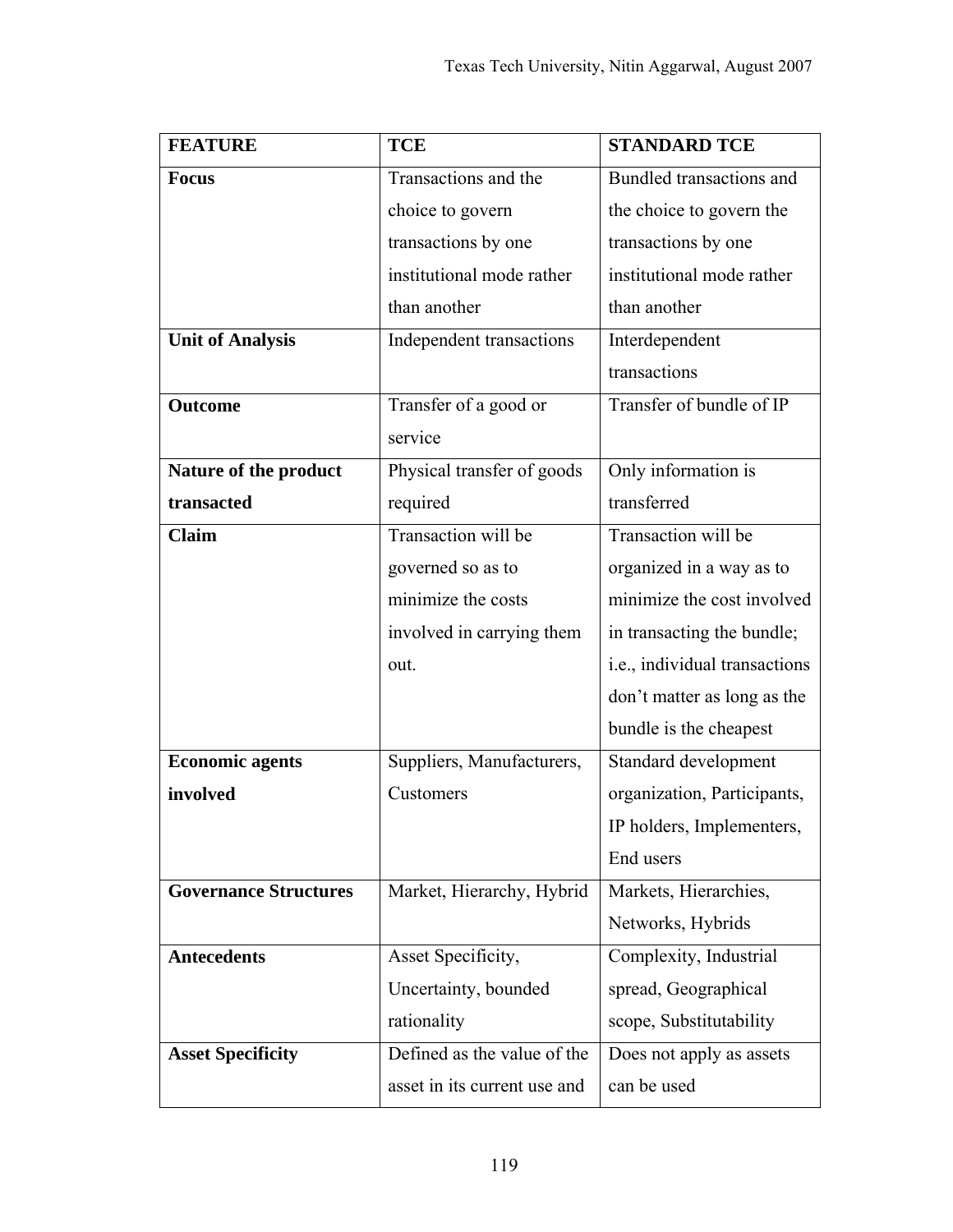| FEATURE | TCE | STANDARD TCE |
|---|---|---|
| **Focus** | Transactions and the choice to govern transactions by one institutional mode rather than another | Bundled transactions and the choice to govern the transactions by one institutional mode rather than another |
| **Unit of Analysis** | Independent transactions | Interdependent transactions |
| **Outcome** | Transfer of a good or service | Transfer of bundle of IP |
| **Nature of the product transacted** | Physical transfer of goods required | Only information is transferred |
| **Claim** | Transaction will be governed so as to minimize the costs involved in carrying them out. | Transaction will be organized in a way as to minimize the cost involved in transacting the bundle; i.e., individual transactions don't matter as long as the bundle is the cheapest |
| **Economic agents involved** | Suppliers, Manufacturers, Customers | Standard development organization, Participants, IP holders, Implementers, End users |
| **Governance Structures** | Market, Hierarchy, Hybrid | Markets, Hierarchies, Networks, Hybrids |
| **Antecedents** | Asset Specificity, Uncertainty, bounded rationality | Complexity, Industrial spread, Geographical scope, Substitutability |
| **Asset Specificity** | Defined as the value of the asset in its current use and | Does not apply as assets can be used |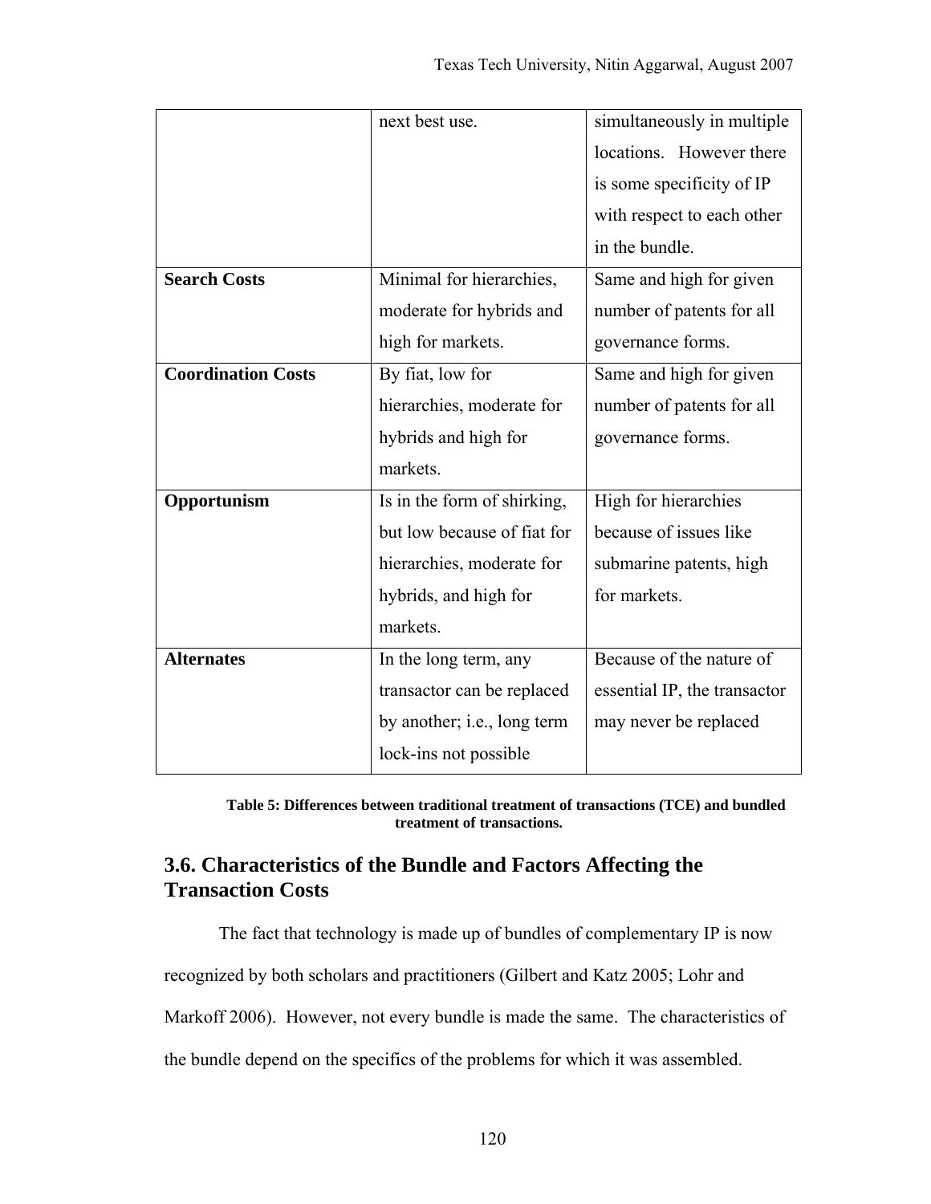| | | |
|---|---|---|
| | next best use. | simultaneously in multiple locations. However there is some specificity of IP with respect to each other in the bundle. |
| **Search Costs** | Minimal for hierarchies, moderate for hybrids and high for markets. | Same and high for given number of patents for all governance forms. |
| **Coordination Costs** | By fiat, low for hierarchies, moderate for hybrids and high for markets. | Same and high for given number of patents for all governance forms. |
| **Opportunism** | Is in the form of shirking, but low because of fiat for hierarchies, moderate for hybrids, and high for markets. | High for hierarchies because of issues like submarine patents, high for markets. |
| **Alternates** | In the long term, any transactor can be replaced by another; i.e., long term lock-ins not possible | Because of the nature of essential IP, the transactor may never be replaced |

**Table 5: Differences between traditional treatment of transactions (TCE) and bundled treatment of transactions.**

## 3.6. Characteristics of the Bundle and Factors Affecting the Transaction Costs

The fact that technology is made up of bundles of complementary IP is now recognized by both scholars and practitioners (Gilbert and Katz 2005; Lohr and Markoff 2006). However, not every bundle is made the same. The characteristics of the bundle depend on the specifics of the problems for which it was assembled.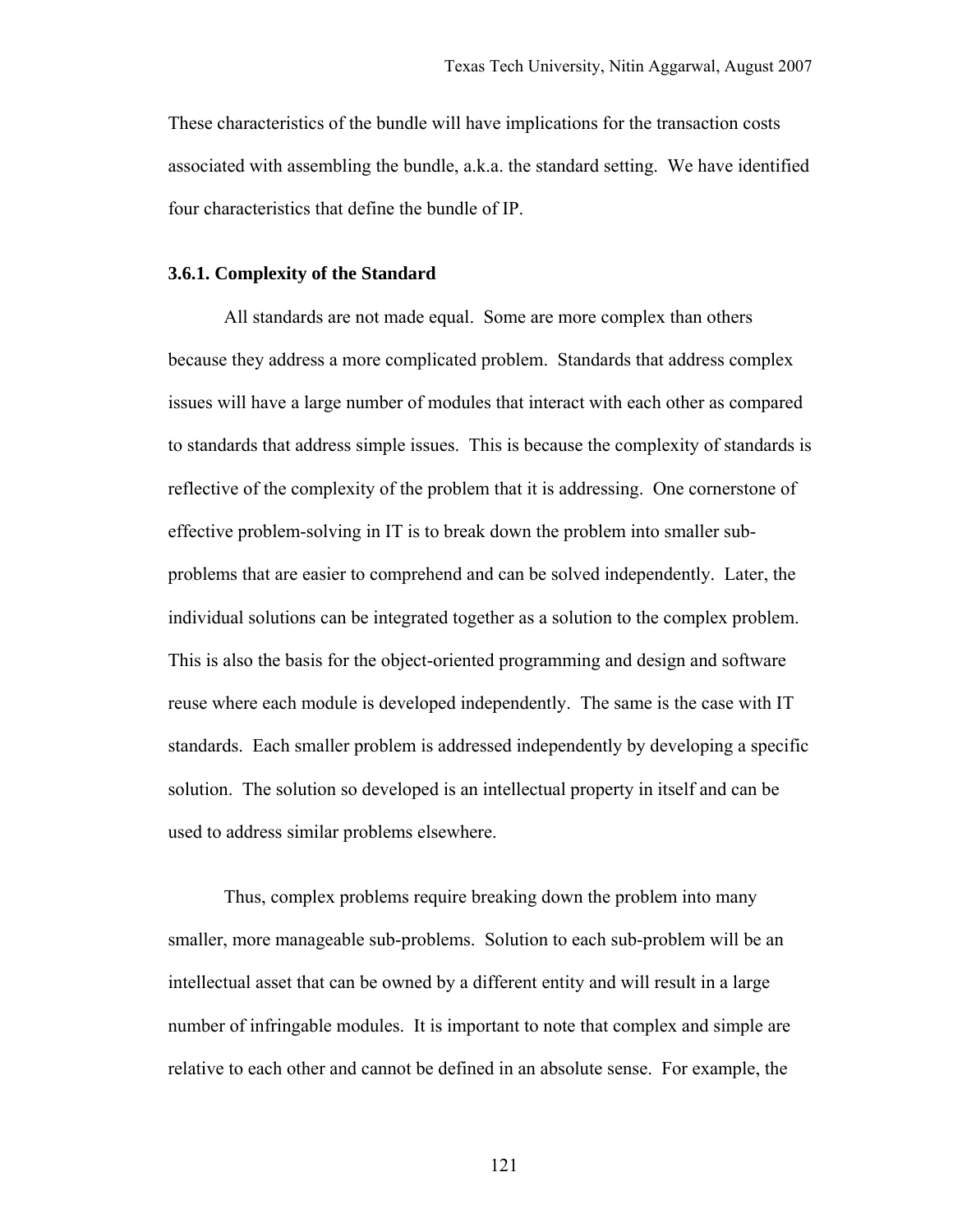These characteristics of the bundle will have implications for the transaction costs associated with assembling the bundle, a.k.a. the standard setting. We have identified four characteristics that define the bundle of IP.

### 3.6.1. Complexity of the Standard

All standards are not made equal. Some are more complex than others because they address a more complicated problem. Standards that address complex issues will have a large number of modules that interact with each other as compared to standards that address simple issues. This is because the complexity of standards is reflective of the complexity of the problem that it is addressing. One cornerstone of effective problem-solving in IT is to break down the problem into smaller sub-problems that are easier to comprehend and can be solved independently. Later, the individual solutions can be integrated together as a solution to the complex problem. This is also the basis for the object-oriented programming and design and software reuse where each module is developed independently. The same is the case with IT standards. Each smaller problem is addressed independently by developing a specific solution. The solution so developed is an intellectual property in itself and can be used to address similar problems elsewhere.

Thus, complex problems require breaking down the problem into many smaller, more manageable sub-problems. Solution to each sub-problem will be an intellectual asset that can be owned by a different entity and will result in a large number of infringable modules. It is important to note that complex and simple are relative to each other and cannot be defined in an absolute sense. For example, the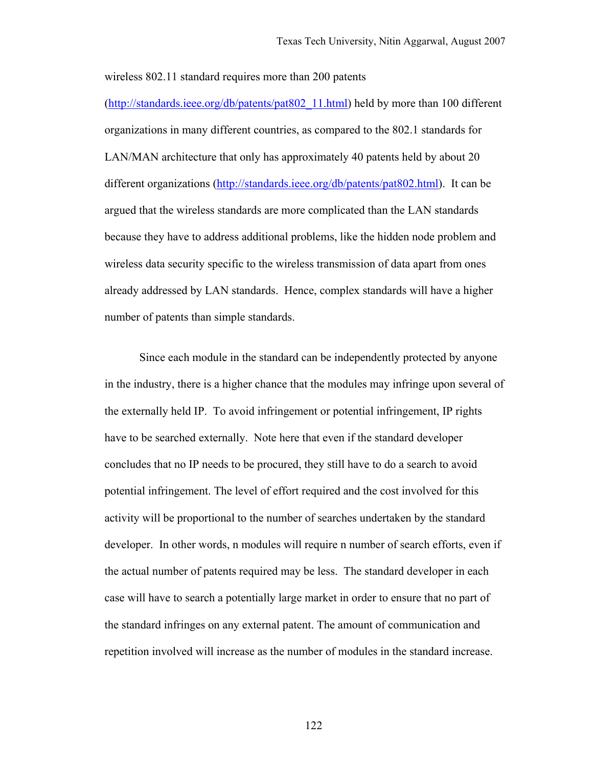wireless 802.11 standard requires more than 200 patents (http://standards.ieee.org/db/patents/pat802_11.html) held by more than 100 different organizations in many different countries, as compared to the 802.1 standards for LAN/MAN architecture that only has approximately 40 patents held by about 20 different organizations (http://standards.ieee.org/db/patents/pat802.html). It can be argued that the wireless standards are more complicated than the LAN standards because they have to address additional problems, like the hidden node problem and wireless data security specific to the wireless transmission of data apart from ones already addressed by LAN standards. Hence, complex standards will have a higher number of patents than simple standards.

Since each module in the standard can be independently protected by anyone in the industry, there is a higher chance that the modules may infringe upon several of the externally held IP. To avoid infringement or potential infringement, IP rights have to be searched externally. Note here that even if the standard developer concludes that no IP needs to be procured, they still have to do a search to avoid potential infringement. The level of effort required and the cost involved for this activity will be proportional to the number of searches undertaken by the standard developer. In other words, n modules will require n number of search efforts, even if the actual number of patents required may be less. The standard developer in each case will have to search a potentially large market in order to ensure that no part of the standard infringes on any external patent. The amount of communication and repetition involved will increase as the number of modules in the standard increase.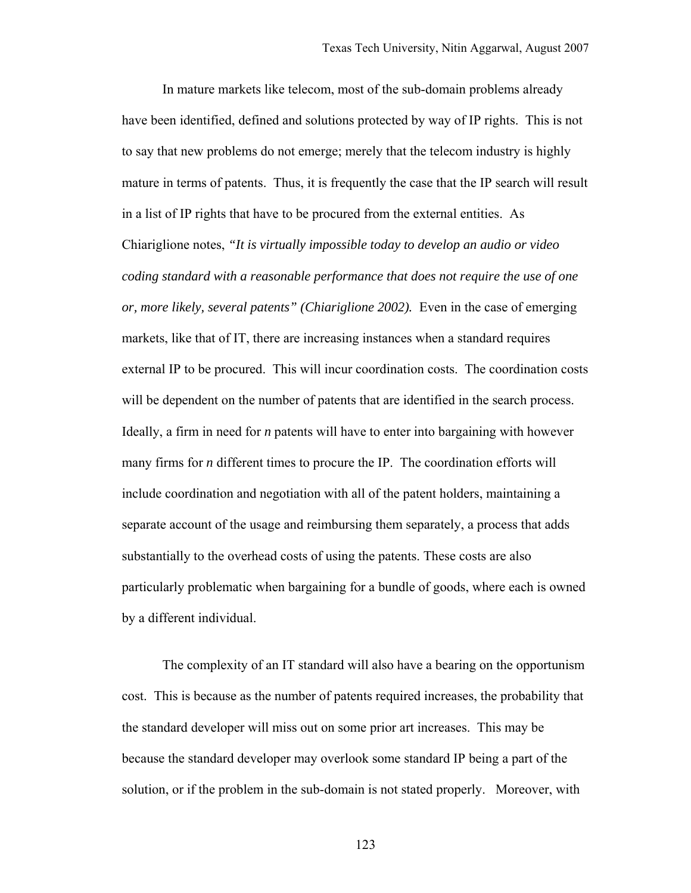In mature markets like telecom, most of the sub-domain problems already have been identified, defined and solutions protected by way of IP rights. This is not to say that new problems do not emerge; merely that the telecom industry is highly mature in terms of patents. Thus, it is frequently the case that the IP search will result in a list of IP rights that have to be procured from the external entities. As Chiariglione notes, *"It is virtually impossible today to develop an audio or video coding standard with a reasonable performance that does not require the use of one or, more likely, several patents" (Chiariglione 2002).* Even in the case of emerging markets, like that of IT, there are increasing instances when a standard requires external IP to be procured. This will incur coordination costs. The coordination costs will be dependent on the number of patents that are identified in the search process. Ideally, a firm in need for *n* patents will have to enter into bargaining with however many firms for *n* different times to procure the IP. The coordination efforts will include coordination and negotiation with all of the patent holders, maintaining a separate account of the usage and reimbursing them separately, a process that adds substantially to the overhead costs of using the patents. These costs are also particularly problematic when bargaining for a bundle of goods, where each is owned by a different individual.

The complexity of an IT standard will also have a bearing on the opportunism cost. This is because as the number of patents required increases, the probability that the standard developer will miss out on some prior art increases. This may be because the standard developer may overlook some standard IP being a part of the solution, or if the problem in the sub-domain is not stated properly. Moreover, with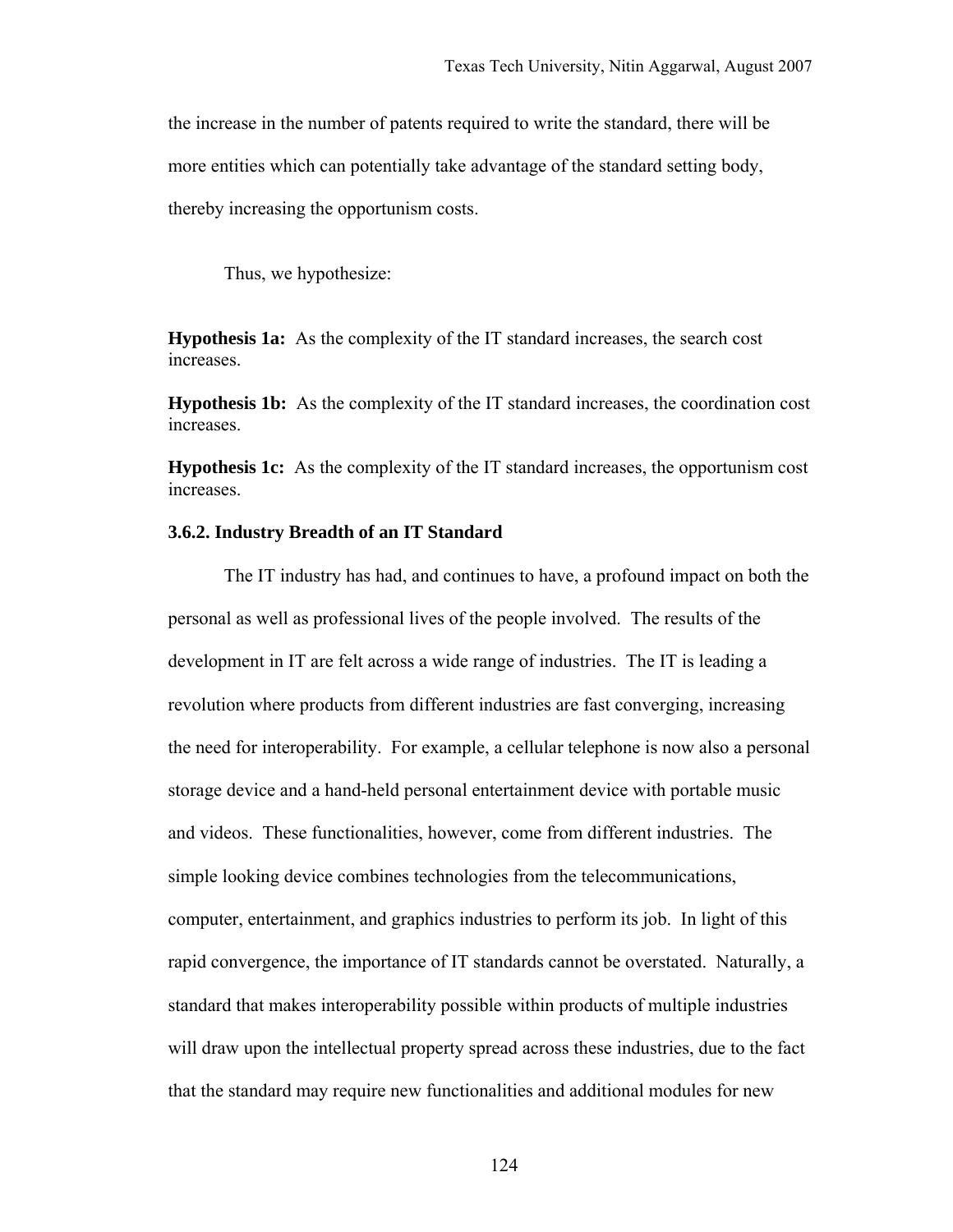the increase in the number of patents required to write the standard, there will be more entities which can potentially take advantage of the standard setting body, thereby increasing the opportunism costs.

Thus, we hypothesize:

**Hypothesis 1a:** As the complexity of the IT standard increases, the search cost increases.

**Hypothesis 1b:** As the complexity of the IT standard increases, the coordination cost increases.

**Hypothesis 1c:** As the complexity of the IT standard increases, the opportunism cost increases.

### 3.6.2. Industry Breadth of an IT Standard

The IT industry has had, and continues to have, a profound impact on both the personal as well as professional lives of the people involved. The results of the development in IT are felt across a wide range of industries. The IT is leading a revolution where products from different industries are fast converging, increasing the need for interoperability. For example, a cellular telephone is now also a personal storage device and a hand-held personal entertainment device with portable music and videos. These functionalities, however, come from different industries. The simple looking device combines technologies from the telecommunications, computer, entertainment, and graphics industries to perform its job. In light of this rapid convergence, the importance of IT standards cannot be overstated. Naturally, a standard that makes interoperability possible within products of multiple industries will draw upon the intellectual property spread across these industries, due to the fact that the standard may require new functionalities and additional modules for new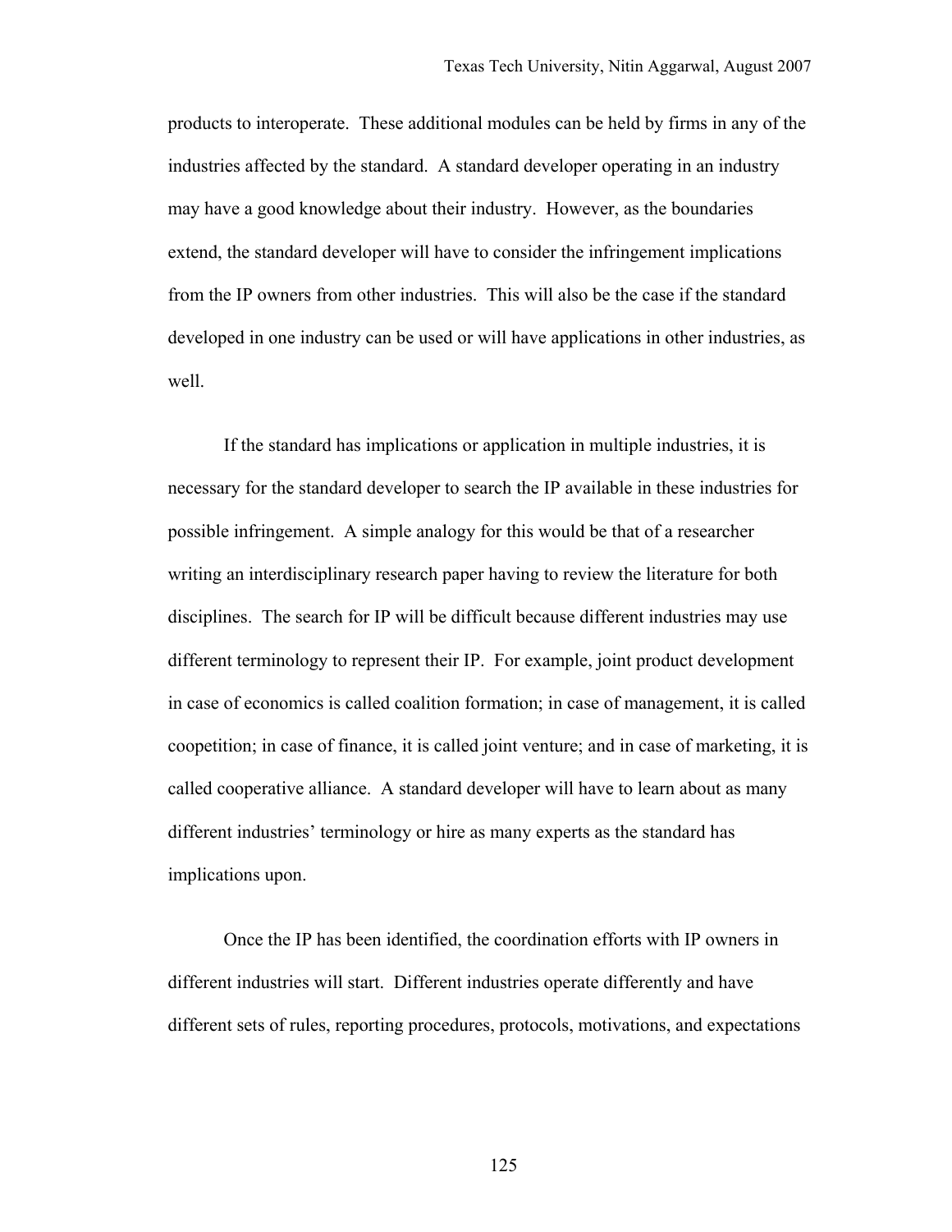products to interoperate. These additional modules can be held by firms in any of the industries affected by the standard. A standard developer operating in an industry may have a good knowledge about their industry. However, as the boundaries extend, the standard developer will have to consider the infringement implications from the IP owners from other industries. This will also be the case if the standard developed in one industry can be used or will have applications in other industries, as well.

If the standard has implications or application in multiple industries, it is necessary for the standard developer to search the IP available in these industries for possible infringement. A simple analogy for this would be that of a researcher writing an interdisciplinary research paper having to review the literature for both disciplines. The search for IP will be difficult because different industries may use different terminology to represent their IP. For example, joint product development in case of economics is called coalition formation; in case of management, it is called coopetition; in case of finance, it is called joint venture; and in case of marketing, it is called cooperative alliance. A standard developer will have to learn about as many different industries' terminology or hire as many experts as the standard has implications upon.

Once the IP has been identified, the coordination efforts with IP owners in different industries will start. Different industries operate differently and have different sets of rules, reporting procedures, protocols, motivations, and expectations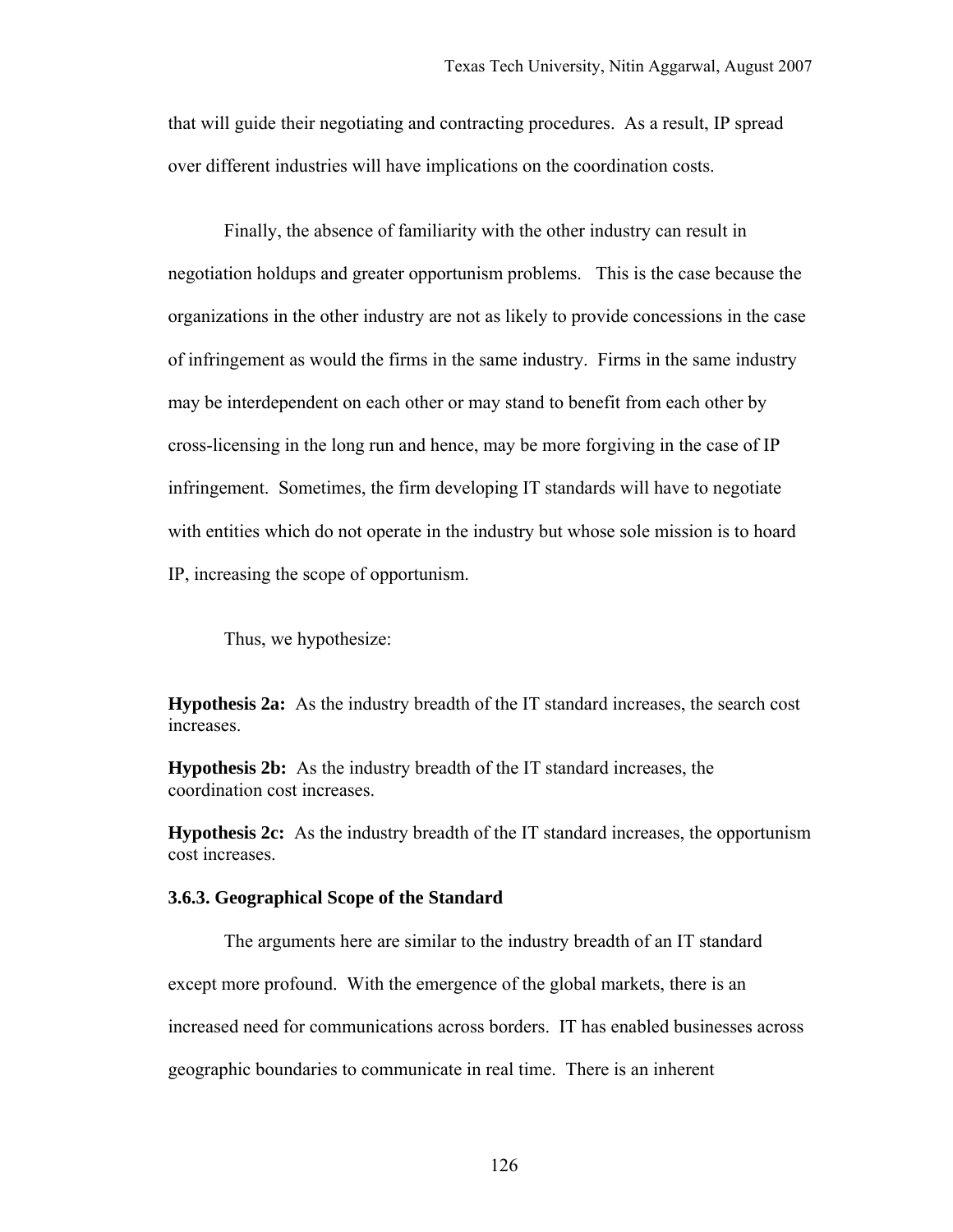that will guide their negotiating and contracting procedures. As a result, IP spread over different industries will have implications on the coordination costs.

Finally, the absence of familiarity with the other industry can result in negotiation holdups and greater opportunism problems. This is the case because the organizations in the other industry are not as likely to provide concessions in the case of infringement as would the firms in the same industry. Firms in the same industry may be interdependent on each other or may stand to benefit from each other by cross-licensing in the long run and hence, may be more forgiving in the case of IP infringement. Sometimes, the firm developing IT standards will have to negotiate with entities which do not operate in the industry but whose sole mission is to hoard IP, increasing the scope of opportunism.

Thus, we hypothesize:

**Hypothesis 2a:** As the industry breadth of the IT standard increases, the search cost increases.

**Hypothesis 2b:** As the industry breadth of the IT standard increases, the coordination cost increases.

**Hypothesis 2c:** As the industry breadth of the IT standard increases, the opportunism cost increases.

### 3.6.3. Geographical Scope of the Standard

The arguments here are similar to the industry breadth of an IT standard except more profound. With the emergence of the global markets, there is an increased need for communications across borders. IT has enabled businesses across geographic boundaries to communicate in real time. There is an inherent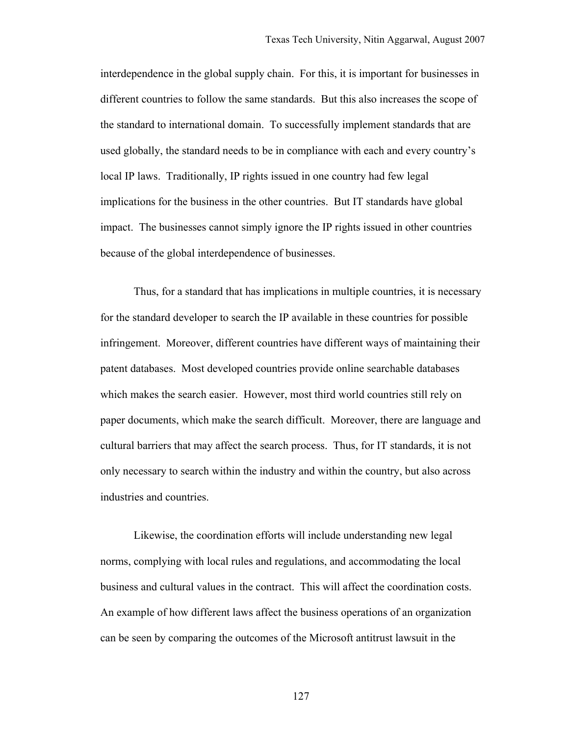interdependence in the global supply chain. For this, it is important for businesses in different countries to follow the same standards. But this also increases the scope of the standard to international domain. To successfully implement standards that are used globally, the standard needs to be in compliance with each and every country's local IP laws. Traditionally, IP rights issued in one country had few legal implications for the business in the other countries. But IT standards have global impact. The businesses cannot simply ignore the IP rights issued in other countries because of the global interdependence of businesses.

Thus, for a standard that has implications in multiple countries, it is necessary for the standard developer to search the IP available in these countries for possible infringement. Moreover, different countries have different ways of maintaining their patent databases. Most developed countries provide online searchable databases which makes the search easier. However, most third world countries still rely on paper documents, which make the search difficult. Moreover, there are language and cultural barriers that may affect the search process. Thus, for IT standards, it is not only necessary to search within the industry and within the country, but also across industries and countries.

Likewise, the coordination efforts will include understanding new legal norms, complying with local rules and regulations, and accommodating the local business and cultural values in the contract. This will affect the coordination costs. An example of how different laws affect the business operations of an organization can be seen by comparing the outcomes of the Microsoft antitrust lawsuit in the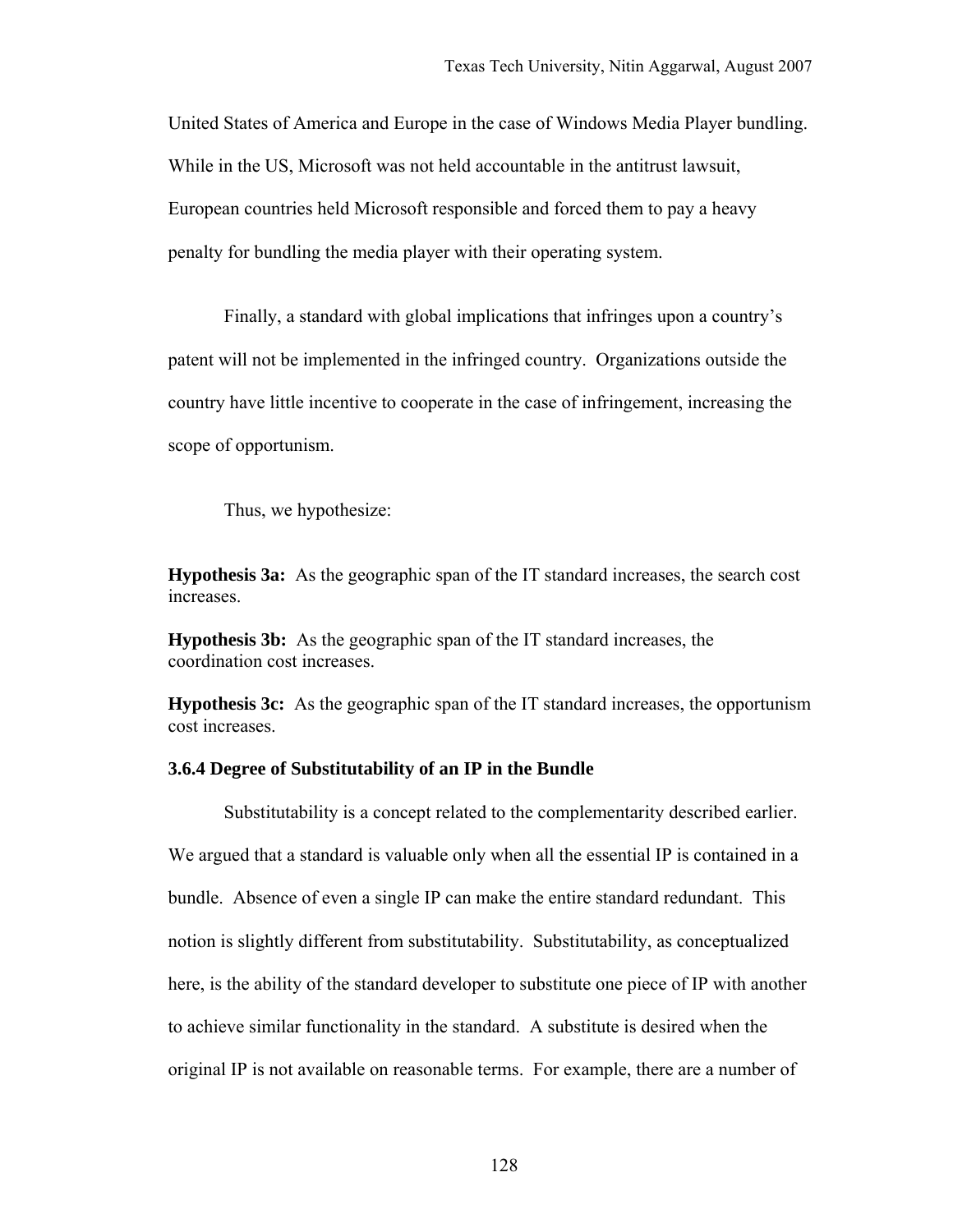United States of America and Europe in the case of Windows Media Player bundling. While in the US, Microsoft was not held accountable in the antitrust lawsuit, European countries held Microsoft responsible and forced them to pay a heavy penalty for bundling the media player with their operating system.

Finally, a standard with global implications that infringes upon a country's patent will not be implemented in the infringed country. Organizations outside the country have little incentive to cooperate in the case of infringement, increasing the scope of opportunism.

Thus, we hypothesize:

**Hypothesis 3a:** As the geographic span of the IT standard increases, the search cost increases.

**Hypothesis 3b:** As the geographic span of the IT standard increases, the coordination cost increases.

**Hypothesis 3c:** As the geographic span of the IT standard increases, the opportunism cost increases.

### 3.6.4 Degree of Substitutability of an IP in the Bundle

Substitutability is a concept related to the complementarity described earlier. We argued that a standard is valuable only when all the essential IP is contained in a bundle. Absence of even a single IP can make the entire standard redundant. This notion is slightly different from substitutability. Substitutability, as conceptualized here, is the ability of the standard developer to substitute one piece of IP with another to achieve similar functionality in the standard. A substitute is desired when the original IP is not available on reasonable terms. For example, there are a number of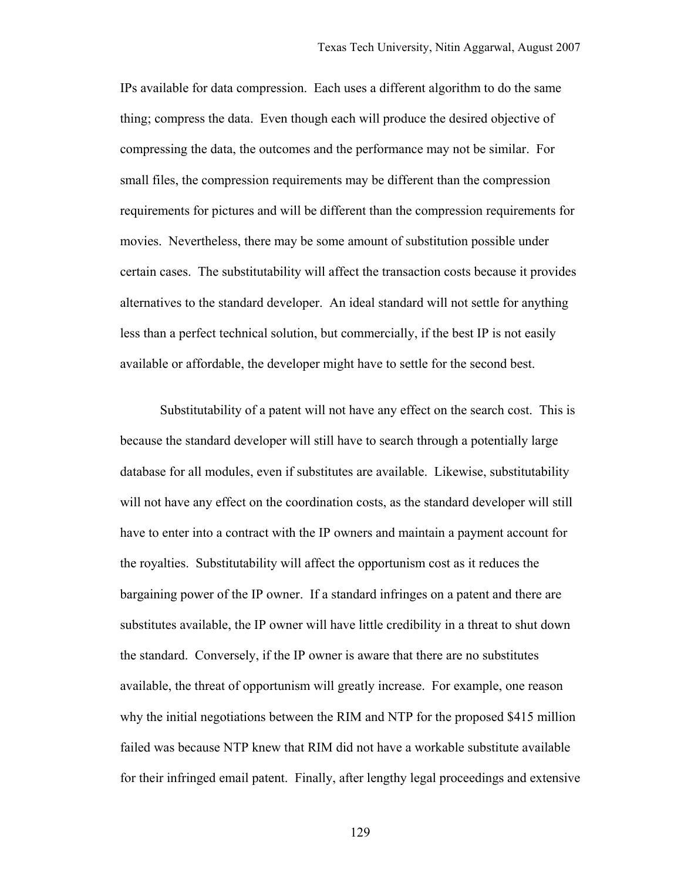IPs available for data compression. Each uses a different algorithm to do the same thing; compress the data. Even though each will produce the desired objective of compressing the data, the outcomes and the performance may not be similar. For small files, the compression requirements may be different than the compression requirements for pictures and will be different than the compression requirements for movies. Nevertheless, there may be some amount of substitution possible under certain cases. The substitutability will affect the transaction costs because it provides alternatives to the standard developer. An ideal standard will not settle for anything less than a perfect technical solution, but commercially, if the best IP is not easily available or affordable, the developer might have to settle for the second best.

Substitutability of a patent will not have any effect on the search cost. This is because the standard developer will still have to search through a potentially large database for all modules, even if substitutes are available. Likewise, substitutability will not have any effect on the coordination costs, as the standard developer will still have to enter into a contract with the IP owners and maintain a payment account for the royalties. Substitutability will affect the opportunism cost as it reduces the bargaining power of the IP owner. If a standard infringes on a patent and there are substitutes available, the IP owner will have little credibility in a threat to shut down the standard. Conversely, if the IP owner is aware that there are no substitutes available, the threat of opportunism will greatly increase. For example, one reason why the initial negotiations between the RIM and NTP for the proposed $415 million failed was because NTP knew that RIM did not have a workable substitute available for their infringed email patent. Finally, after lengthy legal proceedings and extensive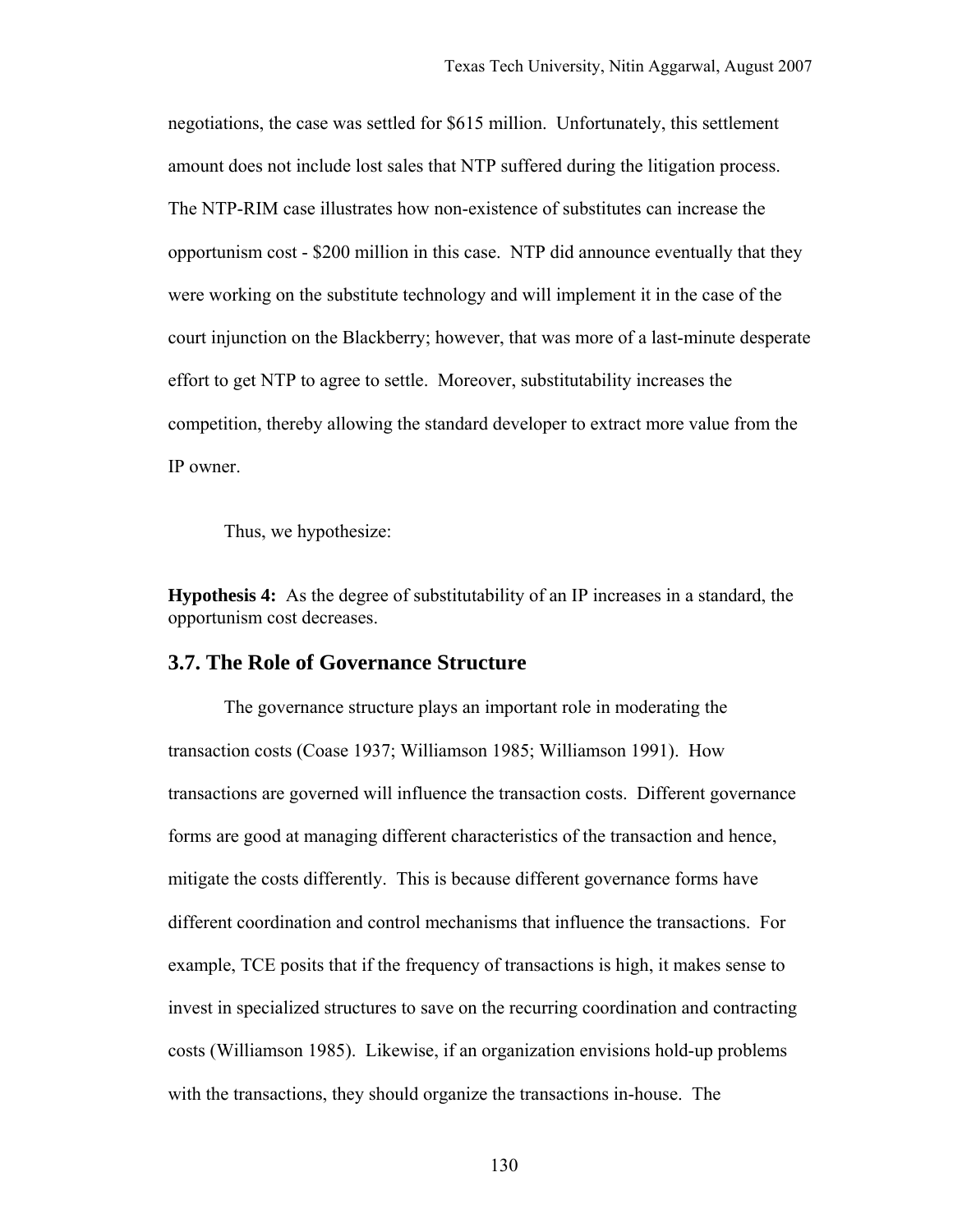negotiations, the case was settled for $615 million. Unfortunately, this settlement amount does not include lost sales that NTP suffered during the litigation process. The NTP-RIM case illustrates how non-existence of substitutes can increase the opportunism cost - $200 million in this case. NTP did announce eventually that they were working on the substitute technology and will implement it in the case of the court injunction on the Blackberry; however, that was more of a last-minute desperate effort to get NTP to agree to settle. Moreover, substitutability increases the competition, thereby allowing the standard developer to extract more value from the IP owner.

Thus, we hypothesize:

**Hypothesis 4:** As the degree of substitutability of an IP increases in a standard, the opportunism cost decreases.

## 3.7. The Role of Governance Structure

The governance structure plays an important role in moderating the transaction costs (Coase 1937; Williamson 1985; Williamson 1991). How transactions are governed will influence the transaction costs. Different governance forms are good at managing different characteristics of the transaction and hence, mitigate the costs differently. This is because different governance forms have different coordination and control mechanisms that influence the transactions. For example, TCE posits that if the frequency of transactions is high, it makes sense to invest in specialized structures to save on the recurring coordination and contracting costs (Williamson 1985). Likewise, if an organization envisions hold-up problems with the transactions, they should organize the transactions in-house. The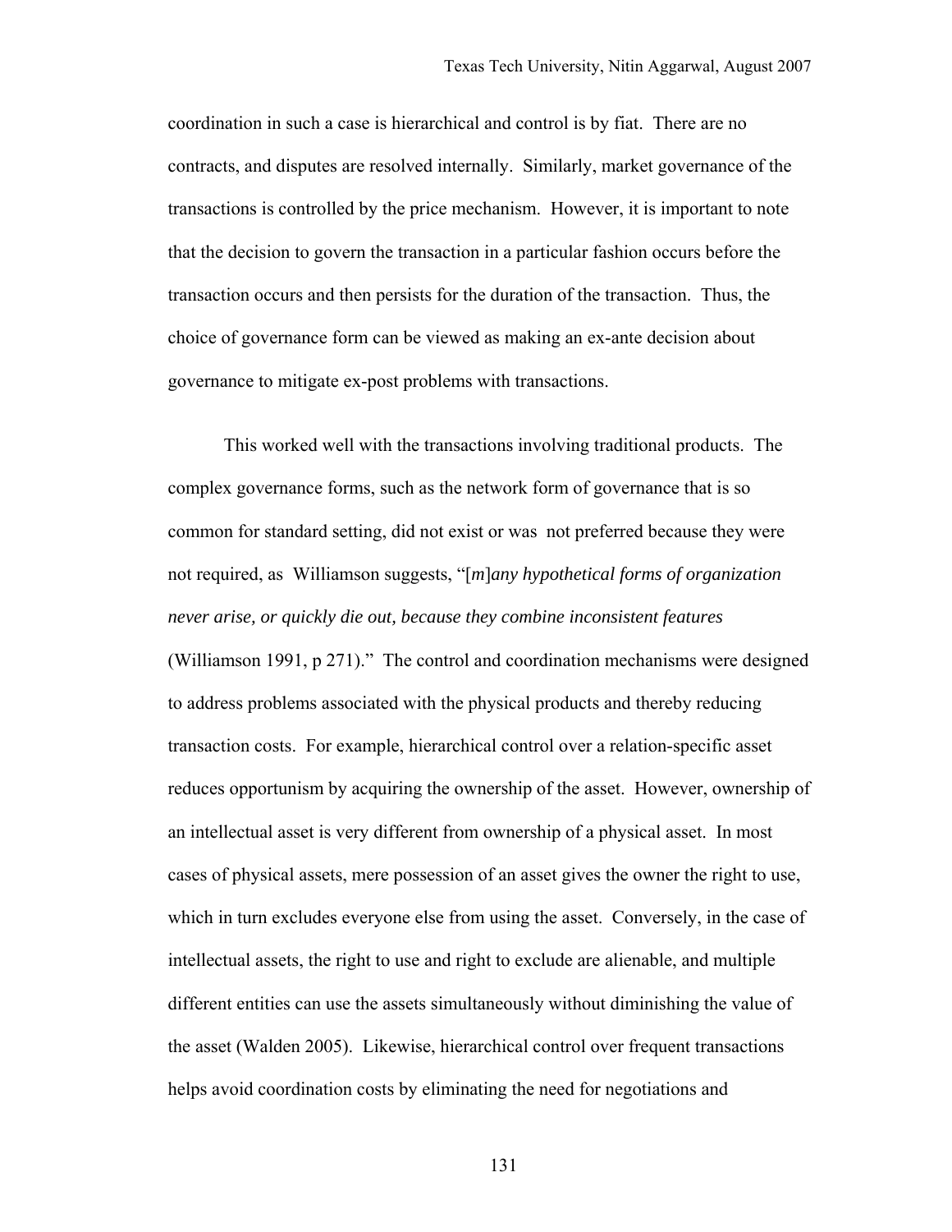coordination in such a case is hierarchical and control is by fiat. There are no contracts, and disputes are resolved internally. Similarly, market governance of the transactions is controlled by the price mechanism. However, it is important to note that the decision to govern the transaction in a particular fashion occurs before the transaction occurs and then persists for the duration of the transaction. Thus, the choice of governance form can be viewed as making an ex-ante decision about governance to mitigate ex-post problems with transactions.

This worked well with the transactions involving traditional products. The complex governance forms, such as the network form of governance that is so common for standard setting, did not exist or was not preferred because they were not required, as Williamson suggests, "[*m*]*any hypothetical forms of organization never arise, or quickly die out, because they combine inconsistent features* (Williamson 1991, p 271)." The control and coordination mechanisms were designed to address problems associated with the physical products and thereby reducing transaction costs. For example, hierarchical control over a relation-specific asset reduces opportunism by acquiring the ownership of the asset. However, ownership of an intellectual asset is very different from ownership of a physical asset. In most cases of physical assets, mere possession of an asset gives the owner the right to use, which in turn excludes everyone else from using the asset. Conversely, in the case of intellectual assets, the right to use and right to exclude are alienable, and multiple different entities can use the assets simultaneously without diminishing the value of the asset (Walden 2005). Likewise, hierarchical control over frequent transactions helps avoid coordination costs by eliminating the need for negotiations and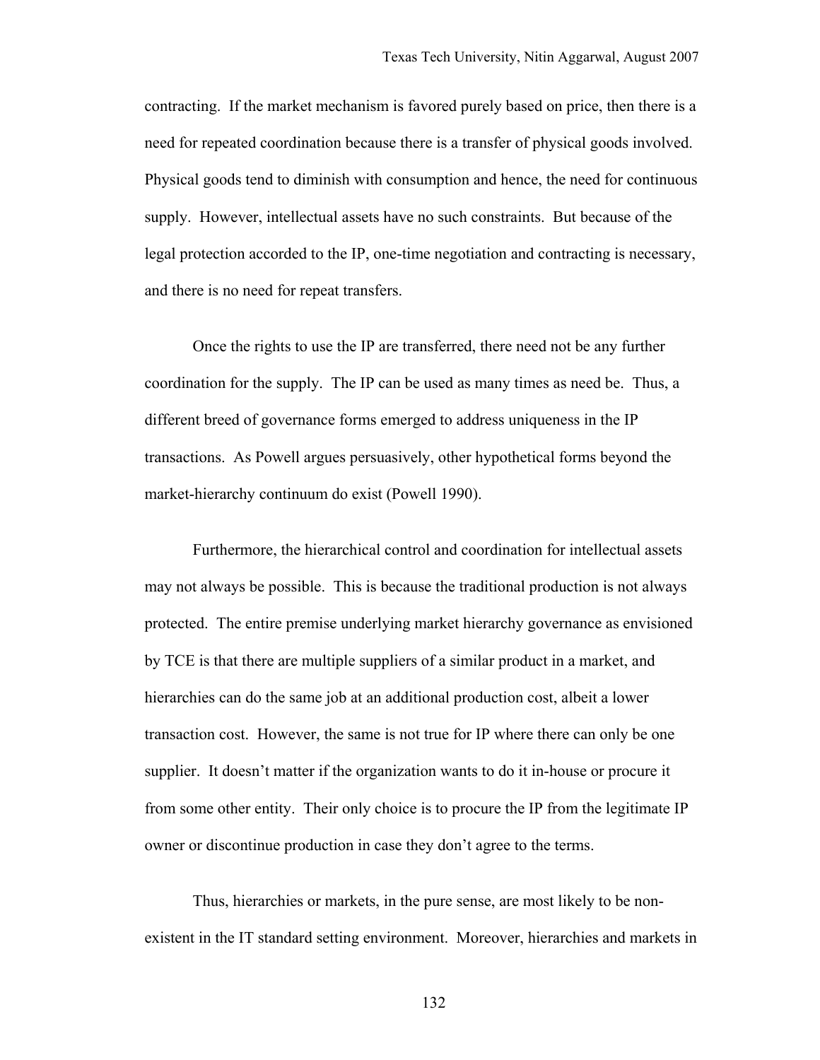contracting. If the market mechanism is favored purely based on price, then there is a need for repeated coordination because there is a transfer of physical goods involved. Physical goods tend to diminish with consumption and hence, the need for continuous supply. However, intellectual assets have no such constraints. But because of the legal protection accorded to the IP, one-time negotiation and contracting is necessary, and there is no need for repeat transfers.

Once the rights to use the IP are transferred, there need not be any further coordination for the supply. The IP can be used as many times as need be. Thus, a different breed of governance forms emerged to address uniqueness in the IP transactions. As Powell argues persuasively, other hypothetical forms beyond the market-hierarchy continuum do exist (Powell 1990).

Furthermore, the hierarchical control and coordination for intellectual assets may not always be possible. This is because the traditional production is not always protected. The entire premise underlying market hierarchy governance as envisioned by TCE is that there are multiple suppliers of a similar product in a market, and hierarchies can do the same job at an additional production cost, albeit a lower transaction cost. However, the same is not true for IP where there can only be one supplier. It doesn't matter if the organization wants to do it in-house or procure it from some other entity. Their only choice is to procure the IP from the legitimate IP owner or discontinue production in case they don't agree to the terms.

Thus, hierarchies or markets, in the pure sense, are most likely to be non-existent in the IT standard setting environment. Moreover, hierarchies and markets in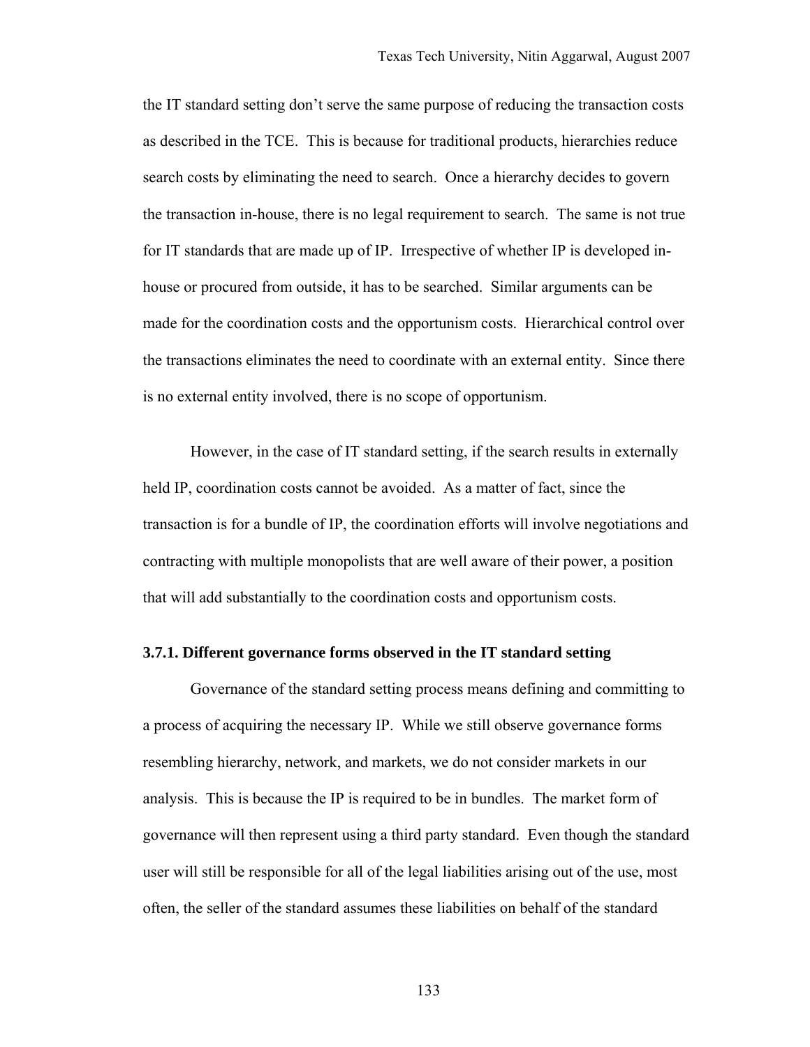the IT standard setting don't serve the same purpose of reducing the transaction costs as described in the TCE. This is because for traditional products, hierarchies reduce search costs by eliminating the need to search. Once a hierarchy decides to govern the transaction in-house, there is no legal requirement to search. The same is not true for IT standards that are made up of IP. Irrespective of whether IP is developed in-house or procured from outside, it has to be searched. Similar arguments can be made for the coordination costs and the opportunism costs. Hierarchical control over the transactions eliminates the need to coordinate with an external entity. Since there is no external entity involved, there is no scope of opportunism.

However, in the case of IT standard setting, if the search results in externally held IP, coordination costs cannot be avoided. As a matter of fact, since the transaction is for a bundle of IP, the coordination efforts will involve negotiations and contracting with multiple monopolists that are well aware of their power, a position that will add substantially to the coordination costs and opportunism costs.

### 3.7.1. Different governance forms observed in the IT standard setting

Governance of the standard setting process means defining and committing to a process of acquiring the necessary IP. While we still observe governance forms resembling hierarchy, network, and markets, we do not consider markets in our analysis. This is because the IP is required to be in bundles. The market form of governance will then represent using a third party standard. Even though the standard user will still be responsible for all of the legal liabilities arising out of the use, most often, the seller of the standard assumes these liabilities on behalf of the standard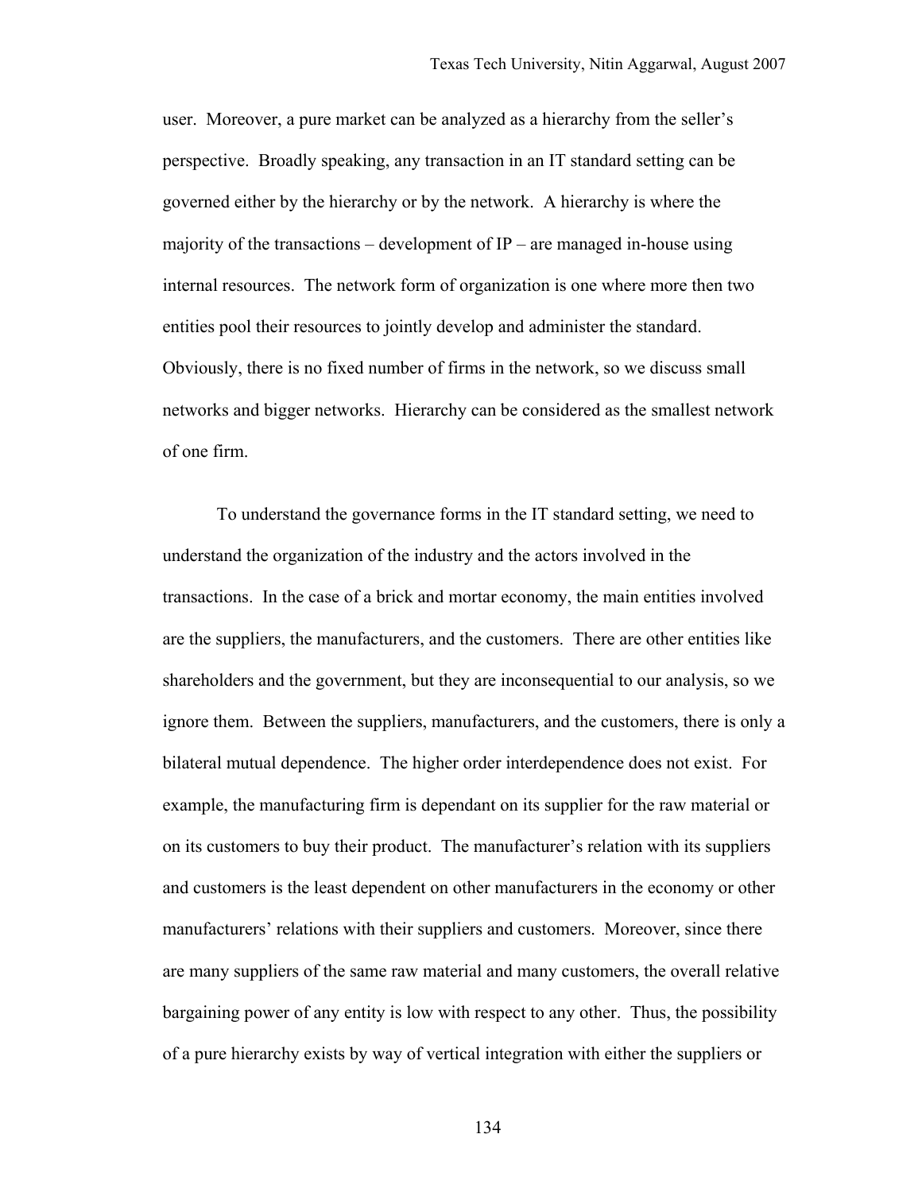user. Moreover, a pure market can be analyzed as a hierarchy from the seller's perspective. Broadly speaking, any transaction in an IT standard setting can be governed either by the hierarchy or by the network. A hierarchy is where the majority of the transactions – development of IP – are managed in-house using internal resources. The network form of organization is one where more then two entities pool their resources to jointly develop and administer the standard. Obviously, there is no fixed number of firms in the network, so we discuss small networks and bigger networks. Hierarchy can be considered as the smallest network of one firm.

To understand the governance forms in the IT standard setting, we need to understand the organization of the industry and the actors involved in the transactions. In the case of a brick and mortar economy, the main entities involved are the suppliers, the manufacturers, and the customers. There are other entities like shareholders and the government, but they are inconsequential to our analysis, so we ignore them. Between the suppliers, manufacturers, and the customers, there is only a bilateral mutual dependence. The higher order interdependence does not exist. For example, the manufacturing firm is dependant on its supplier for the raw material or on its customers to buy their product. The manufacturer's relation with its suppliers and customers is the least dependent on other manufacturers in the economy or other manufacturers' relations with their suppliers and customers. Moreover, since there are many suppliers of the same raw material and many customers, the overall relative bargaining power of any entity is low with respect to any other. Thus, the possibility of a pure hierarchy exists by way of vertical integration with either the suppliers or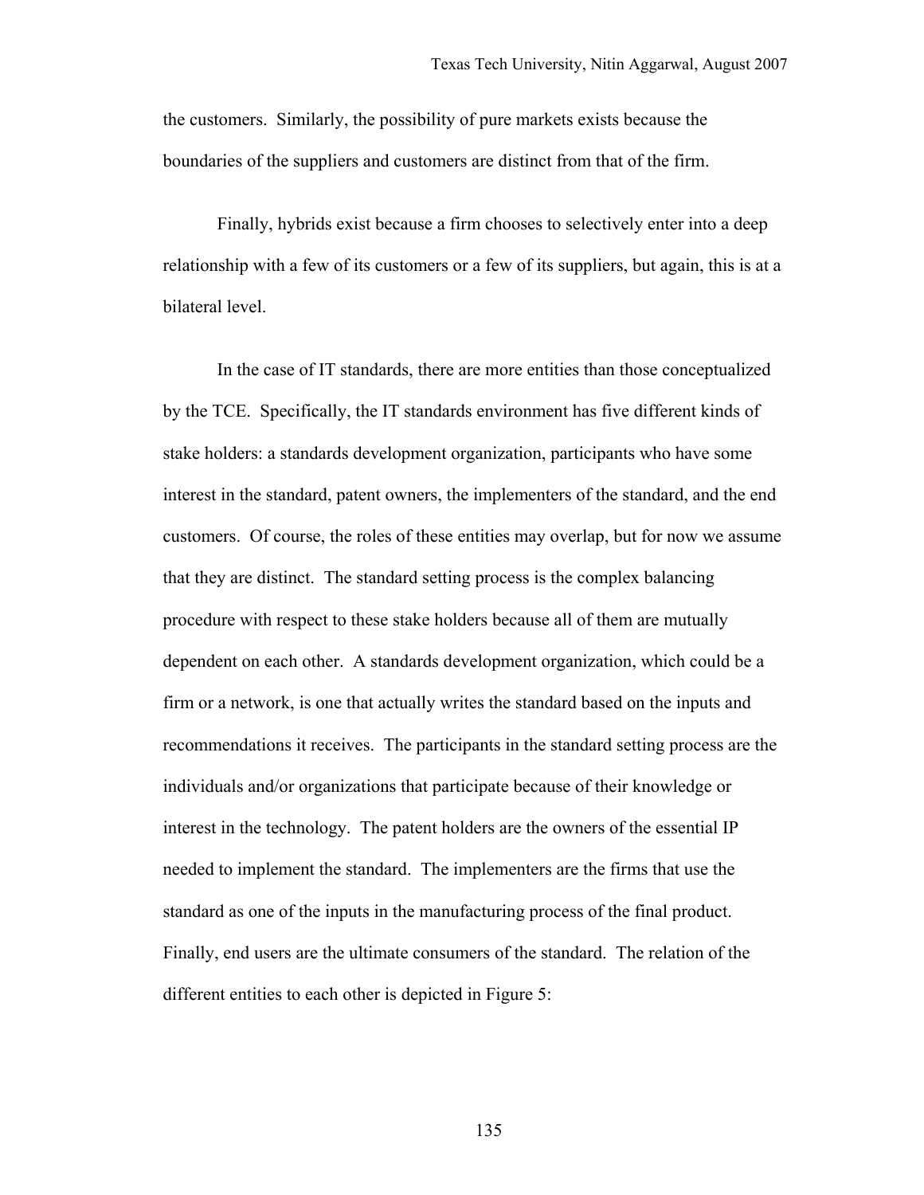the customers. Similarly, the possibility of pure markets exists because the boundaries of the suppliers and customers are distinct from that of the firm.

Finally, hybrids exist because a firm chooses to selectively enter into a deep relationship with a few of its customers or a few of its suppliers, but again, this is at a bilateral level.

In the case of IT standards, there are more entities than those conceptualized by the TCE. Specifically, the IT standards environment has five different kinds of stake holders: a standards development organization, participants who have some interest in the standard, patent owners, the implementers of the standard, and the end customers. Of course, the roles of these entities may overlap, but for now we assume that they are distinct. The standard setting process is the complex balancing procedure with respect to these stake holders because all of them are mutually dependent on each other. A standards development organization, which could be a firm or a network, is one that actually writes the standard based on the inputs and recommendations it receives. The participants in the standard setting process are the individuals and/or organizations that participate because of their knowledge or interest in the technology. The patent holders are the owners of the essential IP needed to implement the standard. The implementers are the firms that use the standard as one of the inputs in the manufacturing process of the final product. Finally, end users are the ultimate consumers of the standard. The relation of the different entities to each other is depicted in Figure 5: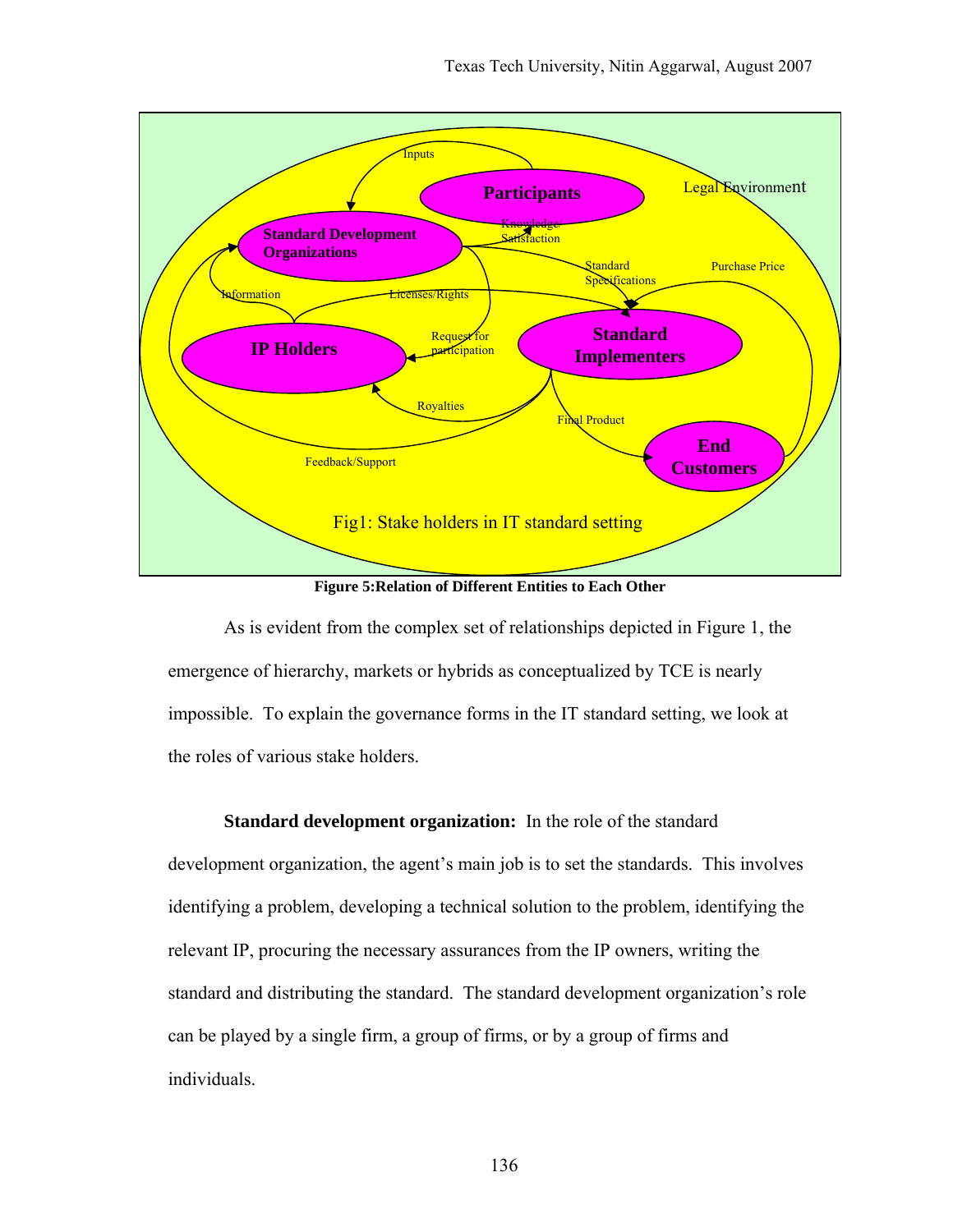**Figure 5:Relation of Different Entities to Each Other**

As is evident from the complex set of relationships depicted in Figure 1, the emergence of hierarchy, markets or hybrids as conceptualized by TCE is nearly impossible. To explain the governance forms in the IT standard setting, we look at the roles of various stake holders.

**Standard development organization:** In the role of the standard development organization, the agent's main job is to set the standards. This involves identifying a problem, developing a technical solution to the problem, identifying the relevant IP, procuring the necessary assurances from the IP owners, writing the standard and distributing the standard. The standard development organization's role can be played by a single firm, a group of firms, or by a group of firms and individuals.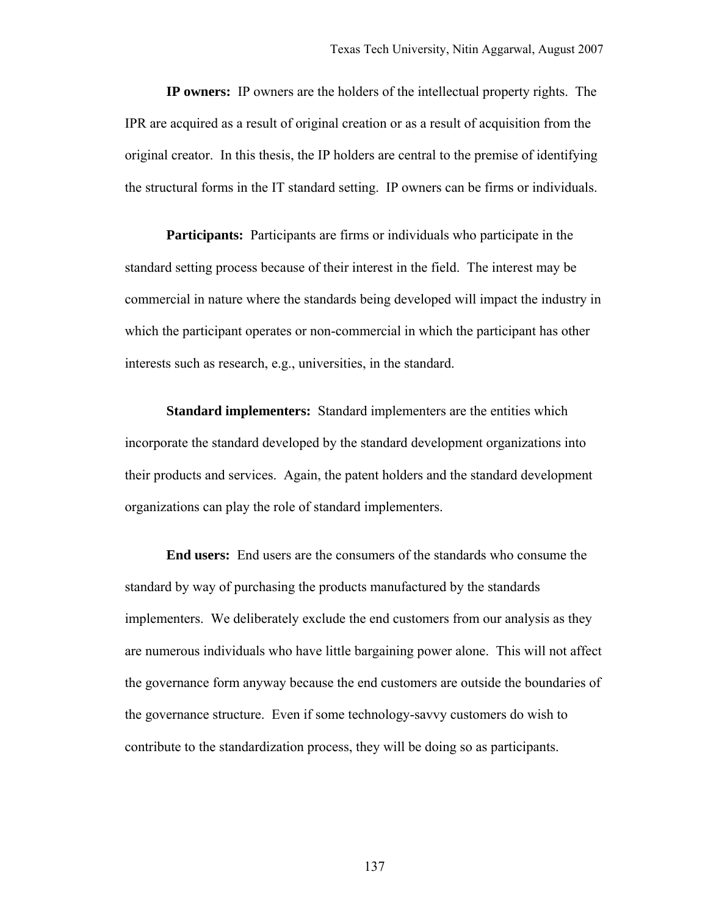**IP owners:** IP owners are the holders of the intellectual property rights. The IPR are acquired as a result of original creation or as a result of acquisition from the original creator. In this thesis, the IP holders are central to the premise of identifying the structural forms in the IT standard setting. IP owners can be firms or individuals.

**Participants:** Participants are firms or individuals who participate in the standard setting process because of their interest in the field. The interest may be commercial in nature where the standards being developed will impact the industry in which the participant operates or non-commercial in which the participant has other interests such as research, e.g., universities, in the standard.

**Standard implementers:** Standard implementers are the entities which incorporate the standard developed by the standard development organizations into their products and services. Again, the patent holders and the standard development organizations can play the role of standard implementers.

**End users:** End users are the consumers of the standards who consume the standard by way of purchasing the products manufactured by the standards implementers. We deliberately exclude the end customers from our analysis as they are numerous individuals who have little bargaining power alone. This will not affect the governance form anyway because the end customers are outside the boundaries of the governance structure. Even if some technology-savvy customers do wish to contribute to the standardization process, they will be doing so as participants.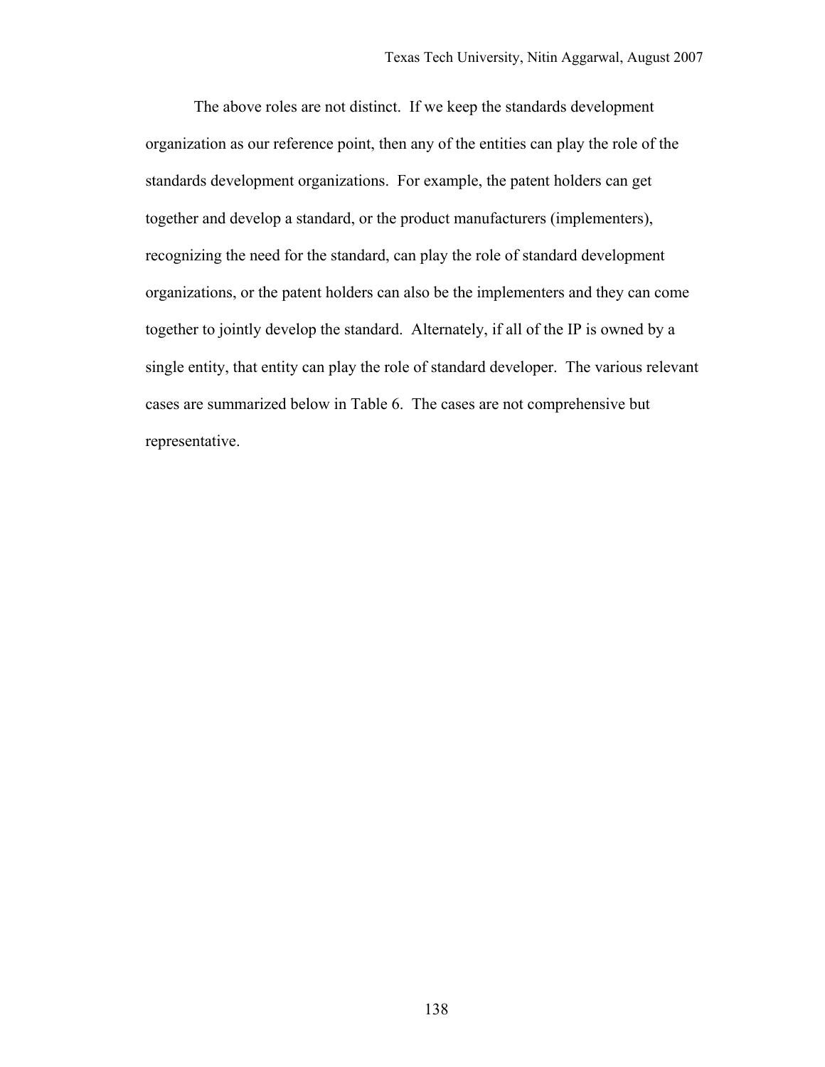The above roles are not distinct. If we keep the standards development organization as our reference point, then any of the entities can play the role of the standards development organizations. For example, the patent holders can get together and develop a standard, or the product manufacturers (implementers), recognizing the need for the standard, can play the role of standard development organizations, or the patent holders can also be the implementers and they can come together to jointly develop the standard. Alternately, if all of the IP is owned by a single entity, that entity can play the role of standard developer. The various relevant cases are summarized below in Table 6. The cases are not comprehensive but representative.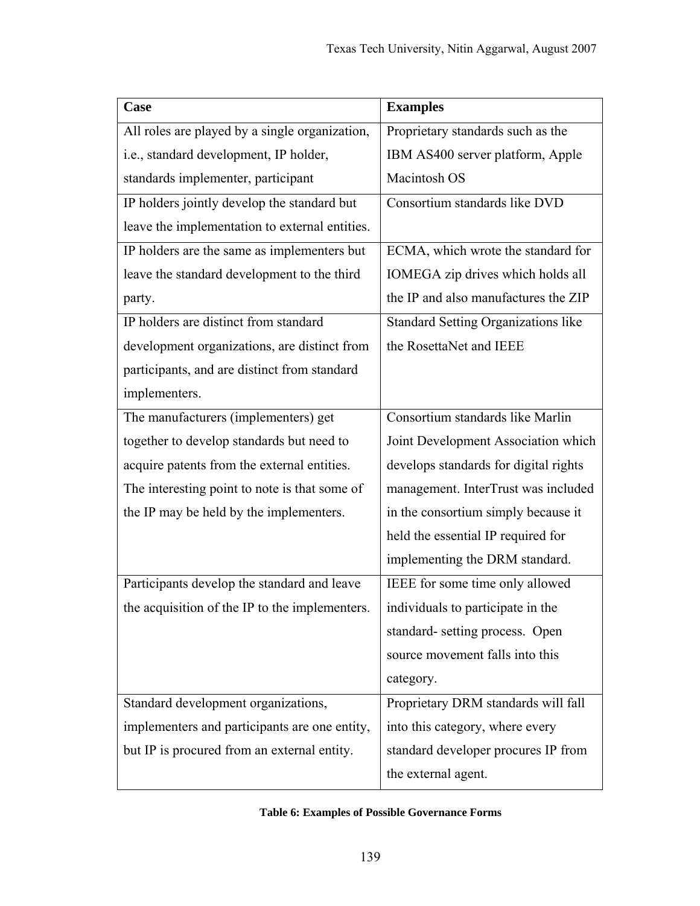| Case | Examples |
|---|---|
| All roles are played by a single organization, i.e., standard development, IP holder, standards implementer, participant | Proprietary standards such as the IBM AS400 server platform, Apple Macintosh OS |
| IP holders jointly develop the standard but leave the implementation to external entities. | Consortium standards like DVD |
| IP holders are the same as implementers but leave the standard development to the third party. | ECMA, which wrote the standard for IOMEGA zip drives which holds all the IP and also manufactures the ZIP |
| IP holders are distinct from standard development organizations, are distinct from participants, and are distinct from standard implementers. | Standard Setting Organizations like the RosettaNet and IEEE |
| The manufacturers (implementers) get together to develop standards but need to acquire patents from the external entities. The interesting point to note is that some of the IP may be held by the implementers. | Consortium standards like Marlin Joint Development Association which develops standards for digital rights management. InterTrust was included in the consortium simply because it held the essential IP required for implementing the DRM standard. |
| Participants develop the standard and leave the acquisition of the IP to the implementers. | IEEE for some time only allowed individuals to participate in the standard- setting process. Open source movement falls into this category. |
| Standard development organizations, implementers and participants are one entity, but IP is procured from an external entity. | Proprietary DRM standards will fall into this category, where every standard developer procures IP from the external agent. |

**Table 6: Examples of Possible Governance Forms**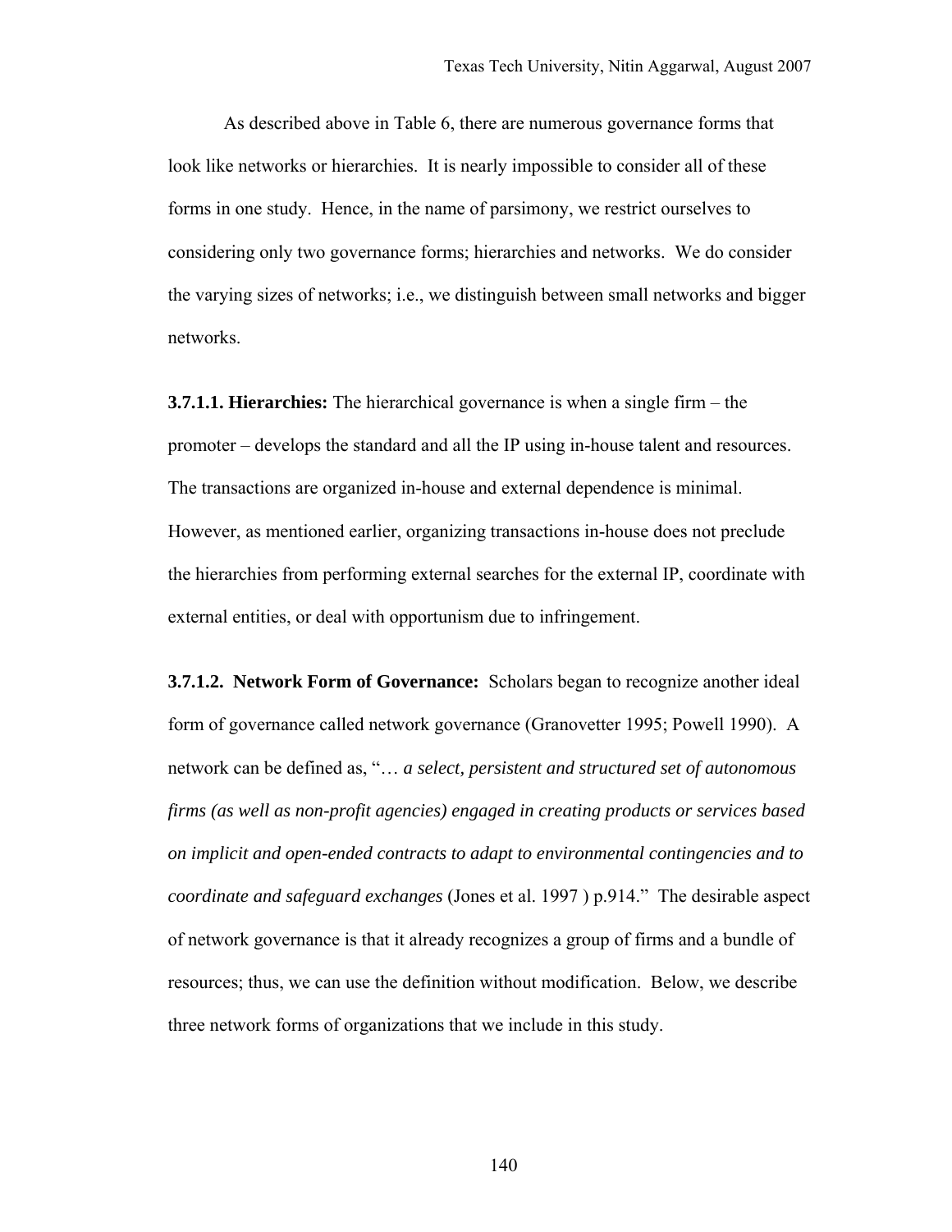As described above in Table 6, there are numerous governance forms that look like networks or hierarchies. It is nearly impossible to consider all of these forms in one study. Hence, in the name of parsimony, we restrict ourselves to considering only two governance forms; hierarchies and networks. We do consider the varying sizes of networks; i.e., we distinguish between small networks and bigger networks.

**3.7.1.1. Hierarchies:** The hierarchical governance is when a single firm – the promoter – develops the standard and all the IP using in-house talent and resources. The transactions are organized in-house and external dependence is minimal. However, as mentioned earlier, organizing transactions in-house does not preclude the hierarchies from performing external searches for the external IP, coordinate with external entities, or deal with opportunism due to infringement.

**3.7.1.2. Network Form of Governance:** Scholars began to recognize another ideal form of governance called network governance (Granovetter 1995; Powell 1990). A network can be defined as, "… *a select, persistent and structured set of autonomous firms (as well as non-profit agencies) engaged in creating products or services based on implicit and open-ended contracts to adapt to environmental contingencies and to coordinate and safeguard exchanges* (Jones et al. 1997 ) p.914." The desirable aspect of network governance is that it already recognizes a group of firms and a bundle of resources; thus, we can use the definition without modification. Below, we describe three network forms of organizations that we include in this study.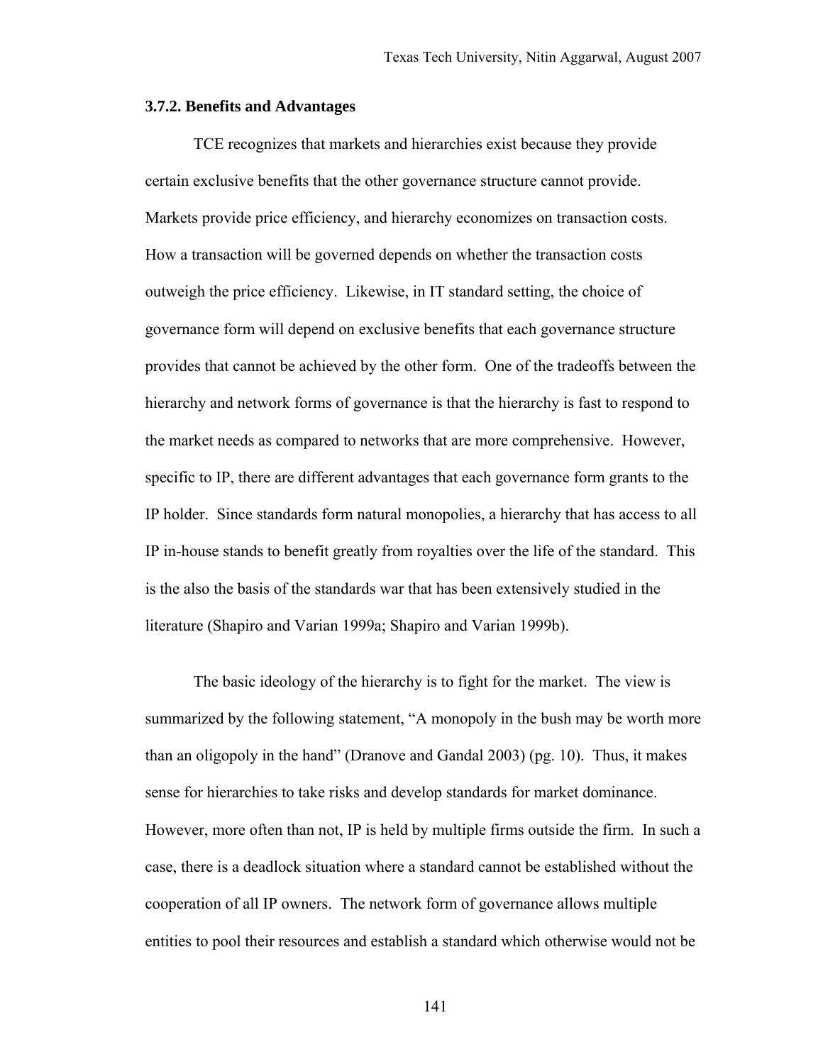### 3.7.2. Benefits and Advantages

TCE recognizes that markets and hierarchies exist because they provide certain exclusive benefits that the other governance structure cannot provide. Markets provide price efficiency, and hierarchy economizes on transaction costs. How a transaction will be governed depends on whether the transaction costs outweigh the price efficiency. Likewise, in IT standard setting, the choice of governance form will depend on exclusive benefits that each governance structure provides that cannot be achieved by the other form. One of the tradeoffs between the hierarchy and network forms of governance is that the hierarchy is fast to respond to the market needs as compared to networks that are more comprehensive. However, specific to IP, there are different advantages that each governance form grants to the IP holder. Since standards form natural monopolies, a hierarchy that has access to all IP in-house stands to benefit greatly from royalties over the life of the standard. This is the also the basis of the standards war that has been extensively studied in the literature (Shapiro and Varian 1999a; Shapiro and Varian 1999b).

The basic ideology of the hierarchy is to fight for the market. The view is summarized by the following statement, "A monopoly in the bush may be worth more than an oligopoly in the hand" (Dranove and Gandal 2003) (pg. 10). Thus, it makes sense for hierarchies to take risks and develop standards for market dominance. However, more often than not, IP is held by multiple firms outside the firm. In such a case, there is a deadlock situation where a standard cannot be established without the cooperation of all IP owners. The network form of governance allows multiple entities to pool their resources and establish a standard which otherwise would not be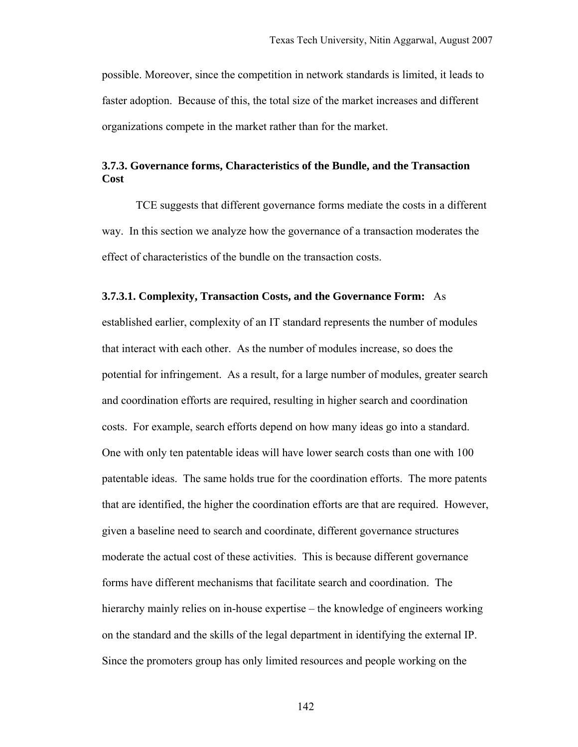possible. Moreover, since the competition in network standards is limited, it leads to faster adoption. Because of this, the total size of the market increases and different organizations compete in the market rather than for the market.

### 3.7.3. Governance forms, Characteristics of the Bundle, and the Transaction Cost

TCE suggests that different governance forms mediate the costs in a different way. In this section we analyze how the governance of a transaction moderates the effect of characteristics of the bundle on the transaction costs.

**3.7.3.1. Complexity, Transaction Costs, and the Governance Form:** As established earlier, complexity of an IT standard represents the number of modules that interact with each other. As the number of modules increase, so does the potential for infringement. As a result, for a large number of modules, greater search and coordination efforts are required, resulting in higher search and coordination costs. For example, search efforts depend on how many ideas go into a standard. One with only ten patentable ideas will have lower search costs than one with 100 patentable ideas. The same holds true for the coordination efforts. The more patents that are identified, the higher the coordination efforts are that are required. However, given a baseline need to search and coordinate, different governance structures moderate the actual cost of these activities. This is because different governance forms have different mechanisms that facilitate search and coordination. The hierarchy mainly relies on in-house expertise – the knowledge of engineers working on the standard and the skills of the legal department in identifying the external IP. Since the promoters group has only limited resources and people working on the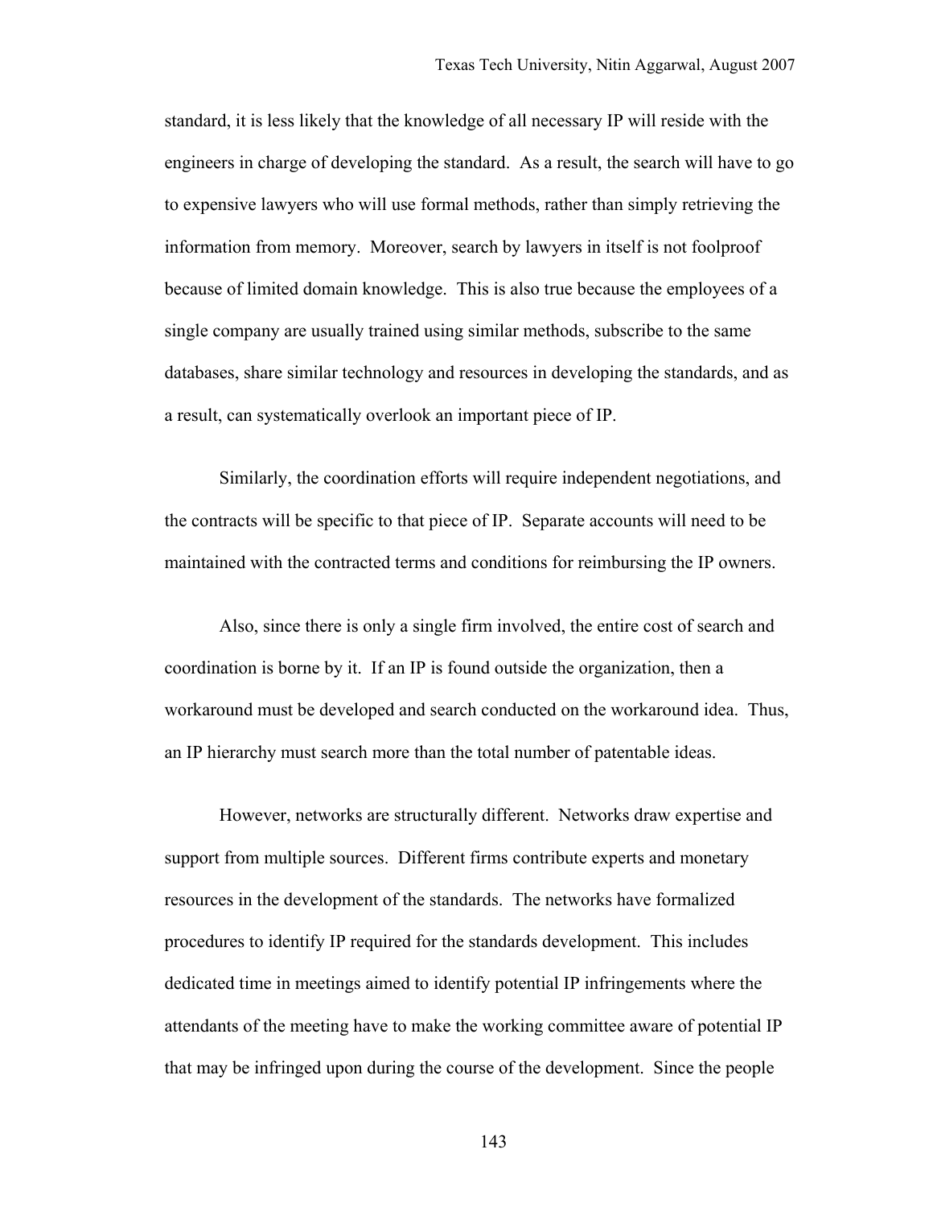standard, it is less likely that the knowledge of all necessary IP will reside with the engineers in charge of developing the standard. As a result, the search will have to go to expensive lawyers who will use formal methods, rather than simply retrieving the information from memory. Moreover, search by lawyers in itself is not foolproof because of limited domain knowledge. This is also true because the employees of a single company are usually trained using similar methods, subscribe to the same databases, share similar technology and resources in developing the standards, and as a result, can systematically overlook an important piece of IP.

Similarly, the coordination efforts will require independent negotiations, and the contracts will be specific to that piece of IP. Separate accounts will need to be maintained with the contracted terms and conditions for reimbursing the IP owners.

Also, since there is only a single firm involved, the entire cost of search and coordination is borne by it. If an IP is found outside the organization, then a workaround must be developed and search conducted on the workaround idea. Thus, an IP hierarchy must search more than the total number of patentable ideas.

However, networks are structurally different. Networks draw expertise and support from multiple sources. Different firms contribute experts and monetary resources in the development of the standards. The networks have formalized procedures to identify IP required for the standards development. This includes dedicated time in meetings aimed to identify potential IP infringements where the attendants of the meeting have to make the working committee aware of potential IP that may be infringed upon during the course of the development. Since the people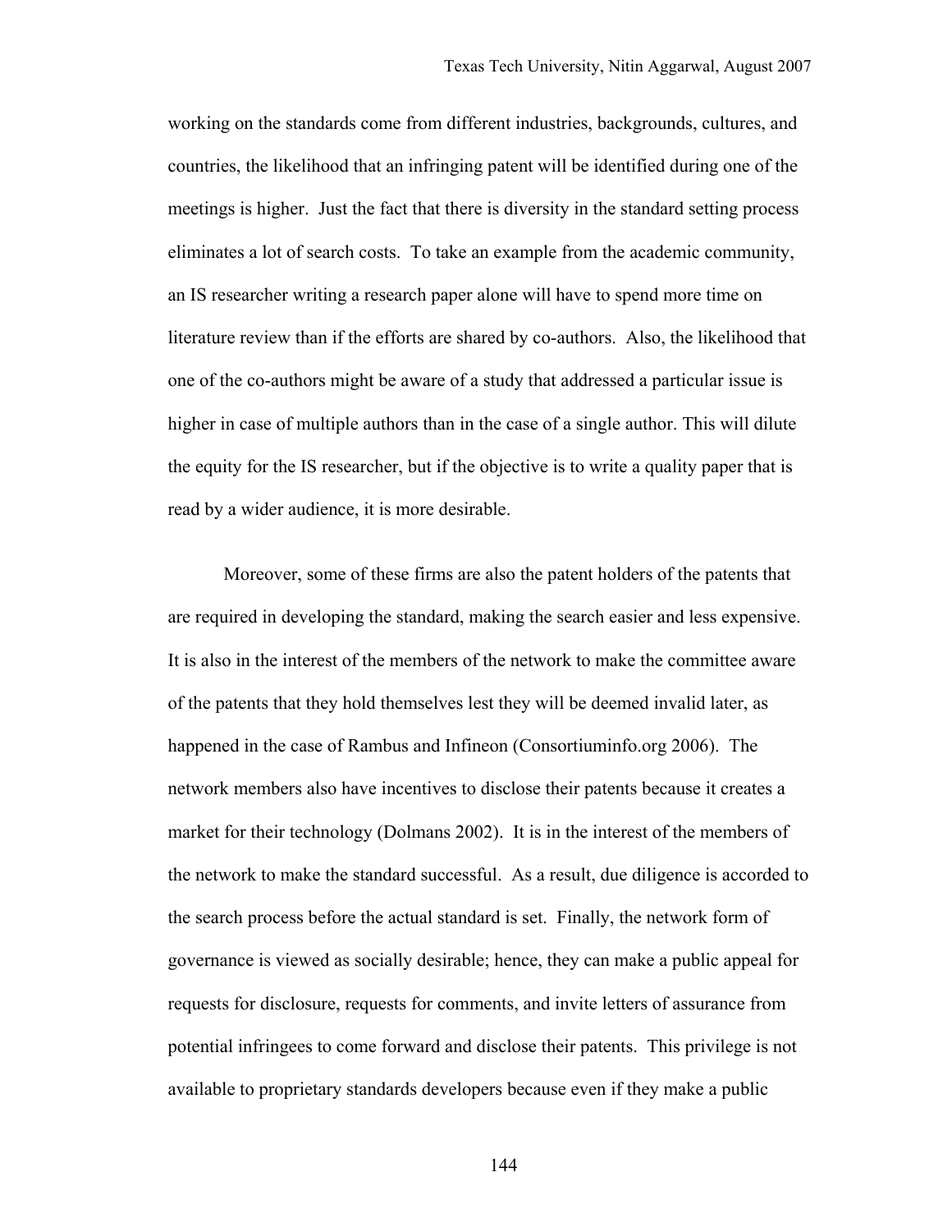working on the standards come from different industries, backgrounds, cultures, and countries, the likelihood that an infringing patent will be identified during one of the meetings is higher. Just the fact that there is diversity in the standard setting process eliminates a lot of search costs. To take an example from the academic community, an IS researcher writing a research paper alone will have to spend more time on literature review than if the efforts are shared by co-authors. Also, the likelihood that one of the co-authors might be aware of a study that addressed a particular issue is higher in case of multiple authors than in the case of a single author. This will dilute the equity for the IS researcher, but if the objective is to write a quality paper that is read by a wider audience, it is more desirable.

Moreover, some of these firms are also the patent holders of the patents that are required in developing the standard, making the search easier and less expensive. It is also in the interest of the members of the network to make the committee aware of the patents that they hold themselves lest they will be deemed invalid later, as happened in the case of Rambus and Infineon (Consortiuminfo.org 2006). The network members also have incentives to disclose their patents because it creates a market for their technology (Dolmans 2002). It is in the interest of the members of the network to make the standard successful. As a result, due diligence is accorded to the search process before the actual standard is set. Finally, the network form of governance is viewed as socially desirable; hence, they can make a public appeal for requests for disclosure, requests for comments, and invite letters of assurance from potential infringees to come forward and disclose their patents. This privilege is not available to proprietary standards developers because even if they make a public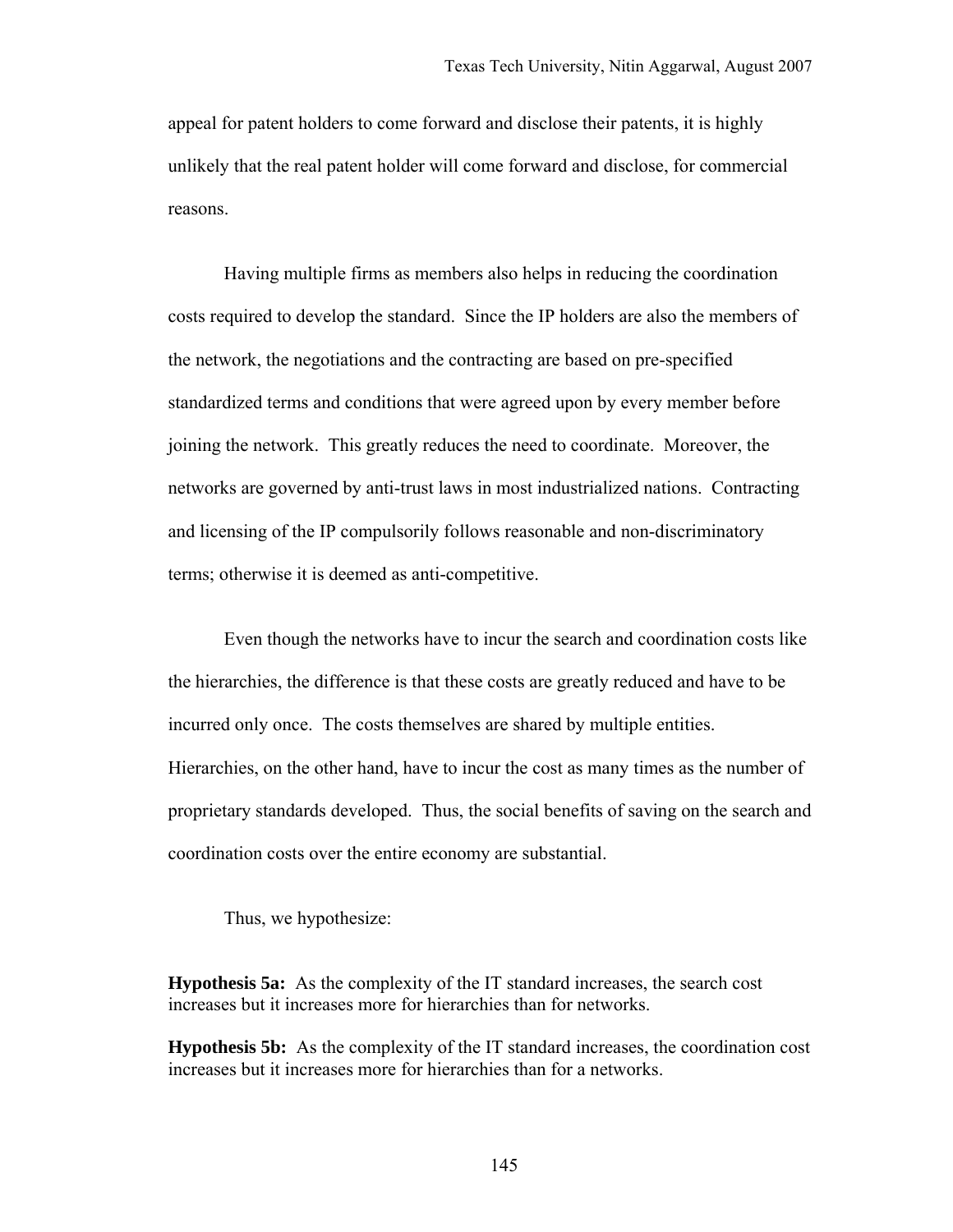appeal for patent holders to come forward and disclose their patents, it is highly unlikely that the real patent holder will come forward and disclose, for commercial reasons.

Having multiple firms as members also helps in reducing the coordination costs required to develop the standard. Since the IP holders are also the members of the network, the negotiations and the contracting are based on pre-specified standardized terms and conditions that were agreed upon by every member before joining the network. This greatly reduces the need to coordinate. Moreover, the networks are governed by anti-trust laws in most industrialized nations. Contracting and licensing of the IP compulsorily follows reasonable and non-discriminatory terms; otherwise it is deemed as anti-competitive.

Even though the networks have to incur the search and coordination costs like the hierarchies, the difference is that these costs are greatly reduced and have to be incurred only once. The costs themselves are shared by multiple entities. Hierarchies, on the other hand, have to incur the cost as many times as the number of proprietary standards developed. Thus, the social benefits of saving on the search and coordination costs over the entire economy are substantial.

Thus, we hypothesize:

**Hypothesis 5a:** As the complexity of the IT standard increases, the search cost increases but it increases more for hierarchies than for networks.

**Hypothesis 5b:** As the complexity of the IT standard increases, the coordination cost increases but it increases more for hierarchies than for a networks.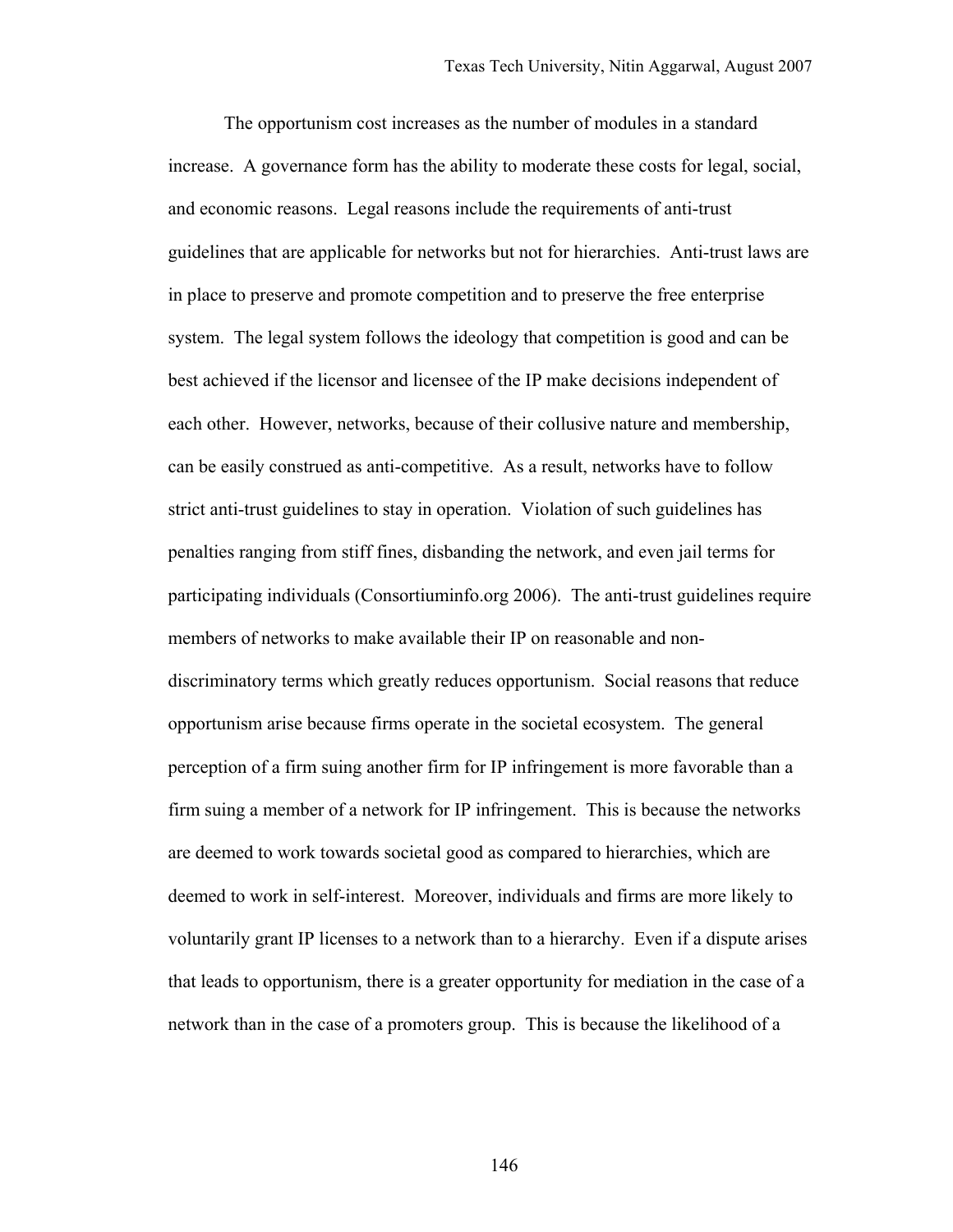The opportunism cost increases as the number of modules in a standard increase. A governance form has the ability to moderate these costs for legal, social, and economic reasons. Legal reasons include the requirements of anti-trust guidelines that are applicable for networks but not for hierarchies. Anti-trust laws are in place to preserve and promote competition and to preserve the free enterprise system. The legal system follows the ideology that competition is good and can be best achieved if the licensor and licensee of the IP make decisions independent of each other. However, networks, because of their collusive nature and membership, can be easily construed as anti-competitive. As a result, networks have to follow strict anti-trust guidelines to stay in operation. Violation of such guidelines has penalties ranging from stiff fines, disbanding the network, and even jail terms for participating individuals (Consortiuminfo.org 2006). The anti-trust guidelines require members of networks to make available their IP on reasonable and non-discriminatory terms which greatly reduces opportunism. Social reasons that reduce opportunism arise because firms operate in the societal ecosystem. The general perception of a firm suing another firm for IP infringement is more favorable than a firm suing a member of a network for IP infringement. This is because the networks are deemed to work towards societal good as compared to hierarchies, which are deemed to work in self-interest. Moreover, individuals and firms are more likely to voluntarily grant IP licenses to a network than to a hierarchy. Even if a dispute arises that leads to opportunism, there is a greater opportunity for mediation in the case of a network than in the case of a promoters group. This is because the likelihood of a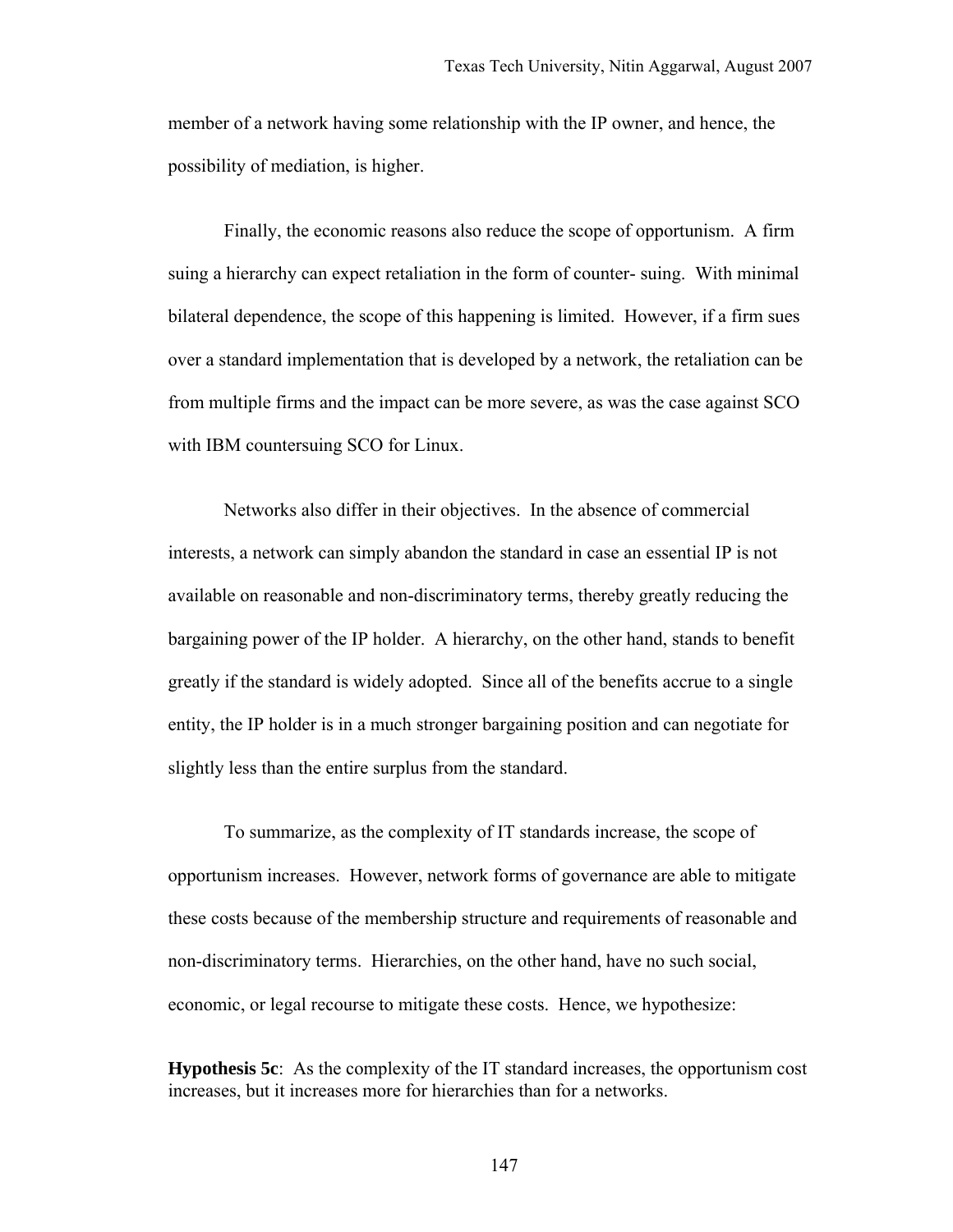member of a network having some relationship with the IP owner, and hence, the possibility of mediation, is higher.

Finally, the economic reasons also reduce the scope of opportunism. A firm suing a hierarchy can expect retaliation in the form of counter- suing. With minimal bilateral dependence, the scope of this happening is limited. However, if a firm sues over a standard implementation that is developed by a network, the retaliation can be from multiple firms and the impact can be more severe, as was the case against SCO with IBM countersuing SCO for Linux.

Networks also differ in their objectives. In the absence of commercial interests, a network can simply abandon the standard in case an essential IP is not available on reasonable and non-discriminatory terms, thereby greatly reducing the bargaining power of the IP holder. A hierarchy, on the other hand, stands to benefit greatly if the standard is widely adopted. Since all of the benefits accrue to a single entity, the IP holder is in a much stronger bargaining position and can negotiate for slightly less than the entire surplus from the standard.

To summarize, as the complexity of IT standards increase, the scope of opportunism increases. However, network forms of governance are able to mitigate these costs because of the membership structure and requirements of reasonable and non-discriminatory terms. Hierarchies, on the other hand, have no such social, economic, or legal recourse to mitigate these costs. Hence, we hypothesize:

**Hypothesis 5c**: As the complexity of the IT standard increases, the opportunism cost increases, but it increases more for hierarchies than for a networks.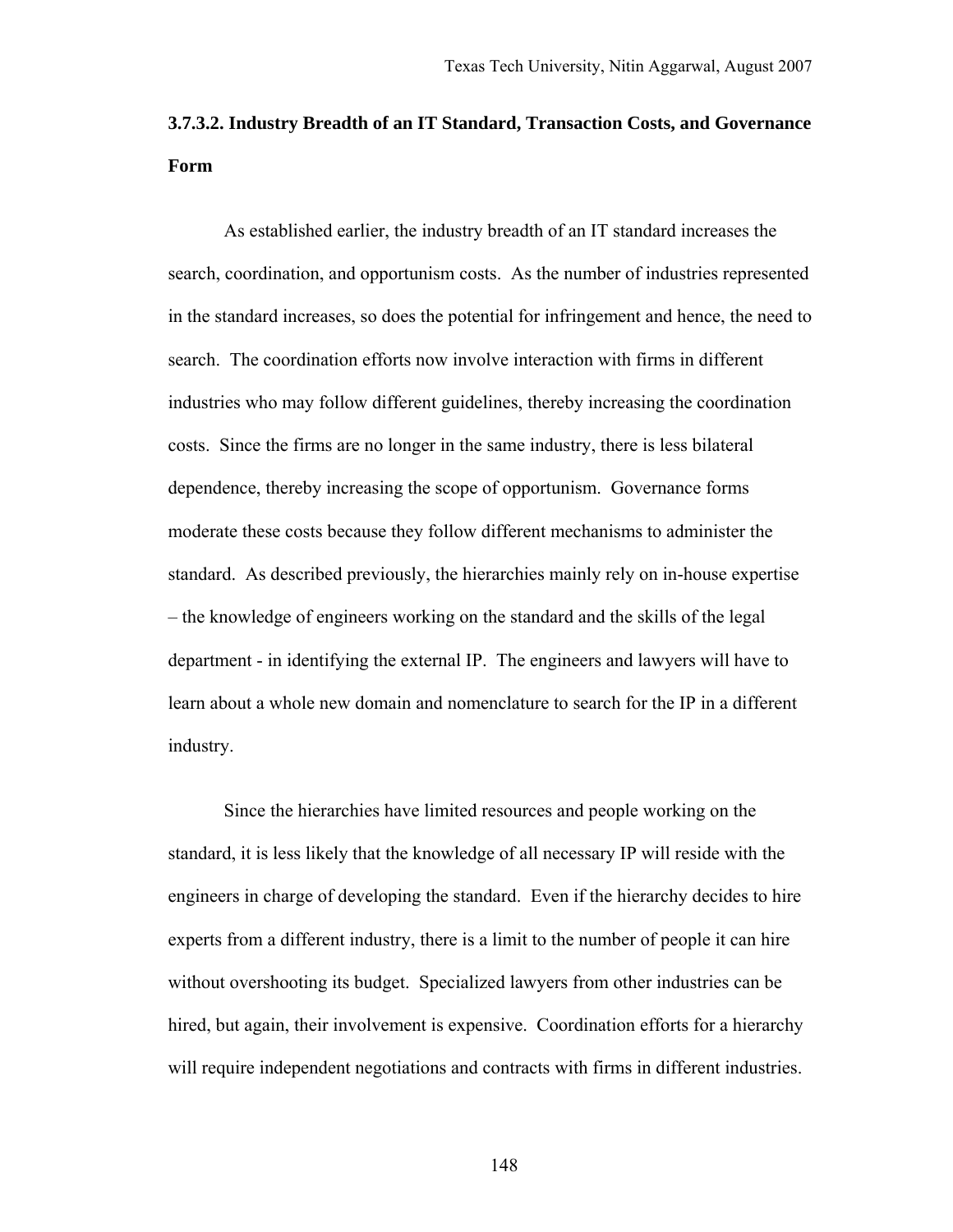### 3.7.3.2. Industry Breadth of an IT Standard, Transaction Costs, and Governance Form

As established earlier, the industry breadth of an IT standard increases the search, coordination, and opportunism costs. As the number of industries represented in the standard increases, so does the potential for infringement and hence, the need to search. The coordination efforts now involve interaction with firms in different industries who may follow different guidelines, thereby increasing the coordination costs. Since the firms are no longer in the same industry, there is less bilateral dependence, thereby increasing the scope of opportunism. Governance forms moderate these costs because they follow different mechanisms to administer the standard. As described previously, the hierarchies mainly rely on in-house expertise – the knowledge of engineers working on the standard and the skills of the legal department - in identifying the external IP. The engineers and lawyers will have to learn about a whole new domain and nomenclature to search for the IP in a different industry.

Since the hierarchies have limited resources and people working on the standard, it is less likely that the knowledge of all necessary IP will reside with the engineers in charge of developing the standard. Even if the hierarchy decides to hire experts from a different industry, there is a limit to the number of people it can hire without overshooting its budget. Specialized lawyers from other industries can be hired, but again, their involvement is expensive. Coordination efforts for a hierarchy will require independent negotiations and contracts with firms in different industries.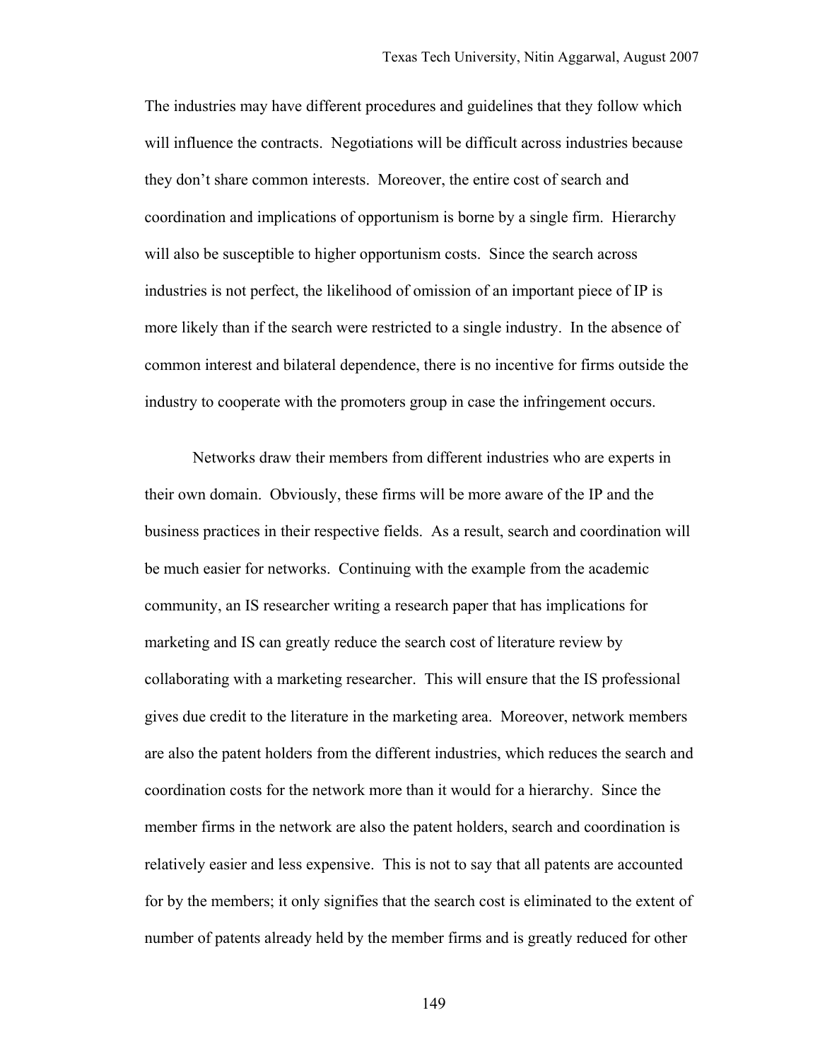The industries may have different procedures and guidelines that they follow which will influence the contracts. Negotiations will be difficult across industries because they don't share common interests. Moreover, the entire cost of search and coordination and implications of opportunism is borne by a single firm. Hierarchy will also be susceptible to higher opportunism costs. Since the search across industries is not perfect, the likelihood of omission of an important piece of IP is more likely than if the search were restricted to a single industry. In the absence of common interest and bilateral dependence, there is no incentive for firms outside the industry to cooperate with the promoters group in case the infringement occurs.

Networks draw their members from different industries who are experts in their own domain. Obviously, these firms will be more aware of the IP and the business practices in their respective fields. As a result, search and coordination will be much easier for networks. Continuing with the example from the academic community, an IS researcher writing a research paper that has implications for marketing and IS can greatly reduce the search cost of literature review by collaborating with a marketing researcher. This will ensure that the IS professional gives due credit to the literature in the marketing area. Moreover, network members are also the patent holders from the different industries, which reduces the search and coordination costs for the network more than it would for a hierarchy. Since the member firms in the network are also the patent holders, search and coordination is relatively easier and less expensive. This is not to say that all patents are accounted for by the members; it only signifies that the search cost is eliminated to the extent of number of patents already held by the member firms and is greatly reduced for other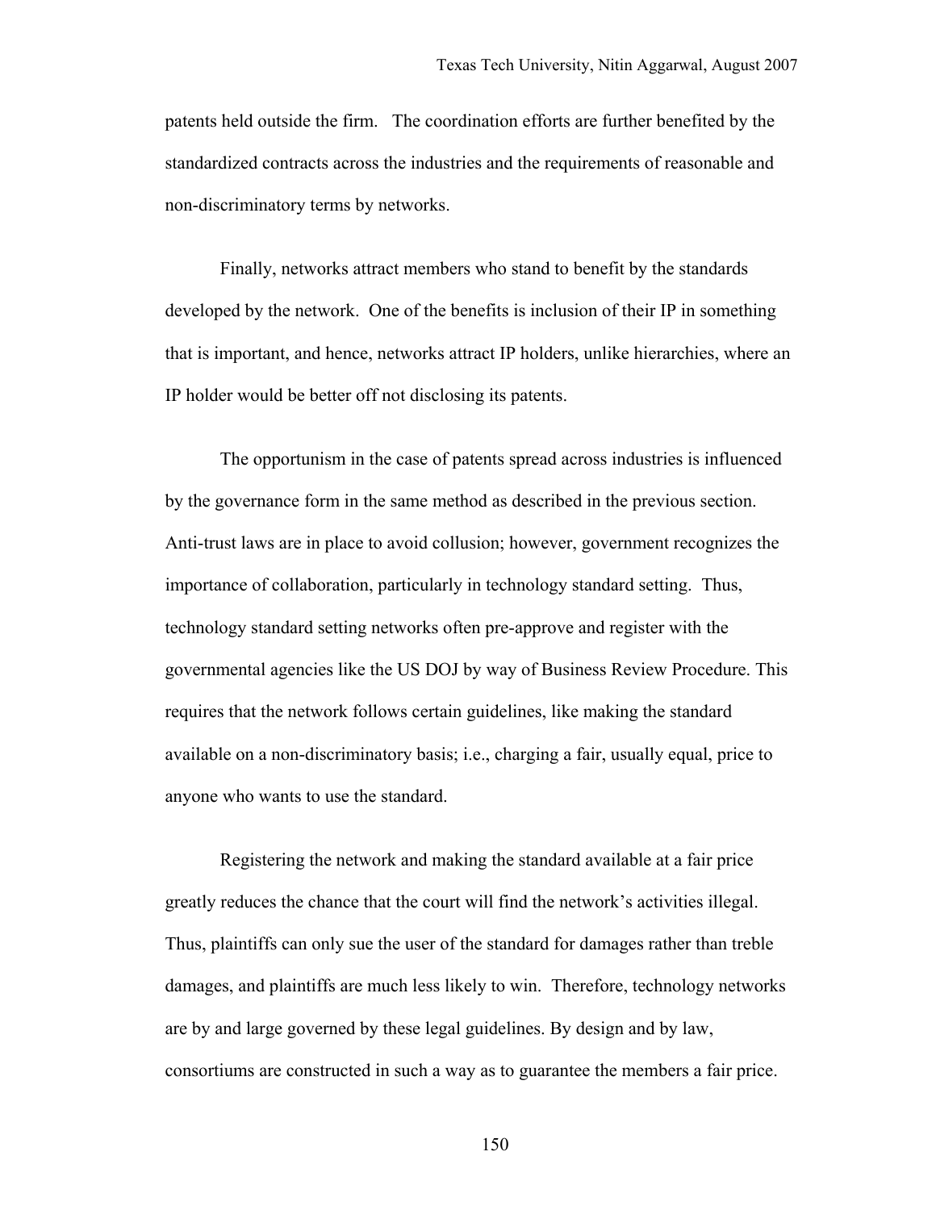patents held outside the firm. The coordination efforts are further benefited by the standardized contracts across the industries and the requirements of reasonable and non-discriminatory terms by networks.

Finally, networks attract members who stand to benefit by the standards developed by the network. One of the benefits is inclusion of their IP in something that is important, and hence, networks attract IP holders, unlike hierarchies, where an IP holder would be better off not disclosing its patents.

The opportunism in the case of patents spread across industries is influenced by the governance form in the same method as described in the previous section. Anti-trust laws are in place to avoid collusion; however, government recognizes the importance of collaboration, particularly in technology standard setting. Thus, technology standard setting networks often pre-approve and register with the governmental agencies like the US DOJ by way of Business Review Procedure. This requires that the network follows certain guidelines, like making the standard available on a non-discriminatory basis; i.e., charging a fair, usually equal, price to anyone who wants to use the standard.

Registering the network and making the standard available at a fair price greatly reduces the chance that the court will find the network's activities illegal. Thus, plaintiffs can only sue the user of the standard for damages rather than treble damages, and plaintiffs are much less likely to win. Therefore, technology networks are by and large governed by these legal guidelines. By design and by law, consortiums are constructed in such a way as to guarantee the members a fair price.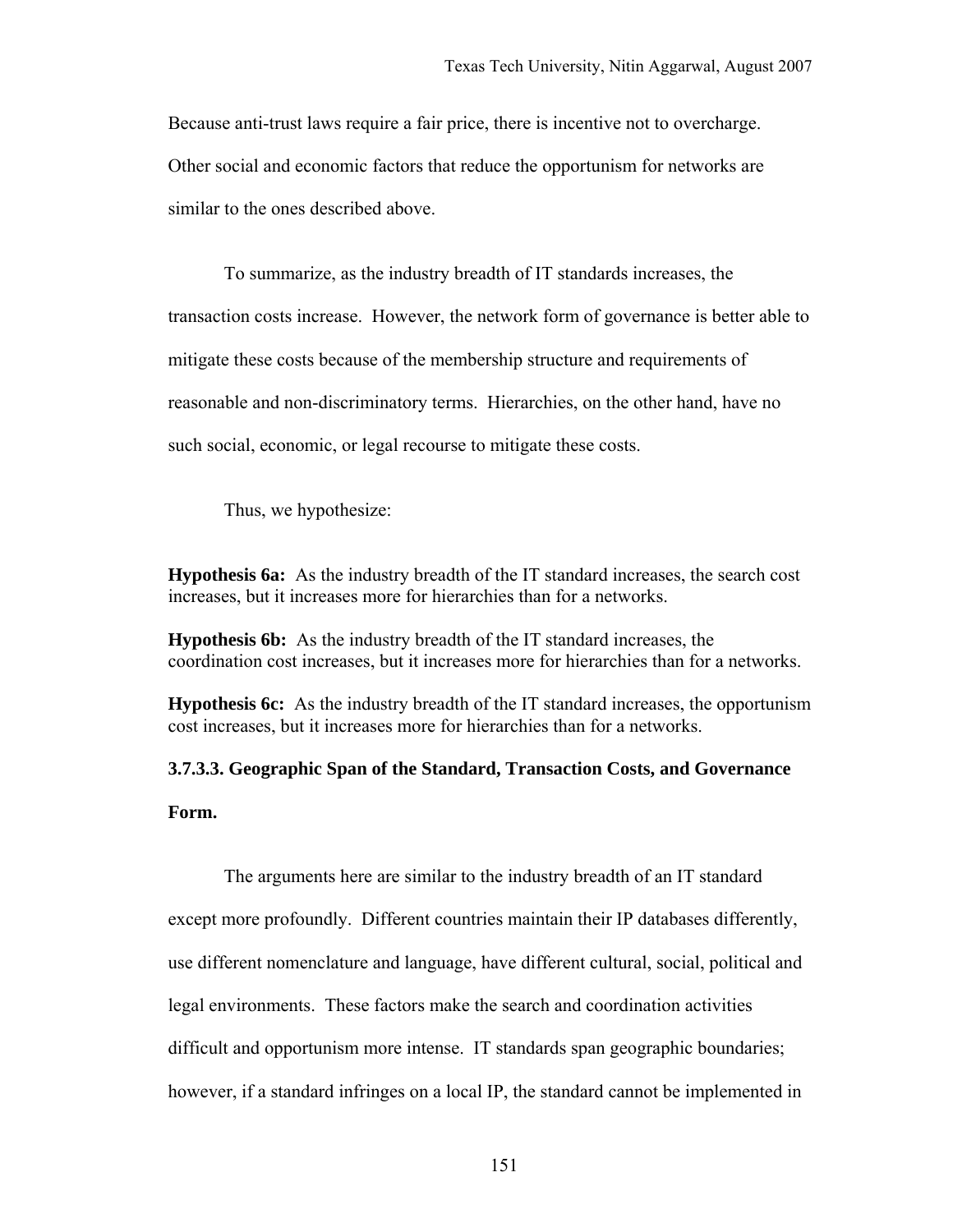Because anti-trust laws require a fair price, there is incentive not to overcharge. Other social and economic factors that reduce the opportunism for networks are similar to the ones described above.

To summarize, as the industry breadth of IT standards increases, the transaction costs increase. However, the network form of governance is better able to mitigate these costs because of the membership structure and requirements of reasonable and non-discriminatory terms. Hierarchies, on the other hand, have no such social, economic, or legal recourse to mitigate these costs.

Thus, we hypothesize:

**Hypothesis 6a:** As the industry breadth of the IT standard increases, the search cost increases, but it increases more for hierarchies than for a networks.

**Hypothesis 6b:** As the industry breadth of the IT standard increases, the coordination cost increases, but it increases more for hierarchies than for a networks.

**Hypothesis 6c:** As the industry breadth of the IT standard increases, the opportunism cost increases, but it increases more for hierarchies than for a networks.

#### 3.7.3.3. Geographic Span of the Standard, Transaction Costs, and Governance Form.

The arguments here are similar to the industry breadth of an IT standard except more profoundly. Different countries maintain their IP databases differently, use different nomenclature and language, have different cultural, social, political and legal environments. These factors make the search and coordination activities difficult and opportunism more intense. IT standards span geographic boundaries; however, if a standard infringes on a local IP, the standard cannot be implemented in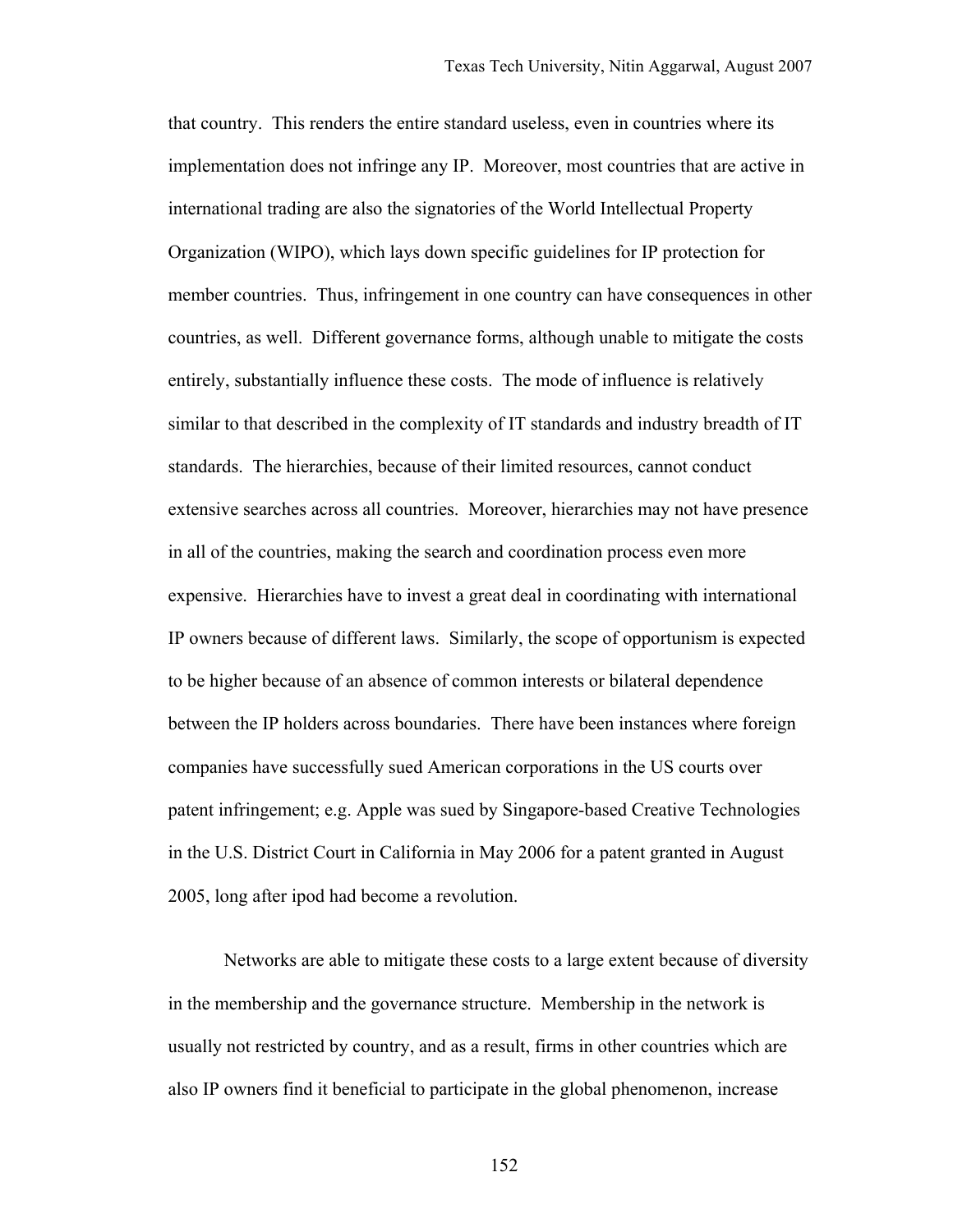that country. This renders the entire standard useless, even in countries where its implementation does not infringe any IP. Moreover, most countries that are active in international trading are also the signatories of the World Intellectual Property Organization (WIPO), which lays down specific guidelines for IP protection for member countries. Thus, infringement in one country can have consequences in other countries, as well. Different governance forms, although unable to mitigate the costs entirely, substantially influence these costs. The mode of influence is relatively similar to that described in the complexity of IT standards and industry breadth of IT standards. The hierarchies, because of their limited resources, cannot conduct extensive searches across all countries. Moreover, hierarchies may not have presence in all of the countries, making the search and coordination process even more expensive. Hierarchies have to invest a great deal in coordinating with international IP owners because of different laws. Similarly, the scope of opportunism is expected to be higher because of an absence of common interests or bilateral dependence between the IP holders across boundaries. There have been instances where foreign companies have successfully sued American corporations in the US courts over patent infringement; e.g. Apple was sued by Singapore-based Creative Technologies in the U.S. District Court in California in May 2006 for a patent granted in August 2005, long after ipod had become a revolution.

Networks are able to mitigate these costs to a large extent because of diversity in the membership and the governance structure. Membership in the network is usually not restricted by country, and as a result, firms in other countries which are also IP owners find it beneficial to participate in the global phenomenon, increase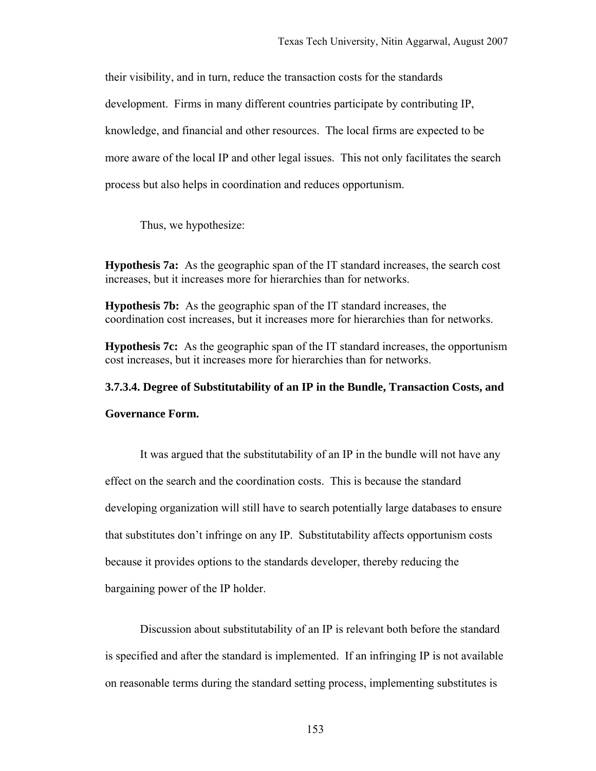their visibility, and in turn, reduce the transaction costs for the standards development. Firms in many different countries participate by contributing IP, knowledge, and financial and other resources. The local firms are expected to be more aware of the local IP and other legal issues. This not only facilitates the search process but also helps in coordination and reduces opportunism.

Thus, we hypothesize:

**Hypothesis 7a:** As the geographic span of the IT standard increases, the search cost increases, but it increases more for hierarchies than for networks.

**Hypothesis 7b:** As the geographic span of the IT standard increases, the coordination cost increases, but it increases more for hierarchies than for networks.

**Hypothesis 7c:** As the geographic span of the IT standard increases, the opportunism cost increases, but it increases more for hierarchies than for networks.

#### 3.7.3.4. Degree of Substitutability of an IP in the Bundle, Transaction Costs, and Governance Form.

It was argued that the substitutability of an IP in the bundle will not have any effect on the search and the coordination costs. This is because the standard developing organization will still have to search potentially large databases to ensure that substitutes don't infringe on any IP. Substitutability affects opportunism costs because it provides options to the standards developer, thereby reducing the bargaining power of the IP holder.

Discussion about substitutability of an IP is relevant both before the standard is specified and after the standard is implemented. If an infringing IP is not available on reasonable terms during the standard setting process, implementing substitutes is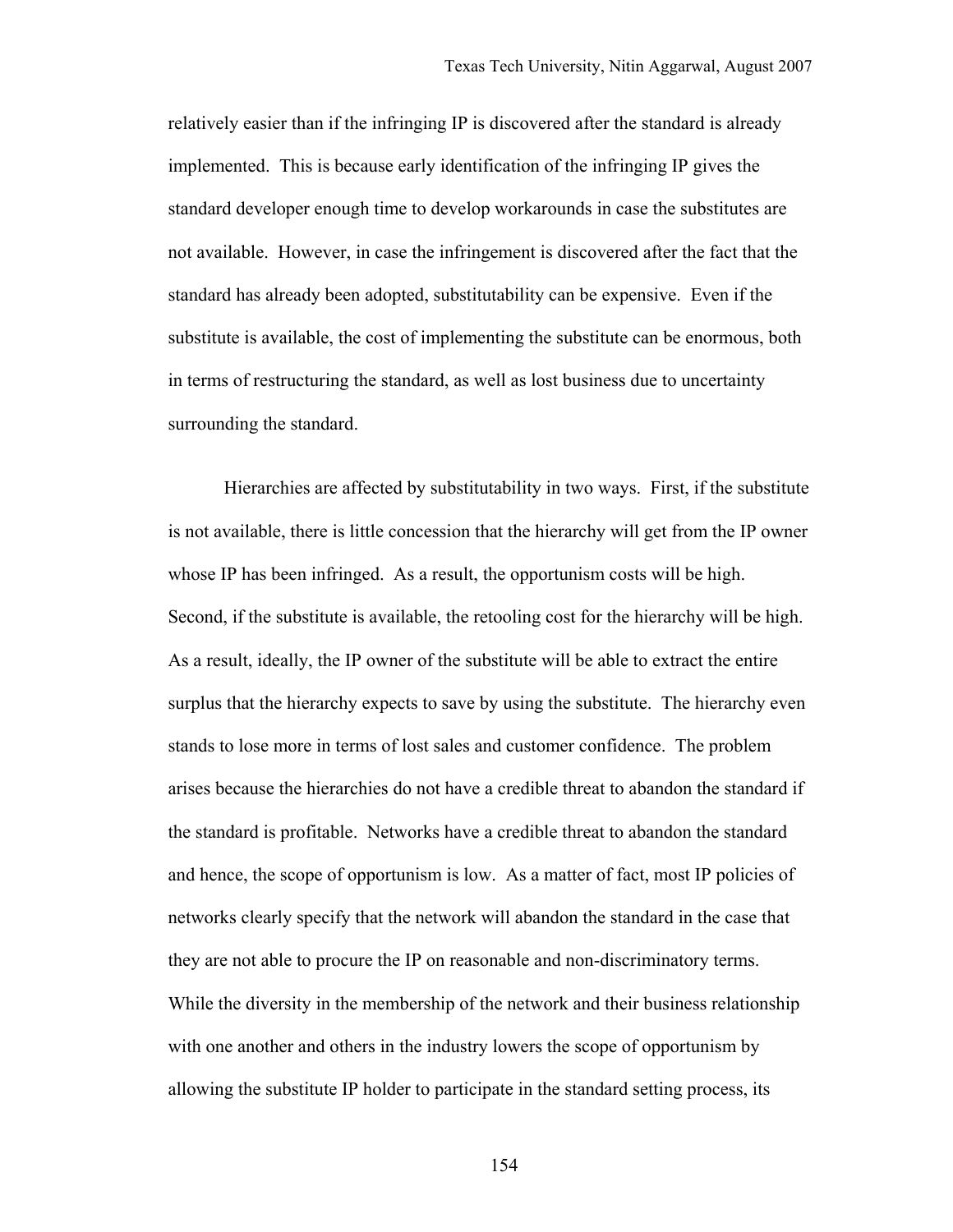relatively easier than if the infringing IP is discovered after the standard is already implemented. This is because early identification of the infringing IP gives the standard developer enough time to develop workarounds in case the substitutes are not available. However, in case the infringement is discovered after the fact that the standard has already been adopted, substitutability can be expensive. Even if the substitute is available, the cost of implementing the substitute can be enormous, both in terms of restructuring the standard, as well as lost business due to uncertainty surrounding the standard.

Hierarchies are affected by substitutability in two ways. First, if the substitute is not available, there is little concession that the hierarchy will get from the IP owner whose IP has been infringed. As a result, the opportunism costs will be high. Second, if the substitute is available, the retooling cost for the hierarchy will be high. As a result, ideally, the IP owner of the substitute will be able to extract the entire surplus that the hierarchy expects to save by using the substitute. The hierarchy even stands to lose more in terms of lost sales and customer confidence. The problem arises because the hierarchies do not have a credible threat to abandon the standard if the standard is profitable. Networks have a credible threat to abandon the standard and hence, the scope of opportunism is low. As a matter of fact, most IP policies of networks clearly specify that the network will abandon the standard in the case that they are not able to procure the IP on reasonable and non-discriminatory terms. While the diversity in the membership of the network and their business relationship with one another and others in the industry lowers the scope of opportunism by allowing the substitute IP holder to participate in the standard setting process, its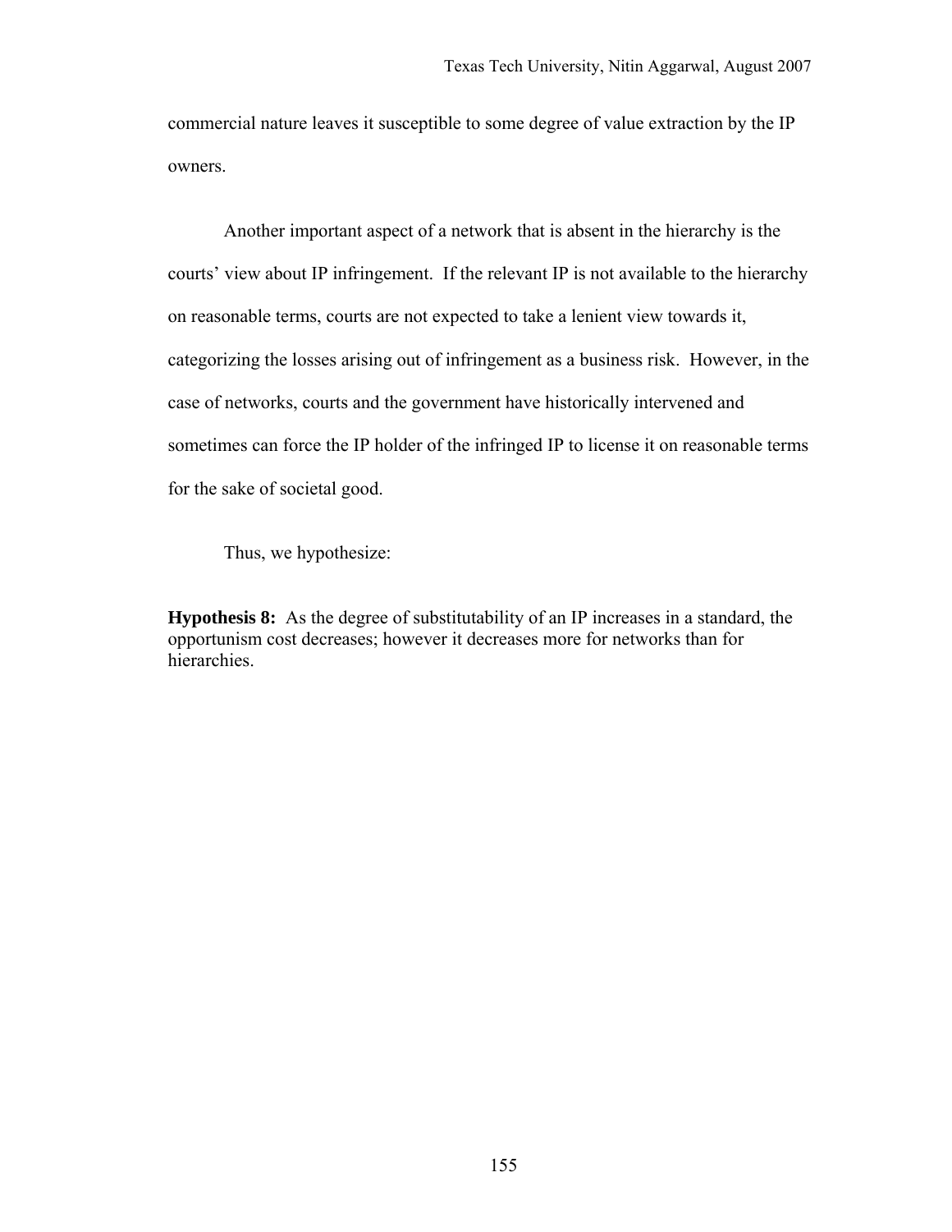commercial nature leaves it susceptible to some degree of value extraction by the IP owners.

Another important aspect of a network that is absent in the hierarchy is the courts' view about IP infringement. If the relevant IP is not available to the hierarchy on reasonable terms, courts are not expected to take a lenient view towards it, categorizing the losses arising out of infringement as a business risk. However, in the case of networks, courts and the government have historically intervened and sometimes can force the IP holder of the infringed IP to license it on reasonable terms for the sake of societal good.

Thus, we hypothesize:

**Hypothesis 8:** As the degree of substitutability of an IP increases in a standard, the opportunism cost decreases; however it decreases more for networks than for hierarchies.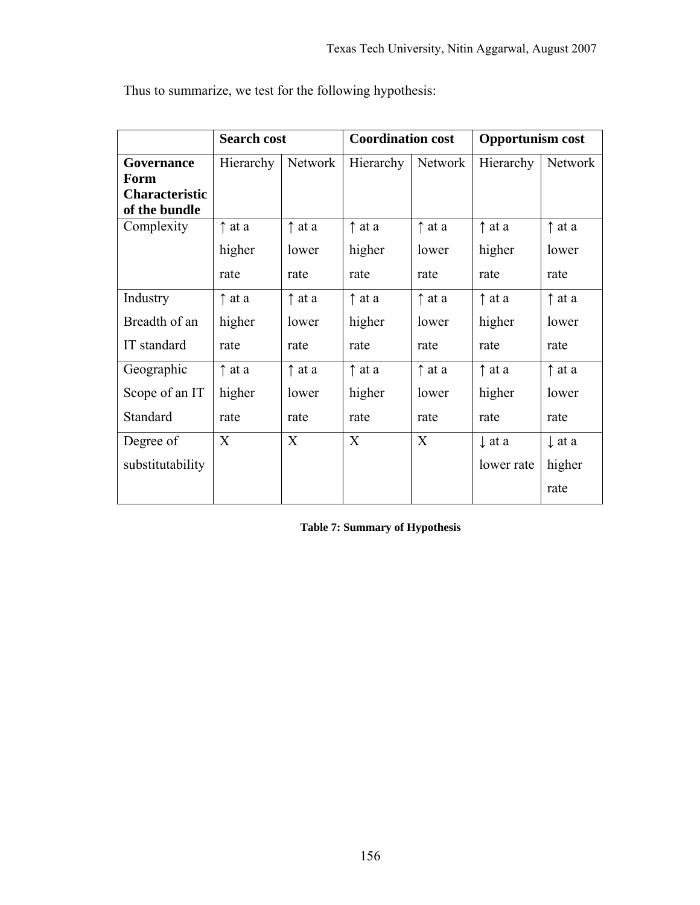Thus to summarize, we test for the following hypothesis:

| | Search cost | | Coordination cost | | Opportunism cost | |
|---|---|---|---|---|---|---|
| **Governance Form Characteristic of the bundle** | Hierarchy | Network | Hierarchy | Network | Hierarchy | Network |
| Complexity | ↑ at a higher rate | ↑ at a lower rate | ↑ at a higher rate | ↑ at a lower rate | ↑ at a higher rate | ↑ at a lower rate |
| Industry Breadth of an IT standard | ↑ at a higher rate | ↑ at a lower rate | ↑ at a higher rate | ↑ at a lower rate | ↑ at a higher rate | ↑ at a lower rate |
| Geographic Scope of an IT Standard | ↑ at a higher rate | ↑ at a lower rate | ↑ at a higher rate | ↑ at a lower rate | ↑ at a higher rate | ↑ at a lower rate |
| Degree of substitutability | X | X | X | X | ↓ at a lower rate | ↓ at a higher rate |

**Table 7: Summary of Hypothesis**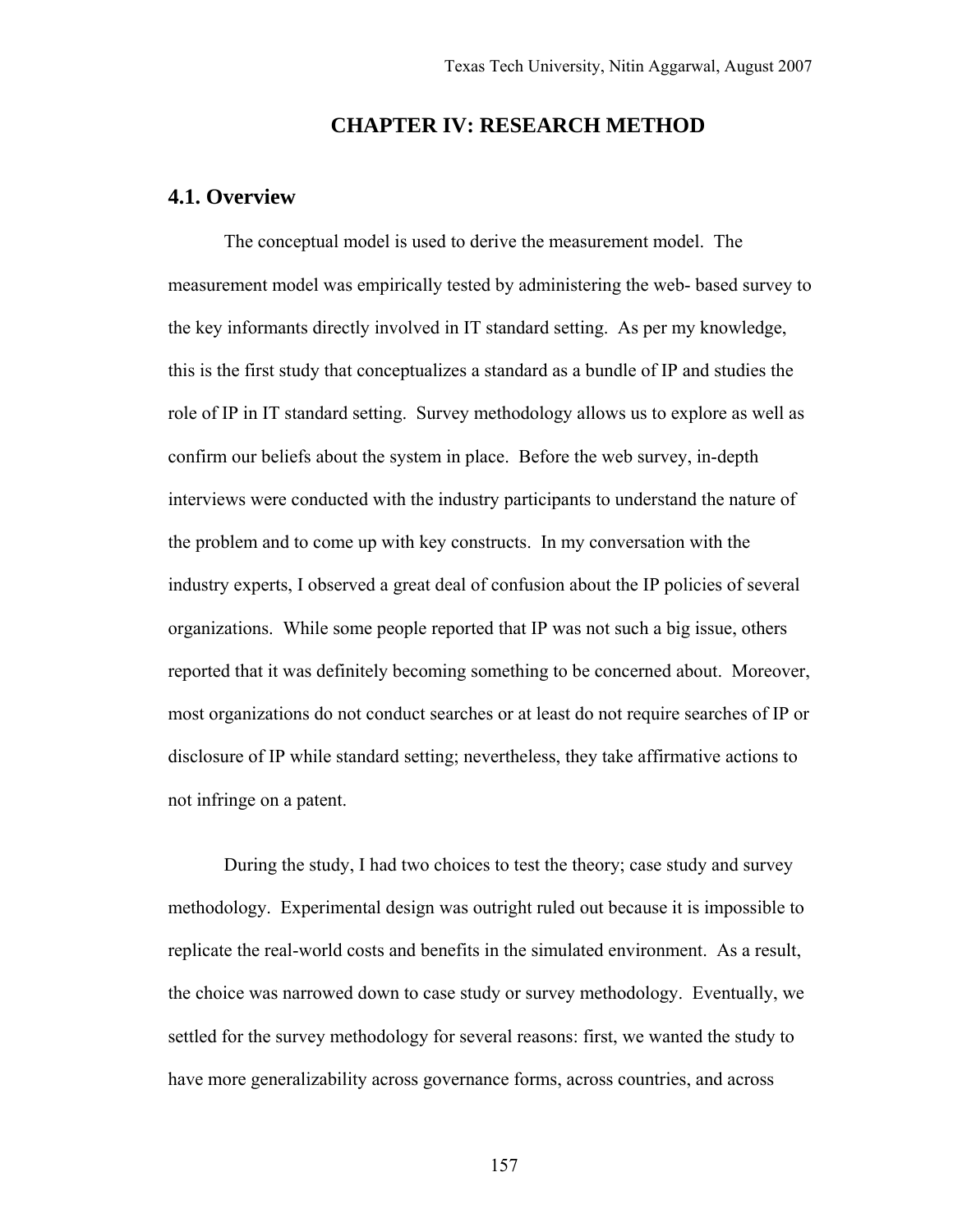# CHAPTER IV: RESEARCH METHOD

## 4.1. Overview

The conceptual model is used to derive the measurement model. The measurement model was empirically tested by administering the web- based survey to the key informants directly involved in IT standard setting. As per my knowledge, this is the first study that conceptualizes a standard as a bundle of IP and studies the role of IP in IT standard setting. Survey methodology allows us to explore as well as confirm our beliefs about the system in place. Before the web survey, in-depth interviews were conducted with the industry participants to understand the nature of the problem and to come up with key constructs. In my conversation with the industry experts, I observed a great deal of confusion about the IP policies of several organizations. While some people reported that IP was not such a big issue, others reported that it was definitely becoming something to be concerned about. Moreover, most organizations do not conduct searches or at least do not require searches of IP or disclosure of IP while standard setting; nevertheless, they take affirmative actions to not infringe on a patent.

During the study, I had two choices to test the theory; case study and survey methodology. Experimental design was outright ruled out because it is impossible to replicate the real-world costs and benefits in the simulated environment. As a result, the choice was narrowed down to case study or survey methodology. Eventually, we settled for the survey methodology for several reasons: first, we wanted the study to have more generalizability across governance forms, across countries, and across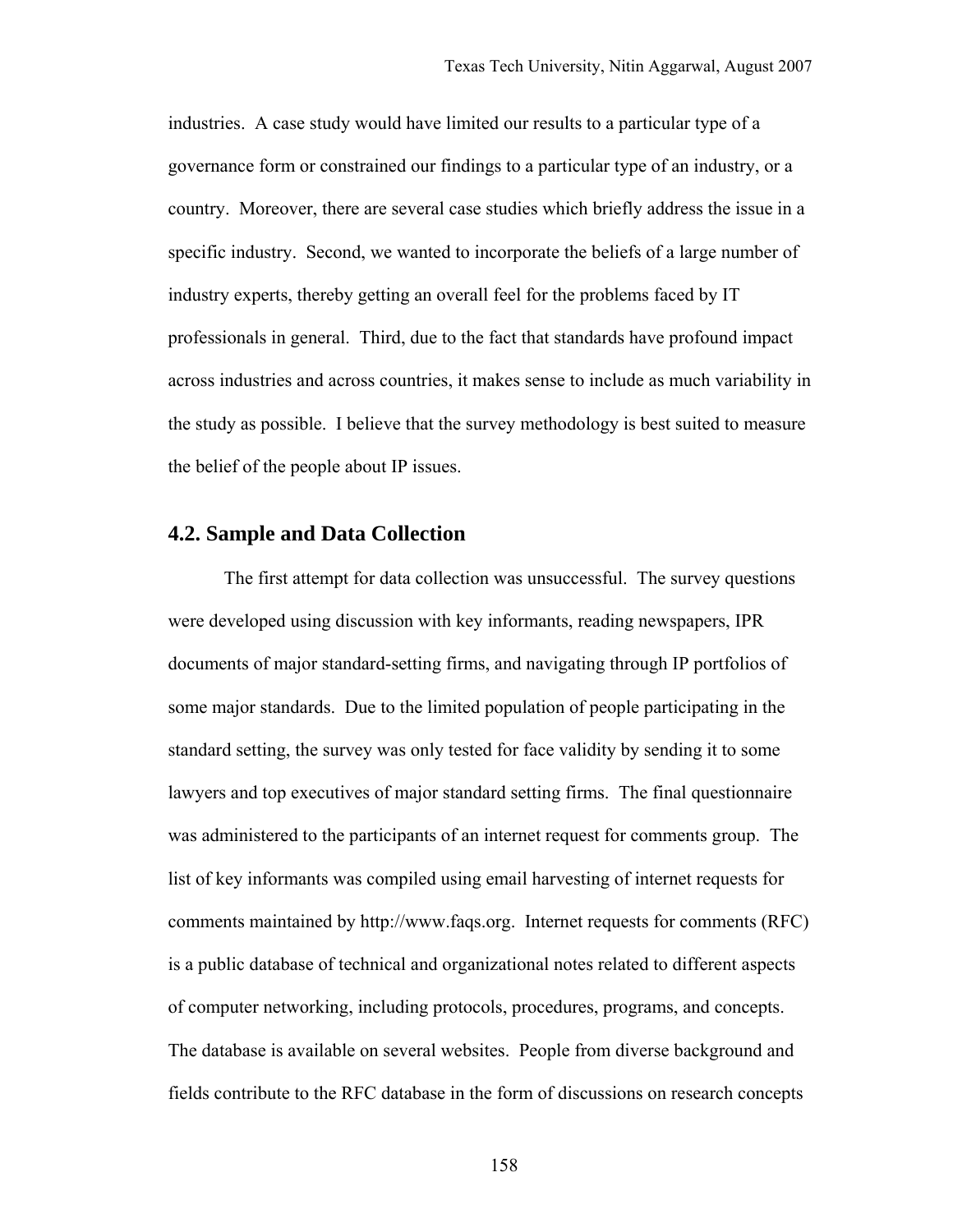industries. A case study would have limited our results to a particular type of a governance form or constrained our findings to a particular type of an industry, or a country. Moreover, there are several case studies which briefly address the issue in a specific industry. Second, we wanted to incorporate the beliefs of a large number of industry experts, thereby getting an overall feel for the problems faced by IT professionals in general. Third, due to the fact that standards have profound impact across industries and across countries, it makes sense to include as much variability in the study as possible. I believe that the survey methodology is best suited to measure the belief of the people about IP issues.

## 4.2. Sample and Data Collection

The first attempt for data collection was unsuccessful. The survey questions were developed using discussion with key informants, reading newspapers, IPR documents of major standard-setting firms, and navigating through IP portfolios of some major standards. Due to the limited population of people participating in the standard setting, the survey was only tested for face validity by sending it to some lawyers and top executives of major standard setting firms. The final questionnaire was administered to the participants of an internet request for comments group. The list of key informants was compiled using email harvesting of internet requests for comments maintained by http://www.faqs.org. Internet requests for comments (RFC) is a public database of technical and organizational notes related to different aspects of computer networking, including protocols, procedures, programs, and concepts. The database is available on several websites. People from diverse background and fields contribute to the RFC database in the form of discussions on research concepts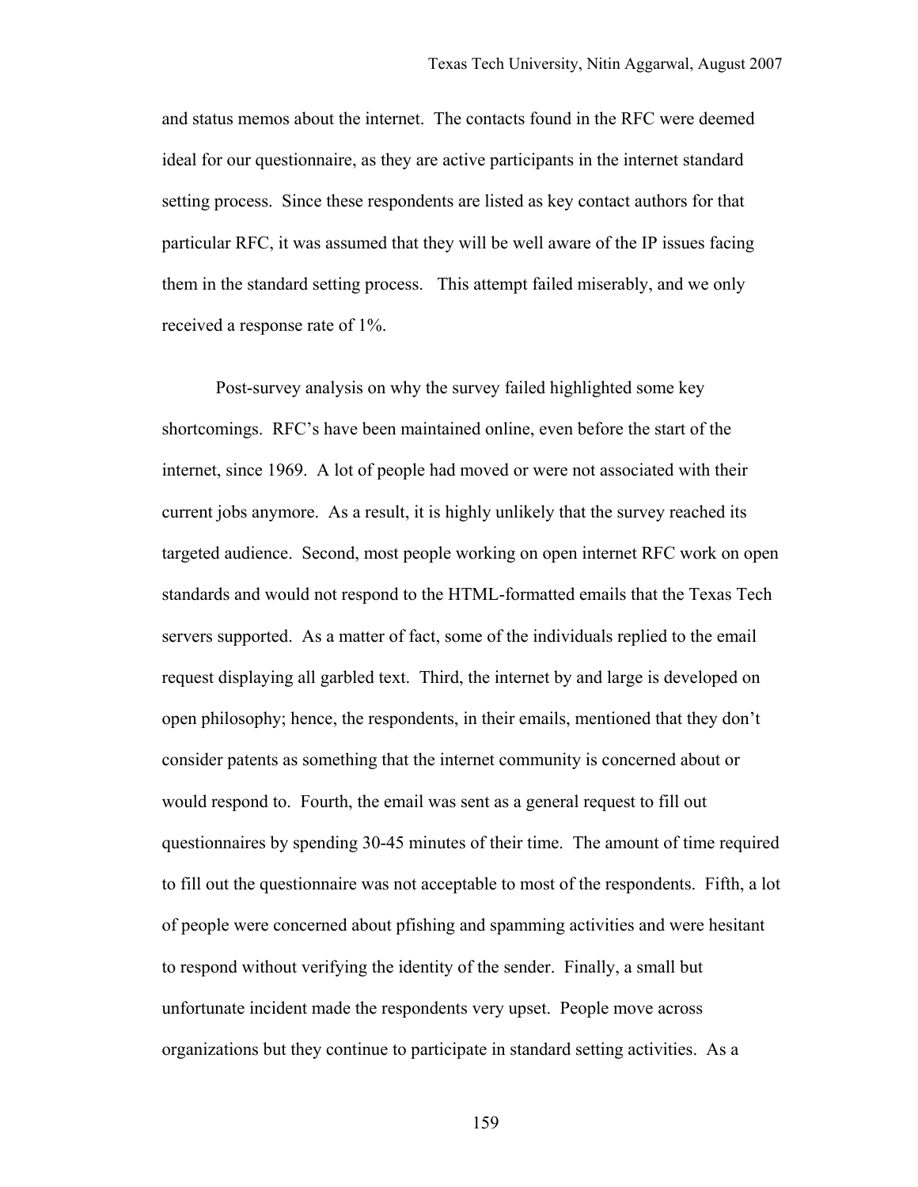and status memos about the internet. The contacts found in the RFC were deemed ideal for our questionnaire, as they are active participants in the internet standard setting process. Since these respondents are listed as key contact authors for that particular RFC, it was assumed that they will be well aware of the IP issues facing them in the standard setting process. This attempt failed miserably, and we only received a response rate of 1%.

Post-survey analysis on why the survey failed highlighted some key shortcomings. RFC's have been maintained online, even before the start of the internet, since 1969. A lot of people had moved or were not associated with their current jobs anymore. As a result, it is highly unlikely that the survey reached its targeted audience. Second, most people working on open internet RFC work on open standards and would not respond to the HTML-formatted emails that the Texas Tech servers supported. As a matter of fact, some of the individuals replied to the email request displaying all garbled text. Third, the internet by and large is developed on open philosophy; hence, the respondents, in their emails, mentioned that they don't consider patents as something that the internet community is concerned about or would respond to. Fourth, the email was sent as a general request to fill out questionnaires by spending 30-45 minutes of their time. The amount of time required to fill out the questionnaire was not acceptable to most of the respondents. Fifth, a lot of people were concerned about pfishing and spamming activities and were hesitant to respond without verifying the identity of the sender. Finally, a small but unfortunate incident made the respondents very upset. People move across organizations but they continue to participate in standard setting activities. As a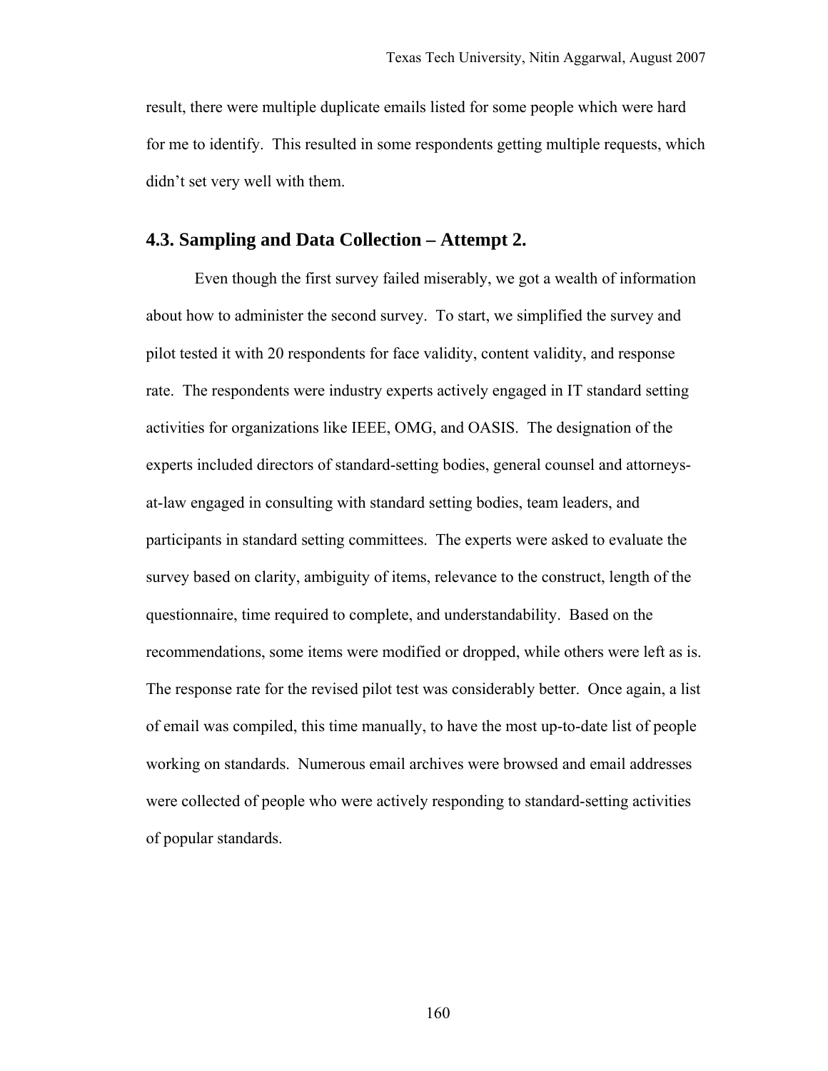result, there were multiple duplicate emails listed for some people which were hard for me to identify. This resulted in some respondents getting multiple requests, which didn't set very well with them.

## 4.3. Sampling and Data Collection – Attempt 2.

Even though the first survey failed miserably, we got a wealth of information about how to administer the second survey. To start, we simplified the survey and pilot tested it with 20 respondents for face validity, content validity, and response rate. The respondents were industry experts actively engaged in IT standard setting activities for organizations like IEEE, OMG, and OASIS. The designation of the experts included directors of standard-setting bodies, general counsel and attorneys-at-law engaged in consulting with standard setting bodies, team leaders, and participants in standard setting committees. The experts were asked to evaluate the survey based on clarity, ambiguity of items, relevance to the construct, length of the questionnaire, time required to complete, and understandability. Based on the recommendations, some items were modified or dropped, while others were left as is. The response rate for the revised pilot test was considerably better. Once again, a list of email was compiled, this time manually, to have the most up-to-date list of people working on standards. Numerous email archives were browsed and email addresses were collected of people who were actively responding to standard-setting activities of popular standards.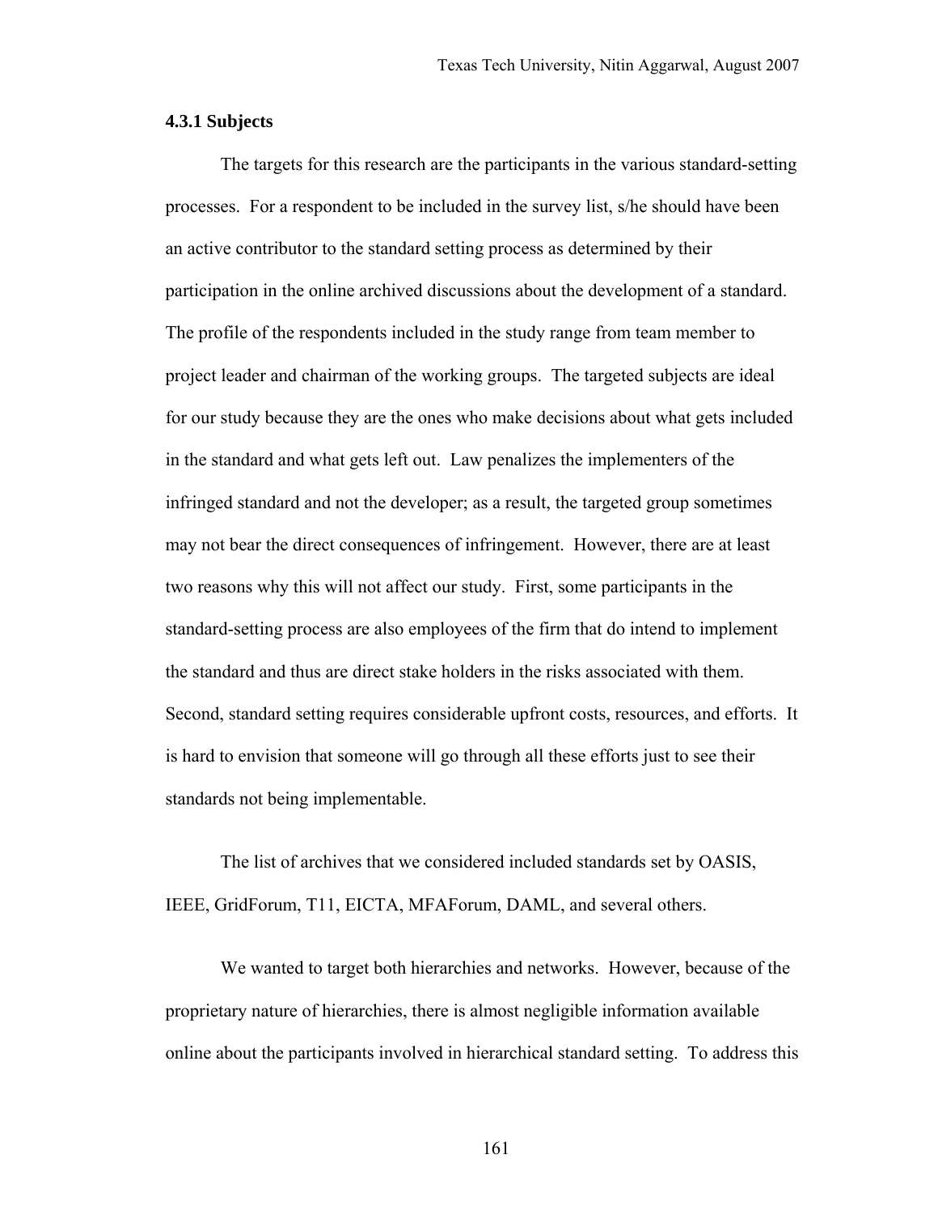### 4.3.1 Subjects

The targets for this research are the participants in the various standard-setting processes. For a respondent to be included in the survey list, s/he should have been an active contributor to the standard setting process as determined by their participation in the online archived discussions about the development of a standard. The profile of the respondents included in the study range from team member to project leader and chairman of the working groups. The targeted subjects are ideal for our study because they are the ones who make decisions about what gets included in the standard and what gets left out. Law penalizes the implementers of the infringed standard and not the developer; as a result, the targeted group sometimes may not bear the direct consequences of infringement. However, there are at least two reasons why this will not affect our study. First, some participants in the standard-setting process are also employees of the firm that do intend to implement the standard and thus are direct stake holders in the risks associated with them. Second, standard setting requires considerable upfront costs, resources, and efforts. It is hard to envision that someone will go through all these efforts just to see their standards not being implementable.

The list of archives that we considered included standards set by OASIS, IEEE, GridForum, T11, EICTA, MFAForum, DAML, and several others.

We wanted to target both hierarchies and networks. However, because of the proprietary nature of hierarchies, there is almost negligible information available online about the participants involved in hierarchical standard setting. To address this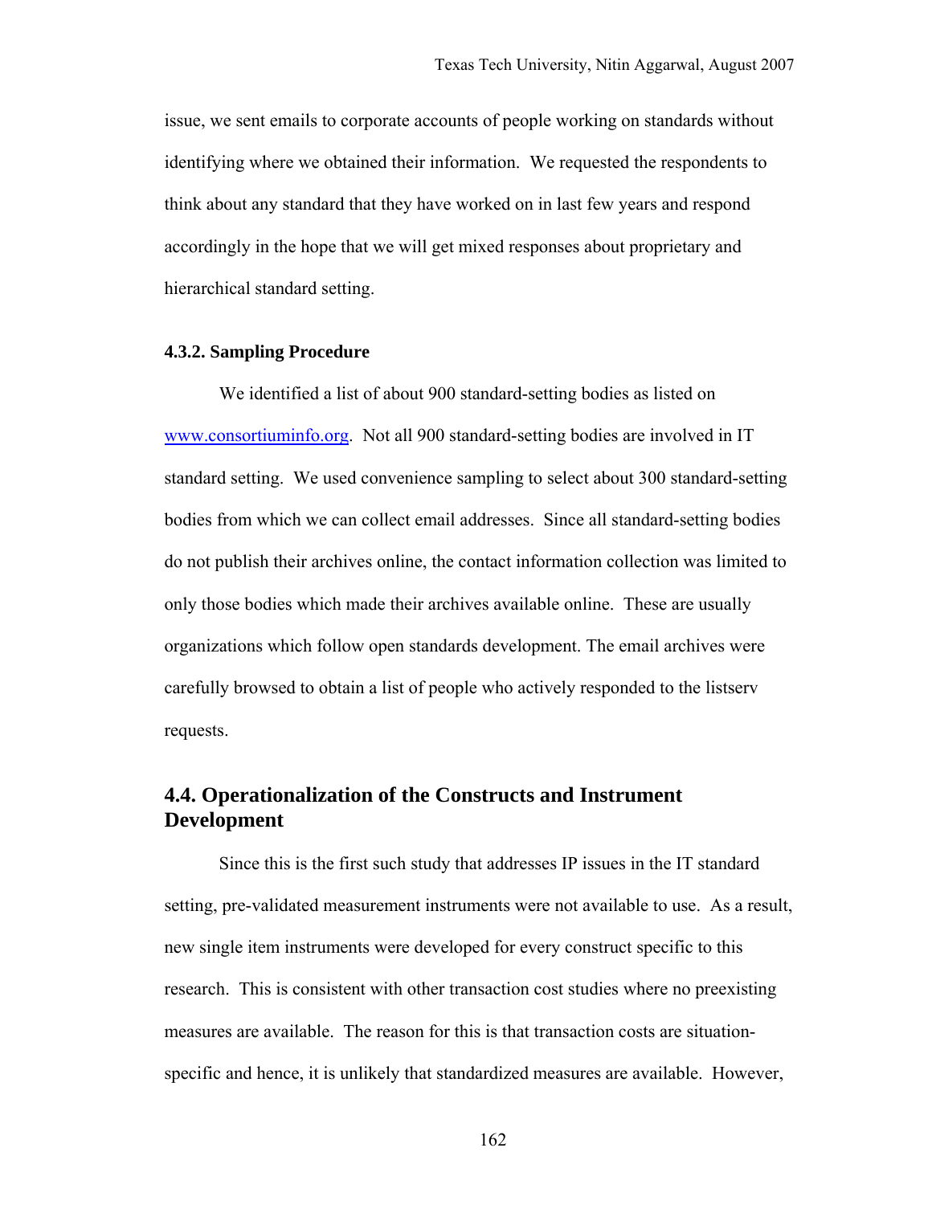issue, we sent emails to corporate accounts of people working on standards without identifying where we obtained their information. We requested the respondents to think about any standard that they have worked on in last few years and respond accordingly in the hope that we will get mixed responses about proprietary and hierarchical standard setting.

#### 4.3.2. Sampling Procedure

We identified a list of about 900 standard-setting bodies as listed on www.consortiuminfo.org. Not all 900 standard-setting bodies are involved in IT standard setting. We used convenience sampling to select about 300 standard-setting bodies from which we can collect email addresses. Since all standard-setting bodies do not publish their archives online, the contact information collection was limited to only those bodies which made their archives available online. These are usually organizations which follow open standards development. The email archives were carefully browsed to obtain a list of people who actively responded to the listserv requests.

### 4.4. Operationalization of the Constructs and Instrument Development

Since this is the first such study that addresses IP issues in the IT standard setting, pre-validated measurement instruments were not available to use. As a result, new single item instruments were developed for every construct specific to this research. This is consistent with other transaction cost studies where no preexisting measures are available. The reason for this is that transaction costs are situation-specific and hence, it is unlikely that standardized measures are available. However,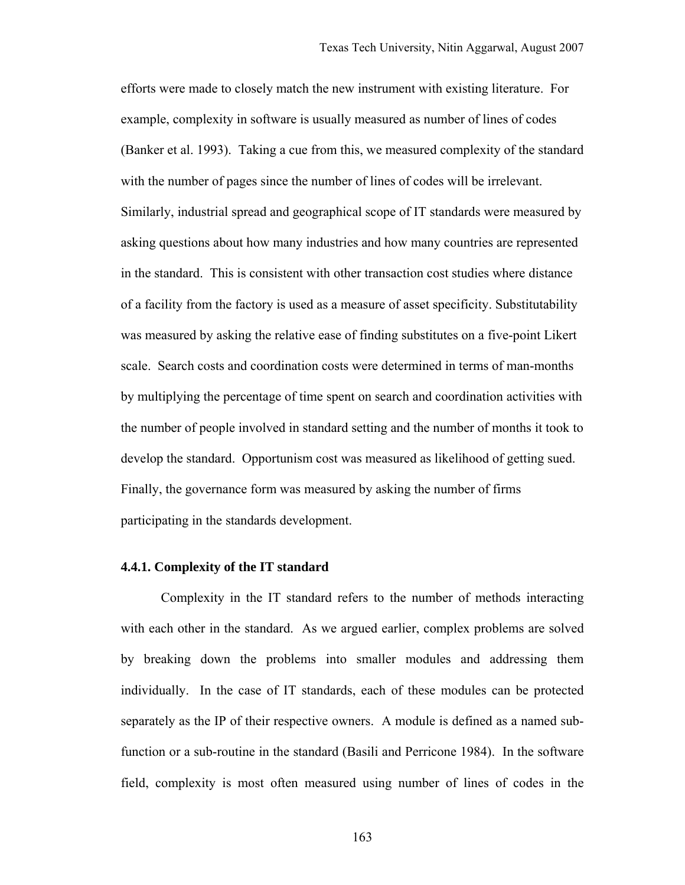efforts were made to closely match the new instrument with existing literature. For example, complexity in software is usually measured as number of lines of codes (Banker et al. 1993). Taking a cue from this, we measured complexity of the standard with the number of pages since the number of lines of codes will be irrelevant. Similarly, industrial spread and geographical scope of IT standards were measured by asking questions about how many industries and how many countries are represented in the standard. This is consistent with other transaction cost studies where distance of a facility from the factory is used as a measure of asset specificity. Substitutability was measured by asking the relative ease of finding substitutes on a five-point Likert scale. Search costs and coordination costs were determined in terms of man-months by multiplying the percentage of time spent on search and coordination activities with the number of people involved in standard setting and the number of months it took to develop the standard. Opportunism cost was measured as likelihood of getting sued. Finally, the governance form was measured by asking the number of firms participating in the standards development.

### 4.4.1. Complexity of the IT standard

Complexity in the IT standard refers to the number of methods interacting with each other in the standard. As we argued earlier, complex problems are solved by breaking down the problems into smaller modules and addressing them individually. In the case of IT standards, each of these modules can be protected separately as the IP of their respective owners. A module is defined as a named sub-function or a sub-routine in the standard (Basili and Perricone 1984). In the software field, complexity is most often measured using number of lines of codes in the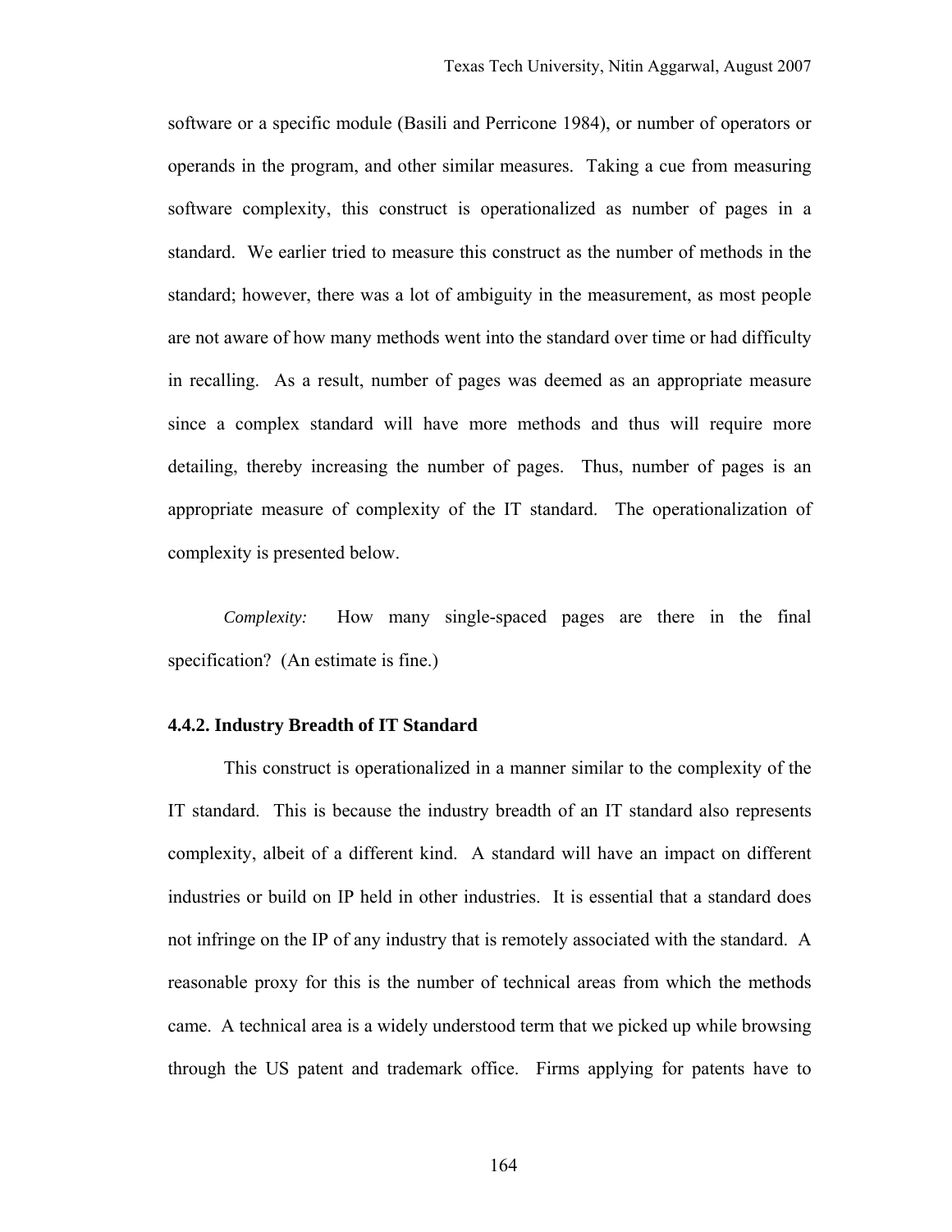software or a specific module (Basili and Perricone 1984), or number of operators or operands in the program, and other similar measures. Taking a cue from measuring software complexity, this construct is operationalized as number of pages in a standard. We earlier tried to measure this construct as the number of methods in the standard; however, there was a lot of ambiguity in the measurement, as most people are not aware of how many methods went into the standard over time or had difficulty in recalling. As a result, number of pages was deemed as an appropriate measure since a complex standard will have more methods and thus will require more detailing, thereby increasing the number of pages. Thus, number of pages is an appropriate measure of complexity of the IT standard. The operationalization of complexity is presented below.

*Complexity:* How many single-spaced pages are there in the final specification? (An estimate is fine.)

### 4.4.2. Industry Breadth of IT Standard

This construct is operationalized in a manner similar to the complexity of the IT standard. This is because the industry breadth of an IT standard also represents complexity, albeit of a different kind. A standard will have an impact on different industries or build on IP held in other industries. It is essential that a standard does not infringe on the IP of any industry that is remotely associated with the standard. A reasonable proxy for this is the number of technical areas from which the methods came. A technical area is a widely understood term that we picked up while browsing through the US patent and trademark office. Firms applying for patents have to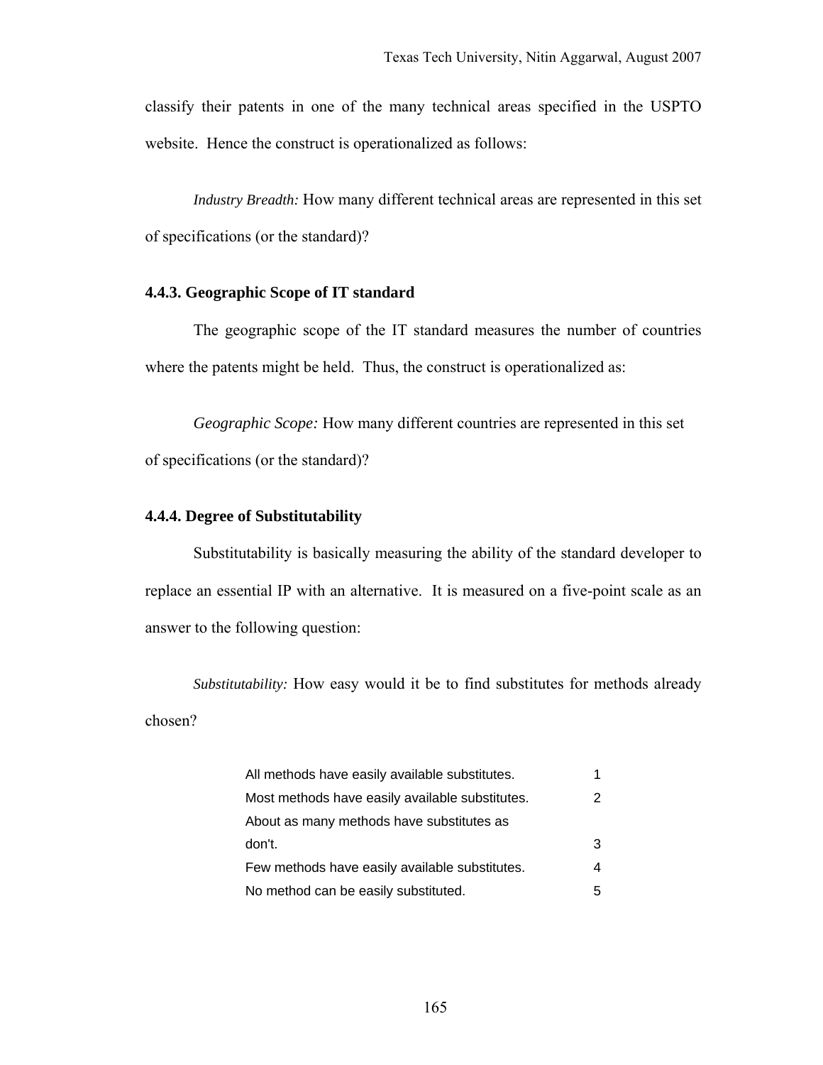classify their patents in one of the many technical areas specified in the USPTO website. Hence the construct is operationalized as follows:

*Industry Breadth:* How many different technical areas are represented in this set of specifications (or the standard)?

### 4.4.3. Geographic Scope of IT standard

The geographic scope of the IT standard measures the number of countries where the patents might be held. Thus, the construct is operationalized as:

*Geographic Scope:* How many different countries are represented in this set of specifications (or the standard)?

### 4.4.4. Degree of Substitutability

Substitutability is basically measuring the ability of the standard developer to replace an essential IP with an alternative. It is measured on a five-point scale as an answer to the following question:

*Substitutability:* How easy would it be to find substitutes for methods already chosen?

| | |
|---|---|
| All methods have easily available substitutes. | 1 |
| Most methods have easily available substitutes. | 2 |
| About as many methods have substitutes as don't. | 3 |
| Few methods have easily available substitutes. | 4 |
| No method can be easily substituted. | 5 |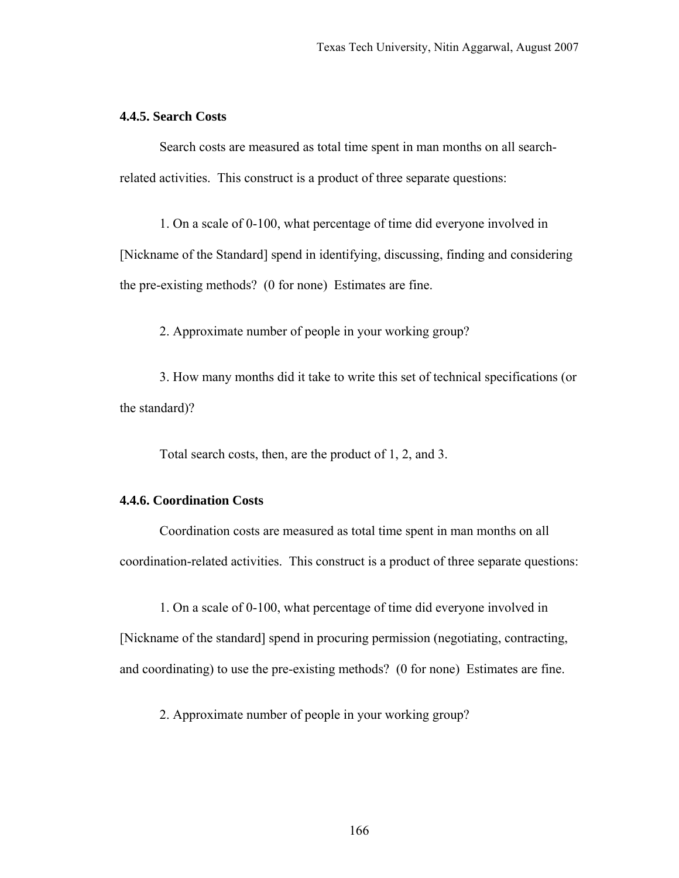### 4.4.5. Search Costs

Search costs are measured as total time spent in man months on all search-related activities. This construct is a product of three separate questions:

1. On a scale of 0-100, what percentage of time did everyone involved in [Nickname of the Standard] spend in identifying, discussing, finding and considering the pre-existing methods? (0 for none) Estimates are fine.

2. Approximate number of people in your working group?

3. How many months did it take to write this set of technical specifications (or the standard)?

Total search costs, then, are the product of 1, 2, and 3.

### 4.4.6. Coordination Costs

Coordination costs are measured as total time spent in man months on all coordination-related activities. This construct is a product of three separate questions:

1. On a scale of 0-100, what percentage of time did everyone involved in [Nickname of the standard] spend in procuring permission (negotiating, contracting, and coordinating) to use the pre-existing methods? (0 for none) Estimates are fine.

2. Approximate number of people in your working group?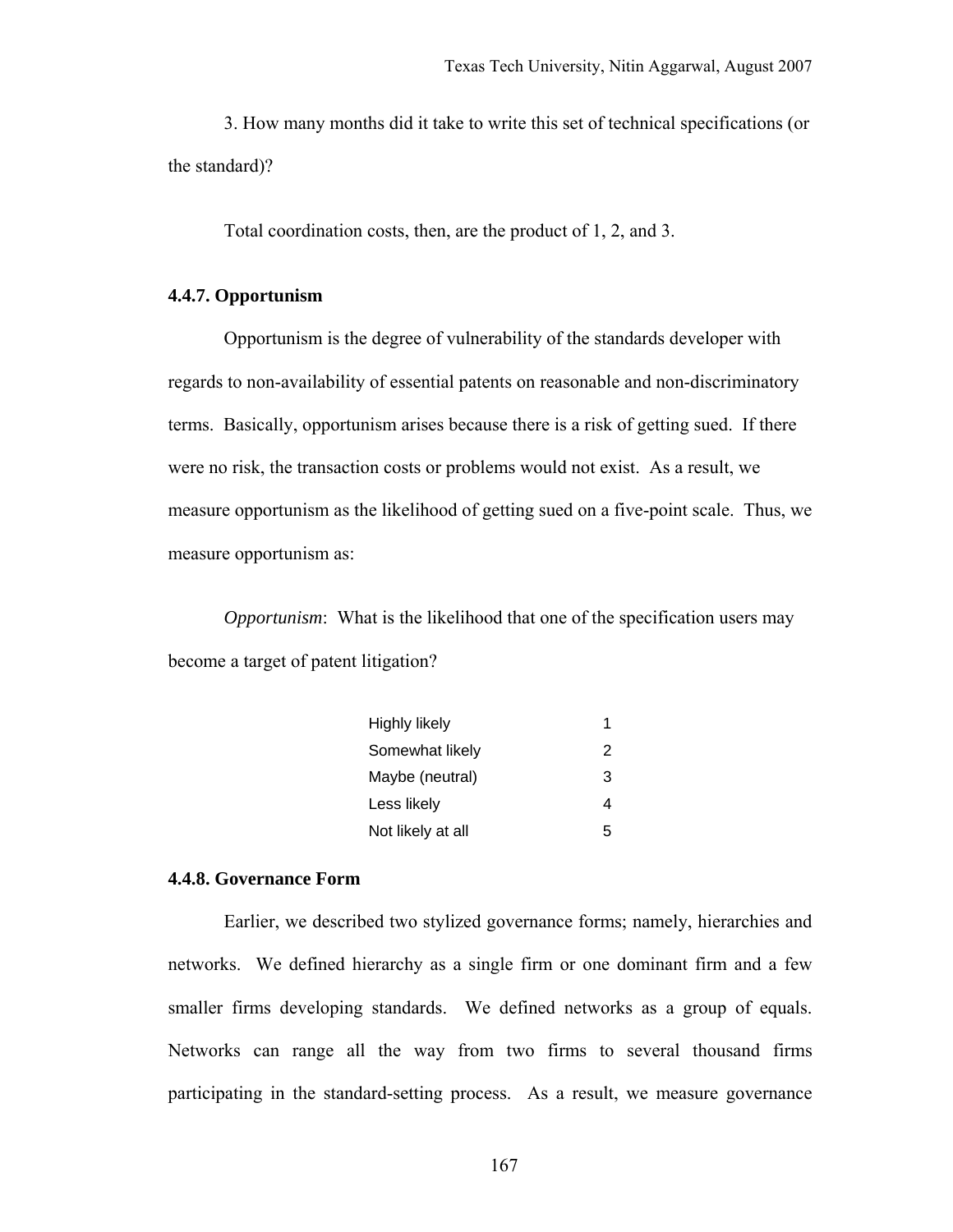3. How many months did it take to write this set of technical specifications (or the standard)?

Total coordination costs, then, are the product of 1, 2, and 3.

### 4.4.7. Opportunism

Opportunism is the degree of vulnerability of the standards developer with regards to non-availability of essential patents on reasonable and non-discriminatory terms. Basically, opportunism arises because there is a risk of getting sued. If there were no risk, the transaction costs or problems would not exist. As a result, we measure opportunism as the likelihood of getting sued on a five-point scale. Thus, we measure opportunism as:

*Opportunism*: What is the likelihood that one of the specification users may become a target of patent litigation?

| | |
|---|---|
| Highly likely | 1 |
| Somewhat likely | 2 |
| Maybe (neutral) | 3 |
| Less likely | 4 |
| Not likely at all | 5 |

### 4.4.8. Governance Form

Earlier, we described two stylized governance forms; namely, hierarchies and networks. We defined hierarchy as a single firm or one dominant firm and a few smaller firms developing standards. We defined networks as a group of equals. Networks can range all the way from two firms to several thousand firms participating in the standard-setting process. As a result, we measure governance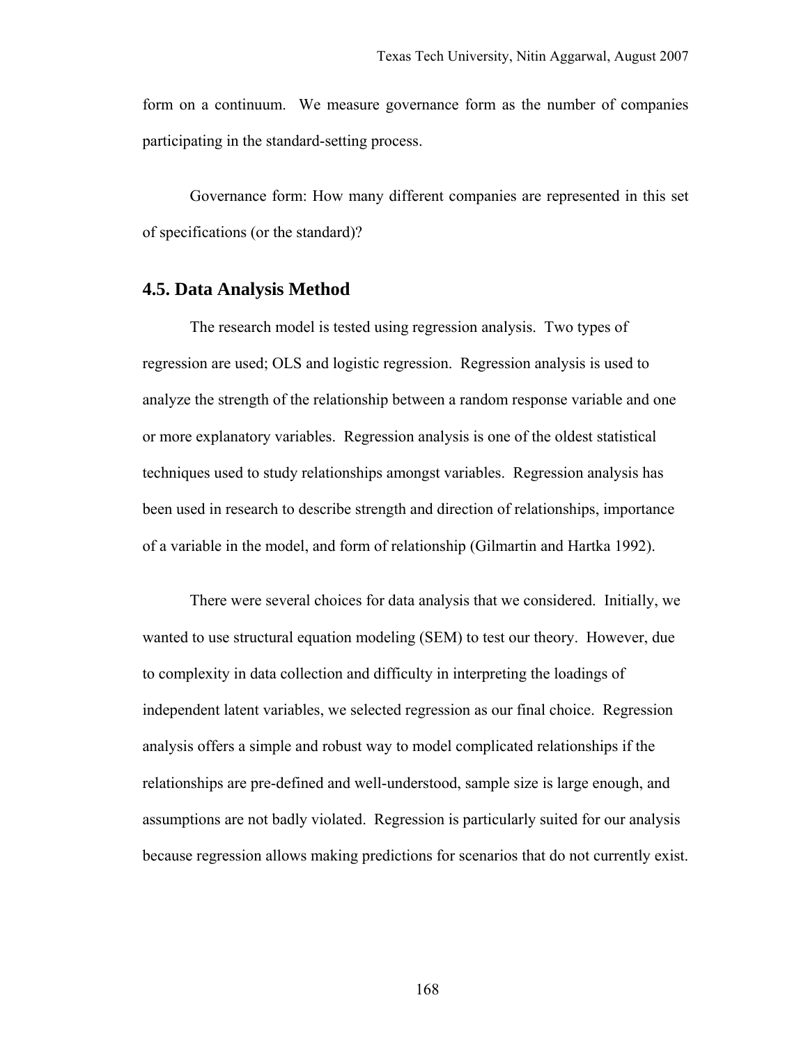form on a continuum. We measure governance form as the number of companies participating in the standard-setting process.

Governance form: How many different companies are represented in this set of specifications (or the standard)?

### 4.5. Data Analysis Method

The research model is tested using regression analysis. Two types of regression are used; OLS and logistic regression. Regression analysis is used to analyze the strength of the relationship between a random response variable and one or more explanatory variables. Regression analysis is one of the oldest statistical techniques used to study relationships amongst variables. Regression analysis has been used in research to describe strength and direction of relationships, importance of a variable in the model, and form of relationship (Gilmartin and Hartka 1992).

There were several choices for data analysis that we considered. Initially, we wanted to use structural equation modeling (SEM) to test our theory. However, due to complexity in data collection and difficulty in interpreting the loadings of independent latent variables, we selected regression as our final choice. Regression analysis offers a simple and robust way to model complicated relationships if the relationships are pre-defined and well-understood, sample size is large enough, and assumptions are not badly violated. Regression is particularly suited for our analysis because regression allows making predictions for scenarios that do not currently exist.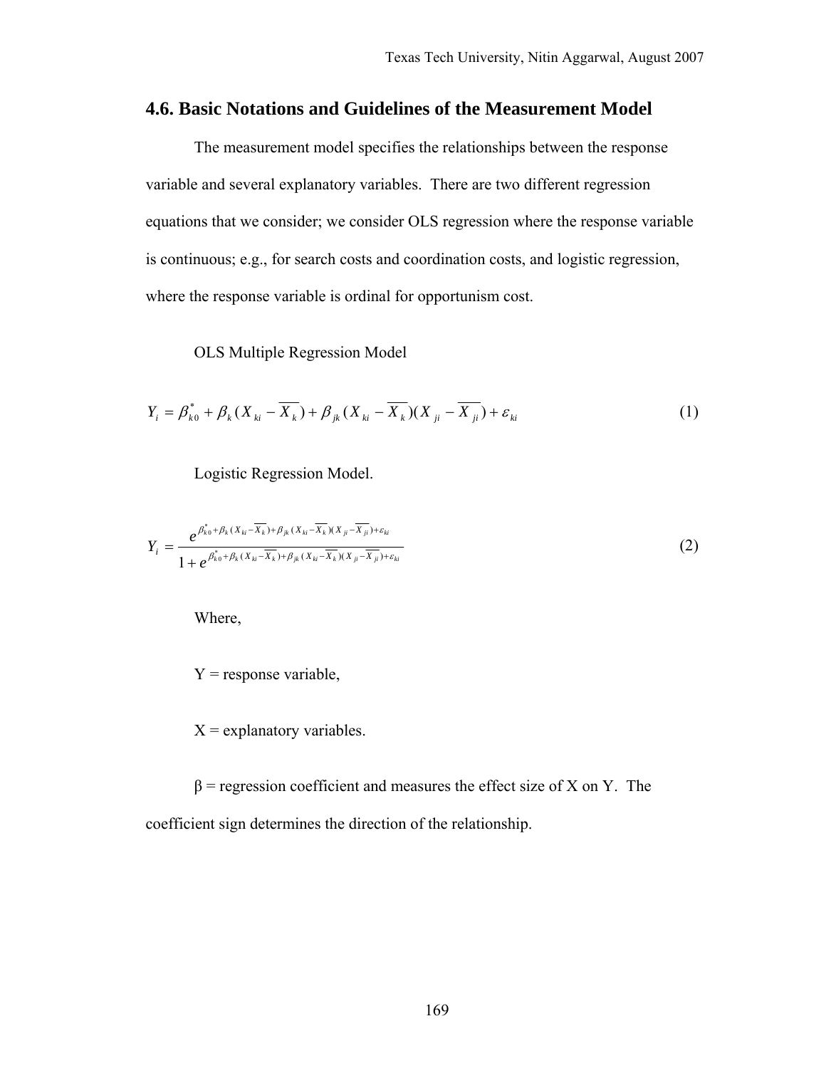## 4.6. Basic Notations and Guidelines of the Measurement Model

The measurement model specifies the relationships between the response variable and several explanatory variables. There are two different regression equations that we consider; we consider OLS regression where the response variable is continuous; e.g., for search costs and coordination costs, and logistic regression, where the response variable is ordinal for opportunism cost.

OLS Multiple Regression Model

$$Y_i = \beta^*_{k0} + \beta_k (X_{ki} - \overline{X_k}) + \beta_{jk} (X_{ki} - \overline{X_k})(X_{ji} - \overline{X_{ji}}) + \varepsilon_{ki} \tag{1}$$

Logistic Regression Model.

$$Y_i = \frac{e^{\beta^*_{k0} + \beta_k (X_{ki} - \overline{X_k}) + \beta_{jk} (X_{ki} - \overline{X_k})(X_{ji} - \overline{X_{ji}}) + \varepsilon_{ki}}}{1 + e^{\beta^*_{k0} + \beta_k (X_{ki} - \overline{X_k}) + \beta_{jk} (X_{ki} - \overline{X_k})(X_{ji} - \overline{X_{ji}}) + \varepsilon_{ki}}} \tag{2}$$

Where,

Y = response variable,

X = explanatory variables.

β = regression coefficient and measures the effect size of X on Y. The coefficient sign determines the direction of the relationship.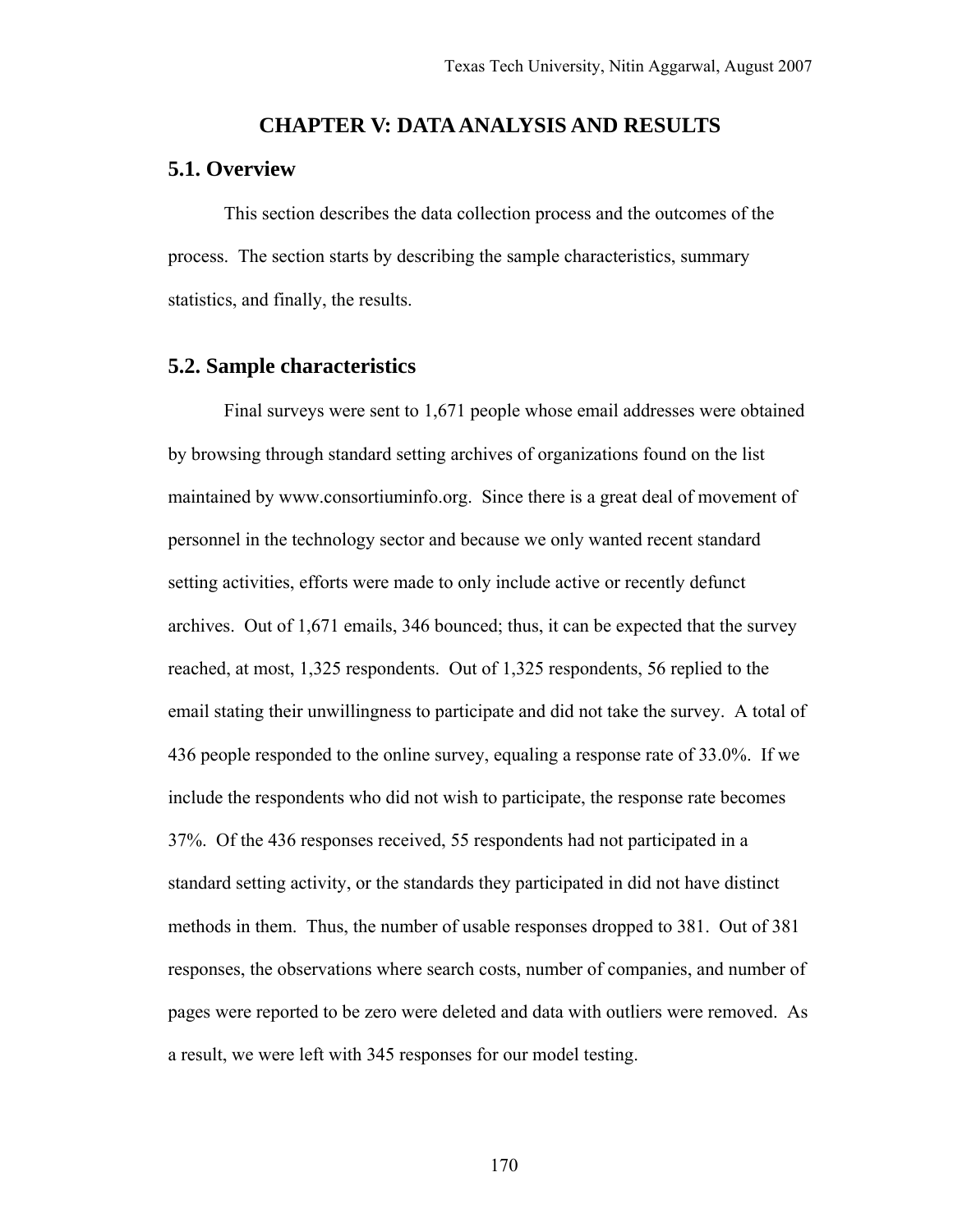# CHAPTER V: DATA ANALYSIS AND RESULTS

## 5.1. Overview

This section describes the data collection process and the outcomes of the process. The section starts by describing the sample characteristics, summary statistics, and finally, the results.

## 5.2. Sample characteristics

Final surveys were sent to 1,671 people whose email addresses were obtained by browsing through standard setting archives of organizations found on the list maintained by www.consortiuminfo.org. Since there is a great deal of movement of personnel in the technology sector and because we only wanted recent standard setting activities, efforts were made to only include active or recently defunct archives. Out of 1,671 emails, 346 bounced; thus, it can be expected that the survey reached, at most, 1,325 respondents. Out of 1,325 respondents, 56 replied to the email stating their unwillingness to participate and did not take the survey. A total of 436 people responded to the online survey, equaling a response rate of 33.0%. If we include the respondents who did not wish to participate, the response rate becomes 37%. Of the 436 responses received, 55 respondents had not participated in a standard setting activity, or the standards they participated in did not have distinct methods in them. Thus, the number of usable responses dropped to 381. Out of 381 responses, the observations where search costs, number of companies, and number of pages were reported to be zero were deleted and data with outliers were removed. As a result, we were left with 345 responses for our model testing.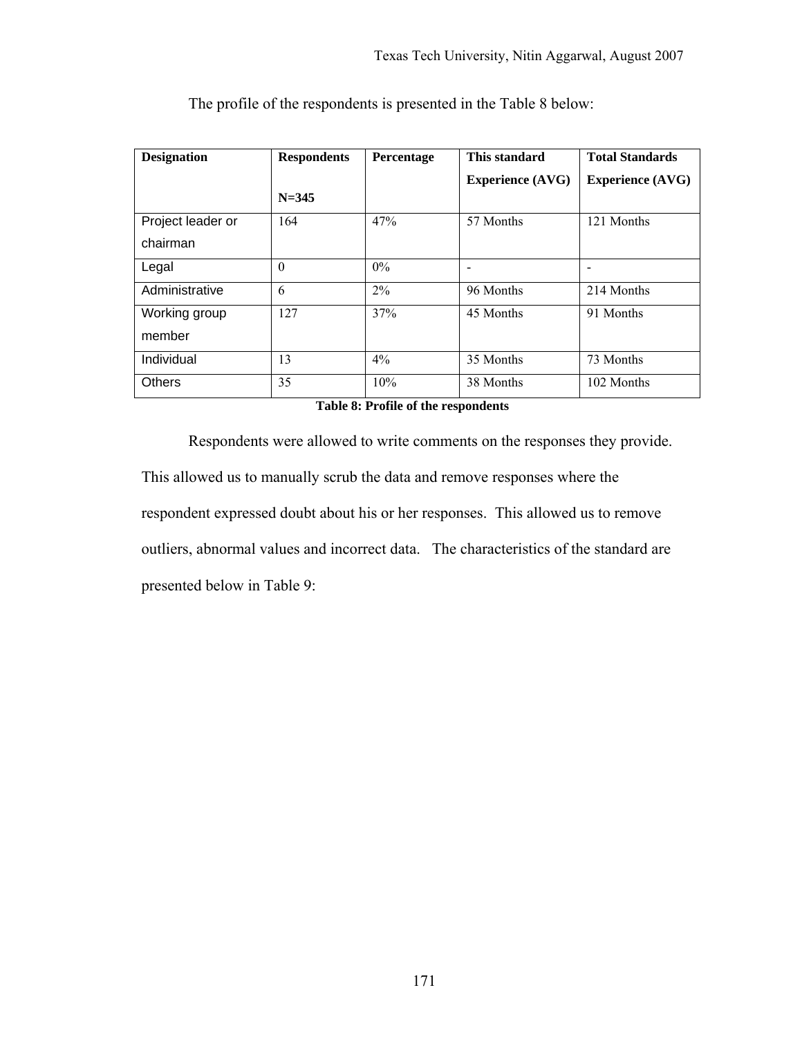The profile of the respondents is presented in the Table 8 below:

| **Designation** | **Respondents N=345** | **Percentage** | **This standard Experience (AVG)** | **Total Standards Experience (AVG)** |
|---|---|---|---|---|
| Project leader or chairman | 164 | 47% | 57 Months | 121 Months |
| Legal | 0 | 0% | - | - |
| Administrative | 6 | 2% | 96 Months | 214 Months |
| Working group member | 127 | 37% | 45 Months | 91 Months |
| Individual | 13 | 4% | 35 Months | 73 Months |
| Others | 35 | 10% | 38 Months | 102 Months |

**Table 8: Profile of the respondents**

Respondents were allowed to write comments on the responses they provide. This allowed us to manually scrub the data and remove responses where the respondent expressed doubt about his or her responses. This allowed us to remove outliers, abnormal values and incorrect data. The characteristics of the standard are presented below in Table 9: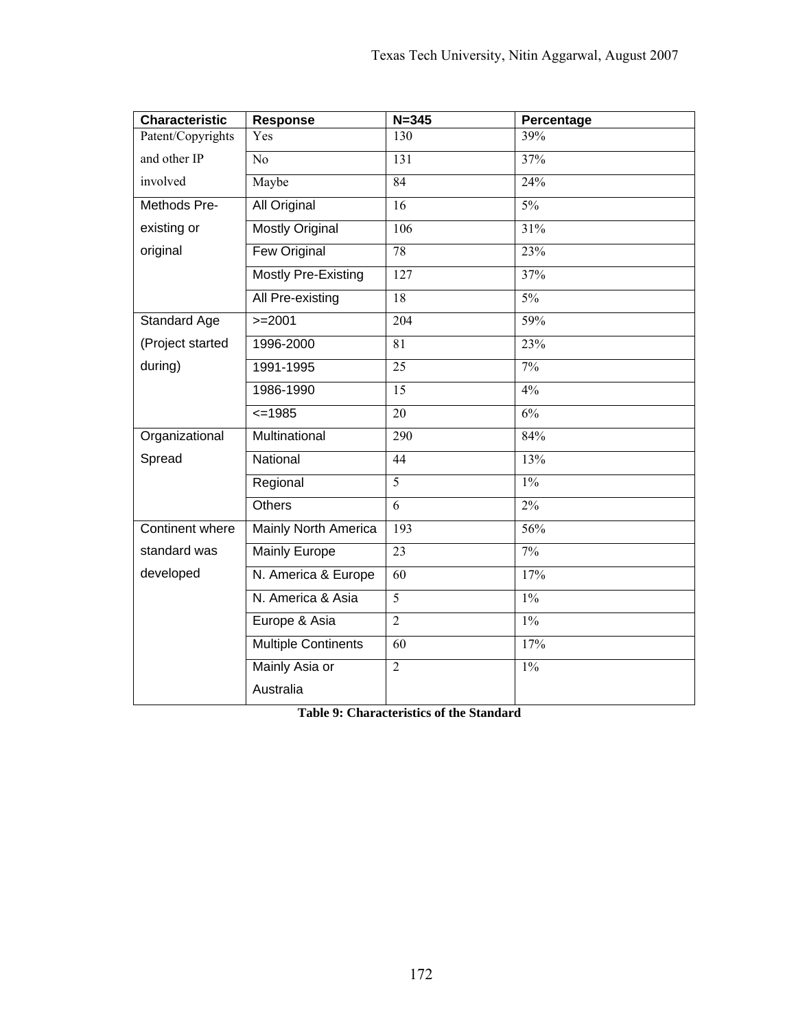| Characteristic | Response | N=345 | Percentage |
| --- | --- | --- | --- |
| Patent/Copyrights and other IP involved | Yes | 130 | 39% |
| | No | 131 | 37% |
| | Maybe | 84 | 24% |
| Methods Pre-existing or original | All Original | 16 | 5% |
| | Mostly Original | 106 | 31% |
| | Few Original | 78 | 23% |
| | Mostly Pre-Existing | 127 | 37% |
| | All Pre-existing | 18 | 5% |
| Standard Age (Project started during) | >=2001 | 204 | 59% |
| | 1996-2000 | 81 | 23% |
| | 1991-1995 | 25 | 7% |
| | 1986-1990 | 15 | 4% |
| | <=1985 | 20 | 6% |
| Organizational Spread | Multinational | 290 | 84% |
| | National | 44 | 13% |
| | Regional | 5 | 1% |
| | Others | 6 | 2% |
| Continent where standard was developed | Mainly North America | 193 | 56% |
| | Mainly Europe | 23 | 7% |
| | N. America & Europe | 60 | 17% |
| | N. America & Asia | 5 | 1% |
| | Europe & Asia | 2 | 1% |
| | Multiple Continents | 60 | 17% |
| | Mainly Asia or Australia | 2 | 1% |

**Table 9: Characteristics of the Standard**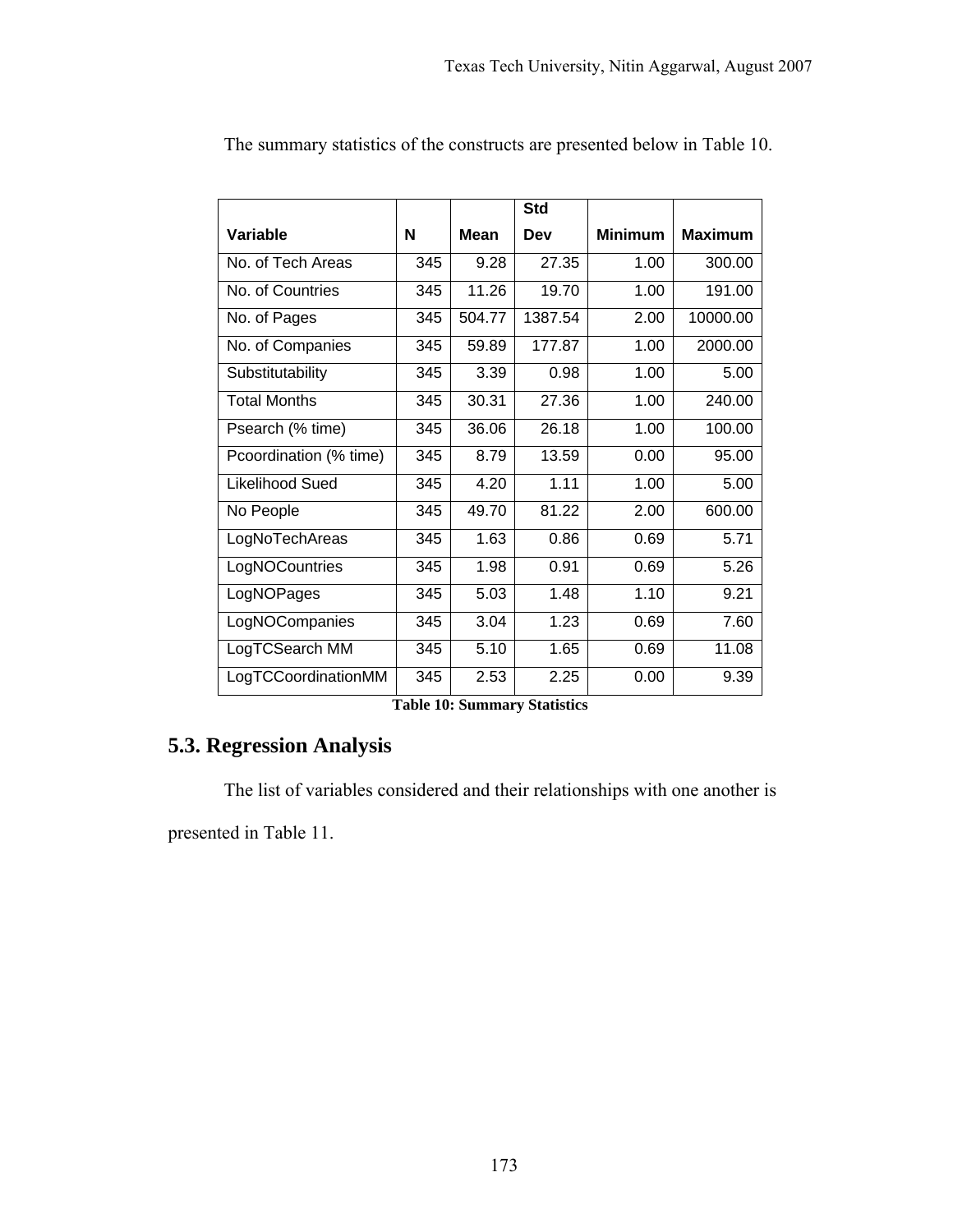The summary statistics of the constructs are presented below in Table 10.

| Variable | N | Mean | Std Dev | Minimum | Maximum |
|---|---|---|---|---|---|
| No. of Tech Areas | 345 | 9.28 | 27.35 | 1.00 | 300.00 |
| No. of Countries | 345 | 11.26 | 19.70 | 1.00 | 191.00 |
| No. of Pages | 345 | 504.77 | 1387.54 | 2.00 | 10000.00 |
| No. of Companies | 345 | 59.89 | 177.87 | 1.00 | 2000.00 |
| Substitutability | 345 | 3.39 | 0.98 | 1.00 | 5.00 |
| Total Months | 345 | 30.31 | 27.36 | 1.00 | 240.00 |
| Psearch (% time) | 345 | 36.06 | 26.18 | 1.00 | 100.00 |
| Pcoordination (% time) | 345 | 8.79 | 13.59 | 0.00 | 95.00 |
| Likelihood Sued | 345 | 4.20 | 1.11 | 1.00 | 5.00 |
| No People | 345 | 49.70 | 81.22 | 2.00 | 600.00 |
| LogNoTechAreas | 345 | 1.63 | 0.86 | 0.69 | 5.71 |
| LogNOCountries | 345 | 1.98 | 0.91 | 0.69 | 5.26 |
| LogNOPages | 345 | 5.03 | 1.48 | 1.10 | 9.21 |
| LogNOCompanies | 345 | 3.04 | 1.23 | 0.69 | 7.60 |
| LogTCSearch MM | 345 | 5.10 | 1.65 | 0.69 | 11.08 |
| LogTCCoordinationMM | 345 | 2.53 | 2.25 | 0.00 | 9.39 |

**Table 10: Summary Statistics**

## 5.3. Regression Analysis

The list of variables considered and their relationships with one another is presented in Table 11.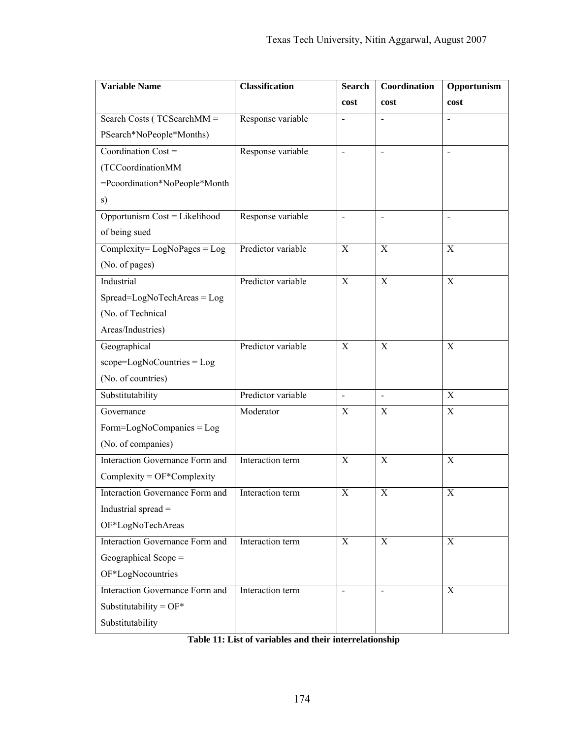| Variable Name | Classification | Search cost | Coordination cost | Opportunism cost |
|---|---|---|---|---|
| Search Costs ( TCSearchMM = PSearch*NoPeople*Months) | Response variable | - | - | - |
| Coordination Cost = (TCCoordinationMM =Pcoordination*NoPeople*Months) | Response variable | - | - | - |
| Opportunism Cost = Likelihood of being sued | Response variable | - | - | - |
| Complexity= LogNoPages = Log (No. of pages) | Predictor variable | X | X | X |
| Industrial Spread=LogNoTechAreas = Log (No. of Technical Areas/Industries) | Predictor variable | X | X | X |
| Geographical scope=LogNoCountries = Log (No. of countries) | Predictor variable | X | X | X |
| Substitutability | Predictor variable | - | - | X |
| Governance Form=LogNoCompanies = Log (No. of companies) | Moderator | X | X | X |
| Interaction Governance Form and Complexity = OF*Complexity | Interaction term | X | X | X |
| Interaction Governance Form and Industrial spread = OF*LogNoTechAreas | Interaction term | X | X | X |
| Interaction Governance Form and Geographical Scope = OF*LogNocountries | Interaction term | X | X | X |
| Interaction Governance Form and Substitutability = OF* Substitutability | Interaction term | - | - | X |

**Table 11: List of variables and their interrelationship**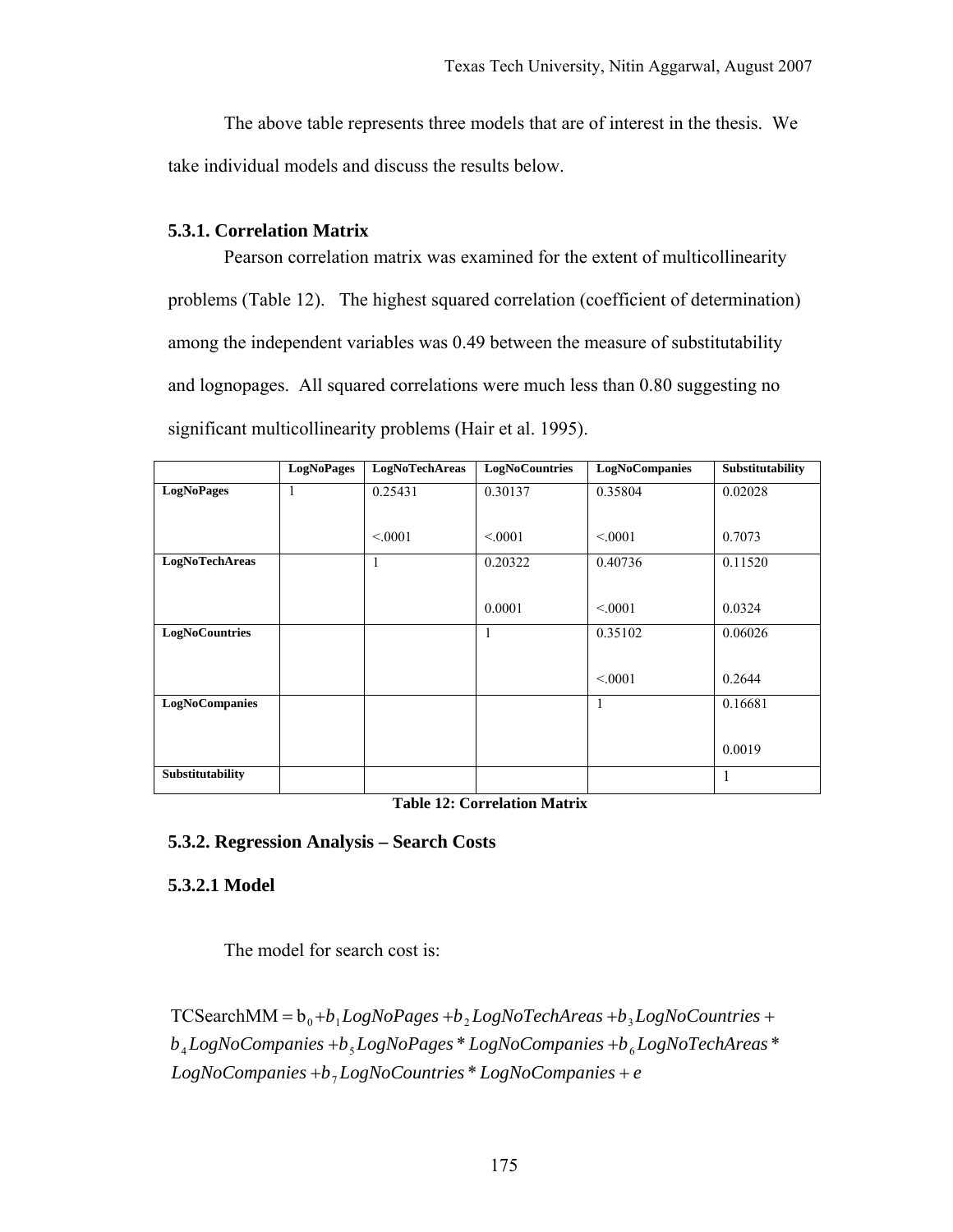The above table represents three models that are of interest in the thesis. We take individual models and discuss the results below.

### 5.3.1. Correlation Matrix

Pearson correlation matrix was examined for the extent of multicollinearity problems (Table 12). The highest squared correlation (coefficient of determination) among the independent variables was 0.49 between the measure of substitutability and lognopages. All squared correlations were much less than 0.80 suggesting no significant multicollinearity problems (Hair et al. 1995).

| | LogNoPages | LogNoTechAreas | LogNoCountries | LogNoCompanies | Substitutability |
|---|---|---|---|---|---|
| **LogNoPages** | 1 | 0.25431<br><br><.0001 | 0.30137<br><br><.0001 | 0.35804<br><br><.0001 | 0.02028<br><br>0.7073 |
| **LogNoTechAreas** | | 1 | 0.20322<br><br>0.0001 | 0.40736<br><br><.0001 | 0.11520<br><br>0.0324 |
| **LogNoCountries** | | | 1 | 0.35102<br><br><.0001 | 0.06026<br><br>0.2644 |
| **LogNoCompanies** | | | | 1 | 0.16681<br><br>0.0019 |
| **Substitutability** | | | | | 1 |

**Table 12: Correlation Matrix**

### 5.3.2. Regression Analysis – Search Costs

#### 5.3.2.1 Model

The model for search cost is:

$$
\begin{aligned}
\text{TCSearchMM} = \mathrm{b}_0 &+ b_1 LogNoPages + b_2 LogNoTechAreas + b_3 LogNoCountries + \\
b_4 LogNoCompanies &+ b_5 LogNoPages * LogNoCompanies + b_6 LogNoTechAreas * \\
LogNoCompanies &+ b_7 LogNoCountries * LogNoCompanies + e
\end{aligned}
$$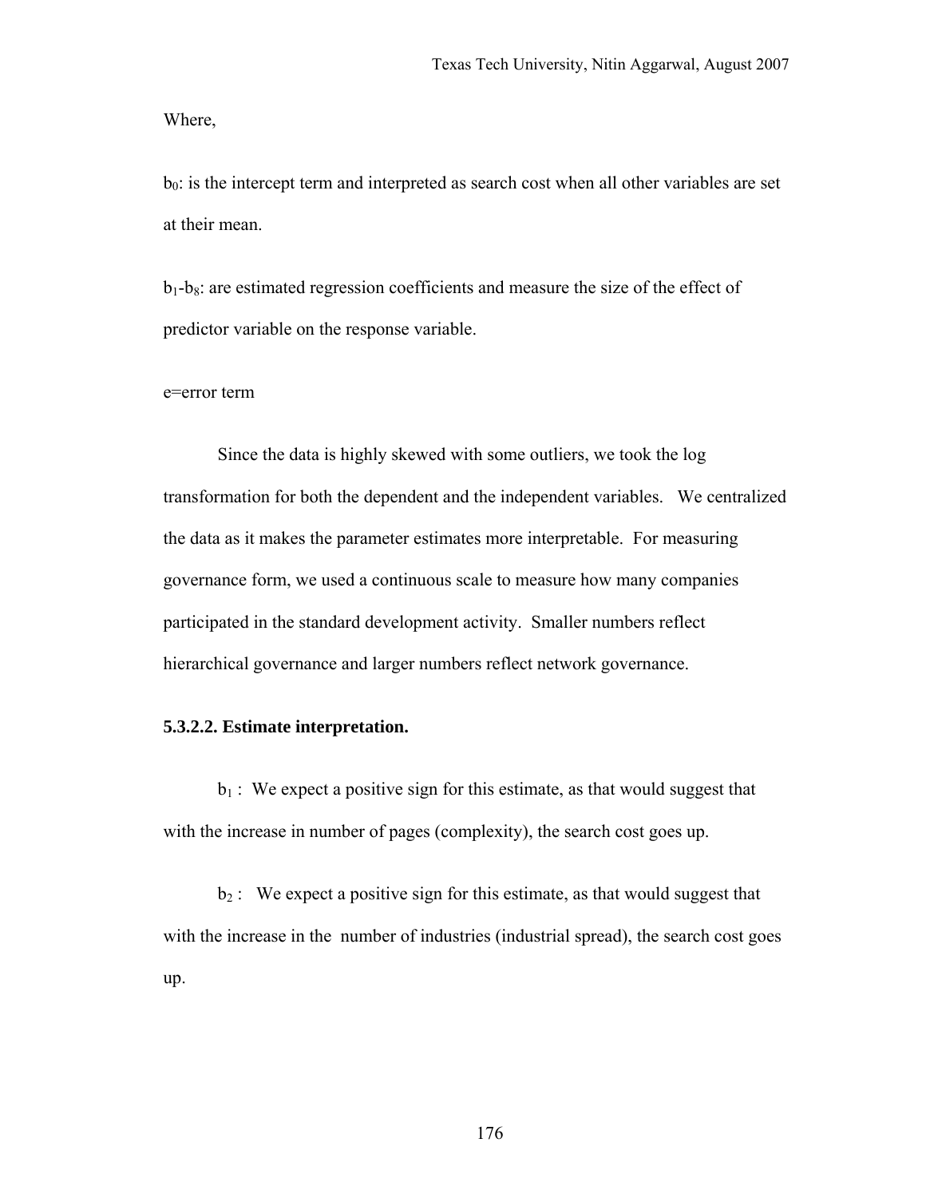Where,

$b_0$: is the intercept term and interpreted as search cost when all other variables are set at their mean.

$b_1$-$b_8$: are estimated regression coefficients and measure the size of the effect of predictor variable on the response variable.

e=error term

Since the data is highly skewed with some outliers, we took the log transformation for both the dependent and the independent variables. We centralized the data as it makes the parameter estimates more interpretable. For measuring governance form, we used a continuous scale to measure how many companies participated in the standard development activity. Smaller numbers reflect hierarchical governance and larger numbers reflect network governance.

**5.3.2.2. Estimate interpretation.**

$b_1$ : We expect a positive sign for this estimate, as that would suggest that with the increase in number of pages (complexity), the search cost goes up.

$b_2$ : We expect a positive sign for this estimate, as that would suggest that with the increase in the number of industries (industrial spread), the search cost goes up.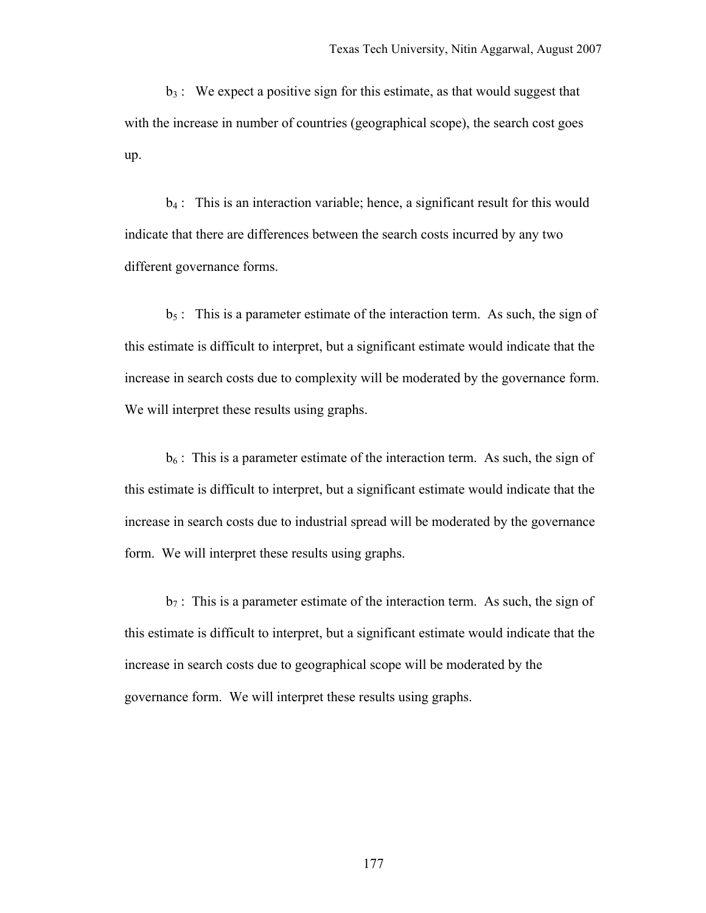$b_3$ : We expect a positive sign for this estimate, as that would suggest that with the increase in number of countries (geographical scope), the search cost goes up.

$b_4$ : This is an interaction variable; hence, a significant result for this would indicate that there are differences between the search costs incurred by any two different governance forms.

$b_5$ : This is a parameter estimate of the interaction term. As such, the sign of this estimate is difficult to interpret, but a significant estimate would indicate that the increase in search costs due to complexity will be moderated by the governance form. We will interpret these results using graphs.

$b_6$ : This is a parameter estimate of the interaction term. As such, the sign of this estimate is difficult to interpret, but a significant estimate would indicate that the increase in search costs due to industrial spread will be moderated by the governance form. We will interpret these results using graphs.

$b_7$ : This is a parameter estimate of the interaction term. As such, the sign of this estimate is difficult to interpret, but a significant estimate would indicate that the increase in search costs due to geographical scope will be moderated by the governance form. We will interpret these results using graphs.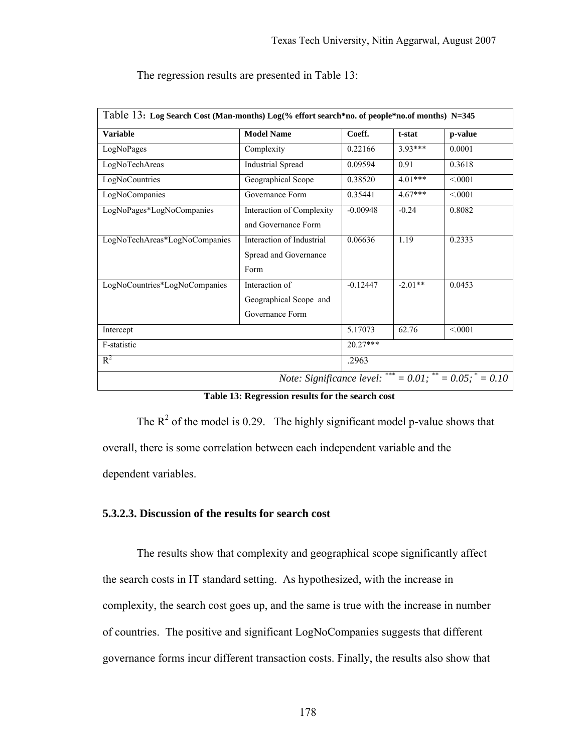The regression results are presented in Table 13:

| Table 13: **Log Search Cost (Man-months) Log(% effort search*no. of people*no.of months) N=345** | | | | |
|---|---|---|---|---|
| **Variable** | **Model Name** | **Coeff.** | **t-stat** | **p-value** |
| LogNoPages | Complexity | 0.22166 | 3.93*** | 0.0001 |
| LogNoTechAreas | Industrial Spread | 0.09594 | 0.91 | 0.3618 |
| LogNoCountries | Geographical Scope | 0.38520 | 4.01*** | <.0001 |
| LogNoCompanies | Governance Form | 0.35441 | 4.67*** | <.0001 |
| LogNoPages*LogNoCompanies | Interaction of Complexity and Governance Form | -0.00948 | -0.24 | 0.8082 |
| LogNoTechAreas*LogNoCompanies | Interaction of Industrial Spread and Governance Form | 0.06636 | 1.19 | 0.2333 |
| LogNoCountries*LogNoCompanies | Interaction of Geographical Scope and Governance Form | -0.12447 | -2.01** | 0.0453 |
| Intercept | | 5.17073 | 62.76 | <.0001 |
| F-statistic | | 20.27*** | | |
| $R^2$ | | .2963 | | |
| *Note: Significance level: \*\*\* = 0.01; \*\* = 0.05; \* = 0.10* | | | | |

**Table 13: Regression results for the search cost**

The $R^2$ of the model is 0.29. The highly significant model p-value shows that overall, there is some correlation between each independent variable and the dependent variables.

### 5.3.2.3. Discussion of the results for search cost

The results show that complexity and geographical scope significantly affect the search costs in IT standard setting. As hypothesized, with the increase in complexity, the search cost goes up, and the same is true with the increase in number of countries. The positive and significant LogNoCompanies suggests that different governance forms incur different transaction costs. Finally, the results also show that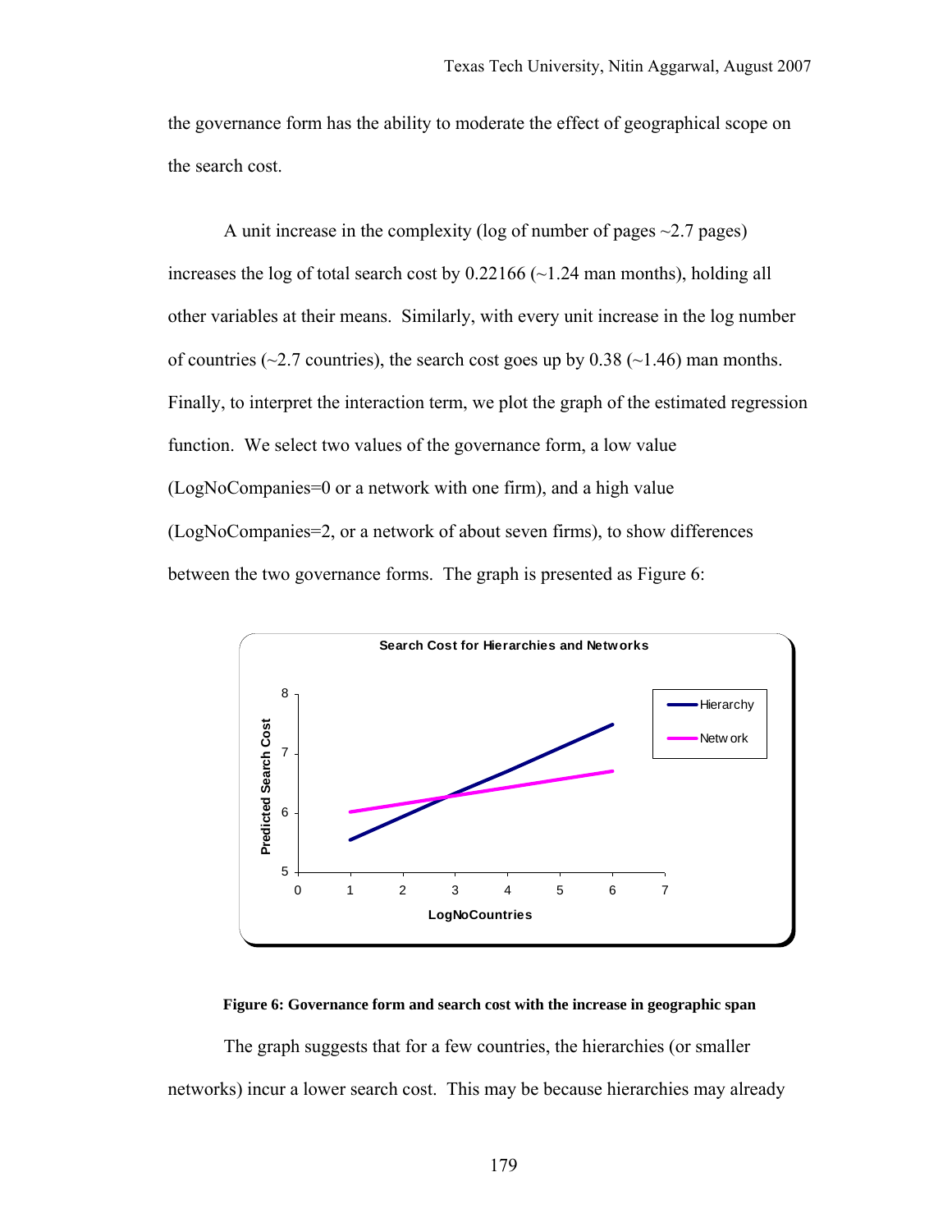the governance form has the ability to moderate the effect of geographical scope on the search cost.

A unit increase in the complexity (log of number of pages ~2.7 pages) increases the log of total search cost by 0.22166 (~1.24 man months), holding all other variables at their means. Similarly, with every unit increase in the log number of countries (~2.7 countries), the search cost goes up by 0.38 (~1.46) man months. Finally, to interpret the interaction term, we plot the graph of the estimated regression function. We select two values of the governance form, a low value (LogNoCompanies=0 or a network with one firm), and a high value (LogNoCompanies=2, or a network of about seven firms), to show differences between the two governance forms. The graph is presented as Figure 6:

**Figure 6: Governance form and search cost with the increase in geographic span**

The graph suggests that for a few countries, the hierarchies (or smaller networks) incur a lower search cost. This may be because hierarchies may already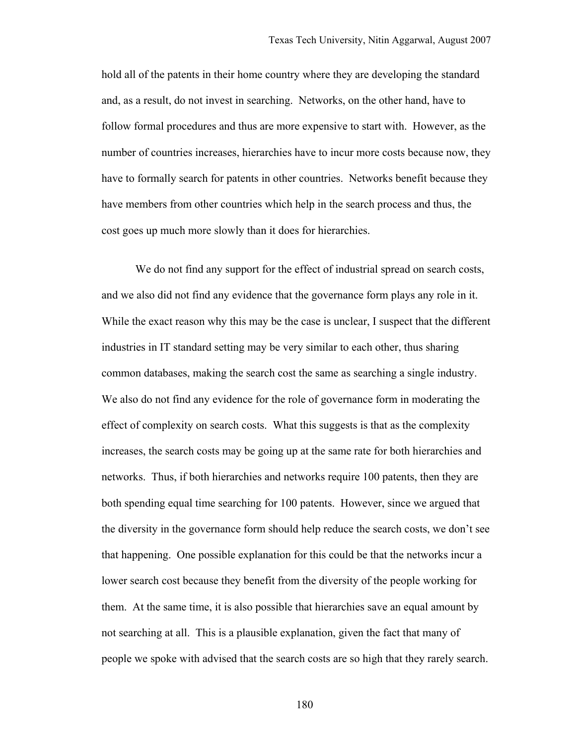hold all of the patents in their home country where they are developing the standard and, as a result, do not invest in searching. Networks, on the other hand, have to follow formal procedures and thus are more expensive to start with. However, as the number of countries increases, hierarchies have to incur more costs because now, they have to formally search for patents in other countries. Networks benefit because they have members from other countries which help in the search process and thus, the cost goes up much more slowly than it does for hierarchies.

We do not find any support for the effect of industrial spread on search costs, and we also did not find any evidence that the governance form plays any role in it. While the exact reason why this may be the case is unclear, I suspect that the different industries in IT standard setting may be very similar to each other, thus sharing common databases, making the search cost the same as searching a single industry. We also do not find any evidence for the role of governance form in moderating the effect of complexity on search costs. What this suggests is that as the complexity increases, the search costs may be going up at the same rate for both hierarchies and networks. Thus, if both hierarchies and networks require 100 patents, then they are both spending equal time searching for 100 patents. However, since we argued that the diversity in the governance form should help reduce the search costs, we don't see that happening. One possible explanation for this could be that the networks incur a lower search cost because they benefit from the diversity of the people working for them. At the same time, it is also possible that hierarchies save an equal amount by not searching at all. This is a plausible explanation, given the fact that many of people we spoke with advised that the search costs are so high that they rarely search.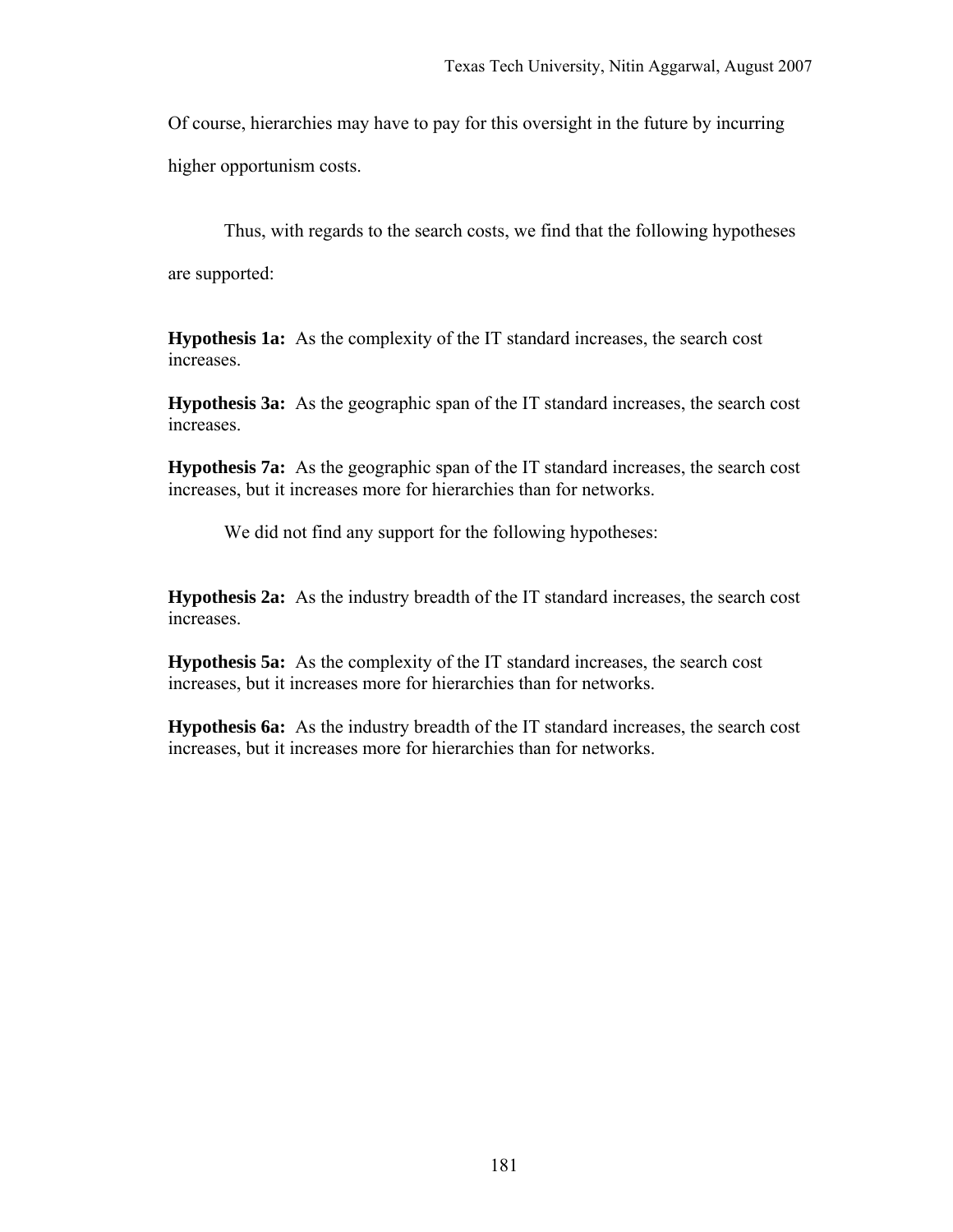Of course, hierarchies may have to pay for this oversight in the future by incurring higher opportunism costs.

Thus, with regards to the search costs, we find that the following hypotheses are supported:

**Hypothesis 1a:** As the complexity of the IT standard increases, the search cost increases.

**Hypothesis 3a:** As the geographic span of the IT standard increases, the search cost increases.

**Hypothesis 7a:** As the geographic span of the IT standard increases, the search cost increases, but it increases more for hierarchies than for networks.

We did not find any support for the following hypotheses:

**Hypothesis 2a:** As the industry breadth of the IT standard increases, the search cost increases.

**Hypothesis 5a:** As the complexity of the IT standard increases, the search cost increases, but it increases more for hierarchies than for networks.

**Hypothesis 6a:** As the industry breadth of the IT standard increases, the search cost increases, but it increases more for hierarchies than for networks.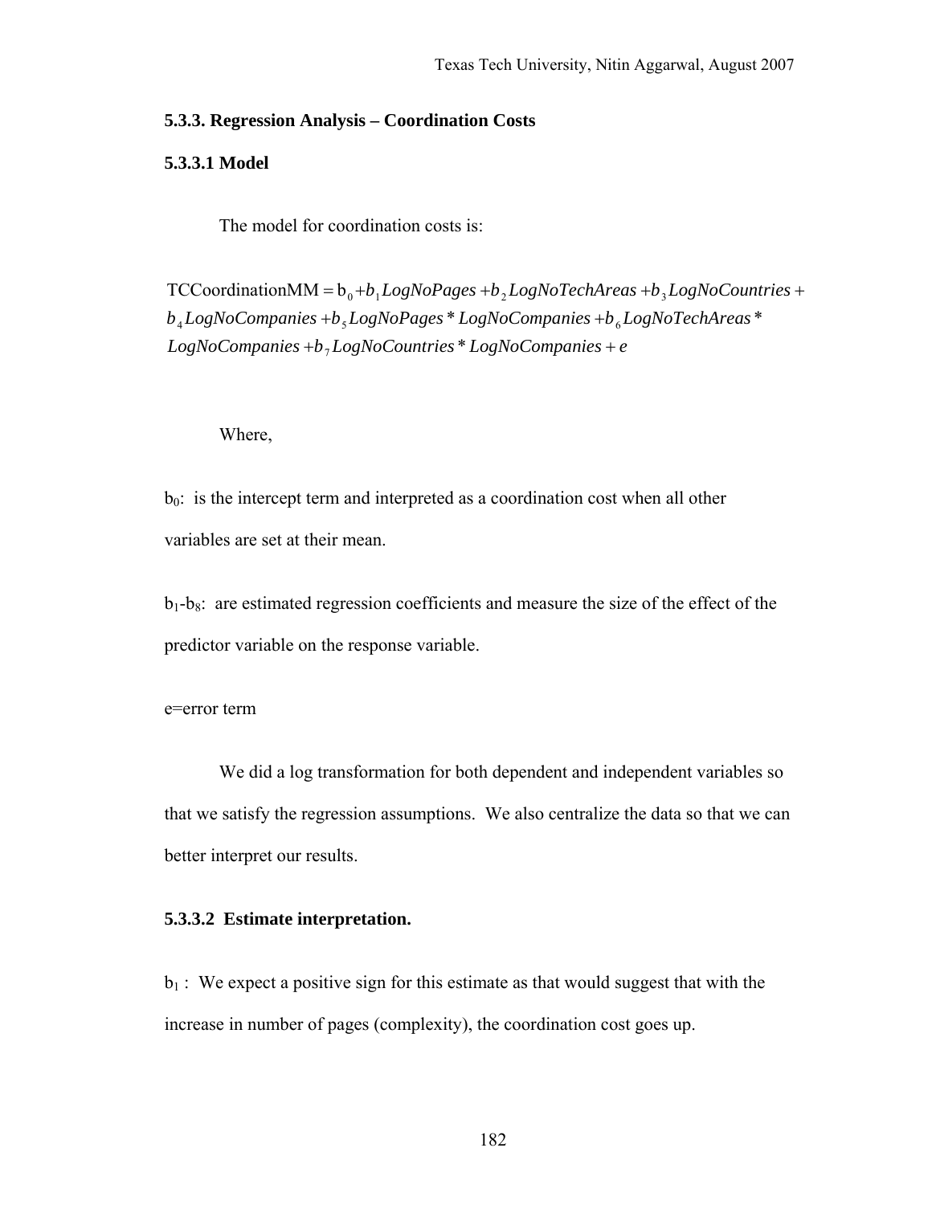### 5.3.3. Regression Analysis – Coordination Costs

#### 5.3.3.1 Model

The model for coordination costs is:

$$\text{TCCoordinationMM} = b_0 + b_1 LogNoPages + b_2 LogNoTechAreas + b_3 LogNoCountries + b_4 LogNoCompanies + b_5 LogNoPages * LogNoCompanies + b_6 LogNoTechAreas * LogNoCompanies + b_7 LogNoCountries * LogNoCompanies + e$$

Where,

$b_0$: is the intercept term and interpreted as a coordination cost when all other variables are set at their mean.

$b_1$-$b_8$: are estimated regression coefficients and measure the size of the effect of the predictor variable on the response variable.

e=error term

We did a log transformation for both dependent and independent variables so that we satisfy the regression assumptions. We also centralize the data so that we can better interpret our results.

#### 5.3.3.2 Estimate interpretation.

$b_1$ : We expect a positive sign for this estimate as that would suggest that with the increase in number of pages (complexity), the coordination cost goes up.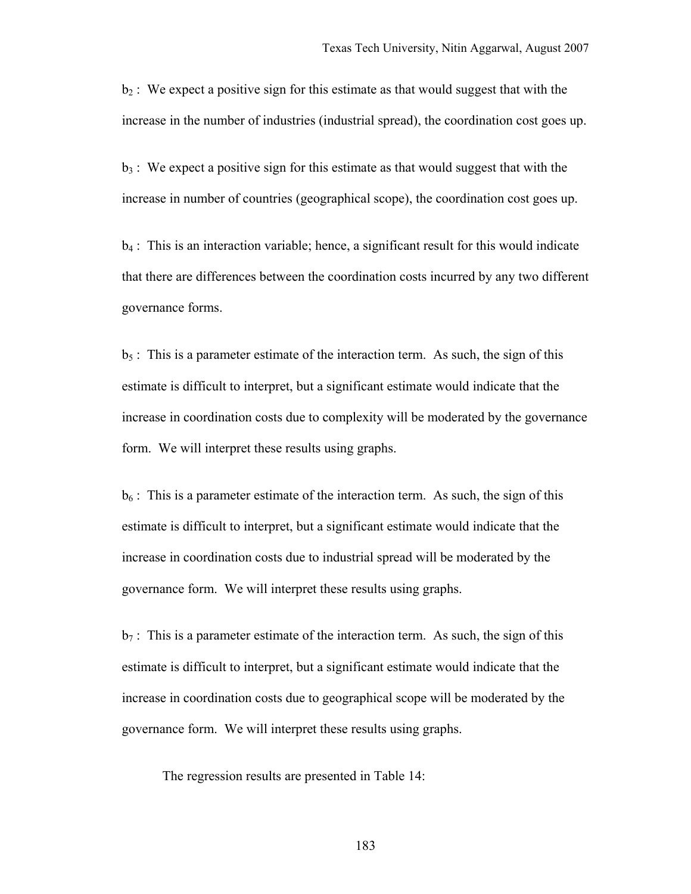$b_2$ :  We expect a positive sign for this estimate as that would suggest that with the increase in the number of industries (industrial spread), the coordination cost goes up.

$b_3$ :  We expect a positive sign for this estimate as that would suggest that with the increase in number of countries (geographical scope), the coordination cost goes up.

$b_4$ :  This is an interaction variable; hence, a significant result for this would indicate that there are differences between the coordination costs incurred by any two different governance forms.

$b_5$ :  This is a parameter estimate of the interaction term.  As such, the sign of this estimate is difficult to interpret, but a significant estimate would indicate that the increase in coordination costs due to complexity will be moderated by the governance form.  We will interpret these results using graphs.

$b_6$ :  This is a parameter estimate of the interaction term.  As such, the sign of this estimate is difficult to interpret, but a significant estimate would indicate that the increase in coordination costs due to industrial spread will be moderated by the governance form.  We will interpret these results using graphs.

$b_7$ :  This is a parameter estimate of the interaction term.  As such, the sign of this estimate is difficult to interpret, but a significant estimate would indicate that the increase in coordination costs due to geographical scope will be moderated by the governance form.  We will interpret these results using graphs.

The regression results are presented in Table 14: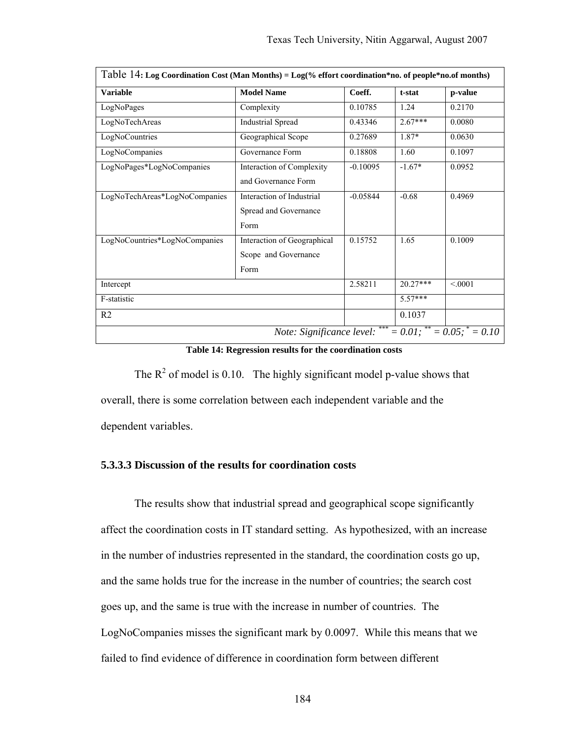| Table 14: **Log Coordination Cost (Man Months) = Log(% effort coordination*no. of people*no.of months)** | | | | |
|---|---|---|---|---|
| **Variable** | **Model Name** | **Coeff.** | **t-stat** | **p-value** |
| LogNoPages | Complexity | 0.10785 | 1.24 | 0.2170 |
| LogNoTechAreas | Industrial Spread | 0.43346 | 2.67*** | 0.0080 |
| LogNoCountries | Geographical Scope | 0.27689 | 1.87* | 0.0630 |
| LogNoCompanies | Governance Form | 0.18808 | 1.60 | 0.1097 |
| LogNoPages*LogNoCompanies | Interaction of Complexity and Governance Form | -0.10095 | -1.67* | 0.0952 |
| LogNoTechAreas*LogNoCompanies | Interaction of Industrial Spread and Governance Form | -0.05844 | -0.68 | 0.4969 |
| LogNoCountries*LogNoCompanies | Interaction of Geographical Scope and Governance Form | 0.15752 | 1.65 | 0.1009 |
| Intercept | | 2.58211 | 20.27*** | <.0001 |
| F-statistic | | | 5.57*** | |
| R2 | | | 0.1037 | |
| *Note: Significance level: \*\*\* = 0.01; \*\* = 0.05; \* = 0.10* | | | | |

**Table 14: Regression results for the coordination costs**

The $R^2$ of model is 0.10. The highly significant model p-value shows that overall, there is some correlation between each independent variable and the dependent variables.

### 5.3.3.3 Discussion of the results for coordination costs

The results show that industrial spread and geographical scope significantly affect the coordination costs in IT standard setting. As hypothesized, with an increase in the number of industries represented in the standard, the coordination costs go up, and the same holds true for the increase in the number of countries; the search cost goes up, and the same is true with the increase in number of countries. The LogNoCompanies misses the significant mark by 0.0097. While this means that we failed to find evidence of difference in coordination form between different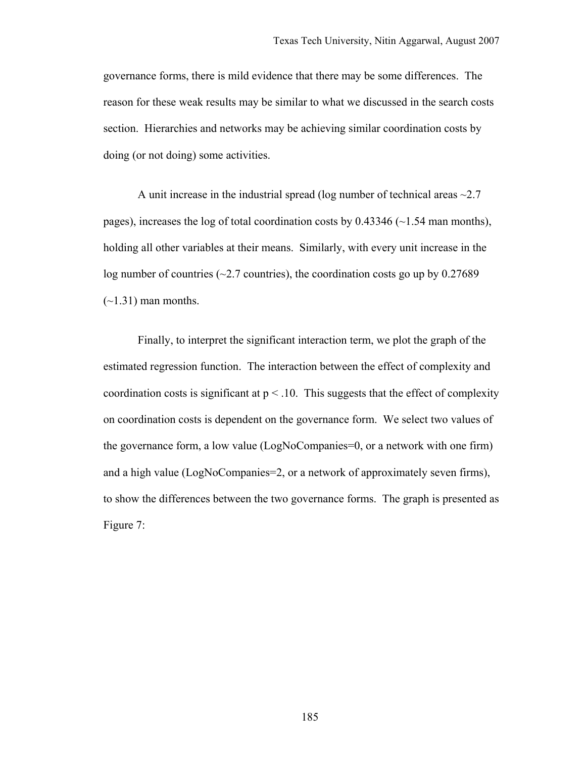governance forms, there is mild evidence that there may be some differences. The reason for these weak results may be similar to what we discussed in the search costs section. Hierarchies and networks may be achieving similar coordination costs by doing (or not doing) some activities.

A unit increase in the industrial spread (log number of technical areas ~2.7 pages), increases the log of total coordination costs by 0.43346 (~1.54 man months), holding all other variables at their means. Similarly, with every unit increase in the log number of countries (~2.7 countries), the coordination costs go up by 0.27689 (~1.31) man months.

Finally, to interpret the significant interaction term, we plot the graph of the estimated regression function. The interaction between the effect of complexity and coordination costs is significant at $p < .10$. This suggests that the effect of complexity on coordination costs is dependent on the governance form. We select two values of the governance form, a low value (LogNoCompanies=0, or a network with one firm) and a high value (LogNoCompanies=2, or a network of approximately seven firms), to show the differences between the two governance forms. The graph is presented as Figure 7: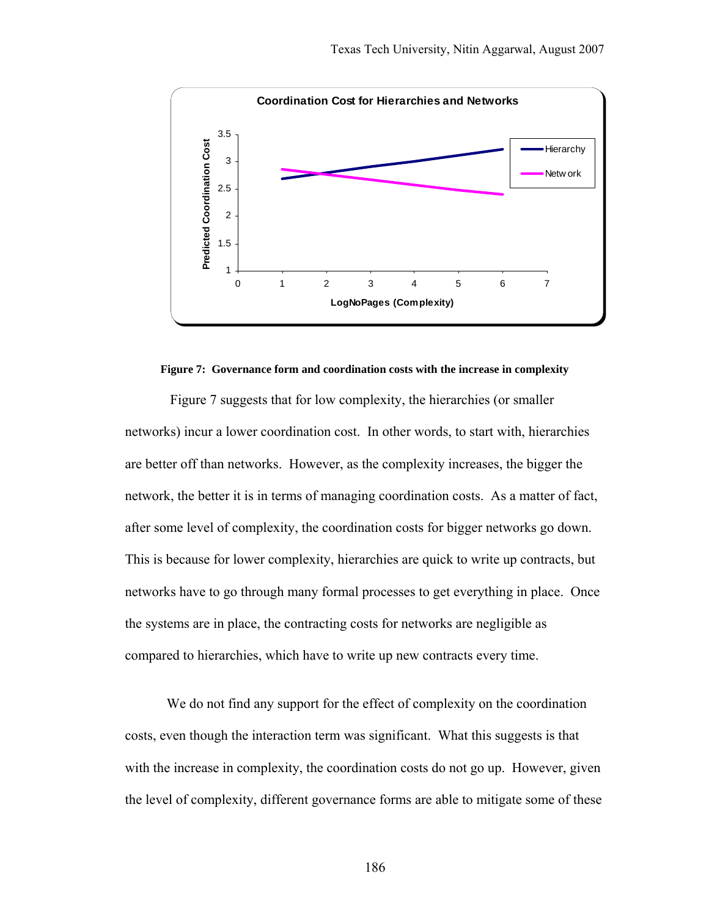**Figure 7: Governance form and coordination costs with the increase in complexity**

Figure 7 suggests that for low complexity, the hierarchies (or smaller networks) incur a lower coordination cost. In other words, to start with, hierarchies are better off than networks. However, as the complexity increases, the bigger the network, the better it is in terms of managing coordination costs. As a matter of fact, after some level of complexity, the coordination costs for bigger networks go down. This is because for lower complexity, hierarchies are quick to write up contracts, but networks have to go through many formal processes to get everything in place. Once the systems are in place, the contracting costs for networks are negligible as compared to hierarchies, which have to write up new contracts every time.

We do not find any support for the effect of complexity on the coordination costs, even though the interaction term was significant. What this suggests is that with the increase in complexity, the coordination costs do not go up. However, given the level of complexity, different governance forms are able to mitigate some of these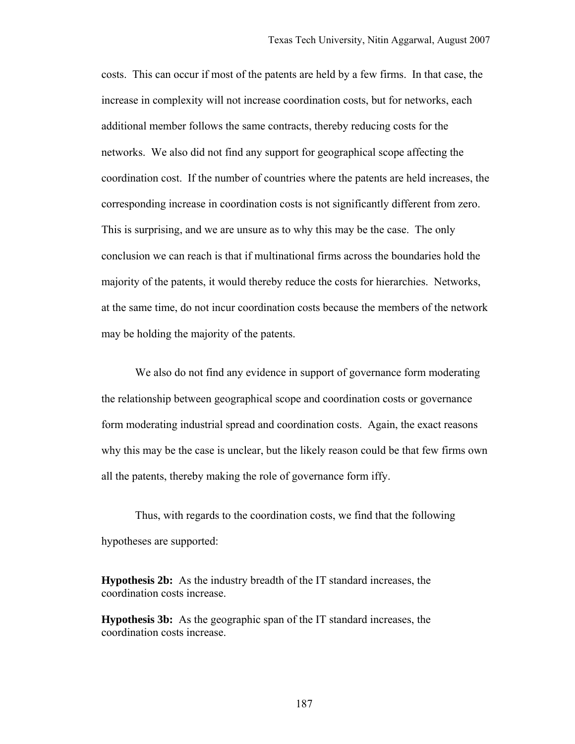costs. This can occur if most of the patents are held by a few firms. In that case, the increase in complexity will not increase coordination costs, but for networks, each additional member follows the same contracts, thereby reducing costs for the networks. We also did not find any support for geographical scope affecting the coordination cost. If the number of countries where the patents are held increases, the corresponding increase in coordination costs is not significantly different from zero. This is surprising, and we are unsure as to why this may be the case. The only conclusion we can reach is that if multinational firms across the boundaries hold the majority of the patents, it would thereby reduce the costs for hierarchies. Networks, at the same time, do not incur coordination costs because the members of the network may be holding the majority of the patents.

We also do not find any evidence in support of governance form moderating the relationship between geographical scope and coordination costs or governance form moderating industrial spread and coordination costs. Again, the exact reasons why this may be the case is unclear, but the likely reason could be that few firms own all the patents, thereby making the role of governance form iffy.

Thus, with regards to the coordination costs, we find that the following hypotheses are supported:

**Hypothesis 2b:** As the industry breadth of the IT standard increases, the coordination costs increase.

**Hypothesis 3b:** As the geographic span of the IT standard increases, the coordination costs increase.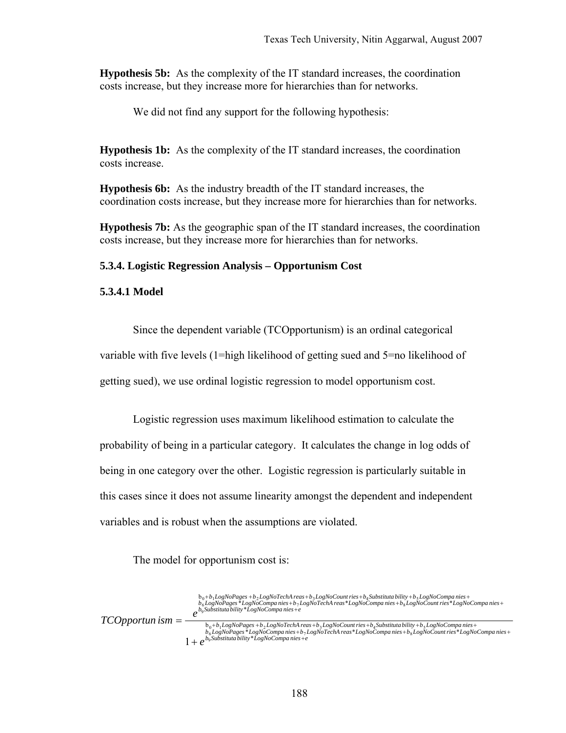**Hypothesis 5b:** As the complexity of the IT standard increases, the coordination costs increase, but they increase more for hierarchies than for networks.

We did not find any support for the following hypothesis:

**Hypothesis 1b:** As the complexity of the IT standard increases, the coordination costs increase.

**Hypothesis 6b:** As the industry breadth of the IT standard increases, the coordination costs increase, but they increase more for hierarchies than for networks.

**Hypothesis 7b:** As the geographic span of the IT standard increases, the coordination costs increase, but they increase more for hierarchies than for networks.

### 5.3.4. Logistic Regression Analysis – Opportunism Cost

#### 5.3.4.1 Model

Since the dependent variable (TCOpportunism) is an ordinal categorical variable with five levels (1=high likelihood of getting sued and 5=no likelihood of getting sued), we use ordinal logistic regression to model opportunism cost.

Logistic regression uses maximum likelihood estimation to calculate the probability of being in a particular category. It calculates the change in log odds of being in one category over the other. Logistic regression is particularly suitable in this cases since it does not assume linearity amongst the dependent and independent variables and is robust when the assumptions are violated.

The model for opportunism cost is:

$$TCOpportunism = \frac{e^{\substack{b_0 + b_1 LogNoPages + b_2 LogNoTechAreas + b_3 LogNoCountries + b_4 Substitutability + b_5 LogNoCompanies + \\ b_6 LogNoPages * LogNoCompanies + b_7 LogNoTechAreas * LogNoCompanies + b_8 LogNoCountries * LogNoCompanies + \\ b_9 Substitutability * LogNoCompanies + e}}}{1 + e^{\substack{b_0 + b_1 LogNoPages + b_2 LogNoTechAreas + b_3 LogNoCountries + b_4 Substitutability + b_5 LogNoCompanies + \\ b_6 LogNoPages * LogNoCompanies + b_7 LogNoTechAreas * LogNoCompanies + b_8 LogNoCountries * LogNoCompanies + \\ b_9 Substitutability * LogNoCompanies + e}}}$$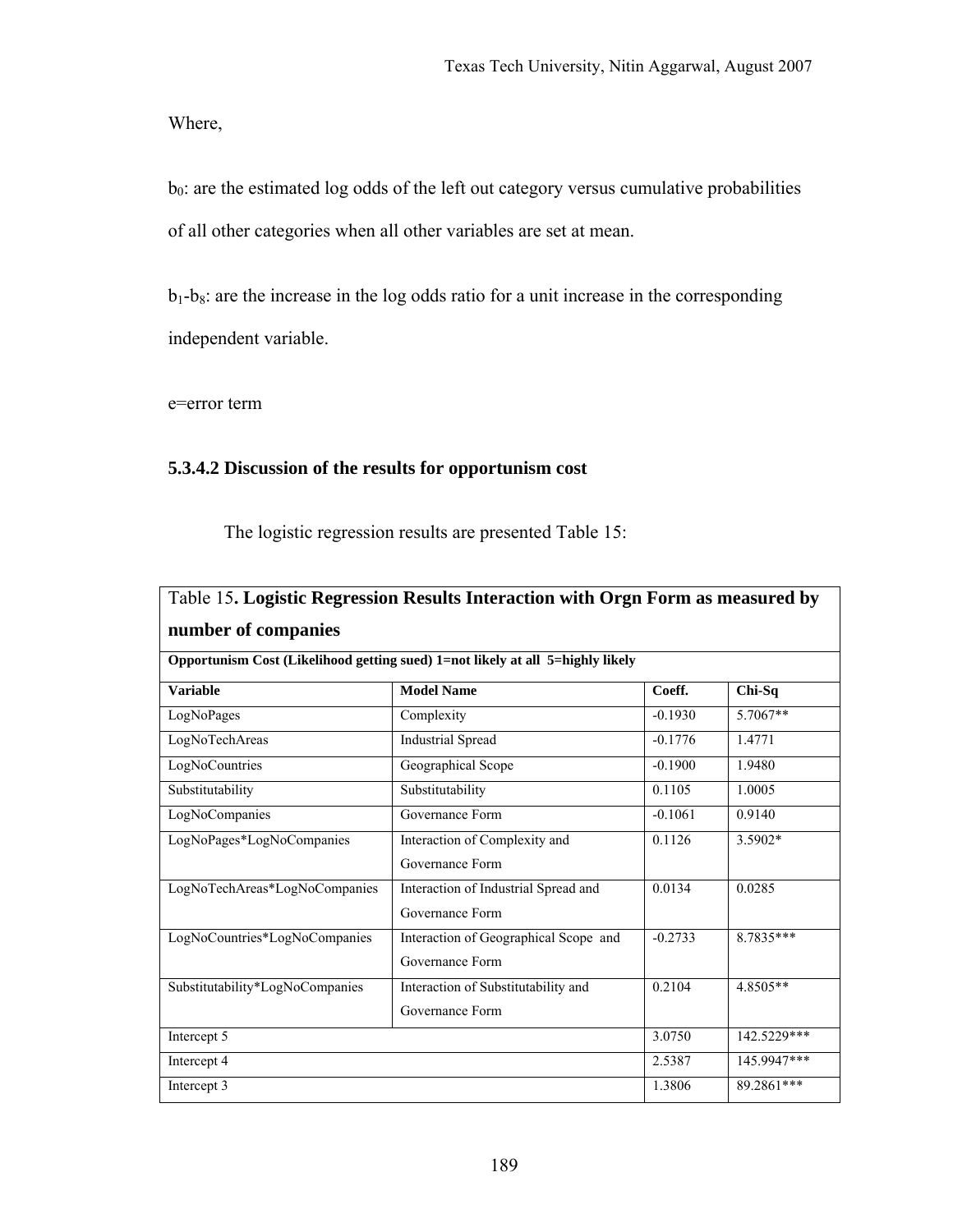Where,

$b_0$: are the estimated log odds of the left out category versus cumulative probabilities of all other categories when all other variables are set at mean.

$b_1$-$b_8$: are the increase in the log odds ratio for a unit increase in the corresponding independent variable.

e=error term

### 5.3.4.2 Discussion of the results for opportunism cost

The logistic regression results are presented Table 15:

| Table 15. **Logistic Regression Results Interaction with Orgn Form as measured by number of companies** | | | |
|---|---|---|---|
| **Opportunism Cost (Likelihood getting sued) 1=not likely at all 5=highly likely** | | | |
| **Variable** | **Model Name** | **Coeff.** | **Chi-Sq** |
| LogNoPages | Complexity | -0.1930 | 5.7067** |
| LogNoTechAreas | Industrial Spread | -0.1776 | 1.4771 |
| LogNoCountries | Geographical Scope | -0.1900 | 1.9480 |
| Substitutability | Substitutability | 0.1105 | 1.0005 |
| LogNoCompanies | Governance Form | -0.1061 | 0.9140 |
| LogNoPages*LogNoCompanies | Interaction of Complexity and Governance Form | 0.1126 | 3.5902* |
| LogNoTechAreas*LogNoCompanies | Interaction of Industrial Spread and Governance Form | 0.0134 | 0.0285 |
| LogNoCountries*LogNoCompanies | Interaction of Geographical Scope and Governance Form | -0.2733 | 8.7835*** |
| Substitutability*LogNoCompanies | Interaction of Substitutability and Governance Form | 0.2104 | 4.8505** |
| Intercept 5 | | 3.0750 | 142.5229*** |
| Intercept 4 | | 2.5387 | 145.9947*** |
| Intercept 3 | | 1.3806 | 89.2861*** |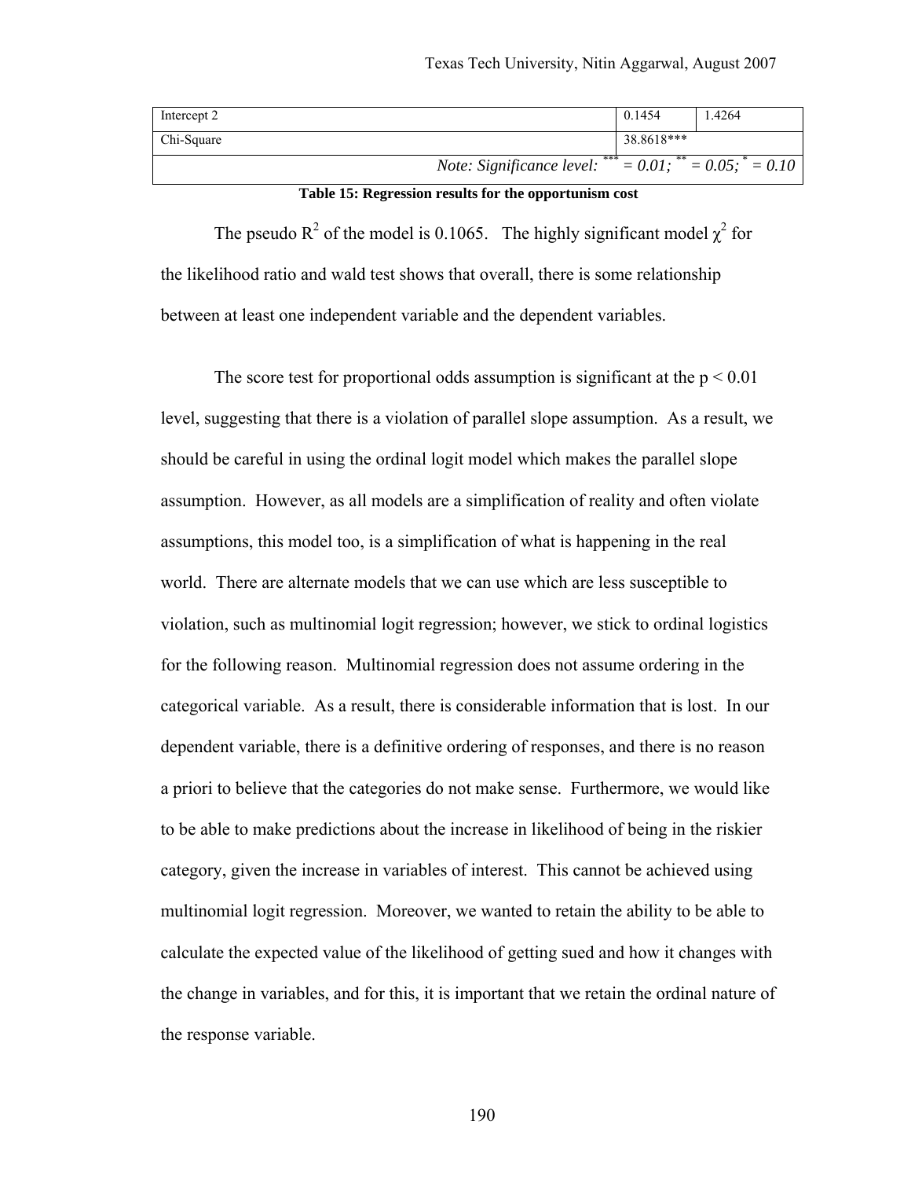| | | |
|---|---|---|
| Intercept 2 | 0.1454 | 1.4264 |
| Chi-Square | 38.8618*** | |
| *Note: Significance level: *** = 0.01; ** = 0.05; * = 0.10* | | |

**Table 15: Regression results for the opportunism cost**

The pseudo $R^2$ of the model is 0.1065. The highly significant model $\chi^2$ for the likelihood ratio and wald test shows that overall, there is some relationship between at least one independent variable and the dependent variables.

The score test for proportional odds assumption is significant at the $p < 0.01$ level, suggesting that there is a violation of parallel slope assumption. As a result, we should be careful in using the ordinal logit model which makes the parallel slope assumption. However, as all models are a simplification of reality and often violate assumptions, this model too, is a simplification of what is happening in the real world. There are alternate models that we can use which are less susceptible to violation, such as multinomial logit regression; however, we stick to ordinal logistics for the following reason. Multinomial regression does not assume ordering in the categorical variable. As a result, there is considerable information that is lost. In our dependent variable, there is a definitive ordering of responses, and there is no reason a priori to believe that the categories do not make sense. Furthermore, we would like to be able to make predictions about the increase in likelihood of being in the riskier category, given the increase in variables of interest. This cannot be achieved using multinomial logit regression. Moreover, we wanted to retain the ability to be able to calculate the expected value of the likelihood of getting sued and how it changes with the change in variables, and for this, it is important that we retain the ordinal nature of the response variable.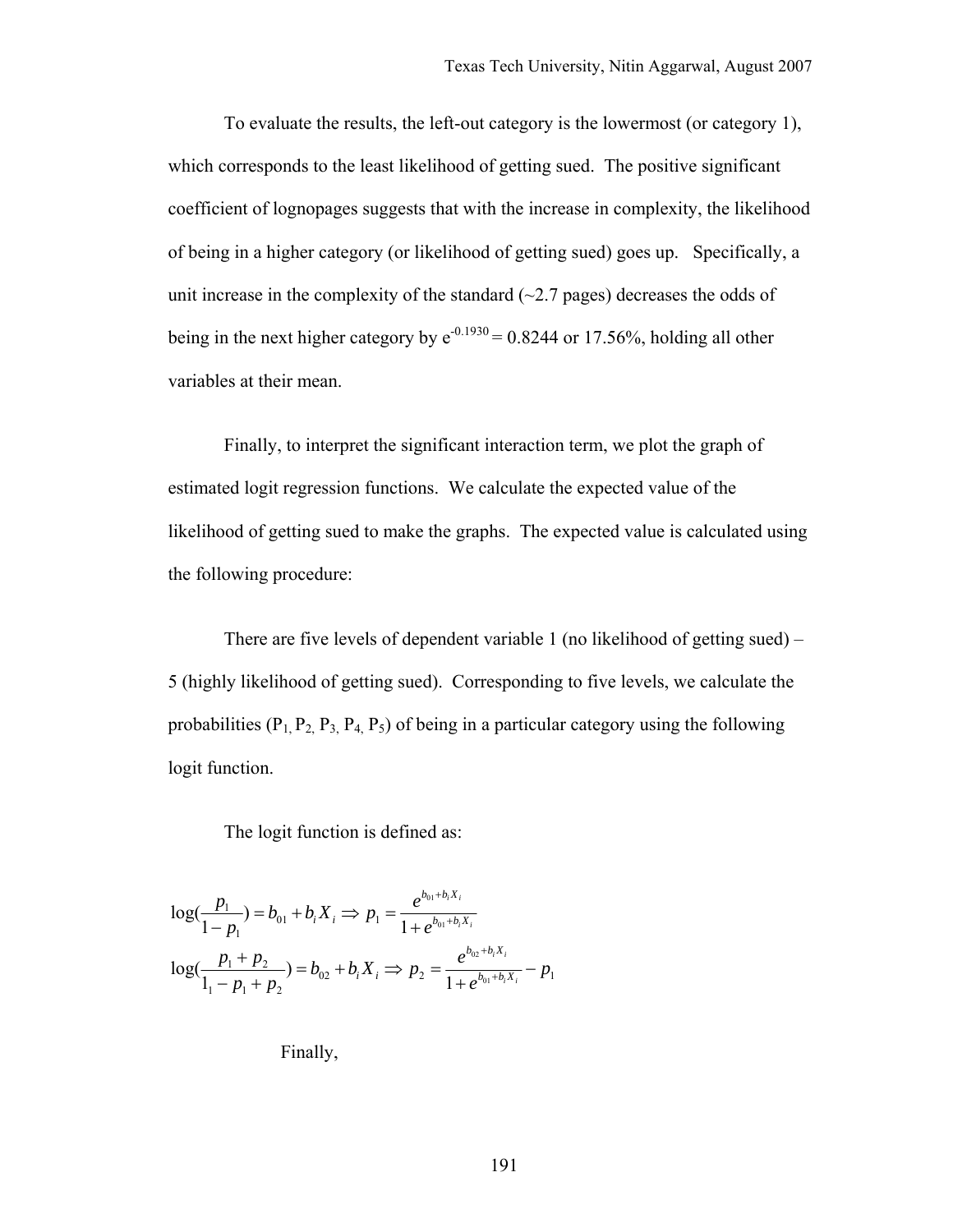To evaluate the results, the left-out category is the lowermost (or category 1), which corresponds to the least likelihood of getting sued. The positive significant coefficient of lognopages suggests that with the increase in complexity, the likelihood of being in a higher category (or likelihood of getting sued) goes up. Specifically, a unit increase in the complexity of the standard (~2.7 pages) decreases the odds of being in the next higher category by $e^{-0.1930} = 0.8244$ or 17.56%, holding all other variables at their mean.

Finally, to interpret the significant interaction term, we plot the graph of estimated logit regression functions. We calculate the expected value of the likelihood of getting sued to make the graphs. The expected value is calculated using the following procedure:

There are five levels of dependent variable 1 (no likelihood of getting sued) – 5 (highly likelihood of getting sued). Corresponding to five levels, we calculate the probabilities ($P_1, P_2, P_3, P_4, P_5$) of being in a particular category using the following logit function.

The logit function is defined as:

$$\log\left(\frac{p_1}{1-p_1}\right) = b_{01} + b_i X_i \Rightarrow p_1 = \frac{e^{b_{01}+b_i X_i}}{1+e^{b_{01}+b_i X_i}}$$

$$\log\left(\frac{p_1 + p_2}{1_1 - p_1 + p_2}\right) = b_{02} + b_i X_i \Rightarrow p_2 = \frac{e^{b_{02}+b_i X_i}}{1+e^{b_{01}+b_i X_i}} - p_1$$

Finally,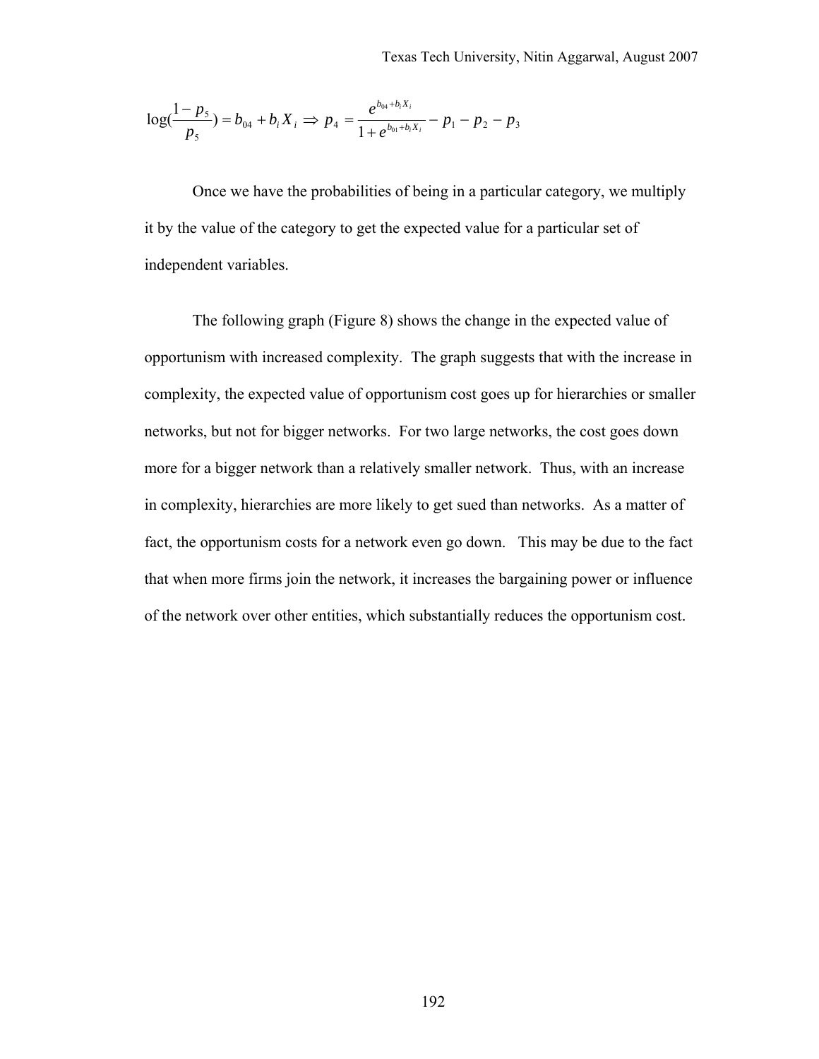$$\log(\frac{1-p_5}{p_5}) = b_{04} + b_i X_i \Rightarrow p_4 = \frac{e^{b_{04}+b_i X_i}}{1+e^{b_{01}+b_i X_i}} - p_1 - p_2 - p_3$$

Once we have the probabilities of being in a particular category, we multiply it by the value of the category to get the expected value for a particular set of independent variables.

The following graph (Figure 8) shows the change in the expected value of opportunism with increased complexity. The graph suggests that with the increase in complexity, the expected value of opportunism cost goes up for hierarchies or smaller networks, but not for bigger networks. For two large networks, the cost goes down more for a bigger network than a relatively smaller network. Thus, with an increase in complexity, hierarchies are more likely to get sued than networks. As a matter of fact, the opportunism costs for a network even go down. This may be due to the fact that when more firms join the network, it increases the bargaining power or influence of the network over other entities, which substantially reduces the opportunism cost.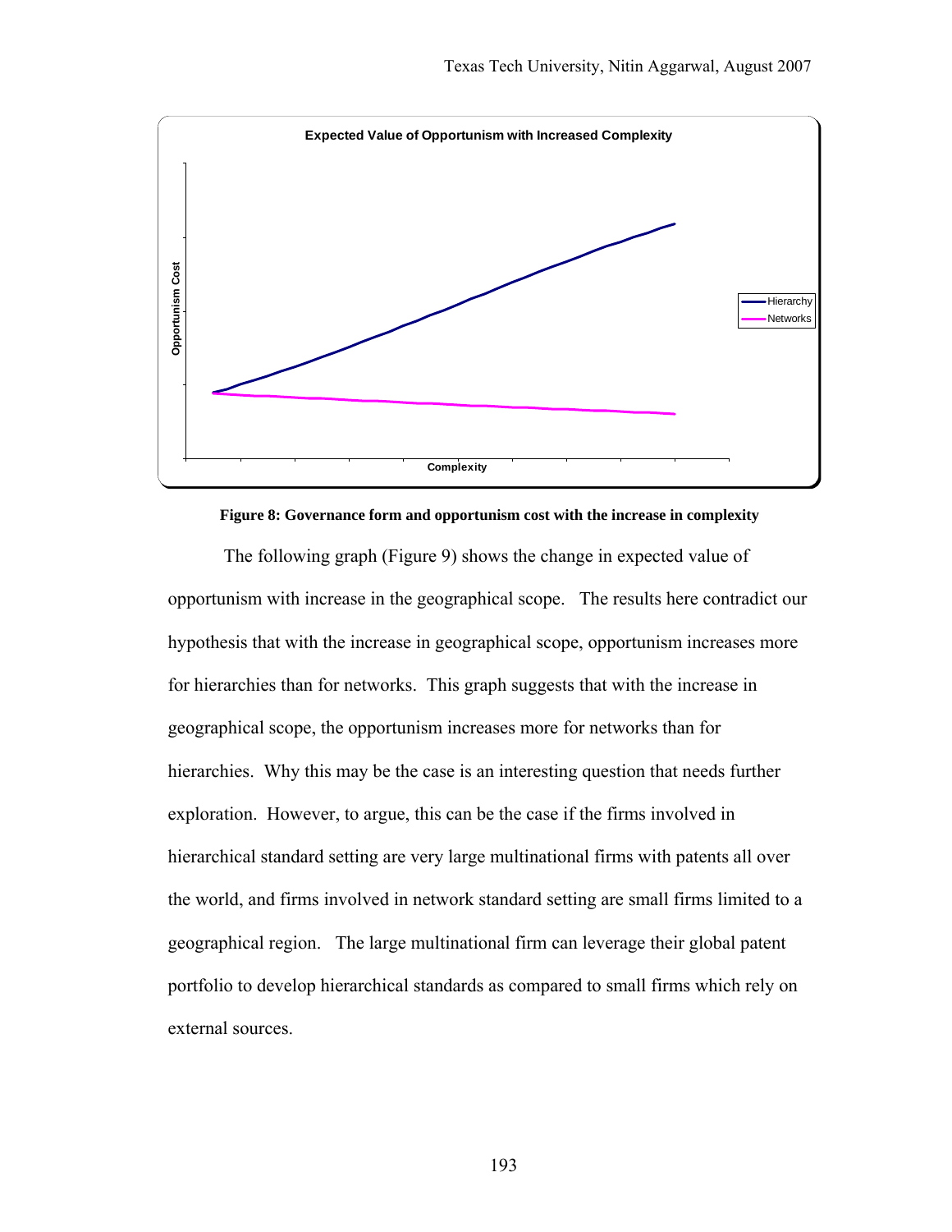**Expected Value of Opportunism with Increased Complexity**

Opportunism Cost

Complexity

Hierarchy
Networks

**Figure 8: Governance form and opportunism cost with the increase in complexity**

The following graph (Figure 9) shows the change in expected value of opportunism with increase in the geographical scope. The results here contradict our hypothesis that with the increase in geographical scope, opportunism increases more for hierarchies than for networks. This graph suggests that with the increase in geographical scope, the opportunism increases more for networks than for hierarchies. Why this may be the case is an interesting question that needs further exploration. However, to argue, this can be the case if the firms involved in hierarchical standard setting are very large multinational firms with patents all over the world, and firms involved in network standard setting are small firms limited to a geographical region. The large multinational firm can leverage their global patent portfolio to develop hierarchical standards as compared to small firms which rely on external sources.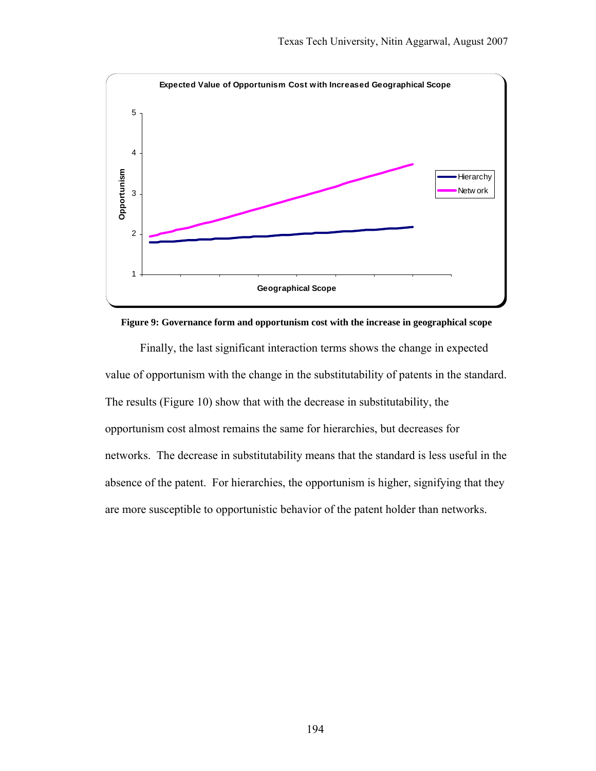**Figure 9: Governance form and opportunism cost with the increase in geographical scope**

Finally, the last significant interaction terms shows the change in expected value of opportunism with the change in the substitutability of patents in the standard. The results (Figure 10) show that with the decrease in substitutability, the opportunism cost almost remains the same for hierarchies, but decreases for networks. The decrease in substitutability means that the standard is less useful in the absence of the patent. For hierarchies, the opportunism is higher, signifying that they are more susceptible to opportunistic behavior of the patent holder than networks.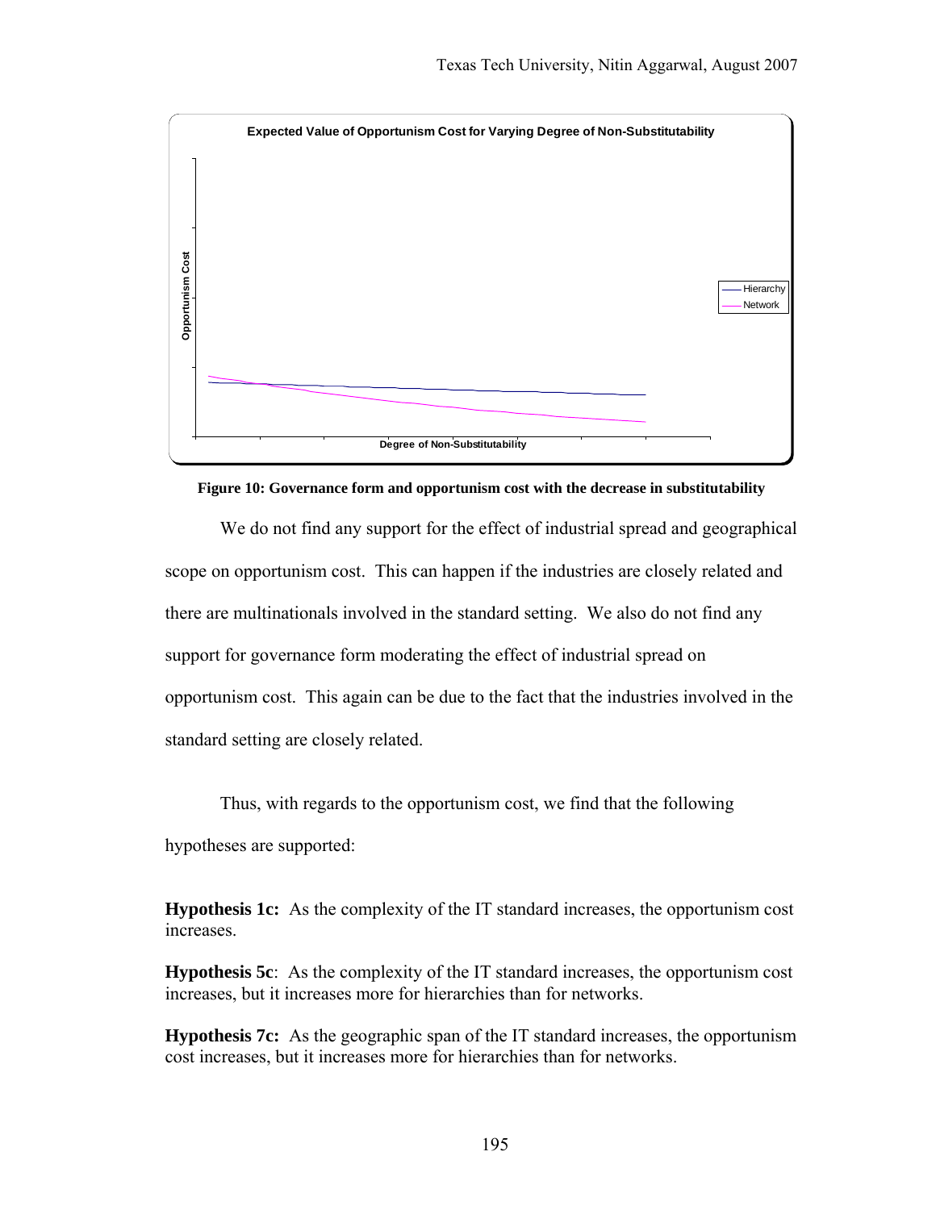**Figure 10: Governance form and opportunism cost with the decrease in substitutability**

We do not find any support for the effect of industrial spread and geographical scope on opportunism cost. This can happen if the industries are closely related and there are multinationals involved in the standard setting. We also do not find any support for governance form moderating the effect of industrial spread on opportunism cost. This again can be due to the fact that the industries involved in the standard setting are closely related.

Thus, with regards to the opportunism cost, we find that the following hypotheses are supported:

**Hypothesis 1c:** As the complexity of the IT standard increases, the opportunism cost increases.

**Hypothesis 5c**: As the complexity of the IT standard increases, the opportunism cost increases, but it increases more for hierarchies than for networks.

**Hypothesis 7c:** As the geographic span of the IT standard increases, the opportunism cost increases, but it increases more for hierarchies than for networks.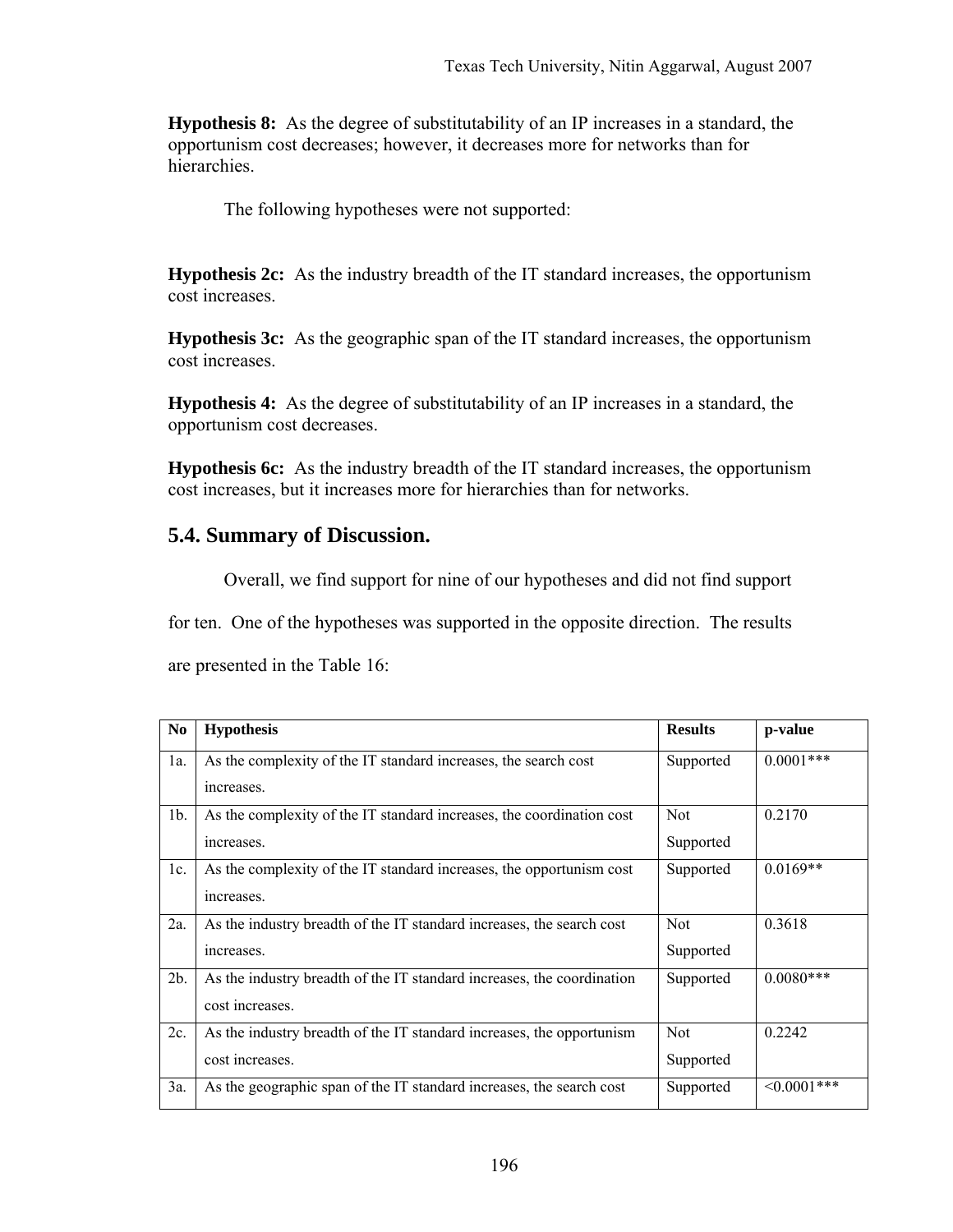**Hypothesis 8:** As the degree of substitutability of an IP increases in a standard, the opportunism cost decreases; however, it decreases more for networks than for hierarchies.

The following hypotheses were not supported:

**Hypothesis 2c:** As the industry breadth of the IT standard increases, the opportunism cost increases.

**Hypothesis 3c:** As the geographic span of the IT standard increases, the opportunism cost increases.

**Hypothesis 4:** As the degree of substitutability of an IP increases in a standard, the opportunism cost decreases.

**Hypothesis 6c:** As the industry breadth of the IT standard increases, the opportunism cost increases, but it increases more for hierarchies than for networks.

## 5.4. Summary of Discussion.

Overall, we find support for nine of our hypotheses and did not find support for ten. One of the hypotheses was supported in the opposite direction. The results are presented in the Table 16:

| No | Hypothesis | Results | p-value |
|---|---|---|---|
| 1a. | As the complexity of the IT standard increases, the search cost increases. | Supported | 0.0001*** |
| 1b. | As the complexity of the IT standard increases, the coordination cost increases. | Not Supported | 0.2170 |
| 1c. | As the complexity of the IT standard increases, the opportunism cost increases. | Supported | 0.0169** |
| 2a. | As the industry breadth of the IT standard increases, the search cost increases. | Not Supported | 0.3618 |
| 2b. | As the industry breadth of the IT standard increases, the coordination cost increases. | Supported | 0.0080*** |
| 2c. | As the industry breadth of the IT standard increases, the opportunism cost increases. | Not Supported | 0.2242 |
| 3a. | As the geographic span of the IT standard increases, the search cost | Supported | <0.0001*** |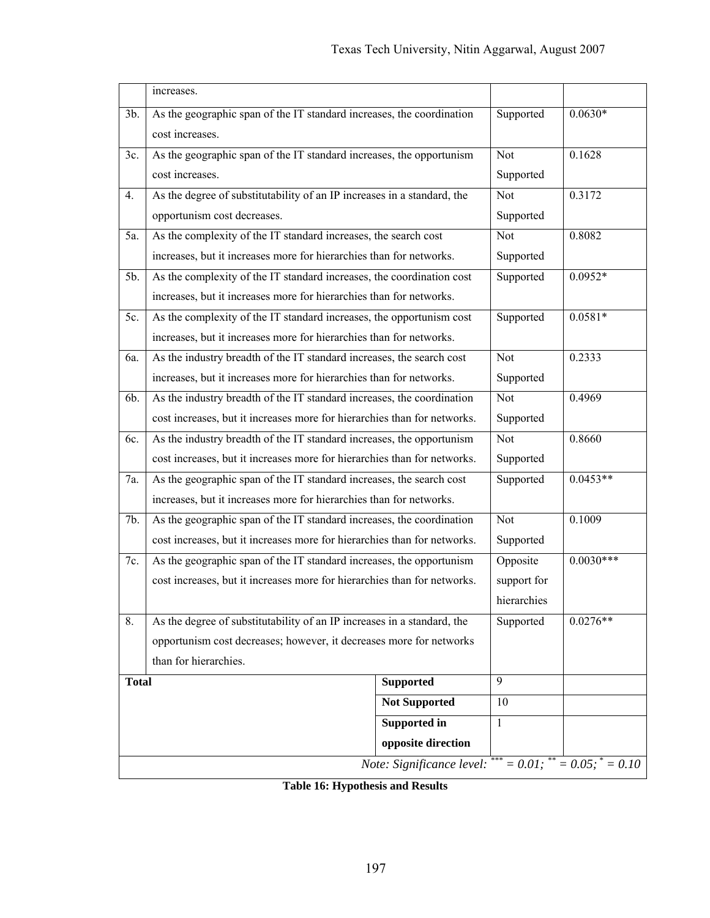| | | | |
|---|---|---|---|
| | increases. | | |
| 3b. | As the geographic span of the IT standard increases, the coordination cost increases. | Supported | 0.0630* |
| 3c. | As the geographic span of the IT standard increases, the opportunism cost increases. | Not Supported | 0.1628 |
| 4. | As the degree of substitutability of an IP increases in a standard, the opportunism cost decreases. | Not Supported | 0.3172 |
| 5a. | As the complexity of the IT standard increases, the search cost increases, but it increases more for hierarchies than for networks. | Not Supported | 0.8082 |
| 5b. | As the complexity of the IT standard increases, the coordination cost increases, but it increases more for hierarchies than for networks. | Supported | 0.0952* |
| 5c. | As the complexity of the IT standard increases, the opportunism cost increases, but it increases more for hierarchies than for networks. | Supported | 0.0581* |
| 6a. | As the industry breadth of the IT standard increases, the search cost increases, but it increases more for hierarchies than for networks. | Not Supported | 0.2333 |
| 6b. | As the industry breadth of the IT standard increases, the coordination cost increases, but it increases more for hierarchies than for networks. | Not Supported | 0.4969 |
| 6c. | As the industry breadth of the IT standard increases, the opportunism cost increases, but it increases more for hierarchies than for networks. | Not Supported | 0.8660 |
| 7a. | As the geographic span of the IT standard increases, the search cost increases, but it increases more for hierarchies than for networks. | Supported | 0.0453** |
| 7b. | As the geographic span of the IT standard increases, the coordination cost increases, but it increases more for hierarchies than for networks. | Not Supported | 0.1009 |
| 7c. | As the geographic span of the IT standard increases, the opportunism cost increases, but it increases more for hierarchies than for networks. | Opposite support for hierarchies | 0.0030*** |
| 8. | As the degree of substitutability of an IP increases in a standard, the opportunism cost decreases; however, it decreases more for networks than for hierarchies. | Supported | 0.0276** |
| **Total** | **Supported** | 9 | |
| | **Not Supported** | 10 | |
| | **Supported in opposite direction** | 1 | |

*Note: Significance level: *** = 0.01; ** = 0.05; * = 0.10*

**Table 16: Hypothesis and Results**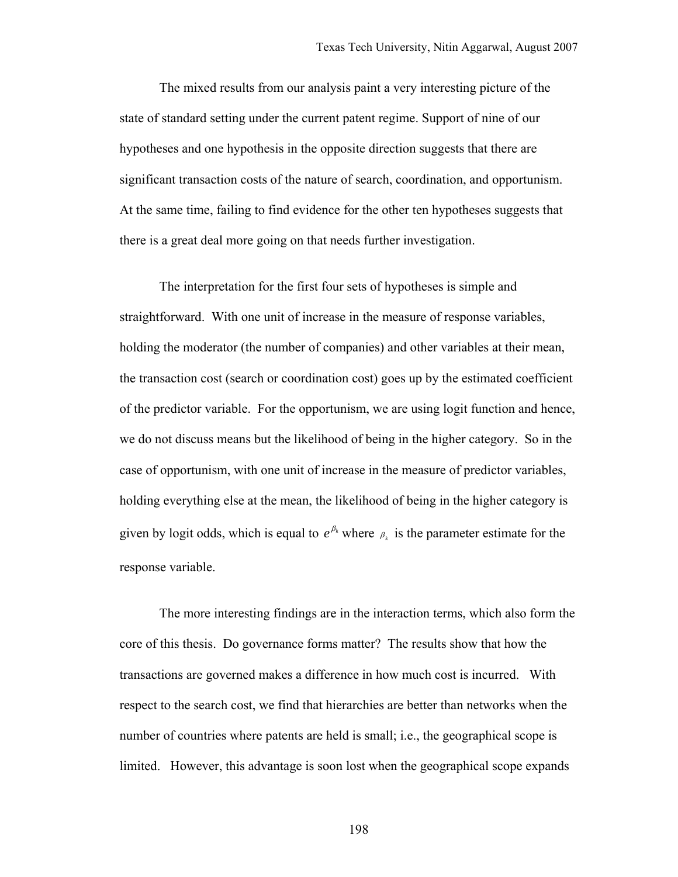The mixed results from our analysis paint a very interesting picture of the state of standard setting under the current patent regime. Support of nine of our hypotheses and one hypothesis in the opposite direction suggests that there are significant transaction costs of the nature of search, coordination, and opportunism. At the same time, failing to find evidence for the other ten hypotheses suggests that there is a great deal more going on that needs further investigation.

The interpretation for the first four sets of hypotheses is simple and straightforward. With one unit of increase in the measure of response variables, holding the moderator (the number of companies) and other variables at their mean, the transaction cost (search or coordination cost) goes up by the estimated coefficient of the predictor variable. For the opportunism, we are using logit function and hence, we do not discuss means but the likelihood of being in the higher category. So in the case of opportunism, with one unit of increase in the measure of predictor variables, holding everything else at the mean, the likelihood of being in the higher category is given by logit odds, which is equal to $e^{\beta_k}$ where $\beta_k$ is the parameter estimate for the response variable.

The more interesting findings are in the interaction terms, which also form the core of this thesis. Do governance forms matter? The results show that how the transactions are governed makes a difference in how much cost is incurred. With respect to the search cost, we find that hierarchies are better than networks when the number of countries where patents are held is small; i.e., the geographical scope is limited. However, this advantage is soon lost when the geographical scope expands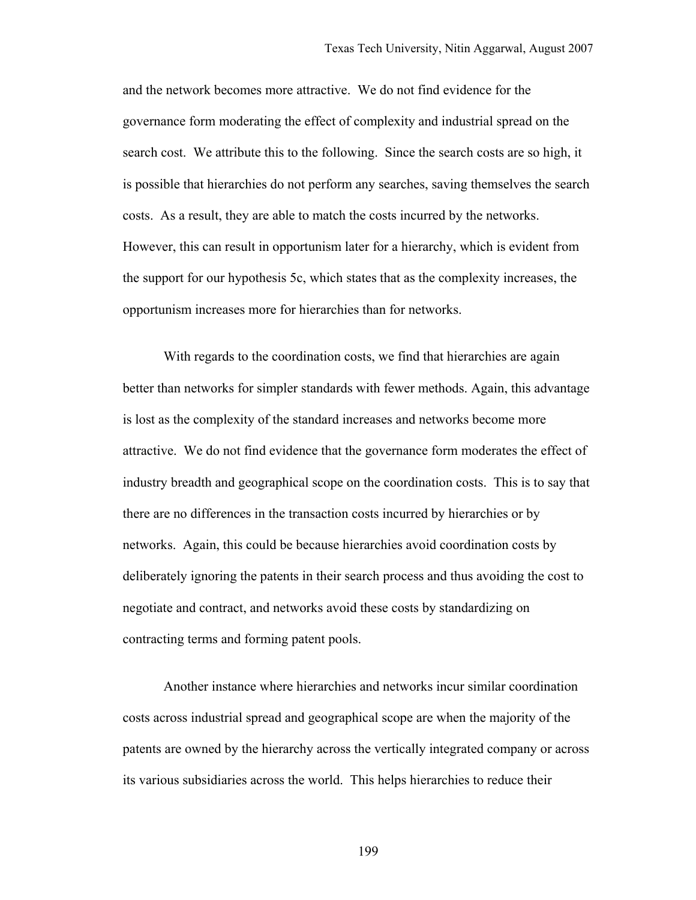and the network becomes more attractive. We do not find evidence for the governance form moderating the effect of complexity and industrial spread on the search cost. We attribute this to the following. Since the search costs are so high, it is possible that hierarchies do not perform any searches, saving themselves the search costs. As a result, they are able to match the costs incurred by the networks. However, this can result in opportunism later for a hierarchy, which is evident from the support for our hypothesis 5c, which states that as the complexity increases, the opportunism increases more for hierarchies than for networks.

With regards to the coordination costs, we find that hierarchies are again better than networks for simpler standards with fewer methods. Again, this advantage is lost as the complexity of the standard increases and networks become more attractive. We do not find evidence that the governance form moderates the effect of industry breadth and geographical scope on the coordination costs. This is to say that there are no differences in the transaction costs incurred by hierarchies or by networks. Again, this could be because hierarchies avoid coordination costs by deliberately ignoring the patents in their search process and thus avoiding the cost to negotiate and contract, and networks avoid these costs by standardizing on contracting terms and forming patent pools.

Another instance where hierarchies and networks incur similar coordination costs across industrial spread and geographical scope are when the majority of the patents are owned by the hierarchy across the vertically integrated company or across its various subsidiaries across the world. This helps hierarchies to reduce their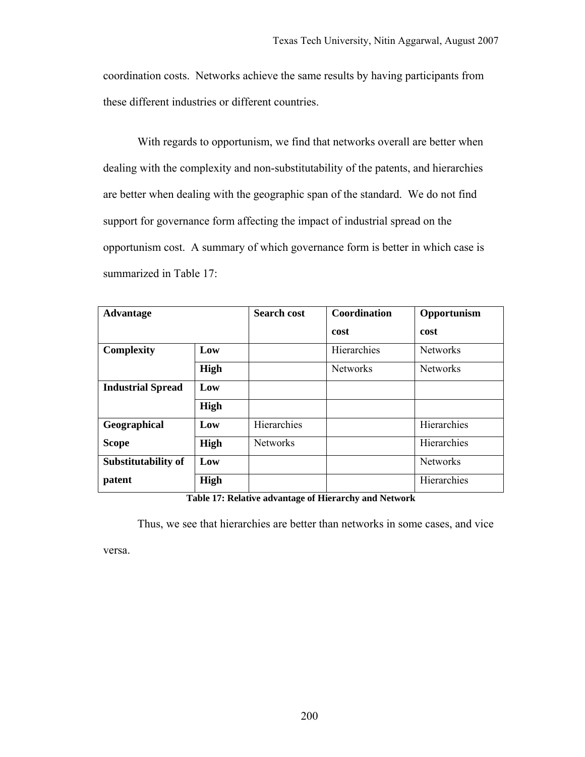coordination costs. Networks achieve the same results by having participants from these different industries or different countries.

With regards to opportunism, we find that networks overall are better when dealing with the complexity and non-substitutability of the patents, and hierarchies are better when dealing with the geographic span of the standard. We do not find support for governance form affecting the impact of industrial spread on the opportunism cost. A summary of which governance form is better in which case is summarized in Table 17:

| **Advantage** | | **Search cost** | **Coordination cost** | **Opportunism cost** |
|---|---|---|---|---|
| **Complexity** | **Low** | | Hierarchies | Networks |
| | **High** | | Networks | Networks |
| **Industrial Spread** | **Low** | | | |
| | **High** | | | |
| **Geographical Scope** | **Low** | Hierarchies | | Hierarchies |
| | **High** | Networks | | Hierarchies |
| **Substitutability of patent** | **Low** | | | Networks |
| | **High** | | | Hierarchies |

**Table 17: Relative advantage of Hierarchy and Network**

Thus, we see that hierarchies are better than networks in some cases, and vice versa.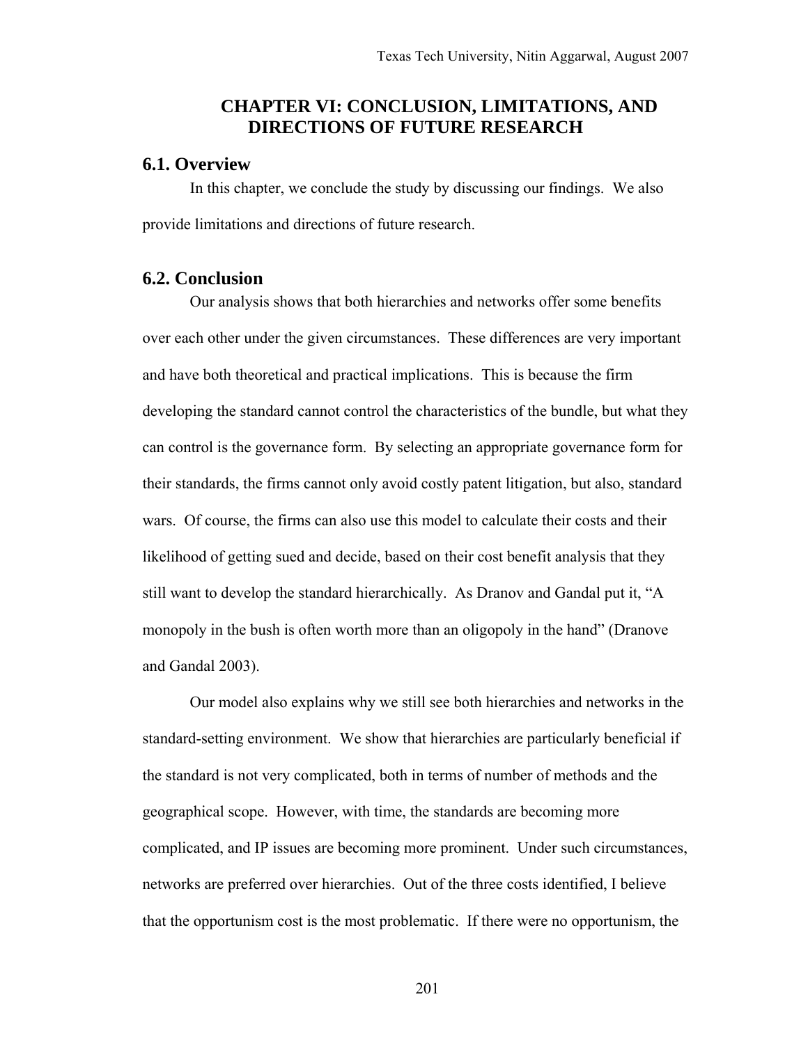# CHAPTER VI: CONCLUSION, LIMITATIONS, AND DIRECTIONS OF FUTURE RESEARCH

## 6.1. Overview

In this chapter, we conclude the study by discussing our findings. We also provide limitations and directions of future research.

## 6.2. Conclusion

Our analysis shows that both hierarchies and networks offer some benefits over each other under the given circumstances. These differences are very important and have both theoretical and practical implications. This is because the firm developing the standard cannot control the characteristics of the bundle, but what they can control is the governance form. By selecting an appropriate governance form for their standards, the firms cannot only avoid costly patent litigation, but also, standard wars. Of course, the firms can also use this model to calculate their costs and their likelihood of getting sued and decide, based on their cost benefit analysis that they still want to develop the standard hierarchically. As Dranov and Gandal put it, "A monopoly in the bush is often worth more than an oligopoly in the hand" (Dranove and Gandal 2003).

Our model also explains why we still see both hierarchies and networks in the standard-setting environment. We show that hierarchies are particularly beneficial if the standard is not very complicated, both in terms of number of methods and the geographical scope. However, with time, the standards are becoming more complicated, and IP issues are becoming more prominent. Under such circumstances, networks are preferred over hierarchies. Out of the three costs identified, I believe that the opportunism cost is the most problematic. If there were no opportunism, the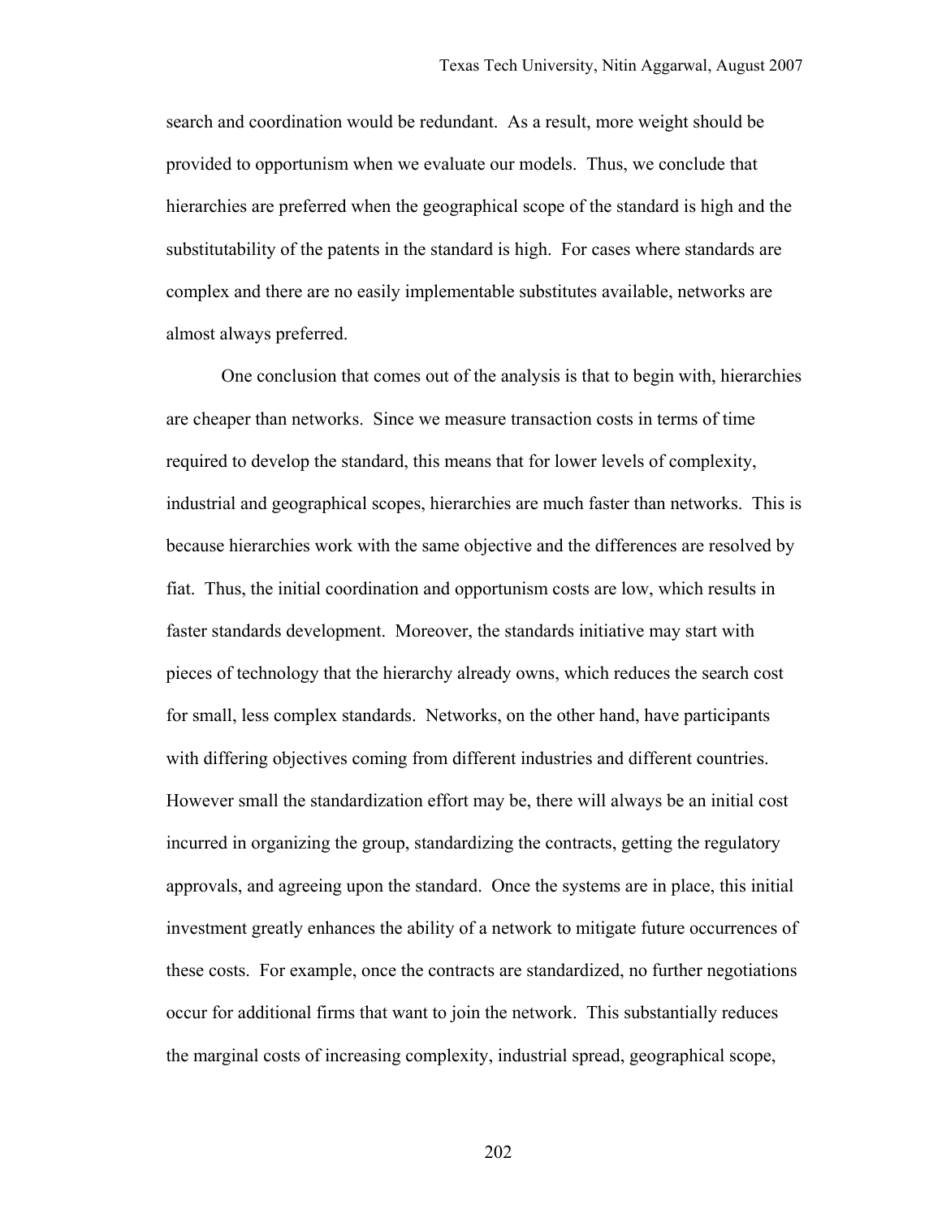search and coordination would be redundant. As a result, more weight should be provided to opportunism when we evaluate our models. Thus, we conclude that hierarchies are preferred when the geographical scope of the standard is high and the substitutability of the patents in the standard is high. For cases where standards are complex and there are no easily implementable substitutes available, networks are almost always preferred.

One conclusion that comes out of the analysis is that to begin with, hierarchies are cheaper than networks. Since we measure transaction costs in terms of time required to develop the standard, this means that for lower levels of complexity, industrial and geographical scopes, hierarchies are much faster than networks. This is because hierarchies work with the same objective and the differences are resolved by fiat. Thus, the initial coordination and opportunism costs are low, which results in faster standards development. Moreover, the standards initiative may start with pieces of technology that the hierarchy already owns, which reduces the search cost for small, less complex standards. Networks, on the other hand, have participants with differing objectives coming from different industries and different countries. However small the standardization effort may be, there will always be an initial cost incurred in organizing the group, standardizing the contracts, getting the regulatory approvals, and agreeing upon the standard. Once the systems are in place, this initial investment greatly enhances the ability of a network to mitigate future occurrences of these costs. For example, once the contracts are standardized, no further negotiations occur for additional firms that want to join the network. This substantially reduces the marginal costs of increasing complexity, industrial spread, geographical scope,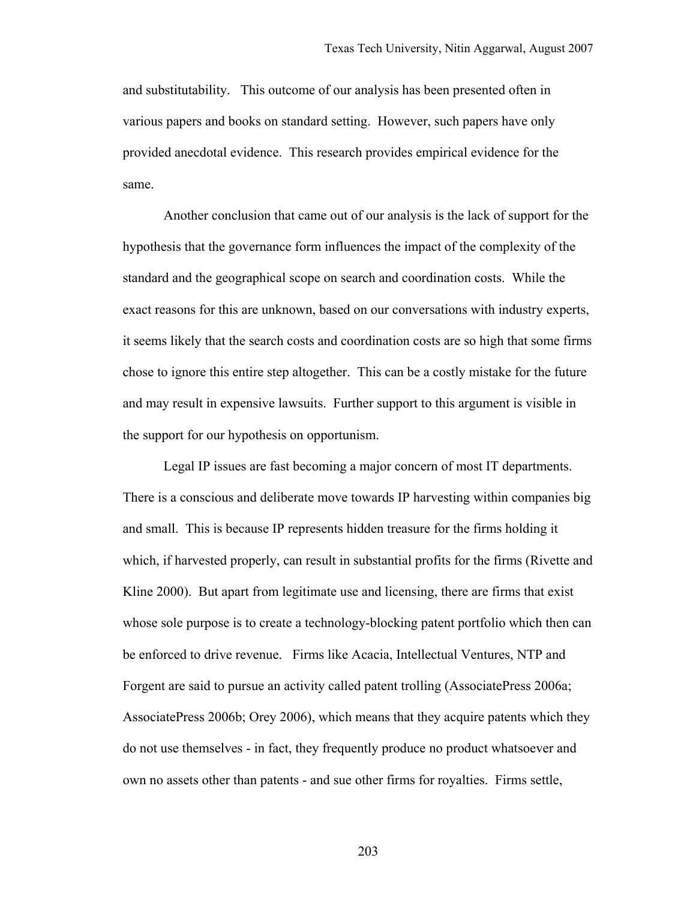and substitutability. This outcome of our analysis has been presented often in various papers and books on standard setting. However, such papers have only provided anecdotal evidence. This research provides empirical evidence for the same.

Another conclusion that came out of our analysis is the lack of support for the hypothesis that the governance form influences the impact of the complexity of the standard and the geographical scope on search and coordination costs. While the exact reasons for this are unknown, based on our conversations with industry experts, it seems likely that the search costs and coordination costs are so high that some firms chose to ignore this entire step altogether. This can be a costly mistake for the future and may result in expensive lawsuits. Further support to this argument is visible in the support for our hypothesis on opportunism.

Legal IP issues are fast becoming a major concern of most IT departments. There is a conscious and deliberate move towards IP harvesting within companies big and small. This is because IP represents hidden treasure for the firms holding it which, if harvested properly, can result in substantial profits for the firms (Rivette and Kline 2000). But apart from legitimate use and licensing, there are firms that exist whose sole purpose is to create a technology-blocking patent portfolio which then can be enforced to drive revenue. Firms like Acacia, Intellectual Ventures, NTP and Forgent are said to pursue an activity called patent trolling (AssociatePress 2006a; AssociatePress 2006b; Orey 2006), which means that they acquire patents which they do not use themselves - in fact, they frequently produce no product whatsoever and own no assets other than patents - and sue other firms for royalties. Firms settle,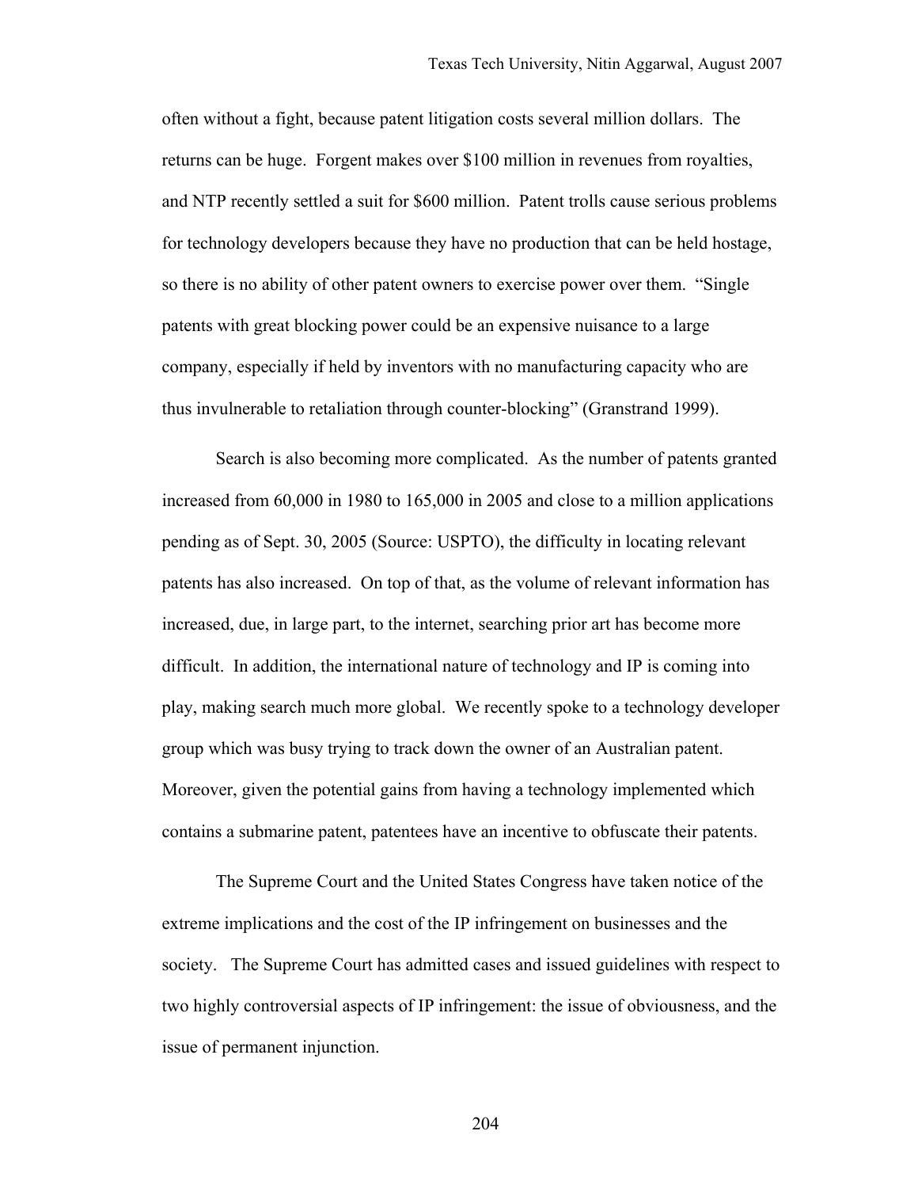often without a fight, because patent litigation costs several million dollars. The returns can be huge. Forgent makes over $100 million in revenues from royalties, and NTP recently settled a suit for $600 million. Patent trolls cause serious problems for technology developers because they have no production that can be held hostage, so there is no ability of other patent owners to exercise power over them. "Single patents with great blocking power could be an expensive nuisance to a large company, especially if held by inventors with no manufacturing capacity who are thus invulnerable to retaliation through counter-blocking" (Granstrand 1999).

Search is also becoming more complicated. As the number of patents granted increased from 60,000 in 1980 to 165,000 in 2005 and close to a million applications pending as of Sept. 30, 2005 (Source: USPTO), the difficulty in locating relevant patents has also increased. On top of that, as the volume of relevant information has increased, due, in large part, to the internet, searching prior art has become more difficult. In addition, the international nature of technology and IP is coming into play, making search much more global. We recently spoke to a technology developer group which was busy trying to track down the owner of an Australian patent. Moreover, given the potential gains from having a technology implemented which contains a submarine patent, patentees have an incentive to obfuscate their patents.

The Supreme Court and the United States Congress have taken notice of the extreme implications and the cost of the IP infringement on businesses and the society. The Supreme Court has admitted cases and issued guidelines with respect to two highly controversial aspects of IP infringement: the issue of obviousness, and the issue of permanent injunction.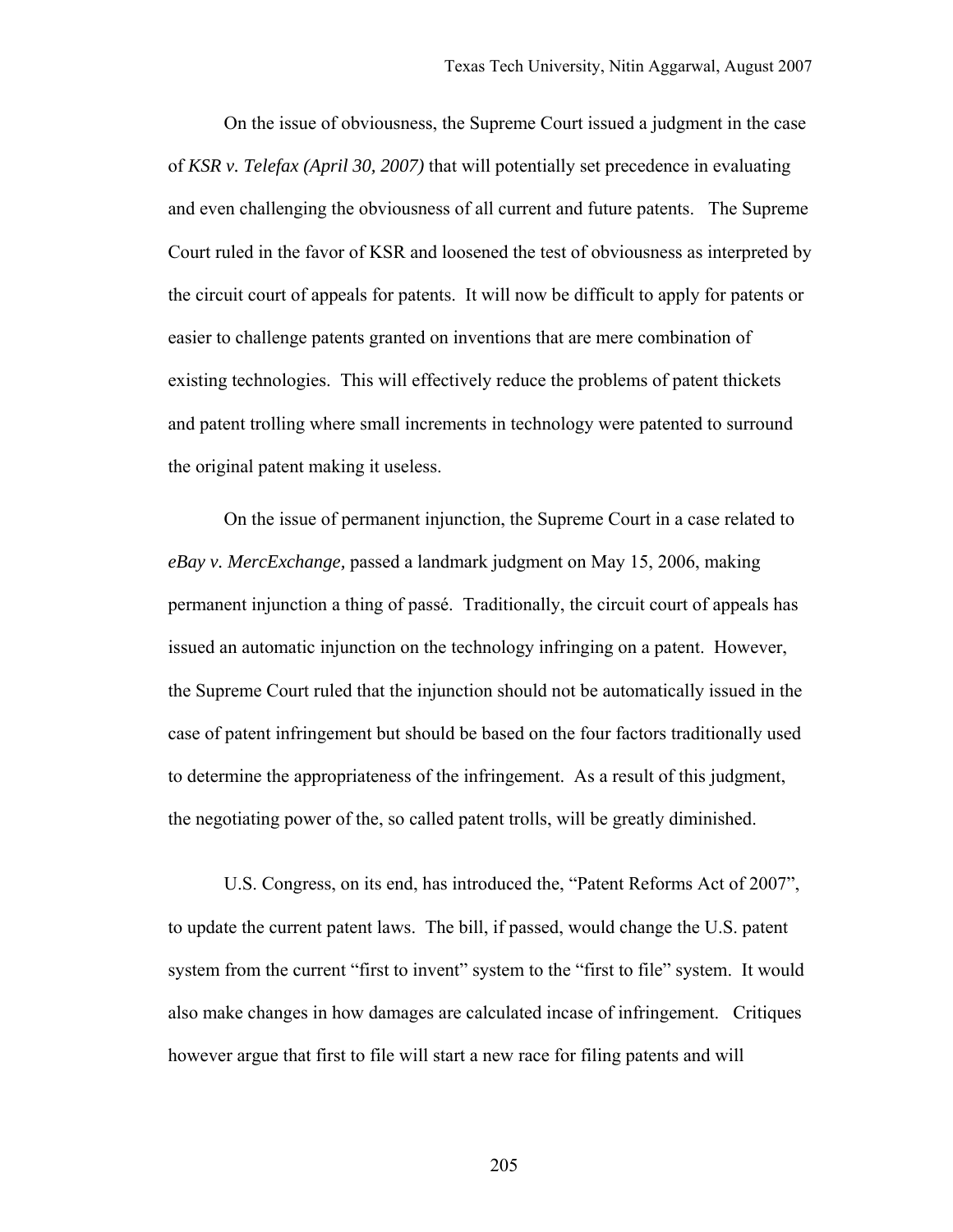On the issue of obviousness, the Supreme Court issued a judgment in the case of *KSR v. Telefax (April 30, 2007)* that will potentially set precedence in evaluating and even challenging the obviousness of all current and future patents. The Supreme Court ruled in the favor of KSR and loosened the test of obviousness as interpreted by the circuit court of appeals for patents. It will now be difficult to apply for patents or easier to challenge patents granted on inventions that are mere combination of existing technologies. This will effectively reduce the problems of patent thickets and patent trolling where small increments in technology were patented to surround the original patent making it useless.

On the issue of permanent injunction, the Supreme Court in a case related to *eBay v. MercExchange,* passed a landmark judgment on May 15, 2006, making permanent injunction a thing of passé. Traditionally, the circuit court of appeals has issued an automatic injunction on the technology infringing on a patent. However, the Supreme Court ruled that the injunction should not be automatically issued in the case of patent infringement but should be based on the four factors traditionally used to determine the appropriateness of the infringement. As a result of this judgment, the negotiating power of the, so called patent trolls, will be greatly diminished.

U.S. Congress, on its end, has introduced the, "Patent Reforms Act of 2007", to update the current patent laws. The bill, if passed, would change the U.S. patent system from the current "first to invent" system to the "first to file" system. It would also make changes in how damages are calculated incase of infringement. Critiques however argue that first to file will start a new race for filing patents and will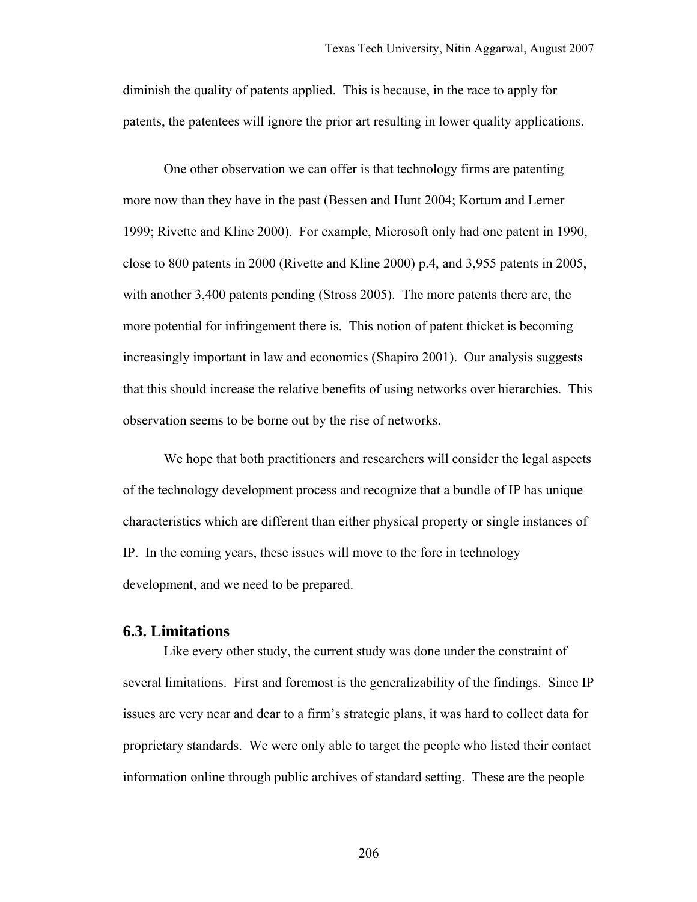diminish the quality of patents applied. This is because, in the race to apply for patents, the patentees will ignore the prior art resulting in lower quality applications.

One other observation we can offer is that technology firms are patenting more now than they have in the past (Bessen and Hunt 2004; Kortum and Lerner 1999; Rivette and Kline 2000). For example, Microsoft only had one patent in 1990, close to 800 patents in 2000 (Rivette and Kline 2000) p.4, and 3,955 patents in 2005, with another 3,400 patents pending (Stross 2005). The more patents there are, the more potential for infringement there is. This notion of patent thicket is becoming increasingly important in law and economics (Shapiro 2001). Our analysis suggests that this should increase the relative benefits of using networks over hierarchies. This observation seems to be borne out by the rise of networks.

We hope that both practitioners and researchers will consider the legal aspects of the technology development process and recognize that a bundle of IP has unique characteristics which are different than either physical property or single instances of IP. In the coming years, these issues will move to the fore in technology development, and we need to be prepared.

## 6.3. Limitations

Like every other study, the current study was done under the constraint of several limitations. First and foremost is the generalizability of the findings. Since IP issues are very near and dear to a firm's strategic plans, it was hard to collect data for proprietary standards. We were only able to target the people who listed their contact information online through public archives of standard setting. These are the people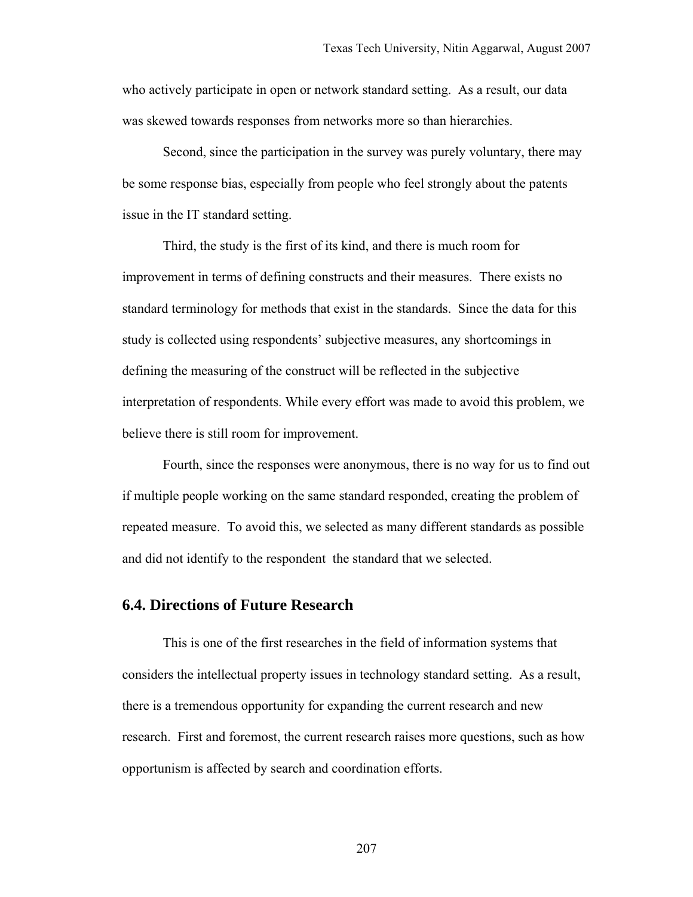who actively participate in open or network standard setting. As a result, our data was skewed towards responses from networks more so than hierarchies.

Second, since the participation in the survey was purely voluntary, there may be some response bias, especially from people who feel strongly about the patents issue in the IT standard setting.

Third, the study is the first of its kind, and there is much room for improvement in terms of defining constructs and their measures. There exists no standard terminology for methods that exist in the standards. Since the data for this study is collected using respondents' subjective measures, any shortcomings in defining the measuring of the construct will be reflected in the subjective interpretation of respondents. While every effort was made to avoid this problem, we believe there is still room for improvement.

Fourth, since the responses were anonymous, there is no way for us to find out if multiple people working on the same standard responded, creating the problem of repeated measure. To avoid this, we selected as many different standards as possible and did not identify to the respondent the standard that we selected.

## 6.4. Directions of Future Research

This is one of the first researches in the field of information systems that considers the intellectual property issues in technology standard setting. As a result, there is a tremendous opportunity for expanding the current research and new research. First and foremost, the current research raises more questions, such as how opportunism is affected by search and coordination efforts.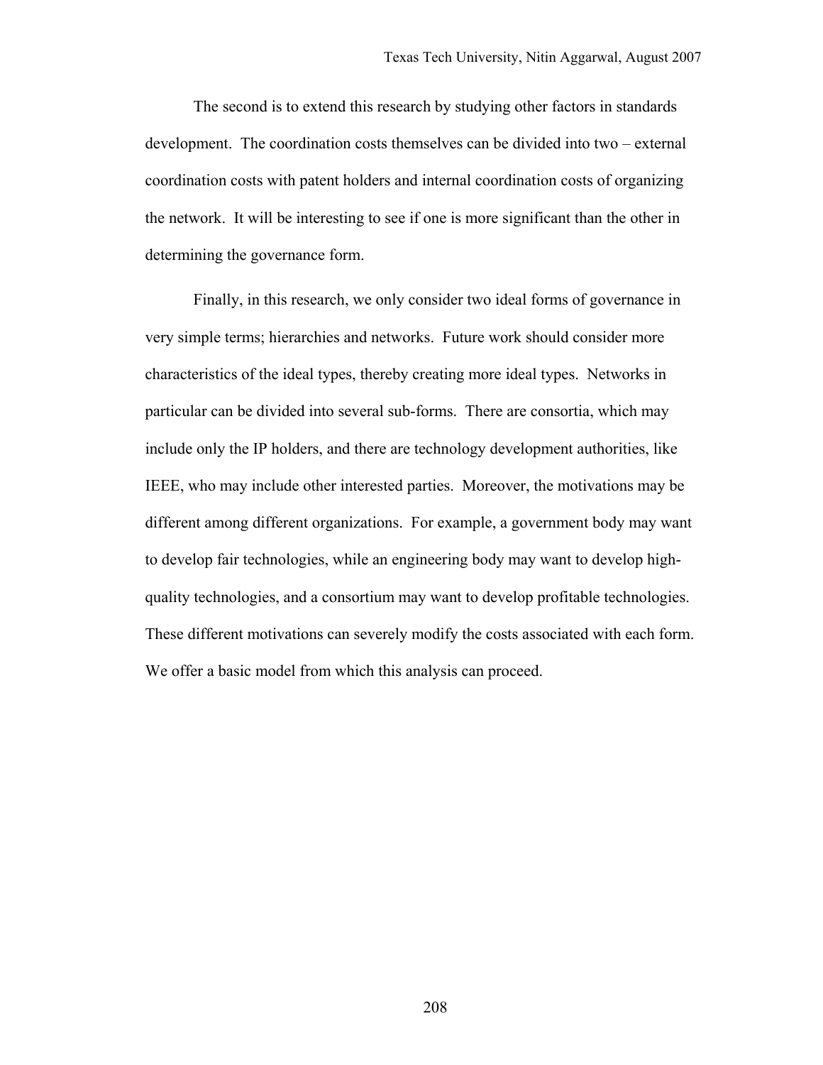The second is to extend this research by studying other factors in standards development. The coordination costs themselves can be divided into two – external coordination costs with patent holders and internal coordination costs of organizing the network. It will be interesting to see if one is more significant than the other in determining the governance form.

Finally, in this research, we only consider two ideal forms of governance in very simple terms; hierarchies and networks. Future work should consider more characteristics of the ideal types, thereby creating more ideal types. Networks in particular can be divided into several sub-forms. There are consortia, which may include only the IP holders, and there are technology development authorities, like IEEE, who may include other interested parties. Moreover, the motivations may be different among different organizations. For example, a government body may want to develop fair technologies, while an engineering body may want to develop high-quality technologies, and a consortium may want to develop profitable technologies. These different motivations can severely modify the costs associated with each form. We offer a basic model from which this analysis can proceed.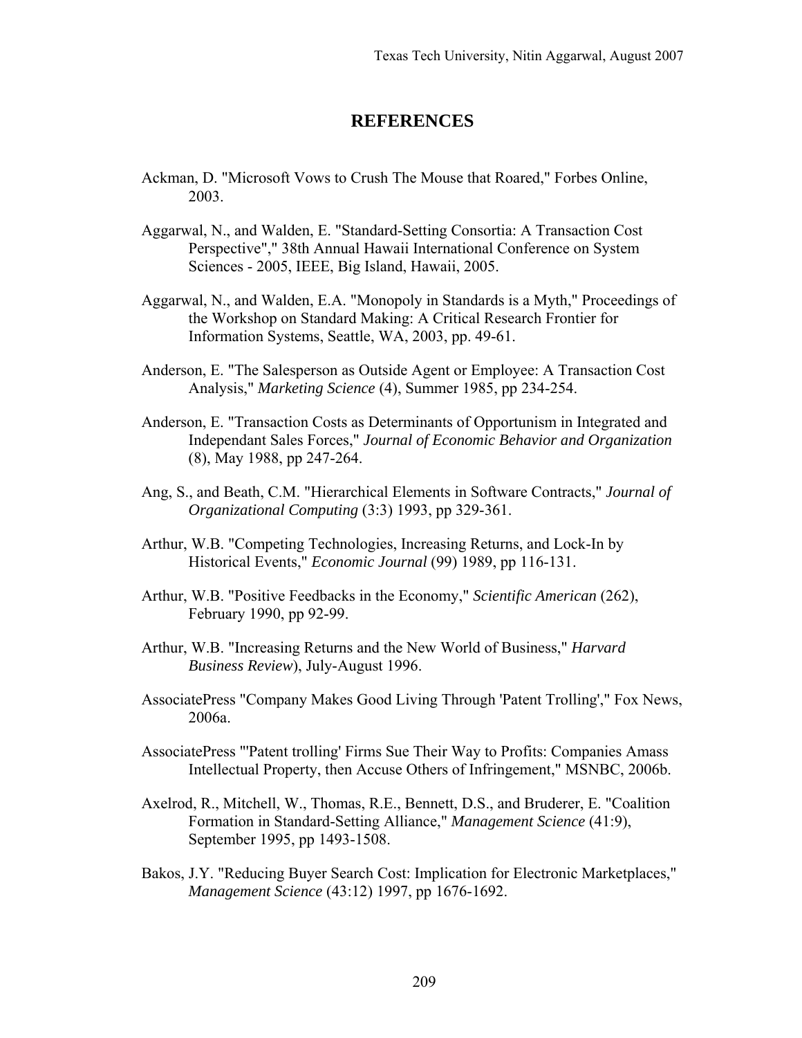# REFERENCES

Ackman, D. "Microsoft Vows to Crush The Mouse that Roared," Forbes Online, 2003.

Aggarwal, N., and Walden, E. "Standard-Setting Consortia: A Transaction Cost Perspective"," 38th Annual Hawaii International Conference on System Sciences - 2005, IEEE, Big Island, Hawaii, 2005.

Aggarwal, N., and Walden, E.A. "Monopoly in Standards is a Myth," Proceedings of the Workshop on Standard Making: A Critical Research Frontier for Information Systems, Seattle, WA, 2003, pp. 49-61.

Anderson, E. "The Salesperson as Outside Agent or Employee: A Transaction Cost Analysis," *Marketing Science* (4), Summer 1985, pp 234-254.

Anderson, E. "Transaction Costs as Determinants of Opportunism in Integrated and Independant Sales Forces," *Journal of Economic Behavior and Organization* (8), May 1988, pp 247-264.

Ang, S., and Beath, C.M. "Hierarchical Elements in Software Contracts," *Journal of Organizational Computing* (3:3) 1993, pp 329-361.

Arthur, W.B. "Competing Technologies, Increasing Returns, and Lock-In by Historical Events," *Economic Journal* (99) 1989, pp 116-131.

Arthur, W.B. "Positive Feedbacks in the Economy," *Scientific American* (262), February 1990, pp 92-99.

Arthur, W.B. "Increasing Returns and the New World of Business," *Harvard Business Review*), July-August 1996.

AssociatePress "Company Makes Good Living Through 'Patent Trolling'," Fox News, 2006a.

AssociatePress "'Patent trolling' Firms Sue Their Way to Profits: Companies Amass Intellectual Property, then Accuse Others of Infringement," MSNBC, 2006b.

Axelrod, R., Mitchell, W., Thomas, R.E., Bennett, D.S., and Bruderer, E. "Coalition Formation in Standard-Setting Alliance," *Management Science* (41:9), September 1995, pp 1493-1508.

Bakos, J.Y. "Reducing Buyer Search Cost: Implication for Electronic Marketplaces," *Management Science* (43:12) 1997, pp 1676-1692.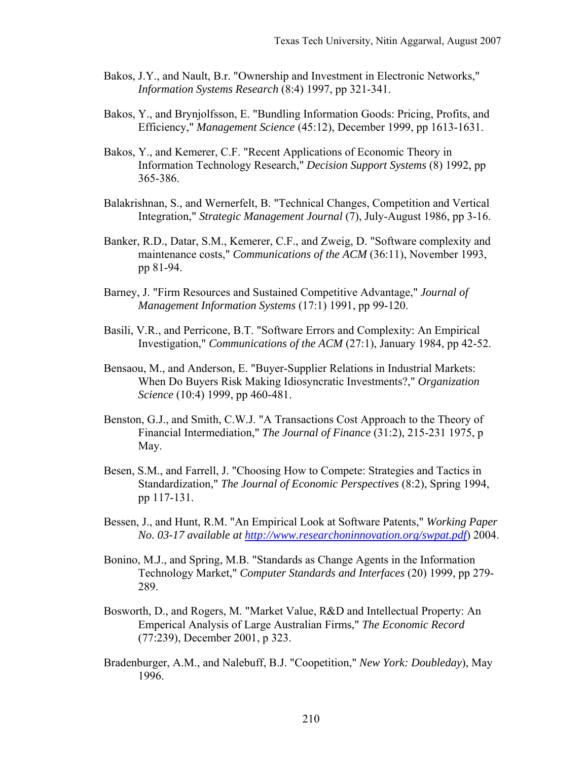Bakos, J.Y., and Nault, B.r. "Ownership and Investment in Electronic Networks," *Information Systems Research* (8:4) 1997, pp 321-341.

Bakos, Y., and Brynjolfsson, E. "Bundling Information Goods: Pricing, Profits, and Efficiency," *Management Science* (45:12), December 1999, pp 1613-1631.

Bakos, Y., and Kemerer, C.F. "Recent Applications of Economic Theory in Information Technology Research," *Decision Support Systems* (8) 1992, pp 365-386.

Balakrishnan, S., and Wernerfelt, B. "Technical Changes, Competition and Vertical Integration," *Strategic Management Journal* (7), July-August 1986, pp 3-16.

Banker, R.D., Datar, S.M., Kemerer, C.F., and Zweig, D. "Software complexity and maintenance costs," *Communications of the ACM* (36:11), November 1993, pp 81-94.

Barney, J. "Firm Resources and Sustained Competitive Advantage," *Journal of Management Information Systems* (17:1) 1991, pp 99-120.

Basili, V.R., and Perricone, B.T. "Software Errors and Complexity: An Empirical Investigation," *Communications of the ACM* (27:1), January 1984, pp 42-52.

Bensaou, M., and Anderson, E. "Buyer-Supplier Relations in Industrial Markets: When Do Buyers Risk Making Idiosyncratic Investments?," *Organization Science* (10:4) 1999, pp 460-481.

Benston, G.J., and Smith, C.W.J. "A Transactions Cost Approach to the Theory of Financial Intermediation," *The Journal of Finance* (31:2), 215-231 1975, p May.

Besen, S.M., and Farrell, J. "Choosing How to Compete: Strategies and Tactics in Standardization," *The Journal of Economic Perspectives* (8:2), Spring 1994, pp 117-131.

Bessen, J., and Hunt, R.M. "An Empirical Look at Software Patents," *Working Paper No. 03-17 available at http://www.researchoninnovation.org/swpat.pdf*) 2004.

Bonino, M.J., and Spring, M.B. "Standards as Change Agents in the Information Technology Market," *Computer Standards and Interfaces* (20) 1999, pp 279-289.

Bosworth, D., and Rogers, M. "Market Value, R&D and Intellectual Property: An Emperical Analysis of Large Australian Firms," *The Economic Record* (77:239), December 2001, p 323.

Bradenburger, A.M., and Nalebuff, B.J. "Coopetition," *New York: Doubleday*), May 1996.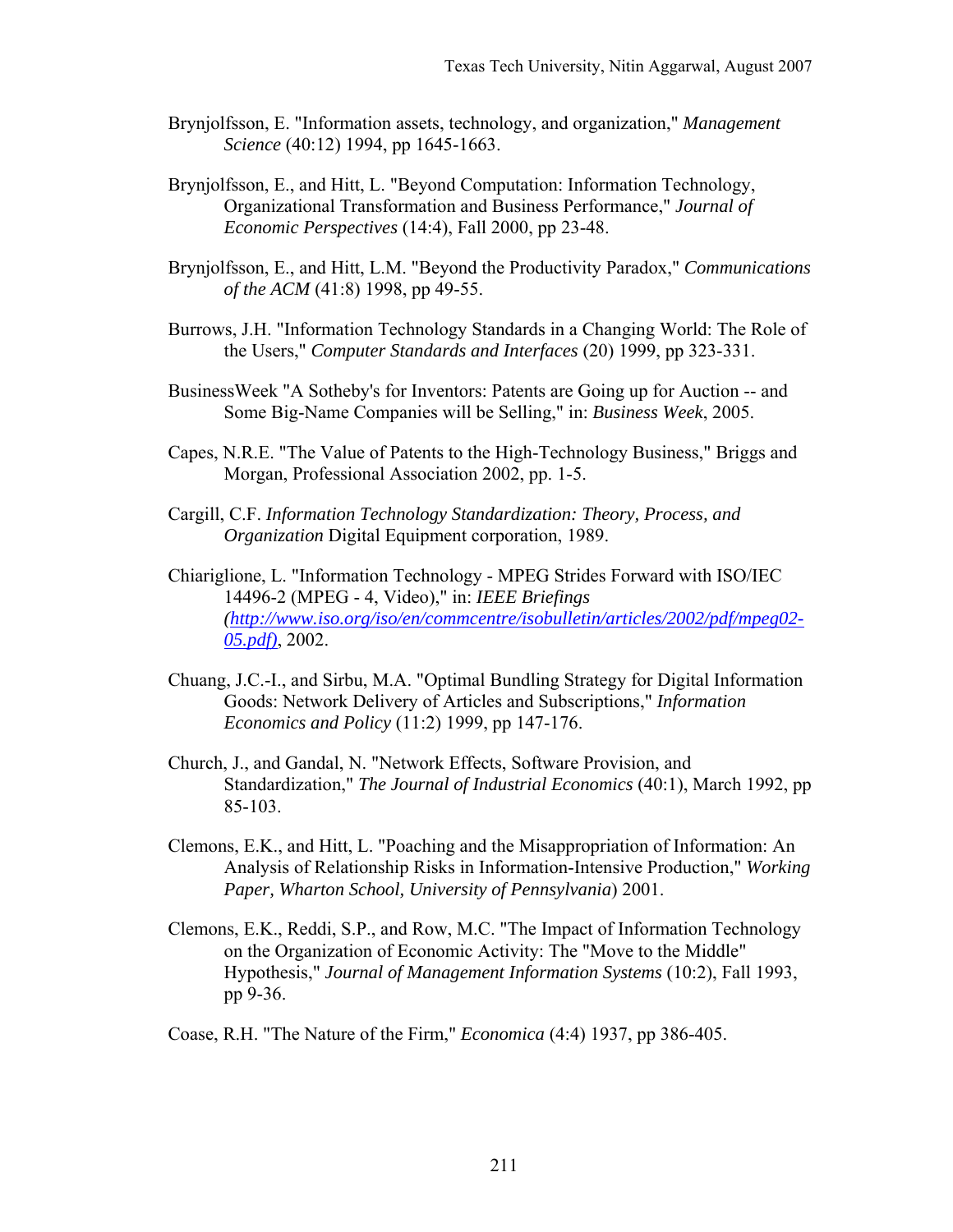Brynjolfsson, E. "Information assets, technology, and organization," *Management Science* (40:12) 1994, pp 1645-1663.

Brynjolfsson, E., and Hitt, L. "Beyond Computation: Information Technology, Organizational Transformation and Business Performance," *Journal of Economic Perspectives* (14:4), Fall 2000, pp 23-48.

Brynjolfsson, E., and Hitt, L.M. "Beyond the Productivity Paradox," *Communications of the ACM* (41:8) 1998, pp 49-55.

Burrows, J.H. "Information Technology Standards in a Changing World: The Role of the Users," *Computer Standards and Interfaces* (20) 1999, pp 323-331.

BusinessWeek "A Sotheby's for Inventors: Patents are Going up for Auction -- and Some Big-Name Companies will be Selling," in: *Business Week*, 2005.

Capes, N.R.E. "The Value of Patents to the High-Technology Business," Briggs and Morgan, Professional Association 2002, pp. 1-5.

Cargill, C.F. *Information Technology Standardization: Theory, Process, and Organization* Digital Equipment corporation, 1989.

Chiariglione, L. "Information Technology - MPEG Strides Forward with ISO/IEC 14496-2 (MPEG - 4, Video)," in: *IEEE Briefings (http://www.iso.org/iso/en/commcentre/isobulletin/articles/2002/pdf/mpeg02-05.pdf)*, 2002.

Chuang, J.C.-I., and Sirbu, M.A. "Optimal Bundling Strategy for Digital Information Goods: Network Delivery of Articles and Subscriptions," *Information Economics and Policy* (11:2) 1999, pp 147-176.

Church, J., and Gandal, N. "Network Effects, Software Provision, and Standardization," *The Journal of Industrial Economics* (40:1), March 1992, pp 85-103.

Clemons, E.K., and Hitt, L. "Poaching and the Misappropriation of Information: An Analysis of Relationship Risks in Information-Intensive Production," *Working Paper, Wharton School, University of Pennsylvania*) 2001.

Clemons, E.K., Reddi, S.P., and Row, M.C. "The Impact of Information Technology on the Organization of Economic Activity: The "Move to the Middle" Hypothesis," *Journal of Management Information Systems* (10:2), Fall 1993, pp 9-36.

Coase, R.H. "The Nature of the Firm," *Economica* (4:4) 1937, pp 386-405.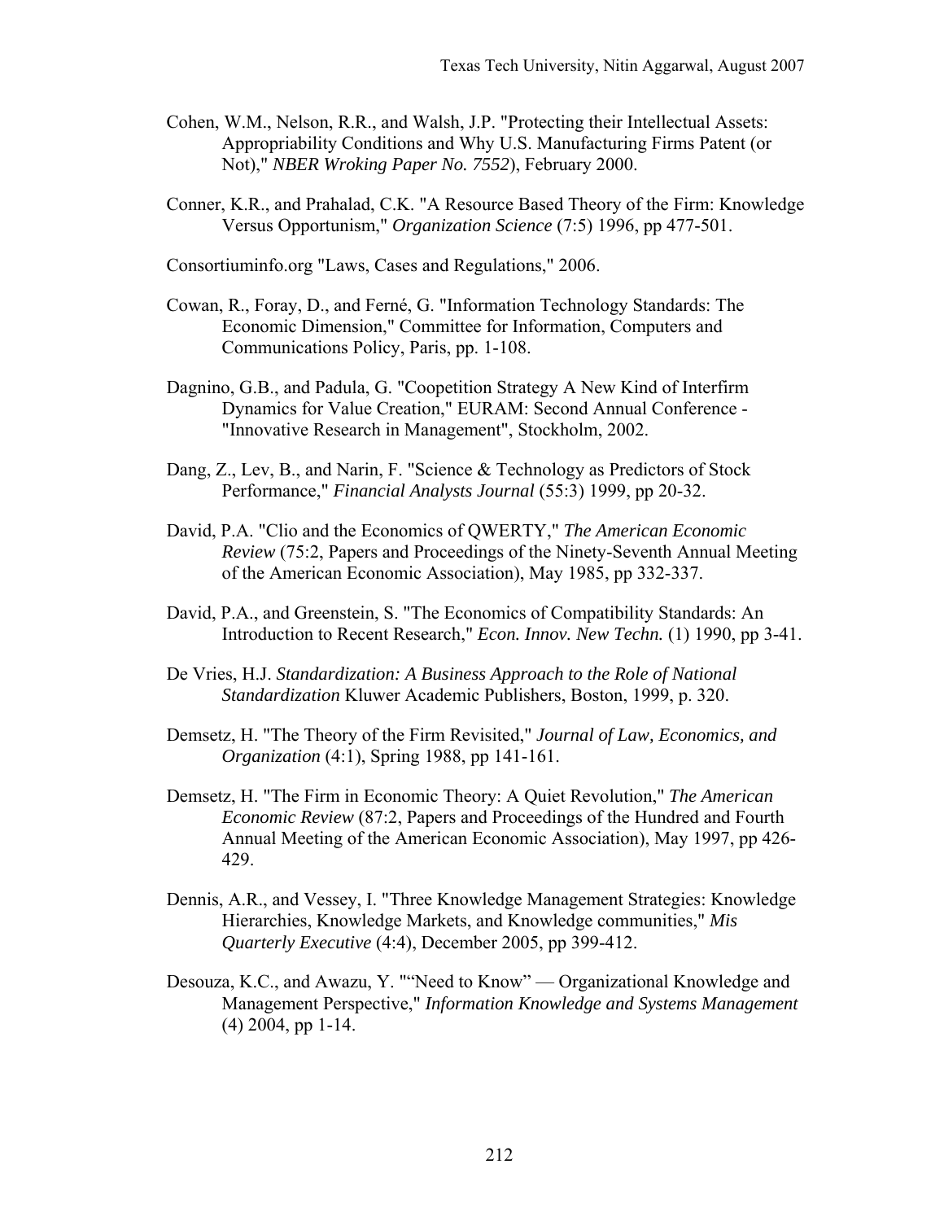Cohen, W.M., Nelson, R.R., and Walsh, J.P. "Protecting their Intellectual Assets: Appropriability Conditions and Why U.S. Manufacturing Firms Patent (or Not)," *NBER Wroking Paper No. 7552*), February 2000.

Conner, K.R., and Prahalad, C.K. "A Resource Based Theory of the Firm: Knowledge Versus Opportunism," *Organization Science* (7:5) 1996, pp 477-501.

Consortiuminfo.org "Laws, Cases and Regulations," 2006.

Cowan, R., Foray, D., and Ferné, G. "Information Technology Standards: The Economic Dimension," Committee for Information, Computers and Communications Policy, Paris, pp. 1-108.

Dagnino, G.B., and Padula, G. "Coopetition Strategy A New Kind of Interfirm Dynamics for Value Creation," EURAM: Second Annual Conference - "Innovative Research in Management", Stockholm, 2002.

Dang, Z., Lev, B., and Narin, F. "Science & Technology as Predictors of Stock Performance," *Financial Analysts Journal* (55:3) 1999, pp 20-32.

David, P.A. "Clio and the Economics of QWERTY," *The American Economic Review* (75:2, Papers and Proceedings of the Ninety-Seventh Annual Meeting of the American Economic Association), May 1985, pp 332-337.

David, P.A., and Greenstein, S. "The Economics of Compatibility Standards: An Introduction to Recent Research," *Econ. Innov. New Techn.* (1) 1990, pp 3-41.

De Vries, H.J. *Standardization: A Business Approach to the Role of National Standardization* Kluwer Academic Publishers, Boston, 1999, p. 320.

Demsetz, H. "The Theory of the Firm Revisited," *Journal of Law, Economics, and Organization* (4:1), Spring 1988, pp 141-161.

Demsetz, H. "The Firm in Economic Theory: A Quiet Revolution," *The American Economic Review* (87:2, Papers and Proceedings of the Hundred and Fourth Annual Meeting of the American Economic Association), May 1997, pp 426-429.

Dennis, A.R., and Vessey, I. "Three Knowledge Management Strategies: Knowledge Hierarchies, Knowledge Markets, and Knowledge communities," *Mis Quarterly Executive* (4:4), December 2005, pp 399-412.

Desouza, K.C., and Awazu, Y. "“Need to Know” — Organizational Knowledge and Management Perspective," *Information Knowledge and Systems Management* (4) 2004, pp 1-14.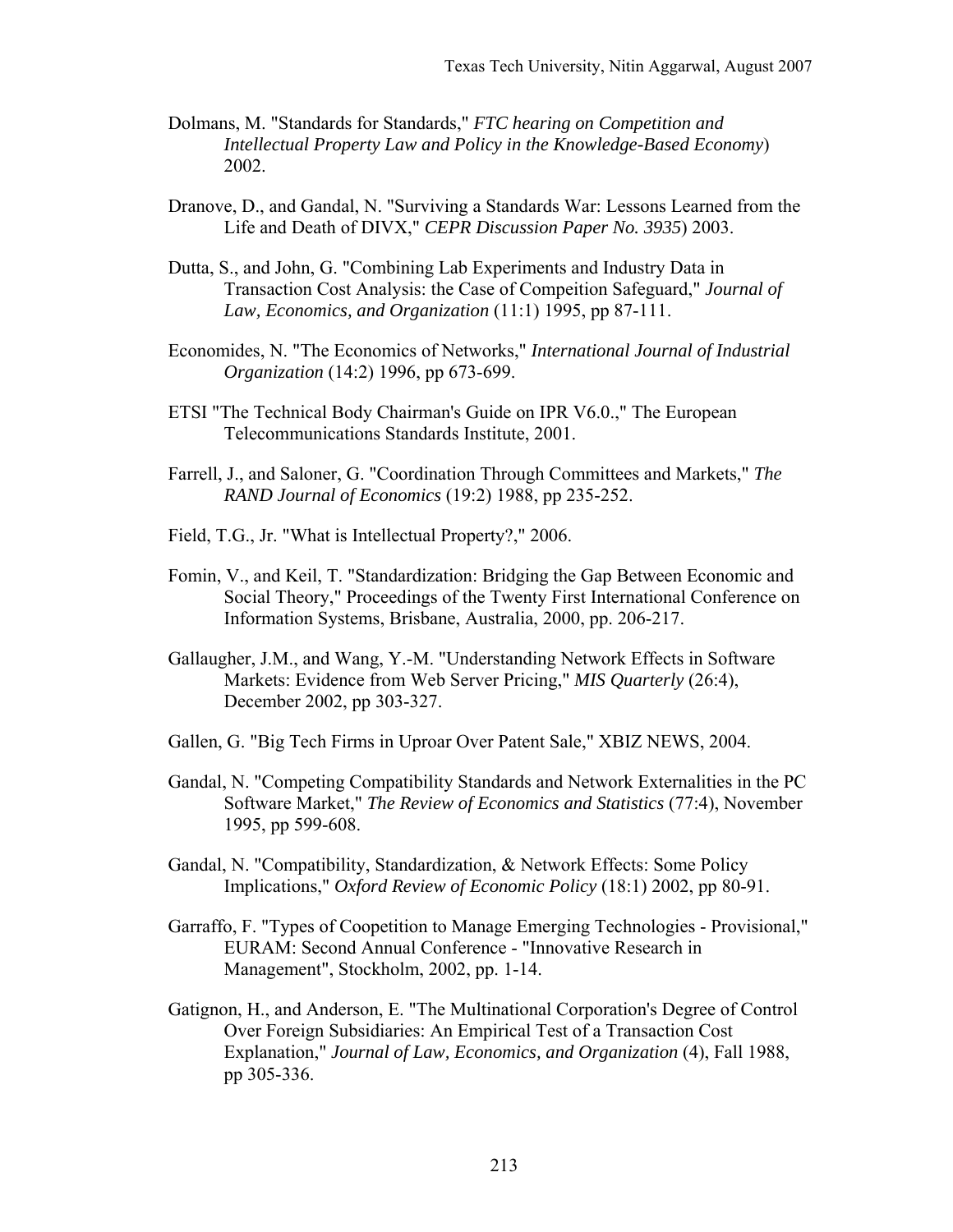Dolmans, M. "Standards for Standards," *FTC hearing on Competition and Intellectual Property Law and Policy in the Knowledge-Based Economy*) 2002.

Dranove, D., and Gandal, N. "Surviving a Standards War: Lessons Learned from the Life and Death of DIVX," *CEPR Discussion Paper No. 3935*) 2003.

Dutta, S., and John, G. "Combining Lab Experiments and Industry Data in Transaction Cost Analysis: the Case of Compeition Safeguard," *Journal of Law, Economics, and Organization* (11:1) 1995, pp 87-111.

Economides, N. "The Economics of Networks," *International Journal of Industrial Organization* (14:2) 1996, pp 673-699.

ETSI "The Technical Body Chairman's Guide on IPR V6.0.," The European Telecommunications Standards Institute, 2001.

Farrell, J., and Saloner, G. "Coordination Through Committees and Markets," *The RAND Journal of Economics* (19:2) 1988, pp 235-252.

Field, T.G., Jr. "What is Intellectual Property?," 2006.

Fomin, V., and Keil, T. "Standardization: Bridging the Gap Between Economic and Social Theory," Proceedings of the Twenty First International Conference on Information Systems, Brisbane, Australia, 2000, pp. 206-217.

Gallaugher, J.M., and Wang, Y.-M. "Understanding Network Effects in Software Markets: Evidence from Web Server Pricing," *MIS Quarterly* (26:4), December 2002, pp 303-327.

Gallen, G. "Big Tech Firms in Uproar Over Patent Sale," XBIZ NEWS, 2004.

Gandal, N. "Competing Compatibility Standards and Network Externalities in the PC Software Market," *The Review of Economics and Statistics* (77:4), November 1995, pp 599-608.

Gandal, N. "Compatibility, Standardization, & Network Effects: Some Policy Implications," *Oxford Review of Economic Policy* (18:1) 2002, pp 80-91.

Garraffo, F. "Types of Coopetition to Manage Emerging Technologies - Provisional," EURAM: Second Annual Conference - "Innovative Research in Management", Stockholm, 2002, pp. 1-14.

Gatignon, H., and Anderson, E. "The Multinational Corporation's Degree of Control Over Foreign Subsidiaries: An Empirical Test of a Transaction Cost Explanation," *Journal of Law, Economics, and Organization* (4), Fall 1988, pp 305-336.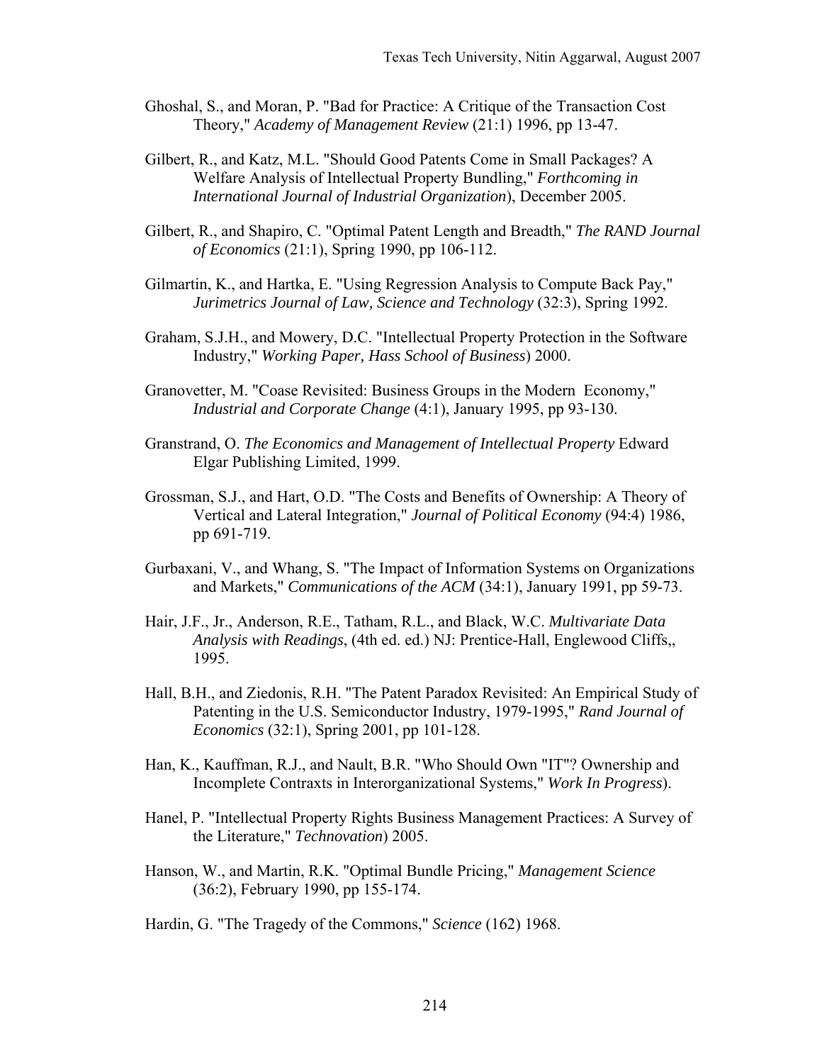Ghoshal, S., and Moran, P. "Bad for Practice: A Critique of the Transaction Cost Theory," *Academy of Management Review* (21:1) 1996, pp 13-47.

Gilbert, R., and Katz, M.L. "Should Good Patents Come in Small Packages? A Welfare Analysis of Intellectual Property Bundling," *Forthcoming in International Journal of Industrial Organization*), December 2005.

Gilbert, R., and Shapiro, C. "Optimal Patent Length and Breadth," *The RAND Journal of Economics* (21:1), Spring 1990, pp 106-112.

Gilmartin, K., and Hartka, E. "Using Regression Analysis to Compute Back Pay," *Jurimetrics Journal of Law, Science and Technology* (32:3), Spring 1992.

Graham, S.J.H., and Mowery, D.C. "Intellectual Property Protection in the Software Industry," *Working Paper, Hass School of Business*) 2000.

Granovetter, M. "Coase Revisited: Business Groups in the Modern Economy," *Industrial and Corporate Change* (4:1), January 1995, pp 93-130.

Granstrand, O. *The Economics and Management of Intellectual Property* Edward Elgar Publishing Limited, 1999.

Grossman, S.J., and Hart, O.D. "The Costs and Benefits of Ownership: A Theory of Vertical and Lateral Integration," *Journal of Political Economy* (94:4) 1986, pp 691-719.

Gurbaxani, V., and Whang, S. "The Impact of Information Systems on Organizations and Markets," *Communications of the ACM* (34:1), January 1991, pp 59-73.

Hair, J.F., Jr., Anderson, R.E., Tatham, R.L., and Black, W.C. *Multivariate Data Analysis with Readings*, (4th ed. ed.) NJ: Prentice-Hall, Englewood Cliffs,, 1995.

Hall, B.H., and Ziedonis, R.H. "The Patent Paradox Revisited: An Empirical Study of Patenting in the U.S. Semiconductor Industry, 1979-1995," *Rand Journal of Economics* (32:1), Spring 2001, pp 101-128.

Han, K., Kauffman, R.J., and Nault, B.R. "Who Should Own "IT"? Ownership and Incomplete Contraxts in Interorganizational Systems," *Work In Progress*).

Hanel, P. "Intellectual Property Rights Business Management Practices: A Survey of the Literature," *Technovation*) 2005.

Hanson, W., and Martin, R.K. "Optimal Bundle Pricing," *Management Science* (36:2), February 1990, pp 155-174.

Hardin, G. "The Tragedy of the Commons," *Science* (162) 1968.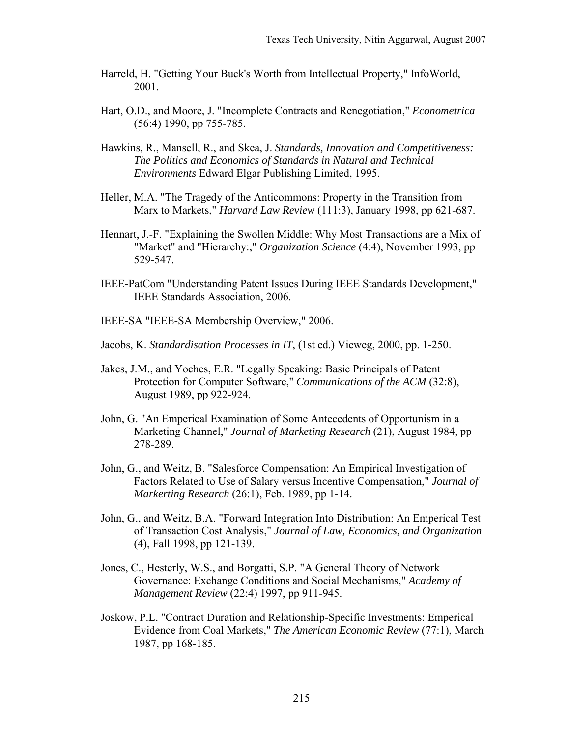Harreld, H. "Getting Your Buck's Worth from Intellectual Property," InfoWorld, 2001.

Hart, O.D., and Moore, J. "Incomplete Contracts and Renegotiation," *Econometrica* (56:4) 1990, pp 755-785.

Hawkins, R., Mansell, R., and Skea, J. *Standards, Innovation and Competitiveness: The Politics and Economics of Standards in Natural and Technical Environments* Edward Elgar Publishing Limited, 1995.

Heller, M.A. "The Tragedy of the Anticommons: Property in the Transition from Marx to Markets," *Harvard Law Review* (111:3), January 1998, pp 621-687.

Hennart, J.-F. "Explaining the Swollen Middle: Why Most Transactions are a Mix of "Market" and "Hierarchy:," *Organization Science* (4:4), November 1993, pp 529-547.

IEEE-PatCom "Understanding Patent Issues During IEEE Standards Development," IEEE Standards Association, 2006.

IEEE-SA "IEEE-SA Membership Overview," 2006.

Jacobs, K. *Standardisation Processes in IT*, (1st ed.) Vieweg, 2000, pp. 1-250.

Jakes, J.M., and Yoches, E.R. "Legally Speaking: Basic Principals of Patent Protection for Computer Software," *Communications of the ACM* (32:8), August 1989, pp 922-924.

John, G. "An Emperical Examination of Some Antecedents of Opportunism in a Marketing Channel," *Journal of Marketing Research* (21), August 1984, pp 278-289.

John, G., and Weitz, B. "Salesforce Compensation: An Empirical Investigation of Factors Related to Use of Salary versus Incentive Compensation," *Journal of Markerting Research* (26:1), Feb. 1989, pp 1-14.

John, G., and Weitz, B.A. "Forward Integration Into Distribution: An Emperical Test of Transaction Cost Analysis," *Journal of Law, Economics, and Organization* (4), Fall 1998, pp 121-139.

Jones, C., Hesterly, W.S., and Borgatti, S.P. "A General Theory of Network Governance: Exchange Conditions and Social Mechanisms," *Academy of Management Review* (22:4) 1997, pp 911-945.

Joskow, P.L. "Contract Duration and Relationship-Specific Investments: Emperical Evidence from Coal Markets," *The American Economic Review* (77:1), March 1987, pp 168-185.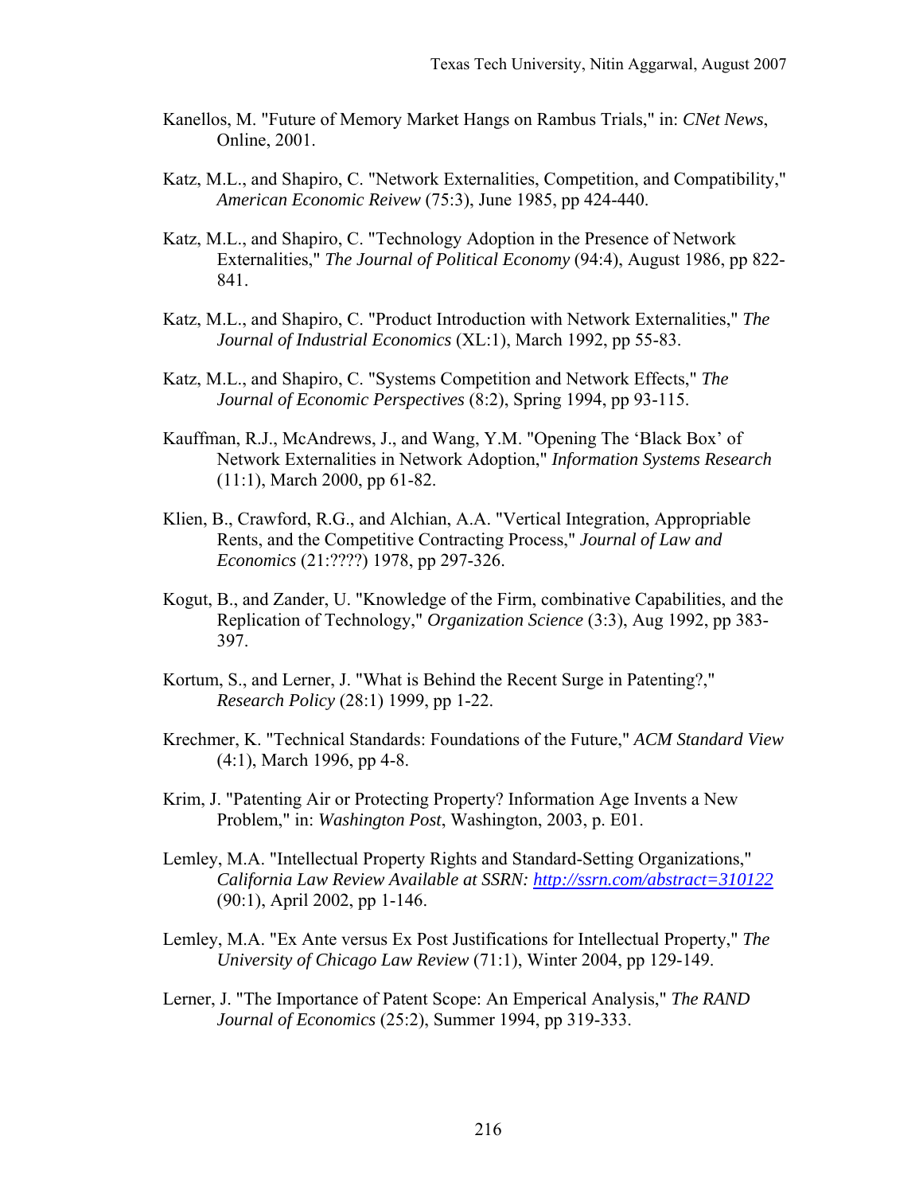Kanellos, M. "Future of Memory Market Hangs on Rambus Trials," in: *CNet News*, Online, 2001.

Katz, M.L., and Shapiro, C. "Network Externalities, Competition, and Compatibility," *American Economic Reivew* (75:3), June 1985, pp 424-440.

Katz, M.L., and Shapiro, C. "Technology Adoption in the Presence of Network Externalities," *The Journal of Political Economy* (94:4), August 1986, pp 822-841.

Katz, M.L., and Shapiro, C. "Product Introduction with Network Externalities," *The Journal of Industrial Economics* (XL:1), March 1992, pp 55-83.

Katz, M.L., and Shapiro, C. "Systems Competition and Network Effects," *The Journal of Economic Perspectives* (8:2), Spring 1994, pp 93-115.

Kauffman, R.J., McAndrews, J., and Wang, Y.M. "Opening The 'Black Box' of Network Externalities in Network Adoption," *Information Systems Research* (11:1), March 2000, pp 61-82.

Klien, B., Crawford, R.G., and Alchian, A.A. "Vertical Integration, Appropriable Rents, and the Competitive Contracting Process," *Journal of Law and Economics* (21:????) 1978, pp 297-326.

Kogut, B., and Zander, U. "Knowledge of the Firm, combinative Capabilities, and the Replication of Technology," *Organization Science* (3:3), Aug 1992, pp 383-397.

Kortum, S., and Lerner, J. "What is Behind the Recent Surge in Patenting?," *Research Policy* (28:1) 1999, pp 1-22.

Krechmer, K. "Technical Standards: Foundations of the Future," *ACM Standard View* (4:1), March 1996, pp 4-8.

Krim, J. "Patenting Air or Protecting Property? Information Age Invents a New Problem," in: *Washington Post*, Washington, 2003, p. E01.

Lemley, M.A. "Intellectual Property Rights and Standard-Setting Organizations," *California Law Review Available at SSRN: http://ssrn.com/abstract=310122* (90:1), April 2002, pp 1-146.

Lemley, M.A. "Ex Ante versus Ex Post Justifications for Intellectual Property," *The University of Chicago Law Review* (71:1), Winter 2004, pp 129-149.

Lerner, J. "The Importance of Patent Scope: An Emperical Analysis," *The RAND Journal of Economics* (25:2), Summer 1994, pp 319-333.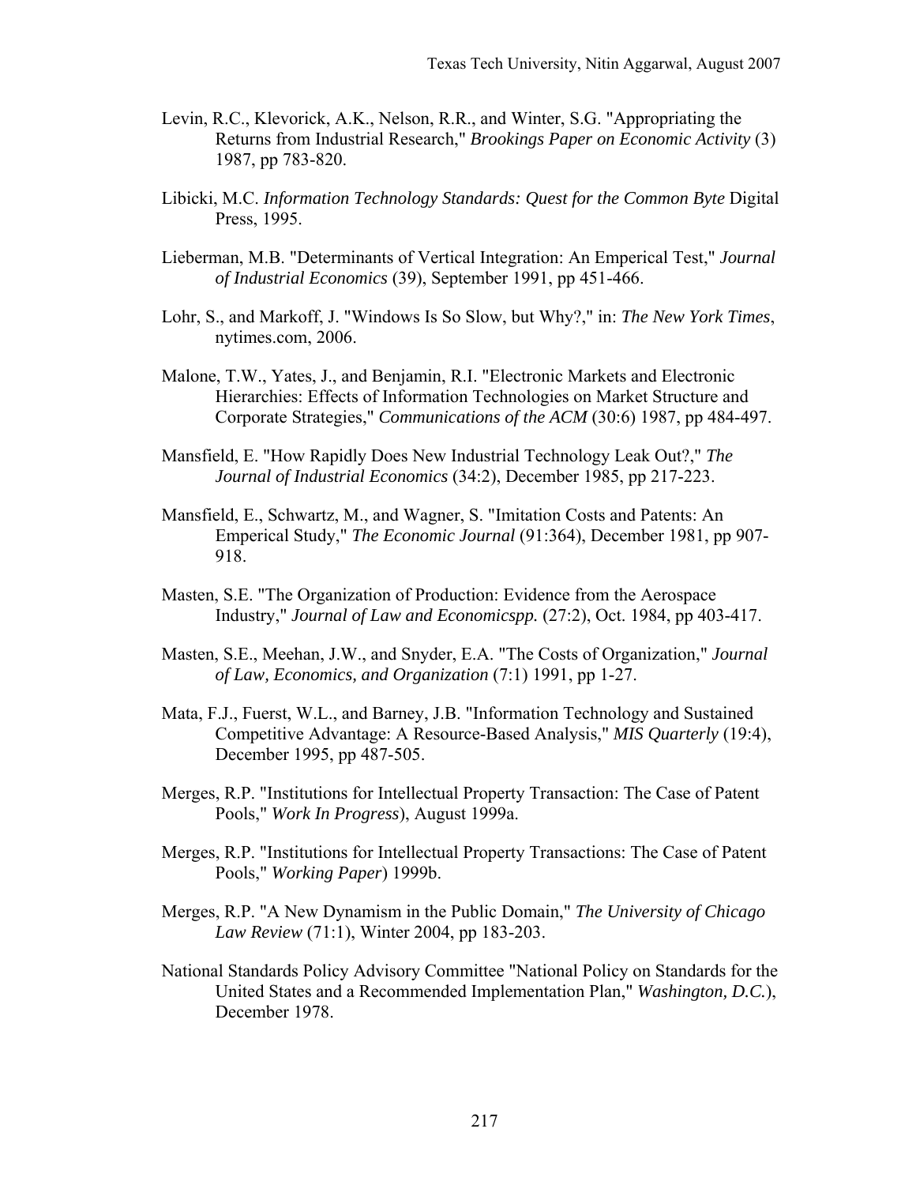Levin, R.C., Klevorick, A.K., Nelson, R.R., and Winter, S.G. "Appropriating the Returns from Industrial Research," *Brookings Paper on Economic Activity* (3) 1987, pp 783-820.

Libicki, M.C. *Information Technology Standards: Quest for the Common Byte* Digital Press, 1995.

Lieberman, M.B. "Determinants of Vertical Integration: An Emperical Test," *Journal of Industrial Economics* (39), September 1991, pp 451-466.

Lohr, S., and Markoff, J. "Windows Is So Slow, but Why?," in: *The New York Times*, nytimes.com, 2006.

Malone, T.W., Yates, J., and Benjamin, R.I. "Electronic Markets and Electronic Hierarchies: Effects of Information Technologies on Market Structure and Corporate Strategies," *Communications of the ACM* (30:6) 1987, pp 484-497.

Mansfield, E. "How Rapidly Does New Industrial Technology Leak Out?," *The Journal of Industrial Economics* (34:2), December 1985, pp 217-223.

Mansfield, E., Schwartz, M., and Wagner, S. "Imitation Costs and Patents: An Emperical Study," *The Economic Journal* (91:364), December 1981, pp 907-918.

Masten, S.E. "The Organization of Production: Evidence from the Aerospace Industry," *Journal of Law and Economicspp.* (27:2), Oct. 1984, pp 403-417.

Masten, S.E., Meehan, J.W., and Snyder, E.A. "The Costs of Organization," *Journal of Law, Economics, and Organization* (7:1) 1991, pp 1-27.

Mata, F.J., Fuerst, W.L., and Barney, J.B. "Information Technology and Sustained Competitive Advantage: A Resource-Based Analysis," *MIS Quarterly* (19:4), December 1995, pp 487-505.

Merges, R.P. "Institutions for Intellectual Property Transaction: The Case of Patent Pools," *Work In Progress*), August 1999a.

Merges, R.P. "Institutions for Intellectual Property Transactions: The Case of Patent Pools," *Working Paper*) 1999b.

Merges, R.P. "A New Dynamism in the Public Domain," *The University of Chicago Law Review* (71:1), Winter 2004, pp 183-203.

National Standards Policy Advisory Committee "National Policy on Standards for the United States and a Recommended Implementation Plan," *Washington, D.C.*), December 1978.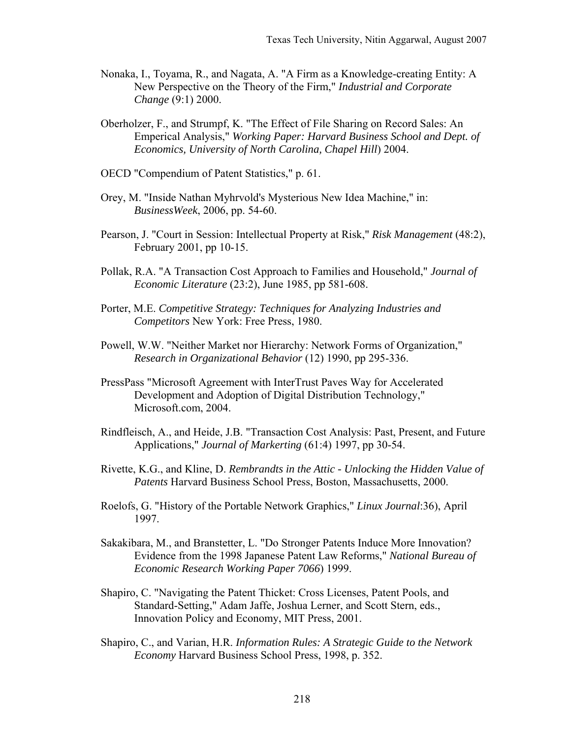Nonaka, I., Toyama, R., and Nagata, A. "A Firm as a Knowledge-creating Entity: A New Perspective on the Theory of the Firm," *Industrial and Corporate Change* (9:1) 2000.

Oberholzer, F., and Strumpf, K. "The Effect of File Sharing on Record Sales: An Emperical Analysis," *Working Paper: Harvard Business School and Dept. of Economics, University of North Carolina, Chapel Hill*) 2004.

OECD "Compendium of Patent Statistics," p. 61.

Orey, M. "Inside Nathan Myhrvold's Mysterious New Idea Machine," in: *BusinessWeek*, 2006, pp. 54-60.

Pearson, J. "Court in Session: Intellectual Property at Risk," *Risk Management* (48:2), February 2001, pp 10-15.

Pollak, R.A. "A Transaction Cost Approach to Families and Household," *Journal of Economic Literature* (23:2), June 1985, pp 581-608.

Porter, M.E. *Competitive Strategy: Techniques for Analyzing Industries and Competitors* New York: Free Press, 1980.

Powell, W.W. "Neither Market nor Hierarchy: Network Forms of Organization," *Research in Organizational Behavior* (12) 1990, pp 295-336.

PressPass "Microsoft Agreement with InterTrust Paves Way for Accelerated Development and Adoption of Digital Distribution Technology," Microsoft.com, 2004.

Rindfleisch, A., and Heide, J.B. "Transaction Cost Analysis: Past, Present, and Future Applications," *Journal of Markerting* (61:4) 1997, pp 30-54.

Rivette, K.G., and Kline, D. *Rembrandts in the Attic - Unlocking the Hidden Value of Patents* Harvard Business School Press, Boston, Massachusetts, 2000.

Roelofs, G. "History of the Portable Network Graphics," *Linux Journal*:36), April 1997.

Sakakibara, M., and Branstetter, L. "Do Stronger Patents Induce More Innovation? Evidence from the 1998 Japanese Patent Law Reforms," *National Bureau of Economic Research Working Paper 7066*) 1999.

Shapiro, C. "Navigating the Patent Thicket: Cross Licenses, Patent Pools, and Standard-Setting," Adam Jaffe, Joshua Lerner, and Scott Stern, eds., Innovation Policy and Economy, MIT Press, 2001.

Shapiro, C., and Varian, H.R. *Information Rules: A Strategic Guide to the Network Economy* Harvard Business School Press, 1998, p. 352.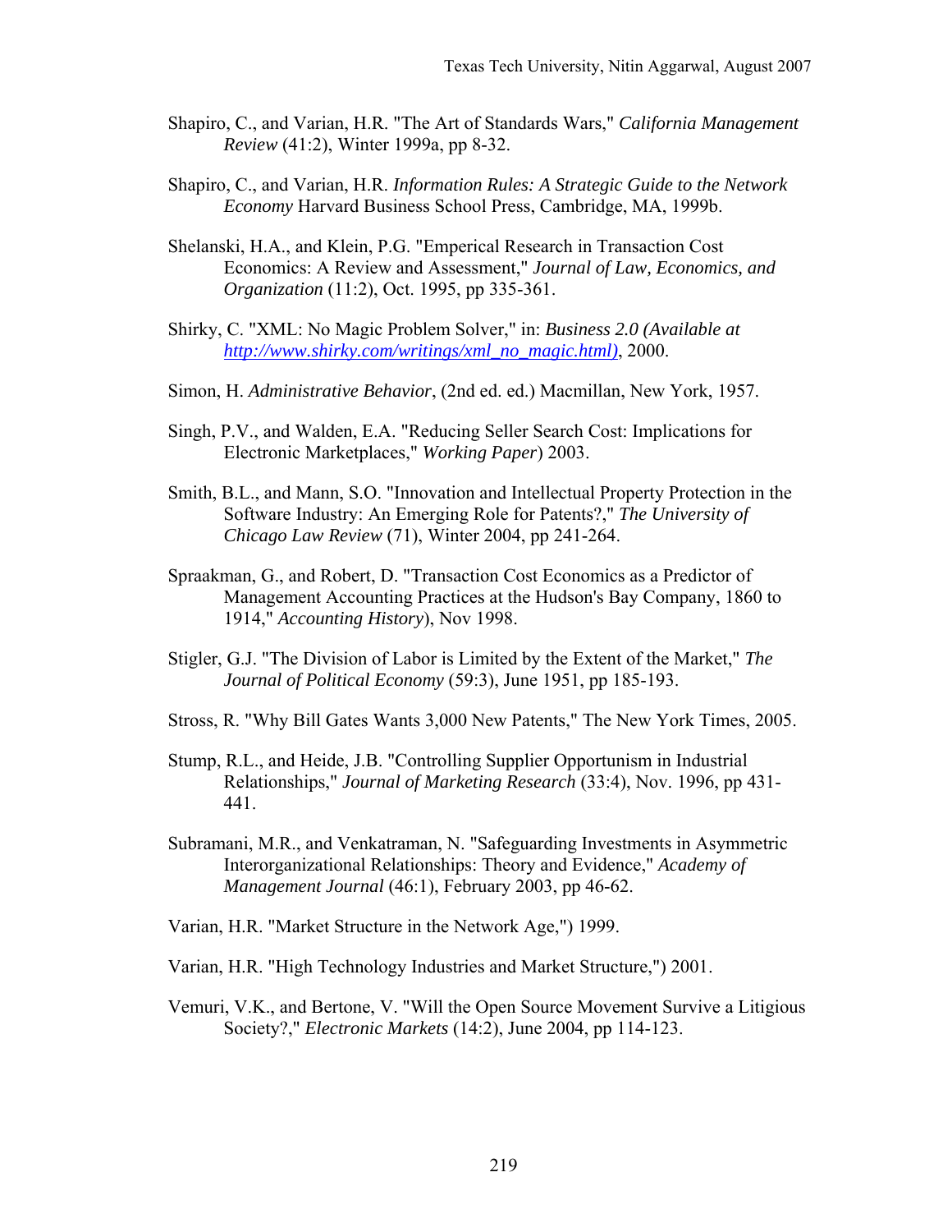Shapiro, C., and Varian, H.R. "The Art of Standards Wars," *California Management Review* (41:2), Winter 1999a, pp 8-32.

Shapiro, C., and Varian, H.R. *Information Rules: A Strategic Guide to the Network Economy* Harvard Business School Press, Cambridge, MA, 1999b.

Shelanski, H.A., and Klein, P.G. "Emperical Research in Transaction Cost Economics: A Review and Assessment," *Journal of Law, Economics, and Organization* (11:2), Oct. 1995, pp 335-361.

Shirky, C. "XML: No Magic Problem Solver," in: *Business 2.0 (Available at http://www.shirky.com/writings/xml_no_magic.html)*, 2000.

Simon, H. *Administrative Behavior*, (2nd ed. ed.) Macmillan, New York, 1957.

Singh, P.V., and Walden, E.A. "Reducing Seller Search Cost: Implications for Electronic Marketplaces," *Working Paper*) 2003.

Smith, B.L., and Mann, S.O. "Innovation and Intellectual Property Protection in the Software Industry: An Emerging Role for Patents?," *The University of Chicago Law Review* (71), Winter 2004, pp 241-264.

Spraakman, G., and Robert, D. "Transaction Cost Economics as a Predictor of Management Accounting Practices at the Hudson's Bay Company, 1860 to 1914," *Accounting History*), Nov 1998.

Stigler, G.J. "The Division of Labor is Limited by the Extent of the Market," *The Journal of Political Economy* (59:3), June 1951, pp 185-193.

Stross, R. "Why Bill Gates Wants 3,000 New Patents," The New York Times, 2005.

Stump, R.L., and Heide, J.B. "Controlling Supplier Opportunism in Industrial Relationships," *Journal of Marketing Research* (33:4), Nov. 1996, pp 431-441.

Subramani, M.R., and Venkatraman, N. "Safeguarding Investments in Asymmetric Interorganizational Relationships: Theory and Evidence," *Academy of Management Journal* (46:1), February 2003, pp 46-62.

Varian, H.R. "Market Structure in the Network Age,") 1999.

Varian, H.R. "High Technology Industries and Market Structure,") 2001.

Vemuri, V.K., and Bertone, V. "Will the Open Source Movement Survive a Litigious Society?," *Electronic Markets* (14:2), June 2004, pp 114-123.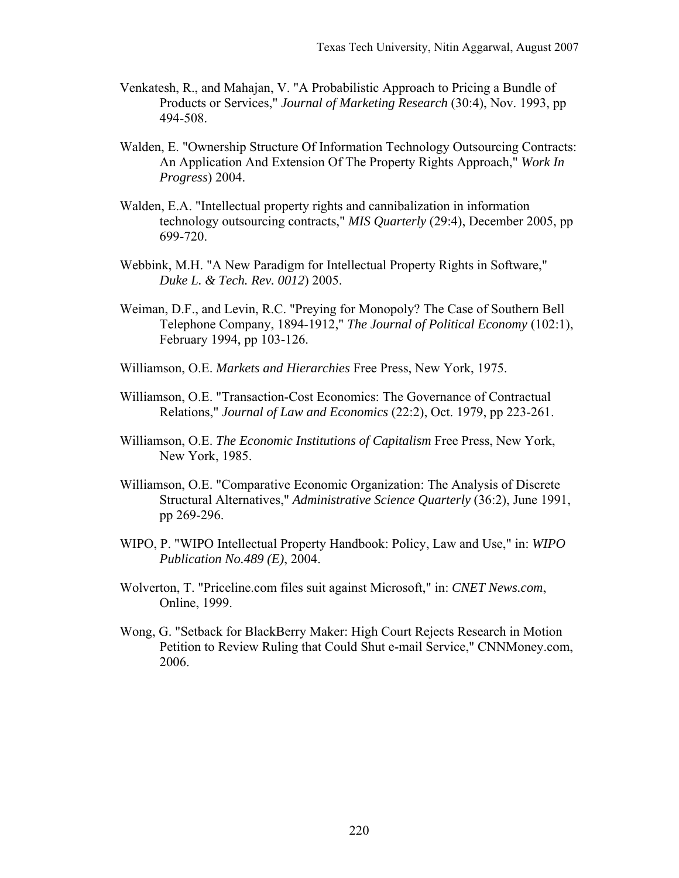Venkatesh, R., and Mahajan, V. "A Probabilistic Approach to Pricing a Bundle of Products or Services," *Journal of Marketing Research* (30:4), Nov. 1993, pp 494-508.

Walden, E. "Ownership Structure Of Information Technology Outsourcing Contracts: An Application And Extension Of The Property Rights Approach," *Work In Progress*) 2004.

Walden, E.A. "Intellectual property rights and cannibalization in information technology outsourcing contracts," *MIS Quarterly* (29:4), December 2005, pp 699-720.

Webbink, M.H. "A New Paradigm for Intellectual Property Rights in Software," *Duke L. & Tech. Rev. 0012*) 2005.

Weiman, D.F., and Levin, R.C. "Preying for Monopoly? The Case of Southern Bell Telephone Company, 1894-1912," *The Journal of Political Economy* (102:1), February 1994, pp 103-126.

Williamson, O.E. *Markets and Hierarchies* Free Press, New York, 1975.

Williamson, O.E. "Transaction-Cost Economics: The Governance of Contractual Relations," *Journal of Law and Economics* (22:2), Oct. 1979, pp 223-261.

Williamson, O.E. *The Economic Institutions of Capitalism* Free Press, New York, New York, 1985.

Williamson, O.E. "Comparative Economic Organization: The Analysis of Discrete Structural Alternatives," *Administrative Science Quarterly* (36:2), June 1991, pp 269-296.

WIPO, P. "WIPO Intellectual Property Handbook: Policy, Law and Use," in: *WIPO Publication No.489 (E)*, 2004.

Wolverton, T. "Priceline.com files suit against Microsoft," in: *CNET News.com*, Online, 1999.

Wong, G. "Setback for BlackBerry Maker: High Court Rejects Research in Motion Petition to Review Ruling that Could Shut e-mail Service," CNNMoney.com, 2006.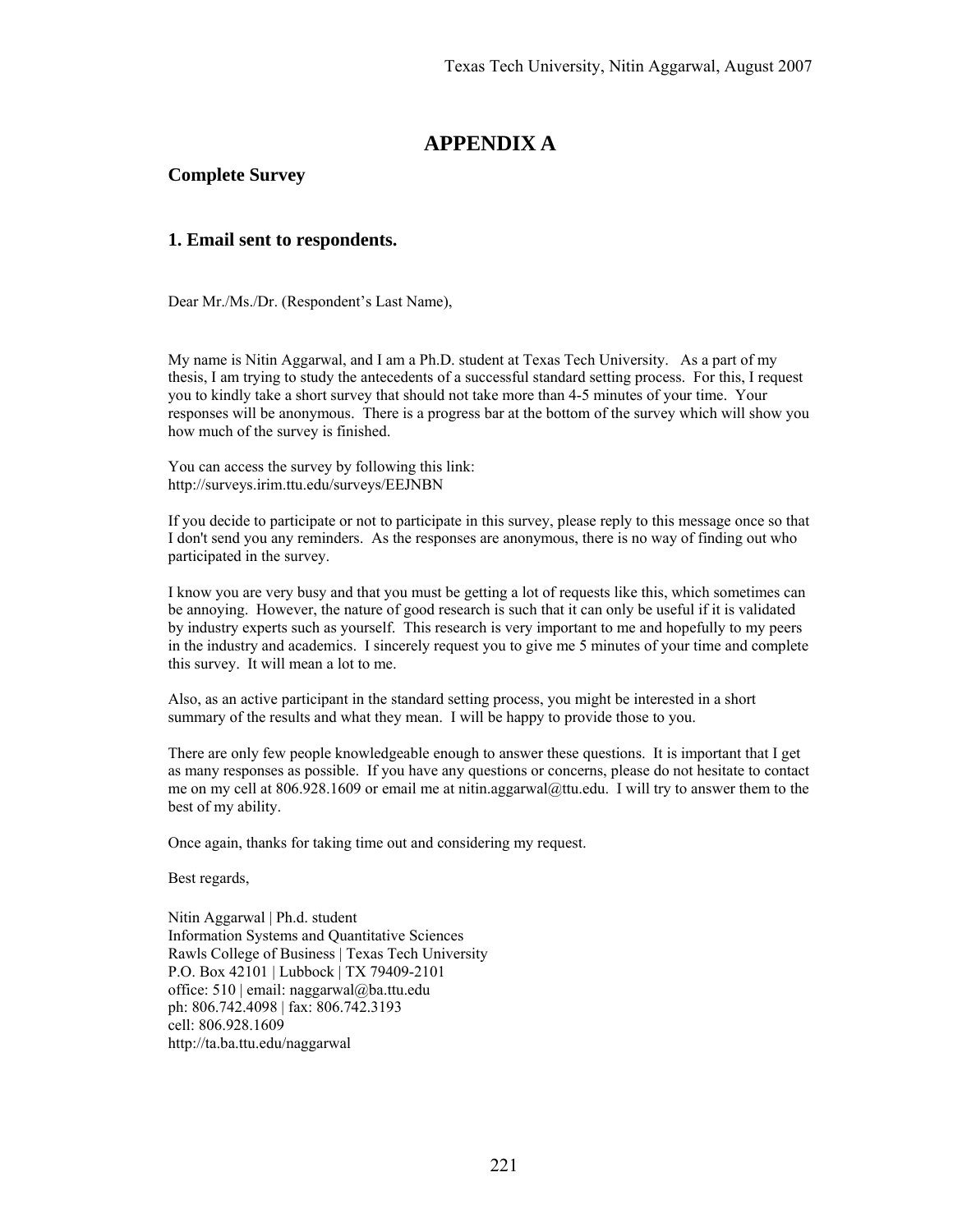# APPENDIX A

## Complete Survey

### 1. Email sent to respondents.

Dear Mr./Ms./Dr. (Respondent's Last Name),

My name is Nitin Aggarwal, and I am a Ph.D. student at Texas Tech University. As a part of my thesis, I am trying to study the antecedents of a successful standard setting process. For this, I request you to kindly take a short survey that should not take more than 4-5 minutes of your time. Your responses will be anonymous. There is a progress bar at the bottom of the survey which will show you how much of the survey is finished.

You can access the survey by following this link:
http://surveys.irim.ttu.edu/surveys/EEJNBN

If you decide to participate or not to participate in this survey, please reply to this message once so that I don't send you any reminders. As the responses are anonymous, there is no way of finding out who participated in the survey.

I know you are very busy and that you must be getting a lot of requests like this, which sometimes can be annoying. However, the nature of good research is such that it can only be useful if it is validated by industry experts such as yourself. This research is very important to me and hopefully to my peers in the industry and academics. I sincerely request you to give me 5 minutes of your time and complete this survey. It will mean a lot to me.

Also, as an active participant in the standard setting process, you might be interested in a short summary of the results and what they mean. I will be happy to provide those to you.

There are only few people knowledgeable enough to answer these questions. It is important that I get as many responses as possible. If you have any questions or concerns, please do not hesitate to contact me on my cell at 806.928.1609 or email me at nitin.aggarwal@ttu.edu. I will try to answer them to the best of my ability.

Once again, thanks for taking time out and considering my request.

Best regards,

Nitin Aggarwal | Ph.d. student
Information Systems and Quantitative Sciences
Rawls College of Business | Texas Tech University
P.O. Box 42101 | Lubbock | TX 79409-2101
office: 510 | email: naggarwal@ba.ttu.edu
ph: 806.742.4098 | fax: 806.742.3193
cell: 806.928.1609
http://ta.ba.ttu.edu/naggarwal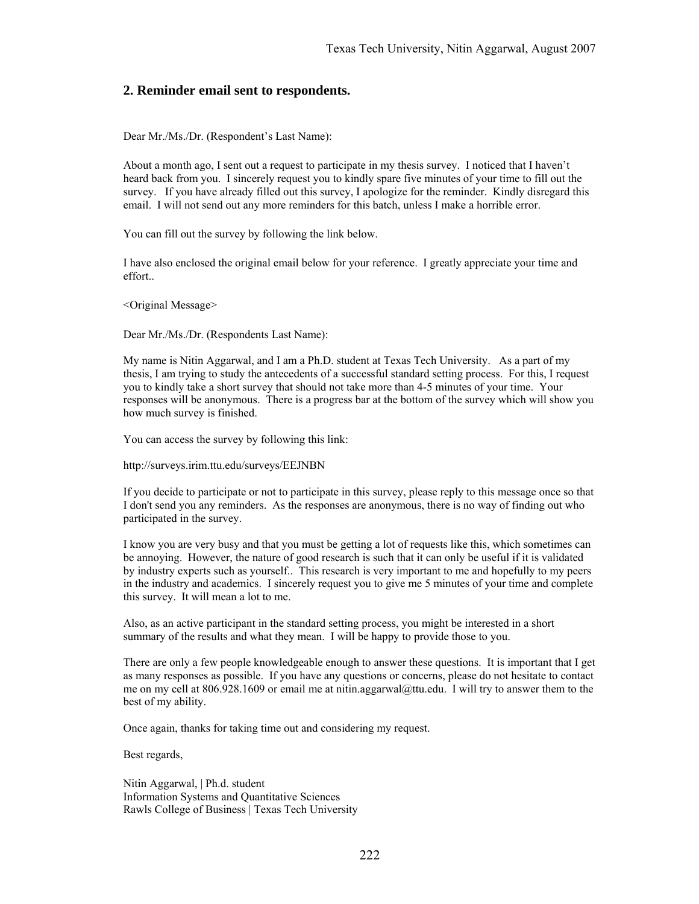## 2. Reminder email sent to respondents.

Dear Mr./Ms./Dr. (Respondent's Last Name):

About a month ago, I sent out a request to participate in my thesis survey. I noticed that I haven't heard back from you. I sincerely request you to kindly spare five minutes of your time to fill out the survey. If you have already filled out this survey, I apologize for the reminder. Kindly disregard this email. I will not send out any more reminders for this batch, unless I make a horrible error.

You can fill out the survey by following the link below.

I have also enclosed the original email below for your reference. I greatly appreciate your time and effort..

<Original Message>

Dear Mr./Ms./Dr. (Respondents Last Name):

My name is Nitin Aggarwal, and I am a Ph.D. student at Texas Tech University. As a part of my thesis, I am trying to study the antecedents of a successful standard setting process. For this, I request you to kindly take a short survey that should not take more than 4-5 minutes of your time. Your responses will be anonymous. There is a progress bar at the bottom of the survey which will show you how much survey is finished.

You can access the survey by following this link:

http://surveys.irim.ttu.edu/surveys/EEJNBN

If you decide to participate or not to participate in this survey, please reply to this message once so that I don't send you any reminders. As the responses are anonymous, there is no way of finding out who participated in the survey.

I know you are very busy and that you must be getting a lot of requests like this, which sometimes can be annoying. However, the nature of good research is such that it can only be useful if it is validated by industry experts such as yourself.. This research is very important to me and hopefully to my peers in the industry and academics. I sincerely request you to give me 5 minutes of your time and complete this survey. It will mean a lot to me.

Also, as an active participant in the standard setting process, you might be interested in a short summary of the results and what they mean. I will be happy to provide those to you.

There are only a few people knowledgeable enough to answer these questions. It is important that I get as many responses as possible. If you have any questions or concerns, please do not hesitate to contact me on my cell at 806.928.1609 or email me at nitin.aggarwal@ttu.edu. I will try to answer them to the best of my ability.

Once again, thanks for taking time out and considering my request.

Best regards,

Nitin Aggarwal, | Ph.d. student
Information Systems and Quantitative Sciences
Rawls College of Business | Texas Tech University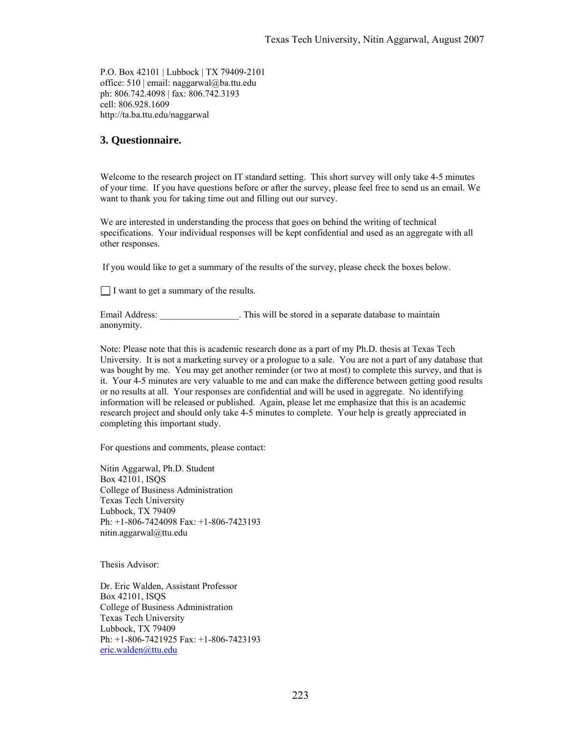P.O. Box 42101 | Lubbock | TX 79409-2101
office: 510 | email: naggarwal@ba.ttu.edu
ph: 806.742.4098 | fax: 806.742.3193
cell: 806.928.1609
http://ta.ba.ttu.edu/naggarwal

## 3. Questionnaire.

Welcome to the research project on IT standard setting. This short survey will only take 4-5 minutes of your time. If you have questions before or after the survey, please feel free to send us an email. We want to thank you for taking time out and filling out our survey.

We are interested in understanding the process that goes on behind the writing of technical specifications. Your individual responses will be kept confidential and used as an aggregate with all other responses.

If you would like to get a summary of the results of the survey, please check the boxes below.

☐ I want to get a summary of the results.

Email Address: _________________. This will be stored in a separate database to maintain anonymity.

Note: Please note that this is academic research done as a part of my Ph.D. thesis at Texas Tech University. It is not a marketing survey or a prologue to a sale. You are not a part of any database that was bought by me. You may get another reminder (or two at most) to complete this survey, and that is it. Your 4-5 minutes are very valuable to me and can make the difference between getting good results or no results at all. Your responses are confidential and will be used in aggregate. No identifying information will be released or published. Again, please let me emphasize that this is an academic research project and should only take 4-5 minutes to complete. Your help is greatly appreciated in completing this important study.

For questions and comments, please contact:

Nitin Aggarwal, Ph.D. Student
Box 42101, ISQS
College of Business Administration
Texas Tech University
Lubbock, TX 79409
Ph: +1-806-7424098 Fax: +1-806-7423193
nitin.aggarwal@ttu.edu

Thesis Advisor:

Dr. Eric Walden, Assistant Professor
Box 42101, ISQS
College of Business Administration
Texas Tech University
Lubbock, TX 79409
Ph: +1-806-7421925 Fax: +1-806-7423193
eric.walden@ttu.edu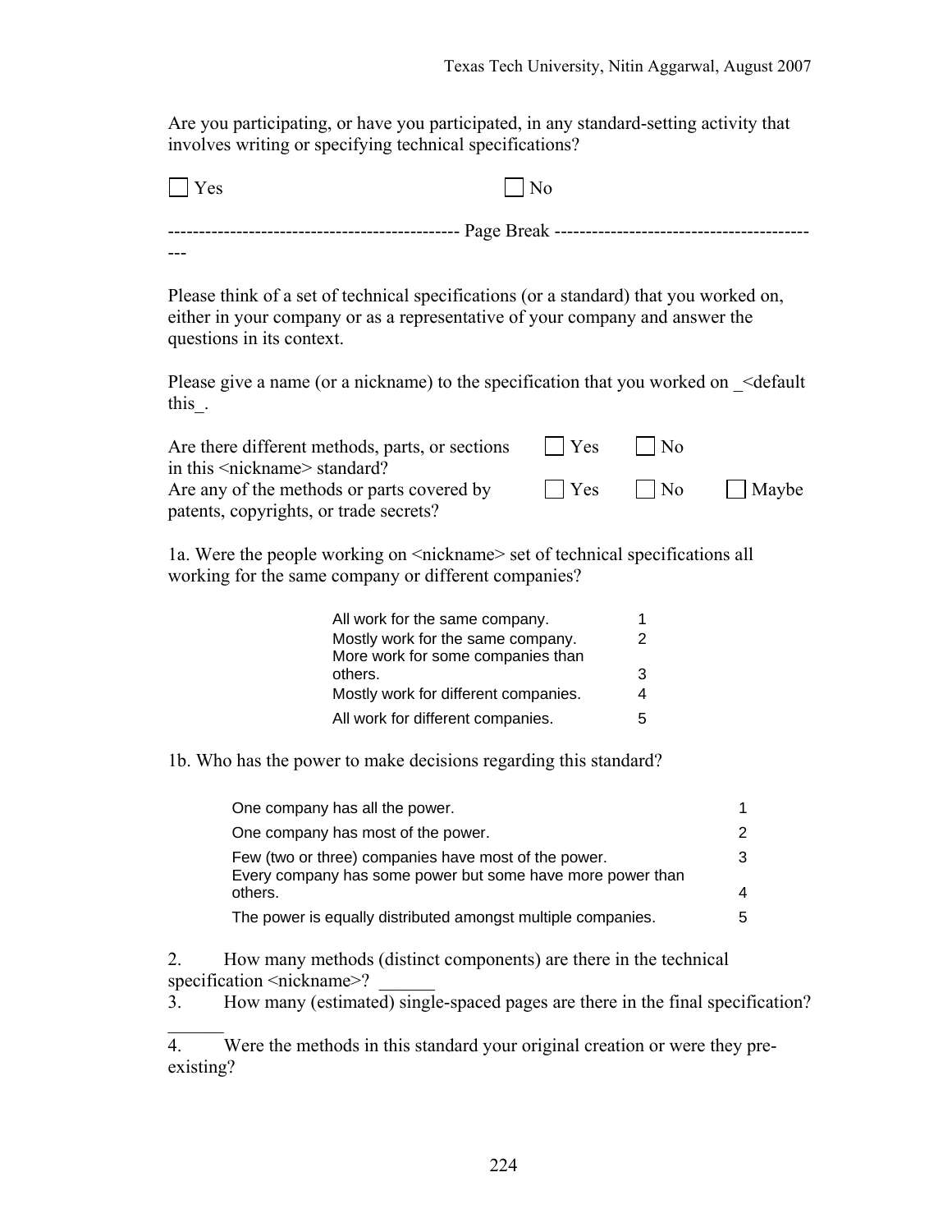Are you participating, or have you participated, in any standard-setting activity that involves writing or specifying technical specifications?

☐ Yes ☐ No

---------------------------------------------- Page Break -----------------------------------------------

Please think of a set of technical specifications (or a standard) that you worked on, either in your company or as a representative of your company and answer the questions in its context.

Please give a name (or a nickname) to the specification that you worked on _<default this_.

| | | | |
|---|---|---|---|
| Are there different methods, parts, or sections in this <nickname> standard? | ☐ Yes | ☐ No | |
| Are any of the methods or parts covered by patents, copyrights, or trade secrets? | ☐ Yes | ☐ No | ☐ Maybe |

1a. Were the people working on <nickname> set of technical specifications all working for the same company or different companies?

| | |
|---|---|
| All work for the same company. | 1 |
| Mostly work for the same company. | 2 |
| More work for some companies than others. | 3 |
| Mostly work for different companies. | 4 |
| All work for different companies. | 5 |

1b. Who has the power to make decisions regarding this standard?

| | |
|---|---|
| One company has all the power. | 1 |
| One company has most of the power. | 2 |
| Few (two or three) companies have most of the power. | 3 |
| Every company has some power but some have more power than others. | 4 |
| The power is equally distributed amongst multiple companies. | 5 |

2. How many methods (distinct components) are there in the technical specification <nickname>? ______
3. How many (estimated) single-spaced pages are there in the final specification? ______
4. Were the methods in this standard your original creation or were they pre-existing?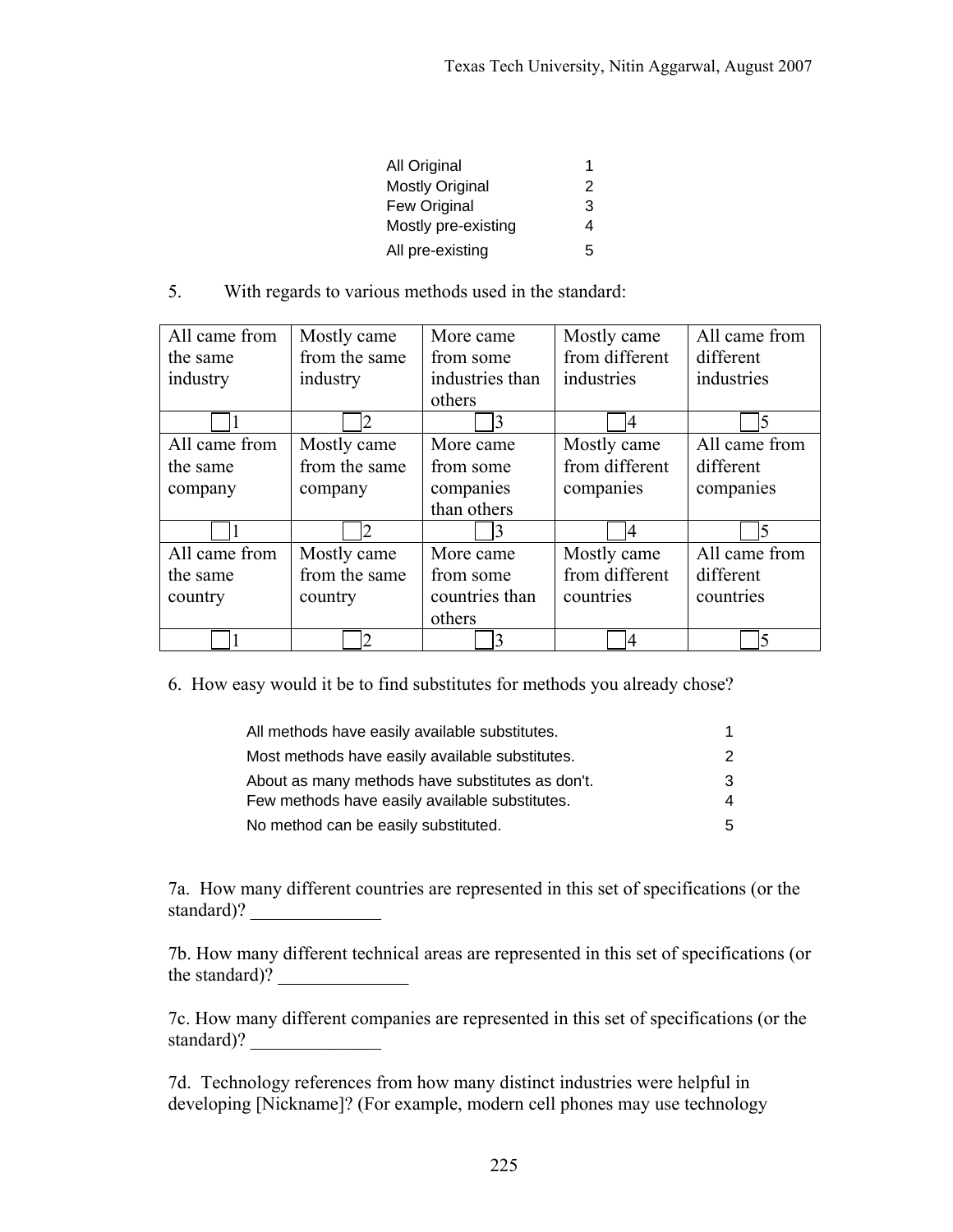| All Original | 1 |
|---|---|
| Mostly Original | 2 |
| Few Original | 3 |
| Mostly pre-existing | 4 |
| All pre-existing | 5 |

5. With regards to various methods used in the standard:

| All came from the same industry | Mostly came from the same industry | More came from some industries than others | Mostly came from different industries | All came from different industries |
|---|---|---|---|---|
| ☐1 | ☐2 | ☐3 | ☐4 | ☐5 |
| All came from the same company | Mostly came from the same company | More came from some companies than others | Mostly came from different companies | All came from different companies |
| ☐1 | ☐2 | ☐3 | ☐4 | ☐5 |
| All came from the same country | Mostly came from the same country | More came from some countries than others | Mostly came from different countries | All came from different countries |
| ☐1 | ☐2 | ☐3 | ☐4 | ☐5 |

6. How easy would it be to find substitutes for methods you already chose?

| All methods have easily available substitutes. | 1 |
|---|---|
| Most methods have easily available substitutes. | 2 |
| About as many methods have substitutes as don't. | 3 |
| Few methods have easily available substitutes. | 4 |
| No method can be easily substituted. | 5 |

7a. How many different countries are represented in this set of specifications (or the standard)? ______________

7b. How many different technical areas are represented in this set of specifications (or the standard)? ______________

7c. How many different companies are represented in this set of specifications (or the standard)? ______________

7d. Technology references from how many distinct industries were helpful in developing [Nickname]? (For example, modern cell phones may use technology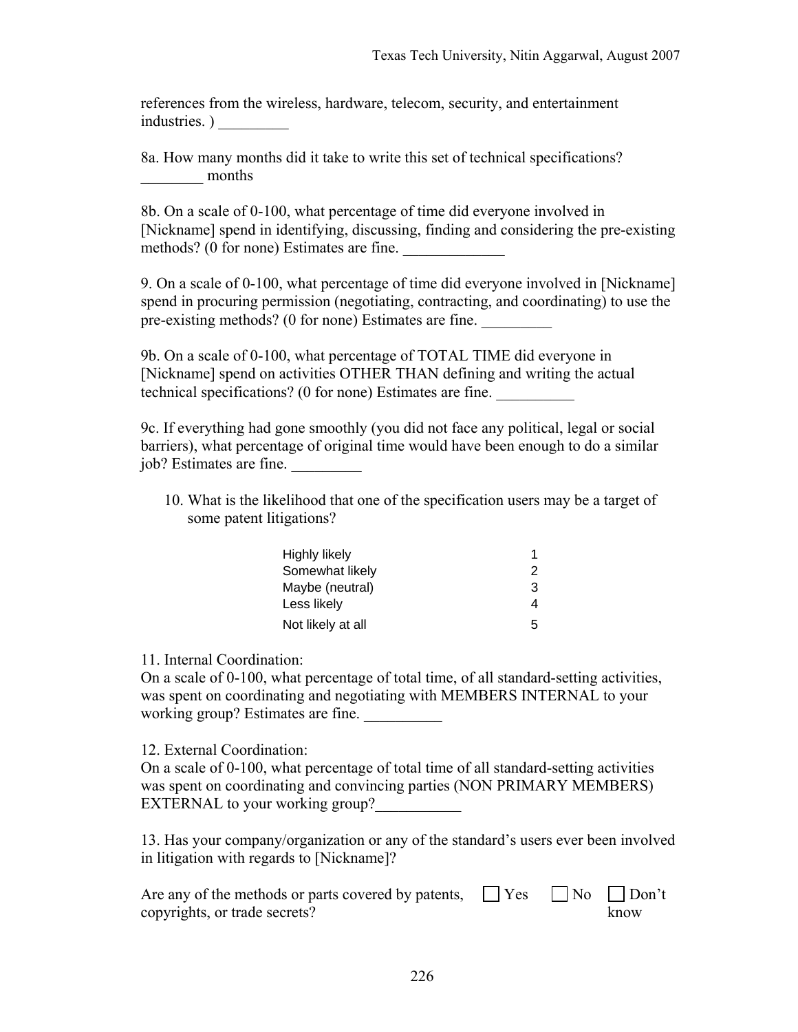references from the wireless, hardware, telecom, security, and entertainment industries. ) _________

8a. How many months did it take to write this set of technical specifications? ________ months

8b. On a scale of 0-100, what percentage of time did everyone involved in [Nickname] spend in identifying, discussing, finding and considering the pre-existing methods? (0 for none) Estimates are fine. _____________

9. On a scale of 0-100, what percentage of time did everyone involved in [Nickname] spend in procuring permission (negotiating, contracting, and coordinating) to use the pre-existing methods? (0 for none) Estimates are fine. _________

9b. On a scale of 0-100, what percentage of TOTAL TIME did everyone in [Nickname] spend on activities OTHER THAN defining and writing the actual technical specifications? (0 for none) Estimates are fine. __________

9c. If everything had gone smoothly (you did not face any political, legal or social barriers), what percentage of original time would have been enough to do a similar job? Estimates are fine. _________

10. What is the likelihood that one of the specification users may be a target of some patent litigations?

| | |
|---|---|
| Highly likely | 1 |
| Somewhat likely | 2 |
| Maybe (neutral) | 3 |
| Less likely | 4 |
| Not likely at all | 5 |

11. Internal Coordination:
On a scale of 0-100, what percentage of total time, of all standard-setting activities, was spent on coordinating and negotiating with MEMBERS INTERNAL to your working group? Estimates are fine. __________

12. External Coordination:
On a scale of 0-100, what percentage of total time of all standard-setting activities was spent on coordinating and convincing parties (NON PRIMARY MEMBERS) EXTERNAL to your working group?___________

13. Has your company/organization or any of the standard's users ever been involved in litigation with regards to [Nickname]?

Are any of the methods or parts covered by patents, copyrights, or trade secrets? ☐ Yes ☐ No ☐ Don't know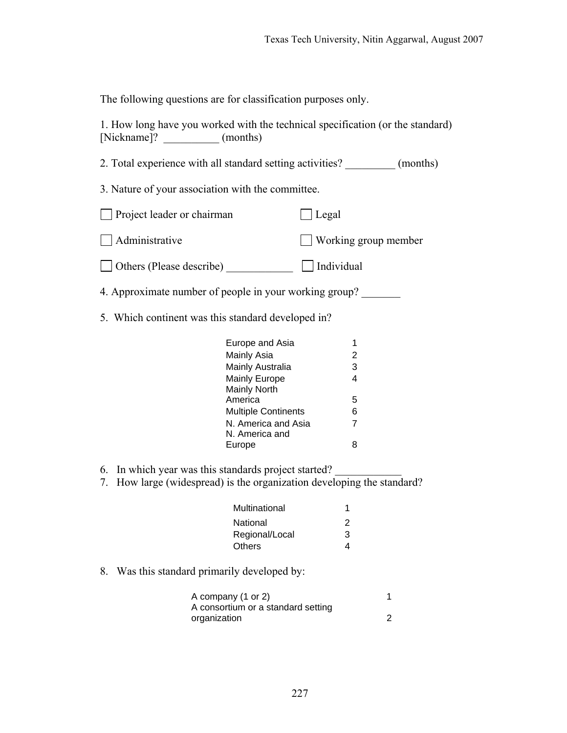The following questions are for classification purposes only.

1. How long have you worked with the technical specification (or the standard) [Nickname]? __________ (months)

2. Total experience with all standard setting activities? _________ (months)

3. Nature of your association with the committee.

☐ Project leader or chairman ☐ Legal

☐ Administrative ☐ Working group member

☐ Others (Please describe) ____________ ☐ Individual

4. Approximate number of people in your working group? _______

5. Which continent was this standard developed in?

| | |
|---|---|
| Europe and Asia | 1 |
| Mainly Asia | 2 |
| Mainly Australia | 3 |
| Mainly Europe | 4 |
| Mainly North America | 5 |
| Multiple Continents | 6 |
| N. America and Asia | 7 |
| N. America and Europe | 8 |

6. In which year was this standards project started? ____________
7. How large (widespread) is the organization developing the standard?

| | |
|---|---|
| Multinational | 1 |
| National | 2 |
| Regional/Local | 3 |
| Others | 4 |

8. Was this standard primarily developed by:

| | |
|---|---|
| A company (1 or 2) | 1 |
| A consortium or a standard setting organization | 2 |